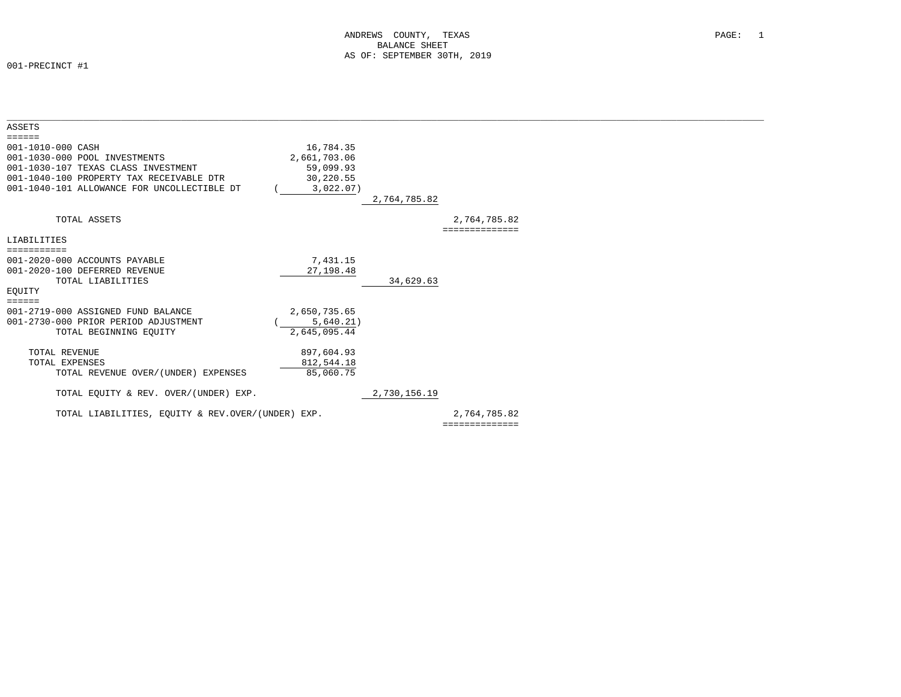# ANDREWS COUNTY, TEXAS
## BALANCE SHEET
### AS OF: SEPTEMBER 30TH, 2019

001-PRECINCT #1

| | | | |
|---|---|---|---|
| **ASSETS** | | | |
| 001-1010-000 CASH | 16,784.35 | | |
| 001-1030-000 POOL INVESTMENTS | 2,661,703.06 | | |
| 001-1030-107 TEXAS CLASS INVESTMENT | 59,099.93 | | |
| 001-1040-100 PROPERTY TAX RECEIVABLE DTR | 30,220.55 | | |
| 001-1040-101 ALLOWANCE FOR UNCOLLECTIBLE DT | ( 3,022.07) | | |
| | | 2,764,785.82 | |
| TOTAL ASSETS | | | 2,764,785.82 |
| **LIABILITIES** | | | |
| 001-2020-000 ACCOUNTS PAYABLE | 7,431.15 | | |
| 001-2020-100 DEFERRED REVENUE | 27,198.48 | | |
| TOTAL LIABILITIES | | 34,629.63 | |
| **EQUITY** | | | |
| 001-2719-000 ASSIGNED FUND BALANCE | 2,650,735.65 | | |
| 001-2730-000 PRIOR PERIOD ADJUSTMENT | ( 5,640.21) | | |
| TOTAL BEGINNING EQUITY | 2,645,095.44 | | |
| TOTAL REVENUE | 897,604.93 | | |
| TOTAL EXPENSES | 812,544.18 | | |
| TOTAL REVENUE OVER/(UNDER) EXPENSES | 85,060.75 | | |
| TOTAL EQUITY & REV. OVER/(UNDER) EXP. | | 2,730,156.19 | |
| TOTAL LIABILITIES, EQUITY & REV.OVER/(UNDER) EXP. | | | 2,764,785.82 |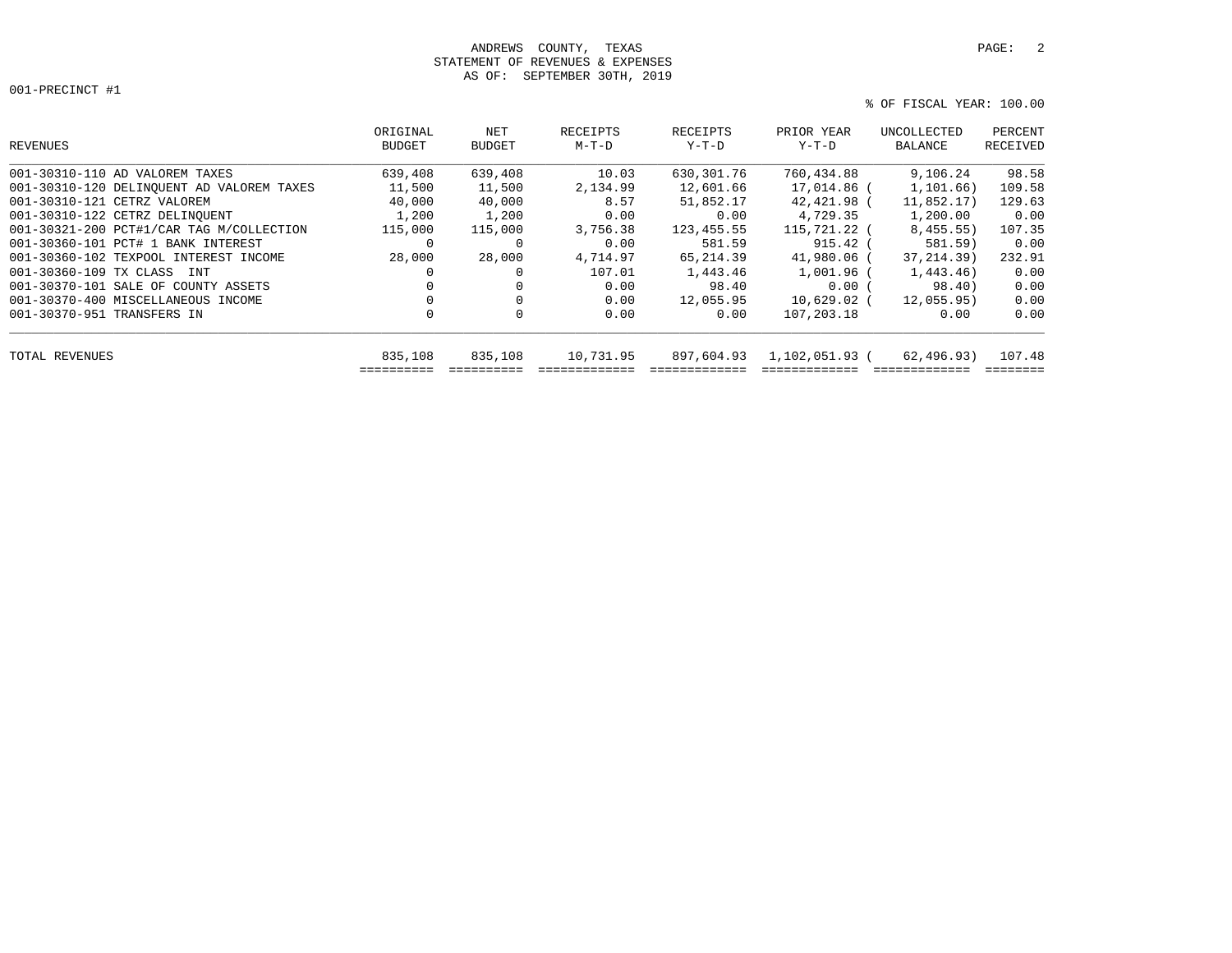ANDREWS COUNTY, TEXAS
STATEMENT OF REVENUES & EXPENSES
AS OF: SEPTEMBER 30TH, 2019

001-PRECINCT #1

% OF FISCAL YEAR: 100.00

| REVENUES | ORIGINAL BUDGET | NET BUDGET | RECEIPTS M-T-D | RECEIPTS Y-T-D | PRIOR YEAR Y-T-D | UNCOLLECTED BALANCE | PERCENT RECEIVED |
|---|---|---|---|---|---|---|---|
| 001-30310-110 AD VALOREM TAXES | 639,408 | 639,408 | 10.03 | 630,301.76 | 760,434.88 | 9,106.24 | 98.58 |
| 001-30310-120 DELINQUENT AD VALOREM TAXES | 11,500 | 11,500 | 2,134.99 | 12,601.66 | 17,014.86 | ( 1,101.66) | 109.58 |
| 001-30310-121 CETRZ VALOREM | 40,000 | 40,000 | 8.57 | 51,852.17 | 42,421.98 | ( 11,852.17) | 129.63 |
| 001-30310-122 CETRZ DELINQUENT | 1,200 | 1,200 | 0.00 | 0.00 | 4,729.35 | 1,200.00 | 0.00 |
| 001-30321-200 PCT#1/CAR TAG M/COLLECTION | 115,000 | 115,000 | 3,756.38 | 123,455.55 | 115,721.22 | ( 8,455.55) | 107.35 |
| 001-30360-101 PCT# 1 BANK INTEREST | 0 | 0 | 0.00 | 581.59 | 915.42 | ( 581.59) | 0.00 |
| 001-30360-102 TEXPOOL INTEREST INCOME | 28,000 | 28,000 | 4,714.97 | 65,214.39 | 41,980.06 | ( 37,214.39) | 232.91 |
| 001-30360-109 TX CLASS INT | 0 | 0 | 107.01 | 1,443.46 | 1,001.96 | ( 1,443.46) | 0.00 |
| 001-30370-101 SALE OF COUNTY ASSETS | 0 | 0 | 0.00 | 98.40 | 0.00 | ( 98.40) | 0.00 |
| 001-30370-400 MISCELLANEOUS INCOME | 0 | 0 | 0.00 | 12,055.95 | 10,629.02 | ( 12,055.95) | 0.00 |
| 001-30370-951 TRANSFERS IN | 0 | 0 | 0.00 | 0.00 | 107,203.18 | 0.00 | 0.00 |
| TOTAL REVENUES | 835,108 | 835,108 | 10,731.95 | 897,604.93 | 1,102,051.93 | ( 62,496.93) | 107.48 |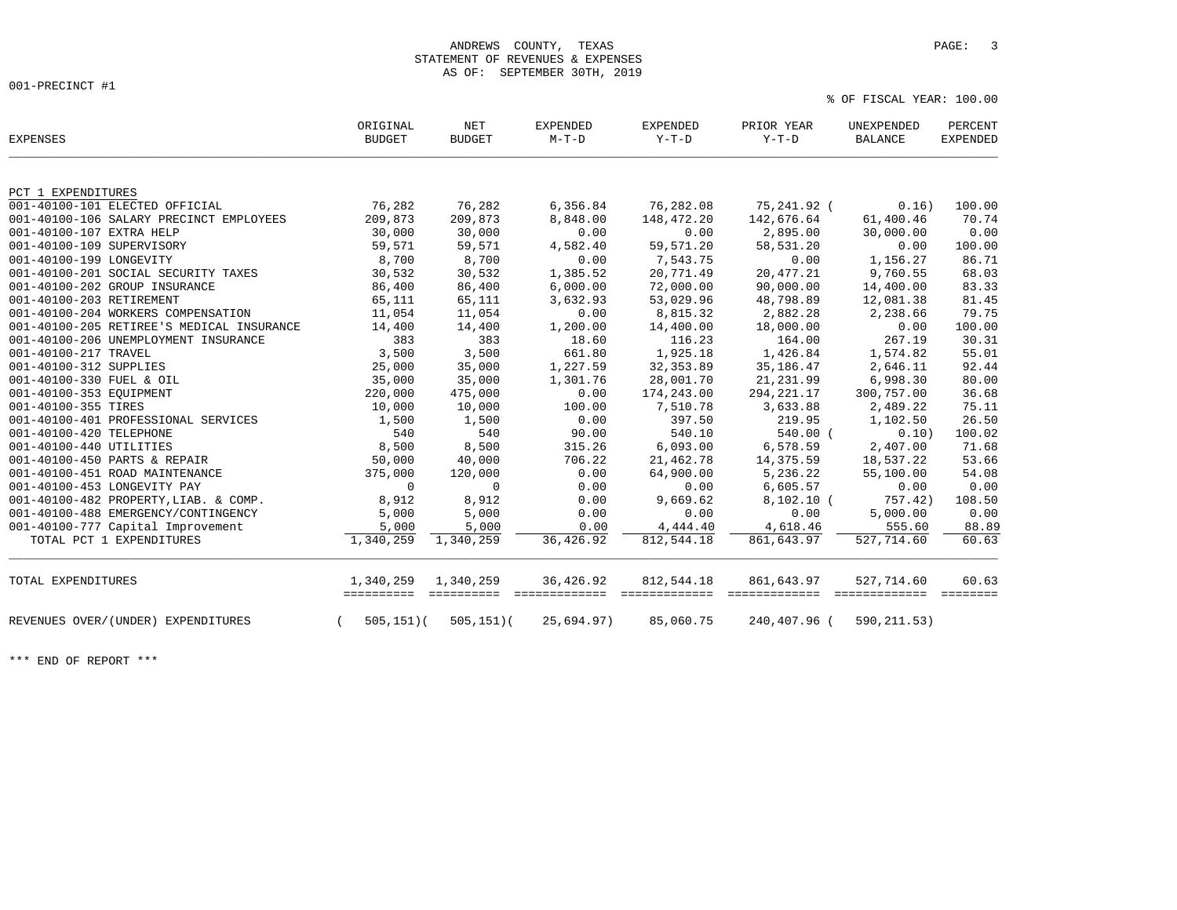ANDREWS COUNTY, TEXAS
STATEMENT OF REVENUES & EXPENSES
AS OF: SEPTEMBER 30TH, 2019

001-PRECINCT #1

% OF FISCAL YEAR: 100.00

| EXPENSES | ORIGINAL BUDGET | NET BUDGET | EXPENDED M-T-D | EXPENDED Y-T-D | PRIOR YEAR Y-T-D | UNEXPENDED BALANCE | PERCENT EXPENDED |
|---|---|---|---|---|---|---|---|
| PCT 1 EXPENDITURES | | | | | | | |
| 001-40100-101 ELECTED OFFICIAL | 76,282 | 76,282 | 6,356.84 | 76,282.08 | 75,241.92 | ( 0.16) | 100.00 |
| 001-40100-106 SALARY PRECINCT EMPLOYEES | 209,873 | 209,873 | 8,848.00 | 148,472.20 | 142,676.64 | 61,400.46 | 70.74 |
| 001-40100-107 EXTRA HELP | 30,000 | 30,000 | 0.00 | 0.00 | 2,895.00 | 30,000.00 | 0.00 |
| 001-40100-109 SUPERVISORY | 59,571 | 59,571 | 4,582.40 | 59,571.20 | 58,531.20 | 0.00 | 100.00 |
| 001-40100-199 LONGEVITY | 8,700 | 8,700 | 0.00 | 7,543.75 | 0.00 | 1,156.27 | 86.71 |
| 001-40100-201 SOCIAL SECURITY TAXES | 30,532 | 30,532 | 1,385.52 | 20,771.49 | 20,477.21 | 9,760.55 | 68.03 |
| 001-40100-202 GROUP INSURANCE | 86,400 | 86,400 | 6,000.00 | 72,000.00 | 90,000.00 | 14,400.00 | 83.33 |
| 001-40100-203 RETIREMENT | 65,111 | 65,111 | 3,632.93 | 53,029.96 | 48,798.89 | 12,081.38 | 81.45 |
| 001-40100-204 WORKERS COMPENSATION | 11,054 | 11,054 | 0.00 | 8,815.32 | 2,882.28 | 2,238.66 | 79.75 |
| 001-40100-205 RETIREE'S MEDICAL INSURANCE | 14,400 | 14,400 | 1,200.00 | 14,400.00 | 18,000.00 | 0.00 | 100.00 |
| 001-40100-206 UNEMPLOYMENT INSURANCE | 383 | 383 | 18.60 | 116.23 | 164.00 | 267.19 | 30.31 |
| 001-40100-217 TRAVEL | 3,500 | 3,500 | 661.80 | 1,925.18 | 1,426.84 | 1,574.82 | 55.01 |
| 001-40100-312 SUPPLIES | 25,000 | 35,000 | 1,227.59 | 32,353.89 | 35,186.47 | 2,646.11 | 92.44 |
| 001-40100-330 FUEL & OIL | 35,000 | 35,000 | 1,301.76 | 28,001.70 | 21,231.99 | 6,998.30 | 80.00 |
| 001-40100-353 EQUIPMENT | 220,000 | 475,000 | 0.00 | 174,243.00 | 294,221.17 | 300,757.00 | 36.68 |
| 001-40100-355 TIRES | 10,000 | 10,000 | 100.00 | 7,510.78 | 3,633.88 | 2,489.22 | 75.11 |
| 001-40100-401 PROFESSIONAL SERVICES | 1,500 | 1,500 | 0.00 | 397.50 | 219.95 | 1,102.50 | 26.50 |
| 001-40100-420 TELEPHONE | 540 | 540 | 90.00 | 540.10 | 540.00 | ( 0.10) | 100.02 |
| 001-40100-440 UTILITIES | 8,500 | 8,500 | 315.26 | 6,093.00 | 6,578.59 | 2,407.00 | 71.68 |
| 001-40100-450 PARTS & REPAIR | 50,000 | 40,000 | 706.22 | 21,462.78 | 14,375.59 | 18,537.22 | 53.66 |
| 001-40100-451 ROAD MAINTENANCE | 375,000 | 120,000 | 0.00 | 64,900.00 | 5,236.22 | 55,100.00 | 54.08 |
| 001-40100-453 LONGEVITY PAY | 0 | 0 | 0.00 | 0.00 | 6,605.57 | 0.00 | 0.00 |
| 001-40100-482 PROPERTY,LIAB. & COMP. | 8,912 | 8,912 | 0.00 | 9,669.62 | 8,102.10 | ( 757.42) | 108.50 |
| 001-40100-488 EMERGENCY/CONTINGENCY | 5,000 | 5,000 | 0.00 | 0.00 | 0.00 | 5,000.00 | 0.00 |
| 001-40100-777 Capital Improvement | 5,000 | 5,000 | 0.00 | 4,444.40 | 4,618.46 | 555.60 | 88.89 |
| TOTAL PCT 1 EXPENDITURES | 1,340,259 | 1,340,259 | 36,426.92 | 812,544.18 | 861,643.97 | 527,714.60 | 60.63 |
| TOTAL EXPENDITURES | 1,340,259 | 1,340,259 | 36,426.92 | 812,544.18 | 861,643.97 | 527,714.60 | 60.63 |
| REVENUES OVER/(UNDER) EXPENDITURES | ( 505,151) | ( 505,151) | ( 25,694.97) | 85,060.75 | 240,407.96 | ( 590,211.53) | |

*** END OF REPORT ***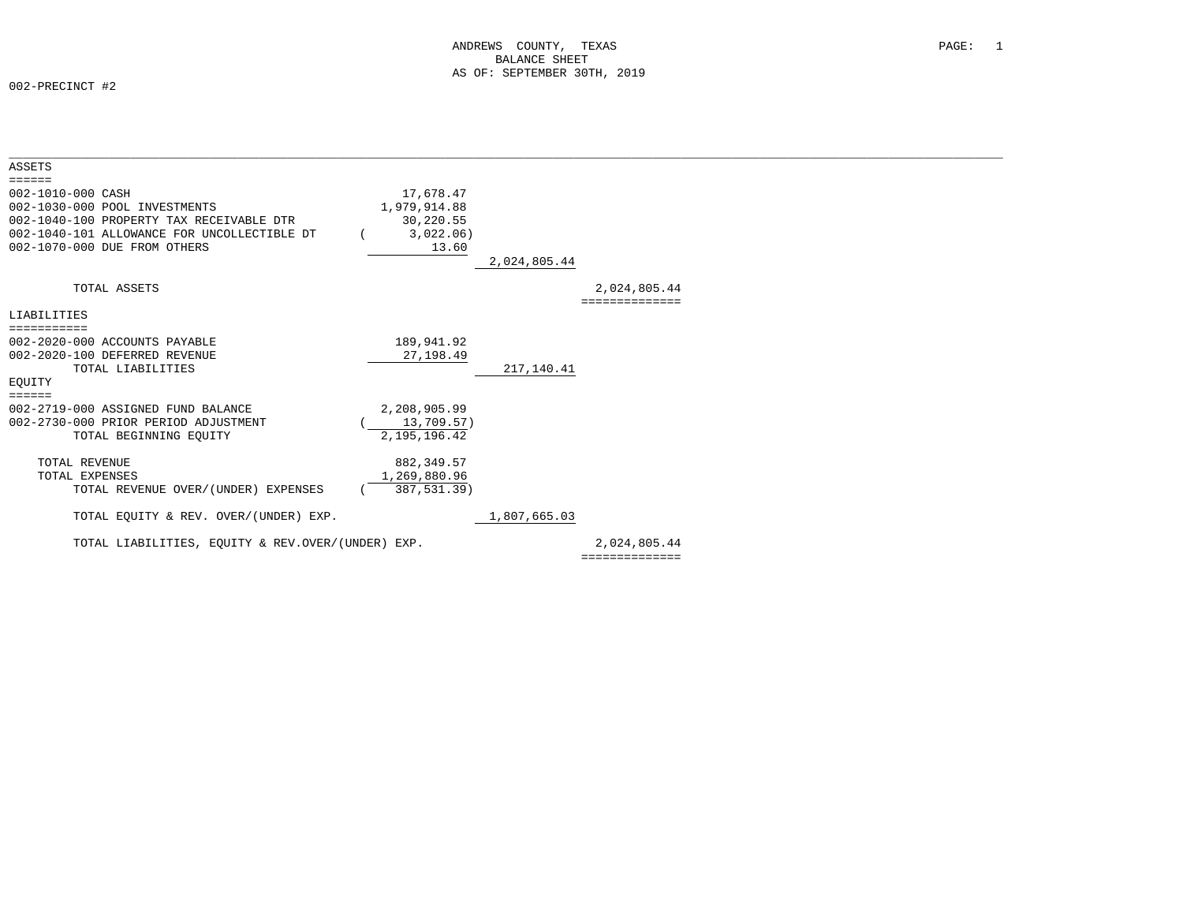# ANDREWS COUNTY, TEXAS
## BALANCE SHEET
### AS OF: SEPTEMBER 30TH, 2019

002-PRECINCT #2

| | | | |
|---|---|---|---|
| **ASSETS** | | | |
| 002-1010-000 CASH | 17,678.47 | | |
| 002-1030-000 POOL INVESTMENTS | 1,979,914.88 | | |
| 002-1040-100 PROPERTY TAX RECEIVABLE DTR | 30,220.55 | | |
| 002-1040-101 ALLOWANCE FOR UNCOLLECTIBLE DT | ( 3,022.06) | | |
| 002-1070-000 DUE FROM OTHERS | 13.60 | | |
| | | 2,024,805.44 | |
| TOTAL ASSETS | | | 2,024,805.44 |
| **LIABILITIES** | | | |
| 002-2020-000 ACCOUNTS PAYABLE | 189,941.92 | | |
| 002-2020-100 DEFERRED REVENUE | 27,198.49 | | |
| TOTAL LIABILITIES | | 217,140.41 | |
| **EQUITY** | | | |
| 002-2719-000 ASSIGNED FUND BALANCE | 2,208,905.99 | | |
| 002-2730-000 PRIOR PERIOD ADJUSTMENT | ( 13,709.57) | | |
| TOTAL BEGINNING EQUITY | 2,195,196.42 | | |
| TOTAL REVENUE | 882,349.57 | | |
| TOTAL EXPENSES | 1,269,880.96 | | |
| TOTAL REVENUE OVER/(UNDER) EXPENSES | ( 387,531.39) | | |
| TOTAL EQUITY & REV. OVER/(UNDER) EXP. | | 1,807,665.03 | |
| TOTAL LIABILITIES, EQUITY & REV.OVER/(UNDER) EXP. | | | 2,024,805.44 |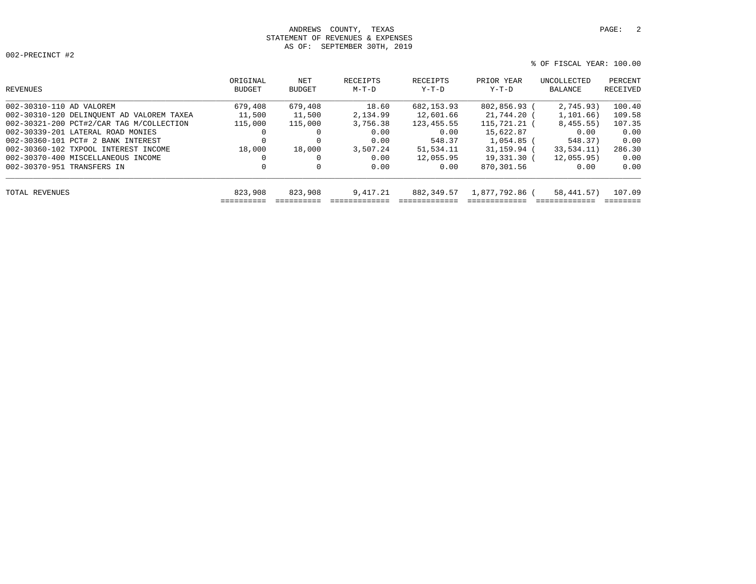ANDREWS COUNTY, TEXAS
STATEMENT OF REVENUES & EXPENSES
AS OF: SEPTEMBER 30TH, 2019

002-PRECINCT #2

% OF FISCAL YEAR: 100.00

| REVENUES | ORIGINAL BUDGET | NET BUDGET | RECEIPTS M-T-D | RECEIPTS Y-T-D | PRIOR YEAR Y-T-D | UNCOLLECTED BALANCE | PERCENT RECEIVED |
|---|---|---|---|---|---|---|---|
| 002-30310-110 AD VALOREM | 679,408 | 679,408 | 18.60 | 682,153.93 | 802,856.93 | ( 2,745.93) | 100.40 |
| 002-30310-120 DELINQUENT AD VALOREM TAXEA | 11,500 | 11,500 | 2,134.99 | 12,601.66 | 21,744.20 | ( 1,101.66) | 109.58 |
| 002-30321-200 PCT#2/CAR TAG M/COLLECTION | 115,000 | 115,000 | 3,756.38 | 123,455.55 | 115,721.21 | ( 8,455.55) | 107.35 |
| 002-30339-201 LATERAL ROAD MONIES | 0 | 0 | 0.00 | 0.00 | 15,622.87 | 0.00 | 0.00 |
| 002-30360-101 PCT# 2 BANK INTEREST | 0 | 0 | 0.00 | 548.37 | 1,054.85 | ( 548.37) | 0.00 |
| 002-30360-102 TXPOOL INTEREST INCOME | 18,000 | 18,000 | 3,507.24 | 51,534.11 | 31,159.94 | ( 33,534.11) | 286.30 |
| 002-30370-400 MISCELLANEOUS INCOME | 0 | 0 | 0.00 | 12,055.95 | 19,331.30 | ( 12,055.95) | 0.00 |
| 002-30370-951 TRANSFERS IN | 0 | 0 | 0.00 | 0.00 | 870,301.56 | 0.00 | 0.00 |
| TOTAL REVENUES | 823,908 | 823,908 | 9,417.21 | 882,349.57 | 1,877,792.86 | ( 58,441.57) | 107.09 |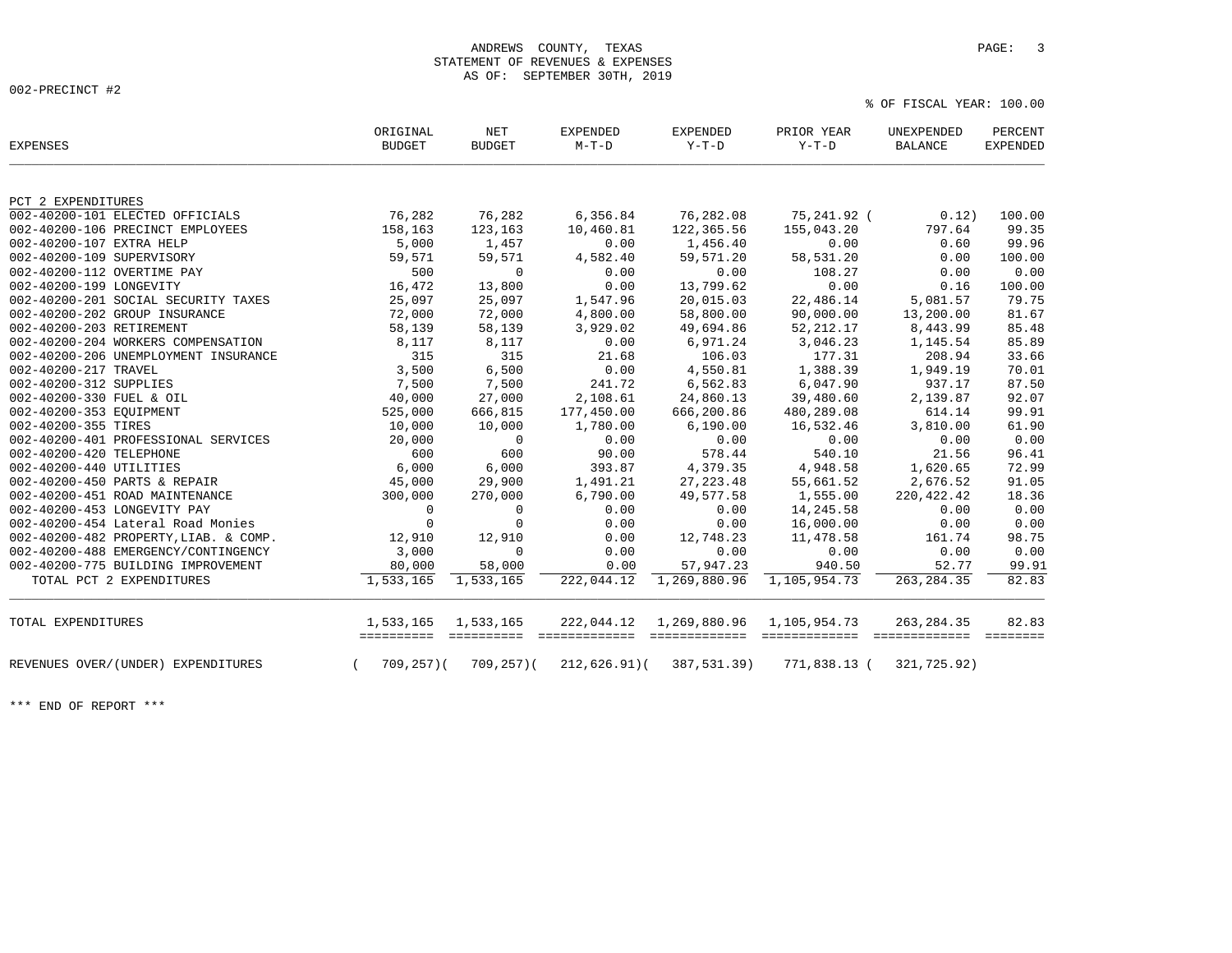ANDREWS COUNTY, TEXAS
STATEMENT OF REVENUES & EXPENSES
AS OF: SEPTEMBER 30TH, 2019

002-PRECINCT #2

% OF FISCAL YEAR: 100.00

| EXPENSES | ORIGINAL BUDGET | NET BUDGET | EXPENDED M-T-D | EXPENDED Y-T-D | PRIOR YEAR Y-T-D | UNEXPENDED BALANCE | PERCENT EXPENDED |
|---|---|---|---|---|---|---|---|
| PCT 2 EXPENDITURES | | | | | | | |
| 002-40200-101 ELECTED OFFICIALS | 76,282 | 76,282 | 6,356.84 | 76,282.08 | 75,241.92 | ( 0.12) | 100.00 |
| 002-40200-106 PRECINCT EMPLOYEES | 158,163 | 123,163 | 10,460.81 | 122,365.56 | 155,043.20 | 797.64 | 99.35 |
| 002-40200-107 EXTRA HELP | 5,000 | 1,457 | 0.00 | 1,456.40 | 0.00 | 0.60 | 99.96 |
| 002-40200-109 SUPERVISORY | 59,571 | 59,571 | 4,582.40 | 59,571.20 | 58,531.20 | 0.00 | 100.00 |
| 002-40200-112 OVERTIME PAY | 500 | 0 | 0.00 | 0.00 | 108.27 | 0.00 | 0.00 |
| 002-40200-199 LONGEVITY | 16,472 | 13,800 | 0.00 | 13,799.62 | 0.00 | 0.16 | 100.00 |
| 002-40200-201 SOCIAL SECURITY TAXES | 25,097 | 25,097 | 1,547.96 | 20,015.03 | 22,486.14 | 5,081.57 | 79.75 |
| 002-40200-202 GROUP INSURANCE | 72,000 | 72,000 | 4,800.00 | 58,800.00 | 90,000.00 | 13,200.00 | 81.67 |
| 002-40200-203 RETIREMENT | 58,139 | 58,139 | 3,929.02 | 49,694.86 | 52,212.17 | 8,443.99 | 85.48 |
| 002-40200-204 WORKERS COMPENSATION | 8,117 | 8,117 | 0.00 | 6,971.24 | 3,046.23 | 1,145.54 | 85.89 |
| 002-40200-206 UNEMPLOYMENT INSURANCE | 315 | 315 | 21.68 | 106.03 | 177.31 | 208.94 | 33.66 |
| 002-40200-217 TRAVEL | 3,500 | 6,500 | 0.00 | 4,550.81 | 1,388.39 | 1,949.19 | 70.01 |
| 002-40200-312 SUPPLIES | 7,500 | 7,500 | 241.72 | 6,562.83 | 6,047.90 | 937.17 | 87.50 |
| 002-40200-330 FUEL & OIL | 40,000 | 27,000 | 2,108.61 | 24,860.13 | 39,480.60 | 2,139.87 | 92.07 |
| 002-40200-353 EQUIPMENT | 525,000 | 666,815 | 177,450.00 | 666,200.86 | 480,289.08 | 614.14 | 99.91 |
| 002-40200-355 TIRES | 10,000 | 10,000 | 1,780.00 | 6,190.00 | 16,532.46 | 3,810.00 | 61.90 |
| 002-40200-401 PROFESSIONAL SERVICES | 20,000 | 0 | 0.00 | 0.00 | 0.00 | 0.00 | 0.00 |
| 002-40200-420 TELEPHONE | 600 | 600 | 90.00 | 578.44 | 540.10 | 21.56 | 96.41 |
| 002-40200-440 UTILITIES | 6,000 | 6,000 | 393.87 | 4,379.35 | 4,948.58 | 1,620.65 | 72.99 |
| 002-40200-450 PARTS & REPAIR | 45,000 | 29,900 | 1,491.21 | 27,223.48 | 55,661.52 | 2,676.52 | 91.05 |
| 002-40200-451 ROAD MAINTENANCE | 300,000 | 270,000 | 6,790.00 | 49,577.58 | 1,555.00 | 220,422.42 | 18.36 |
| 002-40200-453 LONGEVITY PAY | 0 | 0 | 0.00 | 0.00 | 14,245.58 | 0.00 | 0.00 |
| 002-40200-454 Lateral Road Monies | 0 | 0 | 0.00 | 0.00 | 16,000.00 | 0.00 | 0.00 |
| 002-40200-482 PROPERTY,LIAB. & COMP. | 12,910 | 12,910 | 0.00 | 12,748.23 | 11,478.58 | 161.74 | 98.75 |
| 002-40200-488 EMERGENCY/CONTINGENCY | 3,000 | 0 | 0.00 | 0.00 | 0.00 | 0.00 | 0.00 |
| 002-40200-775 BUILDING IMPROVEMENT | 80,000 | 58,000 | 0.00 | 57,947.23 | 940.50 | 52.77 | 99.91 |
| TOTAL PCT 2 EXPENDITURES | 1,533,165 | 1,533,165 | 222,044.12 | 1,269,880.96 | 1,105,954.73 | 263,284.35 | 82.83 |
| TOTAL EXPENDITURES | 1,533,165 | 1,533,165 | 222,044.12 | 1,269,880.96 | 1,105,954.73 | 263,284.35 | 82.83 |
| REVENUES OVER/(UNDER) EXPENDITURES | ( 709,257) | ( 709,257) | ( 212,626.91) | ( 387,531.39) | 771,838.13 | ( 321,725.92) | |

*** END OF REPORT ***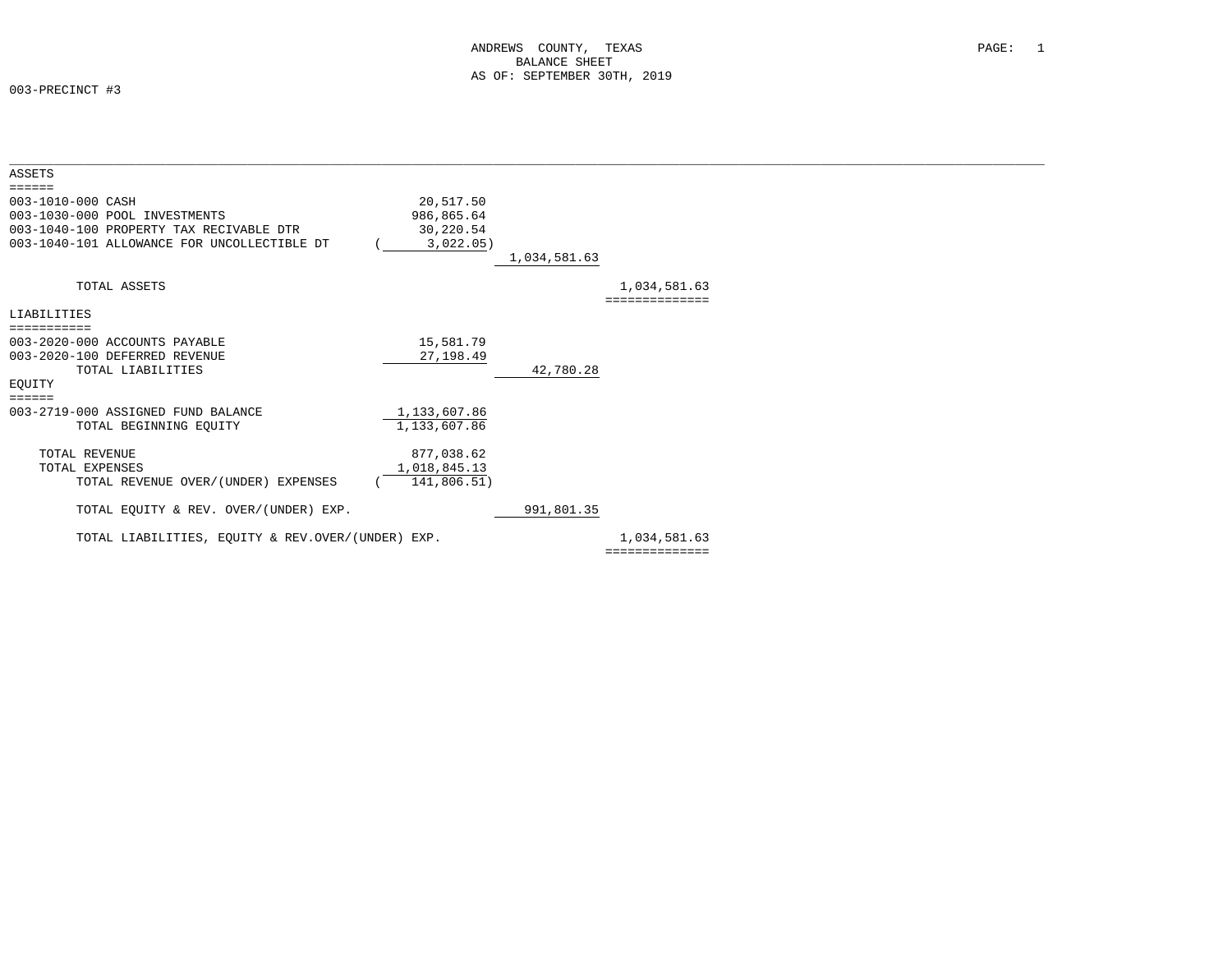# ANDREWS COUNTY, TEXAS
## BALANCE SHEET
### AS OF: SEPTEMBER 30TH, 2019

003-PRECINCT #3

| | | | |
|---|---|---|---|
| **ASSETS** | | | |
| 003-1010-000 CASH | 20,517.50 | | |
| 003-1030-000 POOL INVESTMENTS | 986,865.64 | | |
| 003-1040-100 PROPERTY TAX RECIVABLE DTR | 30,220.54 | | |
| 003-1040-101 ALLOWANCE FOR UNCOLLECTIBLE DT | (3,022.05) | | |
| | | 1,034,581.63 | |
| TOTAL ASSETS | | | 1,034,581.63 |
| **LIABILITIES** | | | |
| 003-2020-000 ACCOUNTS PAYABLE | 15,581.79 | | |
| 003-2020-100 DEFERRED REVENUE | 27,198.49 | | |
| TOTAL LIABILITIES | | 42,780.28 | |
| **EQUITY** | | | |
| 003-2719-000 ASSIGNED FUND BALANCE | 1,133,607.86 | | |
| TOTAL BEGINNING EQUITY | 1,133,607.86 | | |
| TOTAL REVENUE | 877,038.62 | | |
| TOTAL EXPENSES | 1,018,845.13 | | |
| TOTAL REVENUE OVER/(UNDER) EXPENSES | (141,806.51) | | |
| TOTAL EQUITY & REV. OVER/(UNDER) EXP. | | 991,801.35 | |
| TOTAL LIABILITIES, EQUITY & REV.OVER/(UNDER) EXP. | | | 1,034,581.63 |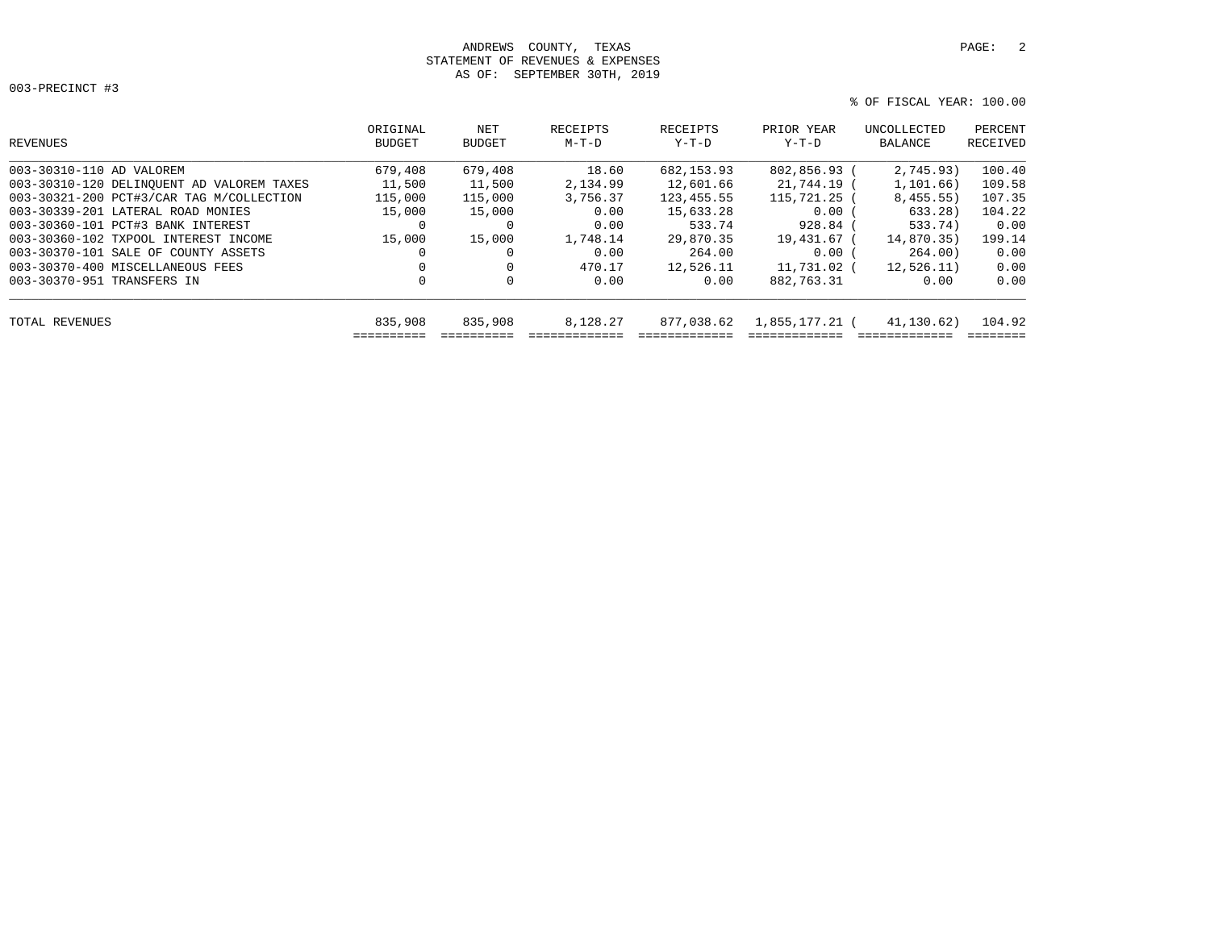ANDREWS COUNTY, TEXAS
STATEMENT OF REVENUES & EXPENSES
AS OF: SEPTEMBER 30TH, 2019

003-PRECINCT #3

% OF FISCAL YEAR: 100.00

| REVENUES | ORIGINAL BUDGET | NET BUDGET | RECEIPTS M-T-D | RECEIPTS Y-T-D | PRIOR YEAR Y-T-D | UNCOLLECTED BALANCE | PERCENT RECEIVED |
|---|---|---|---|---|---|---|---|
| 003-30310-110 AD VALOREM | 679,408 | 679,408 | 18.60 | 682,153.93 | 802,856.93 | ( 2,745.93) | 100.40 |
| 003-30310-120 DELINQUENT AD VALOREM TAXES | 11,500 | 11,500 | 2,134.99 | 12,601.66 | 21,744.19 | ( 1,101.66) | 109.58 |
| 003-30321-200 PCT#3/CAR TAG M/COLLECTION | 115,000 | 115,000 | 3,756.37 | 123,455.55 | 115,721.25 | ( 8,455.55) | 107.35 |
| 003-30339-201 LATERAL ROAD MONIES | 15,000 | 15,000 | 0.00 | 15,633.28 | 0.00 | ( 633.28) | 104.22 |
| 003-30360-101 PCT#3 BANK INTEREST | 0 | 0 | 0.00 | 533.74 | 928.84 | ( 533.74) | 0.00 |
| 003-30360-102 TXPOOL INTEREST INCOME | 15,000 | 15,000 | 1,748.14 | 29,870.35 | 19,431.67 | ( 14,870.35) | 199.14 |
| 003-30370-101 SALE OF COUNTY ASSETS | 0 | 0 | 0.00 | 264.00 | 0.00 | ( 264.00) | 0.00 |
| 003-30370-400 MISCELLANEOUS FEES | 0 | 0 | 470.17 | 12,526.11 | 11,731.02 | ( 12,526.11) | 0.00 |
| 003-30370-951 TRANSFERS IN | 0 | 0 | 0.00 | 0.00 | 882,763.31 | 0.00 | 0.00 |
| TOTAL REVENUES | 835,908 | 835,908 | 8,128.27 | 877,038.62 | 1,855,177.21 | ( 41,130.62) | 104.92 |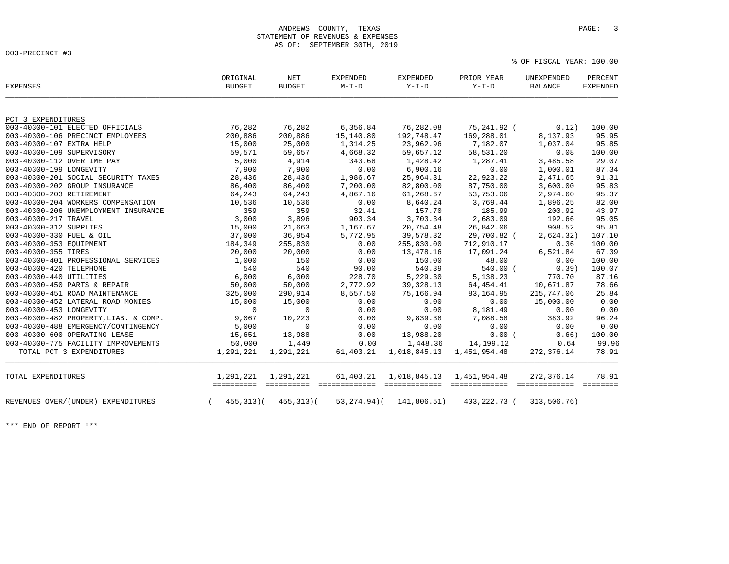ANDREWS COUNTY, TEXAS
STATEMENT OF REVENUES & EXPENSES
AS OF: SEPTEMBER 30TH, 2019

003-PRECINCT #3

% OF FISCAL YEAR: 100.00

| EXPENSES | ORIGINAL BUDGET | NET BUDGET | EXPENDED M-T-D | EXPENDED Y-T-D | PRIOR YEAR Y-T-D | UNEXPENDED BALANCE | PERCENT EXPENDED |
|---|---|---|---|---|---|---|---|
| PCT 3 EXPENDITURES | | | | | | | |
| 003-40300-101 ELECTED OFFICIALS | 76,282 | 76,282 | 6,356.84 | 76,282.08 | 75,241.92 | ( 0.12) | 100.00 |
| 003-40300-106 PRECINCT EMPLOYEES | 200,886 | 200,886 | 15,140.80 | 192,748.47 | 169,288.01 | 8,137.93 | 95.95 |
| 003-40300-107 EXTRA HELP | 15,000 | 25,000 | 1,314.25 | 23,962.96 | 7,182.07 | 1,037.04 | 95.85 |
| 003-40300-109 SUPERVISORY | 59,571 | 59,657 | 4,668.32 | 59,657.12 | 58,531.20 | 0.08 | 100.00 |
| 003-40300-112 OVERTIME PAY | 5,000 | 4,914 | 343.68 | 1,428.42 | 1,287.41 | 3,485.58 | 29.07 |
| 003-40300-199 LONGEVITY | 7,900 | 7,900 | 0.00 | 6,900.16 | 0.00 | 1,000.01 | 87.34 |
| 003-40300-201 SOCIAL SECURITY TAXES | 28,436 | 28,436 | 1,986.67 | 25,964.31 | 22,923.22 | 2,471.65 | 91.31 |
| 003-40300-202 GROUP INSURANCE | 86,400 | 86,400 | 7,200.00 | 82,800.00 | 87,750.00 | 3,600.00 | 95.83 |
| 003-40300-203 RETIREMENT | 64,243 | 64,243 | 4,867.16 | 61,268.67 | 53,753.06 | 2,974.60 | 95.37 |
| 003-40300-204 WORKERS COMPENSATION | 10,536 | 10,536 | 0.00 | 8,640.24 | 3,769.44 | 1,896.25 | 82.00 |
| 003-40300-206 UNEMPLOYMENT INSURANCE | 359 | 359 | 32.41 | 157.70 | 185.99 | 200.92 | 43.97 |
| 003-40300-217 TRAVEL | 3,000 | 3,896 | 903.34 | 3,703.34 | 2,683.09 | 192.66 | 95.05 |
| 003-40300-312 SUPPLIES | 15,000 | 21,663 | 1,167.67 | 20,754.48 | 26,842.06 | 908.52 | 95.81 |
| 003-40300-330 FUEL & OIL | 37,000 | 36,954 | 5,772.95 | 39,578.32 | 29,700.82 | ( 2,624.32) | 107.10 |
| 003-40300-353 EQUIPMENT | 184,349 | 255,830 | 0.00 | 255,830.00 | 712,910.17 | 0.36 | 100.00 |
| 003-40300-355 TIRES | 20,000 | 20,000 | 0.00 | 13,478.16 | 17,091.24 | 6,521.84 | 67.39 |
| 003-40300-401 PROFESSIONAL SERVICES | 1,000 | 150 | 0.00 | 150.00 | 48.00 | 0.00 | 100.00 |
| 003-40300-420 TELEPHONE | 540 | 540 | 90.00 | 540.39 | 540.00 | ( 0.39) | 100.07 |
| 003-40300-440 UTILITIES | 6,000 | 6,000 | 228.70 | 5,229.30 | 5,138.23 | 770.70 | 87.16 |
| 003-40300-450 PARTS & REPAIR | 50,000 | 50,000 | 2,772.92 | 39,328.13 | 64,454.41 | 10,671.87 | 78.66 |
| 003-40300-451 ROAD MAINTENANCE | 325,000 | 290,914 | 8,557.50 | 75,166.94 | 83,164.95 | 215,747.06 | 25.84 |
| 003-40300-452 LATERAL ROAD MONIES | 15,000 | 15,000 | 0.00 | 0.00 | 0.00 | 15,000.00 | 0.00 |
| 003-40300-453 LONGEVITY | 0 | 0 | 0.00 | 0.00 | 8,181.49 | 0.00 | 0.00 |
| 003-40300-482 PROPERTY,LIAB. & COMP. | 9,067 | 10,223 | 0.00 | 9,839.38 | 7,088.58 | 383.92 | 96.24 |
| 003-40300-488 EMERGENCY/CONTINGENCY | 5,000 | 0 | 0.00 | 0.00 | 0.00 | 0.00 | 0.00 |
| 003-40300-600 OPERATING LEASE | 15,651 | 13,988 | 0.00 | 13,988.20 | 0.00 | ( 0.66) | 100.00 |
| 003-40300-775 FACILITY IMPROVEMENTS | 50,000 | 1,449 | 0.00 | 1,448.36 | 14,199.12 | 0.64 | 99.96 |
| TOTAL PCT 3 EXPENDITURES | 1,291,221 | 1,291,221 | 61,403.21 | 1,018,845.13 | 1,451,954.48 | 272,376.14 | 78.91 |
| TOTAL EXPENDITURES | 1,291,221 | 1,291,221 | 61,403.21 | 1,018,845.13 | 1,451,954.48 | 272,376.14 | 78.91 |
| REVENUES OVER/(UNDER) EXPENDITURES | ( 455,313) | ( 455,313) | ( 53,274.94) | ( 141,806.51) | 403,222.73 | ( 313,506.76) | |

*** END OF REPORT ***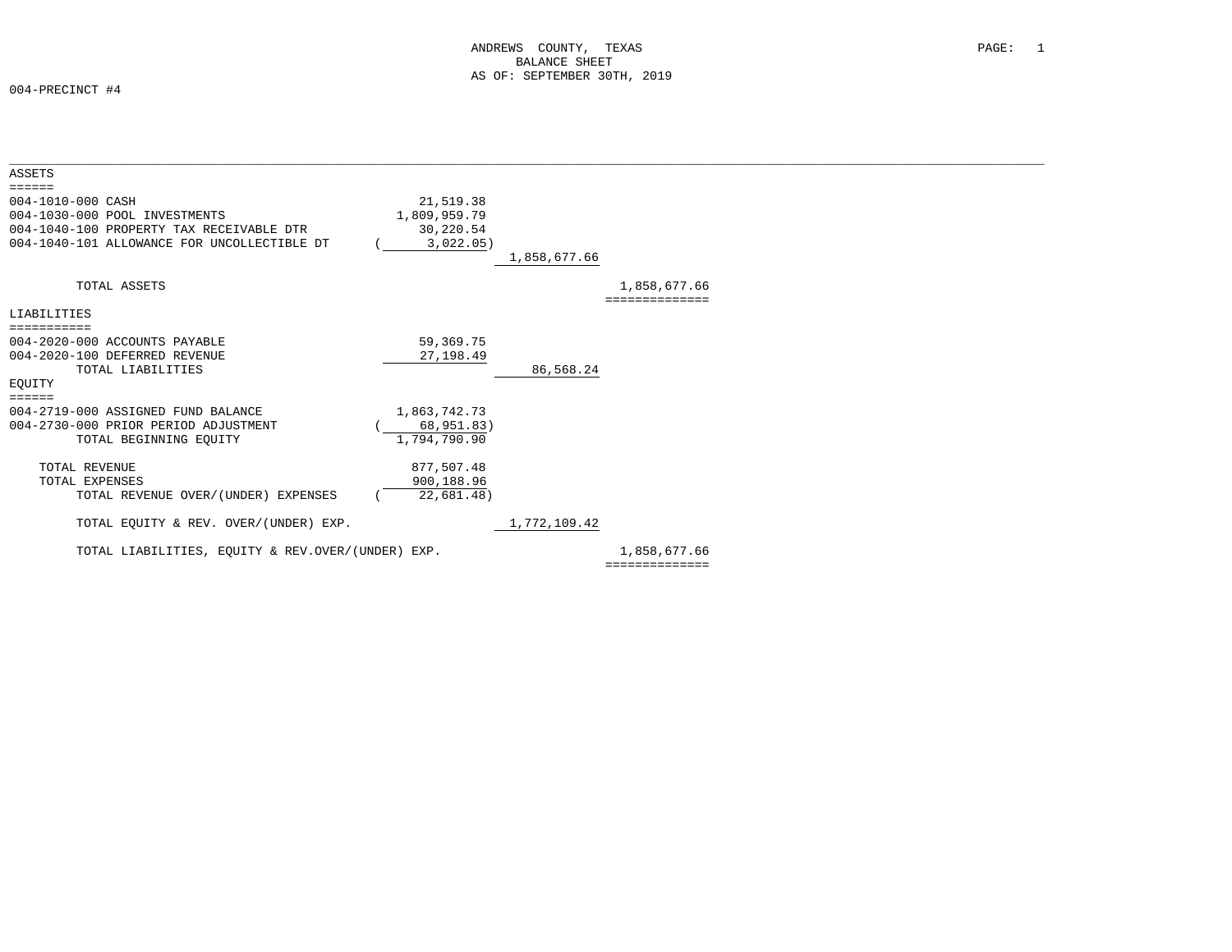ANDREWS COUNTY, TEXAS
BALANCE SHEET
AS OF: SEPTEMBER 30TH, 2019

004-PRECINCT #4

## ASSETS

| | | | |
|---|---|---|---|
| 004-1010-000 CASH | 21,519.38 | | |
| 004-1030-000 POOL INVESTMENTS | 1,809,959.79 | | |
| 004-1040-100 PROPERTY TAX RECEIVABLE DTR | 30,220.54 | | |
| 004-1040-101 ALLOWANCE FOR UNCOLLECTIBLE DT | ( 3,022.05) | | |
| | | 1,858,677.66 | |
| TOTAL ASSETS | | | 1,858,677.66 |

## LIABILITIES

| | | | |
|---|---|---|---|
| 004-2020-000 ACCOUNTS PAYABLE | 59,369.75 | | |
| 004-2020-100 DEFERRED REVENUE | 27,198.49 | | |
| TOTAL LIABILITIES | | 86,568.24 | |

## EQUITY

| | | | |
|---|---|---|---|
| 004-2719-000 ASSIGNED FUND BALANCE | 1,863,742.73 | | |
| 004-2730-000 PRIOR PERIOD ADJUSTMENT | ( 68,951.83) | | |
| TOTAL BEGINNING EQUITY | 1,794,790.90 | | |
| TOTAL REVENUE | 877,507.48 | | |
| TOTAL EXPENSES | 900,188.96 | | |
| TOTAL REVENUE OVER/(UNDER) EXPENSES | ( 22,681.48) | | |
| TOTAL EQUITY & REV. OVER/(UNDER) EXP. | | 1,772,109.42 | |
| TOTAL LIABILITIES, EQUITY & REV.OVER/(UNDER) EXP. | | | 1,858,677.66 |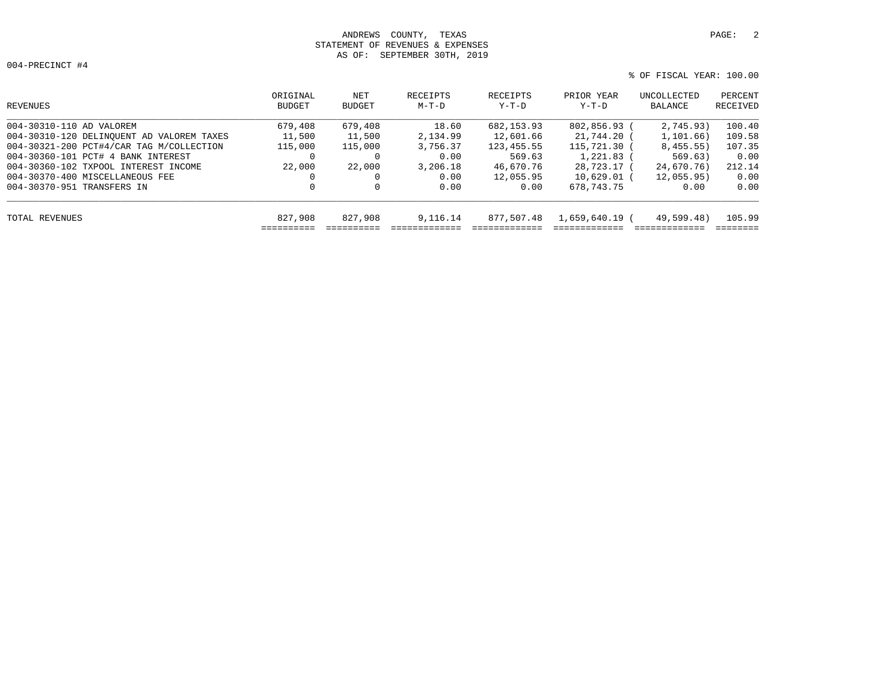ANDREWS COUNTY, TEXAS
STATEMENT OF REVENUES & EXPENSES
AS OF: SEPTEMBER 30TH, 2019

004-PRECINCT #4

% OF FISCAL YEAR: 100.00

| REVENUES | ORIGINAL BUDGET | NET BUDGET | RECEIPTS M-T-D | RECEIPTS Y-T-D | PRIOR YEAR Y-T-D | UNCOLLECTED BALANCE | PERCENT RECEIVED |
|---|---|---|---|---|---|---|---|
| 004-30310-110 AD VALOREM | 679,408 | 679,408 | 18.60 | 682,153.93 | 802,856.93 | ( 2,745.93) | 100.40 |
| 004-30310-120 DELINQUENT AD VALOREM TAXES | 11,500 | 11,500 | 2,134.99 | 12,601.66 | 21,744.20 | ( 1,101.66) | 109.58 |
| 004-30321-200 PCT#4/CAR TAG M/COLLECTION | 115,000 | 115,000 | 3,756.37 | 123,455.55 | 115,721.30 | ( 8,455.55) | 107.35 |
| 004-30360-101 PCT# 4 BANK INTEREST | 0 | 0 | 0.00 | 569.63 | 1,221.83 | ( 569.63) | 0.00 |
| 004-30360-102 TXPOOL INTEREST INCOME | 22,000 | 22,000 | 3,206.18 | 46,670.76 | 28,723.17 | ( 24,670.76) | 212.14 |
| 004-30370-400 MISCELLANEOUS FEE | 0 | 0 | 0.00 | 12,055.95 | 10,629.01 | ( 12,055.95) | 0.00 |
| 004-30370-951 TRANSFERS IN | 0 | 0 | 0.00 | 0.00 | 678,743.75 | 0.00 | 0.00 |
| TOTAL REVENUES | 827,908 | 827,908 | 9,116.14 | 877,507.48 | 1,659,640.19 | ( 49,599.48) | 105.99 |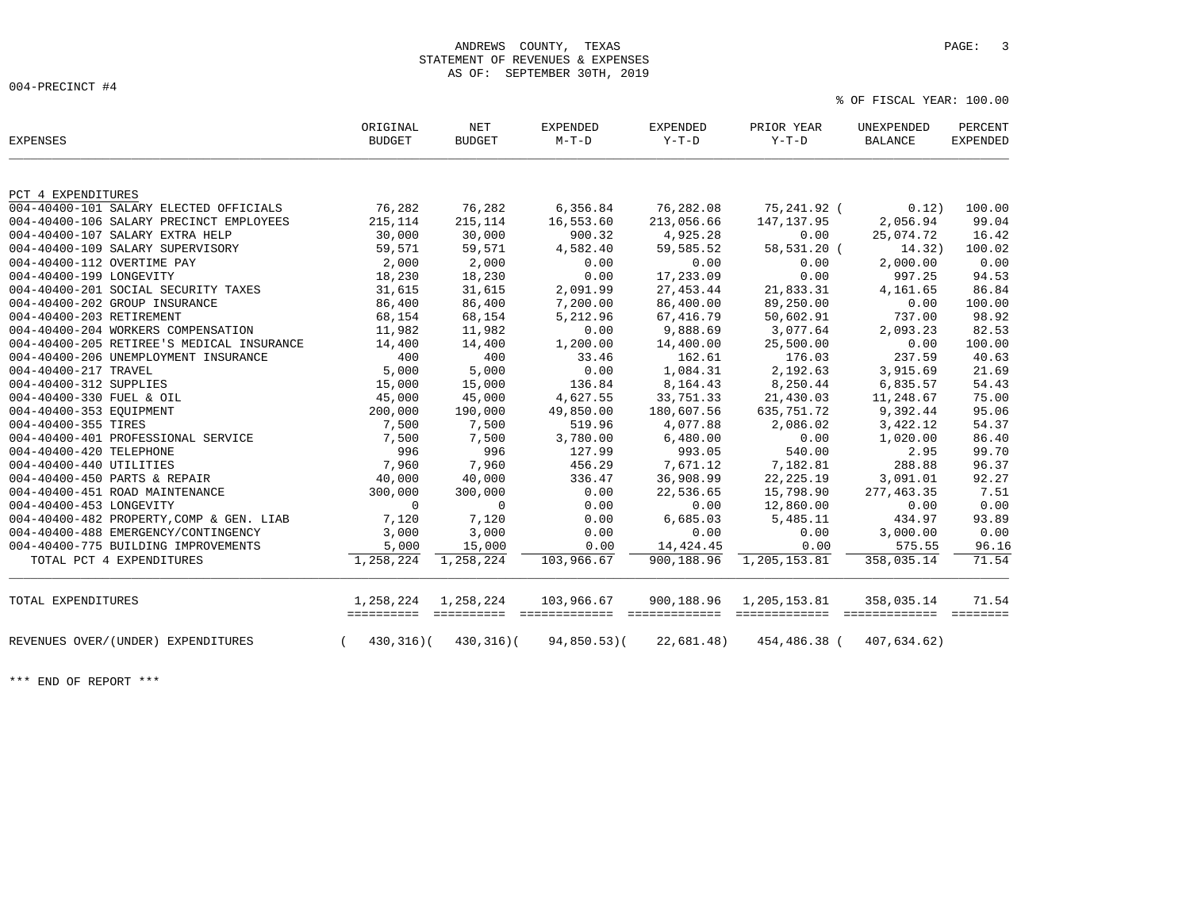ANDREWS COUNTY, TEXAS
STATEMENT OF REVENUES & EXPENSES
AS OF: SEPTEMBER 30TH, 2019

004-PRECINCT #4

% OF FISCAL YEAR: 100.00

| EXPENSES | ORIGINAL BUDGET | NET BUDGET | EXPENDED M-T-D | EXPENDED Y-T-D | PRIOR YEAR Y-T-D | UNEXPENDED BALANCE | PERCENT EXPENDED |
|---|---|---|---|---|---|---|---|
| PCT 4 EXPENDITURES | | | | | | | |
| 004-40400-101 SALARY ELECTED OFFICIALS | 76,282 | 76,282 | 6,356.84 | 76,282.08 | 75,241.92 | ( 0.12) | 100.00 |
| 004-40400-106 SALARY PRECINCT EMPLOYEES | 215,114 | 215,114 | 16,553.60 | 213,056.66 | 147,137.95 | 2,056.94 | 99.04 |
| 004-40400-107 SALARY EXTRA HELP | 30,000 | 30,000 | 900.32 | 4,925.28 | 0.00 | 25,074.72 | 16.42 |
| 004-40400-109 SALARY SUPERVISORY | 59,571 | 59,571 | 4,582.40 | 59,585.52 | 58,531.20 | ( 14.32) | 100.02 |
| 004-40400-112 OVERTIME PAY | 2,000 | 2,000 | 0.00 | 0.00 | 0.00 | 2,000.00 | 0.00 |
| 004-40400-199 LONGEVITY | 18,230 | 18,230 | 0.00 | 17,233.09 | 0.00 | 997.25 | 94.53 |
| 004-40400-201 SOCIAL SECURITY TAXES | 31,615 | 31,615 | 2,091.99 | 27,453.44 | 21,833.31 | 4,161.65 | 86.84 |
| 004-40400-202 GROUP INSURANCE | 86,400 | 86,400 | 7,200.00 | 86,400.00 | 89,250.00 | 0.00 | 100.00 |
| 004-40400-203 RETIREMENT | 68,154 | 68,154 | 5,212.96 | 67,416.79 | 50,602.91 | 737.00 | 98.92 |
| 004-40400-204 WORKERS COMPENSATION | 11,982 | 11,982 | 0.00 | 9,888.69 | 3,077.64 | 2,093.23 | 82.53 |
| 004-40400-205 RETIREE'S MEDICAL INSURANCE | 14,400 | 14,400 | 1,200.00 | 14,400.00 | 25,500.00 | 0.00 | 100.00 |
| 004-40400-206 UNEMPLOYMENT INSURANCE | 400 | 400 | 33.46 | 162.61 | 176.03 | 237.59 | 40.63 |
| 004-40400-217 TRAVEL | 5,000 | 5,000 | 0.00 | 1,084.31 | 2,192.63 | 3,915.69 | 21.69 |
| 004-40400-312 SUPPLIES | 15,000 | 15,000 | 136.84 | 8,164.43 | 8,250.44 | 6,835.57 | 54.43 |
| 004-40400-330 FUEL & OIL | 45,000 | 45,000 | 4,627.55 | 33,751.33 | 21,430.03 | 11,248.67 | 75.00 |
| 004-40400-353 EQUIPMENT | 200,000 | 190,000 | 49,850.00 | 180,607.56 | 635,751.72 | 9,392.44 | 95.06 |
| 004-40400-355 TIRES | 7,500 | 7,500 | 519.96 | 4,077.88 | 2,086.02 | 3,422.12 | 54.37 |
| 004-40400-401 PROFESSIONAL SERVICE | 7,500 | 7,500 | 3,780.00 | 6,480.00 | 0.00 | 1,020.00 | 86.40 |
| 004-40400-420 TELEPHONE | 996 | 996 | 127.99 | 993.05 | 540.00 | 2.95 | 99.70 |
| 004-40400-440 UTILITIES | 7,960 | 7,960 | 456.29 | 7,671.12 | 7,182.81 | 288.88 | 96.37 |
| 004-40400-450 PARTS & REPAIR | 40,000 | 40,000 | 336.47 | 36,908.99 | 22,225.19 | 3,091.01 | 92.27 |
| 004-40400-451 ROAD MAINTENANCE | 300,000 | 300,000 | 0.00 | 22,536.65 | 15,798.90 | 277,463.35 | 7.51 |
| 004-40400-453 LONGEVITY | 0 | 0 | 0.00 | 0.00 | 12,860.00 | 0.00 | 0.00 |
| 004-40400-482 PROPERTY,COMP & GEN. LIAB | 7,120 | 7,120 | 0.00 | 6,685.03 | 5,485.11 | 434.97 | 93.89 |
| 004-40400-488 EMERGENCY/CONTINGENCY | 3,000 | 3,000 | 0.00 | 0.00 | 0.00 | 3,000.00 | 0.00 |
| 004-40400-775 BUILDING IMPROVEMENTS | 5,000 | 15,000 | 0.00 | 14,424.45 | 0.00 | 575.55 | 96.16 |
| TOTAL PCT 4 EXPENDITURES | 1,258,224 | 1,258,224 | 103,966.67 | 900,188.96 | 1,205,153.81 | 358,035.14 | 71.54 |
| TOTAL EXPENDITURES | 1,258,224 | 1,258,224 | 103,966.67 | 900,188.96 | 1,205,153.81 | 358,035.14 | 71.54 |
| REVENUES OVER/(UNDER) EXPENDITURES | ( 430,316) | ( 430,316) | ( 94,850.53) | ( 22,681.48) | 454,486.38 | ( 407,634.62) | |

*** END OF REPORT ***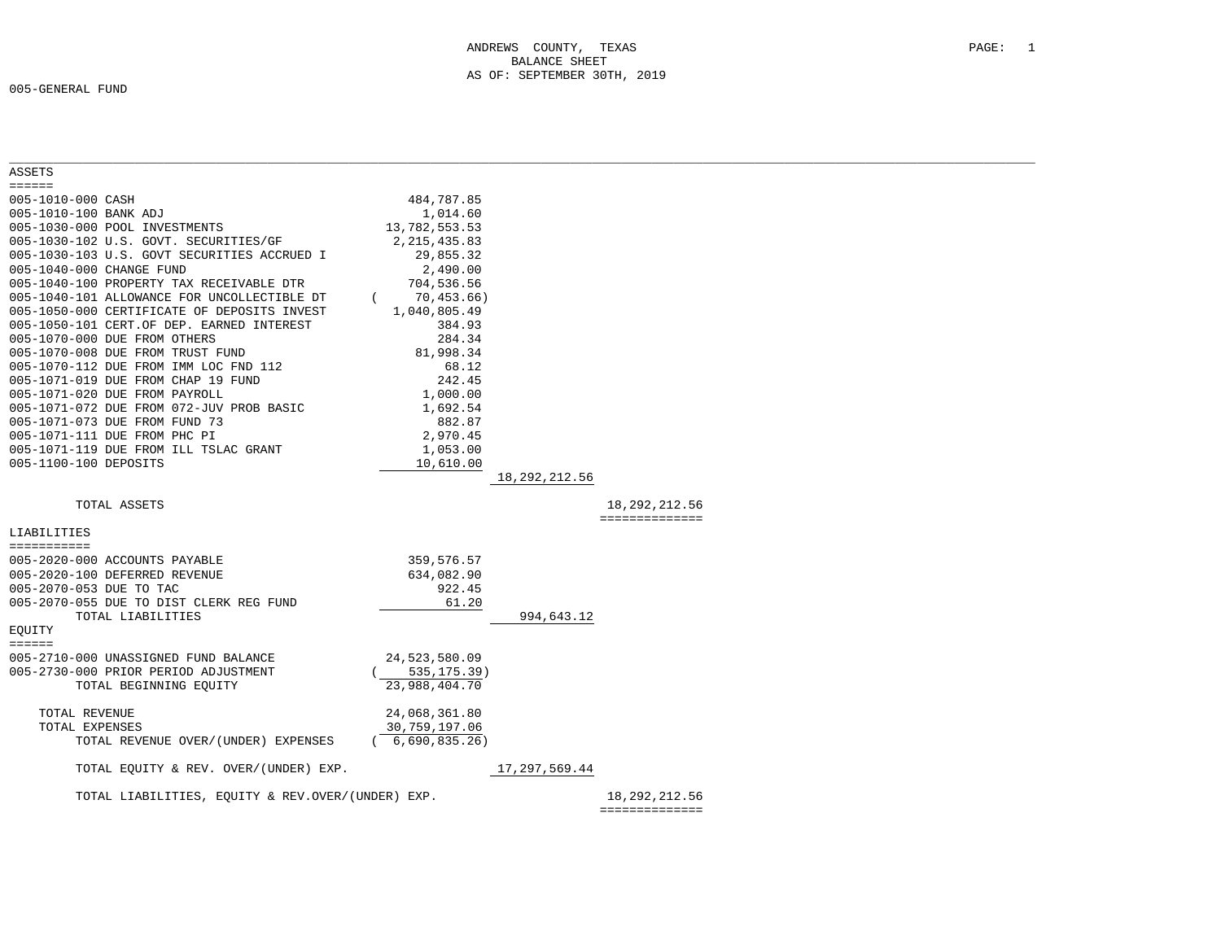ANDREWS COUNTY, TEXAS
BALANCE SHEET
AS OF: SEPTEMBER 30TH, 2019

005-GENERAL FUND

## ASSETS

| Account | | | |
|---|---|---|---|
| 005-1010-000 CASH | 484,787.85 | | |
| 005-1010-100 BANK ADJ | 1,014.60 | | |
| 005-1030-000 POOL INVESTMENTS | 13,782,553.53 | | |
| 005-1030-102 U.S. GOVT. SECURITIES/GF | 2,215,435.83 | | |
| 005-1030-103 U.S. GOVT SECURITIES ACCRUED I | 29,855.32 | | |
| 005-1040-000 CHANGE FUND | 2,490.00 | | |
| 005-1040-100 PROPERTY TAX RECEIVABLE DTR | 704,536.56 | | |
| 005-1040-101 ALLOWANCE FOR UNCOLLECTIBLE DT | ( 70,453.66) | | |
| 005-1050-000 CERTIFICATE OF DEPOSITS INVEST | 1,040,805.49 | | |
| 005-1050-101 CERT.OF DEP. EARNED INTEREST | 384.93 | | |
| 005-1070-000 DUE FROM OTHERS | 284.34 | | |
| 005-1070-008 DUE FROM TRUST FUND | 81,998.34 | | |
| 005-1070-112 DUE FROM IMM LOC FND 112 | 68.12 | | |
| 005-1071-019 DUE FROM CHAP 19 FUND | 242.45 | | |
| 005-1071-020 DUE FROM PAYROLL | 1,000.00 | | |
| 005-1071-072 DUE FROM 072-JUV PROB BASIC | 1,692.54 | | |
| 005-1071-073 DUE FROM FUND 73 | 882.87 | | |
| 005-1071-111 DUE FROM PHC PI | 2,970.45 | | |
| 005-1071-119 DUE FROM ILL TSLAC GRANT | 1,053.00 | | |
| 005-1100-100 DEPOSITS | 10,610.00 | | |
| | | 18,292,212.56 | |
| TOTAL ASSETS | | | 18,292,212.56 |

## LIABILITIES

| Account | | | |
|---|---|---|---|
| 005-2020-000 ACCOUNTS PAYABLE | 359,576.57 | | |
| 005-2020-100 DEFERRED REVENUE | 634,082.90 | | |
| 005-2070-053 DUE TO TAC | 922.45 | | |
| 005-2070-055 DUE TO DIST CLERK REG FUND | 61.20 | | |
| TOTAL LIABILITIES | | 994,643.12 | |

## EQUITY

| Account | | | |
|---|---|---|---|
| 005-2710-000 UNASSIGNED FUND BALANCE | 24,523,580.09 | | |
| 005-2730-000 PRIOR PERIOD ADJUSTMENT | ( 535,175.39) | | |
| TOTAL BEGINNING EQUITY | 23,988,404.70 | | |
| TOTAL REVENUE | 24,068,361.80 | | |
| TOTAL EXPENSES | 30,759,197.06 | | |
| TOTAL REVENUE OVER/(UNDER) EXPENSES | ( 6,690,835.26) | | |
| TOTAL EQUITY & REV. OVER/(UNDER) EXP. | | 17,297,569.44 | |
| TOTAL LIABILITIES, EQUITY & REV.OVER/(UNDER) EXP. | | | 18,292,212.56 |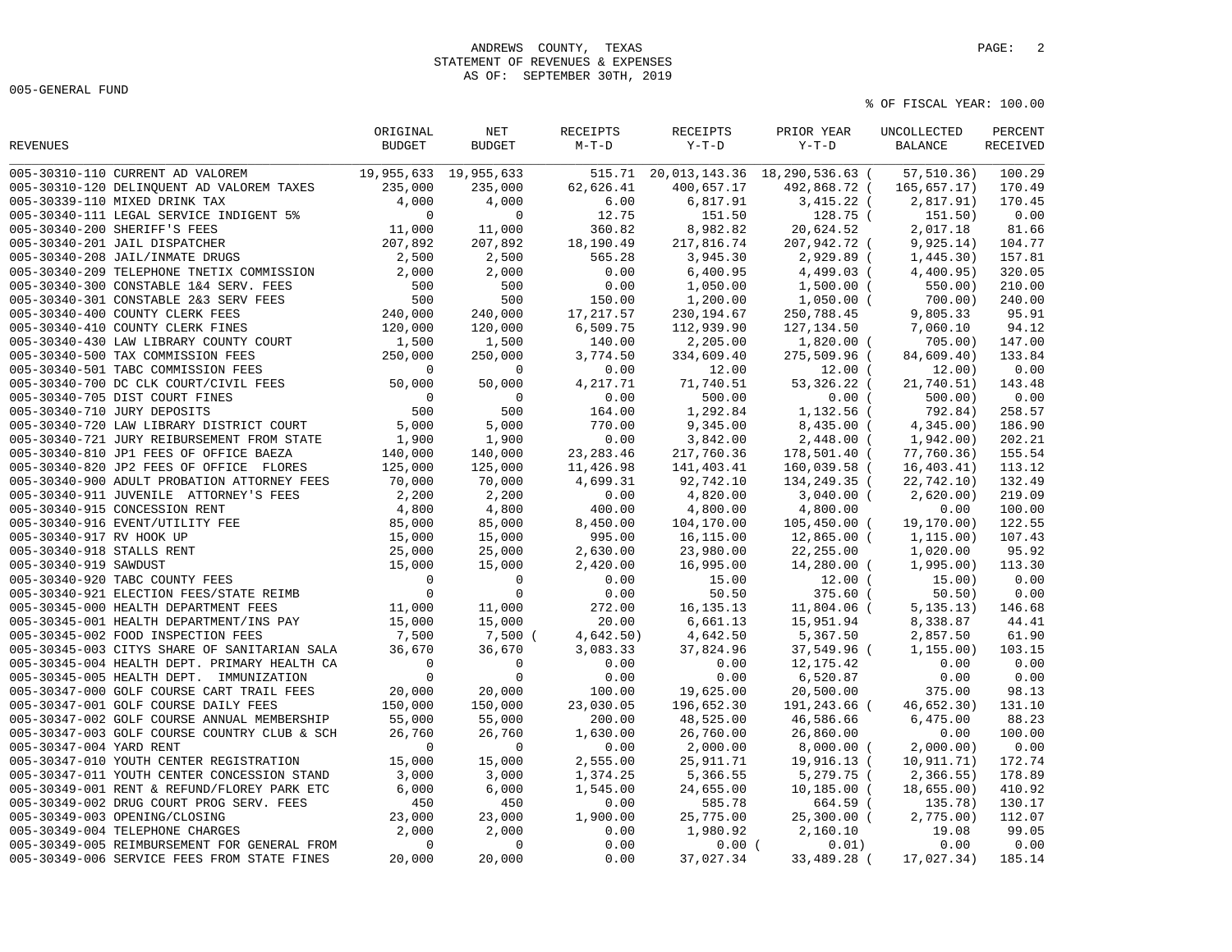ANDREWS COUNTY, TEXAS
STATEMENT OF REVENUES & EXPENSES
AS OF: SEPTEMBER 30TH, 2019

005-GENERAL FUND

% OF FISCAL YEAR: 100.00

| REVENUES | ORIGINAL BUDGET | NET BUDGET | RECEIPTS M-T-D | RECEIPTS Y-T-D | PRIOR YEAR Y-T-D | UNCOLLECTED BALANCE | PERCENT RECEIVED |
|---|---|---|---|---|---|---|---|
| 005-30310-110 CURRENT AD VALOREM | 19,955,633 | 19,955,633 | 515.71 | 20,013,143.36 | 18,290,536.63 | ( 57,510.36) | 100.29 |
| 005-30310-120 DELINQUENT AD VALOREM TAXES | 235,000 | 235,000 | 62,626.41 | 400,657.17 | 492,868.72 | ( 165,657.17) | 170.49 |
| 005-30339-110 MIXED DRINK TAX | 4,000 | 4,000 | 6.00 | 6,817.91 | 3,415.22 | ( 2,817.91) | 170.45 |
| 005-30340-111 LEGAL SERVICE INDIGENT 5% | 0 | 0 | 12.75 | 151.50 | 128.75 | ( 151.50) | 0.00 |
| 005-30340-200 SHERIFF'S FEES | 11,000 | 11,000 | 360.82 | 8,982.82 | 20,624.52 | 2,017.18 | 81.66 |
| 005-30340-201 JAIL DISPATCHER | 207,892 | 207,892 | 18,190.49 | 217,816.74 | 207,942.72 | ( 9,925.14) | 104.77 |
| 005-30340-208 JAIL/INMATE DRUGS | 2,500 | 2,500 | 565.28 | 3,945.30 | 2,929.89 | ( 1,445.30) | 157.81 |
| 005-30340-209 TELEPHONE TNETIX COMMISSION | 2,000 | 2,000 | 0.00 | 6,400.95 | 4,499.03 | ( 4,400.95) | 320.05 |
| 005-30340-300 CONSTABLE 1&4 SERV. FEES | 500 | 500 | 0.00 | 1,050.00 | 1,500.00 | ( 550.00) | 210.00 |
| 005-30340-301 CONSTABLE 2&3 SERV FEES | 500 | 500 | 150.00 | 1,200.00 | 1,050.00 | ( 700.00) | 240.00 |
| 005-30340-400 COUNTY CLERK FEES | 240,000 | 240,000 | 17,217.57 | 230,194.67 | 250,788.45 | 9,805.33 | 95.91 |
| 005-30340-410 COUNTY CLERK FINES | 120,000 | 120,000 | 6,509.75 | 112,939.90 | 127,134.50 | 7,060.10 | 94.12 |
| 005-30340-430 LAW LIBRARY COUNTY COURT | 1,500 | 1,500 | 140.00 | 2,205.00 | 1,820.00 | ( 705.00) | 147.00 |
| 005-30340-500 TAX COMMISSION FEES | 250,000 | 250,000 | 3,774.50 | 334,609.40 | 275,509.96 | ( 84,609.40) | 133.84 |
| 005-30340-501 TABC COMMISSION FEES | 0 | 0 | 0.00 | 12.00 | 12.00 | ( 12.00) | 0.00 |
| 005-30340-700 DC CLK COURT/CIVIL FEES | 50,000 | 50,000 | 4,217.71 | 71,740.51 | 53,326.22 | ( 21,740.51) | 143.48 |
| 005-30340-705 DIST COURT FINES | 0 | 0 | 0.00 | 500.00 | 0.00 | ( 500.00) | 0.00 |
| 005-30340-710 JURY DEPOSITS | 500 | 500 | 164.00 | 1,292.84 | 1,132.56 | ( 792.84) | 258.57 |
| 005-30340-720 LAW LIBRARY DISTRICT COURT | 5,000 | 5,000 | 770.00 | 9,345.00 | 8,435.00 | ( 4,345.00) | 186.90 |
| 005-30340-721 JURY REIBURSEMENT FROM STATE | 1,900 | 1,900 | 0.00 | 3,842.00 | 2,448.00 | ( 1,942.00) | 202.21 |
| 005-30340-810 JP1 FEES OF OFFICE BAEZA | 140,000 | 140,000 | 23,283.46 | 217,760.36 | 178,501.40 | ( 77,760.36) | 155.54 |
| 005-30340-820 JP2 FEES OF OFFICE FLORES | 125,000 | 125,000 | 11,426.98 | 141,403.41 | 160,039.58 | ( 16,403.41) | 113.12 |
| 005-30340-900 ADULT PROBATION ATTORNEY FEES | 70,000 | 70,000 | 4,699.31 | 92,742.10 | 134,249.35 | ( 22,742.10) | 132.49 |
| 005-30340-911 JUVENILE ATTORNEY'S FEES | 2,200 | 2,200 | 0.00 | 4,820.00 | 3,040.00 | ( 2,620.00) | 219.09 |
| 005-30340-915 CONCESSION RENT | 4,800 | 4,800 | 400.00 | 4,800.00 | 4,800.00 | 0.00 | 100.00 |
| 005-30340-916 EVENT/UTILITY FEE | 85,000 | 85,000 | 8,450.00 | 104,170.00 | 105,450.00 | ( 19,170.00) | 122.55 |
| 005-30340-917 RV HOOK UP | 15,000 | 15,000 | 995.00 | 16,115.00 | 12,865.00 | ( 1,115.00) | 107.43 |
| 005-30340-918 STALLS RENT | 25,000 | 25,000 | 2,630.00 | 23,980.00 | 22,255.00 | 1,020.00 | 95.92 |
| 005-30340-919 SAWDUST | 15,000 | 15,000 | 2,420.00 | 16,995.00 | 14,280.00 | ( 1,995.00) | 113.30 |
| 005-30340-920 TABC COUNTY FEES | 0 | 0 | 0.00 | 15.00 | 12.00 | ( 15.00) | 0.00 |
| 005-30340-921 ELECTION FEES/STATE REIMB | 0 | 0 | 0.00 | 50.50 | 375.60 | ( 50.50) | 0.00 |
| 005-30345-000 HEALTH DEPARTMENT FEES | 11,000 | 11,000 | 272.00 | 16,135.13 | 11,804.06 | ( 5,135.13) | 146.68 |
| 005-30345-001 HEALTH DEPARTMENT/INS PAY | 15,000 | 15,000 | 20.00 | 6,661.13 | 15,951.94 | 8,338.87 | 44.41 |
| 005-30345-002 FOOD INSPECTION FEES | 7,500 | 7,500 | ( 4,642.50) | 4,642.50 | 5,367.50 | 2,857.50 | 61.90 |
| 005-30345-003 CITYS SHARE OF SANITARIAN SALA | 36,670 | 36,670 | 3,083.33 | 37,824.96 | 37,549.96 | ( 1,155.00) | 103.15 |
| 005-30345-004 HEALTH DEPT. PRIMARY HEALTH CA | 0 | 0 | 0.00 | 0.00 | 12,175.42 | 0.00 | 0.00 |
| 005-30345-005 HEALTH DEPT. IMMUNIZATION | 0 | 0 | 0.00 | 0.00 | 6,520.87 | 0.00 | 0.00 |
| 005-30347-000 GOLF COURSE CART TRAIL FEES | 20,000 | 20,000 | 100.00 | 19,625.00 | 20,500.00 | 375.00 | 98.13 |
| 005-30347-001 GOLF COURSE DAILY FEES | 150,000 | 150,000 | 23,030.05 | 196,652.30 | 191,243.66 | ( 46,652.30) | 131.10 |
| 005-30347-002 GOLF COURSE ANNUAL MEMBERSHIP | 55,000 | 55,000 | 200.00 | 48,525.00 | 46,586.66 | 6,475.00 | 88.23 |
| 005-30347-003 GOLF COURSE COUNTRY CLUB & SCH | 26,760 | 26,760 | 1,630.00 | 26,760.00 | 26,860.00 | 0.00 | 100.00 |
| 005-30347-004 YARD RENT | 0 | 0 | 0.00 | 2,000.00 | 8,000.00 | ( 2,000.00) | 0.00 |
| 005-30347-010 YOUTH CENTER REGISTRATION | 15,000 | 15,000 | 2,555.00 | 25,911.71 | 19,916.13 | ( 10,911.71) | 172.74 |
| 005-30347-011 YOUTH CENTER CONCESSION STAND | 3,000 | 3,000 | 1,374.25 | 5,366.55 | 5,279.75 | ( 2,366.55) | 178.89 |
| 005-30349-001 RENT & REFUND/FLOREY PARK ETC | 6,000 | 6,000 | 1,545.00 | 24,655.00 | 10,185.00 | ( 18,655.00) | 410.92 |
| 005-30349-002 DRUG COURT PROG SERV. FEES | 450 | 450 | 0.00 | 585.78 | 664.59 | ( 135.78) | 130.17 |
| 005-30349-003 OPENING/CLOSING | 23,000 | 23,000 | 1,900.00 | 25,775.00 | 25,300.00 | ( 2,775.00) | 112.07 |
| 005-30349-004 TELEPHONE CHARGES | 2,000 | 2,000 | 0.00 | 1,980.92 | 2,160.10 | 19.08 | 99.05 |
| 005-30349-005 REIMBURSEMENT FOR GENERAL FROM | 0 | 0 | 0.00 | 0.00 | ( 0.01) | 0.00 | 0.00 |
| 005-30349-006 SERVICE FEES FROM STATE FINES | 20,000 | 20,000 | 0.00 | 37,027.34 | 33,489.28 | ( 17,027.34) | 185.14 |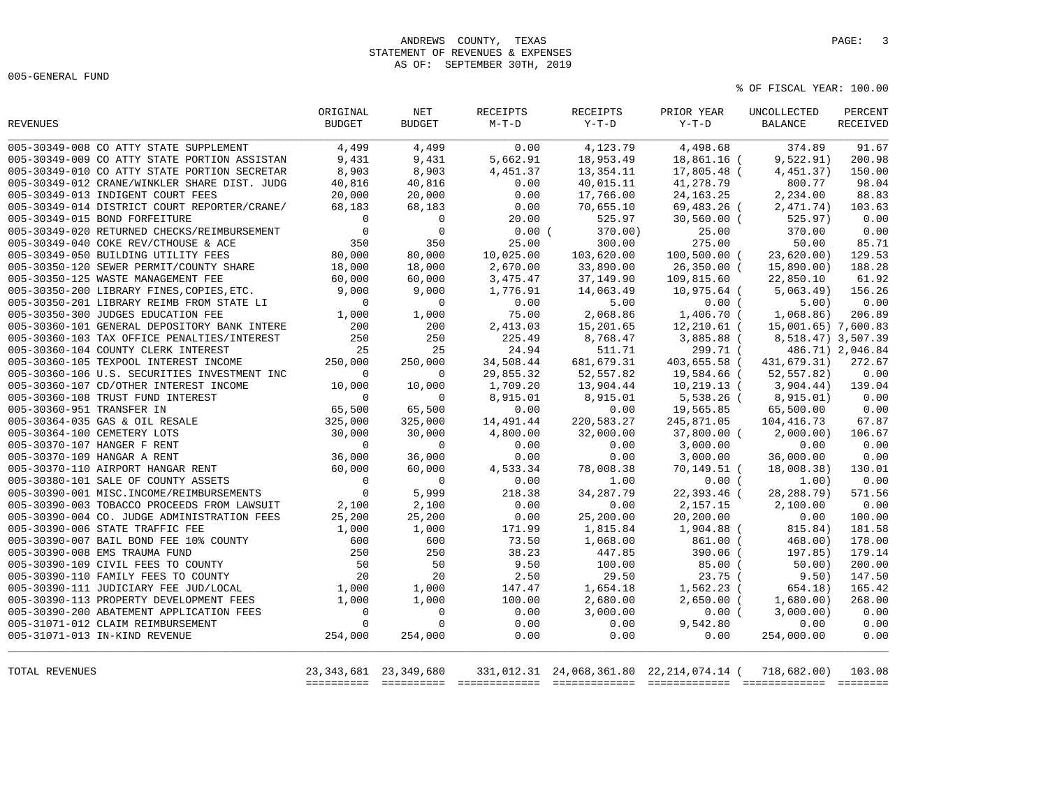# ANDREWS COUNTY, TEXAS
## STATEMENT OF REVENUES & EXPENSES
### AS OF: SEPTEMBER 30TH, 2019

005-GENERAL FUND

% OF FISCAL YEAR: 100.00

| REVENUES | ORIGINAL BUDGET | NET BUDGET | RECEIPTS M-T-D | RECEIPTS Y-T-D | PRIOR YEAR Y-T-D | UNCOLLECTED BALANCE | PERCENT RECEIVED |
|---|---|---|---|---|---|---|---|
| 005-30349-008 CO ATTY STATE SUPPLEMENT | 4,499 | 4,499 | 0.00 | 4,123.79 | 4,498.68 | 374.89 | 91.67 |
| 005-30349-009 CO ATTY STATE PORTION ASSISTAN | 9,431 | 9,431 | 5,662.91 | 18,953.49 | 18,861.16 | ( 9,522.91) | 200.98 |
| 005-30349-010 CO ATTY STATE PORTION SECRETAR | 8,903 | 8,903 | 4,451.37 | 13,354.11 | 17,805.48 | ( 4,451.37) | 150.00 |
| 005-30349-012 CRANE/WINKLER SHARE DIST. JUDG | 40,816 | 40,816 | 0.00 | 40,015.11 | 41,278.79 | 800.77 | 98.04 |
| 005-30349-013 INDIGENT COURT FEES | 20,000 | 20,000 | 0.00 | 17,766.00 | 24,163.25 | 2,234.00 | 88.83 |
| 005-30349-014 DISTRICT COURT REPORTER/CRANE/ | 68,183 | 68,183 | 0.00 | 70,655.10 | 69,483.26 | ( 2,471.74) | 103.63 |
| 005-30349-015 BOND FORFEITURE | 0 | 0 | 20.00 | 525.97 | 30,560.00 | ( 525.97) | 0.00 |
| 005-30349-020 RETURNED CHECKS/REIMBURSEMENT | 0 | 0 | 0.00 | ( 370.00) | 25.00 | 370.00 | 0.00 |
| 005-30349-040 COKE REV/CTHOUSE & ACE | 350 | 350 | 25.00 | 300.00 | 275.00 | 50.00 | 85.71 |
| 005-30349-050 BUILDING UTILITY FEES | 80,000 | 80,000 | 10,025.00 | 103,620.00 | 100,500.00 | ( 23,620.00) | 129.53 |
| 005-30350-120 SEWER PERMIT/COUNTY SHARE | 18,000 | 18,000 | 2,670.00 | 33,890.00 | 26,350.00 | ( 15,890.00) | 188.28 |
| 005-30350-125 WASTE MANAGEMENT FEE | 60,000 | 60,000 | 3,475.47 | 37,149.90 | 109,815.60 | 22,850.10 | 61.92 |
| 005-30350-200 LIBRARY FINES,COPIES,ETC. | 9,000 | 9,000 | 1,776.91 | 14,063.49 | 10,975.64 | ( 5,063.49) | 156.26 |
| 005-30350-201 LIBRARY REIMB FROM STATE LI | 0 | 0 | 0.00 | 5.00 | 0.00 | ( 5.00) | 0.00 |
| 005-30350-300 JUDGES EDUCATION FEE | 1,000 | 1,000 | 75.00 | 2,068.86 | 1,406.70 | ( 1,068.86) | 206.89 |
| 005-30360-101 GENERAL DEPOSITORY BANK INTERE | 200 | 200 | 2,413.03 | 15,201.65 | 12,210.61 | ( 15,001.65) | 7,600.83 |
| 005-30360-103 TAX OFFICE PENALTIES/INTEREST | 250 | 250 | 225.49 | 8,768.47 | 3,885.88 | ( 8,518.47) | 3,507.39 |
| 005-30360-104 COUNTY CLERK INTEREST | 25 | 25 | 24.94 | 511.71 | 299.71 | ( 486.71) | 2,046.84 |
| 005-30360-105 TEXPOOL INTEREST INCOME | 250,000 | 250,000 | 34,508.44 | 681,679.31 | 403,655.58 | ( 431,679.31) | 272.67 |
| 005-30360-106 U.S. SECURITIES INVESTMENT INC | 0 | 0 | 29,855.32 | 52,557.82 | 19,584.66 | ( 52,557.82) | 0.00 |
| 005-30360-107 CD/OTHER INTEREST INCOME | 10,000 | 10,000 | 1,709.20 | 13,904.44 | 10,219.13 | ( 3,904.44) | 139.04 |
| 005-30360-108 TRUST FUND INTEREST | 0 | 0 | 8,915.01 | 8,915.01 | 5,538.26 | ( 8,915.01) | 0.00 |
| 005-30360-951 TRANSFER IN | 65,500 | 65,500 | 0.00 | 0.00 | 19,565.85 | 65,500.00 | 0.00 |
| 005-30364-035 GAS & OIL RESALE | 325,000 | 325,000 | 14,491.44 | 220,583.27 | 245,871.05 | 104,416.73 | 67.87 |
| 005-30364-100 CEMETERY LOTS | 30,000 | 30,000 | 4,800.00 | 32,000.00 | 37,800.00 | ( 2,000.00) | 106.67 |
| 005-30370-107 HANGER F RENT | 0 | 0 | 0.00 | 0.00 | 3,000.00 | 0.00 | 0.00 |
| 005-30370-109 HANGAR A RENT | 36,000 | 36,000 | 0.00 | 0.00 | 3,000.00 | 36,000.00 | 0.00 |
| 005-30370-110 AIRPORT HANGAR RENT | 60,000 | 60,000 | 4,533.34 | 78,008.38 | 70,149.51 | ( 18,008.38) | 130.01 |
| 005-30380-101 SALE OF COUNTY ASSETS | 0 | 0 | 0.00 | 1.00 | 0.00 | ( 1.00) | 0.00 |
| 005-30390-001 MISC.INCOME/REIMBURSEMENTS | 0 | 5,999 | 218.38 | 34,287.79 | 22,393.46 | ( 28,288.79) | 571.56 |
| 005-30390-003 TOBACCO PROCEEDS FROM LAWSUIT | 2,100 | 2,100 | 0.00 | 0.00 | 2,157.15 | 2,100.00 | 0.00 |
| 005-30390-004 CO. JUDGE ADMINISTRATION FEES | 25,200 | 25,200 | 0.00 | 25,200.00 | 20,200.00 | 0.00 | 100.00 |
| 005-30390-006 STATE TRAFFIC FEE | 1,000 | 1,000 | 171.99 | 1,815.84 | 1,904.88 | ( 815.84) | 181.58 |
| 005-30390-007 BAIL BOND FEE 10% COUNTY | 600 | 600 | 73.50 | 1,068.00 | 861.00 | ( 468.00) | 178.00 |
| 005-30390-008 EMS TRAUMA FUND | 250 | 250 | 38.23 | 447.85 | 390.06 | ( 197.85) | 179.14 |
| 005-30390-109 CIVIL FEES TO COUNTY | 50 | 50 | 9.50 | 100.00 | 85.00 | ( 50.00) | 200.00 |
| 005-30390-110 FAMILY FEES TO COUNTY | 20 | 20 | 2.50 | 29.50 | 23.75 | ( 9.50) | 147.50 |
| 005-30390-111 JUDICIARY FEE JUD/LOCAL | 1,000 | 1,000 | 147.47 | 1,654.18 | 1,562.23 | ( 654.18) | 165.42 |
| 005-30390-113 PROPERTY DEVELOPMENT FEES | 1,000 | 1,000 | 100.00 | 2,680.00 | 2,650.00 | ( 1,680.00) | 268.00 |
| 005-30390-200 ABATEMENT APPLICATION FEES | 0 | 0 | 0.00 | 3,000.00 | 0.00 | ( 3,000.00) | 0.00 |
| 005-31071-012 CLAIM REIMBURSEMENT | 0 | 0 | 0.00 | 0.00 | 9,542.80 | 0.00 | 0.00 |
| 005-31071-013 IN-KIND REVENUE | 254,000 | 254,000 | 0.00 | 0.00 | 0.00 | 254,000.00 | 0.00 |
| TOTAL REVENUES | 23,343,681 | 23,349,680 | 331,012.31 | 24,068,361.80 | 22,214,074.14 | ( 718,682.00) | 103.08 |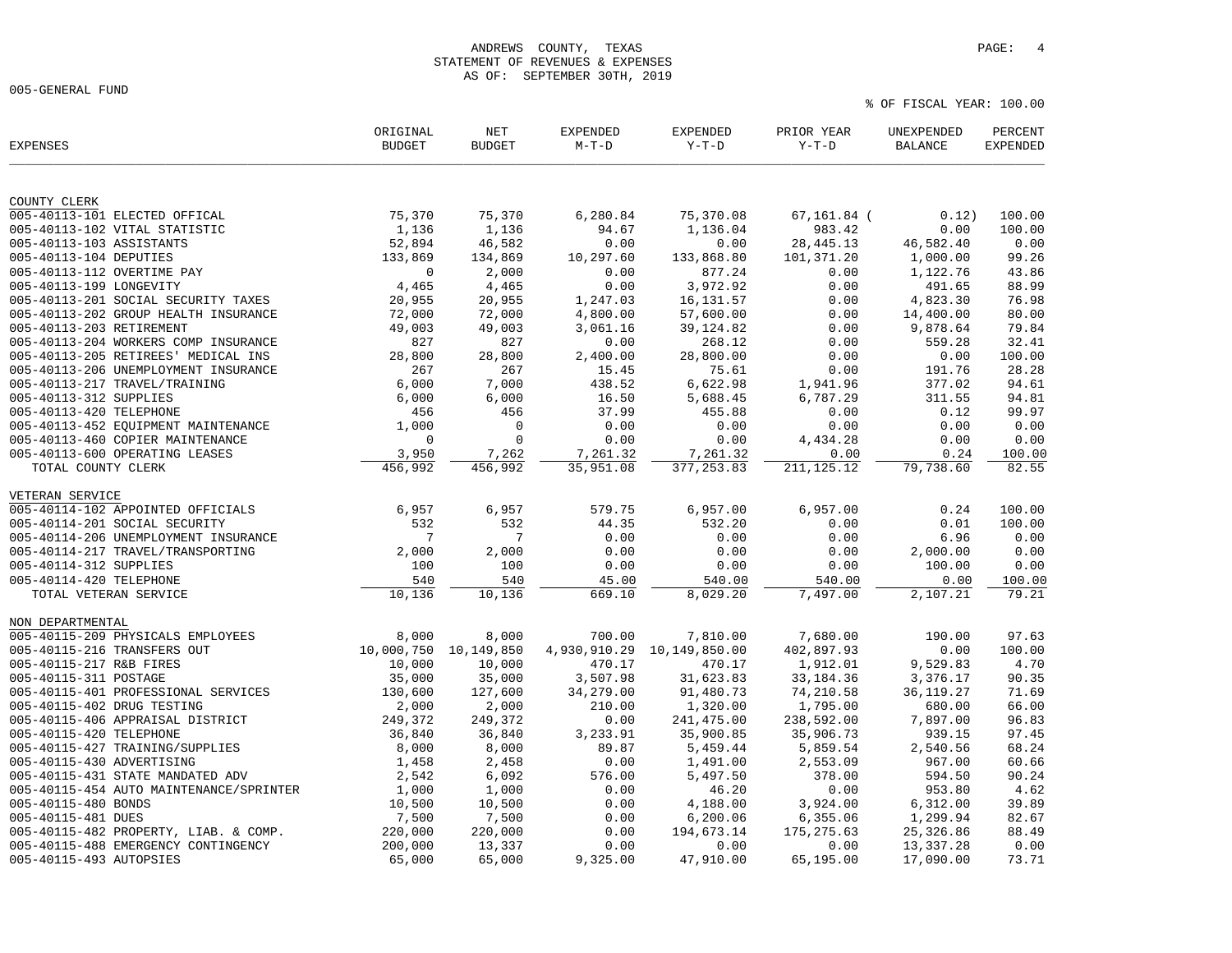ANDREWS COUNTY, TEXAS
STATEMENT OF REVENUES & EXPENSES
AS OF: SEPTEMBER 30TH, 2019

005-GENERAL FUND

% OF FISCAL YEAR: 100.00

| EXPENSES | ORIGINAL BUDGET | NET BUDGET | EXPENDED M-T-D | EXPENDED Y-T-D | PRIOR YEAR Y-T-D | UNEXPENDED BALANCE | PERCENT EXPENDED |
|---|---|---|---|---|---|---|---|
| **COUNTY CLERK** | | | | | | | |
| 005-40113-101 ELECTED OFFICAL | 75,370 | 75,370 | 6,280.84 | 75,370.08 | 67,161.84 | ( 0.12) | 100.00 |
| 005-40113-102 VITAL STATISTIC | 1,136 | 1,136 | 94.67 | 1,136.04 | 983.42 | 0.00 | 100.00 |
| 005-40113-103 ASSISTANTS | 52,894 | 46,582 | 0.00 | 0.00 | 28,445.13 | 46,582.40 | 0.00 |
| 005-40113-104 DEPUTIES | 133,869 | 134,869 | 10,297.60 | 133,868.80 | 101,371.20 | 1,000.00 | 99.26 |
| 005-40113-112 OVERTIME PAY | 0 | 2,000 | 0.00 | 877.24 | 0.00 | 1,122.76 | 43.86 |
| 005-40113-199 LONGEVITY | 4,465 | 4,465 | 0.00 | 3,972.92 | 0.00 | 491.65 | 88.99 |
| 005-40113-201 SOCIAL SECURITY TAXES | 20,955 | 20,955 | 1,247.03 | 16,131.57 | 0.00 | 4,823.30 | 76.98 |
| 005-40113-202 GROUP HEALTH INSURANCE | 72,000 | 72,000 | 4,800.00 | 57,600.00 | 0.00 | 14,400.00 | 80.00 |
| 005-40113-203 RETIREMENT | 49,003 | 49,003 | 3,061.16 | 39,124.82 | 0.00 | 9,878.64 | 79.84 |
| 005-40113-204 WORKERS COMP INSURANCE | 827 | 827 | 0.00 | 268.12 | 0.00 | 559.28 | 32.41 |
| 005-40113-205 RETIREES' MEDICAL INS | 28,800 | 28,800 | 2,400.00 | 28,800.00 | 0.00 | 0.00 | 100.00 |
| 005-40113-206 UNEMPLOYMENT INSURANCE | 267 | 267 | 15.45 | 75.61 | 0.00 | 191.76 | 28.28 |
| 005-40113-217 TRAVEL/TRAINING | 6,000 | 7,000 | 438.52 | 6,622.98 | 1,941.96 | 377.02 | 94.61 |
| 005-40113-312 SUPPLIES | 6,000 | 6,000 | 16.50 | 5,688.45 | 6,787.29 | 311.55 | 94.81 |
| 005-40113-420 TELEPHONE | 456 | 456 | 37.99 | 455.88 | 0.00 | 0.12 | 99.97 |
| 005-40113-452 EQUIPMENT MAINTENANCE | 1,000 | 0 | 0.00 | 0.00 | 0.00 | 0.00 | 0.00 |
| 005-40113-460 COPIER MAINTENANCE | 0 | 0 | 0.00 | 0.00 | 4,434.28 | 0.00 | 0.00 |
| 005-40113-600 OPERATING LEASES | 3,950 | 7,262 | 7,261.32 | 7,261.32 | 0.00 | 0.24 | 100.00 |
| TOTAL COUNTY CLERK | 456,992 | 456,992 | 35,951.08 | 377,253.83 | 211,125.12 | 79,738.60 | 82.55 |
| **VETERAN SERVICE** | | | | | | | |
| 005-40114-102 APPOINTED OFFICIALS | 6,957 | 6,957 | 579.75 | 6,957.00 | 6,957.00 | 0.24 | 100.00 |
| 005-40114-201 SOCIAL SECURITY | 532 | 532 | 44.35 | 532.20 | 0.00 | 0.01 | 100.00 |
| 005-40114-206 UNEMPLOYMENT INSURANCE | 7 | 7 | 0.00 | 0.00 | 0.00 | 6.96 | 0.00 |
| 005-40114-217 TRAVEL/TRANSPORTING | 2,000 | 2,000 | 0.00 | 0.00 | 0.00 | 2,000.00 | 0.00 |
| 005-40114-312 SUPPLIES | 100 | 100 | 0.00 | 0.00 | 0.00 | 100.00 | 0.00 |
| 005-40114-420 TELEPHONE | 540 | 540 | 45.00 | 540.00 | 540.00 | 0.00 | 100.00 |
| TOTAL VETERAN SERVICE | 10,136 | 10,136 | 669.10 | 8,029.20 | 7,497.00 | 2,107.21 | 79.21 |
| **NON DEPARTMENTAL** | | | | | | | |
| 005-40115-209 PHYSICALS EMPLOYEES | 8,000 | 8,000 | 700.00 | 7,810.00 | 7,680.00 | 190.00 | 97.63 |
| 005-40115-216 TRANSFERS OUT | 10,000,750 | 10,149,850 | 4,930,910.29 | 10,149,850.00 | 402,897.93 | 0.00 | 100.00 |
| 005-40115-217 R&B FIRES | 10,000 | 10,000 | 470.17 | 470.17 | 1,912.01 | 9,529.83 | 4.70 |
| 005-40115-311 POSTAGE | 35,000 | 35,000 | 3,507.98 | 31,623.83 | 33,184.36 | 3,376.17 | 90.35 |
| 005-40115-401 PROFESSIONAL SERVICES | 130,600 | 127,600 | 34,279.00 | 91,480.73 | 74,210.58 | 36,119.27 | 71.69 |
| 005-40115-402 DRUG TESTING | 2,000 | 2,000 | 210.00 | 1,320.00 | 1,795.00 | 680.00 | 66.00 |
| 005-40115-406 APPRAISAL DISTRICT | 249,372 | 249,372 | 0.00 | 241,475.00 | 238,592.00 | 7,897.00 | 96.83 |
| 005-40115-420 TELEPHONE | 36,840 | 36,840 | 3,233.91 | 35,900.85 | 35,906.73 | 939.15 | 97.45 |
| 005-40115-427 TRAINING/SUPPLIES | 8,000 | 8,000 | 89.87 | 5,459.44 | 5,859.54 | 2,540.56 | 68.24 |
| 005-40115-430 ADVERTISING | 1,458 | 2,458 | 0.00 | 1,491.00 | 2,553.09 | 967.00 | 60.66 |
| 005-40115-431 STATE MANDATED ADV | 2,542 | 6,092 | 576.00 | 5,497.50 | 378.00 | 594.50 | 90.24 |
| 005-40115-454 AUTO MAINTENANCE/SPRINTER | 1,000 | 1,000 | 0.00 | 46.20 | 0.00 | 953.80 | 4.62 |
| 005-40115-480 BONDS | 10,500 | 10,500 | 0.00 | 4,188.00 | 3,924.00 | 6,312.00 | 39.89 |
| 005-40115-481 DUES | 7,500 | 7,500 | 0.00 | 6,200.06 | 6,355.06 | 1,299.94 | 82.67 |
| 005-40115-482 PROPERTY, LIAB. & COMP. | 220,000 | 220,000 | 0.00 | 194,673.14 | 175,275.63 | 25,326.86 | 88.49 |
| 005-40115-488 EMERGENCY CONTINGENCY | 200,000 | 13,337 | 0.00 | 0.00 | 0.00 | 13,337.28 | 0.00 |
| 005-40115-493 AUTOPSIES | 65,000 | 65,000 | 9,325.00 | 47,910.00 | 65,195.00 | 17,090.00 | 73.71 |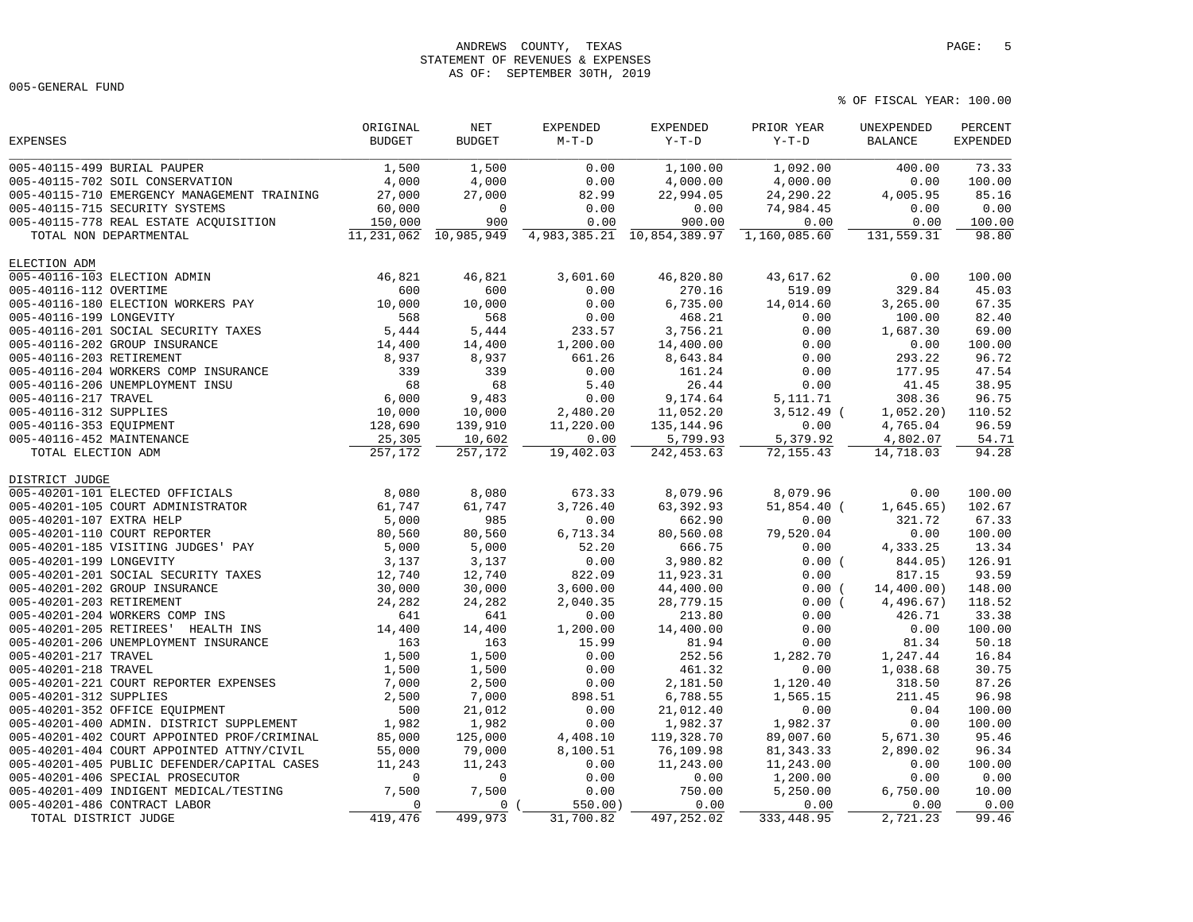ANDREWS COUNTY, TEXAS
STATEMENT OF REVENUES & EXPENSES
AS OF: SEPTEMBER 30TH, 2019

005-GENERAL FUND

% OF FISCAL YEAR: 100.00

| EXPENSES | ORIGINAL BUDGET | NET BUDGET | EXPENDED M-T-D | EXPENDED Y-T-D | PRIOR YEAR Y-T-D | UNEXPENDED BALANCE | PERCENT EXPENDED |
|---|---|---|---|---|---|---|---|
| 005-40115-499 BURIAL PAUPER | 1,500 | 1,500 | 0.00 | 1,100.00 | 1,092.00 | 400.00 | 73.33 |
| 005-40115-702 SOIL CONSERVATION | 4,000 | 4,000 | 0.00 | 4,000.00 | 4,000.00 | 0.00 | 100.00 |
| 005-40115-710 EMERGENCY MANAGEMENT TRAINING | 27,000 | 27,000 | 82.99 | 22,994.05 | 24,290.22 | 4,005.95 | 85.16 |
| 005-40115-715 SECURITY SYSTEMS | 60,000 | 0 | 0.00 | 0.00 | 74,984.45 | 0.00 | 0.00 |
| 005-40115-778 REAL ESTATE ACQUISITION | 150,000 | 900 | 0.00 | 900.00 | 0.00 | 0.00 | 100.00 |
| TOTAL NON DEPARTMENTAL | 11,231,062 | 10,985,949 | 4,983,385.21 | 10,854,389.97 | 1,160,085.60 | 131,559.31 | 98.80 |
| **ELECTION ADM** | | | | | | | |
| 005-40116-103 ELECTION ADMIN | 46,821 | 46,821 | 3,601.60 | 46,820.80 | 43,617.62 | 0.00 | 100.00 |
| 005-40116-112 OVERTIME | 600 | 600 | 0.00 | 270.16 | 519.09 | 329.84 | 45.03 |
| 005-40116-180 ELECTION WORKERS PAY | 10,000 | 10,000 | 0.00 | 6,735.00 | 14,014.60 | 3,265.00 | 67.35 |
| 005-40116-199 LONGEVITY | 568 | 568 | 0.00 | 468.21 | 0.00 | 100.00 | 82.40 |
| 005-40116-201 SOCIAL SECURITY TAXES | 5,444 | 5,444 | 233.57 | 3,756.21 | 0.00 | 1,687.30 | 69.00 |
| 005-40116-202 GROUP INSURANCE | 14,400 | 14,400 | 1,200.00 | 14,400.00 | 0.00 | 0.00 | 100.00 |
| 005-40116-203 RETIREMENT | 8,937 | 8,937 | 661.26 | 8,643.84 | 0.00 | 293.22 | 96.72 |
| 005-40116-204 WORKERS COMP INSURANCE | 339 | 339 | 0.00 | 161.24 | 0.00 | 177.95 | 47.54 |
| 005-40116-206 UNEMPLOYMENT INSU | 68 | 68 | 5.40 | 26.44 | 0.00 | 41.45 | 38.95 |
| 005-40116-217 TRAVEL | 6,000 | 9,483 | 0.00 | 9,174.64 | 5,111.71 | 308.36 | 96.75 |
| 005-40116-312 SUPPLIES | 10,000 | 10,000 | 2,480.20 | 11,052.20 | 3,512.49 | (1,052.20) | 110.52 |
| 005-40116-353 EQUIPMENT | 128,690 | 139,910 | 11,220.00 | 135,144.96 | 0.00 | 4,765.04 | 96.59 |
| 005-40116-452 MAINTENANCE | 25,305 | 10,602 | 0.00 | 5,799.93 | 5,379.92 | 4,802.07 | 54.71 |
| TOTAL ELECTION ADM | 257,172 | 257,172 | 19,402.03 | 242,453.63 | 72,155.43 | 14,718.03 | 94.28 |
| **DISTRICT JUDGE** | | | | | | | |
| 005-40201-101 ELECTED OFFICIALS | 8,080 | 8,080 | 673.33 | 8,079.96 | 8,079.96 | 0.00 | 100.00 |
| 005-40201-105 COURT ADMINISTRATOR | 61,747 | 61,747 | 3,726.40 | 63,392.93 | 51,854.40 | (1,645.65) | 102.67 |
| 005-40201-107 EXTRA HELP | 5,000 | 985 | 0.00 | 662.90 | 0.00 | 321.72 | 67.33 |
| 005-40201-110 COURT REPORTER | 80,560 | 80,560 | 6,713.34 | 80,560.08 | 79,520.04 | 0.00 | 100.00 |
| 005-40201-185 VISITING JUDGES' PAY | 5,000 | 5,000 | 52.20 | 666.75 | 0.00 | 4,333.25 | 13.34 |
| 005-40201-199 LONGEVITY | 3,137 | 3,137 | 0.00 | 3,980.82 | 0.00 | (844.05) | 126.91 |
| 005-40201-201 SOCIAL SECURITY TAXES | 12,740 | 12,740 | 822.09 | 11,923.31 | 0.00 | 817.15 | 93.59 |
| 005-40201-202 GROUP INSURANCE | 30,000 | 30,000 | 3,600.00 | 44,400.00 | 0.00 | (14,400.00) | 148.00 |
| 005-40201-203 RETIREMENT | 24,282 | 24,282 | 2,040.35 | 28,779.15 | 0.00 | (4,496.67) | 118.52 |
| 005-40201-204 WORKERS COMP INS | 641 | 641 | 0.00 | 213.80 | 0.00 | 426.71 | 33.38 |
| 005-40201-205 RETIREES' HEALTH INS | 14,400 | 14,400 | 1,200.00 | 14,400.00 | 0.00 | 0.00 | 100.00 |
| 005-40201-206 UNEMPLOYMENT INSURANCE | 163 | 163 | 15.99 | 81.94 | 0.00 | 81.34 | 50.18 |
| 005-40201-217 TRAVEL | 1,500 | 1,500 | 0.00 | 252.56 | 1,282.70 | 1,247.44 | 16.84 |
| 005-40201-218 TRAVEL | 1,500 | 1,500 | 0.00 | 461.32 | 0.00 | 1,038.68 | 30.75 |
| 005-40201-221 COURT REPORTER EXPENSES | 7,000 | 2,500 | 0.00 | 2,181.50 | 1,120.40 | 318.50 | 87.26 |
| 005-40201-312 SUPPLIES | 2,500 | 7,000 | 898.51 | 6,788.55 | 1,565.15 | 211.45 | 96.98 |
| 005-40201-352 OFFICE EQUIPMENT | 500 | 21,012 | 0.00 | 21,012.40 | 0.00 | 0.04 | 100.00 |
| 005-40201-400 ADMIN. DISTRICT SUPPLEMENT | 1,982 | 1,982 | 0.00 | 1,982.37 | 1,982.37 | 0.00 | 100.00 |
| 005-40201-402 COURT APPOINTED PROF/CRIMINAL | 85,000 | 125,000 | 4,408.10 | 119,328.70 | 89,007.60 | 5,671.30 | 95.46 |
| 005-40201-404 COURT APPOINTED ATTNY/CIVIL | 55,000 | 79,000 | 8,100.51 | 76,109.98 | 81,343.33 | 2,890.02 | 96.34 |
| 005-40201-405 PUBLIC DEFENDER/CAPITAL CASES | 11,243 | 11,243 | 0.00 | 11,243.00 | 11,243.00 | 0.00 | 100.00 |
| 005-40201-406 SPECIAL PROSECUTOR | 0 | 0 | 0.00 | 0.00 | 1,200.00 | 0.00 | 0.00 |
| 005-40201-409 INDIGENT MEDICAL/TESTING | 7,500 | 7,500 | 0.00 | 750.00 | 5,250.00 | 6,750.00 | 10.00 |
| 005-40201-486 CONTRACT LABOR | 0 | 0 | (550.00) | 0.00 | 0.00 | 0.00 | 0.00 |
| TOTAL DISTRICT JUDGE | 419,476 | 499,973 | 31,700.82 | 497,252.02 | 333,448.95 | 2,721.23 | 99.46 |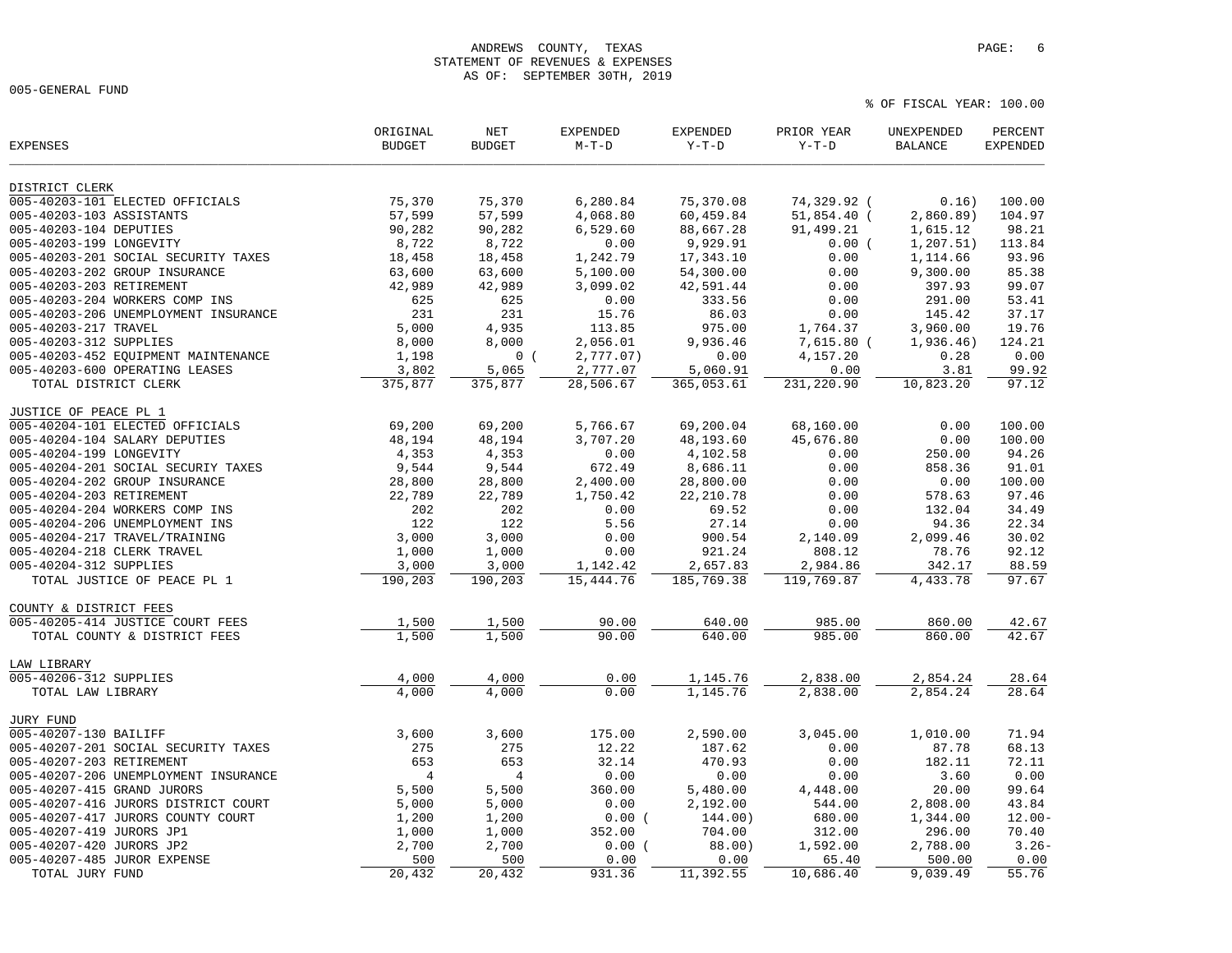ANDREWS COUNTY, TEXAS
STATEMENT OF REVENUES & EXPENSES
AS OF: SEPTEMBER 30TH, 2019

005-GENERAL FUND

% OF FISCAL YEAR: 100.00

| EXPENSES | ORIGINAL BUDGET | NET BUDGET | EXPENDED M-T-D | EXPENDED Y-T-D | PRIOR YEAR Y-T-D | UNEXPENDED BALANCE | PERCENT EXPENDED |
|---|---|---|---|---|---|---|---|
| **DISTRICT CLERK** | | | | | | | |
| 005-40203-101 ELECTED OFFICIALS | 75,370 | 75,370 | 6,280.84 | 75,370.08 | 74,329.92 | ( 0.16) | 100.00 |
| 005-40203-103 ASSISTANTS | 57,599 | 57,599 | 4,068.80 | 60,459.84 | 51,854.40 | ( 2,860.89) | 104.97 |
| 005-40203-104 DEPUTIES | 90,282 | 90,282 | 6,529.60 | 88,667.28 | 91,499.21 | 1,615.12 | 98.21 |
| 005-40203-199 LONGEVITY | 8,722 | 8,722 | 0.00 | 9,929.91 | 0.00 | ( 1,207.51) | 113.84 |
| 005-40203-201 SOCIAL SECURITY TAXES | 18,458 | 18,458 | 1,242.79 | 17,343.10 | 0.00 | 1,114.66 | 93.96 |
| 005-40203-202 GROUP INSURANCE | 63,600 | 63,600 | 5,100.00 | 54,300.00 | 0.00 | 9,300.00 | 85.38 |
| 005-40203-203 RETIREMENT | 42,989 | 42,989 | 3,099.02 | 42,591.44 | 0.00 | 397.93 | 99.07 |
| 005-40203-204 WORKERS COMP INS | 625 | 625 | 0.00 | 333.56 | 0.00 | 291.00 | 53.41 |
| 005-40203-206 UNEMPLOYMENT INSURANCE | 231 | 231 | 15.76 | 86.03 | 0.00 | 145.42 | 37.17 |
| 005-40203-217 TRAVEL | 5,000 | 4,935 | 113.85 | 975.00 | 1,764.37 | 3,960.00 | 19.76 |
| 005-40203-312 SUPPLIES | 8,000 | 8,000 | 2,056.01 | 9,936.46 | 7,615.80 | ( 1,936.46) | 124.21 |
| 005-40203-452 EQUIPMENT MAINTENANCE | 1,198 | 0 | ( 2,777.07) | 0.00 | 4,157.20 | 0.28 | 0.00 |
| 005-40203-600 OPERATING LEASES | 3,802 | 5,065 | 2,777.07 | 5,060.91 | 0.00 | 3.81 | 99.92 |
| TOTAL DISTRICT CLERK | 375,877 | 375,877 | 28,506.67 | 365,053.61 | 231,220.90 | 10,823.20 | 97.12 |
| **JUSTICE OF PEACE PL 1** | | | | | | | |
| 005-40204-101 ELECTED OFFICIALS | 69,200 | 69,200 | 5,766.67 | 69,200.04 | 68,160.00 | 0.00 | 100.00 |
| 005-40204-104 SALARY DEPUTIES | 48,194 | 48,194 | 3,707.20 | 48,193.60 | 45,676.80 | 0.00 | 100.00 |
| 005-40204-199 LONGEVITY | 4,353 | 4,353 | 0.00 | 4,102.58 | 0.00 | 250.00 | 94.26 |
| 005-40204-201 SOCIAL SECURITY TAXES | 9,544 | 9,544 | 672.49 | 8,686.11 | 0.00 | 858.36 | 91.01 |
| 005-40204-202 GROUP INSURANCE | 28,800 | 28,800 | 2,400.00 | 28,800.00 | 0.00 | 0.00 | 100.00 |
| 005-40204-203 RETIREMENT | 22,789 | 22,789 | 1,750.42 | 22,210.78 | 0.00 | 578.63 | 97.46 |
| 005-40204-204 WORKERS COMP INS | 202 | 202 | 0.00 | 69.52 | 0.00 | 132.04 | 34.49 |
| 005-40204-206 UNEMPLOYMENT INS | 122 | 122 | 5.56 | 27.14 | 0.00 | 94.36 | 22.34 |
| 005-40204-217 TRAVEL/TRAINING | 3,000 | 3,000 | 0.00 | 900.54 | 2,140.09 | 2,099.46 | 30.02 |
| 005-40204-218 CLERK TRAVEL | 1,000 | 1,000 | 0.00 | 921.24 | 808.12 | 78.76 | 92.12 |
| 005-40204-312 SUPPLIES | 3,000 | 3,000 | 1,142.42 | 2,657.83 | 2,984.86 | 342.17 | 88.59 |
| TOTAL JUSTICE OF PEACE PL 1 | 190,203 | 190,203 | 15,444.76 | 185,769.38 | 119,769.87 | 4,433.78 | 97.67 |
| **COUNTY & DISTRICT FEES** | | | | | | | |
| 005-40205-414 JUSTICE COURT FEES | 1,500 | 1,500 | 90.00 | 640.00 | 985.00 | 860.00 | 42.67 |
| TOTAL COUNTY & DISTRICT FEES | 1,500 | 1,500 | 90.00 | 640.00 | 985.00 | 860.00 | 42.67 |
| **LAW LIBRARY** | | | | | | | |
| 005-40206-312 SUPPLIES | 4,000 | 4,000 | 0.00 | 1,145.76 | 2,838.00 | 2,854.24 | 28.64 |
| TOTAL LAW LIBRARY | 4,000 | 4,000 | 0.00 | 1,145.76 | 2,838.00 | 2,854.24 | 28.64 |
| **JURY FUND** | | | | | | | |
| 005-40207-130 BAILIFF | 3,600 | 3,600 | 175.00 | 2,590.00 | 3,045.00 | 1,010.00 | 71.94 |
| 005-40207-201 SOCIAL SECURITY TAXES | 275 | 275 | 12.22 | 187.62 | 0.00 | 87.78 | 68.13 |
| 005-40207-203 RETIREMENT | 653 | 653 | 32.14 | 470.93 | 0.00 | 182.11 | 72.11 |
| 005-40207-206 UNEMPLOYMENT INSURANCE | 4 | 4 | 0.00 | 0.00 | 0.00 | 3.60 | 0.00 |
| 005-40207-415 GRAND JURORS | 5,500 | 5,500 | 360.00 | 5,480.00 | 4,448.00 | 20.00 | 99.64 |
| 005-40207-416 JURORS DISTRICT COURT | 5,000 | 5,000 | 0.00 | 2,192.00 | 544.00 | 2,808.00 | 43.84 |
| 005-40207-417 JURORS COUNTY COURT | 1,200 | 1,200 | 0.00 | ( 144.00) | 680.00 | 1,344.00 | 12.00- |
| 005-40207-419 JURORS JP1 | 1,000 | 1,000 | 352.00 | 704.00 | 312.00 | 296.00 | 70.40 |
| 005-40207-420 JURORS JP2 | 2,700 | 2,700 | 0.00 | ( 88.00) | 1,592.00 | 2,788.00 | 3.26- |
| 005-40207-485 JUROR EXPENSE | 500 | 500 | 0.00 | 0.00 | 65.40 | 500.00 | 0.00 |
| TOTAL JURY FUND | 20,432 | 20,432 | 931.36 | 11,392.55 | 10,686.40 | 9,039.49 | 55.76 |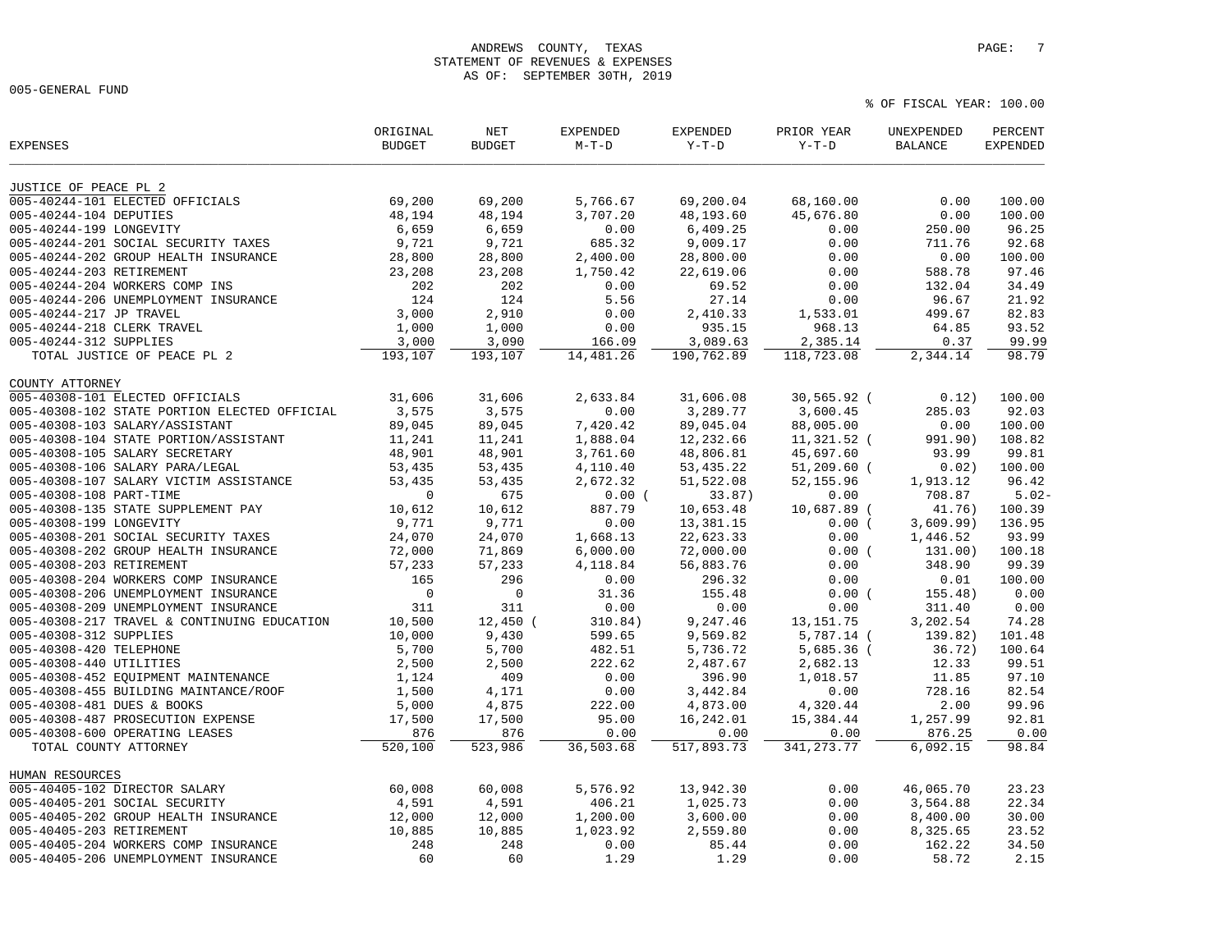# ANDREWS COUNTY, TEXAS
## STATEMENT OF REVENUES & EXPENSES
### AS OF: SEPTEMBER 30TH, 2019

005-GENERAL FUND

% OF FISCAL YEAR: 100.00

| EXPENSES | ORIGINAL BUDGET | NET BUDGET | EXPENDED M-T-D | EXPENDED Y-T-D | PRIOR YEAR Y-T-D | UNEXPENDED BALANCE | PERCENT EXPENDED |
|---|---|---|---|---|---|---|---|
| **JUSTICE OF PEACE PL 2** | | | | | | | |
| 005-40244-101 ELECTED OFFICIALS | 69,200 | 69,200 | 5,766.67 | 69,200.04 | 68,160.00 | 0.00 | 100.00 |
| 005-40244-104 DEPUTIES | 48,194 | 48,194 | 3,707.20 | 48,193.60 | 45,676.80 | 0.00 | 100.00 |
| 005-40244-199 LONGEVITY | 6,659 | 6,659 | 0.00 | 6,409.25 | 0.00 | 250.00 | 96.25 |
| 005-40244-201 SOCIAL SECURITY TAXES | 9,721 | 9,721 | 685.32 | 9,009.17 | 0.00 | 711.76 | 92.68 |
| 005-40244-202 GROUP HEALTH INSURANCE | 28,800 | 28,800 | 2,400.00 | 28,800.00 | 0.00 | 0.00 | 100.00 |
| 005-40244-203 RETIREMENT | 23,208 | 23,208 | 1,750.42 | 22,619.06 | 0.00 | 588.78 | 97.46 |
| 005-40244-204 WORKERS COMP INS | 202 | 202 | 0.00 | 69.52 | 0.00 | 132.04 | 34.49 |
| 005-40244-206 UNEMPLOYMENT INSURANCE | 124 | 124 | 5.56 | 27.14 | 0.00 | 96.67 | 21.92 |
| 005-40244-217 JP TRAVEL | 3,000 | 2,910 | 0.00 | 2,410.33 | 1,533.01 | 499.67 | 82.83 |
| 005-40244-218 CLERK TRAVEL | 1,000 | 1,000 | 0.00 | 935.15 | 968.13 | 64.85 | 93.52 |
| 005-40244-312 SUPPLIES | 3,000 | 3,090 | 166.09 | 3,089.63 | 2,385.14 | 0.37 | 99.99 |
| TOTAL JUSTICE OF PEACE PL 2 | 193,107 | 193,107 | 14,481.26 | 190,762.89 | 118,723.08 | 2,344.14 | 98.79 |
| **COUNTY ATTORNEY** | | | | | | | |
| 005-40308-101 ELECTED OFFICIALS | 31,606 | 31,606 | 2,633.84 | 31,606.08 | 30,565.92 | ( 0.12) | 100.00 |
| 005-40308-102 STATE PORTION ELECTED OFFICIAL | 3,575 | 3,575 | 0.00 | 3,289.77 | 3,600.45 | 285.03 | 92.03 |
| 005-40308-103 SALARY/ASSISTANT | 89,045 | 89,045 | 7,420.42 | 89,045.04 | 88,005.00 | 0.00 | 100.00 |
| 005-40308-104 STATE PORTION/ASSISTANT | 11,241 | 11,241 | 1,888.04 | 12,232.66 | 11,321.52 | ( 991.90) | 108.82 |
| 005-40308-105 SALARY SECRETARY | 48,901 | 48,901 | 3,761.60 | 48,806.81 | 45,697.60 | 93.99 | 99.81 |
| 005-40308-106 SALARY PARA/LEGAL | 53,435 | 53,435 | 4,110.40 | 53,435.22 | 51,209.60 | ( 0.02) | 100.00 |
| 005-40308-107 SALARY VICTIM ASSISTANCE | 53,435 | 53,435 | 2,672.32 | 51,522.08 | 52,155.96 | 1,913.12 | 96.42 |
| 005-40308-108 PART-TIME | 0 | 675 | 0.00 | ( 33.87) | 0.00 | 708.87 | 5.02- |
| 005-40308-135 STATE SUPPLEMENT PAY | 10,612 | 10,612 | 887.79 | 10,653.48 | 10,687.89 | ( 41.76) | 100.39 |
| 005-40308-199 LONGEVITY | 9,771 | 9,771 | 0.00 | 13,381.15 | 0.00 | ( 3,609.99) | 136.95 |
| 005-40308-201 SOCIAL SECURITY TAXES | 24,070 | 24,070 | 1,668.13 | 22,623.33 | 0.00 | 1,446.52 | 93.99 |
| 005-40308-202 GROUP HEALTH INSURANCE | 72,000 | 71,869 | 6,000.00 | 72,000.00 | 0.00 | ( 131.00) | 100.18 |
| 005-40308-203 RETIREMENT | 57,233 | 57,233 | 4,118.84 | 56,883.76 | 0.00 | 348.90 | 99.39 |
| 005-40308-204 WORKERS COMP INSURANCE | 165 | 296 | 0.00 | 296.32 | 0.00 | 0.01 | 100.00 |
| 005-40308-206 UNEMPLOYMENT INSURANCE | 0 | 0 | 31.36 | 155.48 | 0.00 | ( 155.48) | 0.00 |
| 005-40308-209 UNEMPLOYMENT INSURANCE | 311 | 311 | 0.00 | 0.00 | 0.00 | 311.40 | 0.00 |
| 005-40308-217 TRAVEL & CONTINUING EDUCATION | 10,500 | 12,450 | ( 310.84) | 9,247.46 | 13,151.75 | 3,202.54 | 74.28 |
| 005-40308-312 SUPPLIES | 10,000 | 9,430 | 599.65 | 9,569.82 | 5,787.14 | ( 139.82) | 101.48 |
| 005-40308-420 TELEPHONE | 5,700 | 5,700 | 482.51 | 5,736.72 | 5,685.36 | ( 36.72) | 100.64 |
| 005-40308-440 UTILITIES | 2,500 | 2,500 | 222.62 | 2,487.67 | 2,682.13 | 12.33 | 99.51 |
| 005-40308-452 EQUIPMENT MAINTENANCE | 1,124 | 409 | 0.00 | 396.90 | 1,018.57 | 11.85 | 97.10 |
| 005-40308-455 BUILDING MAINTANCE/ROOF | 1,500 | 4,171 | 0.00 | 3,442.84 | 0.00 | 728.16 | 82.54 |
| 005-40308-481 DUES & BOOKS | 5,000 | 4,875 | 222.00 | 4,873.00 | 4,320.44 | 2.00 | 99.96 |
| 005-40308-487 PROSECUTION EXPENSE | 17,500 | 17,500 | 95.00 | 16,242.01 | 15,384.44 | 1,257.99 | 92.81 |
| 005-40308-600 OPERATING LEASES | 876 | 876 | 0.00 | 0.00 | 0.00 | 876.25 | 0.00 |
| TOTAL COUNTY ATTORNEY | 520,100 | 523,986 | 36,503.68 | 517,893.73 | 341,273.77 | 6,092.15 | 98.84 |
| **HUMAN RESOURCES** | | | | | | | |
| 005-40405-102 DIRECTOR SALARY | 60,008 | 60,008 | 5,576.92 | 13,942.30 | 0.00 | 46,065.70 | 23.23 |
| 005-40405-201 SOCIAL SECURITY | 4,591 | 4,591 | 406.21 | 1,025.73 | 0.00 | 3,564.88 | 22.34 |
| 005-40405-202 GROUP HEALTH INSURANCE | 12,000 | 12,000 | 1,200.00 | 3,600.00 | 0.00 | 8,400.00 | 30.00 |
| 005-40405-203 RETIREMENT | 10,885 | 10,885 | 1,023.92 | 2,559.80 | 0.00 | 8,325.65 | 23.52 |
| 005-40405-204 WORKERS COMP INSURANCE | 248 | 248 | 0.00 | 85.44 | 0.00 | 162.22 | 34.50 |
| 005-40405-206 UNEMPLOYMENT INSURANCE | 60 | 60 | 1.29 | 1.29 | 0.00 | 58.72 | 2.15 |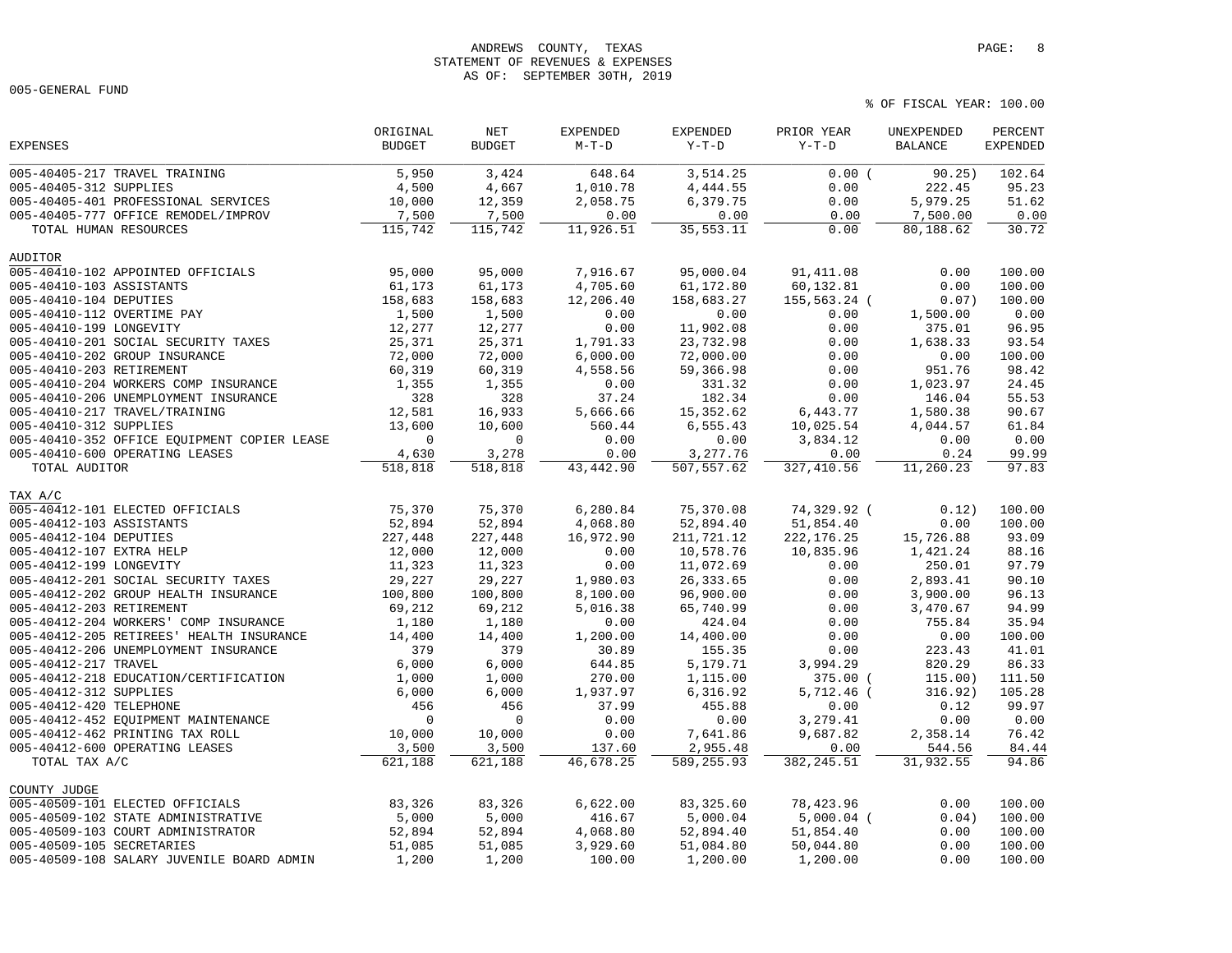ANDREWS COUNTY, TEXAS
STATEMENT OF REVENUES & EXPENSES
AS OF: SEPTEMBER 30TH, 2019

005-GENERAL FUND

% OF FISCAL YEAR: 100.00

| EXPENSES | ORIGINAL BUDGET | NET BUDGET | EXPENDED M-T-D | EXPENDED Y-T-D | PRIOR YEAR Y-T-D | UNEXPENDED BALANCE | PERCENT EXPENDED |
|---|---|---|---|---|---|---|---|
| 005-40405-217 TRAVEL TRAINING | 5,950 | 3,424 | 648.64 | 3,514.25 | 0.00 | ( 90.25) | 102.64 |
| 005-40405-312 SUPPLIES | 4,500 | 4,667 | 1,010.78 | 4,444.55 | 0.00 | 222.45 | 95.23 |
| 005-40405-401 PROFESSIONAL SERVICES | 10,000 | 12,359 | 2,058.75 | 6,379.75 | 0.00 | 5,979.25 | 51.62 |
| 005-40405-777 OFFICE REMODEL/IMPROV | 7,500 | 7,500 | 0.00 | 0.00 | 0.00 | 7,500.00 | 0.00 |
| TOTAL HUMAN RESOURCES | 115,742 | 115,742 | 11,926.51 | 35,553.11 | 0.00 | 80,188.62 | 30.72 |
| **AUDITOR** | | | | | | | |
| 005-40410-102 APPOINTED OFFICIALS | 95,000 | 95,000 | 7,916.67 | 95,000.04 | 91,411.08 | 0.00 | 100.00 |
| 005-40410-103 ASSISTANTS | 61,173 | 61,173 | 4,705.60 | 61,172.80 | 60,132.81 | 0.00 | 100.00 |
| 005-40410-104 DEPUTIES | 158,683 | 158,683 | 12,206.40 | 158,683.27 | 155,563.24 | ( 0.07) | 100.00 |
| 005-40410-112 OVERTIME PAY | 1,500 | 1,500 | 0.00 | 0.00 | 0.00 | 1,500.00 | 0.00 |
| 005-40410-199 LONGEVITY | 12,277 | 12,277 | 0.00 | 11,902.08 | 0.00 | 375.01 | 96.95 |
| 005-40410-201 SOCIAL SECURITY TAXES | 25,371 | 25,371 | 1,791.33 | 23,732.98 | 0.00 | 1,638.33 | 93.54 |
| 005-40410-202 GROUP INSURANCE | 72,000 | 72,000 | 6,000.00 | 72,000.00 | 0.00 | 0.00 | 100.00 |
| 005-40410-203 RETIREMENT | 60,319 | 60,319 | 4,558.56 | 59,366.98 | 0.00 | 951.76 | 98.42 |
| 005-40410-204 WORKERS COMP INSURANCE | 1,355 | 1,355 | 0.00 | 331.32 | 0.00 | 1,023.97 | 24.45 |
| 005-40410-206 UNEMPLOYMENT INSURANCE | 328 | 328 | 37.24 | 182.34 | 0.00 | 146.04 | 55.53 |
| 005-40410-217 TRAVEL/TRAINING | 12,581 | 16,933 | 5,666.66 | 15,352.62 | 6,443.77 | 1,580.38 | 90.67 |
| 005-40410-312 SUPPLIES | 13,600 | 10,600 | 560.44 | 6,555.43 | 10,025.54 | 4,044.57 | 61.84 |
| 005-40410-352 OFFICE EQUIPMENT COPIER LEASE | 0 | 0 | 0.00 | 0.00 | 3,834.12 | 0.00 | 0.00 |
| 005-40410-600 OPERATING LEASES | 4,630 | 3,278 | 0.00 | 3,277.76 | 0.00 | 0.24 | 99.99 |
| TOTAL AUDITOR | 518,818 | 518,818 | 43,442.90 | 507,557.62 | 327,410.56 | 11,260.23 | 97.83 |
| **TAX A/C** | | | | | | | |
| 005-40412-101 ELECTED OFFICIALS | 75,370 | 75,370 | 6,280.84 | 75,370.08 | 74,329.92 | ( 0.12) | 100.00 |
| 005-40412-103 ASSISTANTS | 52,894 | 52,894 | 4,068.80 | 52,894.40 | 51,854.40 | 0.00 | 100.00 |
| 005-40412-104 DEPUTIES | 227,448 | 227,448 | 16,972.90 | 211,721.12 | 222,176.25 | 15,726.88 | 93.09 |
| 005-40412-107 EXTRA HELP | 12,000 | 12,000 | 0.00 | 10,578.76 | 10,835.96 | 1,421.24 | 88.16 |
| 005-40412-199 LONGEVITY | 11,323 | 11,323 | 0.00 | 11,072.69 | 0.00 | 250.01 | 97.79 |
| 005-40412-201 SOCIAL SECURITY TAXES | 29,227 | 29,227 | 1,980.03 | 26,333.65 | 0.00 | 2,893.41 | 90.10 |
| 005-40412-202 GROUP HEALTH INSURANCE | 100,800 | 100,800 | 8,100.00 | 96,900.00 | 0.00 | 3,900.00 | 96.13 |
| 005-40412-203 RETIREMENT | 69,212 | 69,212 | 5,016.38 | 65,740.99 | 0.00 | 3,470.67 | 94.99 |
| 005-40412-204 WORKERS' COMP INSURANCE | 1,180 | 1,180 | 0.00 | 424.04 | 0.00 | 755.84 | 35.94 |
| 005-40412-205 RETIREES' HEALTH INSURANCE | 14,400 | 14,400 | 1,200.00 | 14,400.00 | 0.00 | 0.00 | 100.00 |
| 005-40412-206 UNEMPLOYMENT INSURANCE | 379 | 379 | 30.89 | 155.35 | 0.00 | 223.43 | 41.01 |
| 005-40412-217 TRAVEL | 6,000 | 6,000 | 644.85 | 5,179.71 | 3,994.29 | 820.29 | 86.33 |
| 005-40412-218 EDUCATION/CERTIFICATION | 1,000 | 1,000 | 270.00 | 1,115.00 | 375.00 | ( 115.00) | 111.50 |
| 005-40412-312 SUPPLIES | 6,000 | 6,000 | 1,937.97 | 6,316.92 | 5,712.46 | ( 316.92) | 105.28 |
| 005-40412-420 TELEPHONE | 456 | 456 | 37.99 | 455.88 | 0.00 | 0.12 | 99.97 |
| 005-40412-452 EQUIPMENT MAINTENANCE | 0 | 0 | 0.00 | 0.00 | 3,279.41 | 0.00 | 0.00 |
| 005-40412-462 PRINTING TAX ROLL | 10,000 | 10,000 | 0.00 | 7,641.86 | 9,687.82 | 2,358.14 | 76.42 |
| 005-40412-600 OPERATING LEASES | 3,500 | 3,500 | 137.60 | 2,955.48 | 0.00 | 544.56 | 84.44 |
| TOTAL TAX A/C | 621,188 | 621,188 | 46,678.25 | 589,255.93 | 382,245.51 | 31,932.55 | 94.86 |
| **COUNTY JUDGE** | | | | | | | |
| 005-40509-101 ELECTED OFFICIALS | 83,326 | 83,326 | 6,622.00 | 83,325.60 | 78,423.96 | 0.00 | 100.00 |
| 005-40509-102 STATE ADMINISTRATIVE | 5,000 | 5,000 | 416.67 | 5,000.04 | 5,000.04 | ( 0.04) | 100.00 |
| 005-40509-103 COURT ADMINISTRATOR | 52,894 | 52,894 | 4,068.80 | 52,894.40 | 51,854.40 | 0.00 | 100.00 |
| 005-40509-105 SECRETARIES | 51,085 | 51,085 | 3,929.60 | 51,084.80 | 50,044.80 | 0.00 | 100.00 |
| 005-40509-108 SALARY JUVENILE BOARD ADMIN | 1,200 | 1,200 | 100.00 | 1,200.00 | 1,200.00 | 0.00 | 100.00 |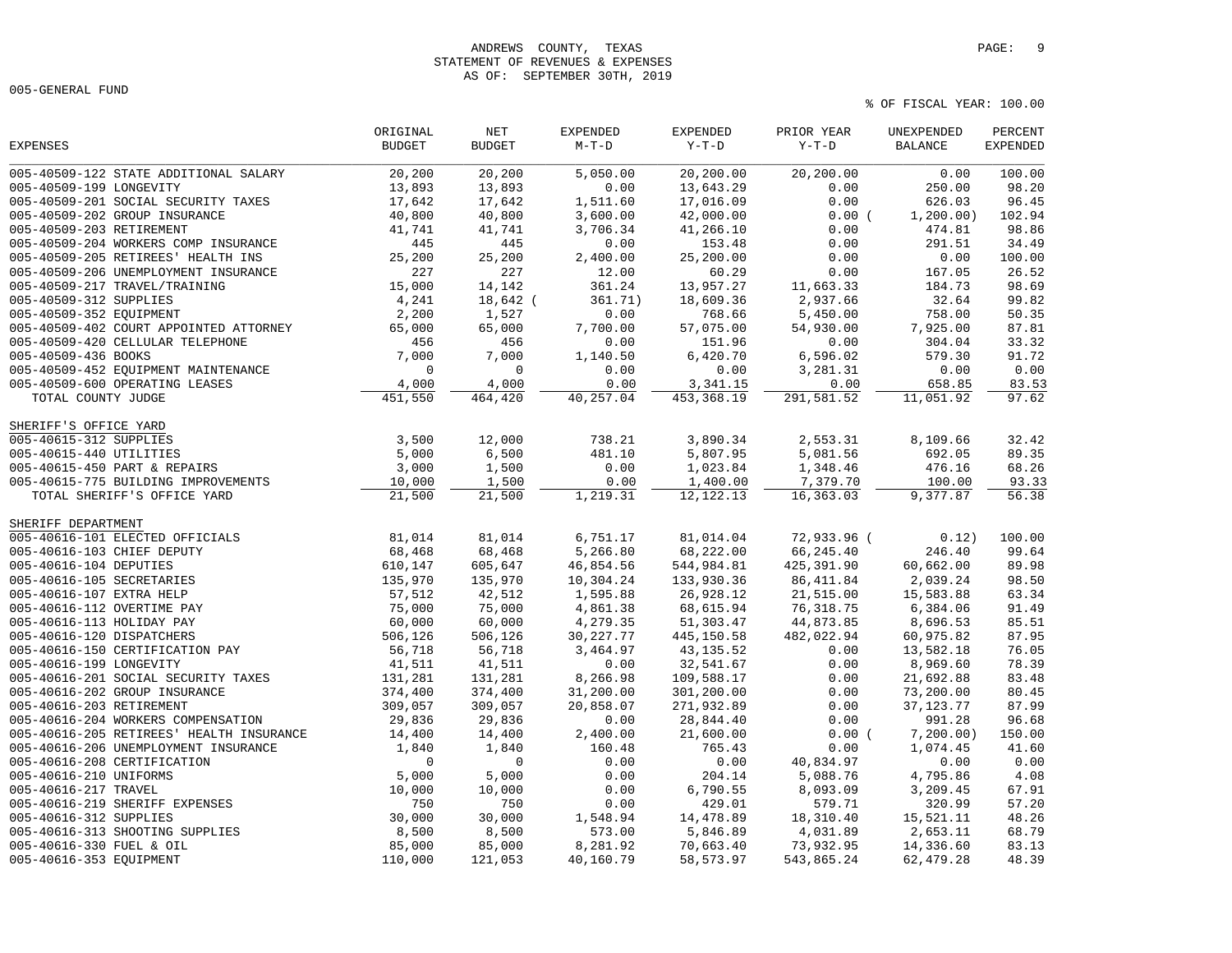ANDREWS COUNTY, TEXAS
STATEMENT OF REVENUES & EXPENSES
AS OF: SEPTEMBER 30TH, 2019

005-GENERAL FUND

% OF FISCAL YEAR: 100.00

| EXPENSES | ORIGINAL BUDGET | NET BUDGET | EXPENDED M-T-D | EXPENDED Y-T-D | PRIOR YEAR Y-T-D | UNEXPENDED BALANCE | PERCENT EXPENDED |
|---|---|---|---|---|---|---|---|
| 005-40509-122 STATE ADDITIONAL SALARY | 20,200 | 20,200 | 5,050.00 | 20,200.00 | 20,200.00 | 0.00 | 100.00 |
| 005-40509-199 LONGEVITY | 13,893 | 13,893 | 0.00 | 13,643.29 | 0.00 | 250.00 | 98.20 |
| 005-40509-201 SOCIAL SECURITY TAXES | 17,642 | 17,642 | 1,511.60 | 17,016.09 | 0.00 | 626.03 | 96.45 |
| 005-40509-202 GROUP INSURANCE | 40,800 | 40,800 | 3,600.00 | 42,000.00 | 0.00 | ( 1,200.00) | 102.94 |
| 005-40509-203 RETIREMENT | 41,741 | 41,741 | 3,706.34 | 41,266.10 | 0.00 | 474.81 | 98.86 |
| 005-40509-204 WORKERS COMP INSURANCE | 445 | 445 | 0.00 | 153.48 | 0.00 | 291.51 | 34.49 |
| 005-40509-205 RETIREES' HEALTH INS | 25,200 | 25,200 | 2,400.00 | 25,200.00 | 0.00 | 0.00 | 100.00 |
| 005-40509-206 UNEMPLOYMENT INSURANCE | 227 | 227 | 12.00 | 60.29 | 0.00 | 167.05 | 26.52 |
| 005-40509-217 TRAVEL/TRAINING | 15,000 | 14,142 | 361.24 | 13,957.27 | 11,663.33 | 184.73 | 98.69 |
| 005-40509-312 SUPPLIES | 4,241 | 18,642 | ( 361.71) | 18,609.36 | 2,937.66 | 32.64 | 99.82 |
| 005-40509-352 EQUIPMENT | 2,200 | 1,527 | 0.00 | 768.66 | 5,450.00 | 758.00 | 50.35 |
| 005-40509-402 COURT APPOINTED ATTORNEY | 65,000 | 65,000 | 7,700.00 | 57,075.00 | 54,930.00 | 7,925.00 | 87.81 |
| 005-40509-420 CELLULAR TELEPHONE | 456 | 456 | 0.00 | 151.96 | 0.00 | 304.04 | 33.32 |
| 005-40509-436 BOOKS | 7,000 | 7,000 | 1,140.50 | 6,420.70 | 6,596.02 | 579.30 | 91.72 |
| 005-40509-452 EQUIPMENT MAINTENANCE | 0 | 0 | 0.00 | 0.00 | 3,281.31 | 0.00 | 0.00 |
| 005-40509-600 OPERATING LEASES | 4,000 | 4,000 | 0.00 | 3,341.15 | 0.00 | 658.85 | 83.53 |
| TOTAL COUNTY JUDGE | 451,550 | 464,420 | 40,257.04 | 453,368.19 | 291,581.52 | 11,051.92 | 97.62 |
| **SHERIFF'S OFFICE YARD** | | | | | | | |
| 005-40615-312 SUPPLIES | 3,500 | 12,000 | 738.21 | 3,890.34 | 2,553.31 | 8,109.66 | 32.42 |
| 005-40615-440 UTILITIES | 5,000 | 6,500 | 481.10 | 5,807.95 | 5,081.56 | 692.05 | 89.35 |
| 005-40615-450 PART & REPAIRS | 3,000 | 1,500 | 0.00 | 1,023.84 | 1,348.46 | 476.16 | 68.26 |
| 005-40615-775 BUILDING IMPROVEMENTS | 10,000 | 1,500 | 0.00 | 1,400.00 | 7,379.70 | 100.00 | 93.33 |
| TOTAL SHERIFF'S OFFICE YARD | 21,500 | 21,500 | 1,219.31 | 12,122.13 | 16,363.03 | 9,377.87 | 56.38 |
| **SHERIFF DEPARTMENT** | | | | | | | |
| 005-40616-101 ELECTED OFFICIALS | 81,014 | 81,014 | 6,751.17 | 81,014.04 | 72,933.96 | ( 0.12) | 100.00 |
| 005-40616-103 CHIEF DEPUTY | 68,468 | 68,468 | 5,266.80 | 68,222.00 | 66,245.40 | 246.40 | 99.64 |
| 005-40616-104 DEPUTIES | 610,147 | 605,647 | 46,854.56 | 544,984.81 | 425,391.90 | 60,662.00 | 89.98 |
| 005-40616-105 SECRETARIES | 135,970 | 135,970 | 10,304.24 | 133,930.36 | 86,411.84 | 2,039.24 | 98.50 |
| 005-40616-107 EXTRA HELP | 57,512 | 42,512 | 1,595.88 | 26,928.12 | 21,515.00 | 15,583.88 | 63.34 |
| 005-40616-112 OVERTIME PAY | 75,000 | 75,000 | 4,861.38 | 68,615.94 | 76,318.75 | 6,384.06 | 91.49 |
| 005-40616-113 HOLIDAY PAY | 60,000 | 60,000 | 4,279.35 | 51,303.47 | 44,873.85 | 8,696.53 | 85.51 |
| 005-40616-120 DISPATCHERS | 506,126 | 506,126 | 30,227.77 | 445,150.58 | 482,022.94 | 60,975.82 | 87.95 |
| 005-40616-150 CERTIFICATION PAY | 56,718 | 56,718 | 3,464.97 | 43,135.52 | 0.00 | 13,582.18 | 76.05 |
| 005-40616-199 LONGEVITY | 41,511 | 41,511 | 0.00 | 32,541.67 | 0.00 | 8,969.60 | 78.39 |
| 005-40616-201 SOCIAL SECURITY TAXES | 131,281 | 131,281 | 8,266.98 | 109,588.17 | 0.00 | 21,692.88 | 83.48 |
| 005-40616-202 GROUP INSURANCE | 374,400 | 374,400 | 31,200.00 | 301,200.00 | 0.00 | 73,200.00 | 80.45 |
| 005-40616-203 RETIREMENT | 309,057 | 309,057 | 20,858.07 | 271,932.89 | 0.00 | 37,123.77 | 87.99 |
| 005-40616-204 WORKERS COMPENSATION | 29,836 | 29,836 | 0.00 | 28,844.40 | 0.00 | 991.28 | 96.68 |
| 005-40616-205 RETIREES' HEALTH INSURANCE | 14,400 | 14,400 | 2,400.00 | 21,600.00 | 0.00 | ( 7,200.00) | 150.00 |
| 005-40616-206 UNEMPLOYMENT INSURANCE | 1,840 | 1,840 | 160.48 | 765.43 | 0.00 | 1,074.45 | 41.60 |
| 005-40616-208 CERTIFICATION | 0 | 0 | 0.00 | 0.00 | 40,834.97 | 0.00 | 0.00 |
| 005-40616-210 UNIFORMS | 5,000 | 5,000 | 0.00 | 204.14 | 5,088.76 | 4,795.86 | 4.08 |
| 005-40616-217 TRAVEL | 10,000 | 10,000 | 0.00 | 6,790.55 | 8,093.09 | 3,209.45 | 67.91 |
| 005-40616-219 SHERIFF EXPENSES | 750 | 750 | 0.00 | 429.01 | 579.71 | 320.99 | 57.20 |
| 005-40616-312 SUPPLIES | 30,000 | 30,000 | 1,548.94 | 14,478.89 | 18,310.40 | 15,521.11 | 48.26 |
| 005-40616-313 SHOOTING SUPPLIES | 8,500 | 8,500 | 573.00 | 5,846.89 | 4,031.89 | 2,653.11 | 68.79 |
| 005-40616-330 FUEL & OIL | 85,000 | 85,000 | 8,281.92 | 70,663.40 | 73,932.95 | 14,336.60 | 83.13 |
| 005-40616-353 EQUIPMENT | 110,000 | 121,053 | 40,160.79 | 58,573.97 | 543,865.24 | 62,479.28 | 48.39 |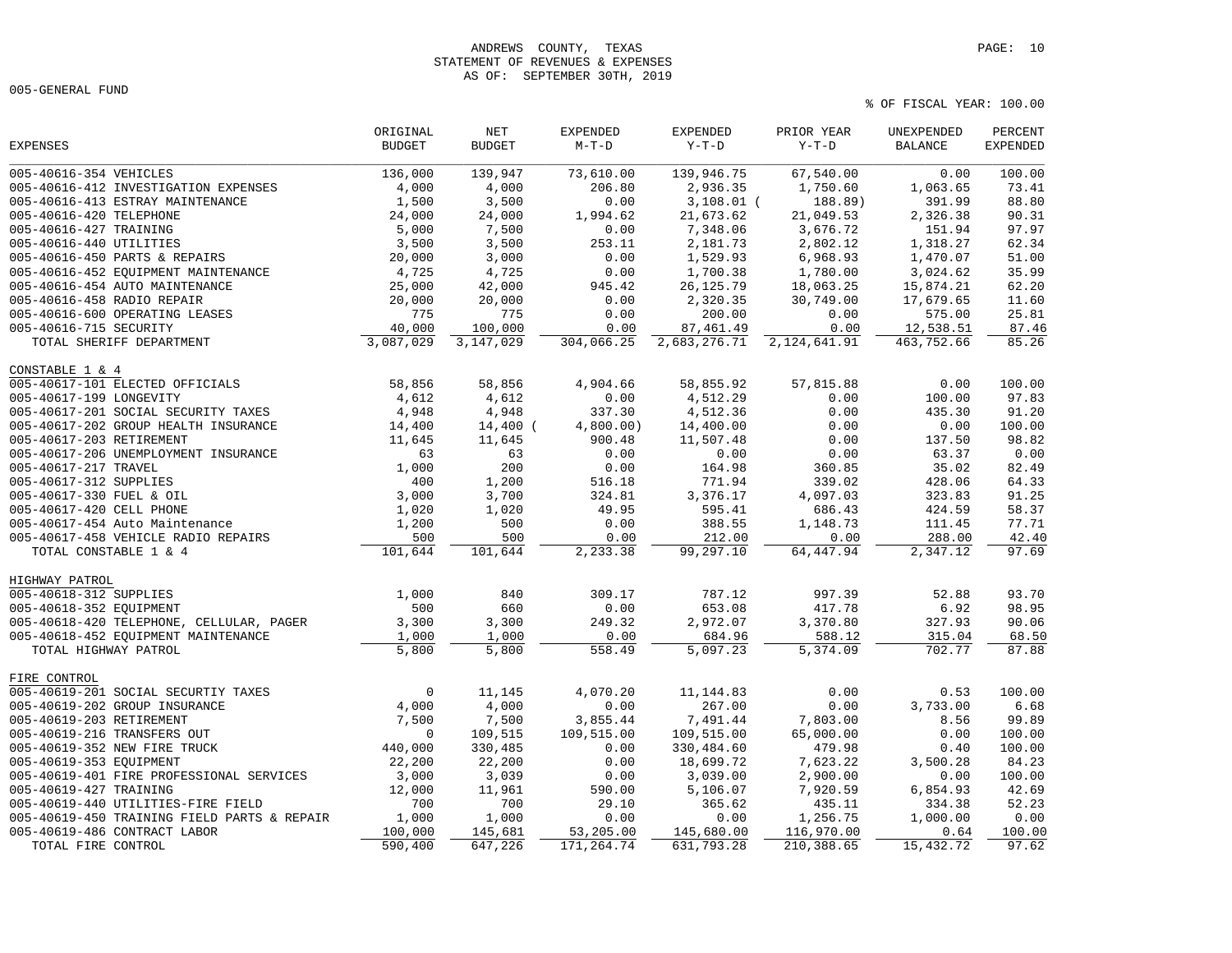ANDREWS COUNTY, TEXAS
STATEMENT OF REVENUES & EXPENSES
AS OF: SEPTEMBER 30TH, 2019

005-GENERAL FUND

% OF FISCAL YEAR: 100.00

| EXPENSES | ORIGINAL BUDGET | NET BUDGET | EXPENDED M-T-D | EXPENDED Y-T-D | PRIOR YEAR Y-T-D | UNEXPENDED BALANCE | PERCENT EXPENDED |
|---|---|---|---|---|---|---|---|
| 005-40616-354 VEHICLES | 136,000 | 139,947 | 73,610.00 | 139,946.75 | 67,540.00 | 0.00 | 100.00 |
| 005-40616-412 INVESTIGATION EXPENSES | 4,000 | 4,000 | 206.80 | 2,936.35 | 1,750.60 | 1,063.65 | 73.41 |
| 005-40616-413 ESTRAY MAINTENANCE | 1,500 | 3,500 | 0.00 | 3,108.01 | ( 188.89) | 391.99 | 88.80 |
| 005-40616-420 TELEPHONE | 24,000 | 24,000 | 1,994.62 | 21,673.62 | 21,049.53 | 2,326.38 | 90.31 |
| 005-40616-427 TRAINING | 5,000 | 7,500 | 0.00 | 7,348.06 | 3,676.72 | 151.94 | 97.97 |
| 005-40616-440 UTILITIES | 3,500 | 3,500 | 253.11 | 2,181.73 | 2,802.12 | 1,318.27 | 62.34 |
| 005-40616-450 PARTS & REPAIRS | 20,000 | 3,000 | 0.00 | 1,529.93 | 6,968.93 | 1,470.07 | 51.00 |
| 005-40616-452 EQUIPMENT MAINTENANCE | 4,725 | 4,725 | 0.00 | 1,700.38 | 1,780.00 | 3,024.62 | 35.99 |
| 005-40616-454 AUTO MAINTENANCE | 25,000 | 42,000 | 945.42 | 26,125.79 | 18,063.25 | 15,874.21 | 62.20 |
| 005-40616-458 RADIO REPAIR | 20,000 | 20,000 | 0.00 | 2,320.35 | 30,749.00 | 17,679.65 | 11.60 |
| 005-40616-600 OPERATING LEASES | 775 | 775 | 0.00 | 200.00 | 0.00 | 575.00 | 25.81 |
| 005-40616-715 SECURITY | 40,000 | 100,000 | 0.00 | 87,461.49 | 0.00 | 12,538.51 | 87.46 |
| TOTAL SHERIFF DEPARTMENT | 3,087,029 | 3,147,029 | 304,066.25 | 2,683,276.71 | 2,124,641.91 | 463,752.66 | 85.26 |
| **CONSTABLE 1 & 4** | | | | | | | |
| 005-40617-101 ELECTED OFFICIALS | 58,856 | 58,856 | 4,904.66 | 58,855.92 | 57,815.88 | 0.00 | 100.00 |
| 005-40617-199 LONGEVITY | 4,612 | 4,612 | 0.00 | 4,512.29 | 0.00 | 100.00 | 97.83 |
| 005-40617-201 SOCIAL SECURITY TAXES | 4,948 | 4,948 | 337.30 | 4,512.36 | 0.00 | 435.30 | 91.20 |
| 005-40617-202 GROUP HEALTH INSURANCE | 14,400 | 14,400 | ( 4,800.00) | 14,400.00 | 0.00 | 0.00 | 100.00 |
| 005-40617-203 RETIREMENT | 11,645 | 11,645 | 900.48 | 11,507.48 | 0.00 | 137.50 | 98.82 |
| 005-40617-206 UNEMPLOYMENT INSURANCE | 63 | 63 | 0.00 | 0.00 | 0.00 | 63.37 | 0.00 |
| 005-40617-217 TRAVEL | 1,000 | 200 | 0.00 | 164.98 | 360.85 | 35.02 | 82.49 |
| 005-40617-312 SUPPLIES | 400 | 1,200 | 516.18 | 771.94 | 339.02 | 428.06 | 64.33 |
| 005-40617-330 FUEL & OIL | 3,000 | 3,700 | 324.81 | 3,376.17 | 4,097.03 | 323.83 | 91.25 |
| 005-40617-420 CELL PHONE | 1,020 | 1,020 | 49.95 | 595.41 | 686.43 | 424.59 | 58.37 |
| 005-40617-454 Auto Maintenance | 1,200 | 500 | 0.00 | 388.55 | 1,148.73 | 111.45 | 77.71 |
| 005-40617-458 VEHICLE RADIO REPAIRS | 500 | 500 | 0.00 | 212.00 | 0.00 | 288.00 | 42.40 |
| TOTAL CONSTABLE 1 & 4 | 101,644 | 101,644 | 2,233.38 | 99,297.10 | 64,447.94 | 2,347.12 | 97.69 |
| **HIGHWAY PATROL** | | | | | | | |
| 005-40618-312 SUPPLIES | 1,000 | 840 | 309.17 | 787.12 | 997.39 | 52.88 | 93.70 |
| 005-40618-352 EQUIPMENT | 500 | 660 | 0.00 | 653.08 | 417.78 | 6.92 | 98.95 |
| 005-40618-420 TELEPHONE, CELLULAR, PAGER | 3,300 | 3,300 | 249.32 | 2,972.07 | 3,370.80 | 327.93 | 90.06 |
| 005-40618-452 EQUIPMENT MAINTENANCE | 1,000 | 1,000 | 0.00 | 684.96 | 588.12 | 315.04 | 68.50 |
| TOTAL HIGHWAY PATROL | 5,800 | 5,800 | 558.49 | 5,097.23 | 5,374.09 | 702.77 | 87.88 |
| **FIRE CONTROL** | | | | | | | |
| 005-40619-201 SOCIAL SECURTIY TAXES | 0 | 11,145 | 4,070.20 | 11,144.83 | 0.00 | 0.53 | 100.00 |
| 005-40619-202 GROUP INSURANCE | 4,000 | 4,000 | 0.00 | 267.00 | 0.00 | 3,733.00 | 6.68 |
| 005-40619-203 RETIREMENT | 7,500 | 7,500 | 3,855.44 | 7,491.44 | 7,803.00 | 8.56 | 99.89 |
| 005-40619-216 TRANSFERS OUT | 0 | 109,515 | 109,515.00 | 109,515.00 | 65,000.00 | 0.00 | 100.00 |
| 005-40619-352 NEW FIRE TRUCK | 440,000 | 330,485 | 0.00 | 330,484.60 | 479.98 | 0.40 | 100.00 |
| 005-40619-353 EQUIPMENT | 22,200 | 22,200 | 0.00 | 18,699.72 | 7,623.22 | 3,500.28 | 84.23 |
| 005-40619-401 FIRE PROFESSIONAL SERVICES | 3,000 | 3,039 | 0.00 | 3,039.00 | 2,900.00 | 0.00 | 100.00 |
| 005-40619-427 TRAINING | 12,000 | 11,961 | 590.00 | 5,106.07 | 7,920.59 | 6,854.93 | 42.69 |
| 005-40619-440 UTILITIES-FIRE FIELD | 700 | 700 | 29.10 | 365.62 | 435.11 | 334.38 | 52.23 |
| 005-40619-450 TRAINING FIELD PARTS & REPAIR | 1,000 | 1,000 | 0.00 | 0.00 | 1,256.75 | 1,000.00 | 0.00 |
| 005-40619-486 CONTRACT LABOR | 100,000 | 145,681 | 53,205.00 | 145,680.00 | 116,970.00 | 0.64 | 100.00 |
| TOTAL FIRE CONTROL | 590,400 | 647,226 | 171,264.74 | 631,793.28 | 210,388.65 | 15,432.72 | 97.62 |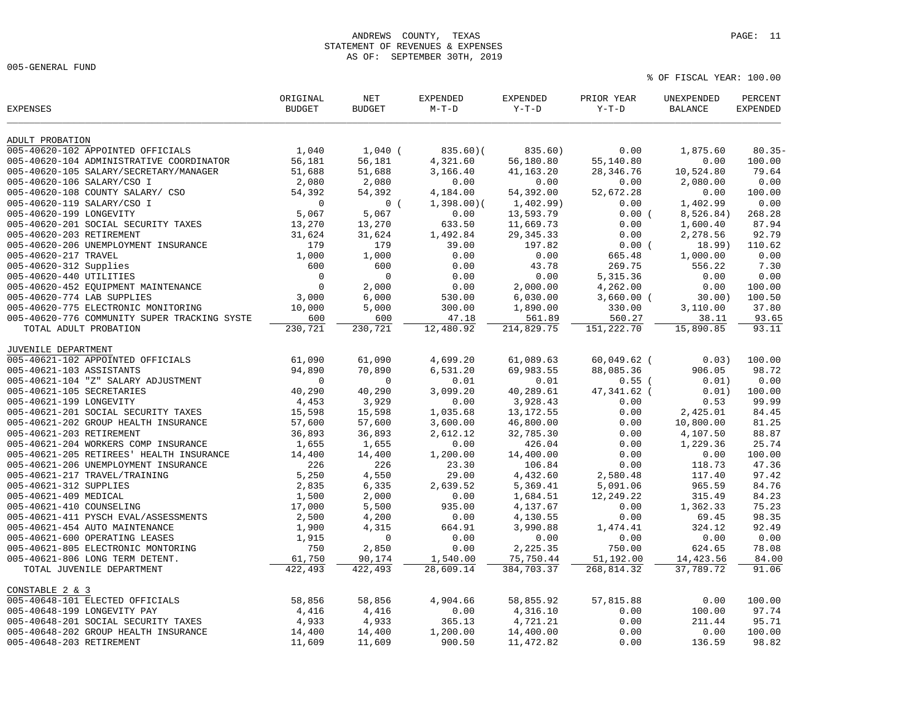ANDREWS COUNTY, TEXAS
STATEMENT OF REVENUES & EXPENSES
AS OF: SEPTEMBER 30TH, 2019

005-GENERAL FUND

% OF FISCAL YEAR: 100.00

| EXPENSES | ORIGINAL BUDGET | NET BUDGET | EXPENDED M-T-D | EXPENDED Y-T-D | PRIOR YEAR Y-T-D | UNEXPENDED BALANCE | PERCENT EXPENDED |
|---|---|---|---|---|---|---|---|
| **ADULT PROBATION** | | | | | | | |
| 005-40620-102 APPOINTED OFFICIALS | 1,040 | 1,040 | ( 835.60) | ( 835.60) | 0.00 | 1,875.60 | 80.35- |
| 005-40620-104 ADMINISTRATIVE COORDINATOR | 56,181 | 56,181 | 4,321.60 | 56,180.80 | 55,140.80 | 0.00 | 100.00 |
| 005-40620-105 SALARY/SECRETARY/MANAGER | 51,688 | 51,688 | 3,166.40 | 41,163.20 | 28,346.76 | 10,524.80 | 79.64 |
| 005-40620-106 SALARY/CSO I | 2,080 | 2,080 | 0.00 | 0.00 | 0.00 | 2,080.00 | 0.00 |
| 005-40620-108 COUNTY SALARY/ CSO | 54,392 | 54,392 | 4,184.00 | 54,392.00 | 52,672.28 | 0.00 | 100.00 |
| 005-40620-119 SALARY/CSO I | 0 | 0 | ( 1,398.00) | ( 1,402.99) | 0.00 | 1,402.99 | 0.00 |
| 005-40620-199 LONGEVITY | 5,067 | 5,067 | 0.00 | 13,593.79 | 0.00 | ( 8,526.84) | 268.28 |
| 005-40620-201 SOCIAL SECURITY TAXES | 13,270 | 13,270 | 633.50 | 11,669.73 | 0.00 | 1,600.40 | 87.94 |
| 005-40620-203 RETIREMENT | 31,624 | 31,624 | 1,492.84 | 29,345.33 | 0.00 | 2,278.56 | 92.79 |
| 005-40620-206 UNEMPLOYMENT INSURANCE | 179 | 179 | 39.00 | 197.82 | 0.00 | ( 18.99) | 110.62 |
| 005-40620-217 TRAVEL | 1,000 | 1,000 | 0.00 | 0.00 | 665.48 | 1,000.00 | 0.00 |
| 005-40620-312 Supplies | 600 | 600 | 0.00 | 43.78 | 269.75 | 556.22 | 7.30 |
| 005-40620-440 UTILITIES | 0 | 0 | 0.00 | 0.00 | 5,315.36 | 0.00 | 0.00 |
| 005-40620-452 EQUIPMENT MAINTENANCE | 0 | 2,000 | 0.00 | 2,000.00 | 4,262.00 | 0.00 | 100.00 |
| 005-40620-774 LAB SUPPLIES | 3,000 | 6,000 | 530.00 | 6,030.00 | 3,660.00 | ( 30.00) | 100.50 |
| 005-40620-775 ELECTRONIC MONITORING | 10,000 | 5,000 | 300.00 | 1,890.00 | 330.00 | 3,110.00 | 37.80 |
| 005-40620-776 COMMUNITY SUPER TRACKING SYSTE | 600 | 600 | 47.18 | 561.89 | 560.27 | 38.11 | 93.65 |
| TOTAL ADULT PROBATION | 230,721 | 230,721 | 12,480.92 | 214,829.75 | 151,222.70 | 15,890.85 | 93.11 |
| **JUVENILE DEPARTMENT** | | | | | | | |
| 005-40621-102 APPOINTED OFFICIALS | 61,090 | 61,090 | 4,699.20 | 61,089.63 | 60,049.62 | ( 0.03) | 100.00 |
| 005-40621-103 ASSISTANTS | 94,890 | 70,890 | 6,531.20 | 69,983.55 | 88,085.36 | 906.05 | 98.72 |
| 005-40621-104 "Z" SALARY ADJUSTMENT | 0 | 0 | 0.01 | 0.01 | 0.55 | ( 0.01) | 0.00 |
| 005-40621-105 SECRETARIES | 40,290 | 40,290 | 3,099.20 | 40,289.61 | 47,341.62 | ( 0.01) | 100.00 |
| 005-40621-199 LONGEVITY | 4,453 | 3,929 | 0.00 | 3,928.43 | 0.00 | 0.53 | 99.99 |
| 005-40621-201 SOCIAL SECURITY TAXES | 15,598 | 15,598 | 1,035.68 | 13,172.55 | 0.00 | 2,425.01 | 84.45 |
| 005-40621-202 GROUP HEALTH INSURANCE | 57,600 | 57,600 | 3,600.00 | 46,800.00 | 0.00 | 10,800.00 | 81.25 |
| 005-40621-203 RETIREMENT | 36,893 | 36,893 | 2,612.12 | 32,785.30 | 0.00 | 4,107.50 | 88.87 |
| 005-40621-204 WORKERS COMP INSURANCE | 1,655 | 1,655 | 0.00 | 426.04 | 0.00 | 1,229.36 | 25.74 |
| 005-40621-205 RETIREES' HEALTH INSURANCE | 14,400 | 14,400 | 1,200.00 | 14,400.00 | 0.00 | 0.00 | 100.00 |
| 005-40621-206 UNEMPLOYMENT INSURANCE | 226 | 226 | 23.30 | 106.84 | 0.00 | 118.73 | 47.36 |
| 005-40621-217 TRAVEL/TRAINING | 5,250 | 4,550 | 29.00 | 4,432.60 | 2,580.48 | 117.40 | 97.42 |
| 005-40621-312 SUPPLIES | 2,835 | 6,335 | 2,639.52 | 5,369.41 | 5,091.06 | 965.59 | 84.76 |
| 005-40621-409 MEDICAL | 1,500 | 2,000 | 0.00 | 1,684.51 | 12,249.22 | 315.49 | 84.23 |
| 005-40621-410 COUNSELING | 17,000 | 5,500 | 935.00 | 4,137.67 | 0.00 | 1,362.33 | 75.23 |
| 005-40621-411 PYSCH EVAL/ASSESSMENTS | 2,500 | 4,200 | 0.00 | 4,130.55 | 0.00 | 69.45 | 98.35 |
| 005-40621-454 AUTO MAINTENANCE | 1,900 | 4,315 | 664.91 | 3,990.88 | 1,474.41 | 324.12 | 92.49 |
| 005-40621-600 OPERATING LEASES | 1,915 | 0 | 0.00 | 0.00 | 0.00 | 0.00 | 0.00 |
| 005-40621-805 ELECTRONIC MONTORING | 750 | 2,850 | 0.00 | 2,225.35 | 750.00 | 624.65 | 78.08 |
| 005-40621-806 LONG TERM DETENT. | 61,750 | 90,174 | 1,540.00 | 75,750.44 | 51,192.00 | 14,423.56 | 84.00 |
| TOTAL JUVENILE DEPARTMENT | 422,493 | 422,493 | 28,609.14 | 384,703.37 | 268,814.32 | 37,789.72 | 91.06 |
| **CONSTABLE 2 & 3** | | | | | | | |
| 005-40648-101 ELECTED OFFICIALS | 58,856 | 58,856 | 4,904.66 | 58,855.92 | 57,815.88 | 0.00 | 100.00 |
| 005-40648-199 LONGEVITY PAY | 4,416 | 4,416 | 0.00 | 4,316.10 | 0.00 | 100.00 | 97.74 |
| 005-40648-201 SOCIAL SECURITY TAXES | 4,933 | 4,933 | 365.13 | 4,721.21 | 0.00 | 211.44 | 95.71 |
| 005-40648-202 GROUP HEALTH INSURANCE | 14,400 | 14,400 | 1,200.00 | 14,400.00 | 0.00 | 0.00 | 100.00 |
| 005-40648-203 RETIREMENT | 11,609 | 11,609 | 900.50 | 11,472.82 | 0.00 | 136.59 | 98.82 |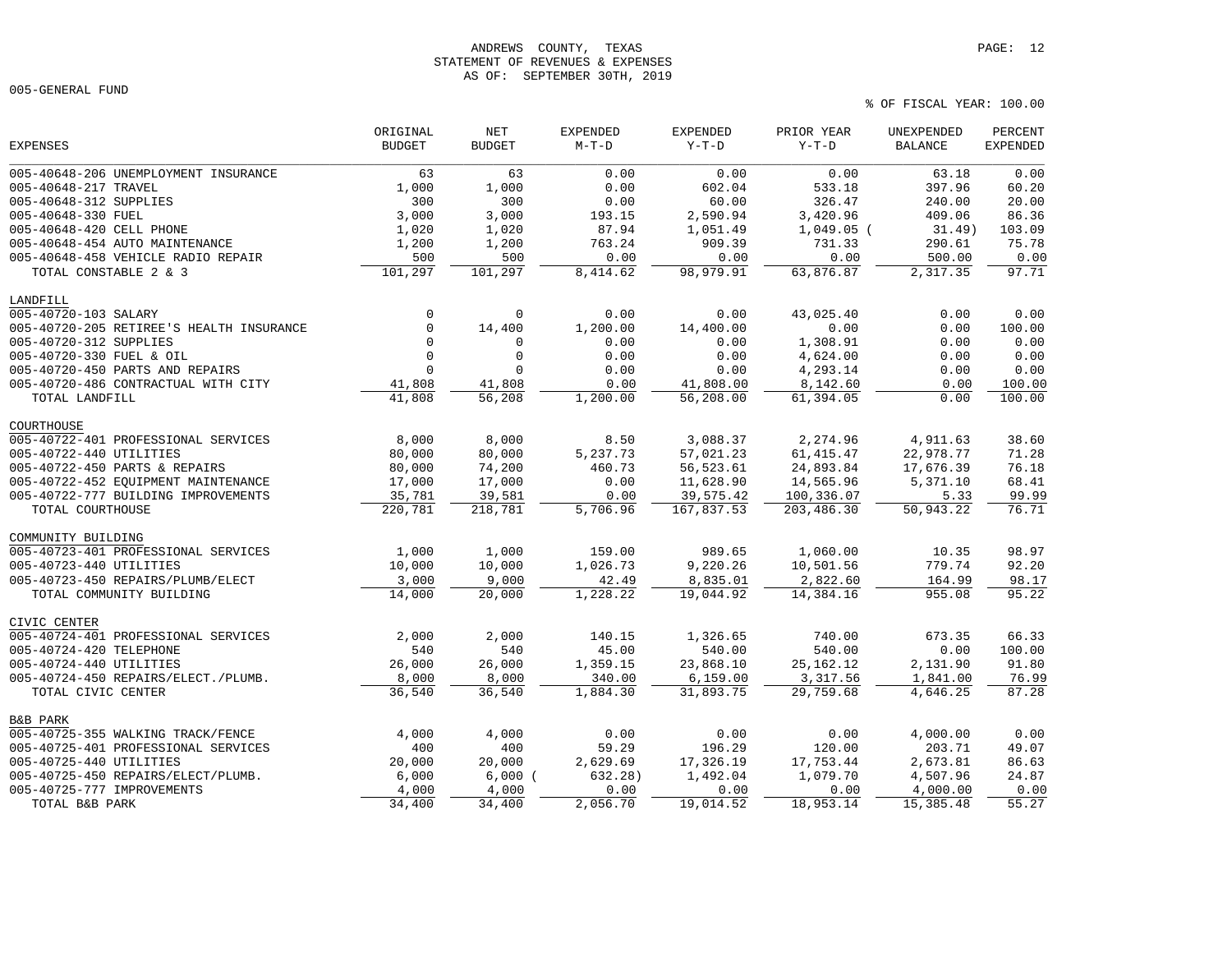ANDREWS COUNTY, TEXAS
STATEMENT OF REVENUES & EXPENSES
AS OF: SEPTEMBER 30TH, 2019

005-GENERAL FUND

% OF FISCAL YEAR: 100.00

| EXPENSES | ORIGINAL BUDGET | NET BUDGET | EXPENDED M-T-D | EXPENDED Y-T-D | PRIOR YEAR Y-T-D | UNEXPENDED BALANCE | PERCENT EXPENDED |
|---|---|---|---|---|---|---|---|
| 005-40648-206 UNEMPLOYMENT INSURANCE | 63 | 63 | 0.00 | 0.00 | 0.00 | 63.18 | 0.00 |
| 005-40648-217 TRAVEL | 1,000 | 1,000 | 0.00 | 602.04 | 533.18 | 397.96 | 60.20 |
| 005-40648-312 SUPPLIES | 300 | 300 | 0.00 | 60.00 | 326.47 | 240.00 | 20.00 |
| 005-40648-330 FUEL | 3,000 | 3,000 | 193.15 | 2,590.94 | 3,420.96 | 409.06 | 86.36 |
| 005-40648-420 CELL PHONE | 1,020 | 1,020 | 87.94 | 1,051.49 | 1,049.05 | ( 31.49) | 103.09 |
| 005-40648-454 AUTO MAINTENANCE | 1,200 | 1,200 | 763.24 | 909.39 | 731.33 | 290.61 | 75.78 |
| 005-40648-458 VEHICLE RADIO REPAIR | 500 | 500 | 0.00 | 0.00 | 0.00 | 500.00 | 0.00 |
| TOTAL CONSTABLE 2 & 3 | 101,297 | 101,297 | 8,414.62 | 98,979.91 | 63,876.87 | 2,317.35 | 97.71 |
| **LANDFILL** | | | | | | | |
| 005-40720-103 SALARY | 0 | 0 | 0.00 | 0.00 | 43,025.40 | 0.00 | 0.00 |
| 005-40720-205 RETIREE'S HEALTH INSURANCE | 0 | 14,400 | 1,200.00 | 14,400.00 | 0.00 | 0.00 | 100.00 |
| 005-40720-312 SUPPLIES | 0 | 0 | 0.00 | 0.00 | 1,308.91 | 0.00 | 0.00 |
| 005-40720-330 FUEL & OIL | 0 | 0 | 0.00 | 0.00 | 4,624.00 | 0.00 | 0.00 |
| 005-40720-450 PARTS AND REPAIRS | 0 | 0 | 0.00 | 0.00 | 4,293.14 | 0.00 | 0.00 |
| 005-40720-486 CONTRACTUAL WITH CITY | 41,808 | 41,808 | 0.00 | 41,808.00 | 8,142.60 | 0.00 | 100.00 |
| TOTAL LANDFILL | 41,808 | 56,208 | 1,200.00 | 56,208.00 | 61,394.05 | 0.00 | 100.00 |
| **COURTHOUSE** | | | | | | | |
| 005-40722-401 PROFESSIONAL SERVICES | 8,000 | 8,000 | 8.50 | 3,088.37 | 2,274.96 | 4,911.63 | 38.60 |
| 005-40722-440 UTILITIES | 80,000 | 80,000 | 5,237.73 | 57,021.23 | 61,415.47 | 22,978.77 | 71.28 |
| 005-40722-450 PARTS & REPAIRS | 80,000 | 74,200 | 460.73 | 56,523.61 | 24,893.84 | 17,676.39 | 76.18 |
| 005-40722-452 EQUIPMENT MAINTENANCE | 17,000 | 17,000 | 0.00 | 11,628.90 | 14,565.96 | 5,371.10 | 68.41 |
| 005-40722-777 BUILDING IMPROVEMENTS | 35,781 | 39,581 | 0.00 | 39,575.42 | 100,336.07 | 5.33 | 99.99 |
| TOTAL COURTHOUSE | 220,781 | 218,781 | 5,706.96 | 167,837.53 | 203,486.30 | 50,943.22 | 76.71 |
| **COMMUNITY BUILDING** | | | | | | | |
| 005-40723-401 PROFESSIONAL SERVICES | 1,000 | 1,000 | 159.00 | 989.65 | 1,060.00 | 10.35 | 98.97 |
| 005-40723-440 UTILITIES | 10,000 | 10,000 | 1,026.73 | 9,220.26 | 10,501.56 | 779.74 | 92.20 |
| 005-40723-450 REPAIRS/PLUMB/ELECT | 3,000 | 9,000 | 42.49 | 8,835.01 | 2,822.60 | 164.99 | 98.17 |
| TOTAL COMMUNITY BUILDING | 14,000 | 20,000 | 1,228.22 | 19,044.92 | 14,384.16 | 955.08 | 95.22 |
| **CIVIC CENTER** | | | | | | | |
| 005-40724-401 PROFESSIONAL SERVICES | 2,000 | 2,000 | 140.15 | 1,326.65 | 740.00 | 673.35 | 66.33 |
| 005-40724-420 TELEPHONE | 540 | 540 | 45.00 | 540.00 | 540.00 | 0.00 | 100.00 |
| 005-40724-440 UTILITIES | 26,000 | 26,000 | 1,359.15 | 23,868.10 | 25,162.12 | 2,131.90 | 91.80 |
| 005-40724-450 REPAIRS/ELECT./PLUMB. | 8,000 | 8,000 | 340.00 | 6,159.00 | 3,317.56 | 1,841.00 | 76.99 |
| TOTAL CIVIC CENTER | 36,540 | 36,540 | 1,884.30 | 31,893.75 | 29,759.68 | 4,646.25 | 87.28 |
| **B&B PARK** | | | | | | | |
| 005-40725-355 WALKING TRACK/FENCE | 4,000 | 4,000 | 0.00 | 0.00 | 0.00 | 4,000.00 | 0.00 |
| 005-40725-401 PROFESSIONAL SERVICES | 400 | 400 | 59.29 | 196.29 | 120.00 | 203.71 | 49.07 |
| 005-40725-440 UTILITIES | 20,000 | 20,000 | 2,629.69 | 17,326.19 | 17,753.44 | 2,673.81 | 86.63 |
| 005-40725-450 REPAIRS/ELECT/PLUMB. | 6,000 | 6,000 | ( 632.28) | 1,492.04 | 1,079.70 | 4,507.96 | 24.87 |
| 005-40725-777 IMPROVEMENTS | 4,000 | 4,000 | 0.00 | 0.00 | 0.00 | 4,000.00 | 0.00 |
| TOTAL B&B PARK | 34,400 | 34,400 | 2,056.70 | 19,014.52 | 18,953.14 | 15,385.48 | 55.27 |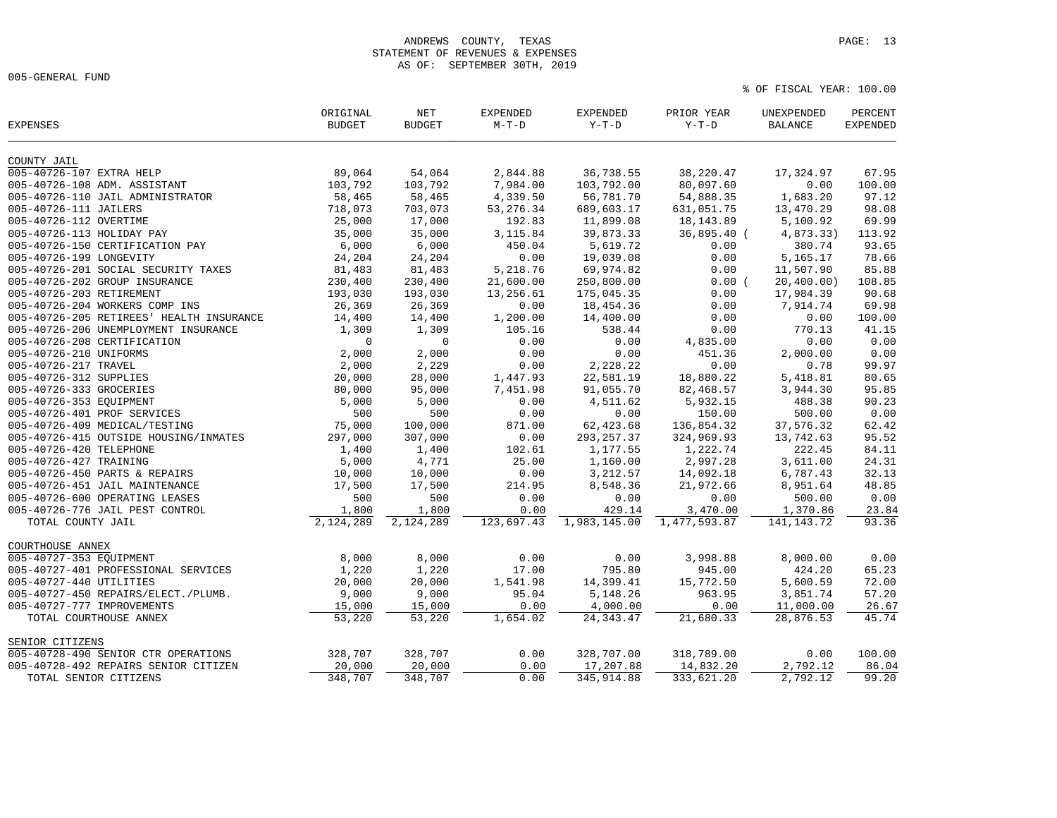ANDREWS COUNTY, TEXAS
STATEMENT OF REVENUES & EXPENSES
AS OF: SEPTEMBER 30TH, 2019

005-GENERAL FUND

% OF FISCAL YEAR: 100.00

| EXPENSES | ORIGINAL BUDGET | NET BUDGET | EXPENDED M-T-D | EXPENDED Y-T-D | PRIOR YEAR Y-T-D | UNEXPENDED BALANCE | PERCENT EXPENDED |
|---|---|---|---|---|---|---|---|
| **COUNTY JAIL** | | | | | | | |
| 005-40726-107 EXTRA HELP | 89,064 | 54,064 | 2,844.88 | 36,738.55 | 38,220.47 | 17,324.97 | 67.95 |
| 005-40726-108 ADM. ASSISTANT | 103,792 | 103,792 | 7,984.00 | 103,792.00 | 80,097.60 | 0.00 | 100.00 |
| 005-40726-110 JAIL ADMINISTRATOR | 58,465 | 58,465 | 4,339.50 | 56,781.70 | 54,888.35 | 1,683.20 | 97.12 |
| 005-40726-111 JAILERS | 718,073 | 703,073 | 53,276.34 | 689,603.17 | 631,051.75 | 13,470.29 | 98.08 |
| 005-40726-112 OVERTIME | 25,000 | 17,000 | 192.83 | 11,899.08 | 18,143.89 | 5,100.92 | 69.99 |
| 005-40726-113 HOLIDAY PAY | 35,000 | 35,000 | 3,115.84 | 39,873.33 | 36,895.40 | ( 4,873.33) | 113.92 |
| 005-40726-150 CERTIFICATION PAY | 6,000 | 6,000 | 450.04 | 5,619.72 | 0.00 | 380.74 | 93.65 |
| 005-40726-199 LONGEVITY | 24,204 | 24,204 | 0.00 | 19,039.08 | 0.00 | 5,165.17 | 78.66 |
| 005-40726-201 SOCIAL SECURITY TAXES | 81,483 | 81,483 | 5,218.76 | 69,974.82 | 0.00 | 11,507.90 | 85.88 |
| 005-40726-202 GROUP INSURANCE | 230,400 | 230,400 | 21,600.00 | 250,800.00 | 0.00 | ( 20,400.00) | 108.85 |
| 005-40726-203 RETIREMENT | 193,030 | 193,030 | 13,256.61 | 175,045.35 | 0.00 | 17,984.39 | 90.68 |
| 005-40726-204 WORKERS COMP INS | 26,369 | 26,369 | 0.00 | 18,454.36 | 0.00 | 7,914.74 | 69.98 |
| 005-40726-205 RETIREES' HEALTH INSURANCE | 14,400 | 14,400 | 1,200.00 | 14,400.00 | 0.00 | 0.00 | 100.00 |
| 005-40726-206 UNEMPLOYMENT INSURANCE | 1,309 | 1,309 | 105.16 | 538.44 | 0.00 | 770.13 | 41.15 |
| 005-40726-208 CERTIFICATION | 0 | 0 | 0.00 | 0.00 | 4,835.00 | 0.00 | 0.00 |
| 005-40726-210 UNIFORMS | 2,000 | 2,000 | 0.00 | 0.00 | 451.36 | 2,000.00 | 0.00 |
| 005-40726-217 TRAVEL | 2,000 | 2,229 | 0.00 | 2,228.22 | 0.00 | 0.78 | 99.97 |
| 005-40726-312 SUPPLIES | 20,000 | 28,000 | 1,447.93 | 22,581.19 | 18,880.22 | 5,418.81 | 80.65 |
| 005-40726-333 GROCERIES | 80,000 | 95,000 | 7,451.98 | 91,055.70 | 82,468.57 | 3,944.30 | 95.85 |
| 005-40726-353 EQUIPMENT | 5,000 | 5,000 | 0.00 | 4,511.62 | 5,932.15 | 488.38 | 90.23 |
| 005-40726-401 PROF SERVICES | 500 | 500 | 0.00 | 0.00 | 150.00 | 500.00 | 0.00 |
| 005-40726-409 MEDICAL/TESTING | 75,000 | 100,000 | 871.00 | 62,423.68 | 136,854.32 | 37,576.32 | 62.42 |
| 005-40726-415 OUTSIDE HOUSING/INMATES | 297,000 | 307,000 | 0.00 | 293,257.37 | 324,969.93 | 13,742.63 | 95.52 |
| 005-40726-420 TELEPHONE | 1,400 | 1,400 | 102.61 | 1,177.55 | 1,222.74 | 222.45 | 84.11 |
| 005-40726-427 TRAINING | 5,000 | 4,771 | 25.00 | 1,160.00 | 2,997.28 | 3,611.00 | 24.31 |
| 005-40726-450 PARTS & REPAIRS | 10,000 | 10,000 | 0.00 | 3,212.57 | 14,092.18 | 6,787.43 | 32.13 |
| 005-40726-451 JAIL MAINTENANCE | 17,500 | 17,500 | 214.95 | 8,548.36 | 21,972.66 | 8,951.64 | 48.85 |
| 005-40726-600 OPERATING LEASES | 500 | 500 | 0.00 | 0.00 | 0.00 | 500.00 | 0.00 |
| 005-40726-776 JAIL PEST CONTROL | 1,800 | 1,800 | 0.00 | 429.14 | 3,470.00 | 1,370.86 | 23.84 |
| TOTAL COUNTY JAIL | 2,124,289 | 2,124,289 | 123,697.43 | 1,983,145.00 | 1,477,593.87 | 141,143.72 | 93.36 |
| **COURTHOUSE ANNEX** | | | | | | | |
| 005-40727-353 EQUIPMENT | 8,000 | 8,000 | 0.00 | 0.00 | 3,998.88 | 8,000.00 | 0.00 |
| 005-40727-401 PROFESSIONAL SERVICES | 1,220 | 1,220 | 17.00 | 795.80 | 945.00 | 424.20 | 65.23 |
| 005-40727-440 UTILITIES | 20,000 | 20,000 | 1,541.98 | 14,399.41 | 15,772.50 | 5,600.59 | 72.00 |
| 005-40727-450 REPAIRS/ELECT./PLUMB. | 9,000 | 9,000 | 95.04 | 5,148.26 | 963.95 | 3,851.74 | 57.20 |
| 005-40727-777 IMPROVEMENTS | 15,000 | 15,000 | 0.00 | 4,000.00 | 0.00 | 11,000.00 | 26.67 |
| TOTAL COURTHOUSE ANNEX | 53,220 | 53,220 | 1,654.02 | 24,343.47 | 21,680.33 | 28,876.53 | 45.74 |
| **SENIOR CITIZENS** | | | | | | | |
| 005-40728-490 SENIOR CTR OPERATIONS | 328,707 | 328,707 | 0.00 | 328,707.00 | 318,789.00 | 0.00 | 100.00 |
| 005-40728-492 REPAIRS SENIOR CITIZEN | 20,000 | 20,000 | 0.00 | 17,207.88 | 14,832.20 | 2,792.12 | 86.04 |
| TOTAL SENIOR CITIZENS | 348,707 | 348,707 | 0.00 | 345,914.88 | 333,621.20 | 2,792.12 | 99.20 |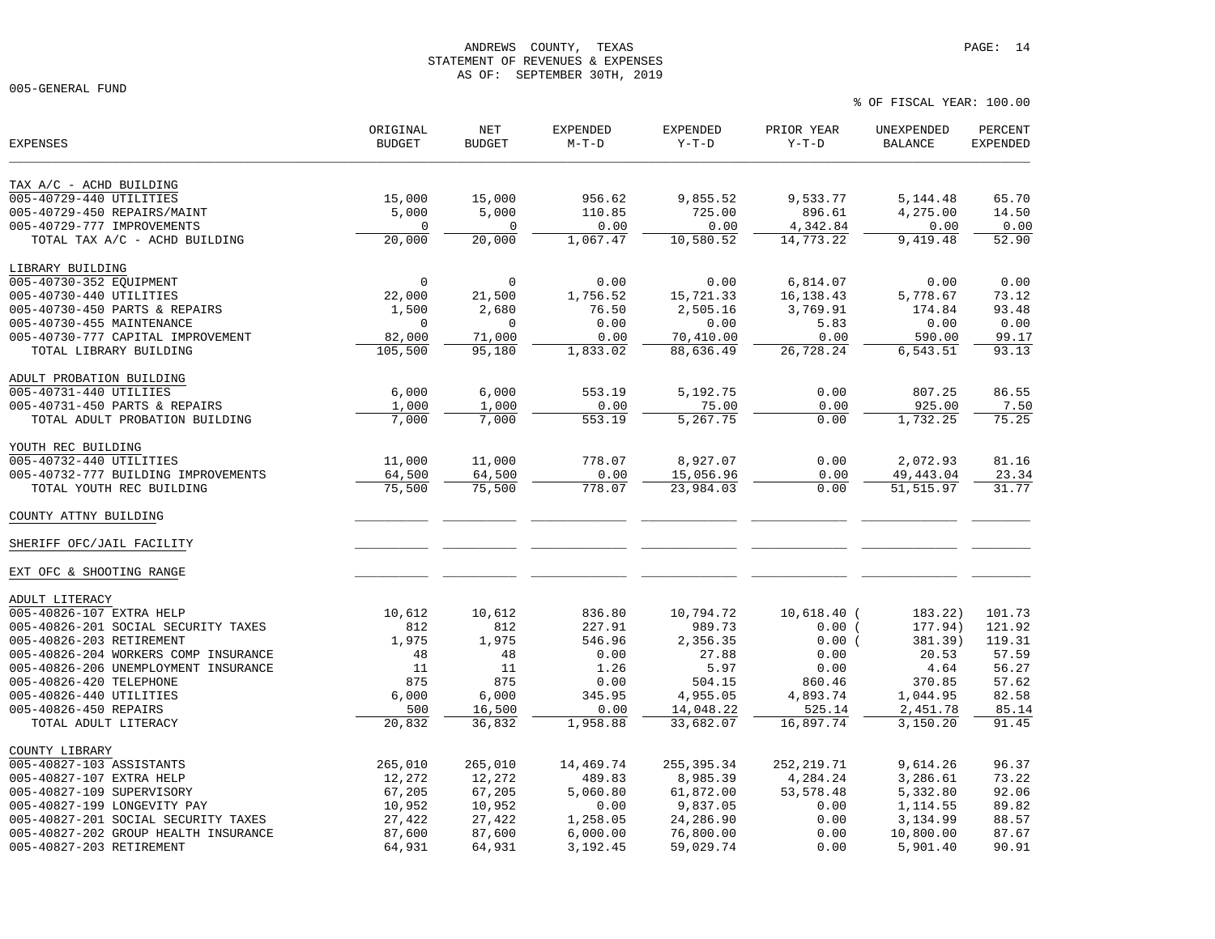ANDREWS COUNTY, TEXAS
STATEMENT OF REVENUES & EXPENSES
AS OF: SEPTEMBER 30TH, 2019

005-GENERAL FUND

% OF FISCAL YEAR: 100.00

| EXPENSES | ORIGINAL BUDGET | NET BUDGET | EXPENDED M-T-D | EXPENDED Y-T-D | PRIOR YEAR Y-T-D | UNEXPENDED BALANCE | PERCENT EXPENDED |
|---|---|---|---|---|---|---|---|
| **TAX A/C - ACHD BUILDING** | | | | | | | |
| 005-40729-440 UTILITIES | 15,000 | 15,000 | 956.62 | 9,855.52 | 9,533.77 | 5,144.48 | 65.70 |
| 005-40729-450 REPAIRS/MAINT | 5,000 | 5,000 | 110.85 | 725.00 | 896.61 | 4,275.00 | 14.50 |
| 005-40729-777 IMPROVEMENTS | 0 | 0 | 0.00 | 0.00 | 4,342.84 | 0.00 | 0.00 |
| TOTAL TAX A/C - ACHD BUILDING | 20,000 | 20,000 | 1,067.47 | 10,580.52 | 14,773.22 | 9,419.48 | 52.90 |
| **LIBRARY BUILDING** | | | | | | | |
| 005-40730-352 EQUIPMENT | 0 | 0 | 0.00 | 0.00 | 6,814.07 | 0.00 | 0.00 |
| 005-40730-440 UTILITIES | 22,000 | 21,500 | 1,756.52 | 15,721.33 | 16,138.43 | 5,778.67 | 73.12 |
| 005-40730-450 PARTS & REPAIRS | 1,500 | 2,680 | 76.50 | 2,505.16 | 3,769.91 | 174.84 | 93.48 |
| 005-40730-455 MAINTENANCE | 0 | 0 | 0.00 | 0.00 | 5.83 | 0.00 | 0.00 |
| 005-40730-777 CAPITAL IMPROVEMENT | 82,000 | 71,000 | 0.00 | 70,410.00 | 0.00 | 590.00 | 99.17 |
| TOTAL LIBRARY BUILDING | 105,500 | 95,180 | 1,833.02 | 88,636.49 | 26,728.24 | 6,543.51 | 93.13 |
| **ADULT PROBATION BUILDING** | | | | | | | |
| 005-40731-440 UTILIIES | 6,000 | 6,000 | 553.19 | 5,192.75 | 0.00 | 807.25 | 86.55 |
| 005-40731-450 PARTS & REPAIRS | 1,000 | 1,000 | 0.00 | 75.00 | 0.00 | 925.00 | 7.50 |
| TOTAL ADULT PROBATION BUILDING | 7,000 | 7,000 | 553.19 | 5,267.75 | 0.00 | 1,732.25 | 75.25 |
| **YOUTH REC BUILDING** | | | | | | | |
| 005-40732-440 UTILITIES | 11,000 | 11,000 | 778.07 | 8,927.07 | 0.00 | 2,072.93 | 81.16 |
| 005-40732-777 BUILDING IMPROVEMENTS | 64,500 | 64,500 | 0.00 | 15,056.96 | 0.00 | 49,443.04 | 23.34 |
| TOTAL YOUTH REC BUILDING | 75,500 | 75,500 | 778.07 | 23,984.03 | 0.00 | 51,515.97 | 31.77 |
| **COUNTY ATTNY BUILDING** | | | | | | | |
| **SHERIFF OFC/JAIL FACILITY** | | | | | | | |
| **EXT OFC & SHOOTING RANGE** | | | | | | | |
| **ADULT LITERACY** | | | | | | | |
| 005-40826-107 EXTRA HELP | 10,612 | 10,612 | 836.80 | 10,794.72 | 10,618.40 | ( 183.22) | 101.73 |
| 005-40826-201 SOCIAL SECURITY TAXES | 812 | 812 | 227.91 | 989.73 | 0.00 | ( 177.94) | 121.92 |
| 005-40826-203 RETIREMENT | 1,975 | 1,975 | 546.96 | 2,356.35 | 0.00 | ( 381.39) | 119.31 |
| 005-40826-204 WORKERS COMP INSURANCE | 48 | 48 | 0.00 | 27.88 | 0.00 | 20.53 | 57.59 |
| 005-40826-206 UNEMPLOYMENT INSURANCE | 11 | 11 | 1.26 | 5.97 | 0.00 | 4.64 | 56.27 |
| 005-40826-420 TELEPHONE | 875 | 875 | 0.00 | 504.15 | 860.46 | 370.85 | 57.62 |
| 005-40826-440 UTILITIES | 6,000 | 6,000 | 345.95 | 4,955.05 | 4,893.74 | 1,044.95 | 82.58 |
| 005-40826-450 REPAIRS | 500 | 16,500 | 0.00 | 14,048.22 | 525.14 | 2,451.78 | 85.14 |
| TOTAL ADULT LITERACY | 20,832 | 36,832 | 1,958.88 | 33,682.07 | 16,897.74 | 3,150.20 | 91.45 |
| **COUNTY LIBRARY** | | | | | | | |
| 005-40827-103 ASSISTANTS | 265,010 | 265,010 | 14,469.74 | 255,395.34 | 252,219.71 | 9,614.26 | 96.37 |
| 005-40827-107 EXTRA HELP | 12,272 | 12,272 | 489.83 | 8,985.39 | 4,284.24 | 3,286.61 | 73.22 |
| 005-40827-109 SUPERVISORY | 67,205 | 67,205 | 5,060.80 | 61,872.00 | 53,578.48 | 5,332.80 | 92.06 |
| 005-40827-199 LONGEVITY PAY | 10,952 | 10,952 | 0.00 | 9,837.05 | 0.00 | 1,114.55 | 89.82 |
| 005-40827-201 SOCIAL SECURITY TAXES | 27,422 | 27,422 | 1,258.05 | 24,286.90 | 0.00 | 3,134.99 | 88.57 |
| 005-40827-202 GROUP HEALTH INSURANCE | 87,600 | 87,600 | 6,000.00 | 76,800.00 | 0.00 | 10,800.00 | 87.67 |
| 005-40827-203 RETIREMENT | 64,931 | 64,931 | 3,192.45 | 59,029.74 | 0.00 | 5,901.40 | 90.91 |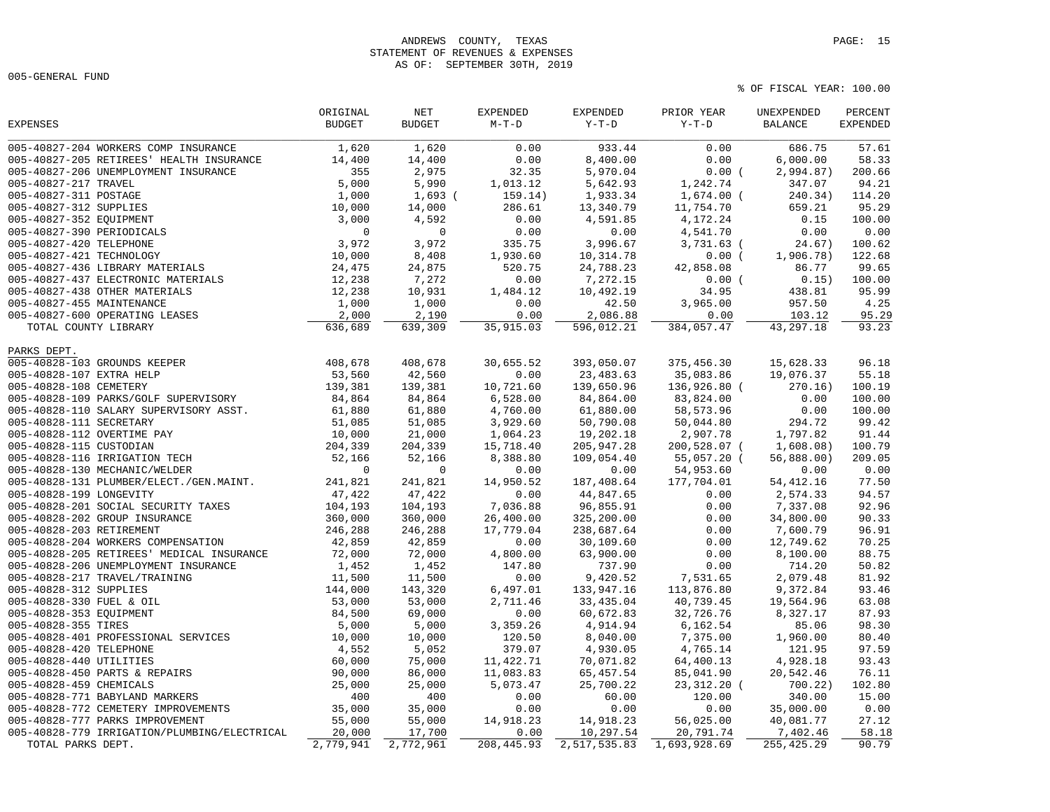ANDREWS COUNTY, TEXAS
STATEMENT OF REVENUES & EXPENSES
AS OF: SEPTEMBER 30TH, 2019

005-GENERAL FUND

% OF FISCAL YEAR: 100.00

| EXPENSES | ORIGINAL BUDGET | NET BUDGET | EXPENDED M-T-D | EXPENDED Y-T-D | PRIOR YEAR Y-T-D | UNEXPENDED BALANCE | PERCENT EXPENDED |
|---|---|---|---|---|---|---|---|
| 005-40827-204 WORKERS COMP INSURANCE | 1,620 | 1,620 | 0.00 | 933.44 | 0.00 | 686.75 | 57.61 |
| 005-40827-205 RETIREES' HEALTH INSURANCE | 14,400 | 14,400 | 0.00 | 8,400.00 | 0.00 | 6,000.00 | 58.33 |
| 005-40827-206 UNEMPLOYMENT INSURANCE | 355 | 2,975 | 32.35 | 5,970.04 | 0.00 | ( 2,994.87) | 200.66 |
| 005-40827-217 TRAVEL | 5,000 | 5,990 | 1,013.12 | 5,642.93 | 1,242.74 | 347.07 | 94.21 |
| 005-40827-311 POSTAGE | 1,000 | 1,693 | ( 159.14) | 1,933.34 | 1,674.00 | ( 240.34) | 114.20 |
| 005-40827-312 SUPPLIES | 10,000 | 14,000 | 286.61 | 13,340.79 | 11,754.70 | 659.21 | 95.29 |
| 005-40827-352 EQUIPMENT | 3,000 | 4,592 | 0.00 | 4,591.85 | 4,172.24 | 0.15 | 100.00 |
| 005-40827-390 PERIODICALS | 0 | 0 | 0.00 | 0.00 | 4,541.70 | 0.00 | 0.00 |
| 005-40827-420 TELEPHONE | 3,972 | 3,972 | 335.75 | 3,996.67 | 3,731.63 | ( 24.67) | 100.62 |
| 005-40827-421 TECHNOLOGY | 10,000 | 8,408 | 1,930.60 | 10,314.78 | 0.00 | ( 1,906.78) | 122.68 |
| 005-40827-436 LIBRARY MATERIALS | 24,475 | 24,875 | 520.75 | 24,788.23 | 42,858.08 | 86.77 | 99.65 |
| 005-40827-437 ELECTRONIC MATERIALS | 12,238 | 7,272 | 0.00 | 7,272.15 | 0.00 | ( 0.15) | 100.00 |
| 005-40827-438 OTHER MATERIALS | 12,238 | 10,931 | 1,484.12 | 10,492.19 | 34.95 | 438.81 | 95.99 |
| 005-40827-455 MAINTENANCE | 1,000 | 1,000 | 0.00 | 42.50 | 3,965.00 | 957.50 | 4.25 |
| 005-40827-600 OPERATING LEASES | 2,000 | 2,190 | 0.00 | 2,086.88 | 0.00 | 103.12 | 95.29 |
| TOTAL COUNTY LIBRARY | 636,689 | 639,309 | 35,915.03 | 596,012.21 | 384,057.47 | 43,297.18 | 93.23 |
| **PARKS DEPT.** | | | | | | | |
| 005-40828-103 GROUNDS KEEPER | 408,678 | 408,678 | 30,655.52 | 393,050.07 | 375,456.30 | 15,628.33 | 96.18 |
| 005-40828-107 EXTRA HELP | 53,560 | 42,560 | 0.00 | 23,483.63 | 35,083.86 | 19,076.37 | 55.18 |
| 005-40828-108 CEMETERY | 139,381 | 139,381 | 10,721.60 | 139,650.96 | 136,926.80 | ( 270.16) | 100.19 |
| 005-40828-109 PARKS/GOLF SUPERVISORY | 84,864 | 84,864 | 6,528.00 | 84,864.00 | 83,824.00 | 0.00 | 100.00 |
| 005-40828-110 SALARY SUPERVISORY ASST. | 61,880 | 61,880 | 4,760.00 | 61,880.00 | 58,573.96 | 0.00 | 100.00 |
| 005-40828-111 SECRETARY | 51,085 | 51,085 | 3,929.60 | 50,790.08 | 50,044.80 | 294.72 | 99.42 |
| 005-40828-112 OVERTIME PAY | 10,000 | 21,000 | 1,064.23 | 19,202.18 | 2,907.78 | 1,797.82 | 91.44 |
| 005-40828-115 CUSTODIAN | 204,339 | 204,339 | 15,718.40 | 205,947.28 | 200,528.07 | ( 1,608.08) | 100.79 |
| 005-40828-116 IRRIGATION TECH | 52,166 | 52,166 | 8,388.80 | 109,054.40 | 55,057.20 | ( 56,888.00) | 209.05 |
| 005-40828-130 MECHANIC/WELDER | 0 | 0 | 0.00 | 0.00 | 54,953.60 | 0.00 | 0.00 |
| 005-40828-131 PLUMBER/ELECT./GEN.MAINT. | 241,821 | 241,821 | 14,950.52 | 187,408.64 | 177,704.01 | 54,412.16 | 77.50 |
| 005-40828-199 LONGEVITY | 47,422 | 47,422 | 0.00 | 44,847.65 | 0.00 | 2,574.33 | 94.57 |
| 005-40828-201 SOCIAL SECURITY TAXES | 104,193 | 104,193 | 7,036.88 | 96,855.91 | 0.00 | 7,337.08 | 92.96 |
| 005-40828-202 GROUP INSURANCE | 360,000 | 360,000 | 26,400.00 | 325,200.00 | 0.00 | 34,800.00 | 90.33 |
| 005-40828-203 RETIREMENT | 246,288 | 246,288 | 17,779.04 | 238,687.64 | 0.00 | 7,600.79 | 96.91 |
| 005-40828-204 WORKERS COMPENSATION | 42,859 | 42,859 | 0.00 | 30,109.60 | 0.00 | 12,749.62 | 70.25 |
| 005-40828-205 RETIREES' MEDICAL INSURANCE | 72,000 | 72,000 | 4,800.00 | 63,900.00 | 0.00 | 8,100.00 | 88.75 |
| 005-40828-206 UNEMPLOYMENT INSURANCE | 1,452 | 1,452 | 147.80 | 737.90 | 0.00 | 714.20 | 50.82 |
| 005-40828-217 TRAVEL/TRAINING | 11,500 | 11,500 | 0.00 | 9,420.52 | 7,531.65 | 2,079.48 | 81.92 |
| 005-40828-312 SUPPLIES | 144,000 | 143,320 | 6,497.01 | 133,947.16 | 113,876.80 | 9,372.84 | 93.46 |
| 005-40828-330 FUEL & OIL | 53,000 | 53,000 | 2,711.46 | 33,435.04 | 40,739.45 | 19,564.96 | 63.08 |
| 005-40828-353 EQUIPMENT | 84,500 | 69,000 | 0.00 | 60,672.83 | 32,726.76 | 8,327.17 | 87.93 |
| 005-40828-355 TIRES | 5,000 | 5,000 | 3,359.26 | 4,914.94 | 6,162.54 | 85.06 | 98.30 |
| 005-40828-401 PROFESSIONAL SERVICES | 10,000 | 10,000 | 120.50 | 8,040.00 | 7,375.00 | 1,960.00 | 80.40 |
| 005-40828-420 TELEPHONE | 4,552 | 5,052 | 379.07 | 4,930.05 | 4,765.14 | 121.95 | 97.59 |
| 005-40828-440 UTILITIES | 60,000 | 75,000 | 11,422.71 | 70,071.82 | 64,400.13 | 4,928.18 | 93.43 |
| 005-40828-450 PARTS & REPAIRS | 90,000 | 86,000 | 11,083.83 | 65,457.54 | 85,041.90 | 20,542.46 | 76.11 |
| 005-40828-459 CHEMICALS | 25,000 | 25,000 | 5,073.47 | 25,700.22 | 23,312.20 | ( 700.22) | 102.80 |
| 005-40828-771 BABYLAND MARKERS | 400 | 400 | 0.00 | 60.00 | 120.00 | 340.00 | 15.00 |
| 005-40828-772 CEMETERY IMPROVEMENTS | 35,000 | 35,000 | 0.00 | 0.00 | 0.00 | 35,000.00 | 0.00 |
| 005-40828-777 PARKS IMPROVEMENT | 55,000 | 55,000 | 14,918.23 | 14,918.23 | 56,025.00 | 40,081.77 | 27.12 |
| 005-40828-779 IRRIGATION/PLUMBING/ELECTRICAL | 20,000 | 17,700 | 0.00 | 10,297.54 | 20,791.74 | 7,402.46 | 58.18 |
| TOTAL PARKS DEPT. | 2,779,941 | 2,772,961 | 208,445.93 | 2,517,535.83 | 1,693,928.69 | 255,425.29 | 90.79 |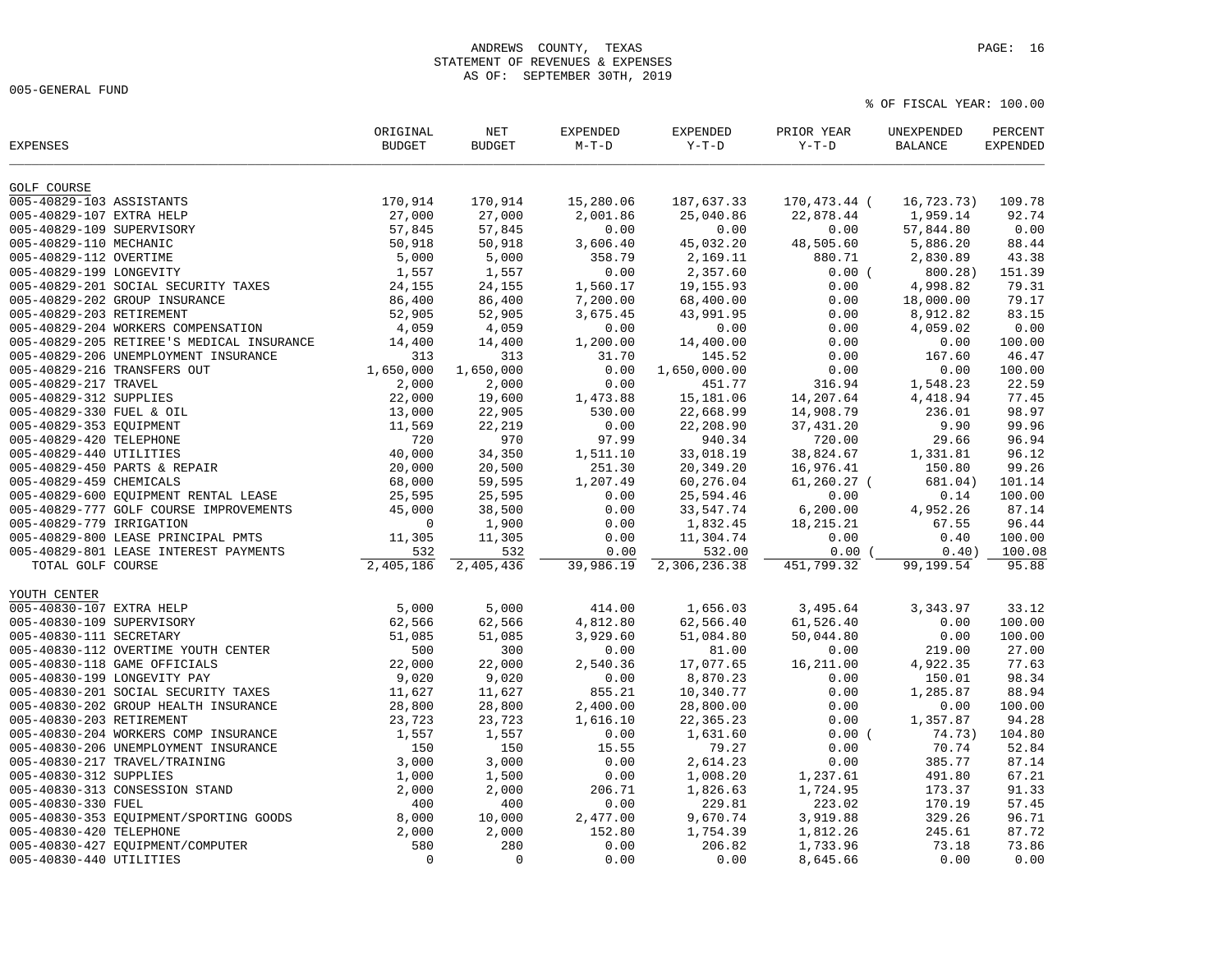ANDREWS COUNTY, TEXAS
STATEMENT OF REVENUES & EXPENSES
AS OF: SEPTEMBER 30TH, 2019

005-GENERAL FUND

% OF FISCAL YEAR: 100.00

| EXPENSES | ORIGINAL BUDGET | NET BUDGET | EXPENDED M-T-D | EXPENDED Y-T-D | PRIOR YEAR Y-T-D | UNEXPENDED BALANCE | PERCENT EXPENDED |
|---|---|---|---|---|---|---|---|
| **GOLF COURSE** | | | | | | | |
| 005-40829-103 ASSISTANTS | 170,914 | 170,914 | 15,280.06 | 187,637.33 | 170,473.44 | ( 16,723.73) | 109.78 |
| 005-40829-107 EXTRA HELP | 27,000 | 27,000 | 2,001.86 | 25,040.86 | 22,878.44 | 1,959.14 | 92.74 |
| 005-40829-109 SUPERVISORY | 57,845 | 57,845 | 0.00 | 0.00 | 0.00 | 57,844.80 | 0.00 |
| 005-40829-110 MECHANIC | 50,918 | 50,918 | 3,606.40 | 45,032.20 | 48,505.60 | 5,886.20 | 88.44 |
| 005-40829-112 OVERTIME | 5,000 | 5,000 | 358.79 | 2,169.11 | 880.71 | 2,830.89 | 43.38 |
| 005-40829-199 LONGEVITY | 1,557 | 1,557 | 0.00 | 2,357.60 | 0.00 | ( 800.28) | 151.39 |
| 005-40829-201 SOCIAL SECURITY TAXES | 24,155 | 24,155 | 1,560.17 | 19,155.93 | 0.00 | 4,998.82 | 79.31 |
| 005-40829-202 GROUP INSURANCE | 86,400 | 86,400 | 7,200.00 | 68,400.00 | 0.00 | 18,000.00 | 79.17 |
| 005-40829-203 RETIREMENT | 52,905 | 52,905 | 3,675.45 | 43,991.95 | 0.00 | 8,912.82 | 83.15 |
| 005-40829-204 WORKERS COMPENSATION | 4,059 | 4,059 | 0.00 | 0.00 | 0.00 | 4,059.02 | 0.00 |
| 005-40829-205 RETIREE'S MEDICAL INSURANCE | 14,400 | 14,400 | 1,200.00 | 14,400.00 | 0.00 | 0.00 | 100.00 |
| 005-40829-206 UNEMPLOYMENT INSURANCE | 313 | 313 | 31.70 | 145.52 | 0.00 | 167.60 | 46.47 |
| 005-40829-216 TRANSFERS OUT | 1,650,000 | 1,650,000 | 0.00 | 1,650,000.00 | 0.00 | 0.00 | 100.00 |
| 005-40829-217 TRAVEL | 2,000 | 2,000 | 0.00 | 451.77 | 316.94 | 1,548.23 | 22.59 |
| 005-40829-312 SUPPLIES | 22,000 | 19,600 | 1,473.88 | 15,181.06 | 14,207.64 | 4,418.94 | 77.45 |
| 005-40829-330 FUEL & OIL | 13,000 | 22,905 | 530.00 | 22,668.99 | 14,908.79 | 236.01 | 98.97 |
| 005-40829-353 EQUIPMENT | 11,569 | 22,219 | 0.00 | 22,208.90 | 37,431.20 | 9.90 | 99.96 |
| 005-40829-420 TELEPHONE | 720 | 970 | 97.99 | 940.34 | 720.00 | 29.66 | 96.94 |
| 005-40829-440 UTILITIES | 40,000 | 34,350 | 1,511.10 | 33,018.19 | 38,824.67 | 1,331.81 | 96.12 |
| 005-40829-450 PARTS & REPAIR | 20,000 | 20,500 | 251.30 | 20,349.20 | 16,976.41 | 150.80 | 99.26 |
| 005-40829-459 CHEMICALS | 68,000 | 59,595 | 1,207.49 | 60,276.04 | 61,260.27 | ( 681.04) | 101.14 |
| 005-40829-600 EQUIPMENT RENTAL LEASE | 25,595 | 25,595 | 0.00 | 25,594.46 | 0.00 | 0.14 | 100.00 |
| 005-40829-777 GOLF COURSE IMPROVEMENTS | 45,000 | 38,500 | 0.00 | 33,547.74 | 6,200.00 | 4,952.26 | 87.14 |
| 005-40829-779 IRRIGATION | 0 | 1,900 | 0.00 | 1,832.45 | 18,215.21 | 67.55 | 96.44 |
| 005-40829-800 LEASE PRINCIPAL PMTS | 11,305 | 11,305 | 0.00 | 11,304.74 | 0.00 | 0.40 | 100.00 |
| 005-40829-801 LEASE INTEREST PAYMENTS | 532 | 532 | 0.00 | 532.00 | 0.00 | ( 0.40) | 100.08 |
| TOTAL GOLF COURSE | 2,405,186 | 2,405,436 | 39,986.19 | 2,306,236.38 | 451,799.32 | 99,199.54 | 95.88 |
| **YOUTH CENTER** | | | | | | | |
| 005-40830-107 EXTRA HELP | 5,000 | 5,000 | 414.00 | 1,656.03 | 3,495.64 | 3,343.97 | 33.12 |
| 005-40830-109 SUPERVISORY | 62,566 | 62,566 | 4,812.80 | 62,566.40 | 61,526.40 | 0.00 | 100.00 |
| 005-40830-111 SECRETARY | 51,085 | 51,085 | 3,929.60 | 51,084.80 | 50,044.80 | 0.00 | 100.00 |
| 005-40830-112 OVERTIME YOUTH CENTER | 500 | 300 | 0.00 | 81.00 | 0.00 | 219.00 | 27.00 |
| 005-40830-118 GAME OFFICIALS | 22,000 | 22,000 | 2,540.36 | 17,077.65 | 16,211.00 | 4,922.35 | 77.63 |
| 005-40830-199 LONGEVITY PAY | 9,020 | 9,020 | 0.00 | 8,870.23 | 0.00 | 150.01 | 98.34 |
| 005-40830-201 SOCIAL SECURITY TAXES | 11,627 | 11,627 | 855.21 | 10,340.77 | 0.00 | 1,285.87 | 88.94 |
| 005-40830-202 GROUP HEALTH INSURANCE | 28,800 | 28,800 | 2,400.00 | 28,800.00 | 0.00 | 0.00 | 100.00 |
| 005-40830-203 RETIREMENT | 23,723 | 23,723 | 1,616.10 | 22,365.23 | 0.00 | 1,357.87 | 94.28 |
| 005-40830-204 WORKERS COMP INSURANCE | 1,557 | 1,557 | 0.00 | 1,631.60 | 0.00 | ( 74.73) | 104.80 |
| 005-40830-206 UNEMPLOYMENT INSURANCE | 150 | 150 | 15.55 | 79.27 | 0.00 | 70.74 | 52.84 |
| 005-40830-217 TRAVEL/TRAINING | 3,000 | 3,000 | 0.00 | 2,614.23 | 0.00 | 385.77 | 87.14 |
| 005-40830-312 SUPPLIES | 1,000 | 1,500 | 0.00 | 1,008.20 | 1,237.61 | 491.80 | 67.21 |
| 005-40830-313 CONCESSION STAND | 2,000 | 2,000 | 206.71 | 1,826.63 | 1,724.95 | 173.37 | 91.33 |
| 005-40830-330 FUEL | 400 | 400 | 0.00 | 229.81 | 223.02 | 170.19 | 57.45 |
| 005-40830-353 EQUIPMENT/SPORTING GOODS | 8,000 | 10,000 | 2,477.00 | 9,670.74 | 3,919.88 | 329.26 | 96.71 |
| 005-40830-420 TELEPHONE | 2,000 | 2,000 | 152.80 | 1,754.39 | 1,812.26 | 245.61 | 87.72 |
| 005-40830-427 EQUIPMENT/COMPUTER | 580 | 280 | 0.00 | 206.82 | 1,733.96 | 73.18 | 73.86 |
| 005-40830-440 UTILITIES | 0 | 0 | 0.00 | 0.00 | 8,645.66 | 0.00 | 0.00 |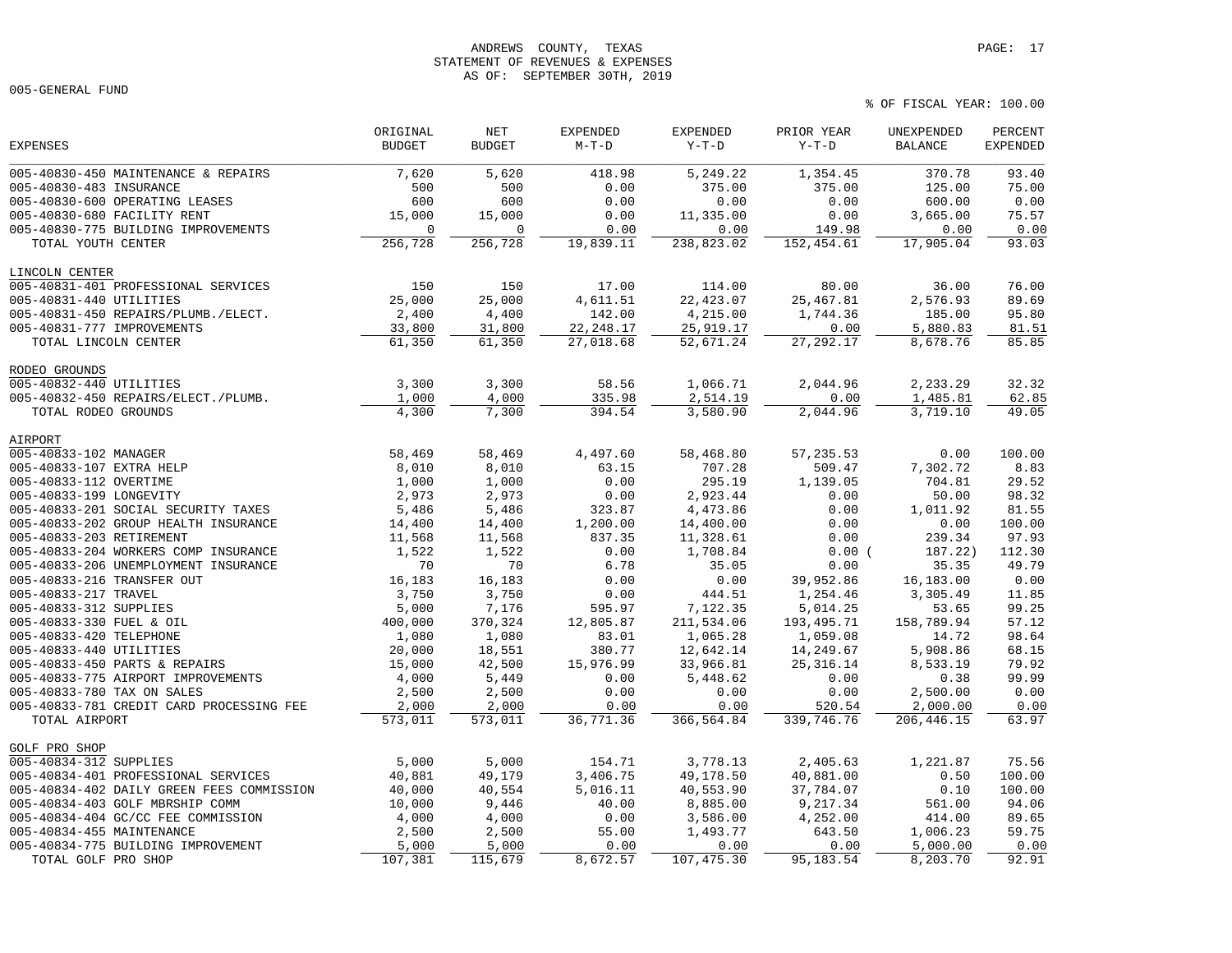ANDREWS COUNTY, TEXAS
STATEMENT OF REVENUES & EXPENSES
AS OF: SEPTEMBER 30TH, 2019

005-GENERAL FUND

% OF FISCAL YEAR: 100.00

| EXPENSES | ORIGINAL BUDGET | NET BUDGET | EXPENDED M-T-D | EXPENDED Y-T-D | PRIOR YEAR Y-T-D | UNEXPENDED BALANCE | PERCENT EXPENDED |
|---|---|---|---|---|---|---|---|
| 005-40830-450 MAINTENANCE & REPAIRS | 7,620 | 5,620 | 418.98 | 5,249.22 | 1,354.45 | 370.78 | 93.40 |
| 005-40830-483 INSURANCE | 500 | 500 | 0.00 | 375.00 | 375.00 | 125.00 | 75.00 |
| 005-40830-600 OPERATING LEASES | 600 | 600 | 0.00 | 0.00 | 0.00 | 600.00 | 0.00 |
| 005-40830-680 FACILITY RENT | 15,000 | 15,000 | 0.00 | 11,335.00 | 0.00 | 3,665.00 | 75.57 |
| 005-40830-775 BUILDING IMPROVEMENTS | 0 | 0 | 0.00 | 0.00 | 149.98 | 0.00 | 0.00 |
| TOTAL YOUTH CENTER | 256,728 | 256,728 | 19,839.11 | 238,823.02 | 152,454.61 | 17,905.04 | 93.03 |
| **LINCOLN CENTER** | | | | | | | |
| 005-40831-401 PROFESSIONAL SERVICES | 150 | 150 | 17.00 | 114.00 | 80.00 | 36.00 | 76.00 |
| 005-40831-440 UTILITIES | 25,000 | 25,000 | 4,611.51 | 22,423.07 | 25,467.81 | 2,576.93 | 89.69 |
| 005-40831-450 REPAIRS/PLUMB./ELECT. | 2,400 | 4,400 | 142.00 | 4,215.00 | 1,744.36 | 185.00 | 95.80 |
| 005-40831-777 IMPROVEMENTS | 33,800 | 31,800 | 22,248.17 | 25,919.17 | 0.00 | 5,880.83 | 81.51 |
| TOTAL LINCOLN CENTER | 61,350 | 61,350 | 27,018.68 | 52,671.24 | 27,292.17 | 8,678.76 | 85.85 |
| **RODEO GROUNDS** | | | | | | | |
| 005-40832-440 UTILITIES | 3,300 | 3,300 | 58.56 | 1,066.71 | 2,044.96 | 2,233.29 | 32.32 |
| 005-40832-450 REPAIRS/ELECT./PLUMB. | 1,000 | 4,000 | 335.98 | 2,514.19 | 0.00 | 1,485.81 | 62.85 |
| TOTAL RODEO GROUNDS | 4,300 | 7,300 | 394.54 | 3,580.90 | 2,044.96 | 3,719.10 | 49.05 |
| **AIRPORT** | | | | | | | |
| 005-40833-102 MANAGER | 58,469 | 58,469 | 4,497.60 | 58,468.80 | 57,235.53 | 0.00 | 100.00 |
| 005-40833-107 EXTRA HELP | 8,010 | 8,010 | 63.15 | 707.28 | 509.47 | 7,302.72 | 8.83 |
| 005-40833-112 OVERTIME | 1,000 | 1,000 | 0.00 | 295.19 | 1,139.05 | 704.81 | 29.52 |
| 005-40833-199 LONGEVITY | 2,973 | 2,973 | 0.00 | 2,923.44 | 0.00 | 50.00 | 98.32 |
| 005-40833-201 SOCIAL SECURITY TAXES | 5,486 | 5,486 | 323.87 | 4,473.86 | 0.00 | 1,011.92 | 81.55 |
| 005-40833-202 GROUP HEALTH INSURANCE | 14,400 | 14,400 | 1,200.00 | 14,400.00 | 0.00 | 0.00 | 100.00 |
| 005-40833-203 RETIREMENT | 11,568 | 11,568 | 837.35 | 11,328.61 | 0.00 | 239.34 | 97.93 |
| 005-40833-204 WORKERS COMP INSURANCE | 1,522 | 1,522 | 0.00 | 1,708.84 | 0.00 | ( 187.22) | 112.30 |
| 005-40833-206 UNEMPLOYMENT INSURANCE | 70 | 70 | 6.78 | 35.05 | 0.00 | 35.35 | 49.79 |
| 005-40833-216 TRANSFER OUT | 16,183 | 16,183 | 0.00 | 0.00 | 39,952.86 | 16,183.00 | 0.00 |
| 005-40833-217 TRAVEL | 3,750 | 3,750 | 0.00 | 444.51 | 1,254.46 | 3,305.49 | 11.85 |
| 005-40833-312 SUPPLIES | 5,000 | 7,176 | 595.97 | 7,122.35 | 5,014.25 | 53.65 | 99.25 |
| 005-40833-330 FUEL & OIL | 400,000 | 370,324 | 12,805.87 | 211,534.06 | 193,495.71 | 158,789.94 | 57.12 |
| 005-40833-420 TELEPHONE | 1,080 | 1,080 | 83.01 | 1,065.28 | 1,059.08 | 14.72 | 98.64 |
| 005-40833-440 UTILITIES | 20,000 | 18,551 | 380.77 | 12,642.14 | 14,249.67 | 5,908.86 | 68.15 |
| 005-40833-450 PARTS & REPAIRS | 15,000 | 42,500 | 15,976.99 | 33,966.81 | 25,316.14 | 8,533.19 | 79.92 |
| 005-40833-775 AIRPORT IMPROVEMENTS | 4,000 | 5,449 | 0.00 | 5,448.62 | 0.00 | 0.38 | 99.99 |
| 005-40833-780 TAX ON SALES | 2,500 | 2,500 | 0.00 | 0.00 | 0.00 | 2,500.00 | 0.00 |
| 005-40833-781 CREDIT CARD PROCESSING FEE | 2,000 | 2,000 | 0.00 | 0.00 | 520.54 | 2,000.00 | 0.00 |
| TOTAL AIRPORT | 573,011 | 573,011 | 36,771.36 | 366,564.84 | 339,746.76 | 206,446.15 | 63.97 |
| **GOLF PRO SHOP** | | | | | | | |
| 005-40834-312 SUPPLIES | 5,000 | 5,000 | 154.71 | 3,778.13 | 2,405.63 | 1,221.87 | 75.56 |
| 005-40834-401 PROFESSIONAL SERVICES | 40,881 | 49,179 | 3,406.75 | 49,178.50 | 40,881.00 | 0.50 | 100.00 |
| 005-40834-402 DAILY GREEN FEES COMMISSION | 40,000 | 40,554 | 5,016.11 | 40,553.90 | 37,784.07 | 0.10 | 100.00 |
| 005-40834-403 GOLF MBRSHIP COMM | 10,000 | 9,446 | 40.00 | 8,885.00 | 9,217.34 | 561.00 | 94.06 |
| 005-40834-404 GC/CC FEE COMMISSION | 4,000 | 4,000 | 0.00 | 3,586.00 | 4,252.00 | 414.00 | 89.65 |
| 005-40834-455 MAINTENANCE | 2,500 | 2,500 | 55.00 | 1,493.77 | 643.50 | 1,006.23 | 59.75 |
| 005-40834-775 BUILDING IMPROVEMENT | 5,000 | 5,000 | 0.00 | 0.00 | 0.00 | 5,000.00 | 0.00 |
| TOTAL GOLF PRO SHOP | 107,381 | 115,679 | 8,672.57 | 107,475.30 | 95,183.54 | 8,203.70 | 92.91 |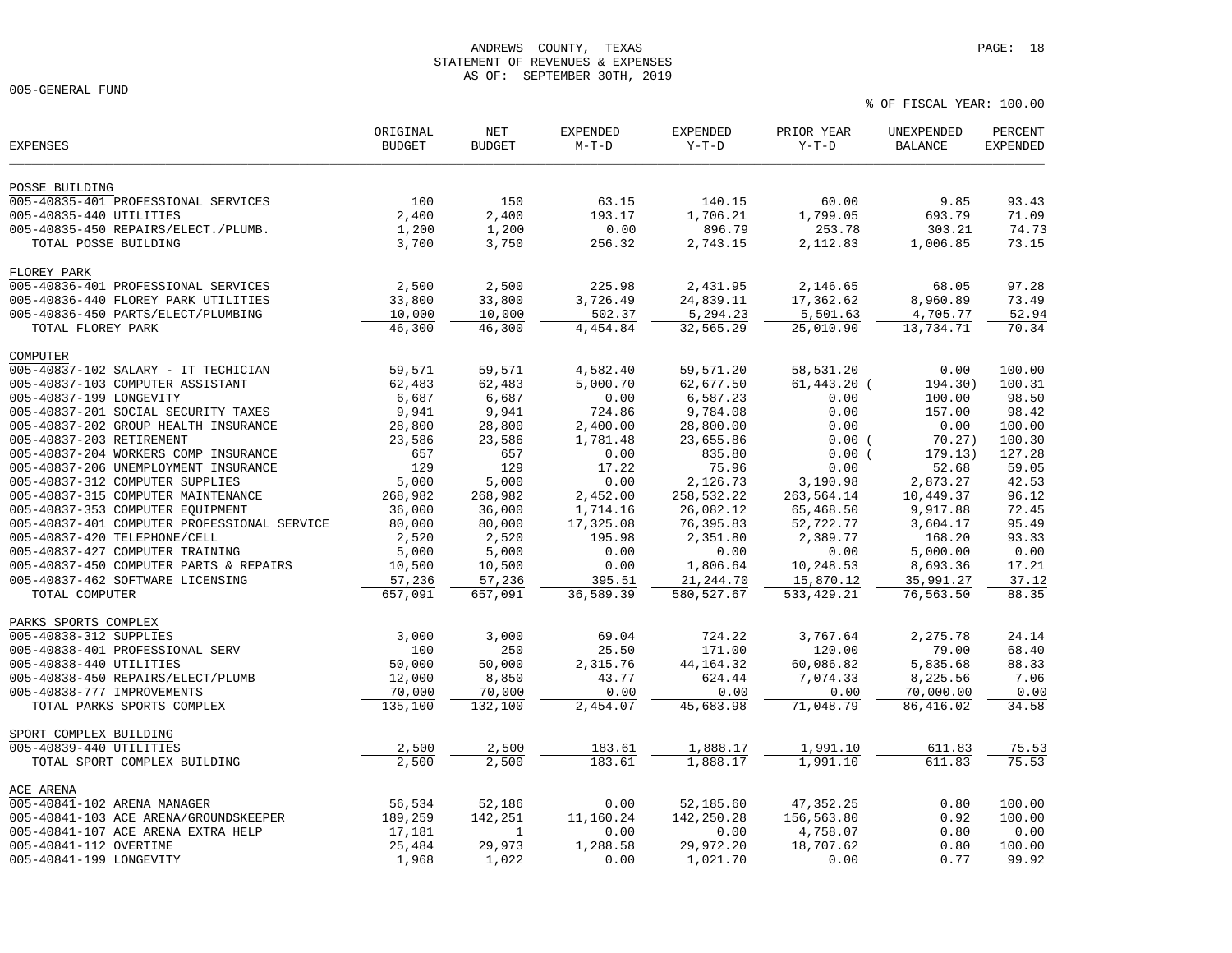ANDREWS COUNTY, TEXAS
STATEMENT OF REVENUES & EXPENSES
AS OF: SEPTEMBER 30TH, 2019

005-GENERAL FUND

% OF FISCAL YEAR: 100.00

| EXPENSES | ORIGINAL BUDGET | NET BUDGET | EXPENDED M-T-D | EXPENDED Y-T-D | PRIOR YEAR Y-T-D | UNEXPENDED BALANCE | PERCENT EXPENDED |
|---|---|---|---|---|---|---|---|
| **POSSE BUILDING** | | | | | | | |
| 005-40835-401 PROFESSIONAL SERVICES | 100 | 150 | 63.15 | 140.15 | 60.00 | 9.85 | 93.43 |
| 005-40835-440 UTILITIES | 2,400 | 2,400 | 193.17 | 1,706.21 | 1,799.05 | 693.79 | 71.09 |
| 005-40835-450 REPAIRS/ELECT./PLUMB. | 1,200 | 1,200 | 0.00 | 896.79 | 253.78 | 303.21 | 74.73 |
| TOTAL POSSE BUILDING | 3,700 | 3,750 | 256.32 | 2,743.15 | 2,112.83 | 1,006.85 | 73.15 |
| **FLOREY PARK** | | | | | | | |
| 005-40836-401 PROFESSIONAL SERVICES | 2,500 | 2,500 | 225.98 | 2,431.95 | 2,146.65 | 68.05 | 97.28 |
| 005-40836-440 FLOREY PARK UTILITIES | 33,800 | 33,800 | 3,726.49 | 24,839.11 | 17,362.62 | 8,960.89 | 73.49 |
| 005-40836-450 PARTS/ELECT/PLUMBING | 10,000 | 10,000 | 502.37 | 5,294.23 | 5,501.63 | 4,705.77 | 52.94 |
| TOTAL FLOREY PARK | 46,300 | 46,300 | 4,454.84 | 32,565.29 | 25,010.90 | 13,734.71 | 70.34 |
| **COMPUTER** | | | | | | | |
| 005-40837-102 SALARY - IT TECHICIAN | 59,571 | 59,571 | 4,582.40 | 59,571.20 | 58,531.20 | 0.00 | 100.00 |
| 005-40837-103 COMPUTER ASSISTANT | 62,483 | 62,483 | 5,000.70 | 62,677.50 | 61,443.20 | (194.30) | 100.31 |
| 005-40837-199 LONGEVITY | 6,687 | 6,687 | 0.00 | 6,587.23 | 0.00 | 100.00 | 98.50 |
| 005-40837-201 SOCIAL SECURITY TAXES | 9,941 | 9,941 | 724.86 | 9,784.08 | 0.00 | 157.00 | 98.42 |
| 005-40837-202 GROUP HEALTH INSURANCE | 28,800 | 28,800 | 2,400.00 | 28,800.00 | 0.00 | 0.00 | 100.00 |
| 005-40837-203 RETIREMENT | 23,586 | 23,586 | 1,781.48 | 23,655.86 | 0.00 | (70.27) | 100.30 |
| 005-40837-204 WORKERS COMP INSURANCE | 657 | 657 | 0.00 | 835.80 | 0.00 | (179.13) | 127.28 |
| 005-40837-206 UNEMPLOYMENT INSURANCE | 129 | 129 | 17.22 | 75.96 | 0.00 | 52.68 | 59.05 |
| 005-40837-312 COMPUTER SUPPLIES | 5,000 | 5,000 | 0.00 | 2,126.73 | 3,190.98 | 2,873.27 | 42.53 |
| 005-40837-315 COMPUTER MAINTENANCE | 268,982 | 268,982 | 2,452.00 | 258,532.22 | 263,564.14 | 10,449.37 | 96.12 |
| 005-40837-353 COMPUTER EQUIPMENT | 36,000 | 36,000 | 1,714.16 | 26,082.12 | 65,468.50 | 9,917.88 | 72.45 |
| 005-40837-401 COMPUTER PROFESSIONAL SERVICE | 80,000 | 80,000 | 17,325.08 | 76,395.83 | 52,722.77 | 3,604.17 | 95.49 |
| 005-40837-420 TELEPHONE/CELL | 2,520 | 2,520 | 195.98 | 2,351.80 | 2,389.77 | 168.20 | 93.33 |
| 005-40837-427 COMPUTER TRAINING | 5,000 | 5,000 | 0.00 | 0.00 | 0.00 | 5,000.00 | 0.00 |
| 005-40837-450 COMPUTER PARTS & REPAIRS | 10,500 | 10,500 | 0.00 | 1,806.64 | 10,248.53 | 8,693.36 | 17.21 |
| 005-40837-462 SOFTWARE LICENSING | 57,236 | 57,236 | 395.51 | 21,244.70 | 15,870.12 | 35,991.27 | 37.12 |
| TOTAL COMPUTER | 657,091 | 657,091 | 36,589.39 | 580,527.67 | 533,429.21 | 76,563.50 | 88.35 |
| **PARKS SPORTS COMPLEX** | | | | | | | |
| 005-40838-312 SUPPLIES | 3,000 | 3,000 | 69.04 | 724.22 | 3,767.64 | 2,275.78 | 24.14 |
| 005-40838-401 PROFESSIONAL SERV | 100 | 250 | 25.50 | 171.00 | 120.00 | 79.00 | 68.40 |
| 005-40838-440 UTILITIES | 50,000 | 50,000 | 2,315.76 | 44,164.32 | 60,086.82 | 5,835.68 | 88.33 |
| 005-40838-450 REPAIRS/ELECT/PLUMB | 12,000 | 8,850 | 43.77 | 624.44 | 7,074.33 | 8,225.56 | 7.06 |
| 005-40838-777 IMPROVEMENTS | 70,000 | 70,000 | 0.00 | 0.00 | 0.00 | 70,000.00 | 0.00 |
| TOTAL PARKS SPORTS COMPLEX | 135,100 | 132,100 | 2,454.07 | 45,683.98 | 71,048.79 | 86,416.02 | 34.58 |
| **SPORT COMPLEX BUILDING** | | | | | | | |
| 005-40839-440 UTILITIES | 2,500 | 2,500 | 183.61 | 1,888.17 | 1,991.10 | 611.83 | 75.53 |
| TOTAL SPORT COMPLEX BUILDING | 2,500 | 2,500 | 183.61 | 1,888.17 | 1,991.10 | 611.83 | 75.53 |
| **ACE ARENA** | | | | | | | |
| 005-40841-102 ARENA MANAGER | 56,534 | 52,186 | 0.00 | 52,185.60 | 47,352.25 | 0.80 | 100.00 |
| 005-40841-103 ACE ARENA/GROUNDSKEEPER | 189,259 | 142,251 | 11,160.24 | 142,250.28 | 156,563.80 | 0.92 | 100.00 |
| 005-40841-107 ACE ARENA EXTRA HELP | 17,181 | 1 | 0.00 | 0.00 | 4,758.07 | 0.80 | 0.00 |
| 005-40841-112 OVERTIME | 25,484 | 29,973 | 1,288.58 | 29,972.20 | 18,707.62 | 0.80 | 100.00 |
| 005-40841-199 LONGEVITY | 1,968 | 1,022 | 0.00 | 1,021.70 | 0.00 | 0.77 | 99.92 |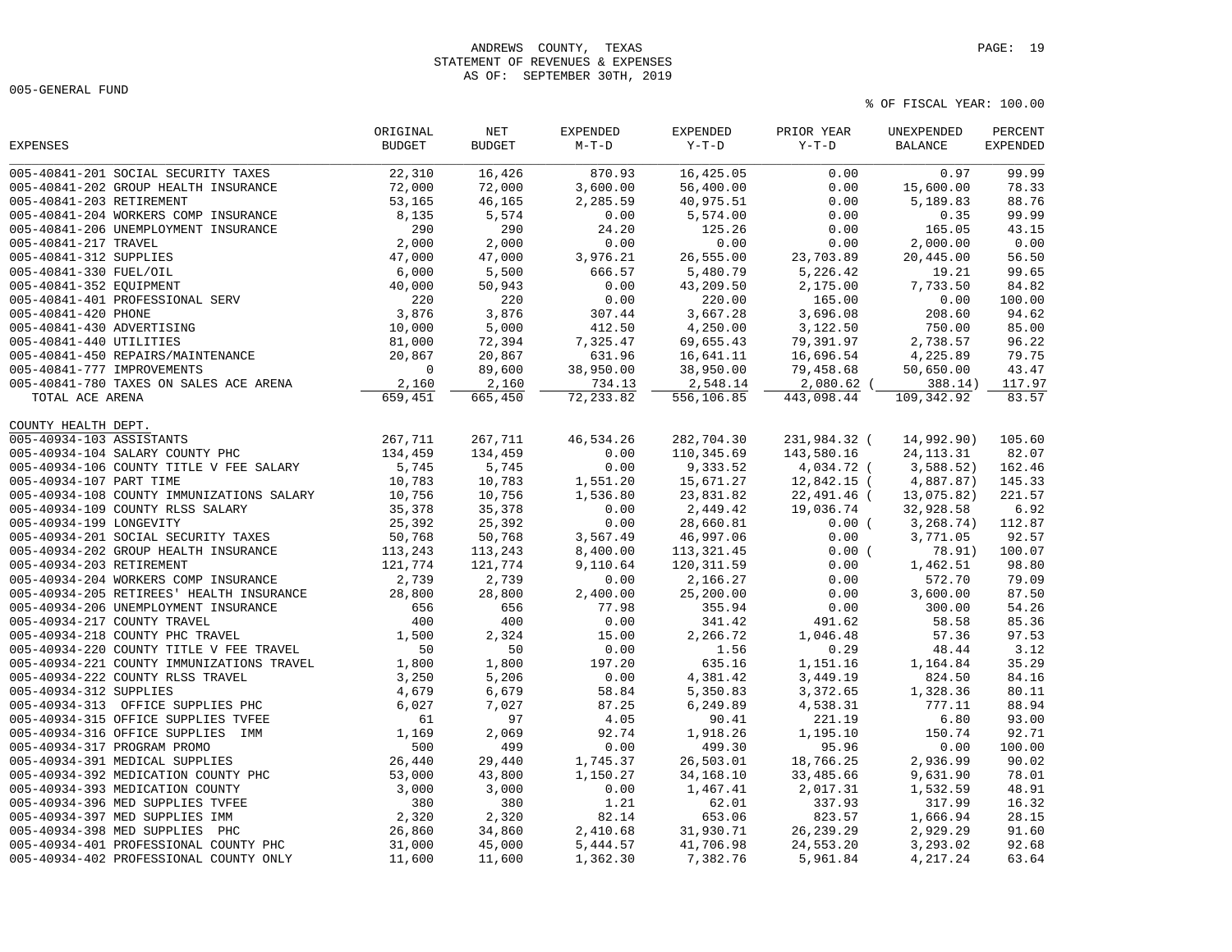ANDREWS COUNTY, TEXAS
STATEMENT OF REVENUES & EXPENSES
AS OF: SEPTEMBER 30TH, 2019

005-GENERAL FUND

% OF FISCAL YEAR: 100.00

| EXPENSES | ORIGINAL BUDGET | NET BUDGET | EXPENDED M-T-D | EXPENDED Y-T-D | PRIOR YEAR Y-T-D | UNEXPENDED BALANCE | PERCENT EXPENDED |
|---|---|---|---|---|---|---|---|
| 005-40841-201 SOCIAL SECURITY TAXES | 22,310 | 16,426 | 870.93 | 16,425.05 | 0.00 | 0.97 | 99.99 |
| 005-40841-202 GROUP HEALTH INSURANCE | 72,000 | 72,000 | 3,600.00 | 56,400.00 | 0.00 | 15,600.00 | 78.33 |
| 005-40841-203 RETIREMENT | 53,165 | 46,165 | 2,285.59 | 40,975.51 | 0.00 | 5,189.83 | 88.76 |
| 005-40841-204 WORKERS COMP INSURANCE | 8,135 | 5,574 | 0.00 | 5,574.00 | 0.00 | 0.35 | 99.99 |
| 005-40841-206 UNEMPLOYMENT INSURANCE | 290 | 290 | 24.20 | 125.26 | 0.00 | 165.05 | 43.15 |
| 005-40841-217 TRAVEL | 2,000 | 2,000 | 0.00 | 0.00 | 0.00 | 2,000.00 | 0.00 |
| 005-40841-312 SUPPLIES | 47,000 | 47,000 | 3,976.21 | 26,555.00 | 23,703.89 | 20,445.00 | 56.50 |
| 005-40841-330 FUEL/OIL | 6,000 | 5,500 | 666.57 | 5,480.79 | 5,226.42 | 19.21 | 99.65 |
| 005-40841-352 EQUIPMENT | 40,000 | 50,943 | 0.00 | 43,209.50 | 2,175.00 | 7,733.50 | 84.82 |
| 005-40841-401 PROFESSIONAL SERV | 220 | 220 | 0.00 | 220.00 | 165.00 | 0.00 | 100.00 |
| 005-40841-420 PHONE | 3,876 | 3,876 | 307.44 | 3,667.28 | 3,696.08 | 208.60 | 94.62 |
| 005-40841-430 ADVERTISING | 10,000 | 5,000 | 412.50 | 4,250.00 | 3,122.50 | 750.00 | 85.00 |
| 005-40841-440 UTILITIES | 81,000 | 72,394 | 7,325.47 | 69,655.43 | 79,391.97 | 2,738.57 | 96.22 |
| 005-40841-450 REPAIRS/MAINTENANCE | 20,867 | 20,867 | 631.96 | 16,641.11 | 16,696.54 | 4,225.89 | 79.75 |
| 005-40841-777 IMPROVEMENTS | 0 | 89,600 | 38,950.00 | 38,950.00 | 79,458.68 | 50,650.00 | 43.47 |
| 005-40841-780 TAXES ON SALES ACE ARENA | 2,160 | 2,160 | 734.13 | 2,548.14 | 2,080.62 | ( 388.14) | 117.97 |
| TOTAL ACE ARENA | 659,451 | 665,450 | 72,233.82 | 556,106.85 | 443,098.44 | 109,342.92 | 83.57 |
| | | | | | | | |
| **COUNTY HEALTH DEPT.** | | | | | | | |
| 005-40934-103 ASSISTANTS | 267,711 | 267,711 | 46,534.26 | 282,704.30 | 231,984.32 | ( 14,992.90) | 105.60 |
| 005-40934-104 SALARY COUNTY PHC | 134,459 | 134,459 | 0.00 | 110,345.69 | 143,580.16 | 24,113.31 | 82.07 |
| 005-40934-106 COUNTY TITLE V FEE SALARY | 5,745 | 5,745 | 0.00 | 9,333.52 | 4,034.72 | ( 3,588.52) | 162.46 |
| 005-40934-107 PART TIME | 10,783 | 10,783 | 1,551.20 | 15,671.27 | 12,842.15 | ( 4,887.87) | 145.33 |
| 005-40934-108 COUNTY IMMUNIZATIONS SALARY | 10,756 | 10,756 | 1,536.80 | 23,831.82 | 22,491.46 | ( 13,075.82) | 221.57 |
| 005-40934-109 COUNTY RLSS SALARY | 35,378 | 35,378 | 0.00 | 2,449.42 | 19,036.74 | 32,928.58 | 6.92 |
| 005-40934-199 LONGEVITY | 25,392 | 25,392 | 0.00 | 28,660.81 | 0.00 | ( 3,268.74) | 112.87 |
| 005-40934-201 SOCIAL SECURITY TAXES | 50,768 | 50,768 | 3,567.49 | 46,997.06 | 0.00 | 3,771.05 | 92.57 |
| 005-40934-202 GROUP HEALTH INSURANCE | 113,243 | 113,243 | 8,400.00 | 113,321.45 | 0.00 | ( 78.91) | 100.07 |
| 005-40934-203 RETIREMENT | 121,774 | 121,774 | 9,110.64 | 120,311.59 | 0.00 | 1,462.51 | 98.80 |
| 005-40934-204 WORKERS COMP INSURANCE | 2,739 | 2,739 | 0.00 | 2,166.27 | 0.00 | 572.70 | 79.09 |
| 005-40934-205 RETIREES' HEALTH INSURANCE | 28,800 | 28,800 | 2,400.00 | 25,200.00 | 0.00 | 3,600.00 | 87.50 |
| 005-40934-206 UNEMPLOYMENT INSURANCE | 656 | 656 | 77.98 | 355.94 | 0.00 | 300.00 | 54.26 |
| 005-40934-217 COUNTY TRAVEL | 400 | 400 | 0.00 | 341.42 | 491.62 | 58.58 | 85.36 |
| 005-40934-218 COUNTY PHC TRAVEL | 1,500 | 2,324 | 15.00 | 2,266.72 | 1,046.48 | 57.36 | 97.53 |
| 005-40934-220 COUNTY TITLE V FEE TRAVEL | 50 | 50 | 0.00 | 1.56 | 0.29 | 48.44 | 3.12 |
| 005-40934-221 COUNTY IMMUNIZATIONS TRAVEL | 1,800 | 1,800 | 197.20 | 635.16 | 1,151.16 | 1,164.84 | 35.29 |
| 005-40934-222 COUNTY RLSS TRAVEL | 3,250 | 5,206 | 0.00 | 4,381.42 | 3,449.19 | 824.50 | 84.16 |
| 005-40934-312 SUPPLIES | 4,679 | 6,679 | 58.84 | 5,350.83 | 3,372.65 | 1,328.36 | 80.11 |
| 005-40934-313 OFFICE SUPPLIES PHC | 6,027 | 7,027 | 87.25 | 6,249.89 | 4,538.31 | 777.11 | 88.94 |
| 005-40934-315 OFFICE SUPPLIES TVFEE | 61 | 97 | 4.05 | 90.41 | 221.19 | 6.80 | 93.00 |
| 005-40934-316 OFFICE SUPPLIES IMM | 1,169 | 2,069 | 92.74 | 1,918.26 | 1,195.10 | 150.74 | 92.71 |
| 005-40934-317 PROGRAM PROMO | 500 | 499 | 0.00 | 499.30 | 95.96 | 0.00 | 100.00 |
| 005-40934-391 MEDICAL SUPPLIES | 26,440 | 29,440 | 1,745.37 | 26,503.01 | 18,766.25 | 2,936.99 | 90.02 |
| 005-40934-392 MEDICATION COUNTY PHC | 53,000 | 43,800 | 1,150.27 | 34,168.10 | 33,485.66 | 9,631.90 | 78.01 |
| 005-40934-393 MEDICATION COUNTY | 3,000 | 3,000 | 0.00 | 1,467.41 | 2,017.31 | 1,532.59 | 48.91 |
| 005-40934-396 MED SUPPLIES TVFEE | 380 | 380 | 1.21 | 62.01 | 337.93 | 317.99 | 16.32 |
| 005-40934-397 MED SUPPLIES IMM | 2,320 | 2,320 | 82.14 | 653.06 | 823.57 | 1,666.94 | 28.15 |
| 005-40934-398 MED SUPPLIES PHC | 26,860 | 34,860 | 2,410.68 | 31,930.71 | 26,239.29 | 2,929.29 | 91.60 |
| 005-40934-401 PROFESSIONAL COUNTY PHC | 31,000 | 45,000 | 5,444.57 | 41,706.98 | 24,553.20 | 3,293.02 | 92.68 |
| 005-40934-402 PROFESSIONAL COUNTY ONLY | 11,600 | 11,600 | 1,362.30 | 7,382.76 | 5,961.84 | 4,217.24 | 63.64 |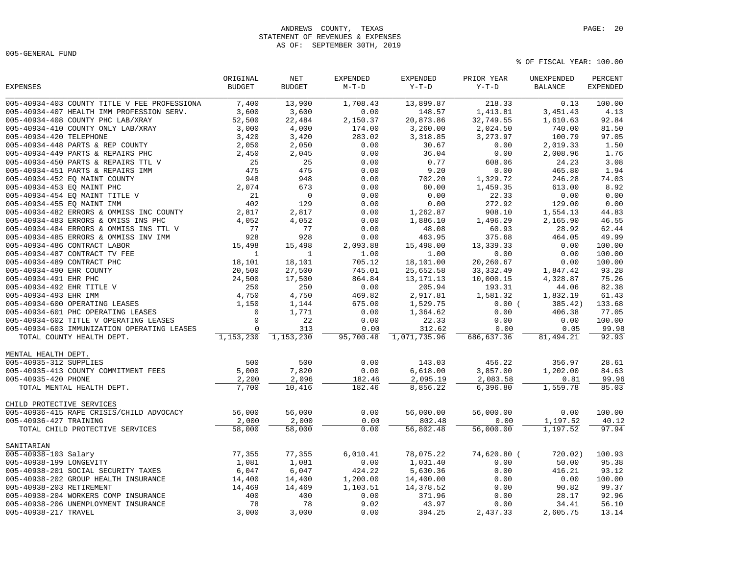ANDREWS COUNTY, TEXAS
STATEMENT OF REVENUES & EXPENSES
AS OF: SEPTEMBER 30TH, 2019

005-GENERAL FUND

% OF FISCAL YEAR: 100.00

| EXPENSES | ORIGINAL BUDGET | NET BUDGET | EXPENDED M-T-D | EXPENDED Y-T-D | PRIOR YEAR Y-T-D | UNEXPENDED BALANCE | PERCENT EXPENDED |
|---|---|---|---|---|---|---|---|
| 005-40934-403 COUNTY TITLE V FEE PROFESSIONA | 7,400 | 13,900 | 1,708.43 | 13,899.87 | 218.33 | 0.13 | 100.00 |
| 005-40934-407 HEALTH IMM PROFESSION SERV. | 3,600 | 3,600 | 0.00 | 148.57 | 1,413.81 | 3,451.43 | 4.13 |
| 005-40934-408 COUNTY PHC LAB/XRAY | 52,500 | 22,484 | 2,150.37 | 20,873.86 | 32,749.55 | 1,610.63 | 92.84 |
| 005-40934-410 COUNTY ONLY LAB/XRAY | 3,000 | 4,000 | 174.00 | 3,260.00 | 2,024.50 | 740.00 | 81.50 |
| 005-40934-420 TELEPHONE | 3,420 | 3,420 | 283.02 | 3,318.85 | 3,273.97 | 100.79 | 97.05 |
| 005-40934-448 PARTS & REP COUNTY | 2,050 | 2,050 | 0.00 | 30.67 | 0.00 | 2,019.33 | 1.50 |
| 005-40934-449 PARTS & REPAIRS PHC | 2,450 | 2,045 | 0.00 | 36.04 | 0.00 | 2,008.96 | 1.76 |
| 005-40934-450 PARTS & REPAIRS TTL V | 25 | 25 | 0.00 | 0.77 | 608.06 | 24.23 | 3.08 |
| 005-40934-451 PARTS & REPAIRS IMM | 475 | 475 | 0.00 | 9.20 | 0.00 | 465.80 | 1.94 |
| 005-40934-452 EQ MAINT COUNTY | 948 | 948 | 0.00 | 702.20 | 1,329.72 | 246.28 | 74.03 |
| 005-40934-453 EQ MAINT PHC | 2,074 | 673 | 0.00 | 60.00 | 1,459.35 | 613.00 | 8.92 |
| 005-40934-454 EQ MAINT TITLE V | 21 | 0 | 0.00 | 0.00 | 22.33 | 0.00 | 0.00 |
| 005-40934-455 EQ MAINT IMM | 402 | 129 | 0.00 | 0.00 | 272.92 | 129.00 | 0.00 |
| 005-40934-482 ERRORS & OMMISS INC COUNTY | 2,817 | 2,817 | 0.00 | 1,262.87 | 908.10 | 1,554.13 | 44.83 |
| 005-40934-483 ERRORS & OMISS INS PHC | 4,052 | 4,052 | 0.00 | 1,886.10 | 1,496.29 | 2,165.90 | 46.55 |
| 005-40934-484 ERRORS & OMMISS INS TTL V | 77 | 77 | 0.00 | 48.08 | 60.93 | 28.92 | 62.44 |
| 005-40934-485 ERRORS & OMMISS INV IMM | 928 | 928 | 0.00 | 463.95 | 375.68 | 464.05 | 49.99 |
| 005-40934-486 CONTRACT LABOR | 15,498 | 15,498 | 2,093.88 | 15,498.00 | 13,339.33 | 0.00 | 100.00 |
| 005-40934-487 CONTRACT TV FEE | 1 | 1 | 1.00 | 1.00 | 0.00 | 0.00 | 100.00 |
| 005-40934-489 CONTRACT PHC | 18,101 | 18,101 | 705.12 | 18,101.00 | 20,260.67 | 0.00 | 100.00 |
| 005-40934-490 EHR COUNTY | 20,500 | 27,500 | 745.01 | 25,652.58 | 33,332.49 | 1,847.42 | 93.28 |
| 005-40934-491 EHR PHC | 24,500 | 17,500 | 864.84 | 13,171.13 | 10,000.15 | 4,328.87 | 75.26 |
| 005-40934-492 EHR TITLE V | 250 | 250 | 0.00 | 205.94 | 193.31 | 44.06 | 82.38 |
| 005-40934-493 EHR IMM | 4,750 | 4,750 | 469.82 | 2,917.81 | 1,581.32 | 1,832.19 | 61.43 |
| 005-40934-600 OPERATING LEASES | 1,150 | 1,144 | 675.00 | 1,529.75 | 0.00 | ( 385.42) | 133.68 |
| 005-40934-601 PHC OPERATING LEASES | 0 | 1,771 | 0.00 | 1,364.62 | 0.00 | 406.38 | 77.05 |
| 005-40934-602 TITLE V OPERATING LEASES | 0 | 22 | 0.00 | 22.33 | 0.00 | 0.00 | 100.00 |
| 005-40934-603 IMMUNIZATION OPERATING LEASES | 0 | 313 | 0.00 | 312.62 | 0.00 | 0.05 | 99.98 |
| TOTAL COUNTY HEALTH DEPT. | 1,153,230 | 1,153,230 | 95,700.48 | 1,071,735.96 | 686,637.36 | 81,494.21 | 92.93 |
| | | | | | | | |
| MENTAL HEALTH DEPT. | | | | | | | |
| 005-40935-312 SUPPLIES | 500 | 500 | 0.00 | 143.03 | 456.22 | 356.97 | 28.61 |
| 005-40935-413 COUNTY COMMITMENT FEES | 5,000 | 7,820 | 0.00 | 6,618.00 | 3,857.00 | 1,202.00 | 84.63 |
| 005-40935-420 PHONE | 2,200 | 2,096 | 182.46 | 2,095.19 | 2,083.58 | 0.81 | 99.96 |
| TOTAL MENTAL HEALTH DEPT. | 7,700 | 10,416 | 182.46 | 8,856.22 | 6,396.80 | 1,559.78 | 85.03 |
| | | | | | | | |
| CHILD PROTECTIVE SERVICES | | | | | | | |
| 005-40936-415 RAPE CRISIS/CHILD ADVOCACY | 56,000 | 56,000 | 0.00 | 56,000.00 | 56,000.00 | 0.00 | 100.00 |
| 005-40936-427 TRAINING | 2,000 | 2,000 | 0.00 | 802.48 | 0.00 | 1,197.52 | 40.12 |
| TOTAL CHILD PROTECTIVE SERVICES | 58,000 | 58,000 | 0.00 | 56,802.48 | 56,000.00 | 1,197.52 | 97.94 |
| | | | | | | | |
| SANITARIAN | | | | | | | |
| 005-40938-103 Salary | 77,355 | 77,355 | 6,010.41 | 78,075.22 | 74,620.80 | ( 720.02) | 100.93 |
| 005-40938-199 LONGEVITY | 1,081 | 1,081 | 0.00 | 1,031.40 | 0.00 | 50.00 | 95.38 |
| 005-40938-201 SOCIAL SECURITY TAXES | 6,047 | 6,047 | 424.22 | 5,630.36 | 0.00 | 416.21 | 93.12 |
| 005-40938-202 GROUP HEALTH INSURANCE | 14,400 | 14,400 | 1,200.00 | 14,400.00 | 0.00 | 0.00 | 100.00 |
| 005-40938-203 RETIREMENT | 14,469 | 14,469 | 1,103.51 | 14,378.52 | 0.00 | 90.82 | 99.37 |
| 005-40938-204 WORKERS COMP INSURANCE | 400 | 400 | 0.00 | 371.96 | 0.00 | 28.17 | 92.96 |
| 005-40938-206 UNEMPLOYMENT INSURANCE | 78 | 78 | 9.02 | 43.97 | 0.00 | 34.41 | 56.10 |
| 005-40938-217 TRAVEL | 3,000 | 3,000 | 0.00 | 394.25 | 2,437.33 | 2,605.75 | 13.14 |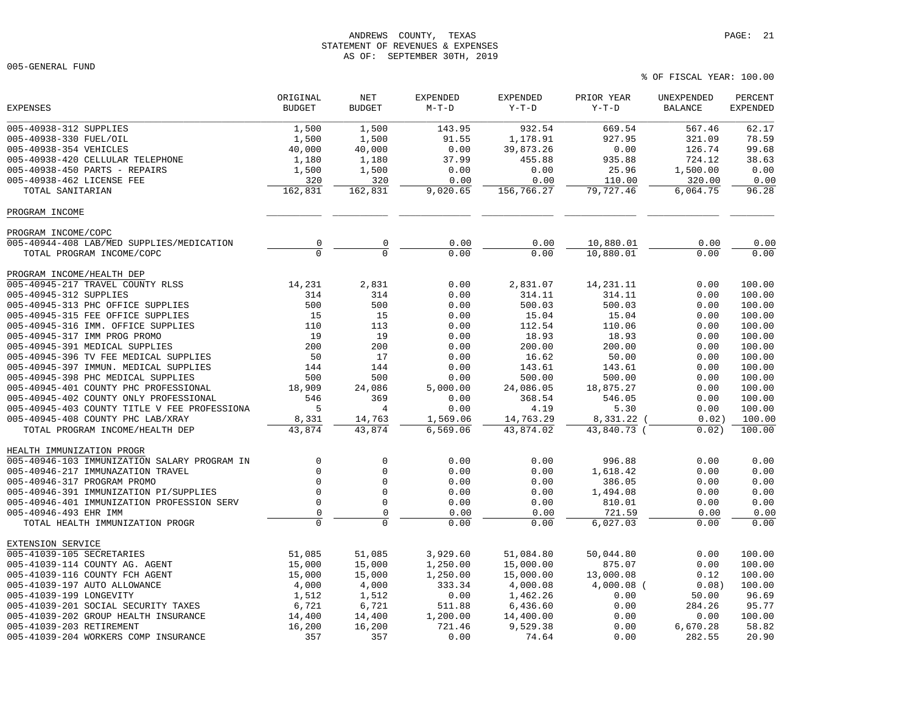ANDREWS COUNTY, TEXAS
STATEMENT OF REVENUES & EXPENSES
AS OF: SEPTEMBER 30TH, 2019

005-GENERAL FUND

% OF FISCAL YEAR: 100.00

| EXPENSES | ORIGINAL BUDGET | NET BUDGET | EXPENDED M-T-D | EXPENDED Y-T-D | PRIOR YEAR Y-T-D | UNEXPENDED BALANCE | PERCENT EXPENDED |
|---|---|---|---|---|---|---|---|
| 005-40938-312 SUPPLIES | 1,500 | 1,500 | 143.95 | 932.54 | 669.54 | 567.46 | 62.17 |
| 005-40938-330 FUEL/OIL | 1,500 | 1,500 | 91.55 | 1,178.91 | 927.95 | 321.09 | 78.59 |
| 005-40938-354 VEHICLES | 40,000 | 40,000 | 0.00 | 39,873.26 | 0.00 | 126.74 | 99.68 |
| 005-40938-420 CELLULAR TELEPHONE | 1,180 | 1,180 | 37.99 | 455.88 | 935.88 | 724.12 | 38.63 |
| 005-40938-450 PARTS - REPAIRS | 1,500 | 1,500 | 0.00 | 0.00 | 25.96 | 1,500.00 | 0.00 |
| 005-40938-462 LICENSE FEE | 320 | 320 | 0.00 | 0.00 | 110.00 | 320.00 | 0.00 |
| TOTAL SANITARIAN | 162,831 | 162,831 | 9,020.65 | 156,766.27 | 79,727.46 | 6,064.75 | 96.28 |
| PROGRAM INCOME | | | | | | | |
| PROGRAM INCOME/COPC | | | | | | | |
| 005-40944-408 LAB/MED SUPPLIES/MEDICATION | 0 | 0 | 0.00 | 0.00 | 10,880.01 | 0.00 | 0.00 |
| TOTAL PROGRAM INCOME/COPC | 0 | 0 | 0.00 | 0.00 | 10,880.01 | 0.00 | 0.00 |
| PROGRAM INCOME/HEALTH DEP | | | | | | | |
| 005-40945-217 TRAVEL COUNTY RLSS | 14,231 | 2,831 | 0.00 | 2,831.07 | 14,231.11 | 0.00 | 100.00 |
| 005-40945-312 SUPPLIES | 314 | 314 | 0.00 | 314.11 | 314.11 | 0.00 | 100.00 |
| 005-40945-313 PHC OFFICE SUPPLIES | 500 | 500 | 0.00 | 500.03 | 500.03 | 0.00 | 100.00 |
| 005-40945-315 FEE OFFICE SUPPLIES | 15 | 15 | 0.00 | 15.04 | 15.04 | 0.00 | 100.00 |
| 005-40945-316 IMM. OFFICE SUPPLIES | 110 | 113 | 0.00 | 112.54 | 110.06 | 0.00 | 100.00 |
| 005-40945-317 IMM PROG PROMO | 19 | 19 | 0.00 | 18.93 | 18.93 | 0.00 | 100.00 |
| 005-40945-391 MEDICAL SUPPLIES | 200 | 200 | 0.00 | 200.00 | 200.00 | 0.00 | 100.00 |
| 005-40945-396 TV FEE MEDICAL SUPPLIES | 50 | 17 | 0.00 | 16.62 | 50.00 | 0.00 | 100.00 |
| 005-40945-397 IMMUN. MEDICAL SUPPLIES | 144 | 144 | 0.00 | 143.61 | 143.61 | 0.00 | 100.00 |
| 005-40945-398 PHC MEDICAL SUPPLIES | 500 | 500 | 0.00 | 500.00 | 500.00 | 0.00 | 100.00 |
| 005-40945-401 COUNTY PHC PROFESSIONAL | 18,909 | 24,086 | 5,000.00 | 24,086.05 | 18,875.27 | 0.00 | 100.00 |
| 005-40945-402 COUNTY ONLY PROFESSIONAL | 546 | 369 | 0.00 | 368.54 | 546.05 | 0.00 | 100.00 |
| 005-40945-403 COUNTY TITLE V FEE PROFESSIONA | 5 | 4 | 0.00 | 4.19 | 5.30 | 0.00 | 100.00 |
| 005-40945-408 COUNTY PHC LAB/XRAY | 8,331 | 14,763 | 1,569.06 | 14,763.29 | 8,331.22 | ( 0.02) | 100.00 |
| TOTAL PROGRAM INCOME/HEALTH DEP | 43,874 | 43,874 | 6,569.06 | 43,874.02 | 43,840.73 | ( 0.02) | 100.00 |
| HEALTH IMMUNIZATION PROGR | | | | | | | |
| 005-40946-103 IMMUNIZATION SALARY PROGRAM IN | 0 | 0 | 0.00 | 0.00 | 996.88 | 0.00 | 0.00 |
| 005-40946-217 IMMUNAZATION TRAVEL | 0 | 0 | 0.00 | 0.00 | 1,618.42 | 0.00 | 0.00 |
| 005-40946-317 PROGRAM PROMO | 0 | 0 | 0.00 | 0.00 | 386.05 | 0.00 | 0.00 |
| 005-40946-391 IMMUNIZATION PI/SUPPLIES | 0 | 0 | 0.00 | 0.00 | 1,494.08 | 0.00 | 0.00 |
| 005-40946-401 IMMUNIZATION PROFESSION SERV | 0 | 0 | 0.00 | 0.00 | 810.01 | 0.00 | 0.00 |
| 005-40946-493 EHR IMM | 0 | 0 | 0.00 | 0.00 | 721.59 | 0.00 | 0.00 |
| TOTAL HEALTH IMMUNIZATION PROGR | 0 | 0 | 0.00 | 0.00 | 6,027.03 | 0.00 | 0.00 |
| EXTENSION SERVICE | | | | | | | |
| 005-41039-105 SECRETARIES | 51,085 | 51,085 | 3,929.60 | 51,084.80 | 50,044.80 | 0.00 | 100.00 |
| 005-41039-114 COUNTY AG. AGENT | 15,000 | 15,000 | 1,250.00 | 15,000.00 | 875.07 | 0.00 | 100.00 |
| 005-41039-116 COUNTY FCH AGENT | 15,000 | 15,000 | 1,250.00 | 15,000.00 | 13,000.08 | 0.12 | 100.00 |
| 005-41039-197 AUTO ALLOWANCE | 4,000 | 4,000 | 333.34 | 4,000.08 | 4,000.08 | ( 0.08) | 100.00 |
| 005-41039-199 LONGEVITY | 1,512 | 1,512 | 0.00 | 1,462.26 | 0.00 | 50.00 | 96.69 |
| 005-41039-201 SOCIAL SECURITY TAXES | 6,721 | 6,721 | 511.88 | 6,436.60 | 0.00 | 284.26 | 95.77 |
| 005-41039-202 GROUP HEALTH INSURANCE | 14,400 | 14,400 | 1,200.00 | 14,400.00 | 0.00 | 0.00 | 100.00 |
| 005-41039-203 RETIREMENT | 16,200 | 16,200 | 721.46 | 9,529.38 | 0.00 | 6,670.28 | 58.82 |
| 005-41039-204 WORKERS COMP INSURANCE | 357 | 357 | 0.00 | 74.64 | 0.00 | 282.55 | 20.90 |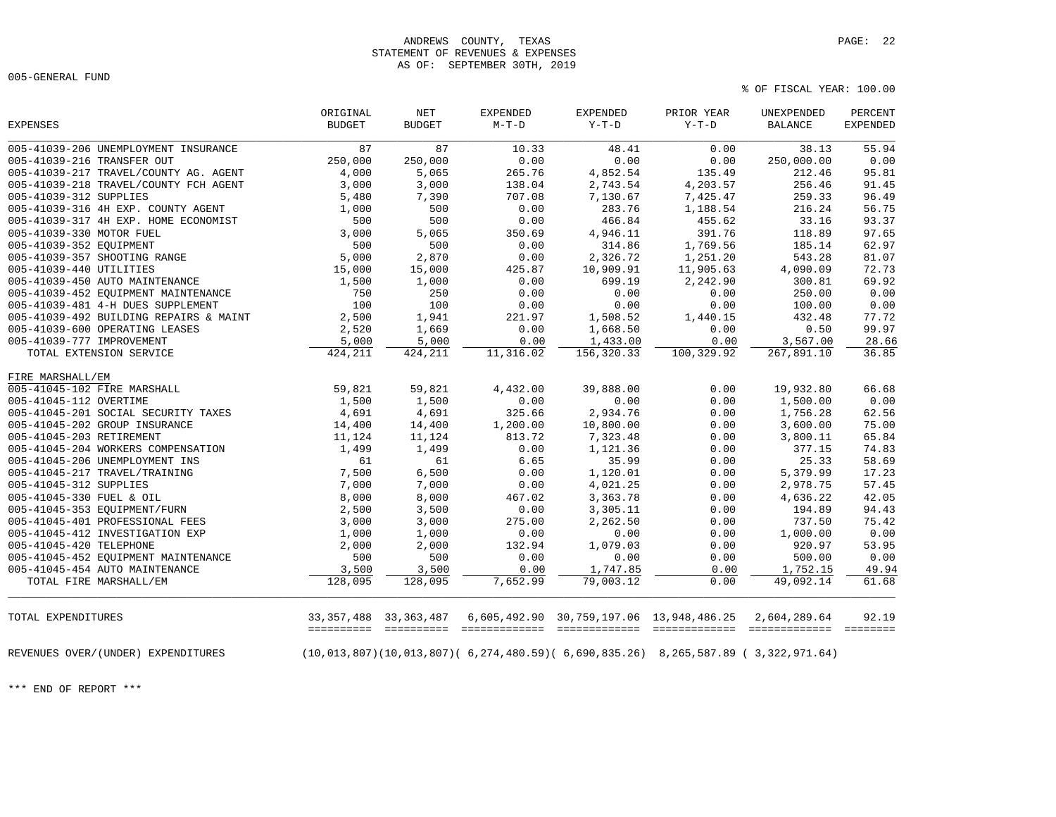ANDREWS COUNTY, TEXAS
STATEMENT OF REVENUES & EXPENSES
AS OF: SEPTEMBER 30TH, 2019

005-GENERAL FUND

% OF FISCAL YEAR: 100.00

| EXPENSES | ORIGINAL BUDGET | NET BUDGET | EXPENDED M-T-D | EXPENDED Y-T-D | PRIOR YEAR Y-T-D | UNEXPENDED BALANCE | PERCENT EXPENDED |
|---|---|---|---|---|---|---|---|
| 005-41039-206 UNEMPLOYMENT INSURANCE | 87 | 87 | 10.33 | 48.41 | 0.00 | 38.13 | 55.94 |
| 005-41039-216 TRANSFER OUT | 250,000 | 250,000 | 0.00 | 0.00 | 0.00 | 250,000.00 | 0.00 |
| 005-41039-217 TRAVEL/COUNTY AG. AGENT | 4,000 | 5,065 | 265.76 | 4,852.54 | 135.49 | 212.46 | 95.81 |
| 005-41039-218 TRAVEL/COUNTY FCH AGENT | 3,000 | 3,000 | 138.04 | 2,743.54 | 4,203.57 | 256.46 | 91.45 |
| 005-41039-312 SUPPLIES | 5,480 | 7,390 | 707.08 | 7,130.67 | 7,425.47 | 259.33 | 96.49 |
| 005-41039-316 4H EXP. COUNTY AGENT | 1,000 | 500 | 0.00 | 283.76 | 1,188.54 | 216.24 | 56.75 |
| 005-41039-317 4H EXP. HOME ECONOMIST | 500 | 500 | 0.00 | 466.84 | 455.62 | 33.16 | 93.37 |
| 005-41039-330 MOTOR FUEL | 3,000 | 5,065 | 350.69 | 4,946.11 | 391.76 | 118.89 | 97.65 |
| 005-41039-352 EQUIPMENT | 500 | 500 | 0.00 | 314.86 | 1,769.56 | 185.14 | 62.97 |
| 005-41039-357 SHOOTING RANGE | 5,000 | 2,870 | 0.00 | 2,326.72 | 1,251.20 | 543.28 | 81.07 |
| 005-41039-440 UTILITIES | 15,000 | 15,000 | 425.87 | 10,909.91 | 11,905.63 | 4,090.09 | 72.73 |
| 005-41039-450 AUTO MAINTENANCE | 1,500 | 1,000 | 0.00 | 699.19 | 2,242.90 | 300.81 | 69.92 |
| 005-41039-452 EQUIPMENT MAINTENANCE | 750 | 250 | 0.00 | 0.00 | 0.00 | 250.00 | 0.00 |
| 005-41039-481 4-H DUES SUPPLEMENT | 100 | 100 | 0.00 | 0.00 | 0.00 | 100.00 | 0.00 |
| 005-41039-492 BUILDING REPAIRS & MAINT | 2,500 | 1,941 | 221.97 | 1,508.52 | 1,440.15 | 432.48 | 77.72 |
| 005-41039-600 OPERATING LEASES | 2,520 | 1,669 | 0.00 | 1,668.50 | 0.00 | 0.50 | 99.97 |
| 005-41039-777 IMPROVEMENT | 5,000 | 5,000 | 0.00 | 1,433.00 | 0.00 | 3,567.00 | 28.66 |
| TOTAL EXTENSION SERVICE | 424,211 | 424,211 | 11,316.02 | 156,320.33 | 100,329.92 | 267,891.10 | 36.85 |
| FIRE MARSHALL/EM | | | | | | | |
| 005-41045-102 FIRE MARSHALL | 59,821 | 59,821 | 4,432.00 | 39,888.00 | 0.00 | 19,932.80 | 66.68 |
| 005-41045-112 OVERTIME | 1,500 | 1,500 | 0.00 | 0.00 | 0.00 | 1,500.00 | 0.00 |
| 005-41045-201 SOCIAL SECURITY TAXES | 4,691 | 4,691 | 325.66 | 2,934.76 | 0.00 | 1,756.28 | 62.56 |
| 005-41045-202 GROUP INSURANCE | 14,400 | 14,400 | 1,200.00 | 10,800.00 | 0.00 | 3,600.00 | 75.00 |
| 005-41045-203 RETIREMENT | 11,124 | 11,124 | 813.72 | 7,323.48 | 0.00 | 3,800.11 | 65.84 |
| 005-41045-204 WORKERS COMPENSATION | 1,499 | 1,499 | 0.00 | 1,121.36 | 0.00 | 377.15 | 74.83 |
| 005-41045-206 UNEMPLOYMENT INS | 61 | 61 | 6.65 | 35.99 | 0.00 | 25.33 | 58.69 |
| 005-41045-217 TRAVEL/TRAINING | 7,500 | 6,500 | 0.00 | 1,120.01 | 0.00 | 5,379.99 | 17.23 |
| 005-41045-312 SUPPLIES | 7,000 | 7,000 | 0.00 | 4,021.25 | 0.00 | 2,978.75 | 57.45 |
| 005-41045-330 FUEL & OIL | 8,000 | 8,000 | 467.02 | 3,363.78 | 0.00 | 4,636.22 | 42.05 |
| 005-41045-353 EQUIPMENT/FURN | 2,500 | 3,500 | 0.00 | 3,305.11 | 0.00 | 194.89 | 94.43 |
| 005-41045-401 PROFESSIONAL FEES | 3,000 | 3,000 | 275.00 | 2,262.50 | 0.00 | 737.50 | 75.42 |
| 005-41045-412 INVESTIGATION EXP | 1,000 | 1,000 | 0.00 | 0.00 | 0.00 | 1,000.00 | 0.00 |
| 005-41045-420 TELEPHONE | 2,000 | 2,000 | 132.94 | 1,079.03 | 0.00 | 920.97 | 53.95 |
| 005-41045-452 EQUIPMENT MAINTENANCE | 500 | 500 | 0.00 | 0.00 | 0.00 | 500.00 | 0.00 |
| 005-41045-454 AUTO MAINTENANCE | 3,500 | 3,500 | 0.00 | 1,747.85 | 0.00 | 1,752.15 | 49.94 |
| TOTAL FIRE MARSHALL/EM | 128,095 | 128,095 | 7,652.99 | 79,003.12 | 0.00 | 49,092.14 | 61.68 |
| TOTAL EXPENDITURES | 33,357,488 | 33,363,487 | 6,605,492.90 | 30,759,197.06 | 13,948,486.25 | 2,604,289.64 | 92.19 |
| REVENUES OVER/(UNDER) EXPENDITURES | (10,013,807) | (10,013,807) | ( 6,274,480.59) | ( 6,690,835.26) | 8,265,587.89 | ( 3,322,971.64) | |

*** END OF REPORT ***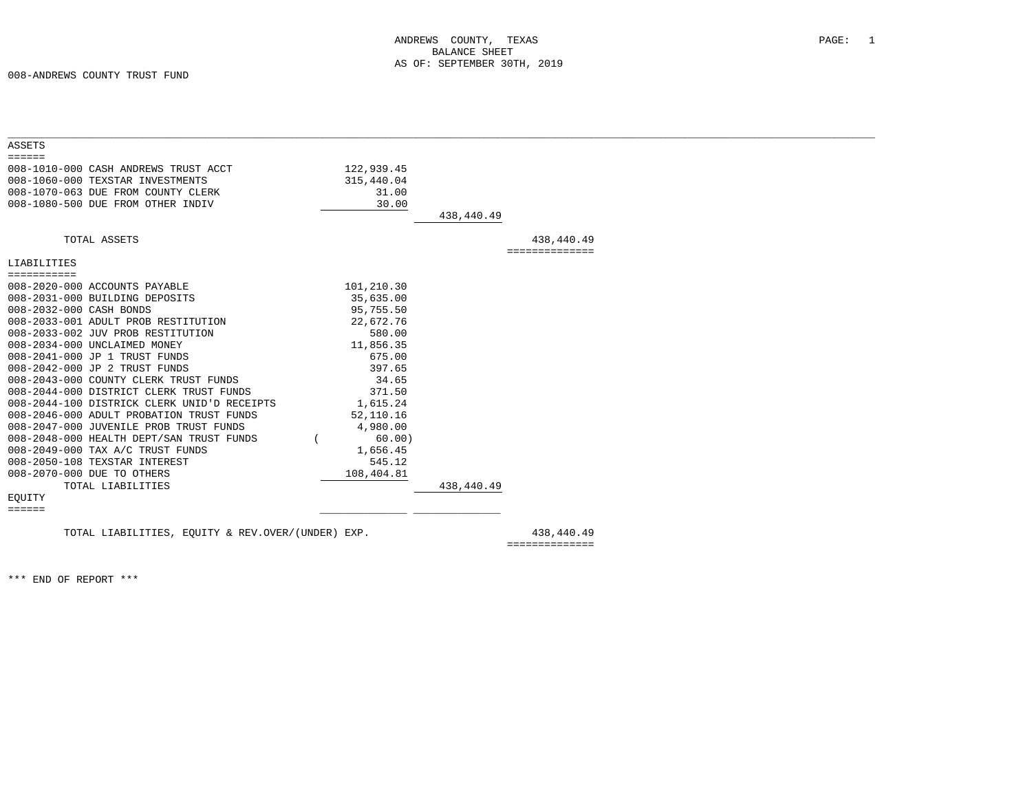ANDREWS COUNTY, TEXAS
BALANCE SHEET
AS OF: SEPTEMBER 30TH, 2019

008-ANDREWS COUNTY TRUST FUND

| Account | | | |
|---|---|---|---|
| **ASSETS** | | | |
| 008-1010-000 CASH ANDREWS TRUST ACCT | 122,939.45 | | |
| 008-1060-000 TEXSTAR INVESTMENTS | 315,440.04 | | |
| 008-1070-063 DUE FROM COUNTY CLERK | 31.00 | | |
| 008-1080-500 DUE FROM OTHER INDIV | 30.00 | | |
| | | 438,440.49 | |
| TOTAL ASSETS | | | 438,440.49 |
| **LIABILITIES** | | | |
| 008-2020-000 ACCOUNTS PAYABLE | 101,210.30 | | |
| 008-2031-000 BUILDING DEPOSITS | 35,635.00 | | |
| 008-2032-000 CASH BONDS | 95,755.50 | | |
| 008-2033-001 ADULT PROB RESTITUTION | 22,672.76 | | |
| 008-2033-002 JUV PROB RESTITUTION | 580.00 | | |
| 008-2034-000 UNCLAIMED MONEY | 11,856.35 | | |
| 008-2041-000 JP 1 TRUST FUNDS | 675.00 | | |
| 008-2042-000 JP 2 TRUST FUNDS | 397.65 | | |
| 008-2043-000 COUNTY CLERK TRUST FUNDS | 34.65 | | |
| 008-2044-000 DISTRICT CLERK TRUST FUNDS | 371.50 | | |
| 008-2044-100 DISTRICK CLERK UNID'D RECEIPTS | 1,615.24 | | |
| 008-2046-000 ADULT PROBATION TRUST FUNDS | 52,110.16 | | |
| 008-2047-000 JUVENILE PROB TRUST FUNDS | 4,980.00 | | |
| 008-2048-000 HEALTH DEPT/SAN TRUST FUNDS | ( 60.00) | | |
| 008-2049-000 TAX A/C TRUST FUNDS | 1,656.45 | | |
| 008-2050-108 TEXSTAR INTEREST | 545.12 | | |
| 008-2070-000 DUE TO OTHERS | 108,404.81 | | |
| TOTAL LIABILITIES | | 438,440.49 | |
| **EQUITY** | | | |
| TOTAL LIABILITIES, EQUITY & REV.OVER/(UNDER) EXP. | | | 438,440.49 |

*** END OF REPORT ***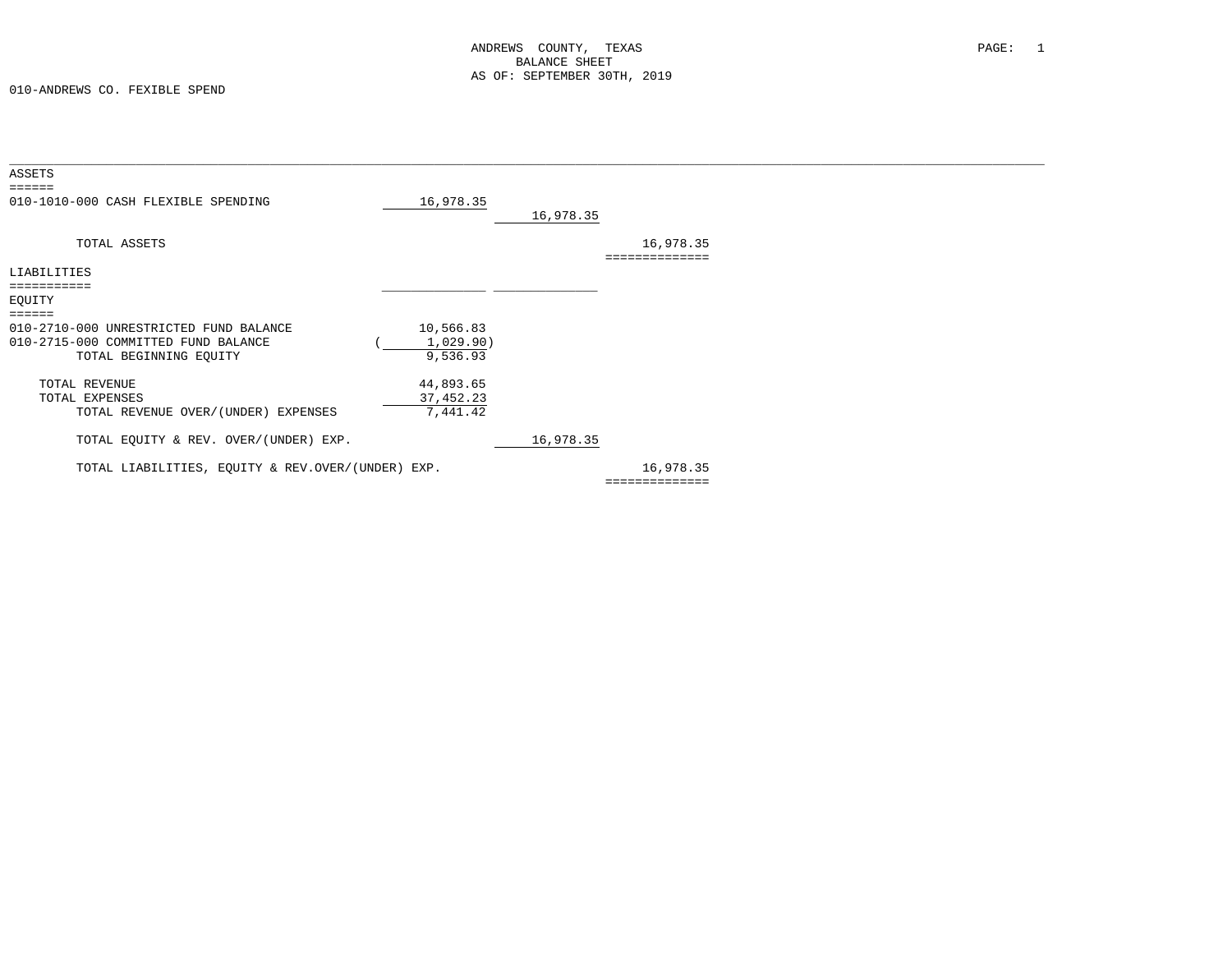ANDREWS COUNTY, TEXAS
BALANCE SHEET
AS OF: SEPTEMBER 30TH, 2019

010-ANDREWS CO. FEXIBLE SPEND

| | | | |
|---|---|---|---|
| **ASSETS** | | | |
| 010-1010-000 CASH FLEXIBLE SPENDING | 16,978.35 | | |
| | | 16,978.35 | |
| TOTAL ASSETS | | | 16,978.35 |
| **LIABILITIES** | | | |
| **EQUITY** | | | |
| 010-2710-000 UNRESTRICTED FUND BALANCE | 10,566.83 | | |
| 010-2715-000 COMMITTED FUND BALANCE | ( 1,029.90) | | |
| TOTAL BEGINNING EQUITY | 9,536.93 | | |
| TOTAL REVENUE | 44,893.65 | | |
| TOTAL EXPENSES | 37,452.23 | | |
| TOTAL REVENUE OVER/(UNDER) EXPENSES | 7,441.42 | | |
| TOTAL EQUITY & REV. OVER/(UNDER) EXP. | | 16,978.35 | |
| TOTAL LIABILITIES, EQUITY & REV.OVER/(UNDER) EXP. | | | 16,978.35 |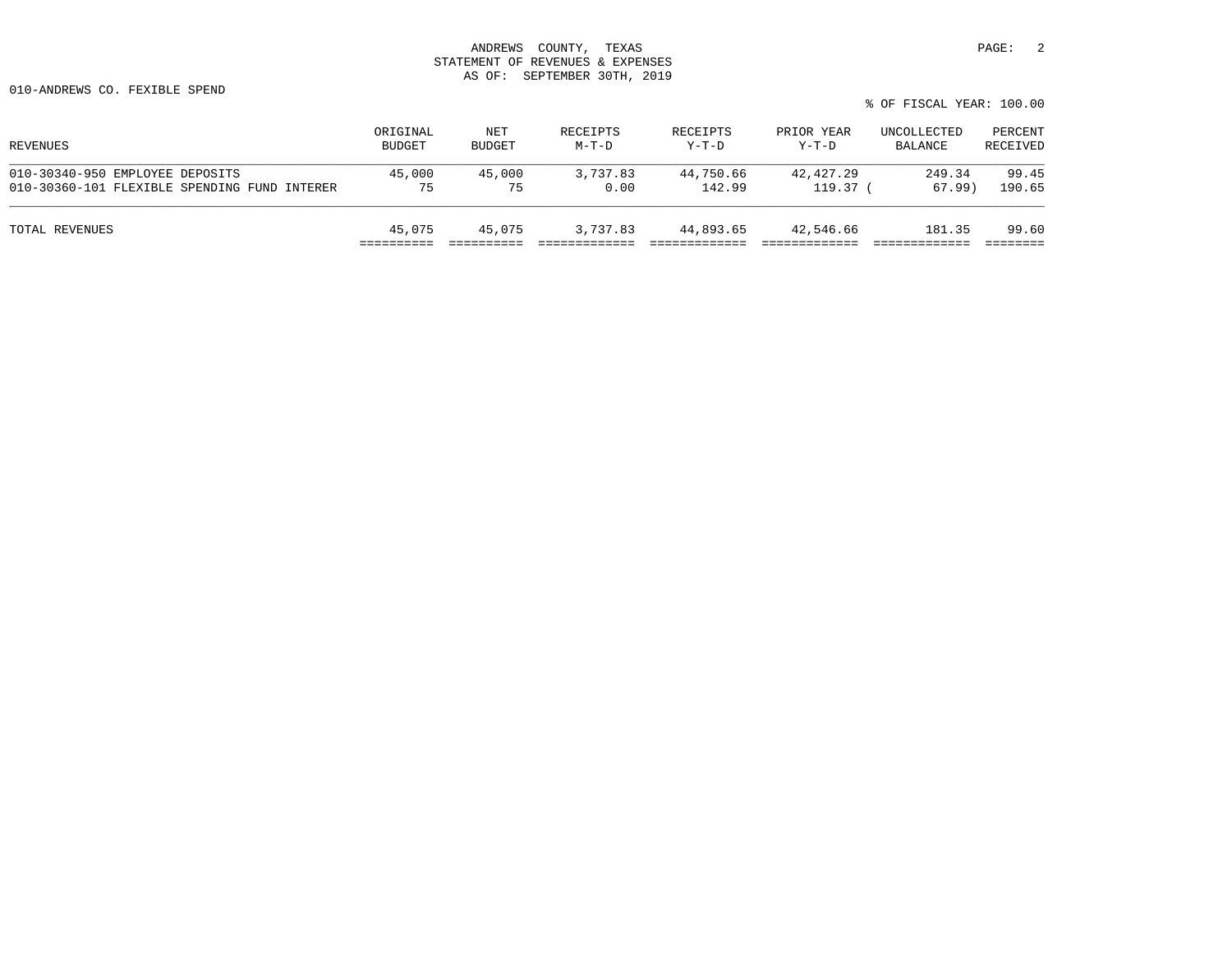ANDREWS COUNTY, TEXAS
STATEMENT OF REVENUES & EXPENSES
AS OF: SEPTEMBER 30TH, 2019

010-ANDREWS CO. FEXIBLE SPEND

% OF FISCAL YEAR: 100.00

| REVENUES | ORIGINAL BUDGET | NET BUDGET | RECEIPTS M-T-D | RECEIPTS Y-T-D | PRIOR YEAR Y-T-D | UNCOLLECTED BALANCE | PERCENT RECEIVED |
|---|---|---|---|---|---|---|---|
| 010-30340-950 EMPLOYEE DEPOSITS | 45,000 | 45,000 | 3,737.83 | 44,750.66 | 42,427.29 | 249.34 | 99.45 |
| 010-30360-101 FLEXIBLE SPENDING FUND INTERER | 75 | 75 | 0.00 | 142.99 | 119.37 | ( 67.99) | 190.65 |
| TOTAL REVENUES | 45,075 | 45,075 | 3,737.83 | 44,893.65 | 42,546.66 | 181.35 | 99.60 |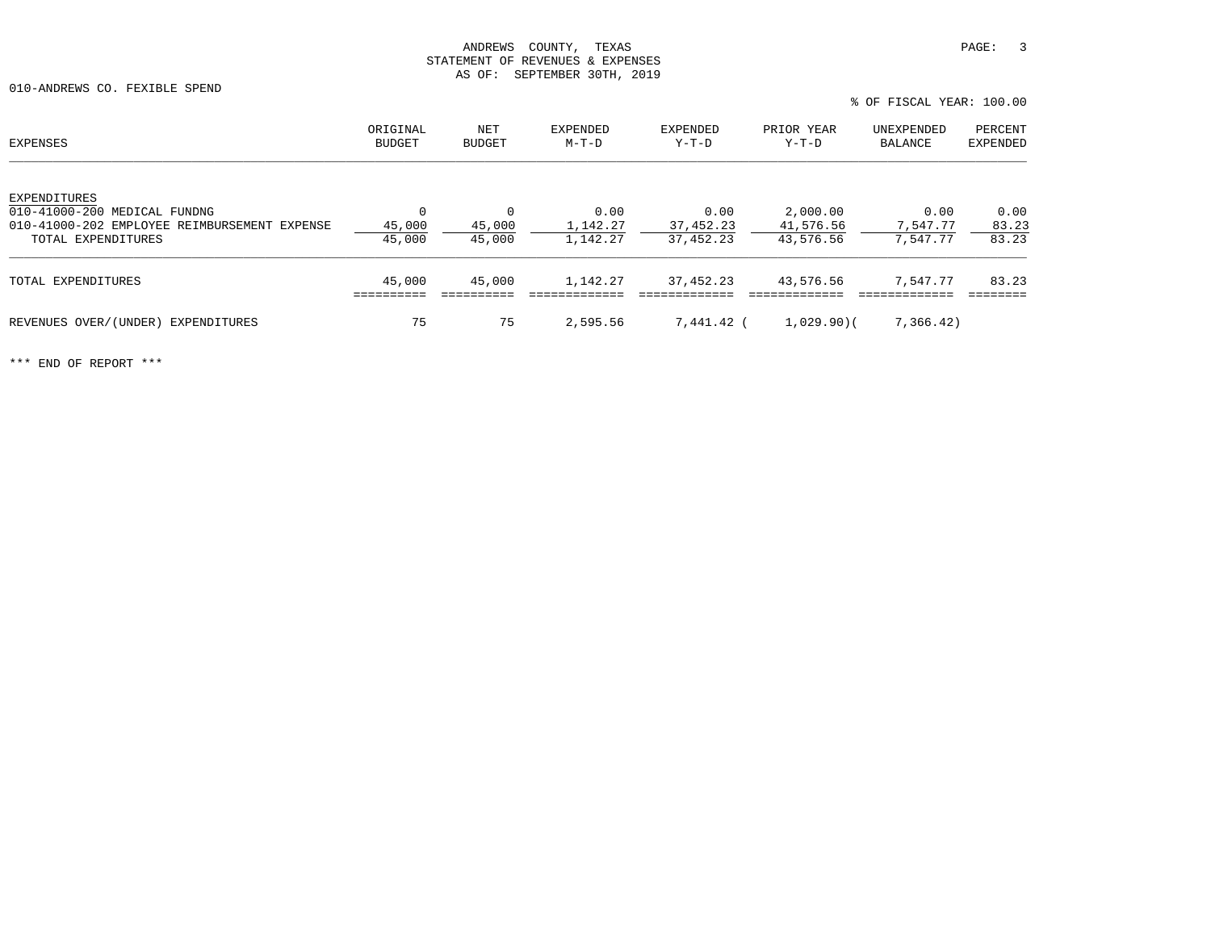ANDREWS COUNTY, TEXAS
STATEMENT OF REVENUES & EXPENSES
AS OF: SEPTEMBER 30TH, 2019

010-ANDREWS CO. FEXIBLE SPEND

% OF FISCAL YEAR: 100.00

| EXPENSES | ORIGINAL BUDGET | NET BUDGET | EXPENDED M-T-D | EXPENDED Y-T-D | PRIOR YEAR Y-T-D | UNEXPENDED BALANCE | PERCENT EXPENDED |
|---|---|---|---|---|---|---|---|
| EXPENDITURES | | | | | | | |
| 010-41000-200 MEDICAL FUNDNG | 0 | 0 | 0.00 | 0.00 | 2,000.00 | 0.00 | 0.00 |
| 010-41000-202 EMPLOYEE REIMBURSEMENT EXPENSE | 45,000 | 45,000 | 1,142.27 | 37,452.23 | 41,576.56 | 7,547.77 | 83.23 |
| TOTAL EXPENDITURES | 45,000 | 45,000 | 1,142.27 | 37,452.23 | 43,576.56 | 7,547.77 | 83.23 |
| TOTAL EXPENDITURES | 45,000 | 45,000 | 1,142.27 | 37,452.23 | 43,576.56 | 7,547.77 | 83.23 |
| REVENUES OVER/(UNDER) EXPENDITURES | 75 | 75 | 2,595.56 | 7,441.42 | ( 1,029.90) | ( 7,366.42) | |

*** END OF REPORT ***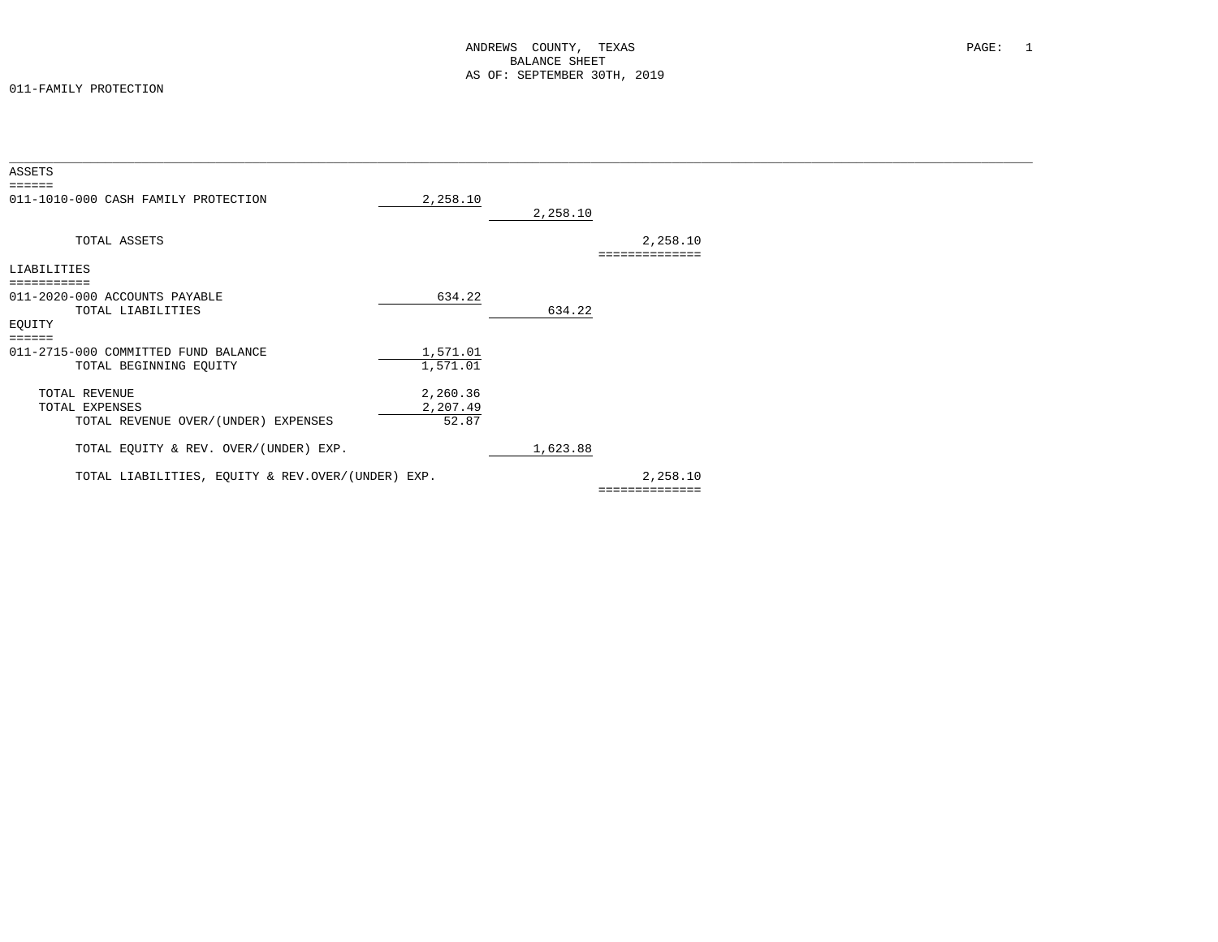# ANDREWS COUNTY, TEXAS
## BALANCE SHEET
### AS OF: SEPTEMBER 30TH, 2019

011-FAMILY PROTECTION

| | | | |
|---|---|---|---|
| **ASSETS** | | | |
| 011-1010-000 CASH FAMILY PROTECTION | 2,258.10 | | |
| | | 2,258.10 | |
| TOTAL ASSETS | | | 2,258.10 |
| **LIABILITIES** | | | |
| 011-2020-000 ACCOUNTS PAYABLE | 634.22 | | |
| TOTAL LIABILITIES | | 634.22 | |
| **EQUITY** | | | |
| 011-2715-000 COMMITTED FUND BALANCE | 1,571.01 | | |
| TOTAL BEGINNING EQUITY | 1,571.01 | | |
| TOTAL REVENUE | 2,260.36 | | |
| TOTAL EXPENSES | 2,207.49 | | |
| TOTAL REVENUE OVER/(UNDER) EXPENSES | 52.87 | | |
| TOTAL EQUITY & REV. OVER/(UNDER) EXP. | | 1,623.88 | |
| TOTAL LIABILITIES, EQUITY & REV.OVER/(UNDER) EXP. | | | 2,258.10 |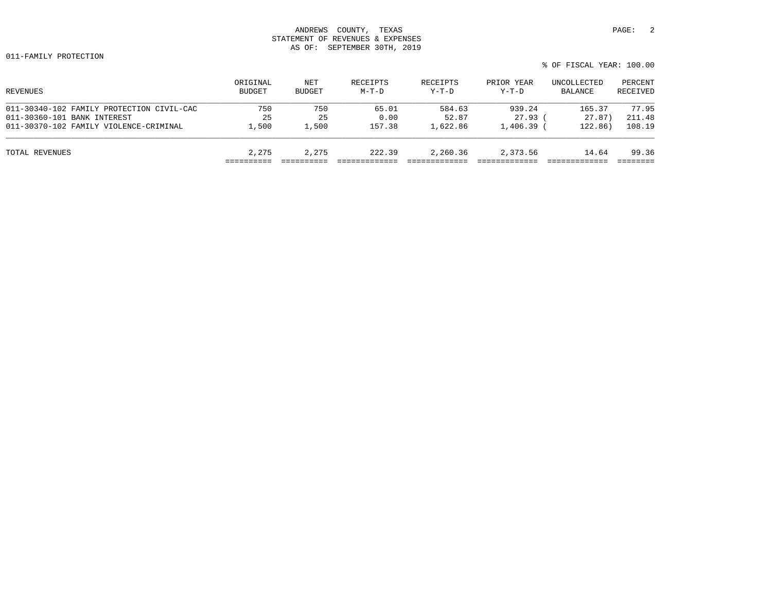ANDREWS COUNTY, TEXAS
STATEMENT OF REVENUES & EXPENSES
AS OF: SEPTEMBER 30TH, 2019

011-FAMILY PROTECTION

% OF FISCAL YEAR: 100.00

| REVENUES | ORIGINAL BUDGET | NET BUDGET | RECEIPTS M-T-D | RECEIPTS Y-T-D | PRIOR YEAR Y-T-D | UNCOLLECTED BALANCE | PERCENT RECEIVED |
|---|---|---|---|---|---|---|---|
| 011-30340-102 FAMILY PROTECTION CIVIL-CAC | 750 | 750 | 65.01 | 584.63 | 939.24 | 165.37 | 77.95 |
| 011-30360-101 BANK INTEREST | 25 | 25 | 0.00 | 52.87 | 27.93 | ( 27.87) | 211.48 |
| 011-30370-102 FAMILY VIOLENCE-CRIMINAL | 1,500 | 1,500 | 157.38 | 1,622.86 | 1,406.39 | ( 122.86) | 108.19 |
| TOTAL REVENUES | 2,275 | 2,275 | 222.39 | 2,260.36 | 2,373.56 | 14.64 | 99.36 |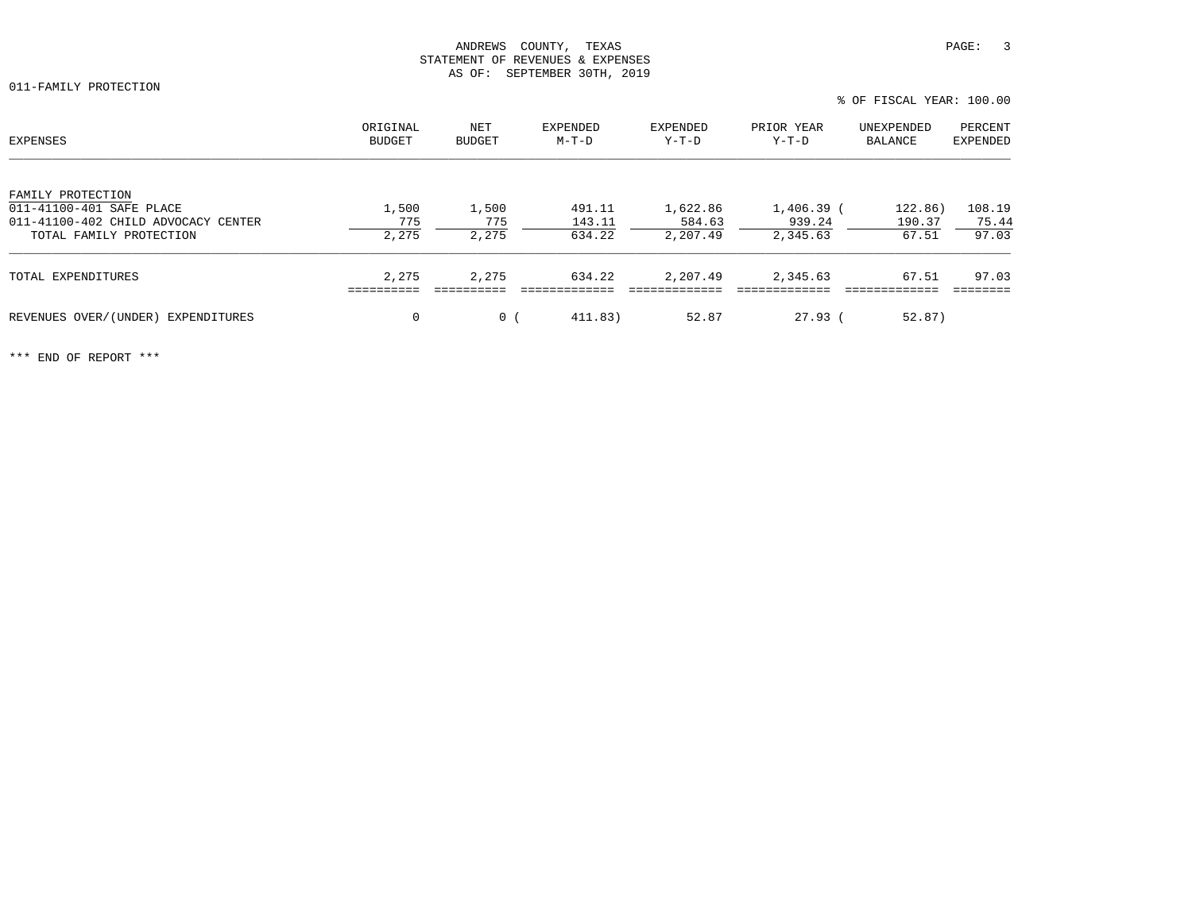ANDREWS COUNTY, TEXAS
STATEMENT OF REVENUES & EXPENSES
AS OF: SEPTEMBER 30TH, 2019

011-FAMILY PROTECTION

% OF FISCAL YEAR: 100.00

| EXPENSES | ORIGINAL BUDGET | NET BUDGET | EXPENDED M-T-D | EXPENDED Y-T-D | PRIOR YEAR Y-T-D | UNEXPENDED BALANCE | PERCENT EXPENDED |
|---|---|---|---|---|---|---|---|
| FAMILY PROTECTION | | | | | | | |
| 011-41100-401 SAFE PLACE | 1,500 | 1,500 | 491.11 | 1,622.86 | 1,406.39 | (122.86) | 108.19 |
| 011-41100-402 CHILD ADVOCACY CENTER | 775 | 775 | 143.11 | 584.63 | 939.24 | 190.37 | 75.44 |
| TOTAL FAMILY PROTECTION | 2,275 | 2,275 | 634.22 | 2,207.49 | 2,345.63 | 67.51 | 97.03 |
| TOTAL EXPENDITURES | 2,275 | 2,275 | 634.22 | 2,207.49 | 2,345.63 | 67.51 | 97.03 |
| REVENUES OVER/(UNDER) EXPENDITURES | 0 | 0 | (411.83) | 52.87 | 27.93 | (52.87) | |

*** END OF REPORT ***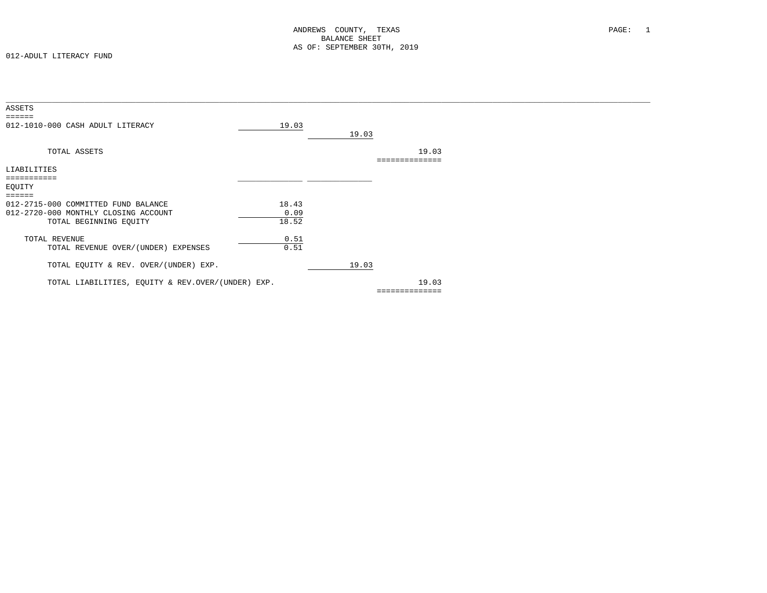ANDREWS COUNTY, TEXAS
BALANCE SHEET
AS OF: SEPTEMBER 30TH, 2019

012-ADULT LITERACY FUND

| | | | |
|---|---|---|---|
| **ASSETS** | | | |
| 012-1010-000 CASH ADULT LITERACY | 19.03 | | |
| | | 19.03 | |
| TOTAL ASSETS | | | 19.03 |
| **LIABILITIES** | | | |
| **EQUITY** | | | |
| 012-2715-000 COMMITTED FUND BALANCE | 18.43 | | |
| 012-2720-000 MONTHLY CLOSING ACCOUNT | 0.09 | | |
| TOTAL BEGINNING EQUITY | 18.52 | | |
| TOTAL REVENUE | 0.51 | | |
| TOTAL REVENUE OVER/(UNDER) EXPENSES | 0.51 | | |
| TOTAL EQUITY & REV. OVER/(UNDER) EXP. | | 19.03 | |
| TOTAL LIABILITIES, EQUITY & REV.OVER/(UNDER) EXP. | | | 19.03 |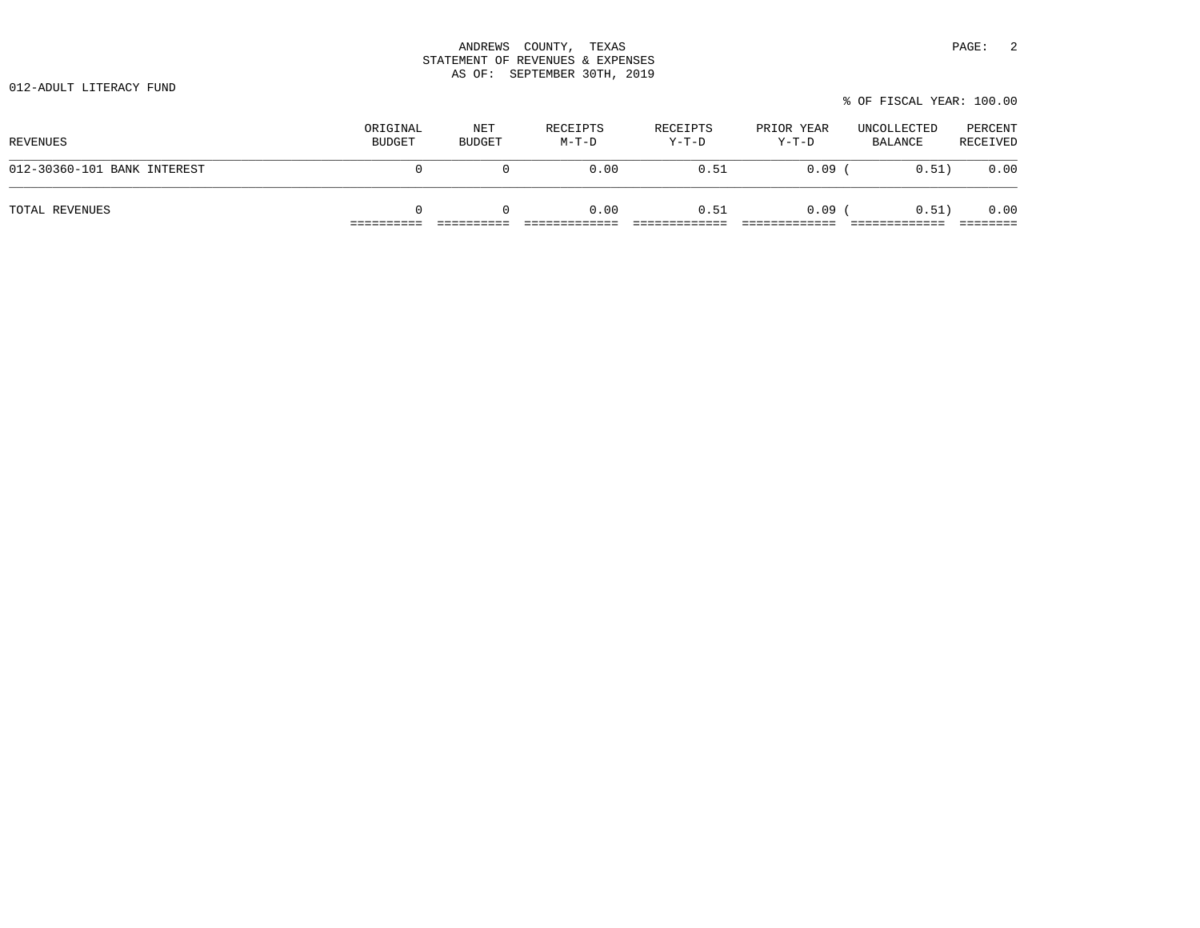ANDREWS COUNTY, TEXAS
STATEMENT OF REVENUES & EXPENSES
AS OF: SEPTEMBER 30TH, 2019

012-ADULT LITERACY FUND

% OF FISCAL YEAR: 100.00

| REVENUES | ORIGINAL BUDGET | NET BUDGET | RECEIPTS M-T-D | RECEIPTS Y-T-D | PRIOR YEAR Y-T-D | UNCOLLECTED BALANCE | PERCENT RECEIVED |
|---|---|---|---|---|---|---|---|
| 012-30360-101 BANK INTEREST | 0 | 0 | 0.00 | 0.51 | 0.09 | ( 0.51) | 0.00 |
| TOTAL REVENUES | 0 | 0 | 0.00 | 0.51 | 0.09 | ( 0.51) | 0.00 |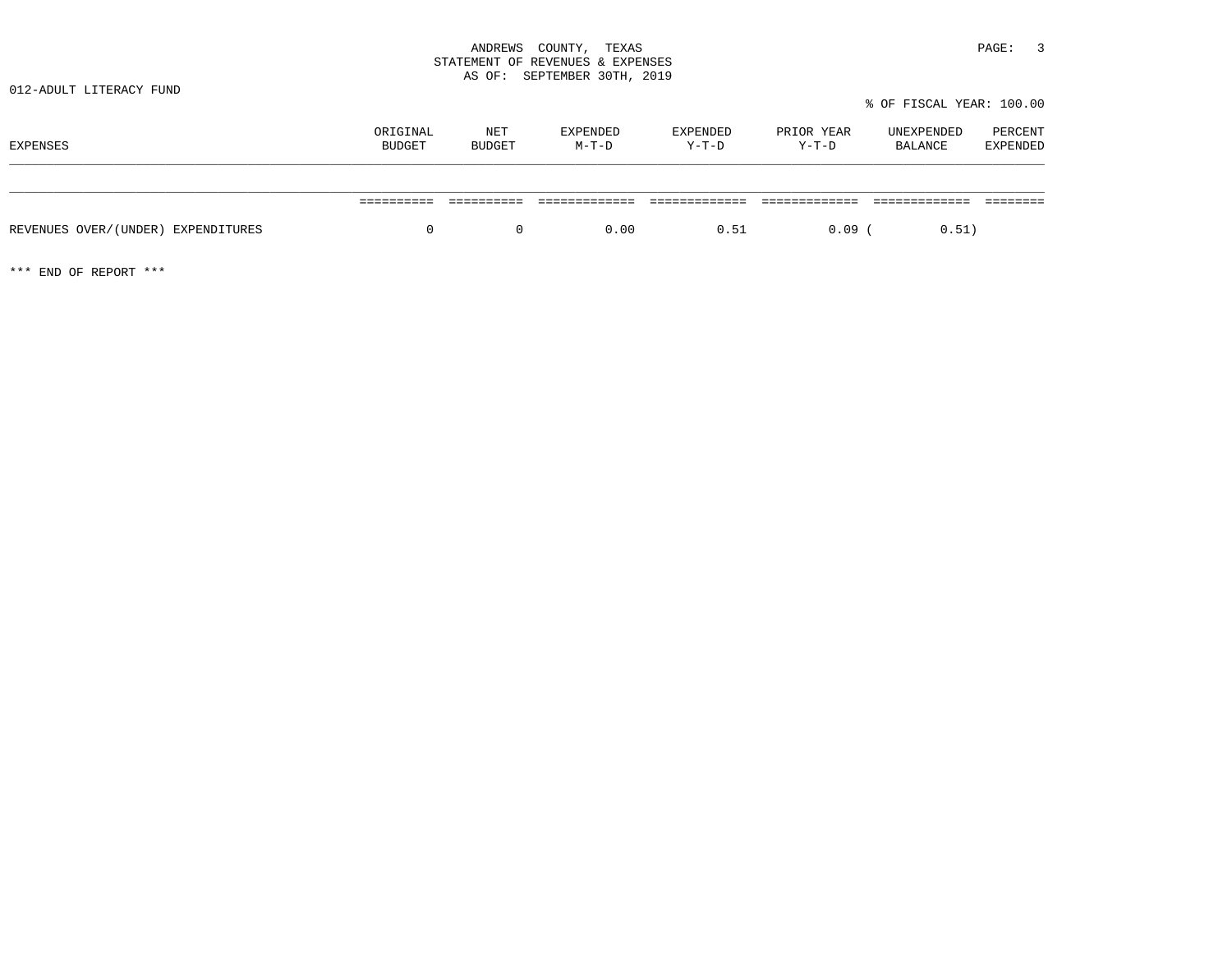ANDREWS COUNTY, TEXAS
STATEMENT OF REVENUES & EXPENSES
AS OF: SEPTEMBER 30TH, 2019

012-ADULT LITERACY FUND

% OF FISCAL YEAR: 100.00

| EXPENSES | ORIGINAL BUDGET | NET BUDGET | EXPENDED M-T-D | EXPENDED Y-T-D | PRIOR YEAR Y-T-D | UNEXPENDED BALANCE | PERCENT EXPENDED |
|---|---|---|---|---|---|---|---|
| REVENUES OVER/(UNDER) EXPENDITURES | 0 | 0 | 0.00 | 0.51 | 0.09 | ( 0.51) | |

*** END OF REPORT ***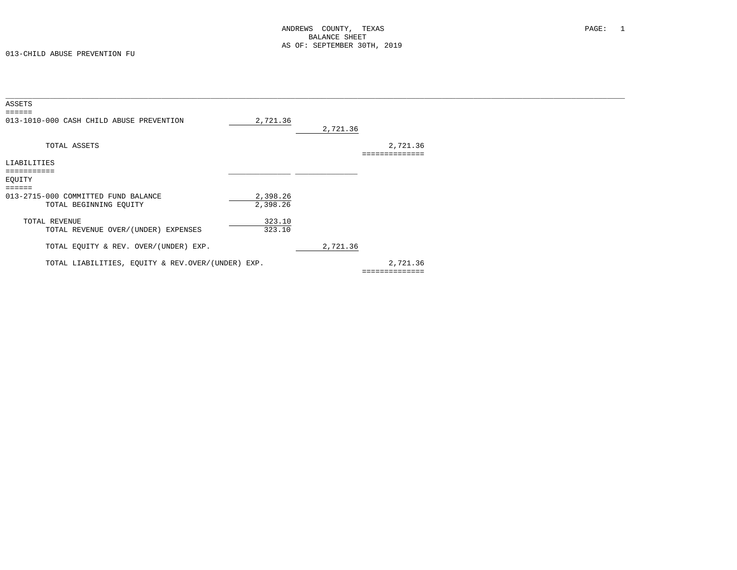ANDREWS COUNTY, TEXAS
BALANCE SHEET
AS OF: SEPTEMBER 30TH, 2019

013-CHILD ABUSE PREVENTION FU

## ASSETS

| Account | | | |
|---|---|---|---|
| 013-1010-000 CASH CHILD ABUSE PREVENTION | 2,721.36 | | |
| | | 2,721.36 | |
| TOTAL ASSETS | | | 2,721.36 |

## LIABILITIES

## EQUITY

| Account | | | |
|---|---|---|---|
| 013-2715-000 COMMITTED FUND BALANCE | 2,398.26 | | |
| TOTAL BEGINNING EQUITY | 2,398.26 | | |
| TOTAL REVENUE | 323.10 | | |
| TOTAL REVENUE OVER/(UNDER) EXPENSES | 323.10 | | |
| TOTAL EQUITY & REV. OVER/(UNDER) EXP. | | 2,721.36 | |
| TOTAL LIABILITIES, EQUITY & REV.OVER/(UNDER) EXP. | | | 2,721.36 |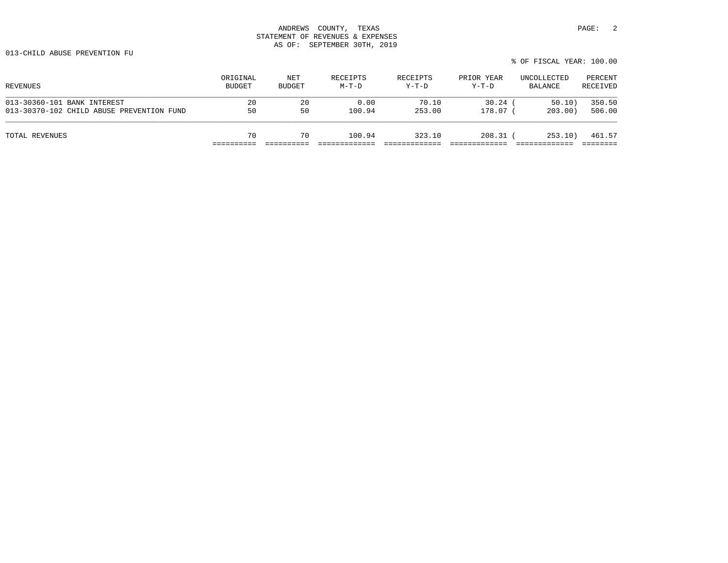ANDREWS COUNTY, TEXAS
STATEMENT OF REVENUES & EXPENSES
AS OF: SEPTEMBER 30TH, 2019

013-CHILD ABUSE PREVENTION FU

% OF FISCAL YEAR: 100.00

| REVENUES | ORIGINAL BUDGET | NET BUDGET | RECEIPTS M-T-D | RECEIPTS Y-T-D | PRIOR YEAR Y-T-D | UNCOLLECTED BALANCE | PERCENT RECEIVED |
|---|---|---|---|---|---|---|---|
| 013-30360-101 BANK INTEREST | 20 | 20 | 0.00 | 70.10 | 30.24 | ( 50.10) | 350.50 |
| 013-30370-102 CHILD ABUSE PREVENTION FUND | 50 | 50 | 100.94 | 253.00 | 178.07 | ( 203.00) | 506.00 |
| TOTAL REVENUES | 70 | 70 | 100.94 | 323.10 | 208.31 | ( 253.10) | 461.57 |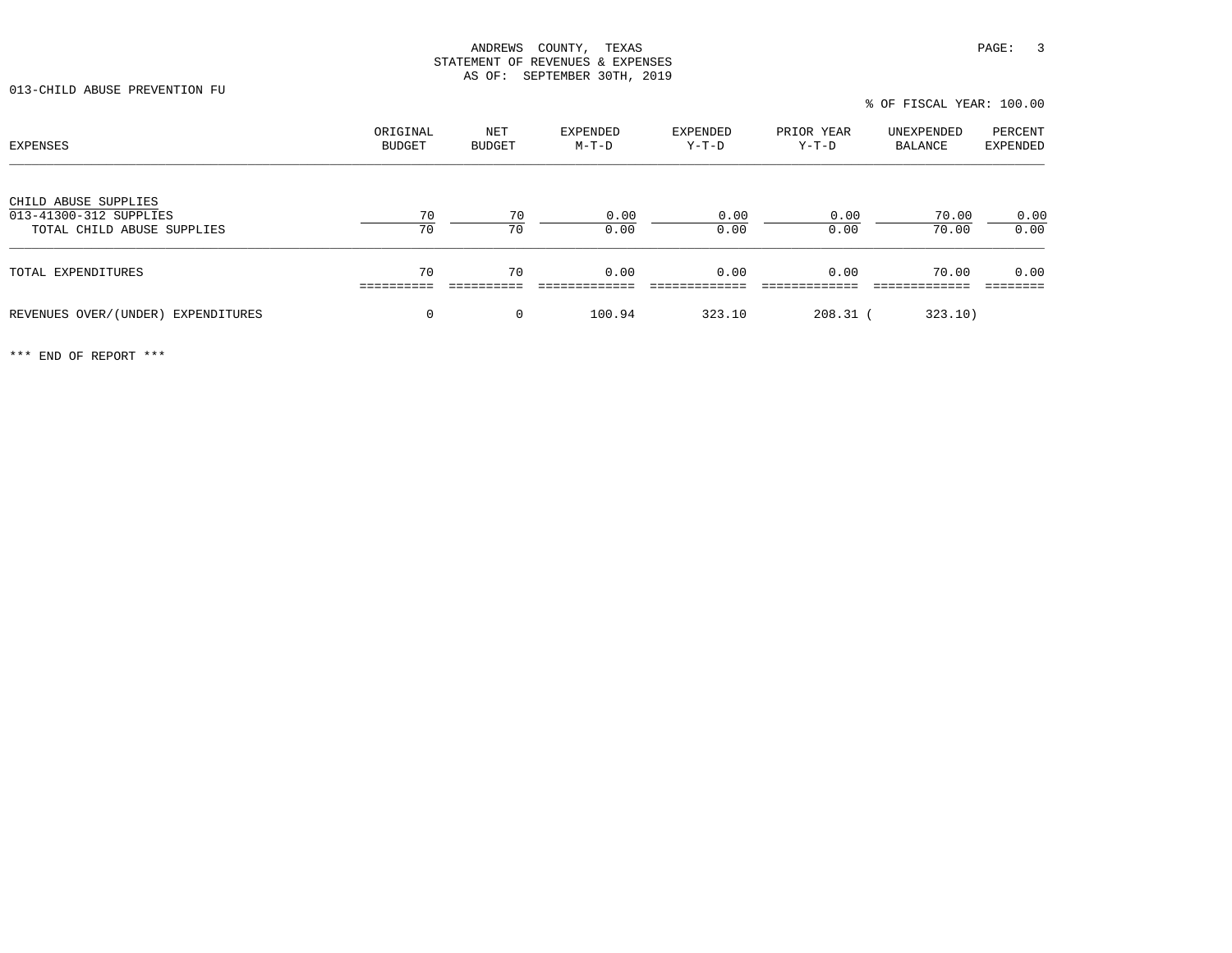ANDREWS COUNTY, TEXAS
STATEMENT OF REVENUES & EXPENSES
AS OF: SEPTEMBER 30TH, 2019

013-CHILD ABUSE PREVENTION FU

% OF FISCAL YEAR: 100.00

| EXPENSES | ORIGINAL BUDGET | NET BUDGET | EXPENDED M-T-D | EXPENDED Y-T-D | PRIOR YEAR Y-T-D | UNEXPENDED BALANCE | PERCENT EXPENDED |
|---|---|---|---|---|---|---|---|
| CHILD ABUSE SUPPLIES | | | | | | | |
| 013-41300-312 SUPPLIES | 70 | 70 | 0.00 | 0.00 | 0.00 | 70.00 | 0.00 |
| TOTAL CHILD ABUSE SUPPLIES | 70 | 70 | 0.00 | 0.00 | 0.00 | 70.00 | 0.00 |
| TOTAL EXPENDITURES | 70 | 70 | 0.00 | 0.00 | 0.00 | 70.00 | 0.00 |
| REVENUES OVER/(UNDER) EXPENDITURES | 0 | 0 | 100.94 | 323.10 | 208.31 | ( 323.10) | |

*** END OF REPORT ***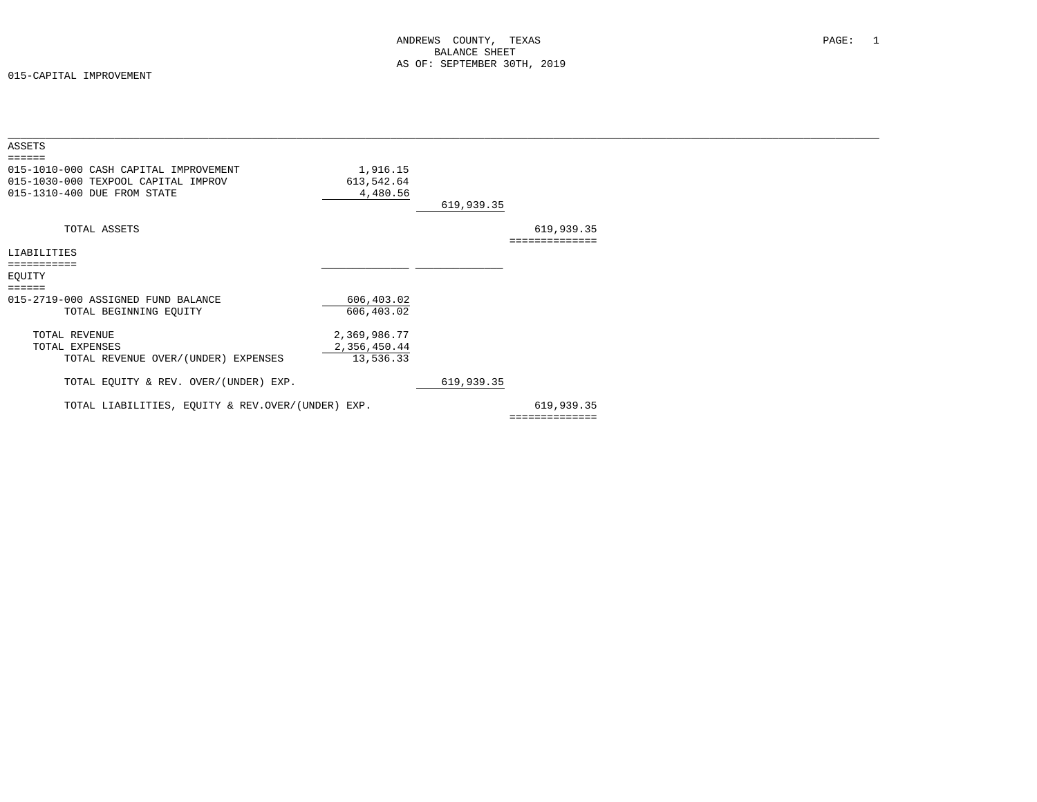# ANDREWS COUNTY, TEXAS
## BALANCE SHEET
### AS OF: SEPTEMBER 30TH, 2019

015-CAPITAL IMPROVEMENT

| | | | |
|---|---|---|---|
| **ASSETS** | | | |
| 015-1010-000 CASH CAPITAL IMPROVEMENT | 1,916.15 | | |
| 015-1030-000 TEXPOOL CAPITAL IMPROV | 613,542.64 | | |
| 015-1310-400 DUE FROM STATE | 4,480.56 | | |
| | | 619,939.35 | |
| TOTAL ASSETS | | | 619,939.35 |
| **LIABILITIES** | | | |
| **EQUITY** | | | |
| 015-2719-000 ASSIGNED FUND BALANCE | 606,403.02 | | |
| TOTAL BEGINNING EQUITY | 606,403.02 | | |
| TOTAL REVENUE | 2,369,986.77 | | |
| TOTAL EXPENSES | 2,356,450.44 | | |
| TOTAL REVENUE OVER/(UNDER) EXPENSES | 13,536.33 | | |
| TOTAL EQUITY & REV. OVER/(UNDER) EXP. | | 619,939.35 | |
| TOTAL LIABILITIES, EQUITY & REV.OVER/(UNDER) EXP. | | | 619,939.35 |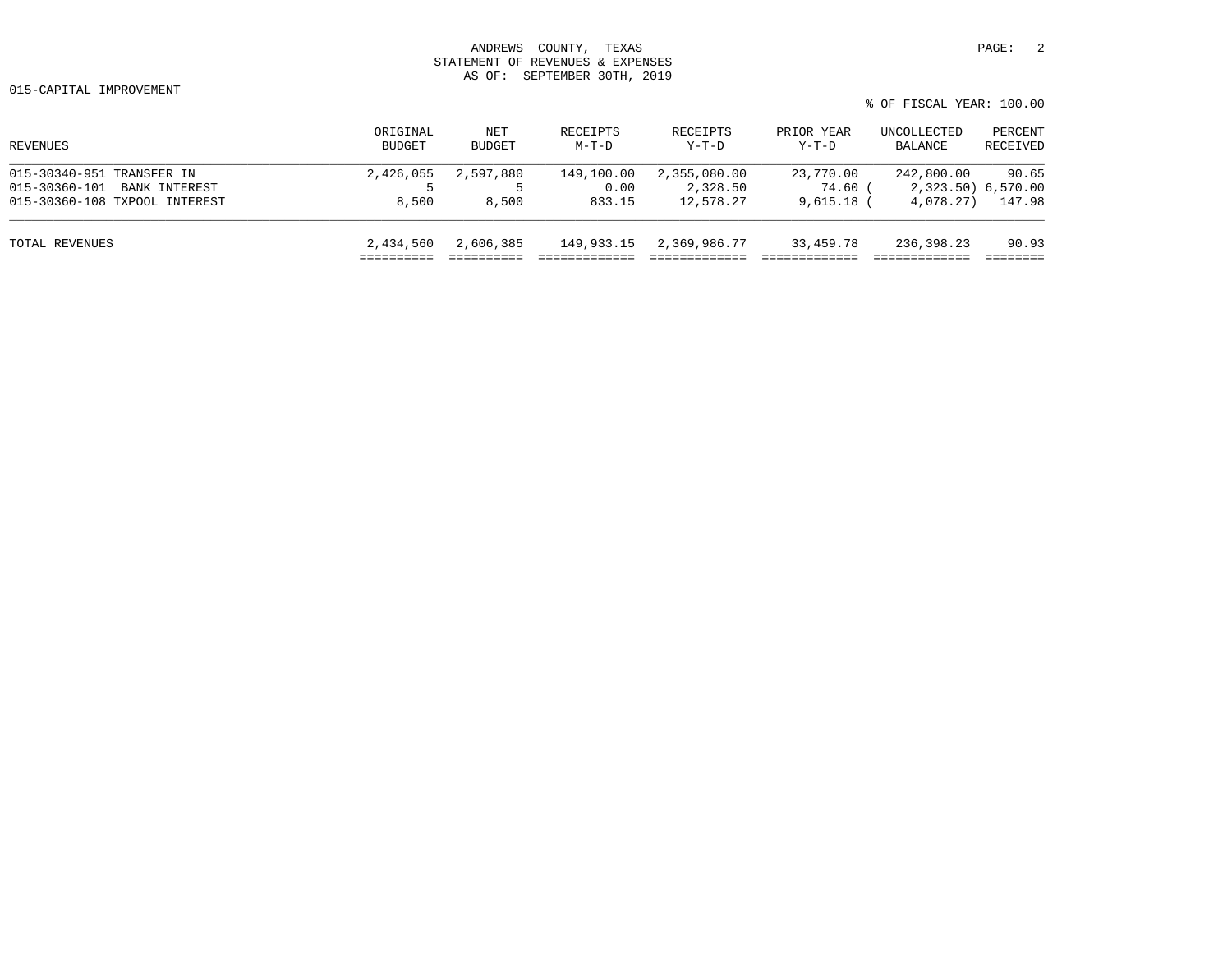ANDREWS COUNTY, TEXAS
STATEMENT OF REVENUES & EXPENSES
AS OF: SEPTEMBER 30TH, 2019

015-CAPITAL IMPROVEMENT

% OF FISCAL YEAR: 100.00

| REVENUES | ORIGINAL BUDGET | NET BUDGET | RECEIPTS M-T-D | RECEIPTS Y-T-D | PRIOR YEAR Y-T-D | UNCOLLECTED BALANCE | PERCENT RECEIVED |
|---|---|---|---|---|---|---|---|
| 015-30340-951 TRANSFER IN | 2,426,055 | 2,597,880 | 149,100.00 | 2,355,080.00 | 23,770.00 | 242,800.00 | 90.65 |
| 015-30360-101 BANK INTEREST | 5 | 5 | 0.00 | 2,328.50 | 74.60 | ( 2,323.50) | 6,570.00 |
| 015-30360-108 TXPOOL INTEREST | 8,500 | 8,500 | 833.15 | 12,578.27 | 9,615.18 | ( 4,078.27) | 147.98 |
| TOTAL REVENUES | 2,434,560 | 2,606,385 | 149,933.15 | 2,369,986.77 | 33,459.78 | 236,398.23 | 90.93 |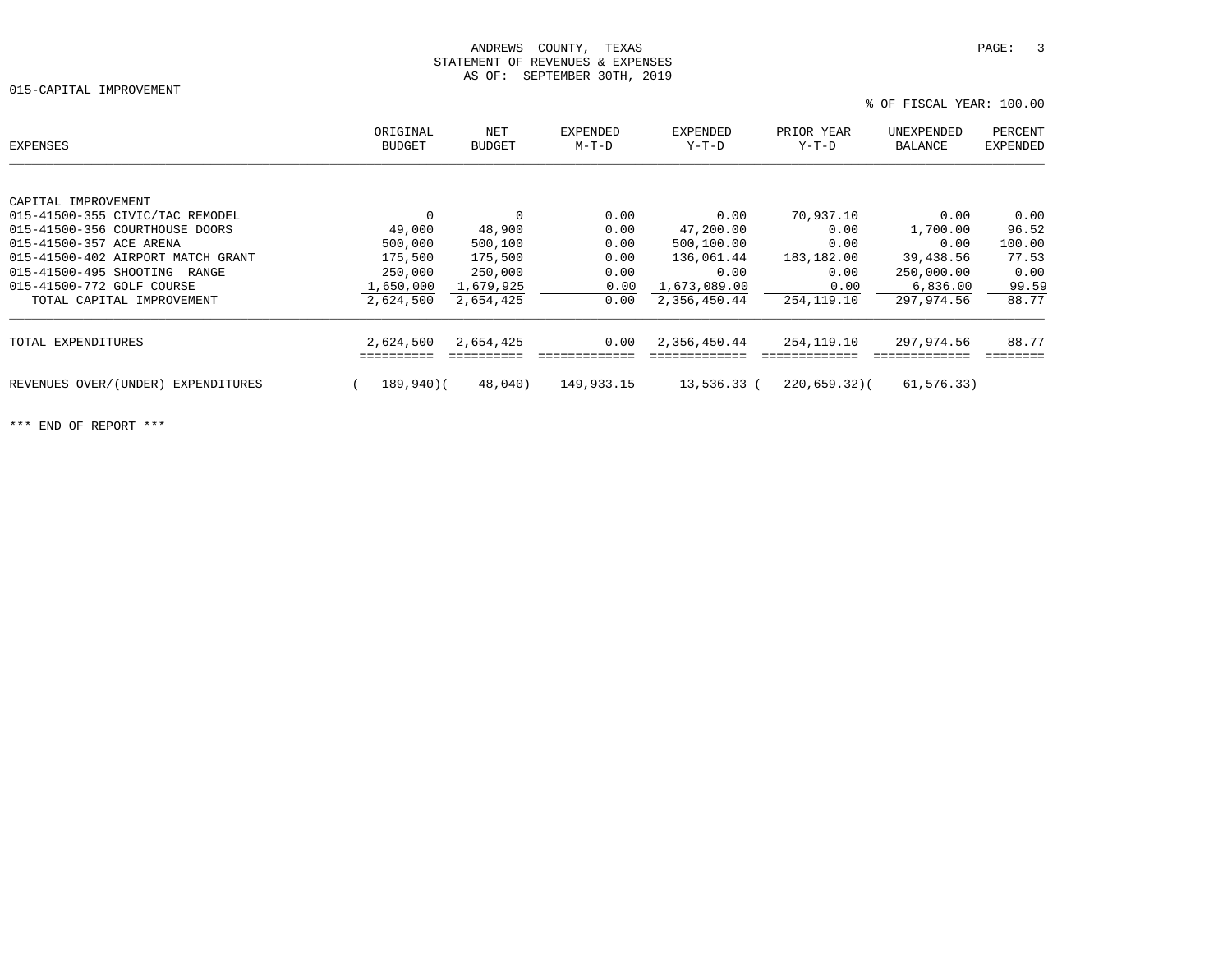ANDREWS COUNTY, TEXAS
STATEMENT OF REVENUES & EXPENSES
AS OF: SEPTEMBER 30TH, 2019

015-CAPITAL IMPROVEMENT

% OF FISCAL YEAR: 100.00

| EXPENSES | ORIGINAL BUDGET | NET BUDGET | EXPENDED M-T-D | EXPENDED Y-T-D | PRIOR YEAR Y-T-D | UNEXPENDED BALANCE | PERCENT EXPENDED |
|---|---|---|---|---|---|---|---|
| CAPITAL IMPROVEMENT | | | | | | | |
| 015-41500-355 CIVIC/TAC REMODEL | 0 | 0 | 0.00 | 0.00 | 70,937.10 | 0.00 | 0.00 |
| 015-41500-356 COURTHOUSE DOORS | 49,000 | 48,900 | 0.00 | 47,200.00 | 0.00 | 1,700.00 | 96.52 |
| 015-41500-357 ACE ARENA | 500,000 | 500,100 | 0.00 | 500,100.00 | 0.00 | 0.00 | 100.00 |
| 015-41500-402 AIRPORT MATCH GRANT | 175,500 | 175,500 | 0.00 | 136,061.44 | 183,182.00 | 39,438.56 | 77.53 |
| 015-41500-495 SHOOTING RANGE | 250,000 | 250,000 | 0.00 | 0.00 | 0.00 | 250,000.00 | 0.00 |
| 015-41500-772 GOLF COURSE | 1,650,000 | 1,679,925 | 0.00 | 1,673,089.00 | 0.00 | 6,836.00 | 99.59 |
| TOTAL CAPITAL IMPROVEMENT | 2,624,500 | 2,654,425 | 0.00 | 2,356,450.44 | 254,119.10 | 297,974.56 | 88.77 |
| TOTAL EXPENDITURES | 2,624,500 | 2,654,425 | 0.00 | 2,356,450.44 | 254,119.10 | 297,974.56 | 88.77 |
| REVENUES OVER/(UNDER) EXPENDITURES | ( 189,940) | ( 48,040) | 149,933.15 | 13,536.33 | ( 220,659.32) | ( 61,576.33) | |

*** END OF REPORT ***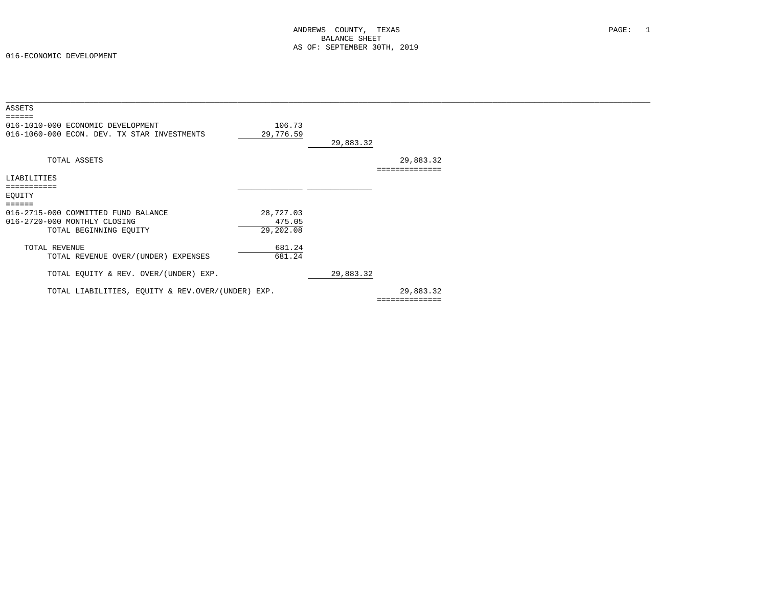ANDREWS COUNTY, TEXAS
BALANCE SHEET
AS OF: SEPTEMBER 30TH, 2019

016-ECONOMIC DEVELOPMENT

| Account | | | |
|---|---|---|---|
| **ASSETS** | | | |
| 016-1010-000 ECONOMIC DEVELOPMENT | 106.73 | | |
| 016-1060-000 ECON. DEV. TX STAR INVESTMENTS | 29,776.59 | | |
| | | 29,883.32 | |
| TOTAL ASSETS | | | 29,883.32 |
| **LIABILITIES** | | | |
| **EQUITY** | | | |
| 016-2715-000 COMMITTED FUND BALANCE | 28,727.03 | | |
| 016-2720-000 MONTHLY CLOSING | 475.05 | | |
| TOTAL BEGINNING EQUITY | 29,202.08 | | |
| TOTAL REVENUE | 681.24 | | |
| TOTAL REVENUE OVER/(UNDER) EXPENSES | 681.24 | | |
| TOTAL EQUITY & REV. OVER/(UNDER) EXP. | | 29,883.32 | |
| TOTAL LIABILITIES, EQUITY & REV.OVER/(UNDER) EXP. | | | 29,883.32 |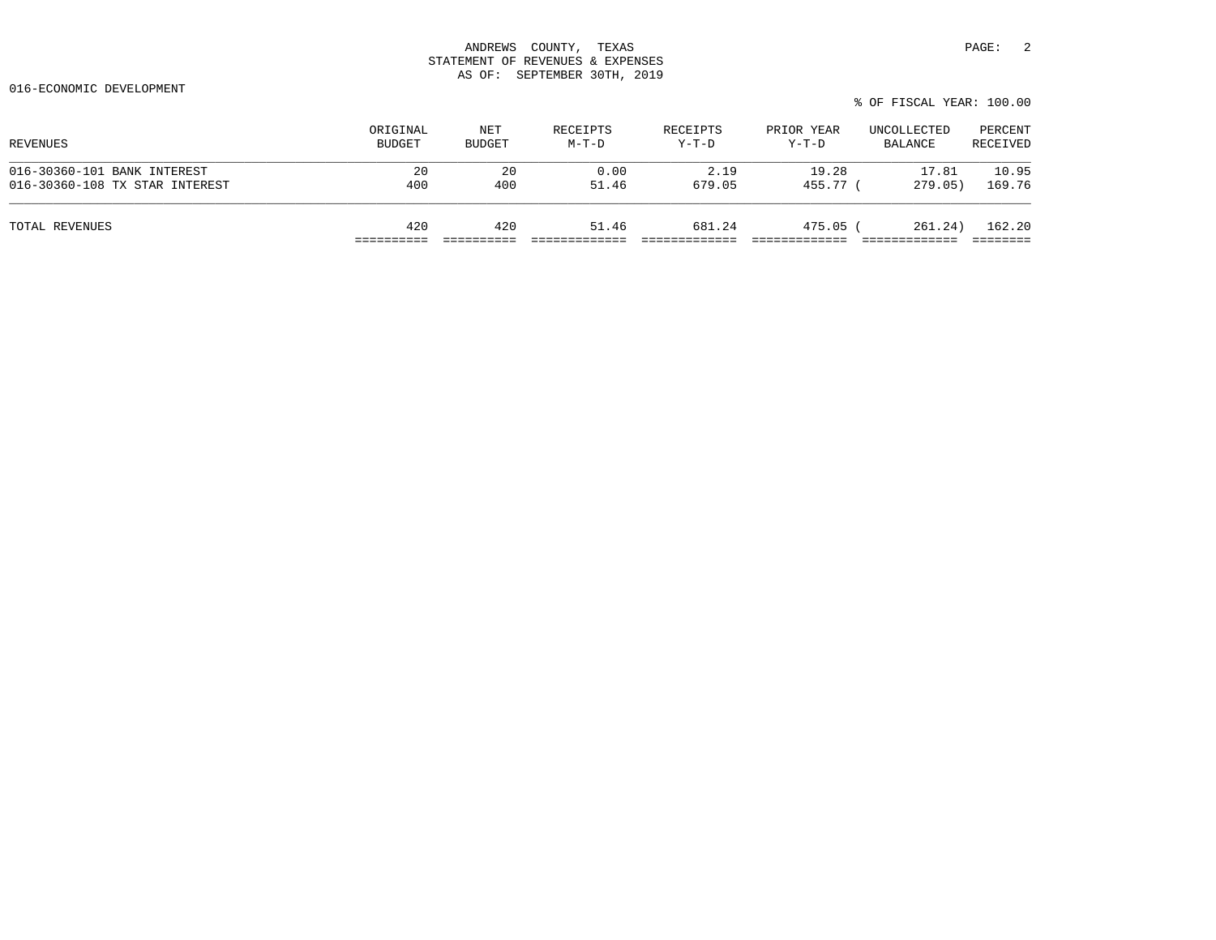ANDREWS COUNTY, TEXAS
STATEMENT OF REVENUES & EXPENSES
AS OF: SEPTEMBER 30TH, 2019

016-ECONOMIC DEVELOPMENT

% OF FISCAL YEAR: 100.00

| REVENUES | ORIGINAL BUDGET | NET BUDGET | RECEIPTS M-T-D | RECEIPTS Y-T-D | PRIOR YEAR Y-T-D | UNCOLLECTED BALANCE | PERCENT RECEIVED |
|---|---|---|---|---|---|---|---|
| 016-30360-101 BANK INTEREST | 20 | 20 | 0.00 | 2.19 | 19.28 | 17.81 | 10.95 |
| 016-30360-108 TX STAR INTEREST | 400 | 400 | 51.46 | 679.05 | 455.77 | ( 279.05) | 169.76 |
| TOTAL REVENUES | 420 | 420 | 51.46 | 681.24 | 475.05 | ( 261.24) | 162.20 |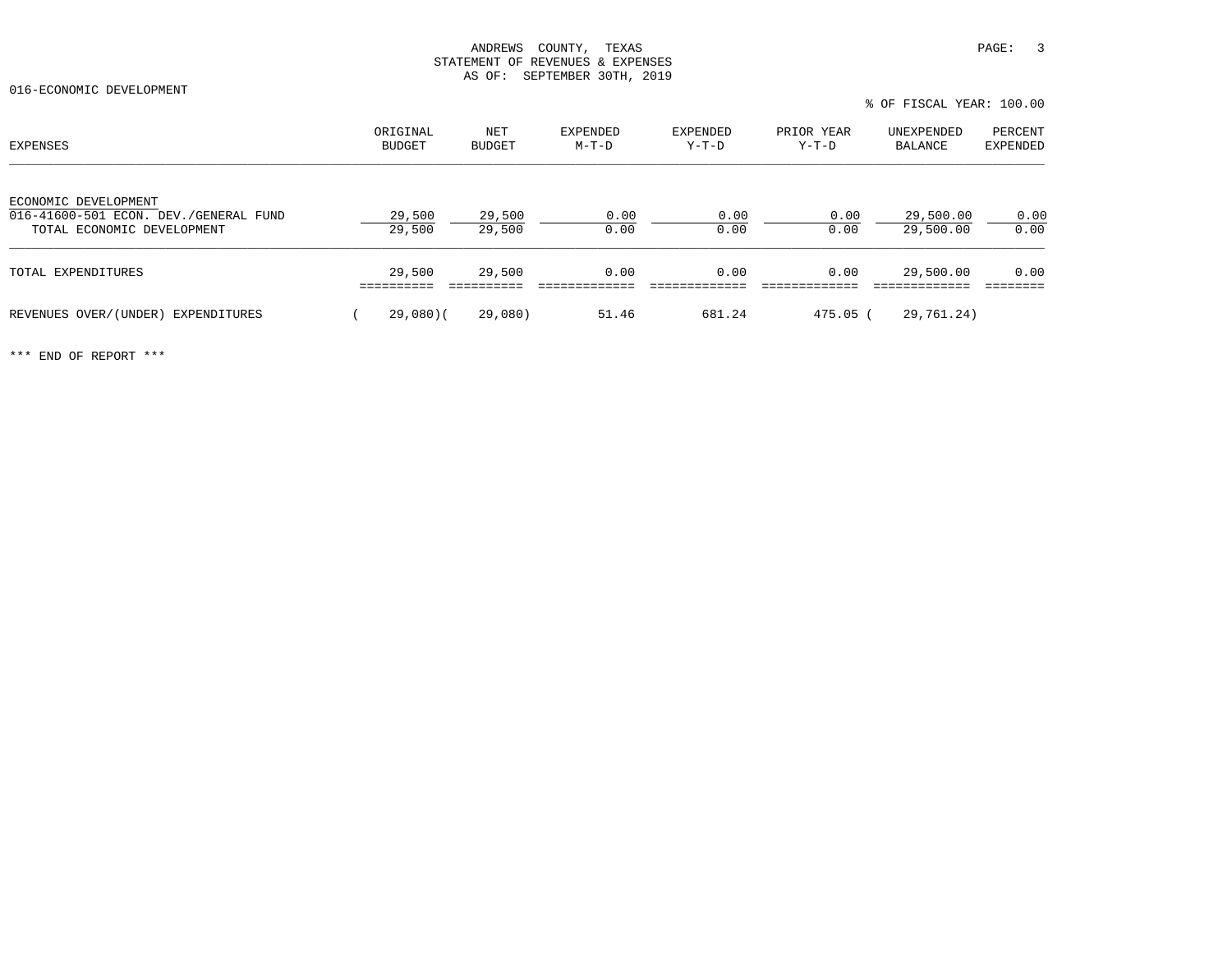ANDREWS COUNTY, TEXAS
STATEMENT OF REVENUES & EXPENSES
AS OF: SEPTEMBER 30TH, 2019

016-ECONOMIC DEVELOPMENT

% OF FISCAL YEAR: 100.00

| EXPENSES | ORIGINAL BUDGET | NET BUDGET | EXPENDED M-T-D | EXPENDED Y-T-D | PRIOR YEAR Y-T-D | UNEXPENDED BALANCE | PERCENT EXPENDED |
|---|---|---|---|---|---|---|---|
| ECONOMIC DEVELOPMENT | | | | | | | |
| 016-41600-501 ECON. DEV./GENERAL FUND | 29,500 | 29,500 | 0.00 | 0.00 | 0.00 | 29,500.00 | 0.00 |
| TOTAL ECONOMIC DEVELOPMENT | 29,500 | 29,500 | 0.00 | 0.00 | 0.00 | 29,500.00 | 0.00 |
| TOTAL EXPENDITURES | 29,500 | 29,500 | 0.00 | 0.00 | 0.00 | 29,500.00 | 0.00 |
| REVENUES OVER/(UNDER) EXPENDITURES | ( 29,080) | ( 29,080) | 51.46 | 681.24 | 475.05 | ( 29,761.24) | |

*** END OF REPORT ***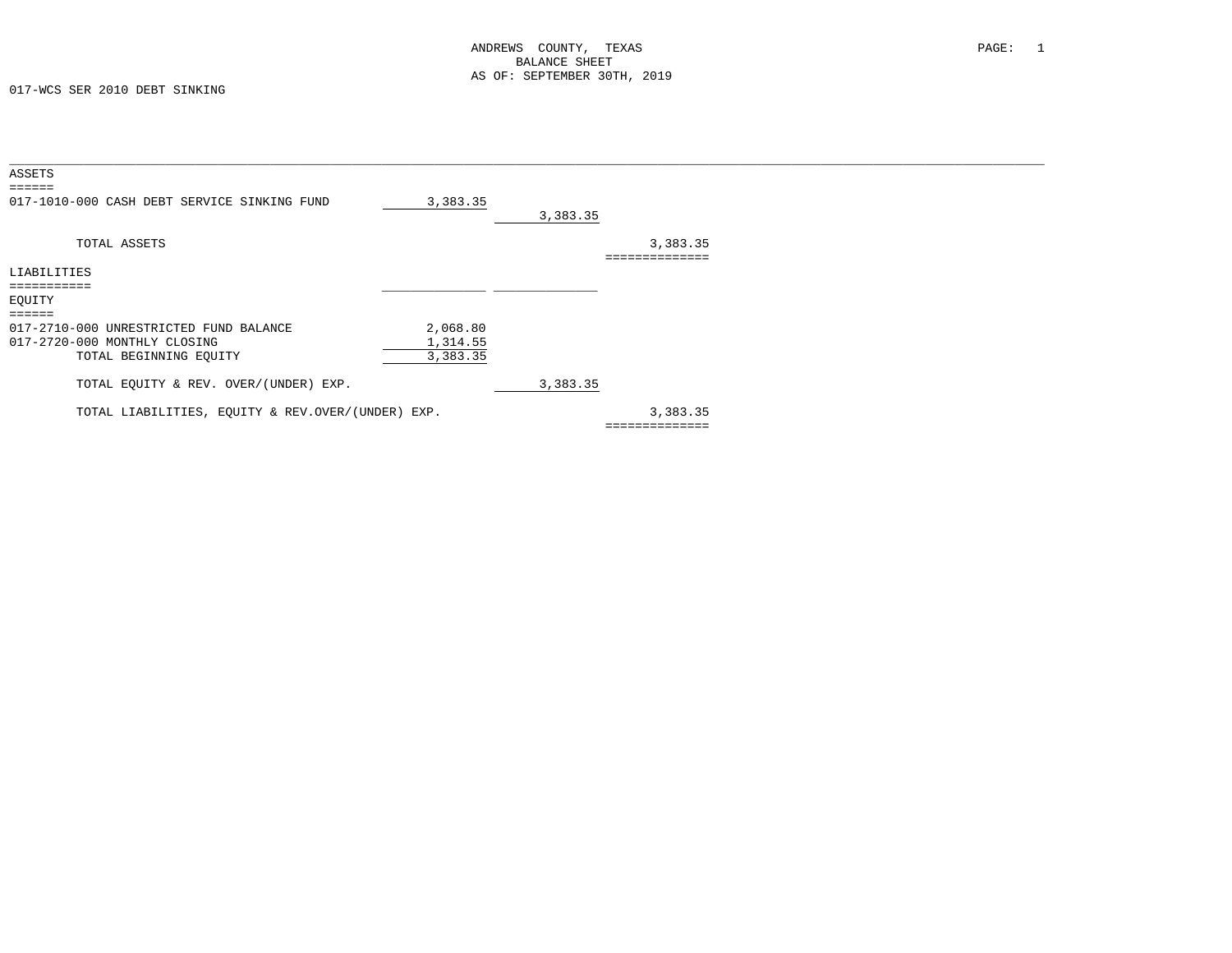ANDREWS COUNTY, TEXAS
BALANCE SHEET
AS OF: SEPTEMBER 30TH, 2019

017-WCS SER 2010 DEBT SINKING

| | | | |
|---|---|---|---|
| **ASSETS** | | | |
| 017-1010-000 CASH DEBT SERVICE SINKING FUND | 3,383.35 | | |
| | | 3,383.35 | |
| TOTAL ASSETS | | | 3,383.35 |
| **LIABILITIES** | | | |
| **EQUITY** | | | |
| 017-2710-000 UNRESTRICTED FUND BALANCE | 2,068.80 | | |
| 017-2720-000 MONTHLY CLOSING | 1,314.55 | | |
| TOTAL BEGINNING EQUITY | 3,383.35 | | |
| TOTAL EQUITY & REV. OVER/(UNDER) EXP. | | 3,383.35 | |
| TOTAL LIABILITIES, EQUITY & REV.OVER/(UNDER) EXP. | | | 3,383.35 |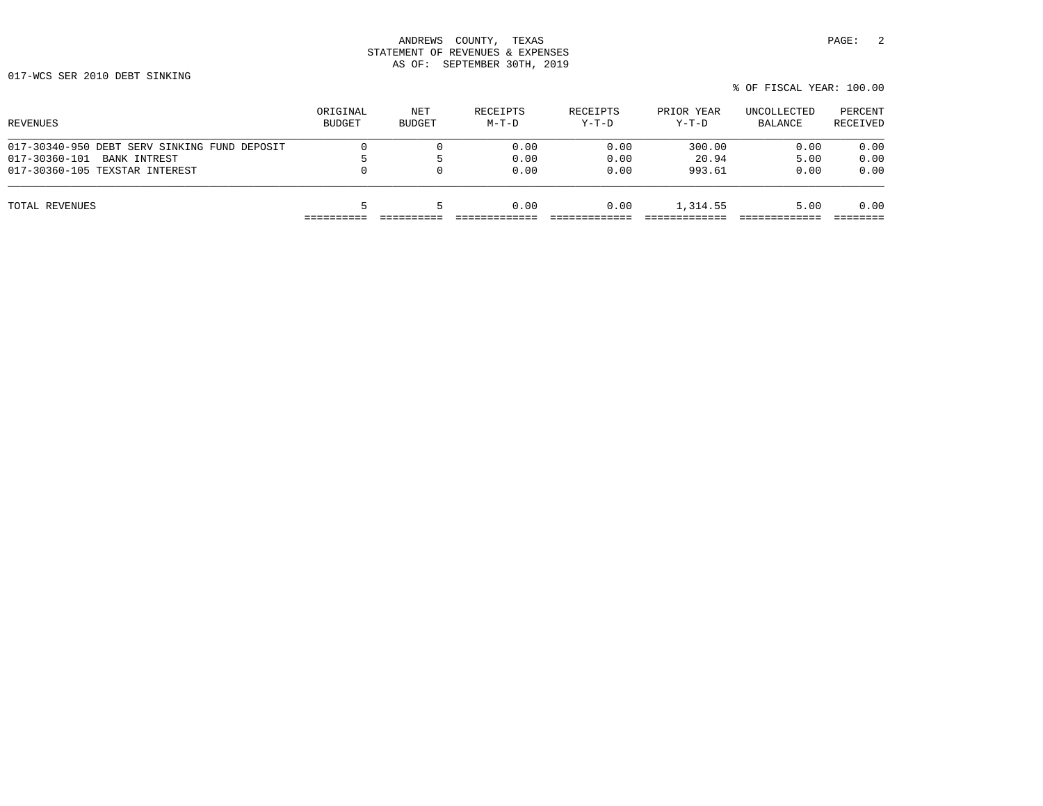ANDREWS COUNTY, TEXAS
STATEMENT OF REVENUES & EXPENSES
AS OF: SEPTEMBER 30TH, 2019

017-WCS SER 2010 DEBT SINKING

% OF FISCAL YEAR: 100.00

| REVENUES | ORIGINAL BUDGET | NET BUDGET | RECEIPTS M-T-D | RECEIPTS Y-T-D | PRIOR YEAR Y-T-D | UNCOLLECTED BALANCE | PERCENT RECEIVED |
|---|---|---|---|---|---|---|---|
| 017-30340-950 DEBT SERV SINKING FUND DEPOSIT | 0 | 0 | 0.00 | 0.00 | 300.00 | 0.00 | 0.00 |
| 017-30360-101 BANK INTREST | 5 | 5 | 0.00 | 0.00 | 20.94 | 5.00 | 0.00 |
| 017-30360-105 TEXSTAR INTEREST | 0 | 0 | 0.00 | 0.00 | 993.61 | 0.00 | 0.00 |
| TOTAL REVENUES | 5 | 5 | 0.00 | 0.00 | 1,314.55 | 5.00 | 0.00 |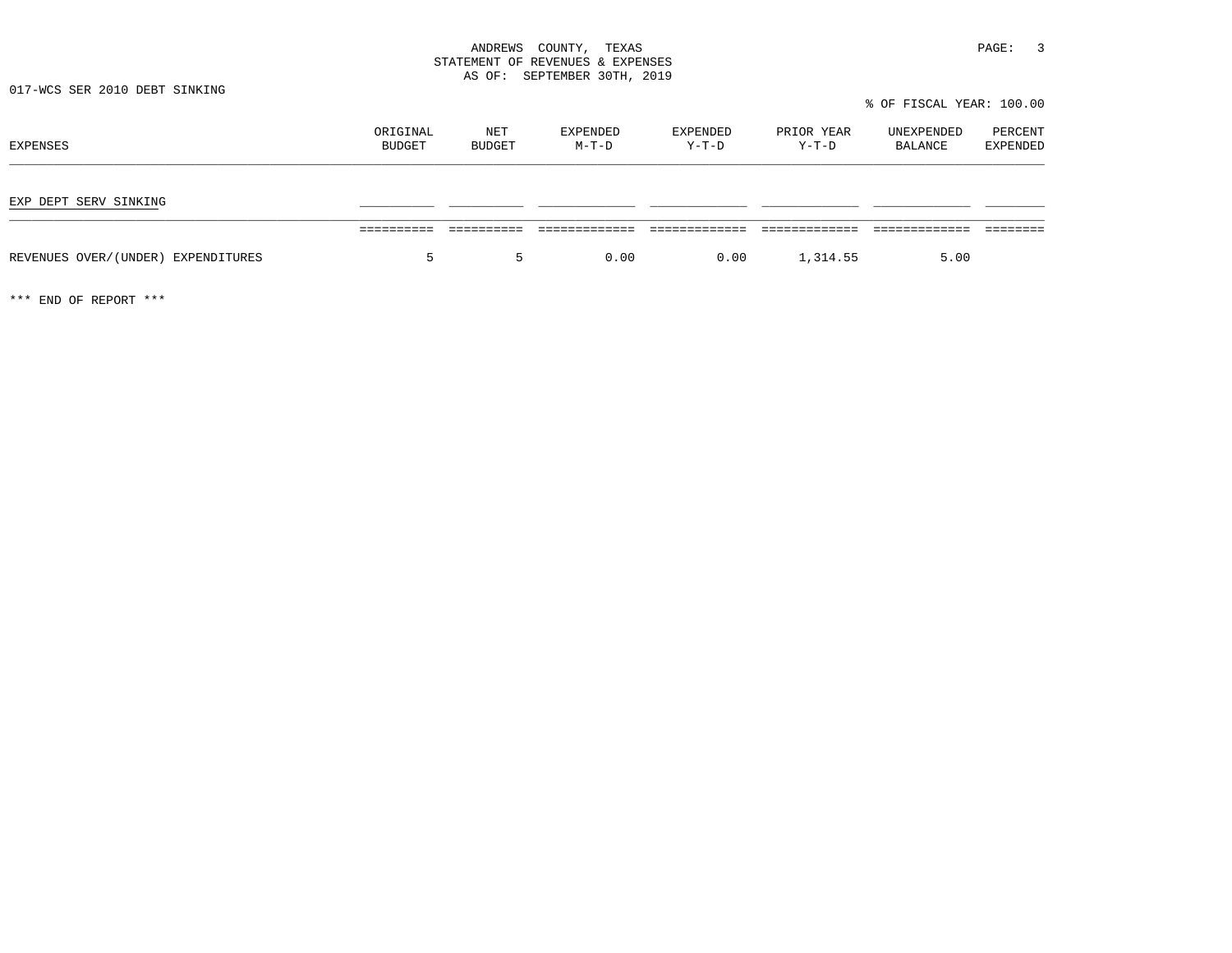ANDREWS COUNTY, TEXAS
STATEMENT OF REVENUES & EXPENSES
AS OF: SEPTEMBER 30TH, 2019

017-WCS SER 2010 DEBT SINKING

% OF FISCAL YEAR: 100.00

| EXPENSES | ORIGINAL BUDGET | NET BUDGET | EXPENDED M-T-D | EXPENDED Y-T-D | PRIOR YEAR Y-T-D | UNEXPENDED BALANCE | PERCENT EXPENDED |
|---|---|---|---|---|---|---|---|
| EXP DEPT SERV SINKING | | | | | | | |
| REVENUES OVER/(UNDER) EXPENDITURES | 5 | 5 | 0.00 | 0.00 | 1,314.55 | 5.00 | |

*** END OF REPORT ***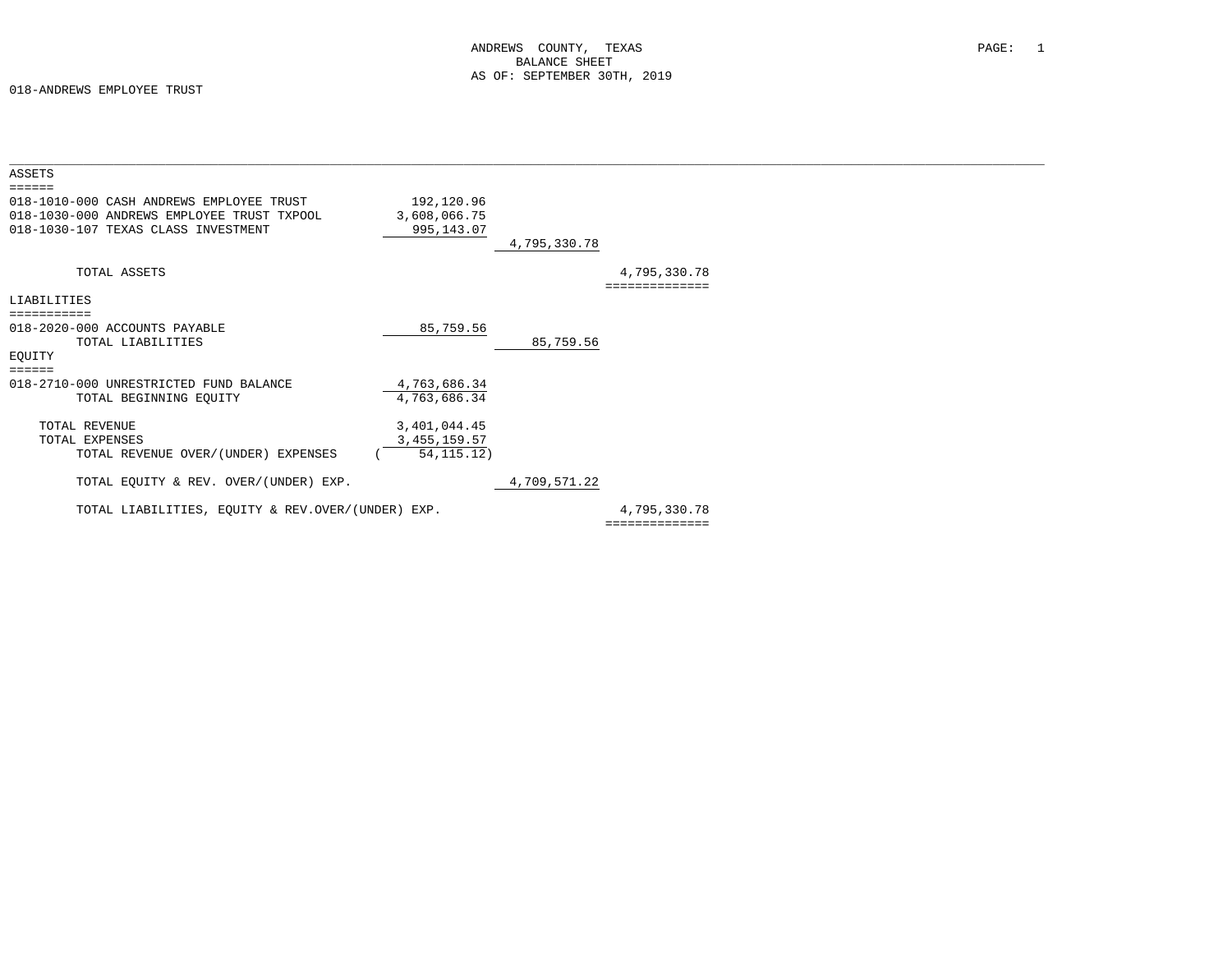ANDREWS COUNTY, TEXAS
BALANCE SHEET
AS OF: SEPTEMBER 30TH, 2019

018-ANDREWS EMPLOYEE TRUST

| | | | |
|---|---|---|---|
| **ASSETS** | | | |
| 018-1010-000 CASH ANDREWS EMPLOYEE TRUST | 192,120.96 | | |
| 018-1030-000 ANDREWS EMPLOYEE TRUST TXPOOL | 3,608,066.75 | | |
| 018-1030-107 TEXAS CLASS INVESTMENT | 995,143.07 | | |
| | | 4,795,330.78 | |
| TOTAL ASSETS | | | 4,795,330.78 |
| **LIABILITIES** | | | |
| 018-2020-000 ACCOUNTS PAYABLE | 85,759.56 | | |
| TOTAL LIABILITIES | | 85,759.56 | |
| **EQUITY** | | | |
| 018-2710-000 UNRESTRICTED FUND BALANCE | 4,763,686.34 | | |
| TOTAL BEGINNING EQUITY | 4,763,686.34 | | |
| TOTAL REVENUE | 3,401,044.45 | | |
| TOTAL EXPENSES | 3,455,159.57 | | |
| TOTAL REVENUE OVER/(UNDER) EXPENSES | ( 54,115.12) | | |
| TOTAL EQUITY & REV. OVER/(UNDER) EXP. | | 4,709,571.22 | |
| TOTAL LIABILITIES, EQUITY & REV.OVER/(UNDER) EXP. | | | 4,795,330.78 |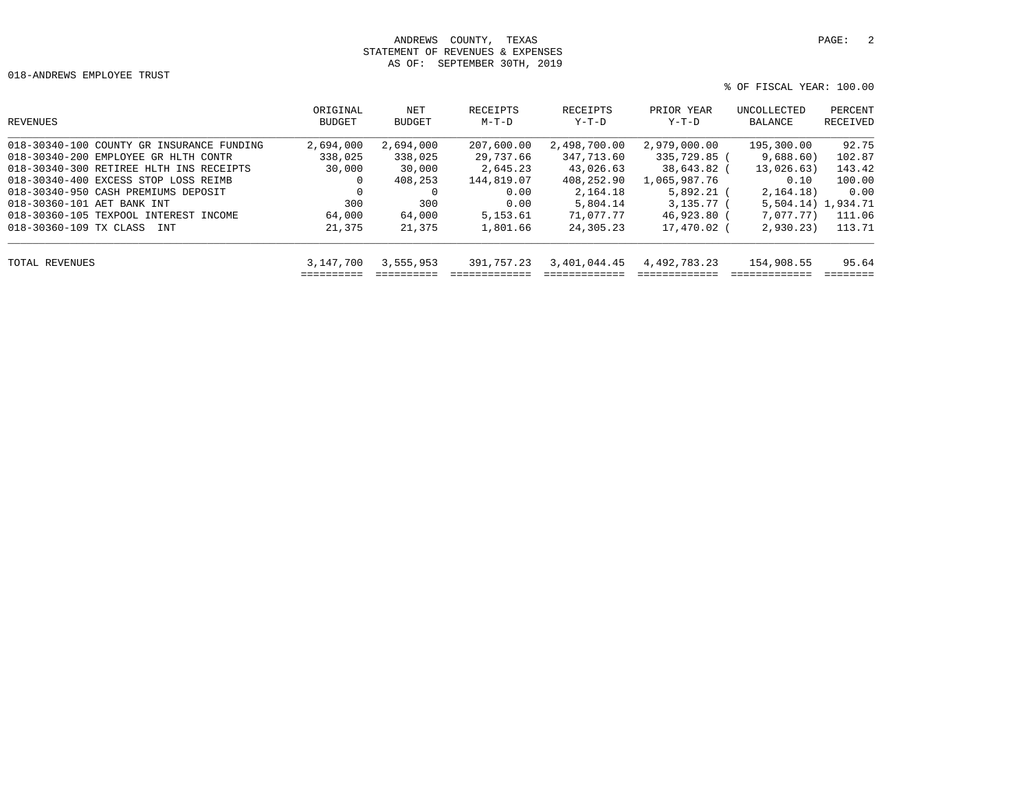ANDREWS COUNTY, TEXAS
STATEMENT OF REVENUES & EXPENSES
AS OF: SEPTEMBER 30TH, 2019

018-ANDREWS EMPLOYEE TRUST

% OF FISCAL YEAR: 100.00

| REVENUES | ORIGINAL BUDGET | NET BUDGET | RECEIPTS M-T-D | RECEIPTS Y-T-D | PRIOR YEAR Y-T-D | UNCOLLECTED BALANCE | PERCENT RECEIVED |
|---|---|---|---|---|---|---|---|
| 018-30340-100 COUNTY GR INSURANCE FUNDING | 2,694,000 | 2,694,000 | 207,600.00 | 2,498,700.00 | 2,979,000.00 | 195,300.00 | 92.75 |
| 018-30340-200 EMPLOYEE GR HLTH CONTR | 338,025 | 338,025 | 29,737.66 | 347,713.60 | 335,729.85 | ( 9,688.60) | 102.87 |
| 018-30340-300 RETIREE HLTH INS RECEIPTS | 30,000 | 30,000 | 2,645.23 | 43,026.63 | 38,643.82 | ( 13,026.63) | 143.42 |
| 018-30340-400 EXCESS STOP LOSS REIMB | 0 | 408,253 | 144,819.07 | 408,252.90 | 1,065,987.76 | 0.10 | 100.00 |
| 018-30340-950 CASH PREMIUMS DEPOSIT | 0 | 0 | 0.00 | 2,164.18 | 5,892.21 | ( 2,164.18) | 0.00 |
| 018-30360-101 AET BANK INT | 300 | 300 | 0.00 | 5,804.14 | 3,135.77 | ( 5,504.14) | 1,934.71 |
| 018-30360-105 TEXPOOL INTEREST INCOME | 64,000 | 64,000 | 5,153.61 | 71,077.77 | 46,923.80 | ( 7,077.77) | 111.06 |
| 018-30360-109 TX CLASS INT | 21,375 | 21,375 | 1,801.66 | 24,305.23 | 17,470.02 | ( 2,930.23) | 113.71 |
| TOTAL REVENUES | 3,147,700 | 3,555,953 | 391,757.23 | 3,401,044.45 | 4,492,783.23 | 154,908.55 | 95.64 |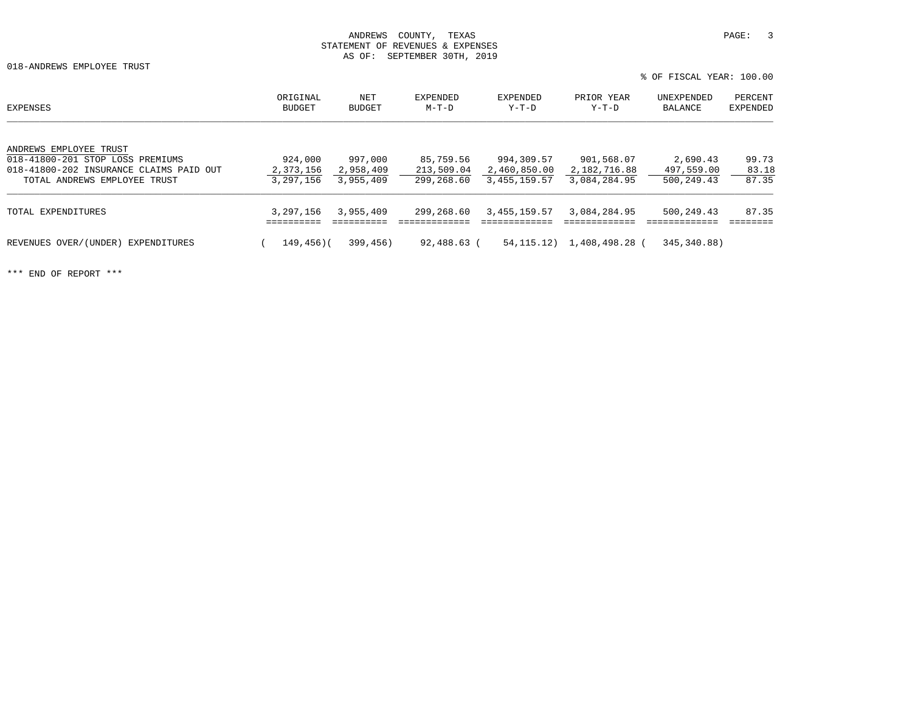# ANDREWS COUNTY, TEXAS
## STATEMENT OF REVENUES & EXPENSES
### AS OF: SEPTEMBER 30TH, 2019

018-ANDREWS EMPLOYEE TRUST

% OF FISCAL YEAR: 100.00

| EXPENSES | ORIGINAL BUDGET | NET BUDGET | EXPENDED M-T-D | EXPENDED Y-T-D | PRIOR YEAR Y-T-D | UNEXPENDED BALANCE | PERCENT EXPENDED |
|---|---|---|---|---|---|---|---|
| ANDREWS EMPLOYEE TRUST | | | | | | | |
| 018-41800-201 STOP LOSS PREMIUMS | 924,000 | 997,000 | 85,759.56 | 994,309.57 | 901,568.07 | 2,690.43 | 99.73 |
| 018-41800-202 INSURANCE CLAIMS PAID OUT | 2,373,156 | 2,958,409 | 213,509.04 | 2,460,850.00 | 2,182,716.88 | 497,559.00 | 83.18 |
| TOTAL ANDREWS EMPLOYEE TRUST | 3,297,156 | 3,955,409 | 299,268.60 | 3,455,159.57 | 3,084,284.95 | 500,249.43 | 87.35 |
| TOTAL EXPENDITURES | 3,297,156 | 3,955,409 | 299,268.60 | 3,455,159.57 | 3,084,284.95 | 500,249.43 | 87.35 |
| REVENUES OVER/(UNDER) EXPENDITURES | ( 149,456) | ( 399,456) | 92,488.63 | ( 54,115.12) | 1,408,498.28 | ( 345,340.88) | |

*** END OF REPORT ***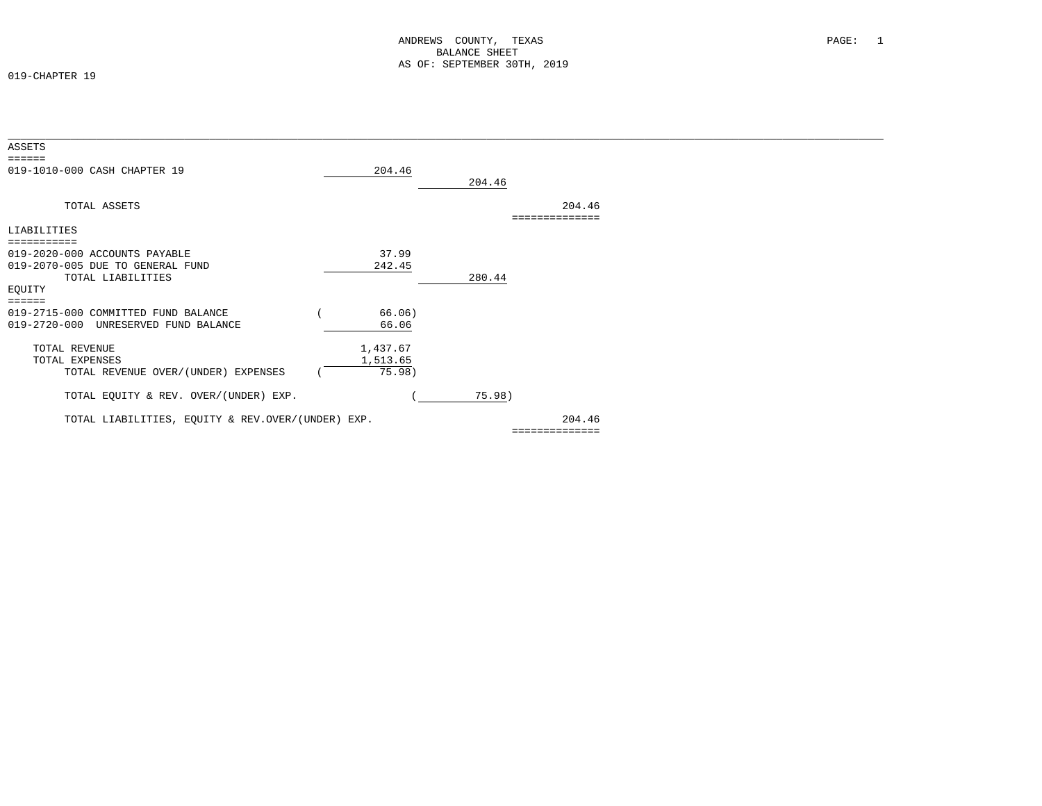ANDREWS COUNTY, TEXAS
BALANCE SHEET
AS OF: SEPTEMBER 30TH, 2019

019-CHAPTER 19

| | | | |
|---|---|---|---|
| **ASSETS** | | | |
| 019-1010-000 CASH CHAPTER 19 | 204.46 | | |
| | | 204.46 | |
| TOTAL ASSETS | | | 204.46 |
| **LIABILITIES** | | | |
| 019-2020-000 ACCOUNTS PAYABLE | 37.99 | | |
| 019-2070-005 DUE TO GENERAL FUND | 242.45 | | |
| TOTAL LIABILITIES | | 280.44 | |
| **EQUITY** | | | |
| 019-2715-000 COMMITTED FUND BALANCE | (66.06) | | |
| 019-2720-000 UNRESERVED FUND BALANCE | 66.06 | | |
| TOTAL REVENUE | 1,437.67 | | |
| TOTAL EXPENSES | 1,513.65 | | |
| TOTAL REVENUE OVER/(UNDER) EXPENSES | (75.98) | | |
| TOTAL EQUITY & REV. OVER/(UNDER) EXP. | | (75.98) | |
| TOTAL LIABILITIES, EQUITY & REV.OVER/(UNDER) EXP. | | | 204.46 |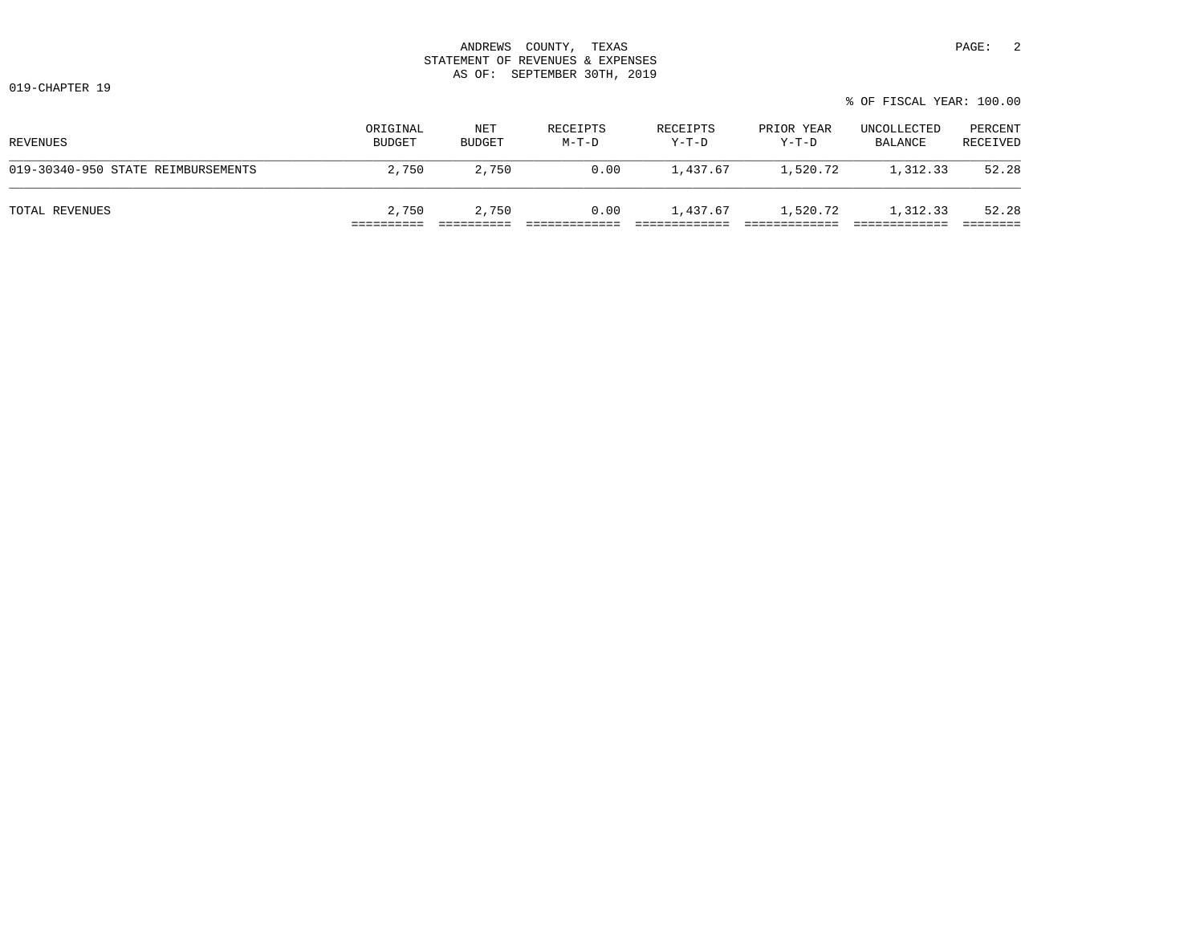ANDREWS COUNTY, TEXAS
STATEMENT OF REVENUES & EXPENSES
AS OF: SEPTEMBER 30TH, 2019

019-CHAPTER 19

% OF FISCAL YEAR: 100.00

| REVENUES | ORIGINAL BUDGET | NET BUDGET | RECEIPTS M-T-D | RECEIPTS Y-T-D | PRIOR YEAR Y-T-D | UNCOLLECTED BALANCE | PERCENT RECEIVED |
|---|---|---|---|---|---|---|---|
| 019-30340-950 STATE REIMBURSEMENTS | 2,750 | 2,750 | 0.00 | 1,437.67 | 1,520.72 | 1,312.33 | 52.28 |
| TOTAL REVENUES | 2,750 | 2,750 | 0.00 | 1,437.67 | 1,520.72 | 1,312.33 | 52.28 |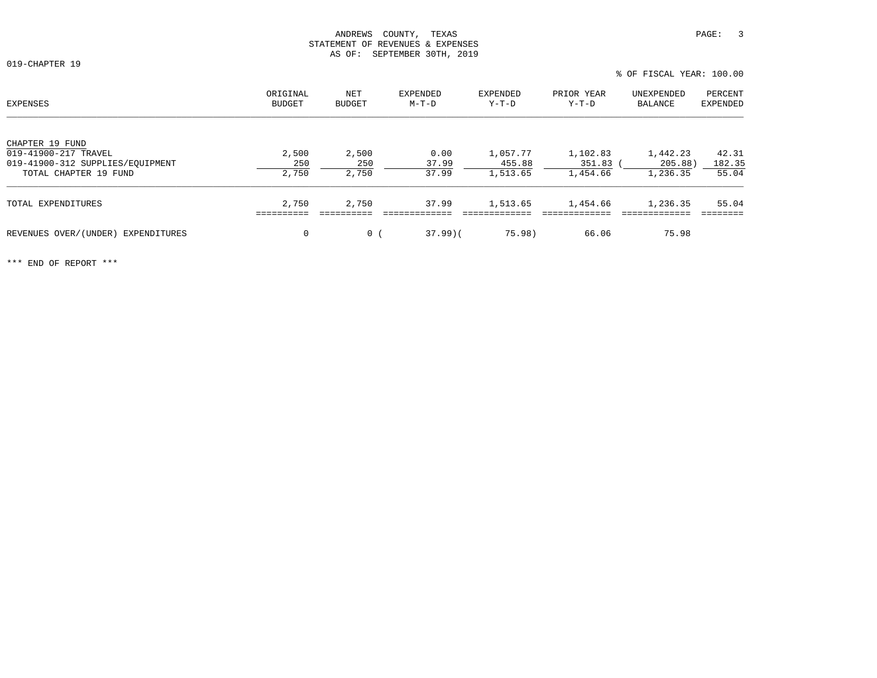ANDREWS COUNTY, TEXAS
STATEMENT OF REVENUES & EXPENSES
AS OF: SEPTEMBER 30TH, 2019

019-CHAPTER 19

% OF FISCAL YEAR: 100.00

| EXPENSES | ORIGINAL BUDGET | NET BUDGET | EXPENDED M-T-D | EXPENDED Y-T-D | PRIOR YEAR Y-T-D | UNEXPENDED BALANCE | PERCENT EXPENDED |
|---|---|---|---|---|---|---|---|
| CHAPTER 19 FUND | | | | | | | |
| 019-41900-217 TRAVEL | 2,500 | 2,500 | 0.00 | 1,057.77 | 1,102.83 | 1,442.23 | 42.31 |
| 019-41900-312 SUPPLIES/EQUIPMENT | 250 | 250 | 37.99 | 455.88 | 351.83 | ( 205.88) | 182.35 |
| TOTAL CHAPTER 19 FUND | 2,750 | 2,750 | 37.99 | 1,513.65 | 1,454.66 | 1,236.35 | 55.04 |
| TOTAL EXPENDITURES | 2,750 | 2,750 | 37.99 | 1,513.65 | 1,454.66 | 1,236.35 | 55.04 |
| REVENUES OVER/(UNDER) EXPENDITURES | 0 | 0 | ( 37.99) | ( 75.98) | 66.06 | 75.98 | |

*** END OF REPORT ***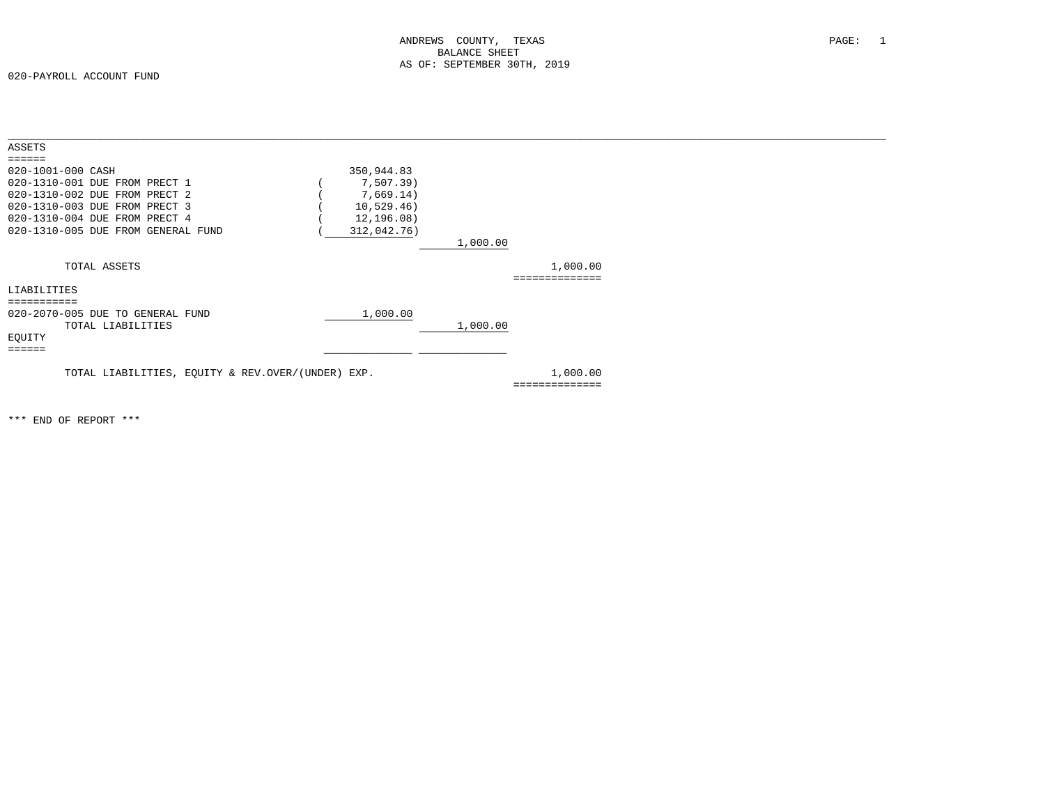ANDREWS COUNTY, TEXAS
BALANCE SHEET
AS OF: SEPTEMBER 30TH, 2019

020-PAYROLL ACCOUNT FUND

| | | | |
|---|---|---|---|
| **ASSETS** | | | |
| 020-1001-000 CASH | 350,944.83 | | |
| 020-1310-001 DUE FROM PRECT 1 | ( 7,507.39) | | |
| 020-1310-002 DUE FROM PRECT 2 | ( 7,669.14) | | |
| 020-1310-003 DUE FROM PRECT 3 | ( 10,529.46) | | |
| 020-1310-004 DUE FROM PRECT 4 | ( 12,196.08) | | |
| 020-1310-005 DUE FROM GENERAL FUND | ( 312,042.76) | | |
| | | 1,000.00 | |
| TOTAL ASSETS | | | 1,000.00 |
| **LIABILITIES** | | | |
| 020-2070-005 DUE TO GENERAL FUND | 1,000.00 | | |
| TOTAL LIABILITIES | | 1,000.00 | |
| **EQUITY** | | | |
| TOTAL LIABILITIES, EQUITY & REV.OVER/(UNDER) EXP. | | | 1,000.00 |

*** END OF REPORT ***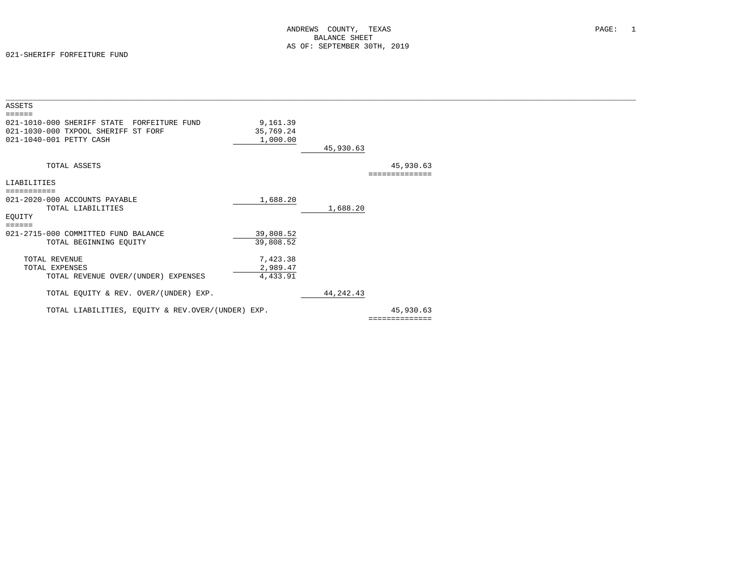ANDREWS COUNTY, TEXAS
BALANCE SHEET
AS OF: SEPTEMBER 30TH, 2019

021-SHERIFF FORFEITURE FUND

| | | | |
|---|---|---|---|
| **ASSETS** | | | |
| 021-1010-000 SHERIFF STATE FORFEITURE FUND | 9,161.39 | | |
| 021-1030-000 TXPOOL SHERIFF ST FORF | 35,769.24 | | |
| 021-1040-001 PETTY CASH | 1,000.00 | | |
| | | 45,930.63 | |
| TOTAL ASSETS | | | 45,930.63 |
| **LIABILITIES** | | | |
| 021-2020-000 ACCOUNTS PAYABLE | 1,688.20 | | |
| TOTAL LIABILITIES | | 1,688.20 | |
| **EQUITY** | | | |
| 021-2715-000 COMMITTED FUND BALANCE | 39,808.52 | | |
| TOTAL BEGINNING EQUITY | 39,808.52 | | |
| TOTAL REVENUE | 7,423.38 | | |
| TOTAL EXPENSES | 2,989.47 | | |
| TOTAL REVENUE OVER/(UNDER) EXPENSES | 4,433.91 | | |
| TOTAL EQUITY & REV. OVER/(UNDER) EXP. | | 44,242.43 | |
| TOTAL LIABILITIES, EQUITY & REV.OVER/(UNDER) EXP. | | | 45,930.63 |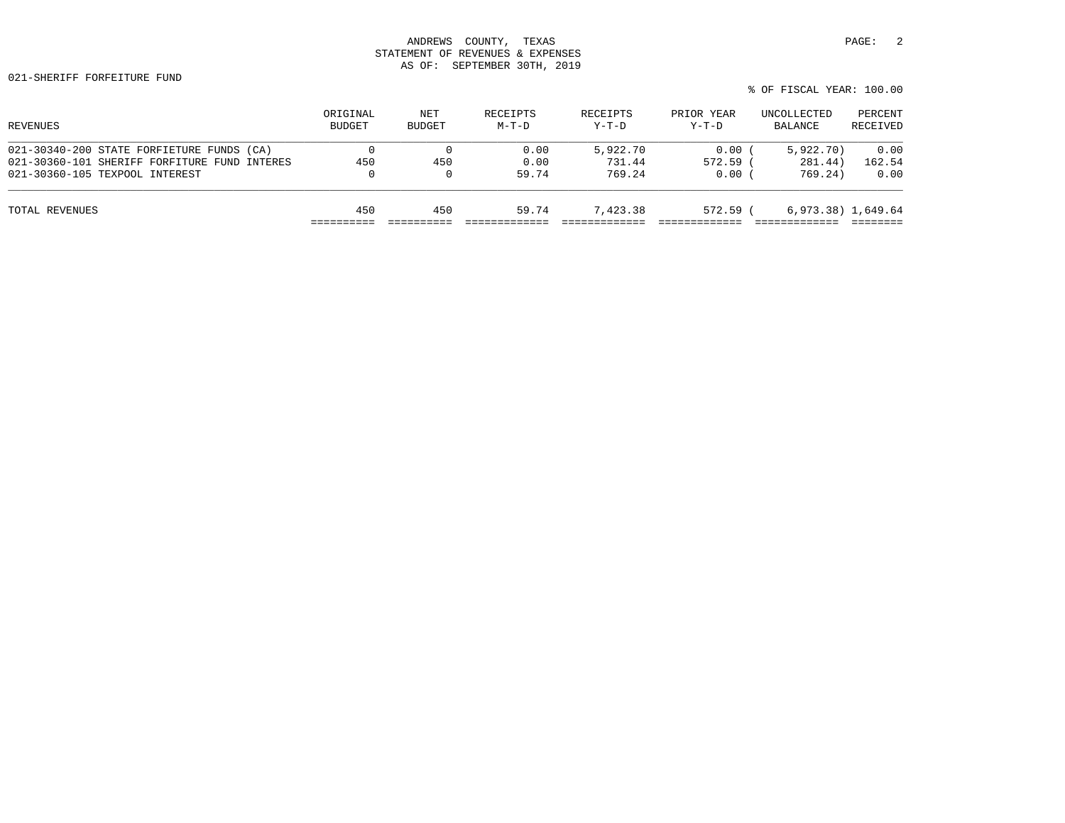ANDREWS COUNTY, TEXAS
STATEMENT OF REVENUES & EXPENSES
AS OF: SEPTEMBER 30TH, 2019

021-SHERIFF FORFEITURE FUND

% OF FISCAL YEAR: 100.00

| REVENUES | ORIGINAL BUDGET | NET BUDGET | RECEIPTS M-T-D | RECEIPTS Y-T-D | PRIOR YEAR Y-T-D | UNCOLLECTED BALANCE | PERCENT RECEIVED |
|---|---|---|---|---|---|---|---|
| 021-30340-200 STATE FORFIETURE FUNDS (CA) | 0 | 0 | 0.00 | 5,922.70 | 0.00 | ( 5,922.70) | 0.00 |
| 021-30360-101 SHERIFF FORFITURE FUND INTERES | 450 | 450 | 0.00 | 731.44 | 572.59 | ( 281.44) | 162.54 |
| 021-30360-105 TEXPOOL INTEREST | 0 | 0 | 59.74 | 769.24 | 0.00 | ( 769.24) | 0.00 |
| TOTAL REVENUES | 450 | 450 | 59.74 | 7,423.38 | 572.59 | ( 6,973.38) | 1,649.64 |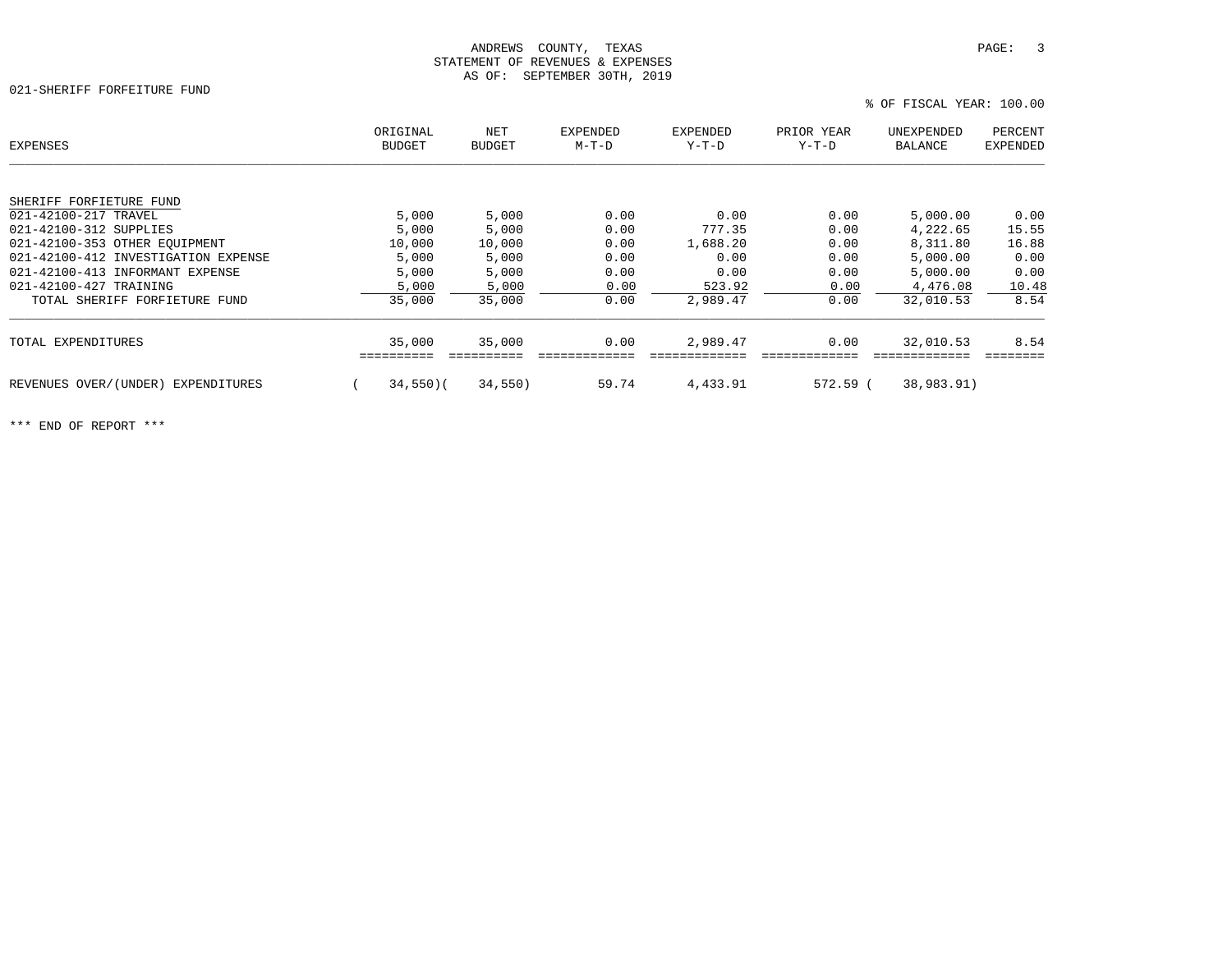ANDREWS COUNTY, TEXAS
STATEMENT OF REVENUES & EXPENSES
AS OF: SEPTEMBER 30TH, 2019

021-SHERIFF FORFEITURE FUND

% OF FISCAL YEAR: 100.00

| EXPENSES | ORIGINAL BUDGET | NET BUDGET | EXPENDED M-T-D | EXPENDED Y-T-D | PRIOR YEAR Y-T-D | UNEXPENDED BALANCE | PERCENT EXPENDED |
|---|---|---|---|---|---|---|---|
| SHERIFF FORFIETURE FUND | | | | | | | |
| 021-42100-217 TRAVEL | 5,000 | 5,000 | 0.00 | 0.00 | 0.00 | 5,000.00 | 0.00 |
| 021-42100-312 SUPPLIES | 5,000 | 5,000 | 0.00 | 777.35 | 0.00 | 4,222.65 | 15.55 |
| 021-42100-353 OTHER EQUIPMENT | 10,000 | 10,000 | 0.00 | 1,688.20 | 0.00 | 8,311.80 | 16.88 |
| 021-42100-412 INVESTIGATION EXPENSE | 5,000 | 5,000 | 0.00 | 0.00 | 0.00 | 5,000.00 | 0.00 |
| 021-42100-413 INFORMANT EXPENSE | 5,000 | 5,000 | 0.00 | 0.00 | 0.00 | 5,000.00 | 0.00 |
| 021-42100-427 TRAINING | 5,000 | 5,000 | 0.00 | 523.92 | 0.00 | 4,476.08 | 10.48 |
| TOTAL SHERIFF FORFIETURE FUND | 35,000 | 35,000 | 0.00 | 2,989.47 | 0.00 | 32,010.53 | 8.54 |
| TOTAL EXPENDITURES | 35,000 | 35,000 | 0.00 | 2,989.47 | 0.00 | 32,010.53 | 8.54 |
| REVENUES OVER/(UNDER) EXPENDITURES | ( 34,550) | ( 34,550) | 59.74 | 4,433.91 | 572.59 | ( 38,983.91) | |

*** END OF REPORT ***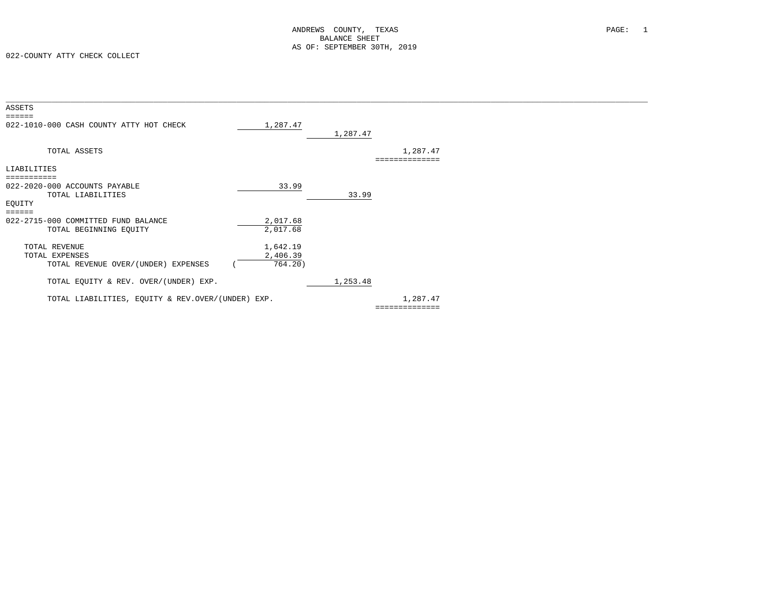ANDREWS COUNTY, TEXAS
BALANCE SHEET
AS OF: SEPTEMBER 30TH, 2019

022-COUNTY ATTY CHECK COLLECT

| | | | |
|---|---|---|---|
| **ASSETS** | | | |
| 022-1010-000 CASH COUNTY ATTY HOT CHECK | 1,287.47 | | |
| | | 1,287.47 | |
| TOTAL ASSETS | | | 1,287.47 |
| **LIABILITIES** | | | |
| 022-2020-000 ACCOUNTS PAYABLE | 33.99 | | |
| TOTAL LIABILITIES | | 33.99 | |
| **EQUITY** | | | |
| 022-2715-000 COMMITTED FUND BALANCE | 2,017.68 | | |
| TOTAL BEGINNING EQUITY | 2,017.68 | | |
| TOTAL REVENUE | 1,642.19 | | |
| TOTAL EXPENSES | 2,406.39 | | |
| TOTAL REVENUE OVER/(UNDER) EXPENSES | ( 764.20) | | |
| TOTAL EQUITY & REV. OVER/(UNDER) EXP. | | 1,253.48 | |
| TOTAL LIABILITIES, EQUITY & REV.OVER/(UNDER) EXP. | | | 1,287.47 |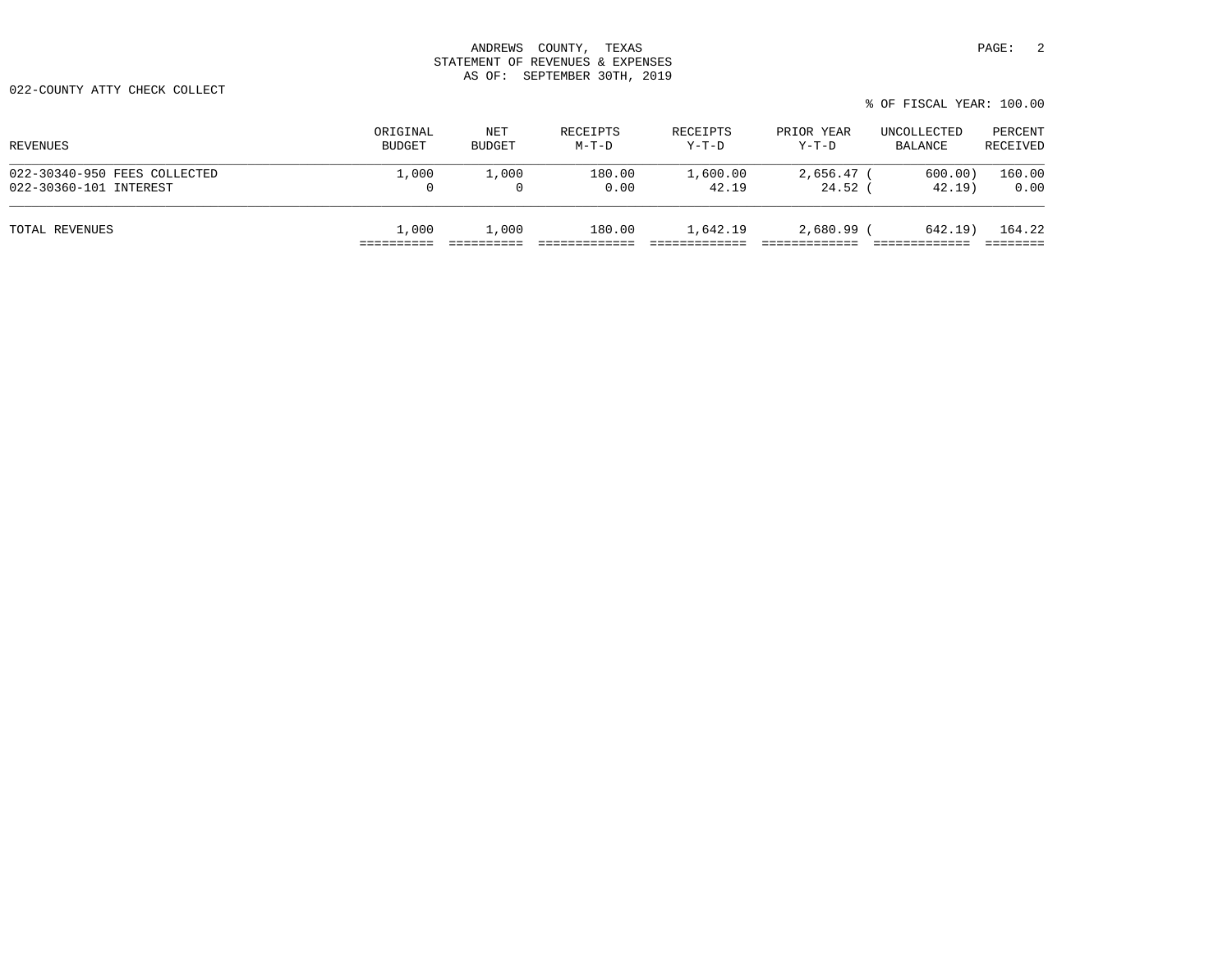ANDREWS COUNTY, TEXAS
STATEMENT OF REVENUES & EXPENSES
AS OF: SEPTEMBER 30TH, 2019

022-COUNTY ATTY CHECK COLLECT

% OF FISCAL YEAR: 100.00

| REVENUES | ORIGINAL BUDGET | NET BUDGET | RECEIPTS M-T-D | RECEIPTS Y-T-D | PRIOR YEAR Y-T-D | UNCOLLECTED BALANCE | PERCENT RECEIVED |
|---|---|---|---|---|---|---|---|
| 022-30340-950 FEES COLLECTED | 1,000 | 1,000 | 180.00 | 1,600.00 | 2,656.47 | ( 600.00) | 160.00 |
| 022-30360-101 INTEREST | 0 | 0 | 0.00 | 42.19 | 24.52 | ( 42.19) | 0.00 |
| TOTAL REVENUES | 1,000 | 1,000 | 180.00 | 1,642.19 | 2,680.99 | ( 642.19) | 164.22 |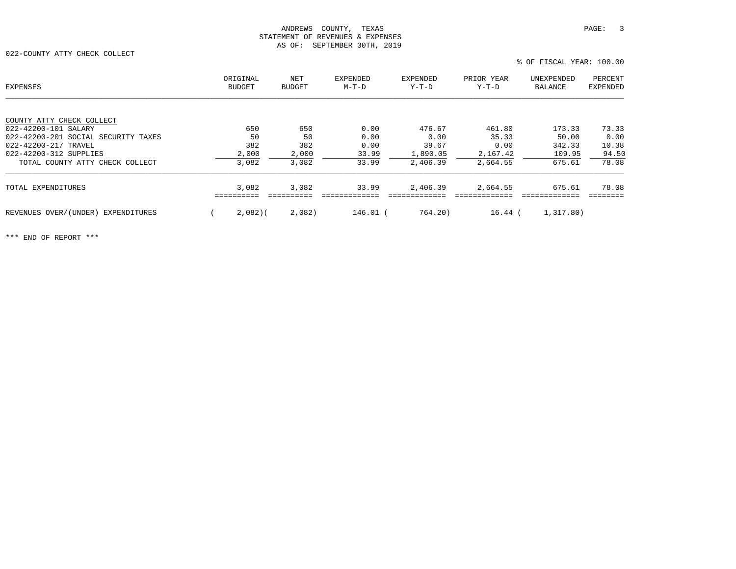ANDREWS COUNTY, TEXAS
STATEMENT OF REVENUES & EXPENSES
AS OF: SEPTEMBER 30TH, 2019

022-COUNTY ATTY CHECK COLLECT

% OF FISCAL YEAR: 100.00

| EXPENSES | ORIGINAL BUDGET | NET BUDGET | EXPENDED M-T-D | EXPENDED Y-T-D | PRIOR YEAR Y-T-D | UNEXPENDED BALANCE | PERCENT EXPENDED |
|---|---|---|---|---|---|---|---|
| COUNTY ATTY CHECK COLLECT | | | | | | | |
| 022-42200-101 SALARY | 650 | 650 | 0.00 | 476.67 | 461.80 | 173.33 | 73.33 |
| 022-42200-201 SOCIAL SECURITY TAXES | 50 | 50 | 0.00 | 0.00 | 35.33 | 50.00 | 0.00 |
| 022-42200-217 TRAVEL | 382 | 382 | 0.00 | 39.67 | 0.00 | 342.33 | 10.38 |
| 022-42200-312 SUPPLIES | 2,000 | 2,000 | 33.99 | 1,890.05 | 2,167.42 | 109.95 | 94.50 |
| TOTAL COUNTY ATTY CHECK COLLECT | 3,082 | 3,082 | 33.99 | 2,406.39 | 2,664.55 | 675.61 | 78.08 |
| TOTAL EXPENDITURES | 3,082 | 3,082 | 33.99 | 2,406.39 | 2,664.55 | 675.61 | 78.08 |
| REVENUES OVER/(UNDER) EXPENDITURES | (2,082) | (2,082) | 146.01 | (764.20) | 16.44 | (1,317.80) | |

*** END OF REPORT ***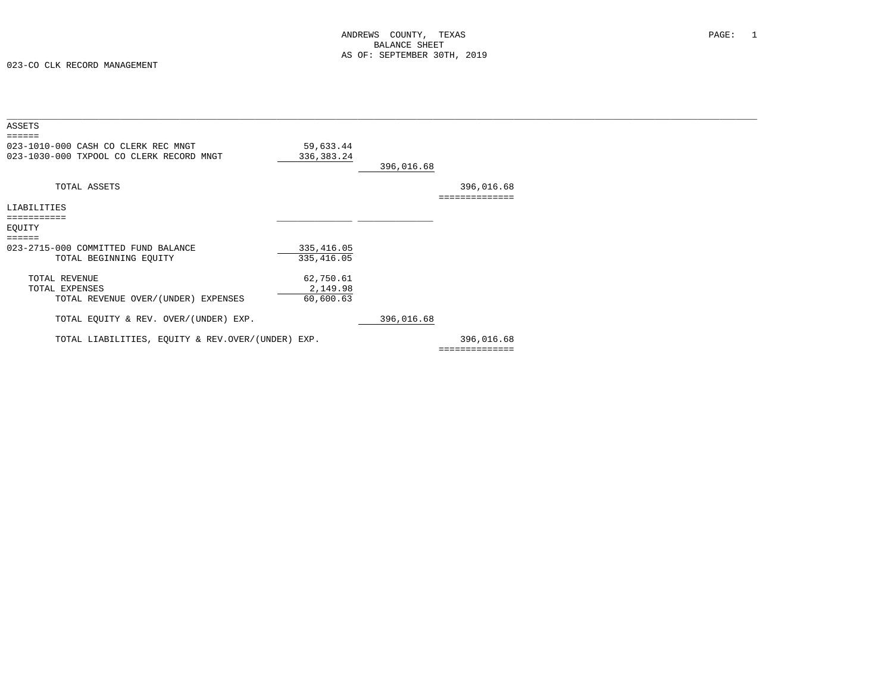ANDREWS COUNTY, TEXAS
BALANCE SHEET
AS OF: SEPTEMBER 30TH, 2019

023-CO CLK RECORD MANAGEMENT

| | | | |
|---|---|---|---|
| **ASSETS** | | | |
| 023-1010-000 CASH CO CLERK REC MNGT | 59,633.44 | | |
| 023-1030-000 TXPOOL CO CLERK RECORD MNGT | 336,383.24 | | |
| | | 396,016.68 | |
| TOTAL ASSETS | | | 396,016.68 |
| **LIABILITIES** | | | |
| **EQUITY** | | | |
| 023-2715-000 COMMITTED FUND BALANCE | 335,416.05 | | |
| TOTAL BEGINNING EQUITY | 335,416.05 | | |
| TOTAL REVENUE | 62,750.61 | | |
| TOTAL EXPENSES | 2,149.98 | | |
| TOTAL REVENUE OVER/(UNDER) EXPENSES | 60,600.63 | | |
| TOTAL EQUITY & REV. OVER/(UNDER) EXP. | | 396,016.68 | |
| TOTAL LIABILITIES, EQUITY & REV.OVER/(UNDER) EXP. | | | 396,016.68 |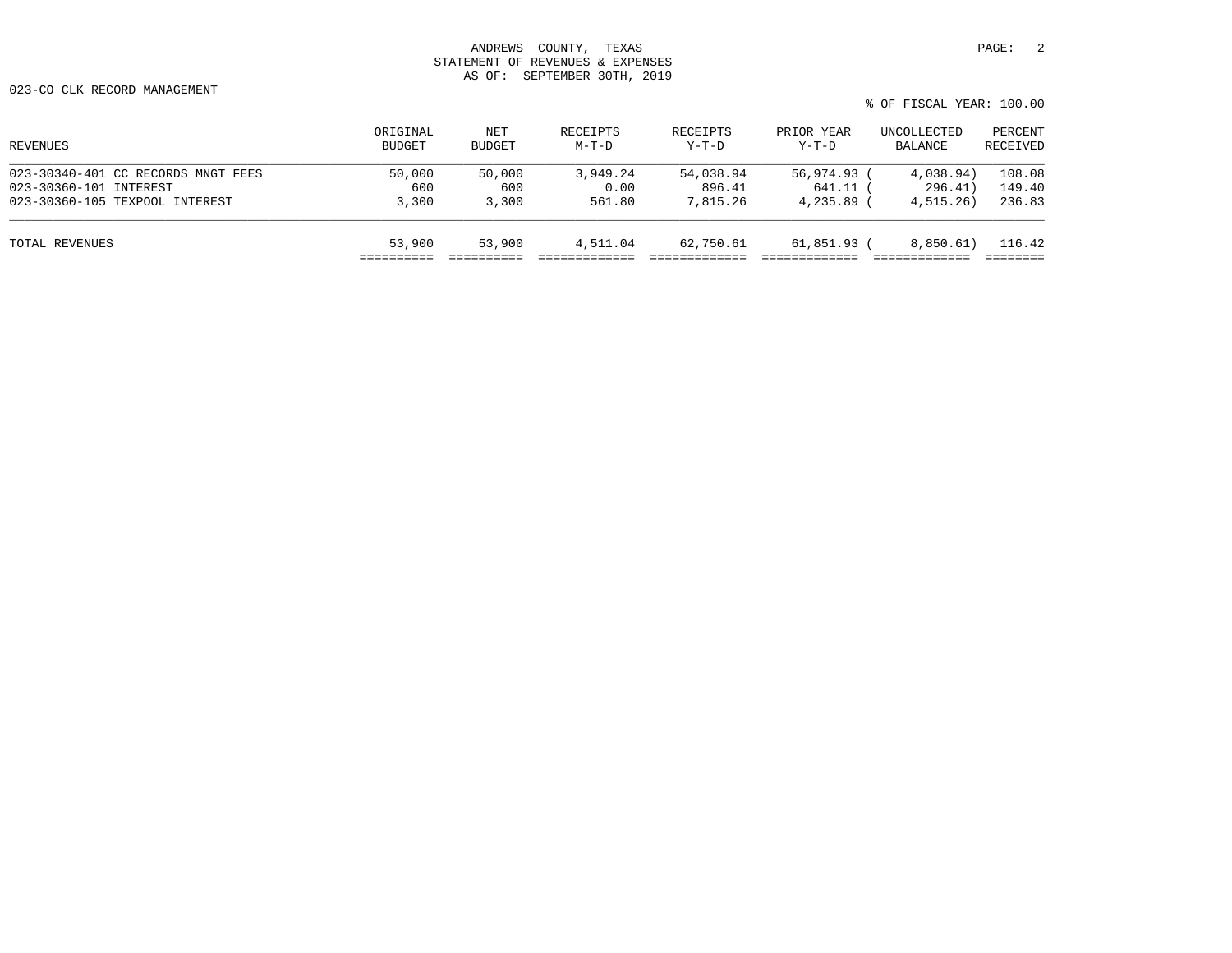ANDREWS COUNTY, TEXAS
STATEMENT OF REVENUES & EXPENSES
AS OF: SEPTEMBER 30TH, 2019

023-CO CLK RECORD MANAGEMENT

% OF FISCAL YEAR: 100.00

| REVENUES | ORIGINAL BUDGET | NET BUDGET | RECEIPTS M-T-D | RECEIPTS Y-T-D | PRIOR YEAR Y-T-D | UNCOLLECTED BALANCE | PERCENT RECEIVED |
|---|---|---|---|---|---|---|---|
| 023-30340-401 CC RECORDS MNGT FEES | 50,000 | 50,000 | 3,949.24 | 54,038.94 | 56,974.93 | ( 4,038.94) | 108.08 |
| 023-30360-101 INTEREST | 600 | 600 | 0.00 | 896.41 | 641.11 | ( 296.41) | 149.40 |
| 023-30360-105 TEXPOOL INTEREST | 3,300 | 3,300 | 561.80 | 7,815.26 | 4,235.89 | ( 4,515.26) | 236.83 |
| TOTAL REVENUES | 53,900 | 53,900 | 4,511.04 | 62,750.61 | 61,851.93 | ( 8,850.61) | 116.42 |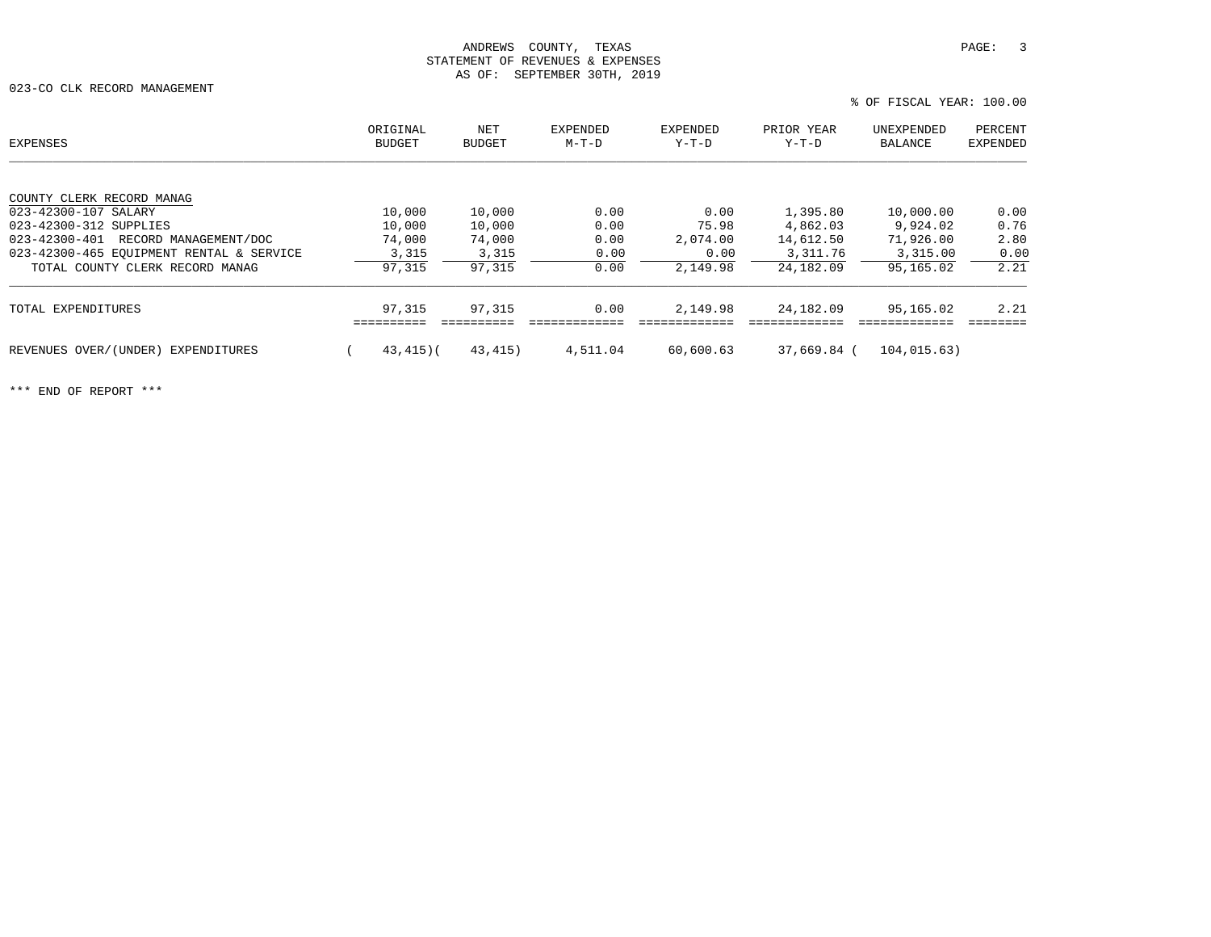ANDREWS COUNTY, TEXAS
STATEMENT OF REVENUES & EXPENSES
AS OF: SEPTEMBER 30TH, 2019

023-CO CLK RECORD MANAGEMENT

% OF FISCAL YEAR: 100.00

| EXPENSES | ORIGINAL BUDGET | NET BUDGET | EXPENDED M-T-D | EXPENDED Y-T-D | PRIOR YEAR Y-T-D | UNEXPENDED BALANCE | PERCENT EXPENDED |
|---|---|---|---|---|---|---|---|
| COUNTY CLERK RECORD MANAG | | | | | | | |
| 023-42300-107 SALARY | 10,000 | 10,000 | 0.00 | 0.00 | 1,395.80 | 10,000.00 | 0.00 |
| 023-42300-312 SUPPLIES | 10,000 | 10,000 | 0.00 | 75.98 | 4,862.03 | 9,924.02 | 0.76 |
| 023-42300-401 RECORD MANAGEMENT/DOC | 74,000 | 74,000 | 0.00 | 2,074.00 | 14,612.50 | 71,926.00 | 2.80 |
| 023-42300-465 EQUIPMENT RENTAL & SERVICE | 3,315 | 3,315 | 0.00 | 0.00 | 3,311.76 | 3,315.00 | 0.00 |
| TOTAL COUNTY CLERK RECORD MANAG | 97,315 | 97,315 | 0.00 | 2,149.98 | 24,182.09 | 95,165.02 | 2.21 |
| TOTAL EXPENDITURES | 97,315 | 97,315 | 0.00 | 2,149.98 | 24,182.09 | 95,165.02 | 2.21 |
| REVENUES OVER/(UNDER) EXPENDITURES | ( 43,415) | ( 43,415) | 4,511.04 | 60,600.63 | 37,669.84 | ( 104,015.63) | |

*** END OF REPORT ***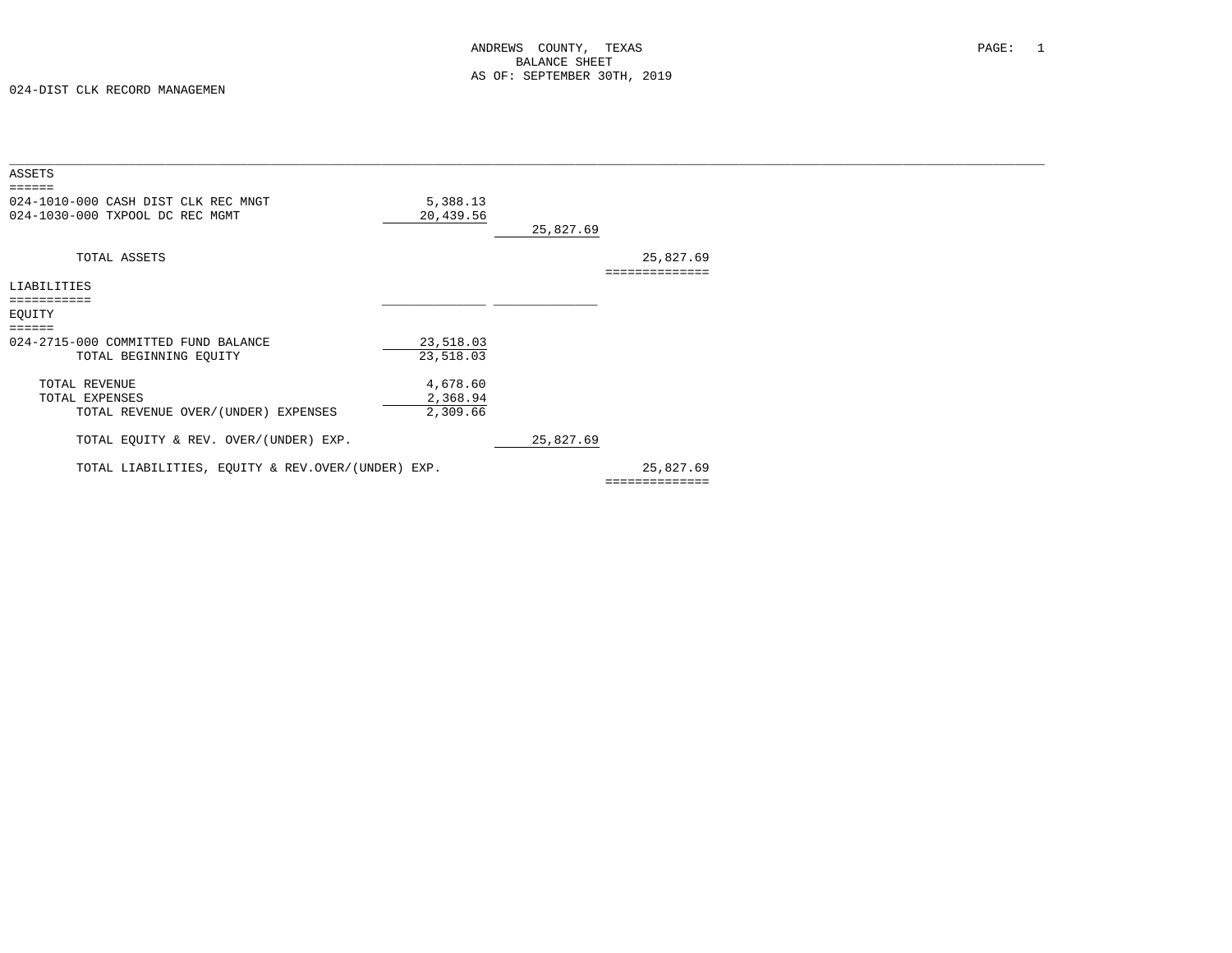ANDREWS COUNTY, TEXAS
BALANCE SHEET
AS OF: SEPTEMBER 30TH, 2019

024-DIST CLK RECORD MANAGEMEN

## ASSETS

| Account | | | |
|---|---|---|---|
| 024-1010-000 CASH DIST CLK REC MNGT | 5,388.13 | | |
| 024-1030-000 TXPOOL DC REC MGMT | 20,439.56 | | |
| | | 25,827.69 | |
| TOTAL ASSETS | | | 25,827.69 |

## LIABILITIES

## EQUITY

| Account | | | |
|---|---|---|---|
| 024-2715-000 COMMITTED FUND BALANCE | 23,518.03 | | |
| TOTAL BEGINNING EQUITY | 23,518.03 | | |
| TOTAL REVENUE | 4,678.60 | | |
| TOTAL EXPENSES | 2,368.94 | | |
| TOTAL REVENUE OVER/(UNDER) EXPENSES | 2,309.66 | | |
| TOTAL EQUITY & REV. OVER/(UNDER) EXP. | | 25,827.69 | |
| TOTAL LIABILITIES, EQUITY & REV.OVER/(UNDER) EXP. | | | 25,827.69 |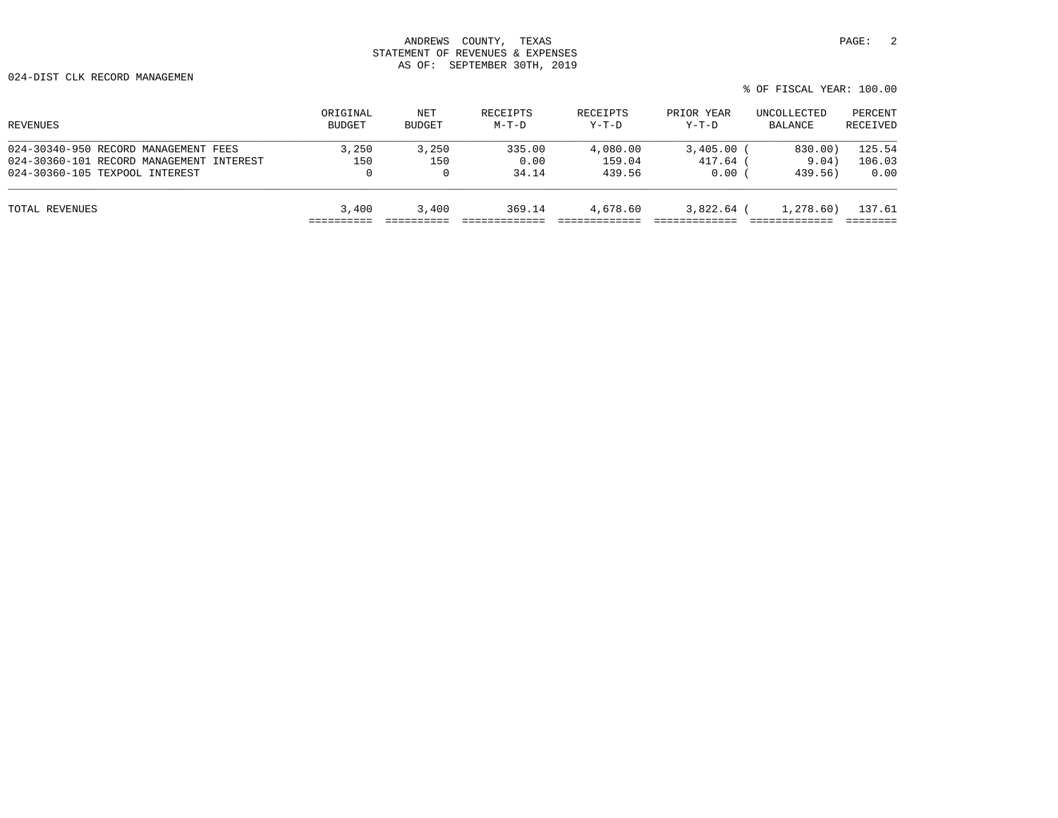ANDREWS COUNTY, TEXAS
STATEMENT OF REVENUES & EXPENSES
AS OF: SEPTEMBER 30TH, 2019

024-DIST CLK RECORD MANAGEMEN

% OF FISCAL YEAR: 100.00

| REVENUES | ORIGINAL BUDGET | NET BUDGET | RECEIPTS M-T-D | RECEIPTS Y-T-D | PRIOR YEAR Y-T-D | UNCOLLECTED BALANCE | PERCENT RECEIVED |
|---|---|---|---|---|---|---|---|
| 024-30340-950 RECORD MANAGEMENT FEES | 3,250 | 3,250 | 335.00 | 4,080.00 | 3,405.00 | ( 830.00) | 125.54 |
| 024-30360-101 RECORD MANAGEMENT INTEREST | 150 | 150 | 0.00 | 159.04 | 417.64 | ( 9.04) | 106.03 |
| 024-30360-105 TEXPOOL INTEREST | 0 | 0 | 34.14 | 439.56 | 0.00 | ( 439.56) | 0.00 |
| TOTAL REVENUES | 3,400 | 3,400 | 369.14 | 4,678.60 | 3,822.64 | ( 1,278.60) | 137.61 |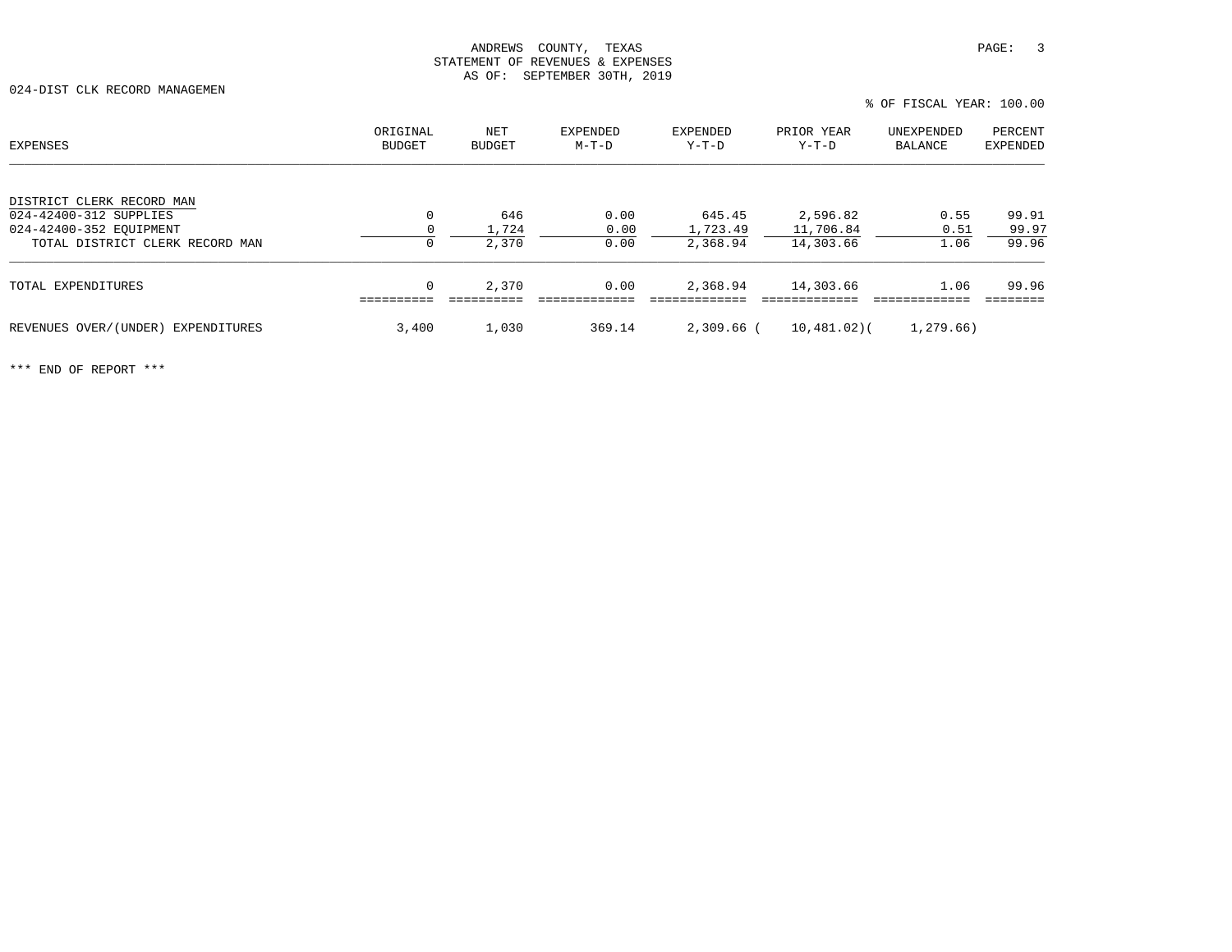ANDREWS COUNTY, TEXAS
STATEMENT OF REVENUES & EXPENSES
AS OF: SEPTEMBER 30TH, 2019

024-DIST CLK RECORD MANAGEMEN

% OF FISCAL YEAR: 100.00

| EXPENSES | ORIGINAL BUDGET | NET BUDGET | EXPENDED M-T-D | EXPENDED Y-T-D | PRIOR YEAR Y-T-D | UNEXPENDED BALANCE | PERCENT EXPENDED |
|---|---|---|---|---|---|---|---|
| DISTRICT CLERK RECORD MAN | | | | | | | |
| 024-42400-312 SUPPLIES | 0 | 646 | 0.00 | 645.45 | 2,596.82 | 0.55 | 99.91 |
| 024-42400-352 EQUIPMENT | 0 | 1,724 | 0.00 | 1,723.49 | 11,706.84 | 0.51 | 99.97 |
| TOTAL DISTRICT CLERK RECORD MAN | 0 | 2,370 | 0.00 | 2,368.94 | 14,303.66 | 1.06 | 99.96 |
| TOTAL EXPENDITURES | 0 | 2,370 | 0.00 | 2,368.94 | 14,303.66 | 1.06 | 99.96 |
| REVENUES OVER/(UNDER) EXPENDITURES | 3,400 | 1,030 | 369.14 | 2,309.66 | ( 10,481.02) | ( 1,279.66) | |

*** END OF REPORT ***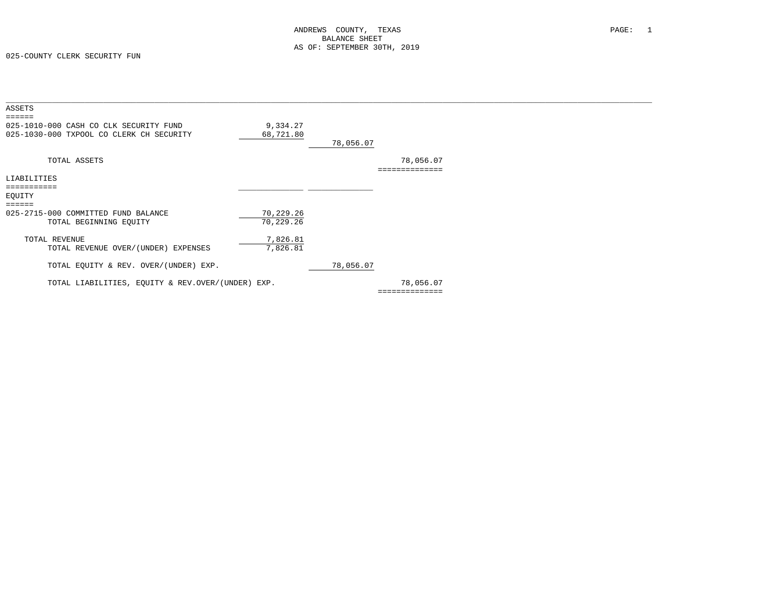ANDREWS COUNTY, TEXAS
BALANCE SHEET
AS OF: SEPTEMBER 30TH, 2019

025-COUNTY CLERK SECURITY FUN

| | | | |
|---|---|---|---|
| **ASSETS** | | | |
| 025-1010-000 CASH CO CLK SECURITY FUND | 9,334.27 | | |
| 025-1030-000 TXPOOL CO CLERK CH SECURITY | 68,721.80 | | |
| | | 78,056.07 | |
| TOTAL ASSETS | | | 78,056.07 |
| **LIABILITIES** | | | |
| **EQUITY** | | | |
| 025-2715-000 COMMITTED FUND BALANCE | 70,229.26 | | |
| TOTAL BEGINNING EQUITY | 70,229.26 | | |
| TOTAL REVENUE | 7,826.81 | | |
| TOTAL REVENUE OVER/(UNDER) EXPENSES | 7,826.81 | | |
| TOTAL EQUITY & REV. OVER/(UNDER) EXP. | | 78,056.07 | |
| TOTAL LIABILITIES, EQUITY & REV.OVER/(UNDER) EXP. | | | 78,056.07 |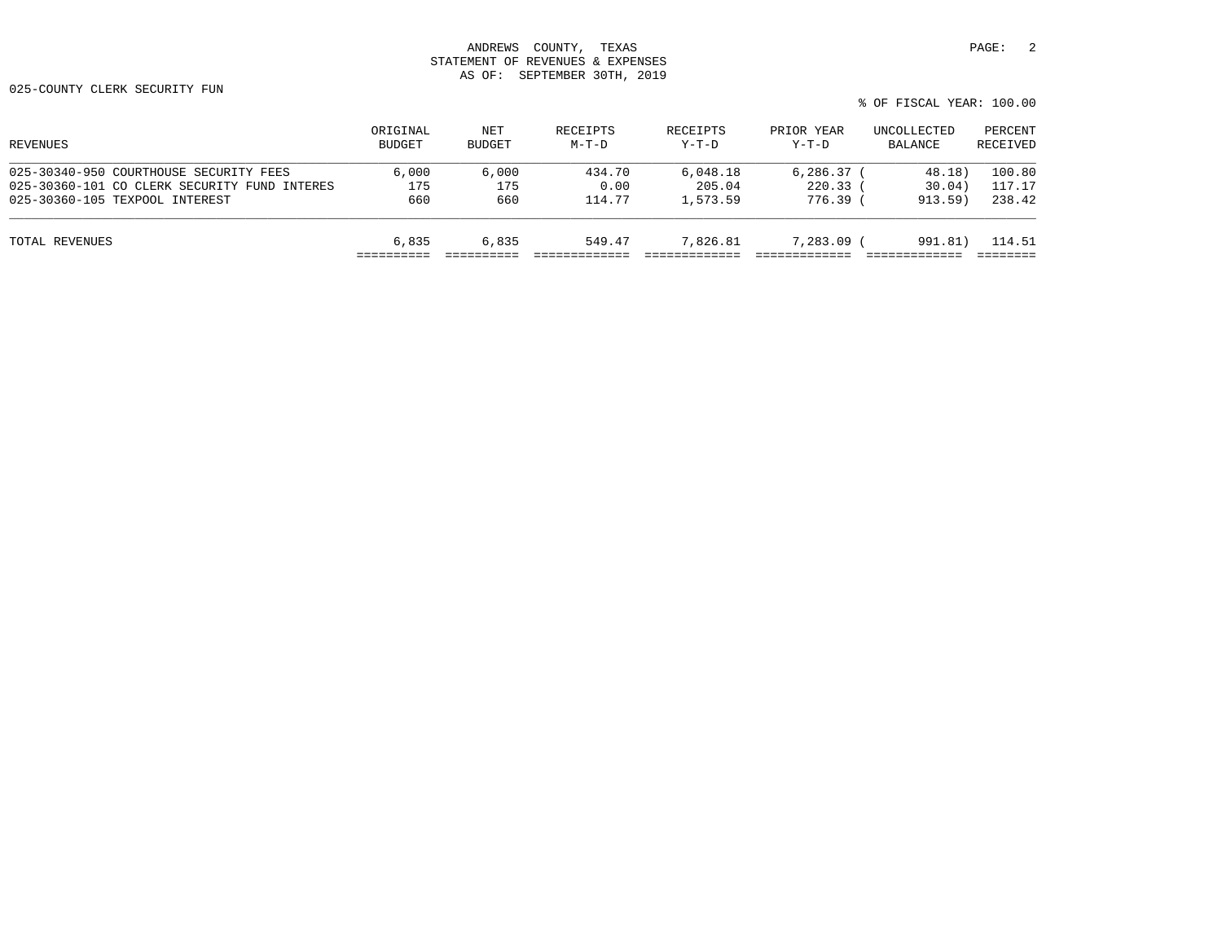ANDREWS COUNTY, TEXAS
STATEMENT OF REVENUES & EXPENSES
AS OF: SEPTEMBER 30TH, 2019

025-COUNTY CLERK SECURITY FUN

% OF FISCAL YEAR: 100.00

| REVENUES | ORIGINAL BUDGET | NET BUDGET | RECEIPTS M-T-D | RECEIPTS Y-T-D | PRIOR YEAR Y-T-D | UNCOLLECTED BALANCE | PERCENT RECEIVED |
|---|---|---|---|---|---|---|---|
| 025-30340-950 COURTHOUSE SECURITY FEES | 6,000 | 6,000 | 434.70 | 6,048.18 | 6,286.37 | ( 48.18) | 100.80 |
| 025-30360-101 CO CLERK SECURITY FUND INTERES | 175 | 175 | 0.00 | 205.04 | 220.33 | ( 30.04) | 117.17 |
| 025-30360-105 TEXPOOL INTEREST | 660 | 660 | 114.77 | 1,573.59 | 776.39 | ( 913.59) | 238.42 |
| TOTAL REVENUES | 6,835 | 6,835 | 549.47 | 7,826.81 | 7,283.09 | ( 991.81) | 114.51 |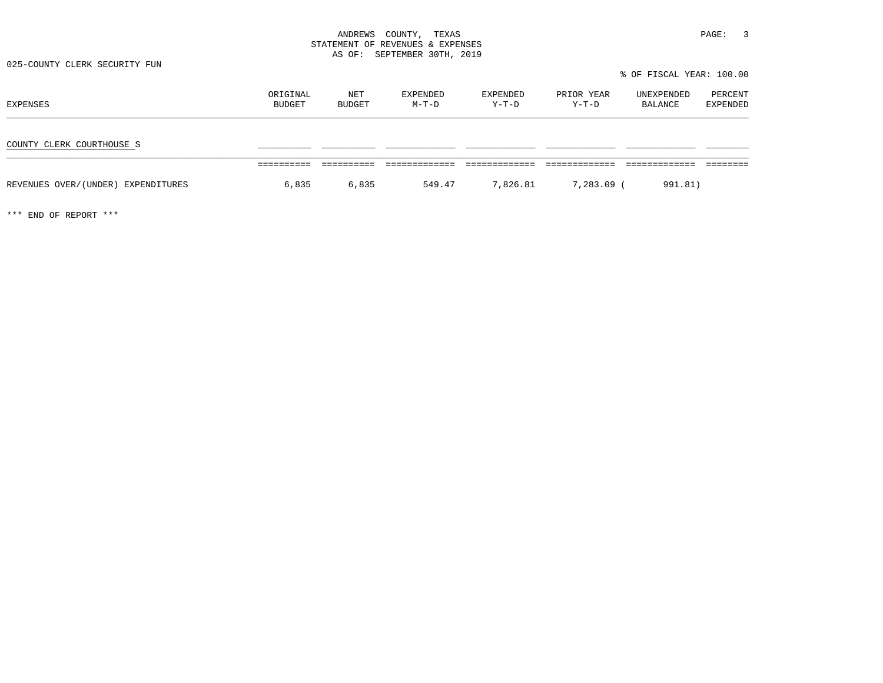ANDREWS COUNTY, TEXAS
STATEMENT OF REVENUES & EXPENSES
AS OF: SEPTEMBER 30TH, 2019

025-COUNTY CLERK SECURITY FUN

% OF FISCAL YEAR: 100.00

| EXPENSES | ORIGINAL BUDGET | NET BUDGET | EXPENDED M-T-D | EXPENDED Y-T-D | PRIOR YEAR Y-T-D | UNEXPENDED BALANCE | PERCENT EXPENDED |
|---|---|---|---|---|---|---|---|
| COUNTY CLERK COURTHOUSE S | | | | | | | |
| REVENUES OVER/(UNDER) EXPENDITURES | 6,835 | 6,835 | 549.47 | 7,826.81 | 7,283.09 | ( 991.81) | |

*** END OF REPORT ***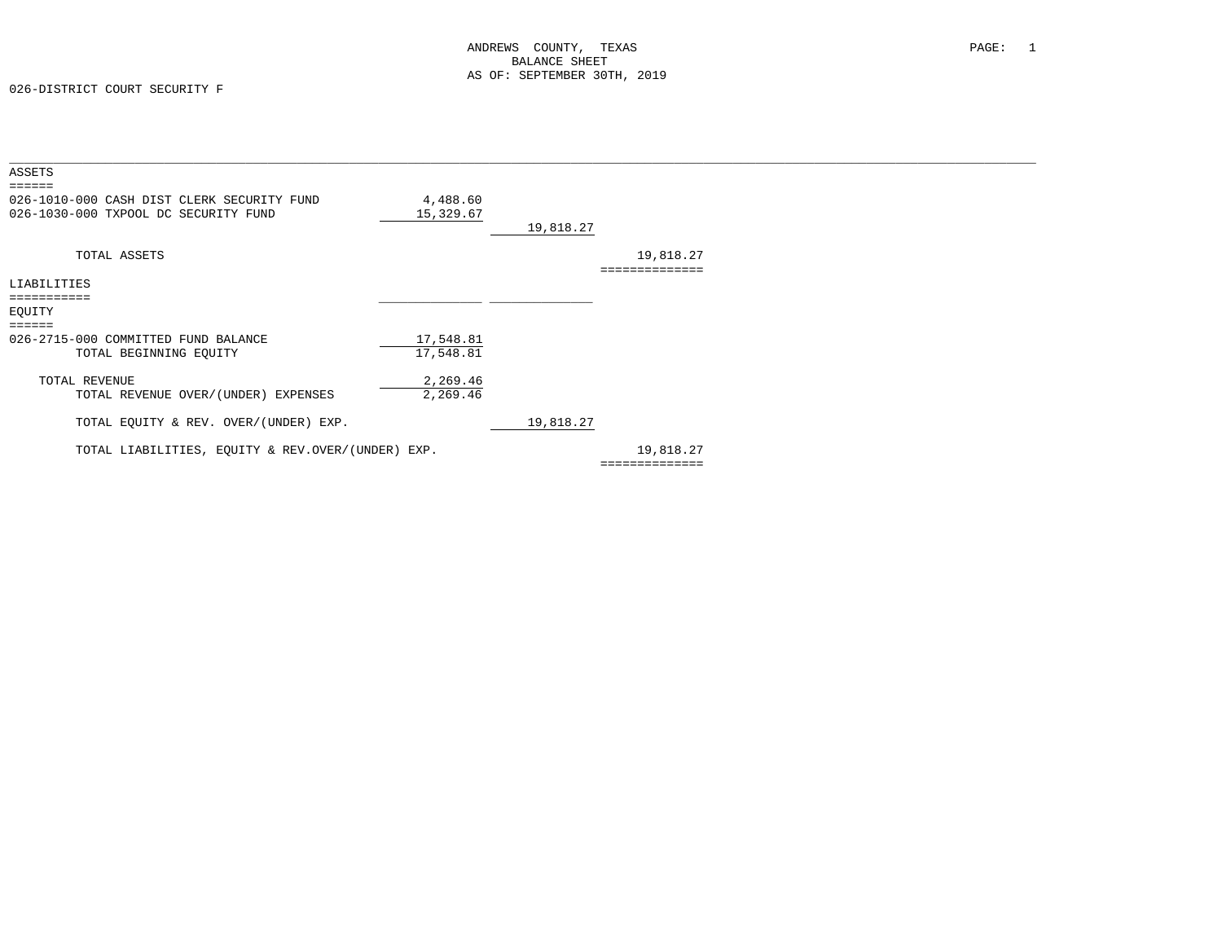ANDREWS COUNTY, TEXAS
BALANCE SHEET
AS OF: SEPTEMBER 30TH, 2019

026-DISTRICT COURT SECURITY F

| | | | |
|---|---|---|---|
| **ASSETS** | | | |
| 026-1010-000 CASH DIST CLERK SECURITY FUND | 4,488.60 | | |
| 026-1030-000 TXPOOL DC SECURITY FUND | 15,329.67 | | |
| | | 19,818.27 | |
| TOTAL ASSETS | | | 19,818.27 |
| **LIABILITIES** | | | |
| **EQUITY** | | | |
| 026-2715-000 COMMITTED FUND BALANCE | 17,548.81 | | |
| TOTAL BEGINNING EQUITY | 17,548.81 | | |
| TOTAL REVENUE | 2,269.46 | | |
| TOTAL REVENUE OVER/(UNDER) EXPENSES | 2,269.46 | | |
| TOTAL EQUITY & REV. OVER/(UNDER) EXP. | | 19,818.27 | |
| TOTAL LIABILITIES, EQUITY & REV.OVER/(UNDER) EXP. | | | 19,818.27 |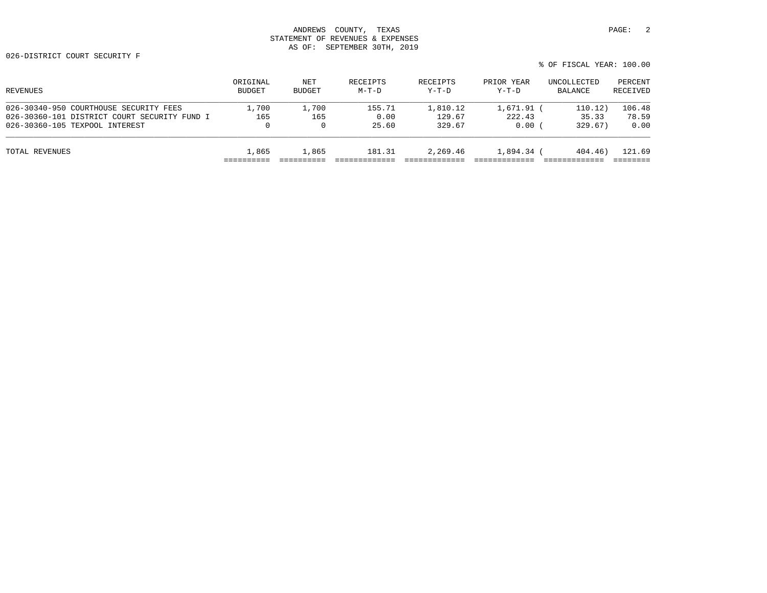ANDREWS COUNTY, TEXAS
STATEMENT OF REVENUES & EXPENSES
AS OF: SEPTEMBER 30TH, 2019

026-DISTRICT COURT SECURITY F

% OF FISCAL YEAR: 100.00

| REVENUES | ORIGINAL BUDGET | NET BUDGET | RECEIPTS M-T-D | RECEIPTS Y-T-D | PRIOR YEAR Y-T-D | UNCOLLECTED BALANCE | PERCENT RECEIVED |
|---|---|---|---|---|---|---|---|
| 026-30340-950 COURTHOUSE SECURITY FEES | 1,700 | 1,700 | 155.71 | 1,810.12 | 1,671.91 | ( 110.12) | 106.48 |
| 026-30360-101 DISTRICT COURT SECURITY FUND I | 165 | 165 | 0.00 | 129.67 | 222.43 | 35.33 | 78.59 |
| 026-30360-105 TEXPOOL INTEREST | 0 | 0 | 25.60 | 329.67 | 0.00 | ( 329.67) | 0.00 |
| TOTAL REVENUES | 1,865 | 1,865 | 181.31 | 2,269.46 | 1,894.34 | ( 404.46) | 121.69 |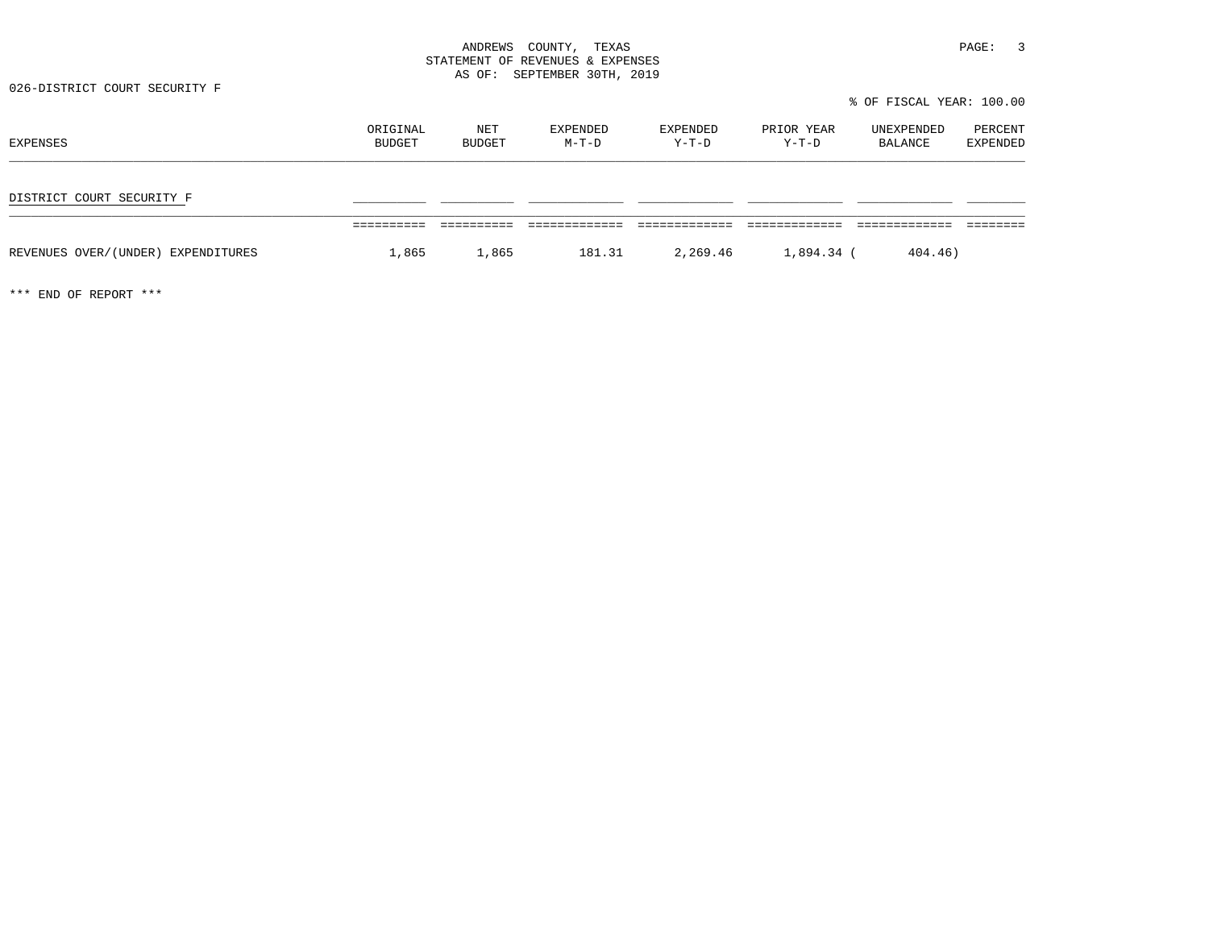ANDREWS COUNTY, TEXAS
STATEMENT OF REVENUES & EXPENSES
AS OF: SEPTEMBER 30TH, 2019

026-DISTRICT COURT SECURITY F

% OF FISCAL YEAR: 100.00

| EXPENSES | ORIGINAL BUDGET | NET BUDGET | EXPENDED M-T-D | EXPENDED Y-T-D | PRIOR YEAR Y-T-D | UNEXPENDED BALANCE | PERCENT EXPENDED |
|---|---|---|---|---|---|---|---|
| DISTRICT COURT SECURITY F | | | | | | | |
| REVENUES OVER/(UNDER) EXPENDITURES | 1,865 | 1,865 | 181.31 | 2,269.46 | 1,894.34 | ( 404.46) | |

*** END OF REPORT ***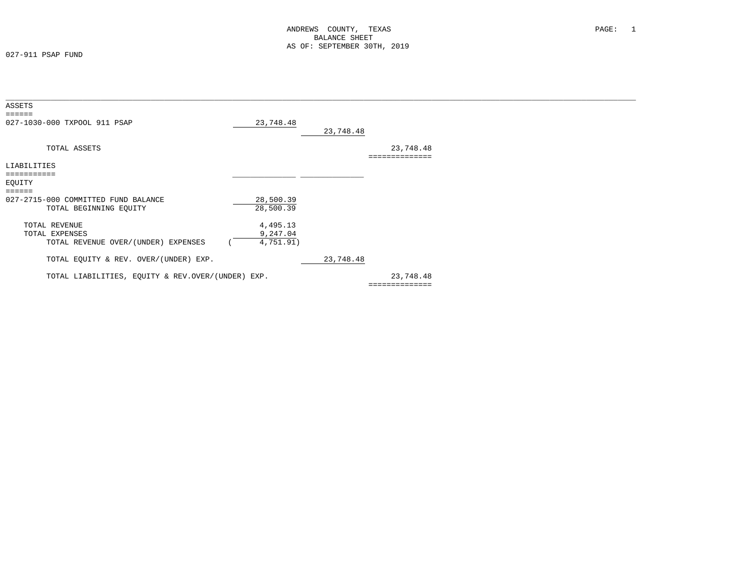# ANDREWS COUNTY, TEXAS
## BALANCE SHEET
### AS OF: SEPTEMBER 30TH, 2019

027-911 PSAP FUND

**ASSETS**

| | | | |
|---|---|---|---|
| 027-1030-000 TXPOOL 911 PSAP | 23,748.48 | | |
| | | 23,748.48 | |
| TOTAL ASSETS | | | 23,748.48 |

**LIABILITIES**

**EQUITY**

| | | | |
|---|---|---|---|
| 027-2715-000 COMMITTED FUND BALANCE | 28,500.39 | | |
| TOTAL BEGINNING EQUITY | 28,500.39 | | |
| TOTAL REVENUE | 4,495.13 | | |
| TOTAL EXPENSES | 9,247.04 | | |
| TOTAL REVENUE OVER/(UNDER) EXPENSES | ( 4,751.91) | | |
| TOTAL EQUITY & REV. OVER/(UNDER) EXP. | | 23,748.48 | |
| TOTAL LIABILITIES, EQUITY & REV.OVER/(UNDER) EXP. | | | 23,748.48 |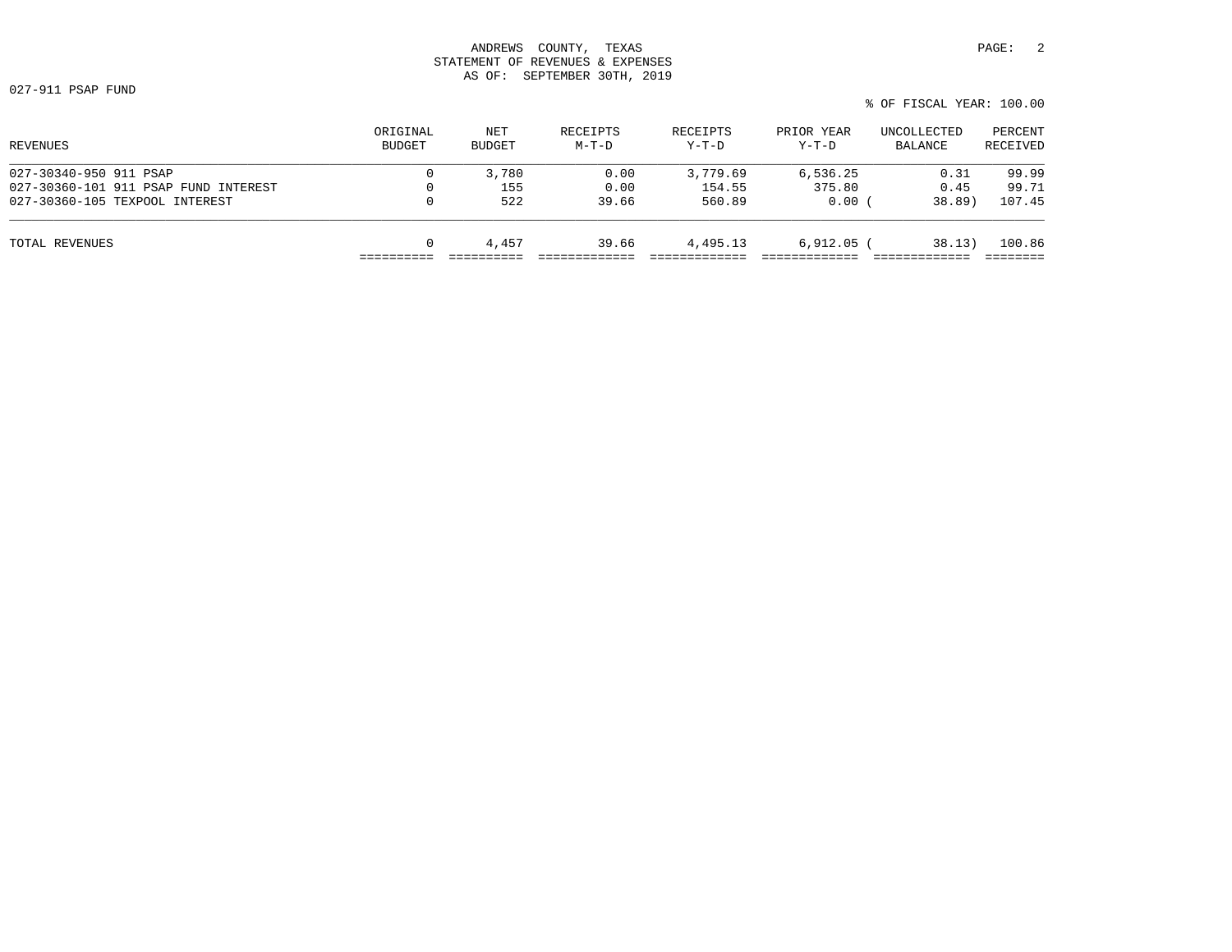ANDREWS COUNTY, TEXAS
STATEMENT OF REVENUES & EXPENSES
AS OF: SEPTEMBER 30TH, 2019

027-911 PSAP FUND

% OF FISCAL YEAR: 100.00

| REVENUES | ORIGINAL BUDGET | NET BUDGET | RECEIPTS M-T-D | RECEIPTS Y-T-D | PRIOR YEAR Y-T-D | UNCOLLECTED BALANCE | PERCENT RECEIVED |
|---|---|---|---|---|---|---|---|
| 027-30340-950 911 PSAP | 0 | 3,780 | 0.00 | 3,779.69 | 6,536.25 | 0.31 | 99.99 |
| 027-30360-101 911 PSAP FUND INTEREST | 0 | 155 | 0.00 | 154.55 | 375.80 | 0.45 | 99.71 |
| 027-30360-105 TEXPOOL INTEREST | 0 | 522 | 39.66 | 560.89 | 0.00 | ( 38.89) | 107.45 |
| TOTAL REVENUES | 0 | 4,457 | 39.66 | 4,495.13 | 6,912.05 | ( 38.13) | 100.86 |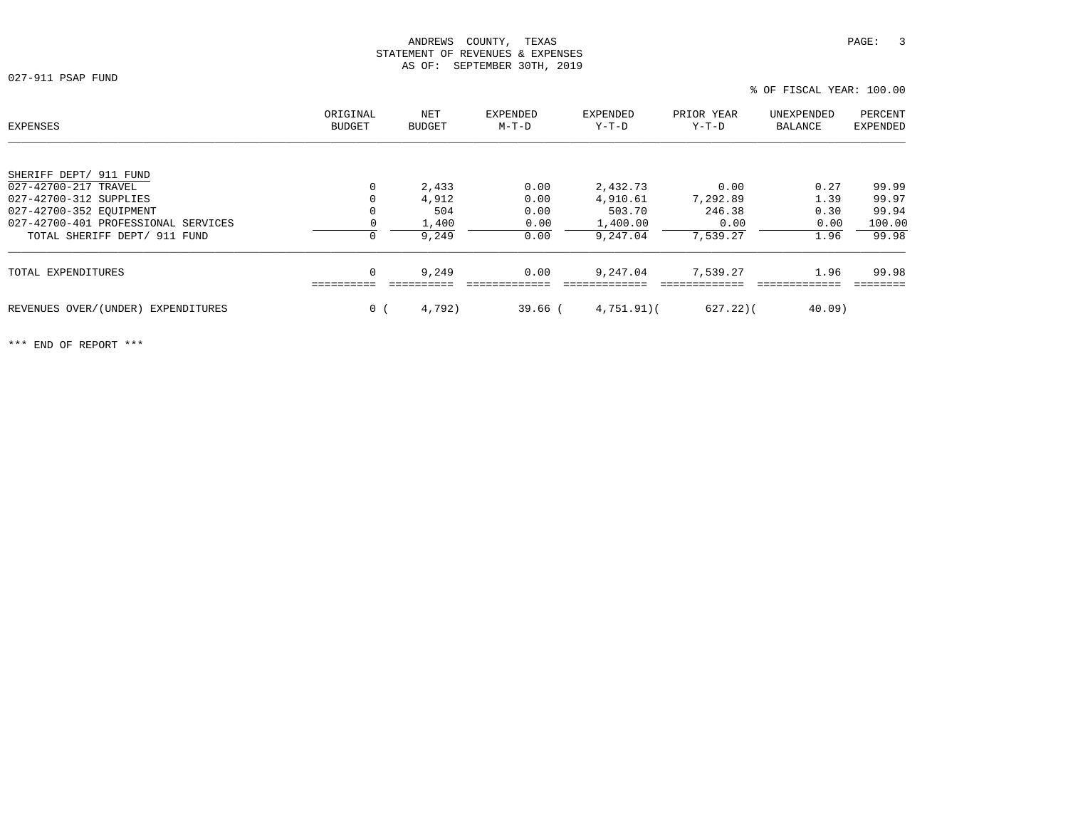ANDREWS COUNTY, TEXAS
STATEMENT OF REVENUES & EXPENSES
AS OF: SEPTEMBER 30TH, 2019

027-911 PSAP FUND

% OF FISCAL YEAR: 100.00

| EXPENSES | ORIGINAL BUDGET | NET BUDGET | EXPENDED M-T-D | EXPENDED Y-T-D | PRIOR YEAR Y-T-D | UNEXPENDED BALANCE | PERCENT EXPENDED |
|---|---|---|---|---|---|---|---|
| SHERIFF DEPT/ 911 FUND | | | | | | | |
| 027-42700-217 TRAVEL | 0 | 2,433 | 0.00 | 2,432.73 | 0.00 | 0.27 | 99.99 |
| 027-42700-312 SUPPLIES | 0 | 4,912 | 0.00 | 4,910.61 | 7,292.89 | 1.39 | 99.97 |
| 027-42700-352 EQUIPMENT | 0 | 504 | 0.00 | 503.70 | 246.38 | 0.30 | 99.94 |
| 027-42700-401 PROFESSIONAL SERVICES | 0 | 1,400 | 0.00 | 1,400.00 | 0.00 | 0.00 | 100.00 |
| TOTAL SHERIFF DEPT/ 911 FUND | 0 | 9,249 | 0.00 | 9,247.04 | 7,539.27 | 1.96 | 99.98 |
| TOTAL EXPENDITURES | 0 | 9,249 | 0.00 | 9,247.04 | 7,539.27 | 1.96 | 99.98 |
| REVENUES OVER/(UNDER) EXPENDITURES | 0 | ( 4,792) | 39.66 | ( 4,751.91) | ( 627.22) | ( 40.09) | |

*** END OF REPORT ***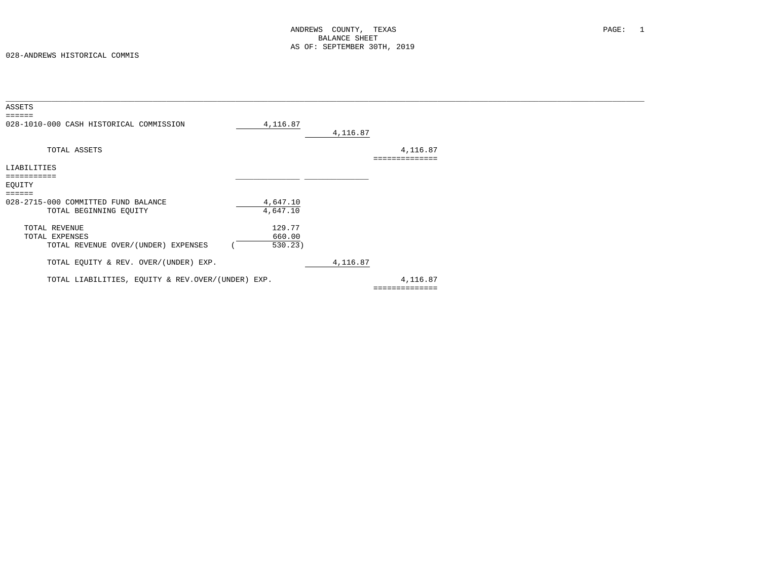ANDREWS COUNTY, TEXAS
BALANCE SHEET
AS OF: SEPTEMBER 30TH, 2019

028-ANDREWS HISTORICAL COMMIS

| | | | |
|---|---|---|---|
| **ASSETS** | | | |
| 028-1010-000 CASH HISTORICAL COMMISSION | 4,116.87 | | |
| | | 4,116.87 | |
| TOTAL ASSETS | | | 4,116.87 |
| **LIABILITIES** | | | |
| **EQUITY** | | | |
| 028-2715-000 COMMITTED FUND BALANCE | 4,647.10 | | |
| TOTAL BEGINNING EQUITY | 4,647.10 | | |
| TOTAL REVENUE | 129.77 | | |
| TOTAL EXPENSES | 660.00 | | |
| TOTAL REVENUE OVER/(UNDER) EXPENSES | ( 530.23) | | |
| TOTAL EQUITY & REV. OVER/(UNDER) EXP. | | 4,116.87 | |
| TOTAL LIABILITIES, EQUITY & REV.OVER/(UNDER) EXP. | | | 4,116.87 |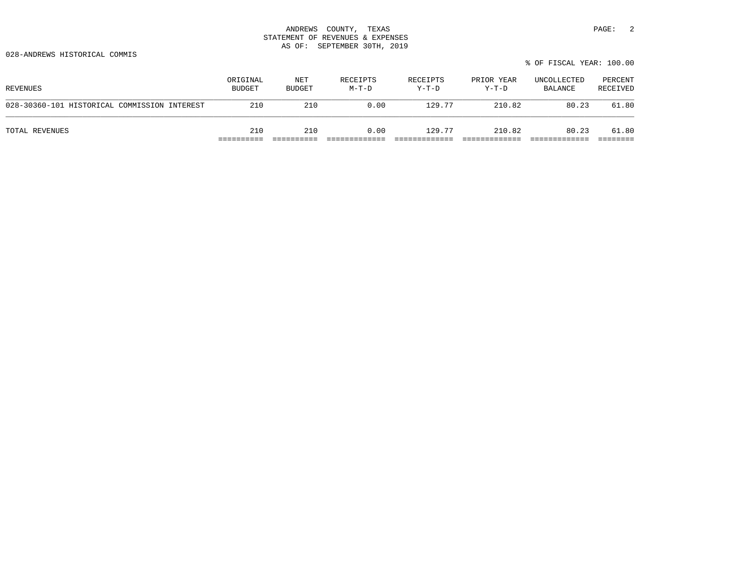ANDREWS COUNTY, TEXAS
STATEMENT OF REVENUES & EXPENSES
AS OF: SEPTEMBER 30TH, 2019

028-ANDREWS HISTORICAL COMMIS

% OF FISCAL YEAR: 100.00

| REVENUES | ORIGINAL BUDGET | NET BUDGET | RECEIPTS M-T-D | RECEIPTS Y-T-D | PRIOR YEAR Y-T-D | UNCOLLECTED BALANCE | PERCENT RECEIVED |
|---|---|---|---|---|---|---|---|
| 028-30360-101 HISTORICAL COMMISSION INTEREST | 210 | 210 | 0.00 | 129.77 | 210.82 | 80.23 | 61.80 |
| TOTAL REVENUES | 210 | 210 | 0.00 | 129.77 | 210.82 | 80.23 | 61.80 |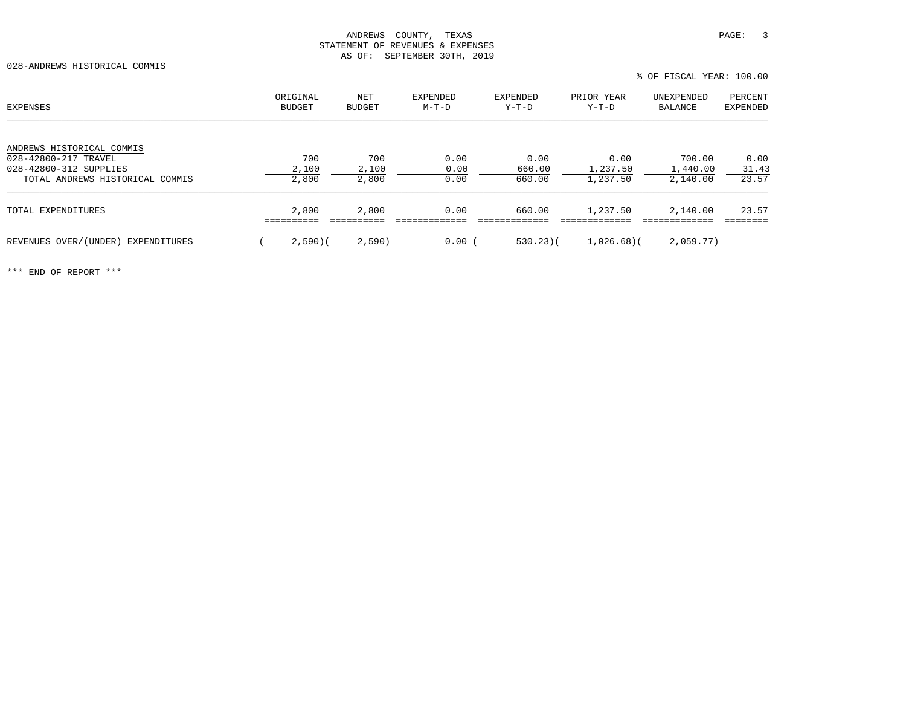ANDREWS COUNTY, TEXAS
STATEMENT OF REVENUES & EXPENSES
AS OF: SEPTEMBER 30TH, 2019

028-ANDREWS HISTORICAL COMMIS

% OF FISCAL YEAR: 100.00

| EXPENSES | ORIGINAL BUDGET | NET BUDGET | EXPENDED M-T-D | EXPENDED Y-T-D | PRIOR YEAR Y-T-D | UNEXPENDED BALANCE | PERCENT EXPENDED |
|---|---|---|---|---|---|---|---|
| ANDREWS HISTORICAL COMMIS | | | | | | | |
| 028-42800-217 TRAVEL | 700 | 700 | 0.00 | 0.00 | 0.00 | 700.00 | 0.00 |
| 028-42800-312 SUPPLIES | 2,100 | 2,100 | 0.00 | 660.00 | 1,237.50 | 1,440.00 | 31.43 |
| TOTAL ANDREWS HISTORICAL COMMIS | 2,800 | 2,800 | 0.00 | 660.00 | 1,237.50 | 2,140.00 | 23.57 |
| TOTAL EXPENDITURES | 2,800 | 2,800 | 0.00 | 660.00 | 1,237.50 | 2,140.00 | 23.57 |
| REVENUES OVER/(UNDER) EXPENDITURES | ( 2,590) | ( 2,590) | 0.00 | ( 530.23) | ( 1,026.68) | ( 2,059.77) | |

*** END OF REPORT ***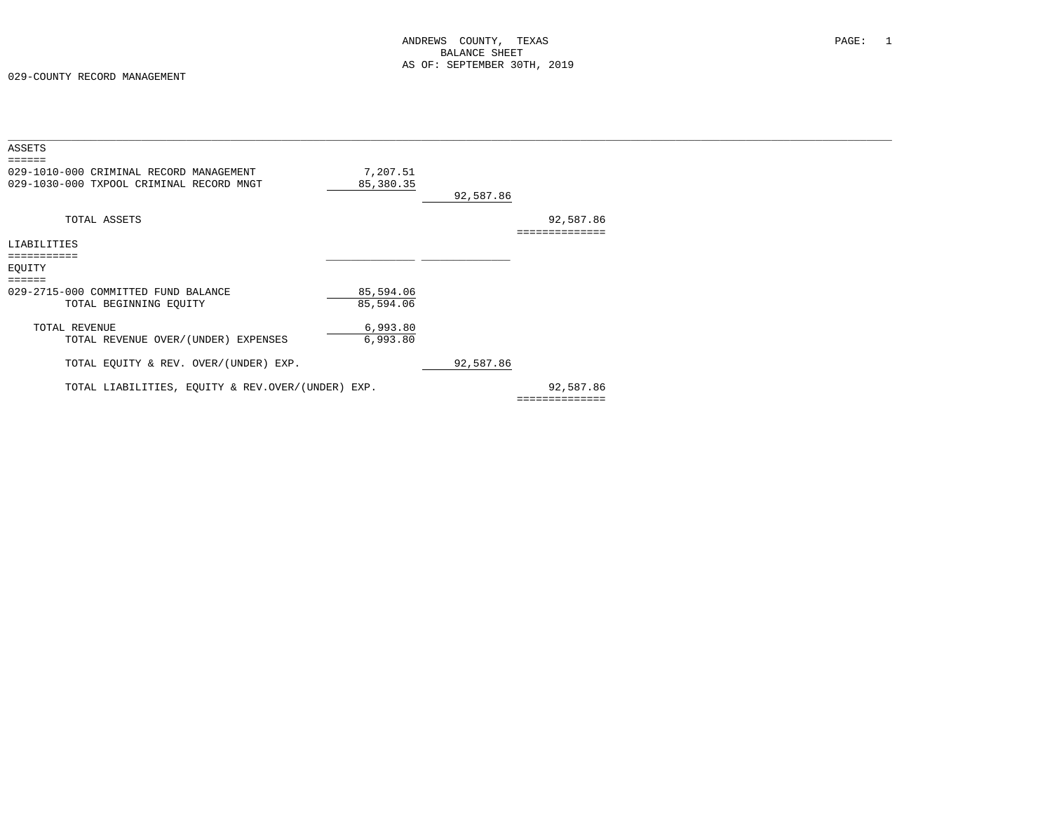ANDREWS COUNTY, TEXAS
BALANCE SHEET
AS OF: SEPTEMBER 30TH, 2019

029-COUNTY RECORD MANAGEMENT

| | | | |
|---|---|---|---|
| **ASSETS** | | | |
| 029-1010-000 CRIMINAL RECORD MANAGEMENT | 7,207.51 | | |
| 029-1030-000 TXPOOL CRIMINAL RECORD MNGT | 85,380.35 | | |
| | | 92,587.86 | |
| TOTAL ASSETS | | | 92,587.86 |
| **LIABILITIES** | | | |
| **EQUITY** | | | |
| 029-2715-000 COMMITTED FUND BALANCE | 85,594.06 | | |
| TOTAL BEGINNING EQUITY | 85,594.06 | | |
| TOTAL REVENUE | 6,993.80 | | |
| TOTAL REVENUE OVER/(UNDER) EXPENSES | 6,993.80 | | |
| TOTAL EQUITY & REV. OVER/(UNDER) EXP. | | 92,587.86 | |
| TOTAL LIABILITIES, EQUITY & REV.OVER/(UNDER) EXP. | | | 92,587.86 |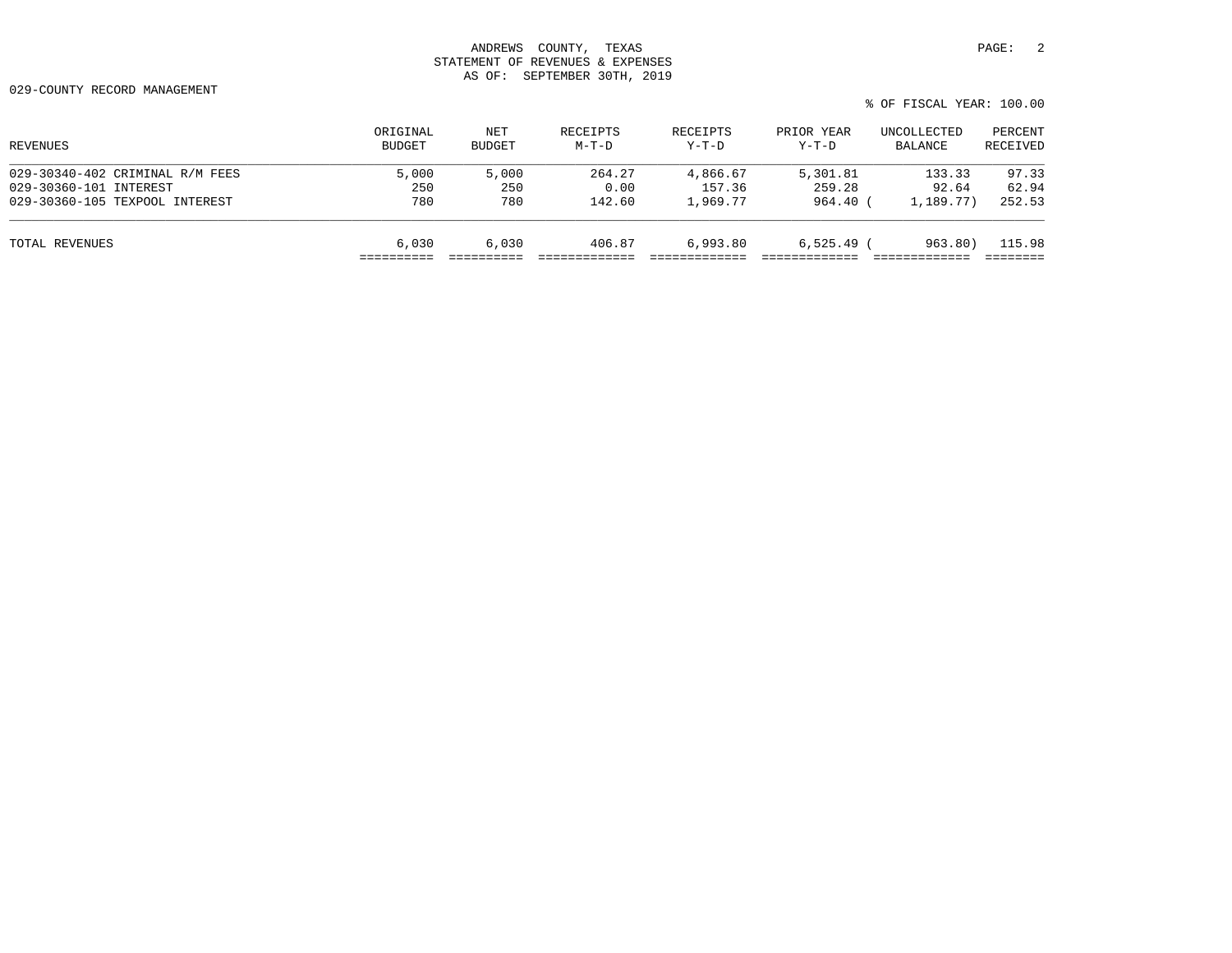ANDREWS COUNTY, TEXAS
STATEMENT OF REVENUES & EXPENSES
AS OF: SEPTEMBER 30TH, 2019

029-COUNTY RECORD MANAGEMENT

% OF FISCAL YEAR: 100.00

| REVENUES | ORIGINAL BUDGET | NET BUDGET | RECEIPTS M-T-D | RECEIPTS Y-T-D | PRIOR YEAR Y-T-D | UNCOLLECTED BALANCE | PERCENT RECEIVED |
|---|---|---|---|---|---|---|---|
| 029-30340-402 CRIMINAL R/M FEES | 5,000 | 5,000 | 264.27 | 4,866.67 | 5,301.81 | 133.33 | 97.33 |
| 029-30360-101 INTEREST | 250 | 250 | 0.00 | 157.36 | 259.28 | 92.64 | 62.94 |
| 029-30360-105 TEXPOOL INTEREST | 780 | 780 | 142.60 | 1,969.77 | 964.40 | ( 1,189.77) | 252.53 |
| TOTAL REVENUES | 6,030 | 6,030 | 406.87 | 6,993.80 | 6,525.49 | ( 963.80) | 115.98 |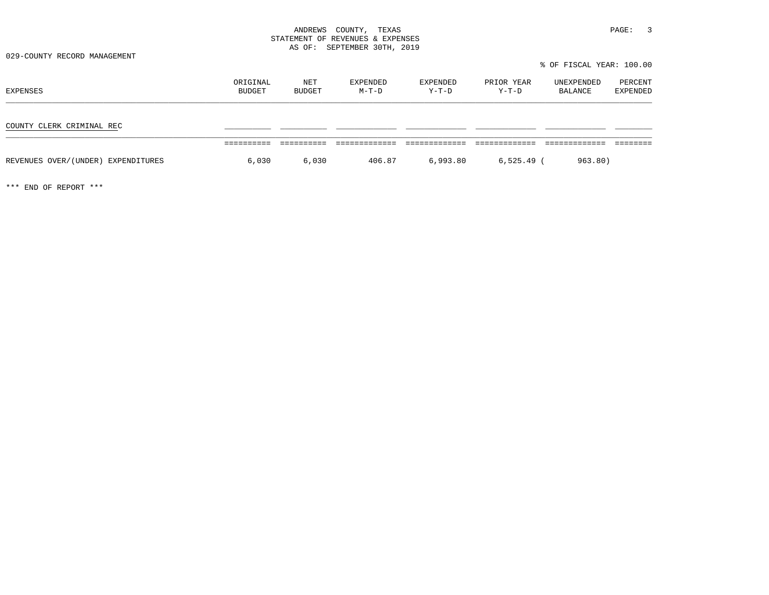ANDREWS COUNTY, TEXAS
STATEMENT OF REVENUES & EXPENSES
AS OF: SEPTEMBER 30TH, 2019

029-COUNTY RECORD MANAGEMENT

% OF FISCAL YEAR: 100.00

| EXPENSES | ORIGINAL BUDGET | NET BUDGET | EXPENDED M-T-D | EXPENDED Y-T-D | PRIOR YEAR Y-T-D | UNEXPENDED BALANCE | PERCENT EXPENDED |
|---|---|---|---|---|---|---|---|
| COUNTY CLERK CRIMINAL REC | | | | | | | |
| REVENUES OVER/(UNDER) EXPENDITURES | 6,030 | 6,030 | 406.87 | 6,993.80 | 6,525.49 | ( 963.80) | |

*** END OF REPORT ***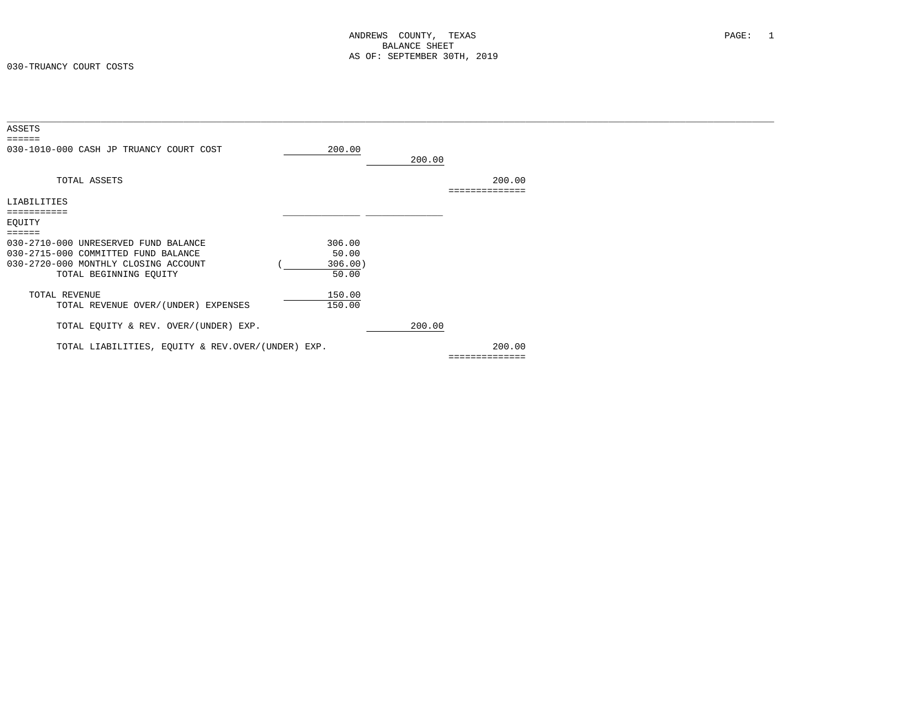ANDREWS COUNTY, TEXAS
BALANCE SHEET
AS OF: SEPTEMBER 30TH, 2019

030-TRUANCY COURT COSTS

## ASSETS

| | | | |
|---|---|---|---|
| 030-1010-000 CASH JP TRUANCY COURT COST | 200.00 | | |
| | | 200.00 | |
| TOTAL ASSETS | | | 200.00 |

## LIABILITIES

## EQUITY

| | | | |
|---|---|---|---|
| 030-2710-000 UNRESERVED FUND BALANCE | 306.00 | | |
| 030-2715-000 COMMITTED FUND BALANCE | 50.00 | | |
| 030-2720-000 MONTHLY CLOSING ACCOUNT | (306.00) | | |
| TOTAL BEGINNING EQUITY | 50.00 | | |
| TOTAL REVENUE | 150.00 | | |
| TOTAL REVENUE OVER/(UNDER) EXPENSES | 150.00 | | |
| TOTAL EQUITY & REV. OVER/(UNDER) EXP. | | 200.00 | |
| TOTAL LIABILITIES, EQUITY & REV.OVER/(UNDER) EXP. | | | 200.00 |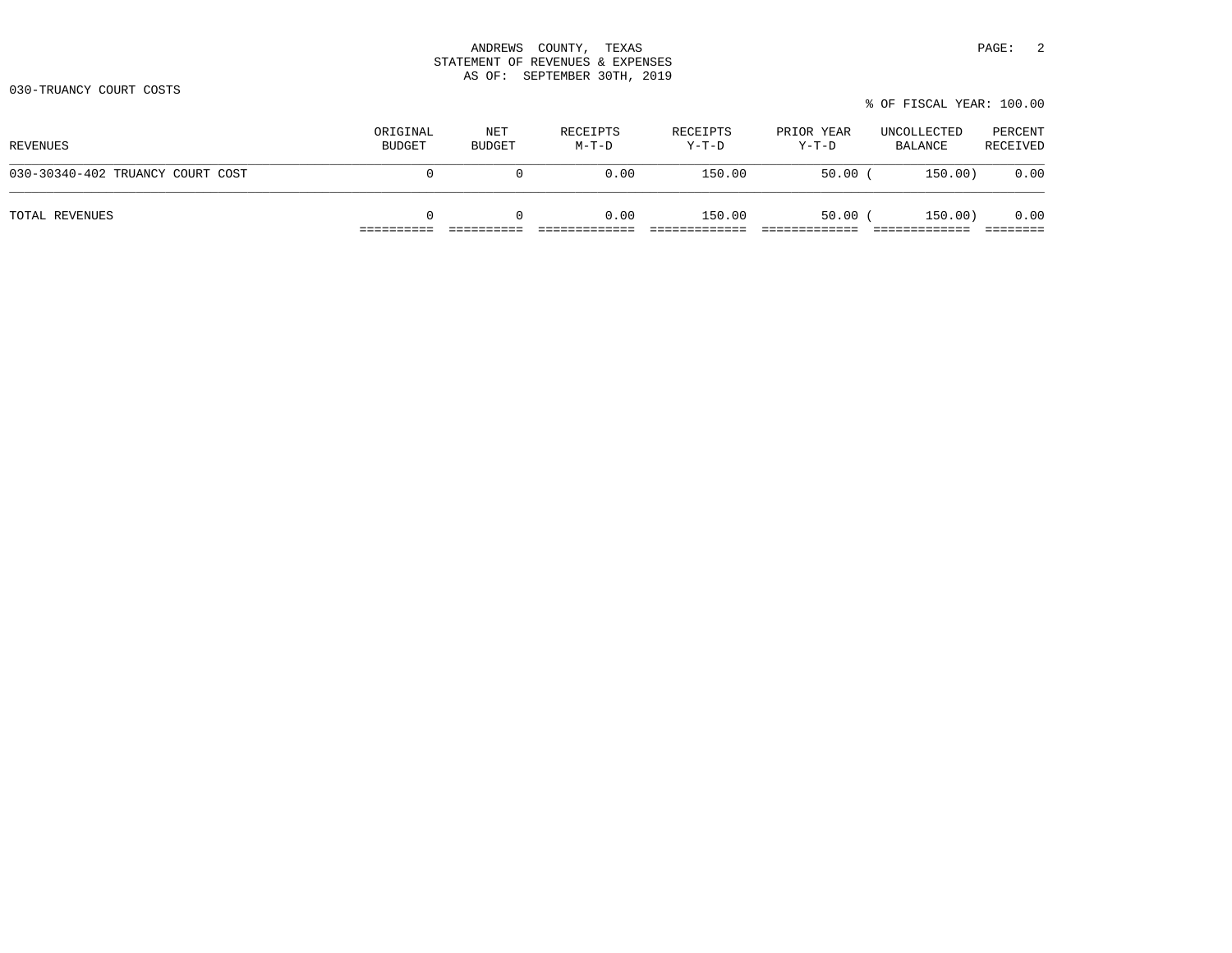ANDREWS COUNTY, TEXAS
STATEMENT OF REVENUES & EXPENSES
AS OF: SEPTEMBER 30TH, 2019

030-TRUANCY COURT COSTS

% OF FISCAL YEAR: 100.00

| REVENUES | ORIGINAL BUDGET | NET BUDGET | RECEIPTS M-T-D | RECEIPTS Y-T-D | PRIOR YEAR Y-T-D | UNCOLLECTED BALANCE | PERCENT RECEIVED |
|---|---|---|---|---|---|---|---|
| 030-30340-402 TRUANCY COURT COST | 0 | 0 | 0.00 | 150.00 | 50.00 | ( 150.00) | 0.00 |
| TOTAL REVENUES | 0 | 0 | 0.00 | 150.00 | 50.00 | ( 150.00) | 0.00 |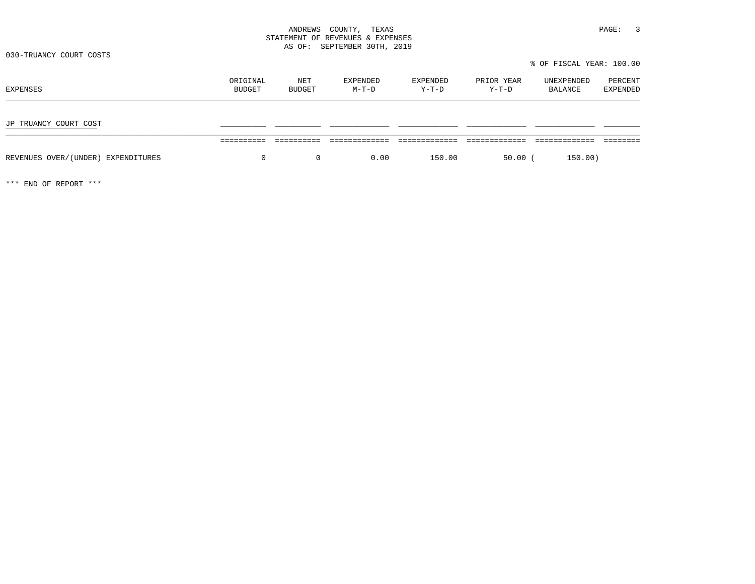ANDREWS COUNTY, TEXAS
STATEMENT OF REVENUES & EXPENSES
AS OF: SEPTEMBER 30TH, 2019

030-TRUANCY COURT COSTS

% OF FISCAL YEAR: 100.00

| EXPENSES | ORIGINAL BUDGET | NET BUDGET | EXPENDED M-T-D | EXPENDED Y-T-D | PRIOR YEAR Y-T-D | UNEXPENDED BALANCE | PERCENT EXPENDED |
|---|---|---|---|---|---|---|---|
| JP TRUANCY COURT COST | | | | | | | |
| REVENUES OVER/(UNDER) EXPENDITURES | 0 | 0 | 0.00 | 150.00 | 50.00 | ( 150.00) | |

*** END OF REPORT ***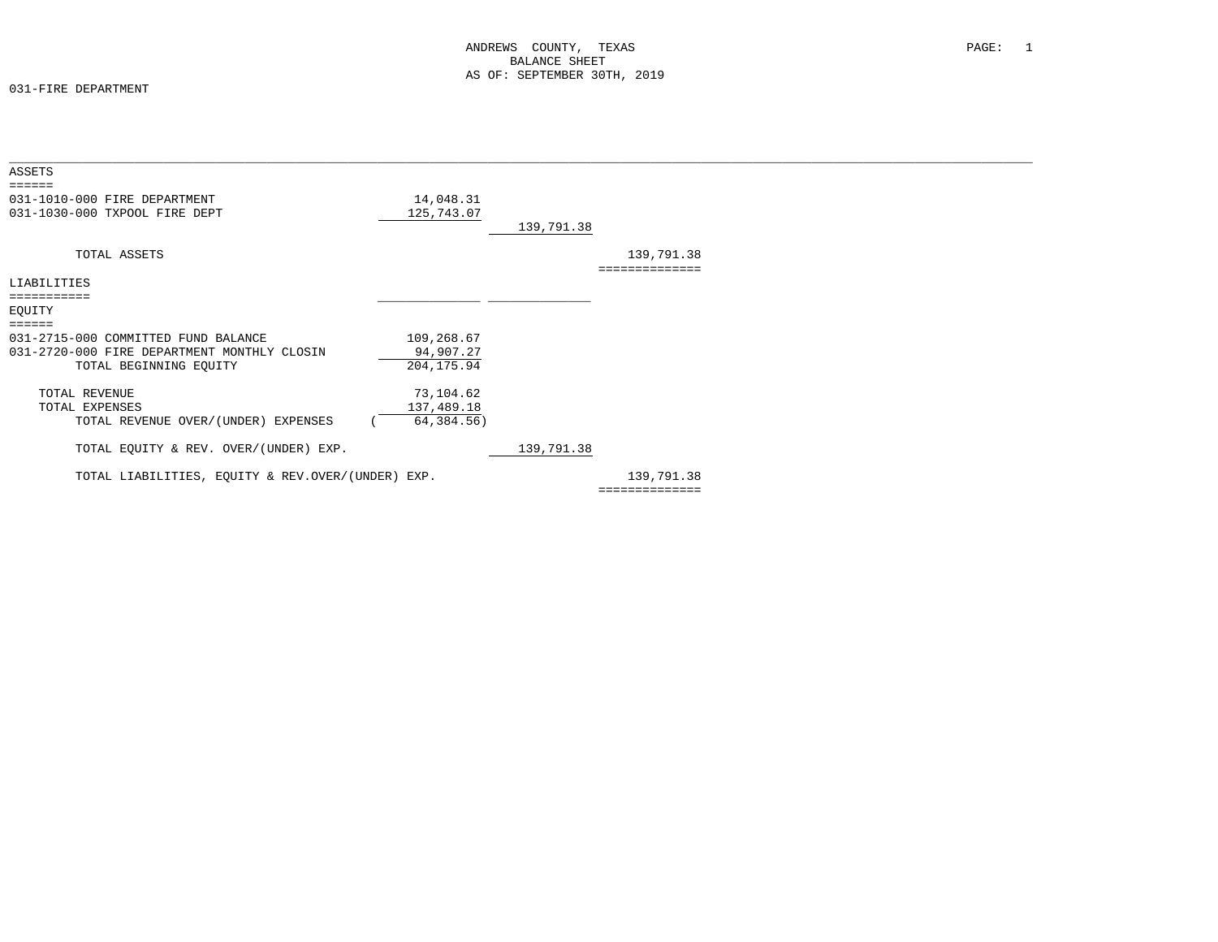ANDREWS COUNTY, TEXAS
BALANCE SHEET
AS OF: SEPTEMBER 30TH, 2019

031-FIRE DEPARTMENT

| | | | |
|---|---|---|---|
| **ASSETS** | | | |
| 031-1010-000 FIRE DEPARTMENT | 14,048.31 | | |
| 031-1030-000 TXPOOL FIRE DEPT | 125,743.07 | | |
| | | 139,791.38 | |
| TOTAL ASSETS | | | 139,791.38 |
| **LIABILITIES** | | | |
| **EQUITY** | | | |
| 031-2715-000 COMMITTED FUND BALANCE | 109,268.67 | | |
| 031-2720-000 FIRE DEPARTMENT MONTHLY CLOSIN | 94,907.27 | | |
| TOTAL BEGINNING EQUITY | 204,175.94 | | |
| TOTAL REVENUE | 73,104.62 | | |
| TOTAL EXPENSES | 137,489.18 | | |
| TOTAL REVENUE OVER/(UNDER) EXPENSES | ( 64,384.56) | | |
| TOTAL EQUITY & REV. OVER/(UNDER) EXP. | | 139,791.38 | |
| TOTAL LIABILITIES, EQUITY & REV.OVER/(UNDER) EXP. | | | 139,791.38 |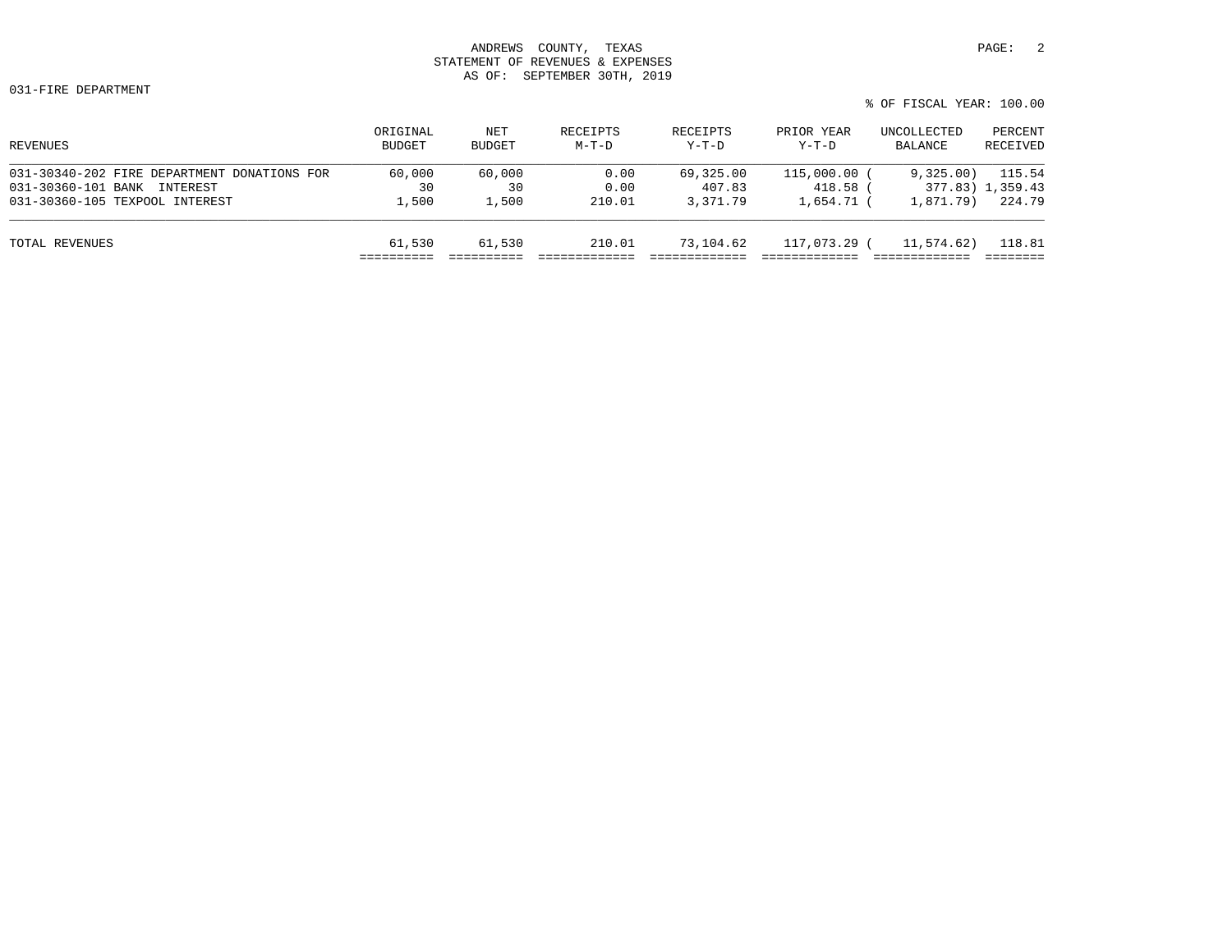ANDREWS COUNTY, TEXAS
STATEMENT OF REVENUES & EXPENSES
AS OF: SEPTEMBER 30TH, 2019

031-FIRE DEPARTMENT

% OF FISCAL YEAR: 100.00

| REVENUES | ORIGINAL BUDGET | NET BUDGET | RECEIPTS M-T-D | RECEIPTS Y-T-D | PRIOR YEAR Y-T-D | UNCOLLECTED BALANCE | PERCENT RECEIVED |
|---|---|---|---|---|---|---|---|
| 031-30340-202 FIRE DEPARTMENT DONATIONS FOR | 60,000 | 60,000 | 0.00 | 69,325.00 | 115,000.00 | ( 9,325.00) | 115.54 |
| 031-30360-101 BANK INTEREST | 30 | 30 | 0.00 | 407.83 | 418.58 | ( 377.83) | 1,359.43 |
| 031-30360-105 TEXPOOL INTEREST | 1,500 | 1,500 | 210.01 | 3,371.79 | 1,654.71 | ( 1,871.79) | 224.79 |
| TOTAL REVENUES | 61,530 | 61,530 | 210.01 | 73,104.62 | 117,073.29 | ( 11,574.62) | 118.81 |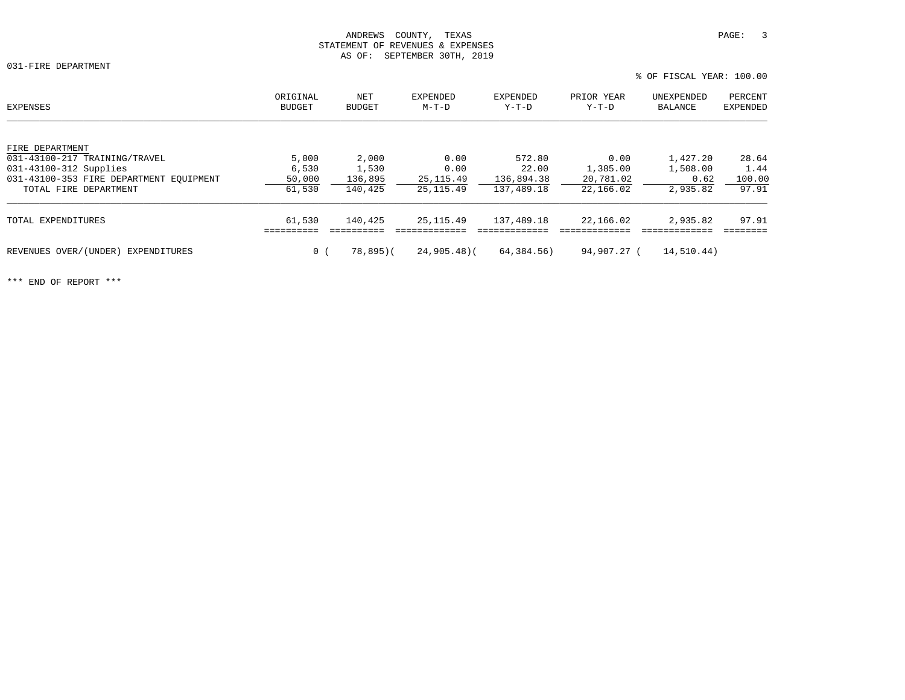ANDREWS COUNTY, TEXAS
STATEMENT OF REVENUES & EXPENSES
AS OF: SEPTEMBER 30TH, 2019

031-FIRE DEPARTMENT

% OF FISCAL YEAR: 100.00

| EXPENSES | ORIGINAL BUDGET | NET BUDGET | EXPENDED M-T-D | EXPENDED Y-T-D | PRIOR YEAR Y-T-D | UNEXPENDED BALANCE | PERCENT EXPENDED |
|---|---|---|---|---|---|---|---|
| FIRE DEPARTMENT | | | | | | | |
| 031-43100-217 TRAINING/TRAVEL | 5,000 | 2,000 | 0.00 | 572.80 | 0.00 | 1,427.20 | 28.64 |
| 031-43100-312 Supplies | 6,530 | 1,530 | 0.00 | 22.00 | 1,385.00 | 1,508.00 | 1.44 |
| 031-43100-353 FIRE DEPARTMENT EQUIPMENT | 50,000 | 136,895 | 25,115.49 | 136,894.38 | 20,781.02 | 0.62 | 100.00 |
| TOTAL FIRE DEPARTMENT | 61,530 | 140,425 | 25,115.49 | 137,489.18 | 22,166.02 | 2,935.82 | 97.91 |
| TOTAL EXPENDITURES | 61,530 | 140,425 | 25,115.49 | 137,489.18 | 22,166.02 | 2,935.82 | 97.91 |
| REVENUES OVER/(UNDER) EXPENDITURES | 0 | ( 78,895) | ( 24,905.48) | ( 64,384.56) | 94,907.27 | ( 14,510.44) | |

*** END OF REPORT ***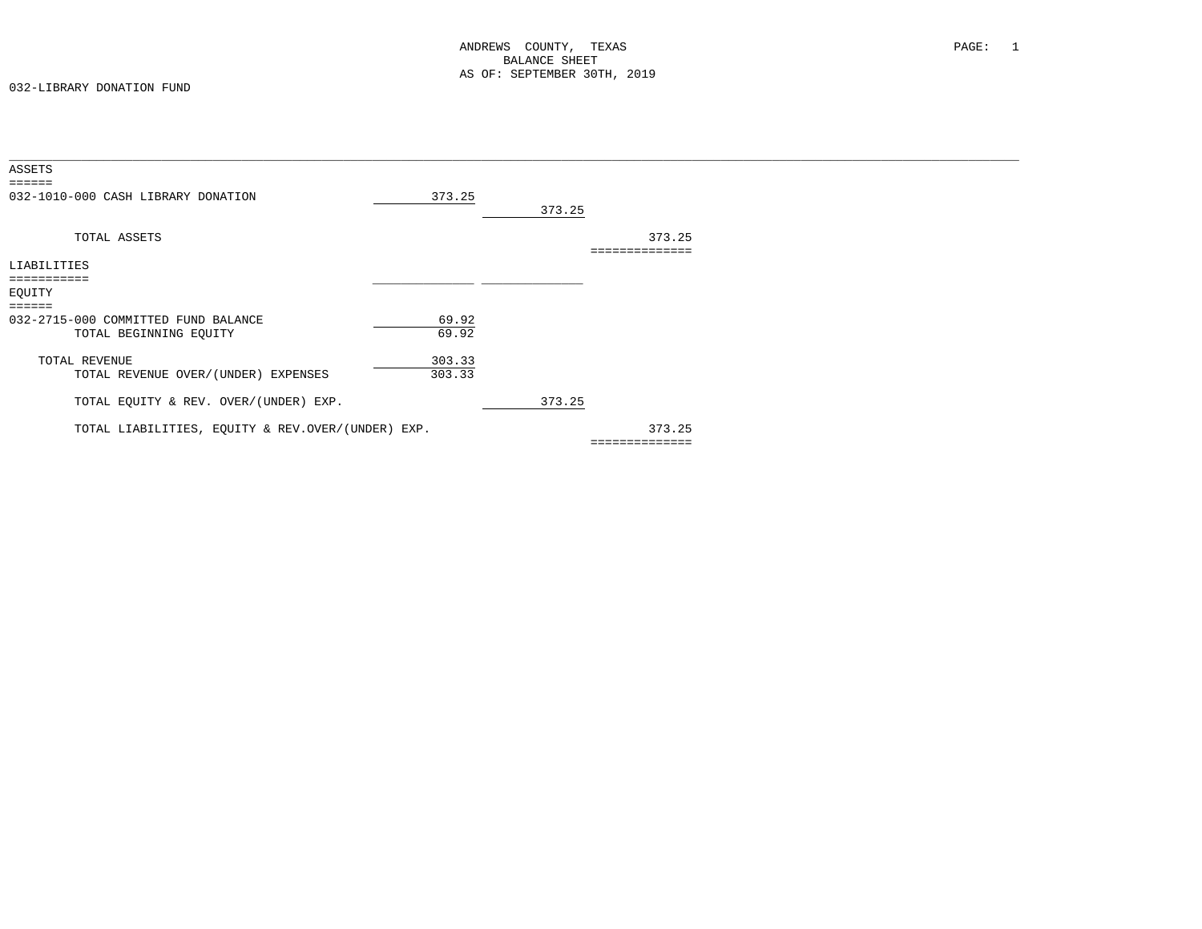ANDREWS COUNTY, TEXAS
BALANCE SHEET
AS OF: SEPTEMBER 30TH, 2019

032-LIBRARY DONATION FUND

| | | | |
|---|---|---|---|
| **ASSETS** | | | |
| 032-1010-000 CASH LIBRARY DONATION | 373.25 | | |
| | | 373.25 | |
| TOTAL ASSETS | | | 373.25 |
| **LIABILITIES** | | | |
| **EQUITY** | | | |
| 032-2715-000 COMMITTED FUND BALANCE | 69.92 | | |
| TOTAL BEGINNING EQUITY | 69.92 | | |
| TOTAL REVENUE | 303.33 | | |
| TOTAL REVENUE OVER/(UNDER) EXPENSES | 303.33 | | |
| TOTAL EQUITY & REV. OVER/(UNDER) EXP. | | 373.25 | |
| TOTAL LIABILITIES, EQUITY & REV.OVER/(UNDER) EXP. | | | 373.25 |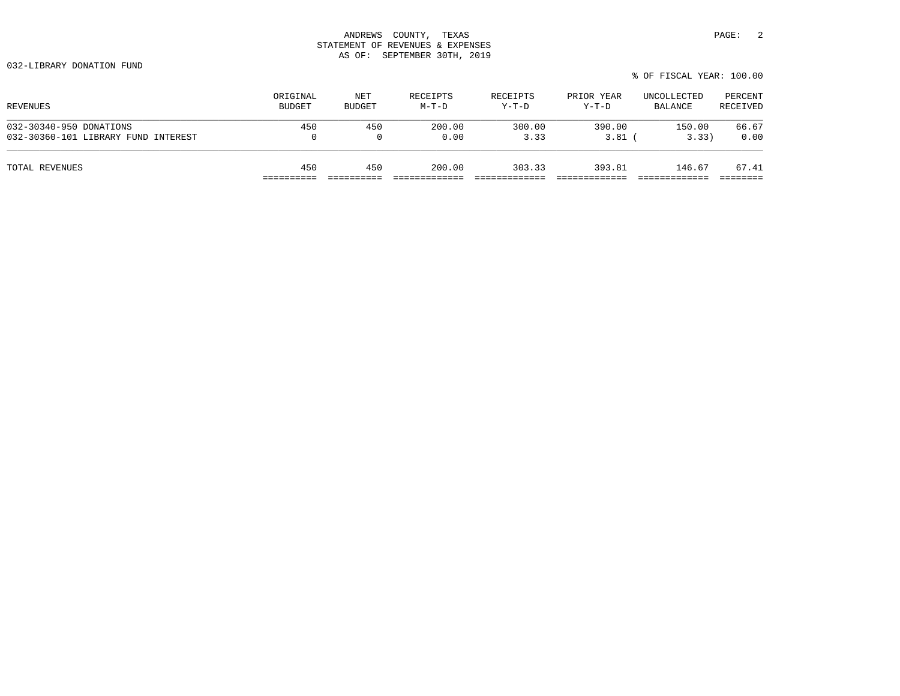ANDREWS COUNTY, TEXAS
STATEMENT OF REVENUES & EXPENSES
AS OF: SEPTEMBER 30TH, 2019

032-LIBRARY DONATION FUND

% OF FISCAL YEAR: 100.00

| REVENUES | ORIGINAL BUDGET | NET BUDGET | RECEIPTS M-T-D | RECEIPTS Y-T-D | PRIOR YEAR Y-T-D | UNCOLLECTED BALANCE | PERCENT RECEIVED |
|---|---|---|---|---|---|---|---|
| 032-30340-950 DONATIONS | 450 | 450 | 200.00 | 300.00 | 390.00 | 150.00 | 66.67 |
| 032-30360-101 LIBRARY FUND INTEREST | 0 | 0 | 0.00 | 3.33 | 3.81 | ( 3.33) | 0.00 |
| TOTAL REVENUES | 450 | 450 | 200.00 | 303.33 | 393.81 | 146.67 | 67.41 |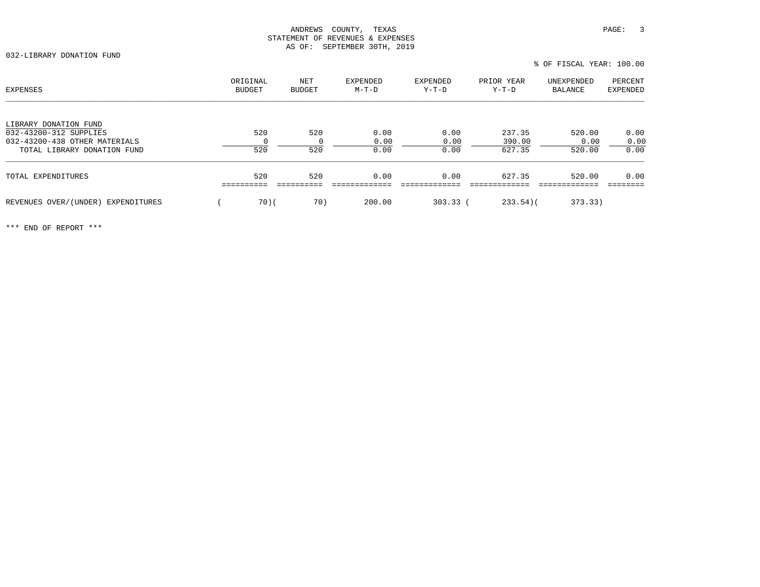ANDREWS COUNTY, TEXAS
STATEMENT OF REVENUES & EXPENSES
AS OF: SEPTEMBER 30TH, 2019

032-LIBRARY DONATION FUND

% OF FISCAL YEAR: 100.00

| EXPENSES | ORIGINAL BUDGET | NET BUDGET | EXPENDED M-T-D | EXPENDED Y-T-D | PRIOR YEAR Y-T-D | UNEXPENDED BALANCE | PERCENT EXPENDED |
|---|---|---|---|---|---|---|---|
| LIBRARY DONATION FUND | | | | | | | |
| 032-43200-312 SUPPLIES | 520 | 520 | 0.00 | 0.00 | 237.35 | 520.00 | 0.00 |
| 032-43200-438 OTHER MATERIALS | 0 | 0 | 0.00 | 0.00 | 390.00 | 0.00 | 0.00 |
| TOTAL LIBRARY DONATION FUND | 520 | 520 | 0.00 | 0.00 | 627.35 | 520.00 | 0.00 |
| TOTAL EXPENDITURES | 520 | 520 | 0.00 | 0.00 | 627.35 | 520.00 | 0.00 |
| REVENUES OVER/(UNDER) EXPENDITURES | ( 70) | ( 70) | 200.00 | 303.33 | ( 233.54) | ( 373.33) | |

*** END OF REPORT ***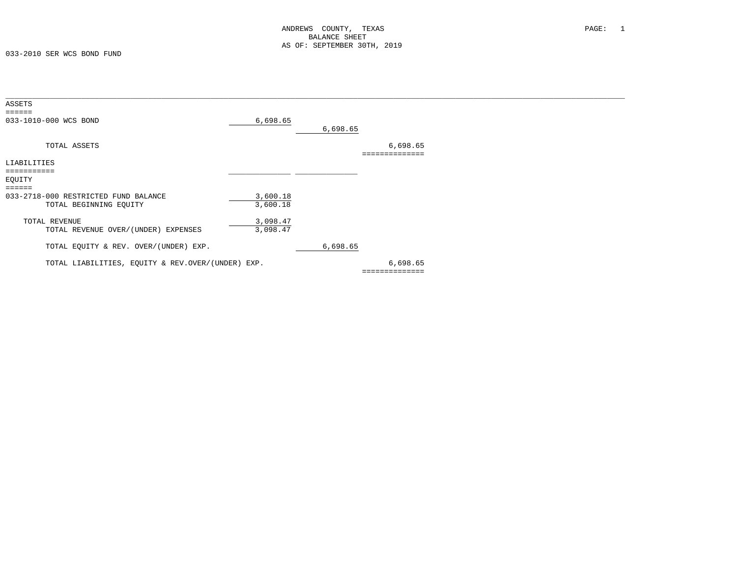ANDREWS COUNTY, TEXAS
BALANCE SHEET
AS OF: SEPTEMBER 30TH, 2019

033-2010 SER WCS BOND FUND

| | | | |
|---|---|---|---|
| **ASSETS** | | | |
| 033-1010-000 WCS BOND | 6,698.65 | | |
| | | 6,698.65 | |
| TOTAL ASSETS | | | 6,698.65 |
| **LIABILITIES** | | | |
| **EQUITY** | | | |
| 033-2718-000 RESTRICTED FUND BALANCE | 3,600.18 | | |
| TOTAL BEGINNING EQUITY | 3,600.18 | | |
| TOTAL REVENUE | 3,098.47 | | |
| TOTAL REVENUE OVER/(UNDER) EXPENSES | 3,098.47 | | |
| TOTAL EQUITY & REV. OVER/(UNDER) EXP. | | 6,698.65 | |
| TOTAL LIABILITIES, EQUITY & REV.OVER/(UNDER) EXP. | | | 6,698.65 |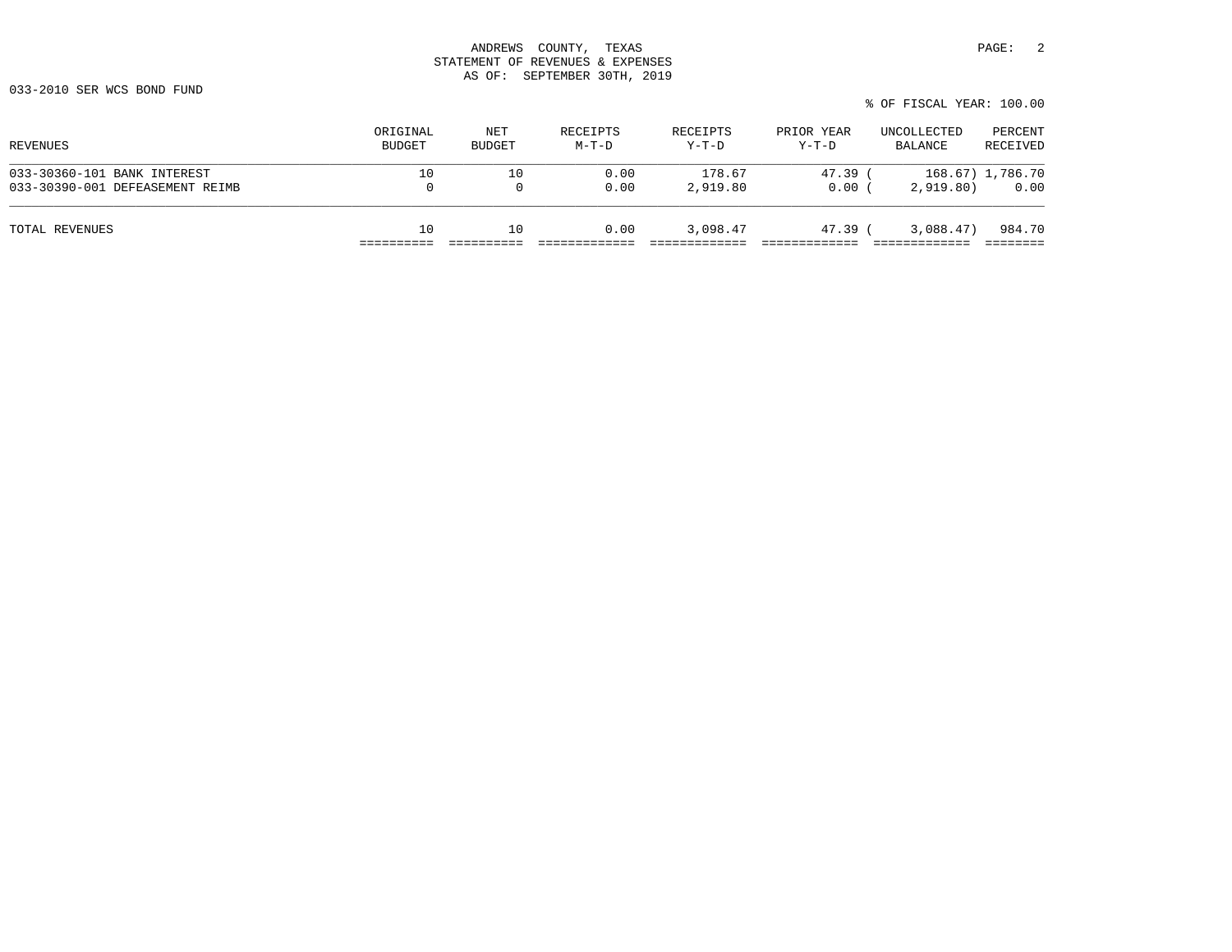ANDREWS COUNTY, TEXAS
STATEMENT OF REVENUES & EXPENSES
AS OF: SEPTEMBER 30TH, 2019

033-2010 SER WCS BOND FUND

% OF FISCAL YEAR: 100.00

| REVENUES | ORIGINAL BUDGET | NET BUDGET | RECEIPTS M-T-D | RECEIPTS Y-T-D | PRIOR YEAR Y-T-D | UNCOLLECTED BALANCE | PERCENT RECEIVED |
|---|---|---|---|---|---|---|---|
| 033-30360-101 BANK INTEREST | 10 | 10 | 0.00 | 178.67 | 47.39 | ( 168.67) | 1,786.70 |
| 033-30390-001 DEFEASEMENT REIMB | 0 | 0 | 0.00 | 2,919.80 | 0.00 | ( 2,919.80) | 0.00 |
| TOTAL REVENUES | 10 | 10 | 0.00 | 3,098.47 | 47.39 | ( 3,088.47) | 984.70 |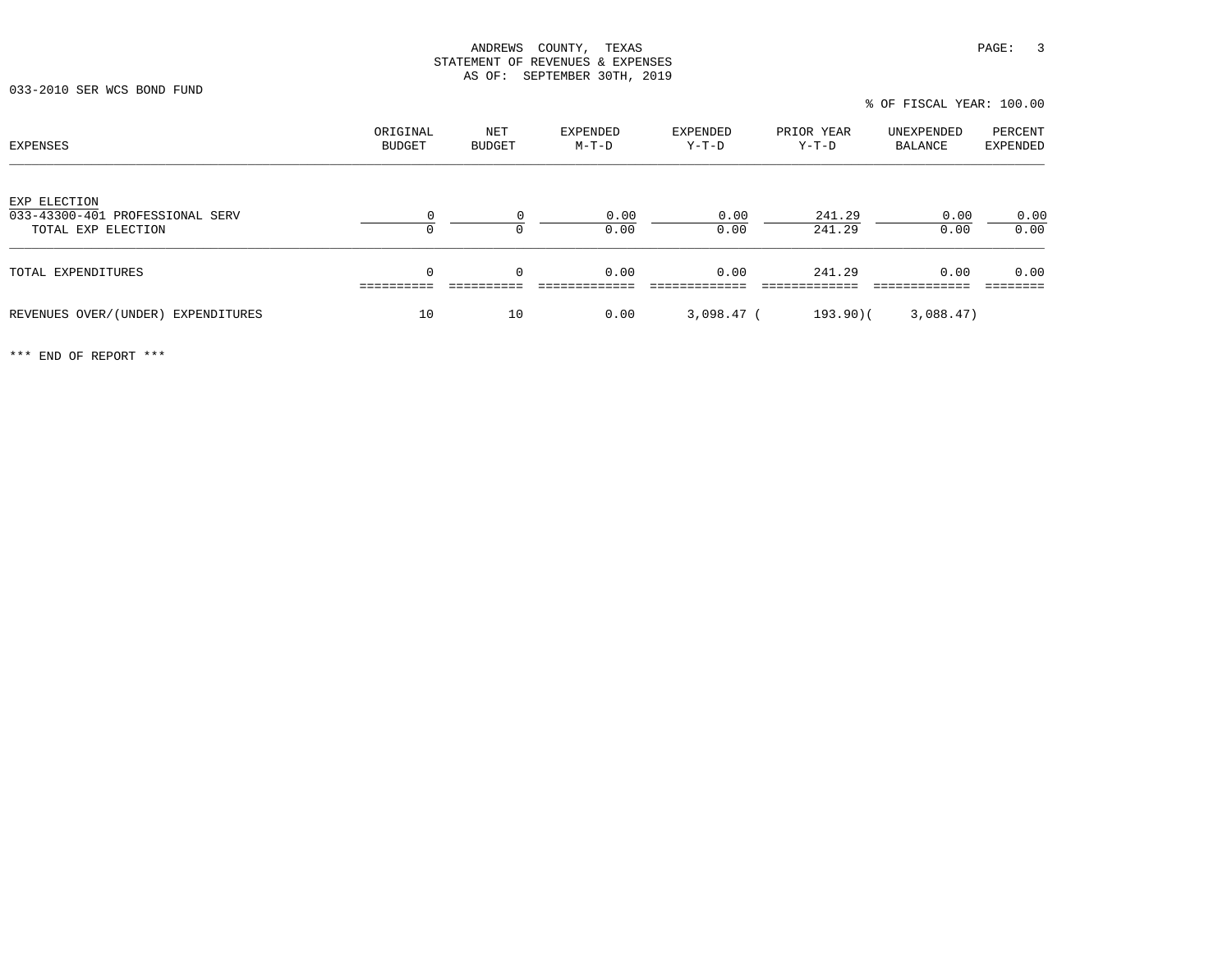ANDREWS COUNTY, TEXAS
STATEMENT OF REVENUES & EXPENSES
AS OF: SEPTEMBER 30TH, 2019

033-2010 SER WCS BOND FUND

% OF FISCAL YEAR: 100.00

| EXPENSES | ORIGINAL BUDGET | NET BUDGET | EXPENDED M-T-D | EXPENDED Y-T-D | PRIOR YEAR Y-T-D | UNEXPENDED BALANCE | PERCENT EXPENDED |
|---|---|---|---|---|---|---|---|
| EXP ELECTION | | | | | | | |
| 033-43300-401 PROFESSIONAL SERV | 0 | 0 | 0.00 | 0.00 | 241.29 | 0.00 | 0.00 |
| TOTAL EXP ELECTION | 0 | 0 | 0.00 | 0.00 | 241.29 | 0.00 | 0.00 |
| TOTAL EXPENDITURES | 0 | 0 | 0.00 | 0.00 | 241.29 | 0.00 | 0.00 |
| REVENUES OVER/(UNDER) EXPENDITURES | 10 | 10 | 0.00 | 3,098.47 | ( 193.90) | ( 3,088.47) | |

*** END OF REPORT ***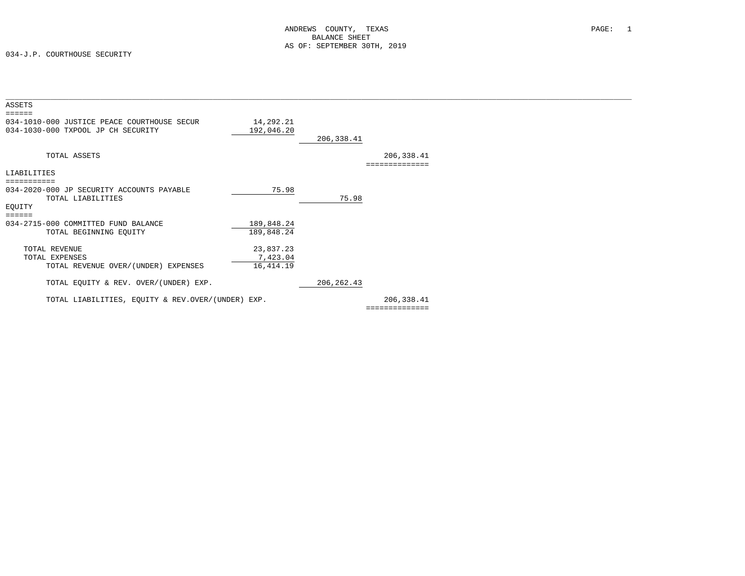ANDREWS COUNTY, TEXAS
BALANCE SHEET
AS OF: SEPTEMBER 30TH, 2019

034-J.P. COURTHOUSE SECURITY

| | | | |
|---|---|---|---|
| **ASSETS** | | | |
| 034-1010-000 JUSTICE PEACE COURTHOUSE SECUR | 14,292.21 | | |
| 034-1030-000 TXPOOL JP CH SECURITY | 192,046.20 | | |
| | | 206,338.41 | |
| TOTAL ASSETS | | | 206,338.41 |
| **LIABILITIES** | | | |
| 034-2020-000 JP SECURITY ACCOUNTS PAYABLE | 75.98 | | |
| TOTAL LIABILITIES | | 75.98 | |
| **EQUITY** | | | |
| 034-2715-000 COMMITTED FUND BALANCE | 189,848.24 | | |
| TOTAL BEGINNING EQUITY | 189,848.24 | | |
| TOTAL REVENUE | 23,837.23 | | |
| TOTAL EXPENSES | 7,423.04 | | |
| TOTAL REVENUE OVER/(UNDER) EXPENSES | 16,414.19 | | |
| TOTAL EQUITY & REV. OVER/(UNDER) EXP. | | 206,262.43 | |
| TOTAL LIABILITIES, EQUITY & REV.OVER/(UNDER) EXP. | | | 206,338.41 |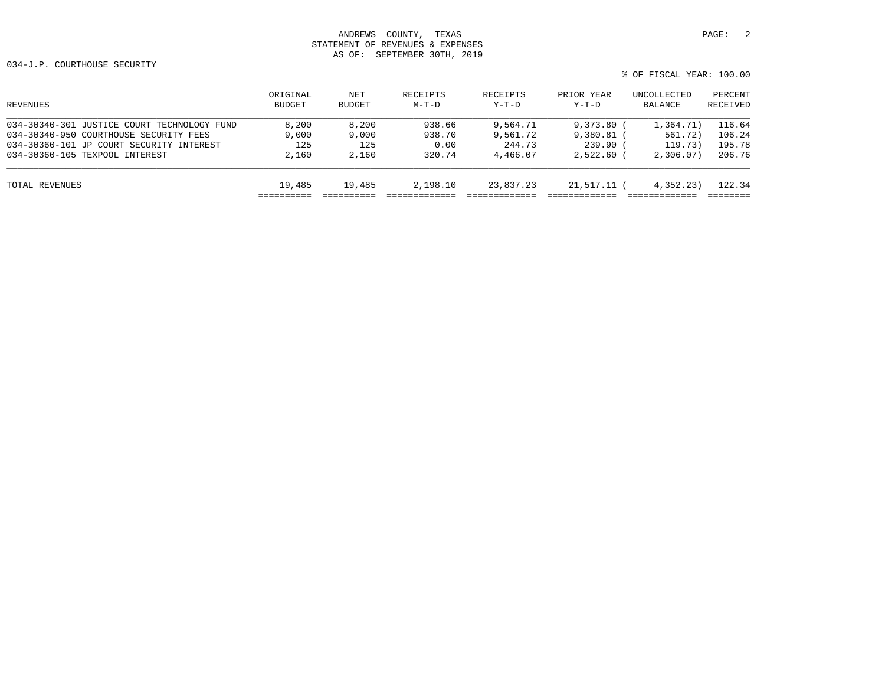ANDREWS COUNTY, TEXAS
STATEMENT OF REVENUES & EXPENSES
AS OF: SEPTEMBER 30TH, 2019

034-J.P. COURTHOUSE SECURITY

% OF FISCAL YEAR: 100.00

| REVENUES | ORIGINAL BUDGET | NET BUDGET | RECEIPTS M-T-D | RECEIPTS Y-T-D | PRIOR YEAR Y-T-D | UNCOLLECTED BALANCE | PERCENT RECEIVED |
|---|---|---|---|---|---|---|---|
| 034-30340-301 JUSTICE COURT TECHNOLOGY FUND | 8,200 | 8,200 | 938.66 | 9,564.71 | 9,373.80 | ( 1,364.71) | 116.64 |
| 034-30340-950 COURTHOUSE SECURITY FEES | 9,000 | 9,000 | 938.70 | 9,561.72 | 9,380.81 | ( 561.72) | 106.24 |
| 034-30360-101 JP COURT SECURITY INTEREST | 125 | 125 | 0.00 | 244.73 | 239.90 | ( 119.73) | 195.78 |
| 034-30360-105 TEXPOOL INTEREST | 2,160 | 2,160 | 320.74 | 4,466.07 | 2,522.60 | ( 2,306.07) | 206.76 |
| TOTAL REVENUES | 19,485 | 19,485 | 2,198.10 | 23,837.23 | 21,517.11 | ( 4,352.23) | 122.34 |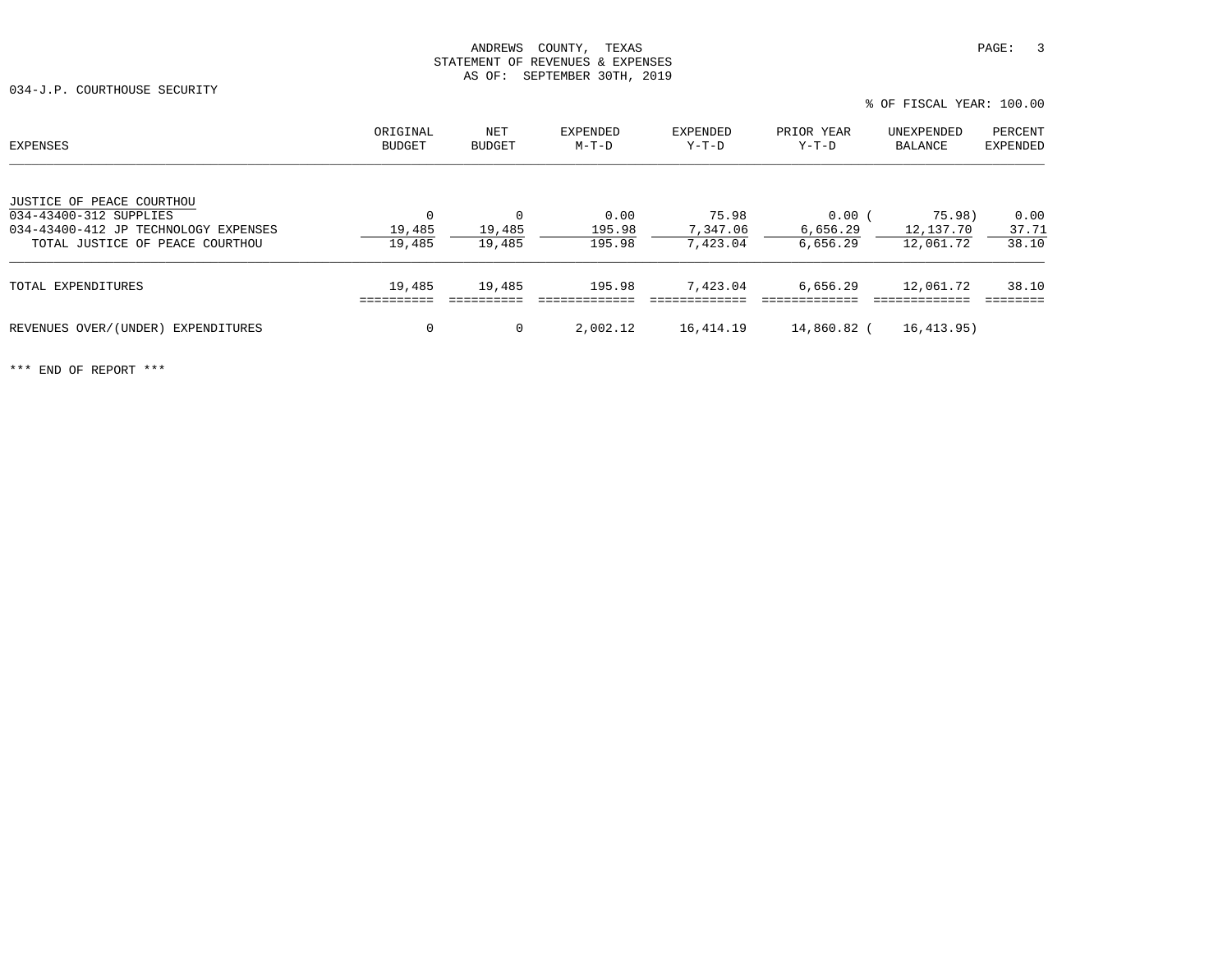ANDREWS COUNTY, TEXAS
STATEMENT OF REVENUES & EXPENSES
AS OF: SEPTEMBER 30TH, 2019

034-J.P. COURTHOUSE SECURITY

% OF FISCAL YEAR: 100.00

| EXPENSES | ORIGINAL BUDGET | NET BUDGET | EXPENDED M-T-D | EXPENDED Y-T-D | PRIOR YEAR Y-T-D | UNEXPENDED BALANCE | PERCENT EXPENDED |
|---|---|---|---|---|---|---|---|
| JUSTICE OF PEACE COURTHOU | | | | | | | |
| 034-43400-312 SUPPLIES | 0 | 0 | 0.00 | 75.98 | 0.00 | ( 75.98) | 0.00 |
| 034-43400-412 JP TECHNOLOGY EXPENSES | 19,485 | 19,485 | 195.98 | 7,347.06 | 6,656.29 | 12,137.70 | 37.71 |
| TOTAL JUSTICE OF PEACE COURTHOU | 19,485 | 19,485 | 195.98 | 7,423.04 | 6,656.29 | 12,061.72 | 38.10 |
| TOTAL EXPENDITURES | 19,485 | 19,485 | 195.98 | 7,423.04 | 6,656.29 | 12,061.72 | 38.10 |
| REVENUES OVER/(UNDER) EXPENDITURES | 0 | 0 | 2,002.12 | 16,414.19 | 14,860.82 | ( 16,413.95) | |

*** END OF REPORT ***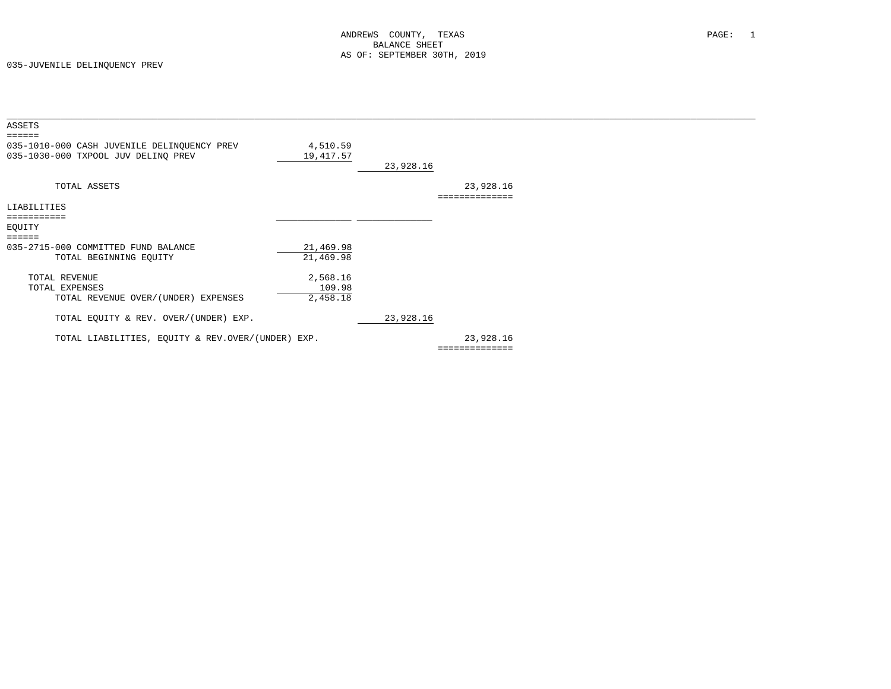ANDREWS COUNTY, TEXAS
BALANCE SHEET
AS OF: SEPTEMBER 30TH, 2019

035-JUVENILE DELINQUENCY PREV

| | | | |
|---|---|---|---|
| **ASSETS** | | | |
| 035-1010-000 CASH JUVENILE DELINQUENCY PREV | 4,510.59 | | |
| 035-1030-000 TXPOOL JUV DELINQ PREV | 19,417.57 | | |
| | | 23,928.16 | |
| TOTAL ASSETS | | | 23,928.16 |
| **LIABILITIES** | | | |
| **EQUITY** | | | |
| 035-2715-000 COMMITTED FUND BALANCE | 21,469.98 | | |
| TOTAL BEGINNING EQUITY | 21,469.98 | | |
| TOTAL REVENUE | 2,568.16 | | |
| TOTAL EXPENSES | 109.98 | | |
| TOTAL REVENUE OVER/(UNDER) EXPENSES | 2,458.18 | | |
| TOTAL EQUITY & REV. OVER/(UNDER) EXP. | | 23,928.16 | |
| TOTAL LIABILITIES, EQUITY & REV.OVER/(UNDER) EXP. | | | 23,928.16 |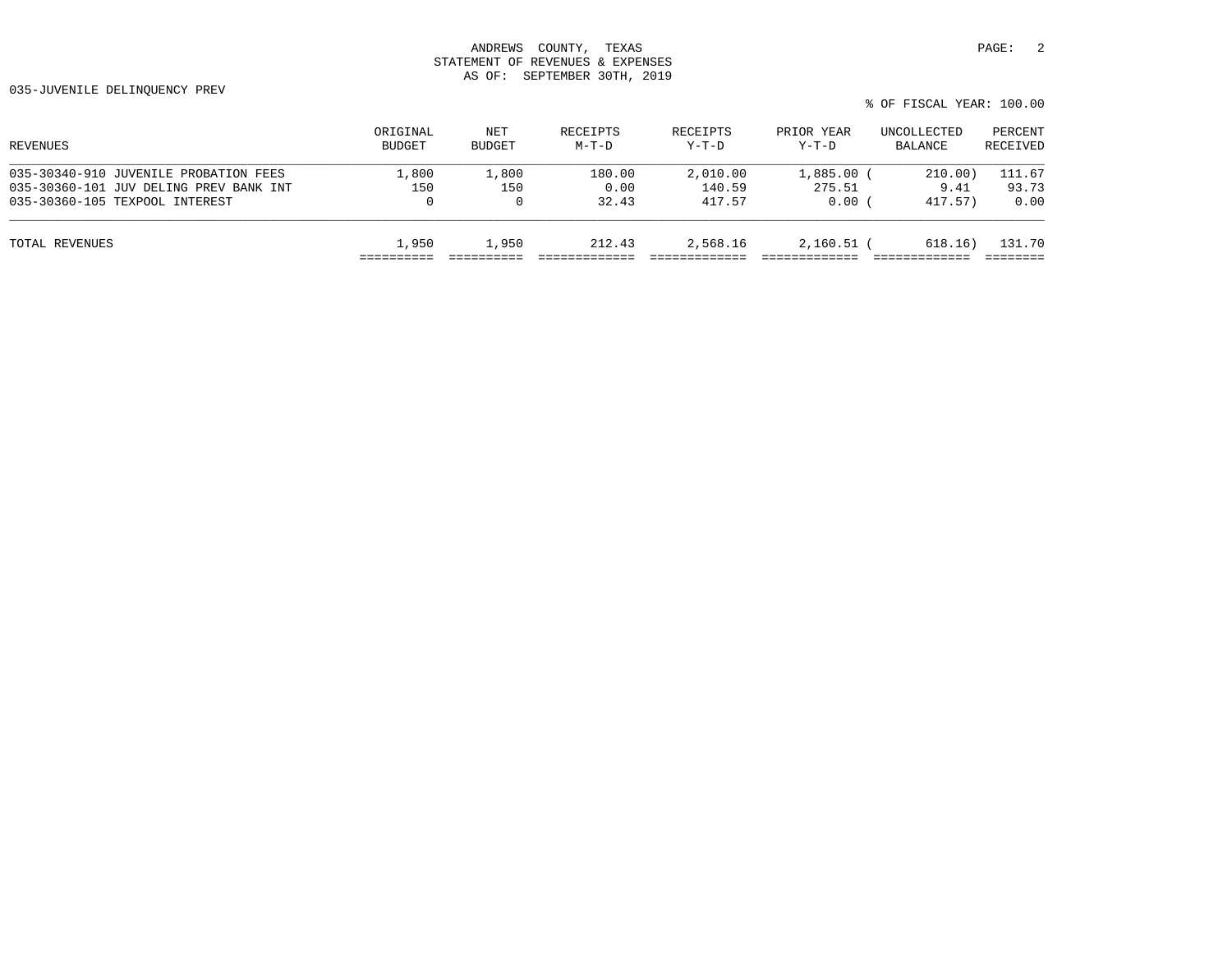ANDREWS COUNTY, TEXAS
STATEMENT OF REVENUES & EXPENSES
AS OF: SEPTEMBER 30TH, 2019

035-JUVENILE DELINQUENCY PREV

% OF FISCAL YEAR: 100.00

| REVENUES | ORIGINAL BUDGET | NET BUDGET | RECEIPTS M-T-D | RECEIPTS Y-T-D | PRIOR YEAR Y-T-D | UNCOLLECTED BALANCE | PERCENT RECEIVED |
|---|---|---|---|---|---|---|---|
| 035-30340-910 JUVENILE PROBATION FEES | 1,800 | 1,800 | 180.00 | 2,010.00 | 1,885.00 | ( 210.00) | 111.67 |
| 035-30360-101 JUV DELING PREV BANK INT | 150 | 150 | 0.00 | 140.59 | 275.51 | 9.41 | 93.73 |
| 035-30360-105 TEXPOOL INTEREST | 0 | 0 | 32.43 | 417.57 | 0.00 | ( 417.57) | 0.00 |
| TOTAL REVENUES | 1,950 | 1,950 | 212.43 | 2,568.16 | 2,160.51 | ( 618.16) | 131.70 |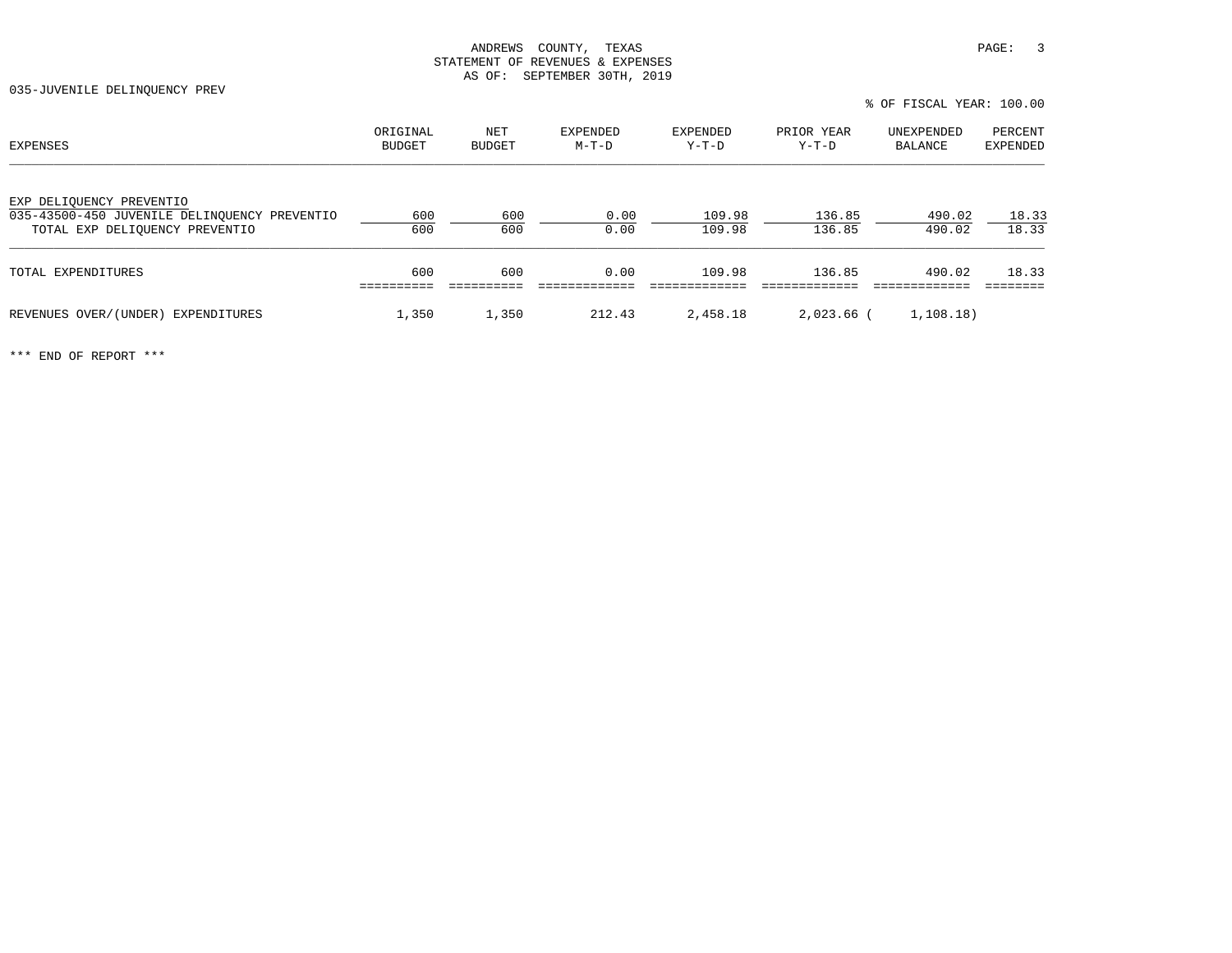ANDREWS COUNTY, TEXAS
STATEMENT OF REVENUES & EXPENSES
AS OF: SEPTEMBER 30TH, 2019

035-JUVENILE DELINQUENCY PREV

% OF FISCAL YEAR: 100.00

| EXPENSES | ORIGINAL BUDGET | NET BUDGET | EXPENDED M-T-D | EXPENDED Y-T-D | PRIOR YEAR Y-T-D | UNEXPENDED BALANCE | PERCENT EXPENDED |
|---|---|---|---|---|---|---|---|
| EXP DELIQUENCY PREVENTIO | | | | | | | |
| 035-43500-450 JUVENILE DELINQUENCY PREVENTIO | 600 | 600 | 0.00 | 109.98 | 136.85 | 490.02 | 18.33 |
| TOTAL EXP DELIQUENCY PREVENTIO | 600 | 600 | 0.00 | 109.98 | 136.85 | 490.02 | 18.33 |
| TOTAL EXPENDITURES | 600 | 600 | 0.00 | 109.98 | 136.85 | 490.02 | 18.33 |
| REVENUES OVER/(UNDER) EXPENDITURES | 1,350 | 1,350 | 212.43 | 2,458.18 | 2,023.66 | ( 1,108.18) | |

*** END OF REPORT ***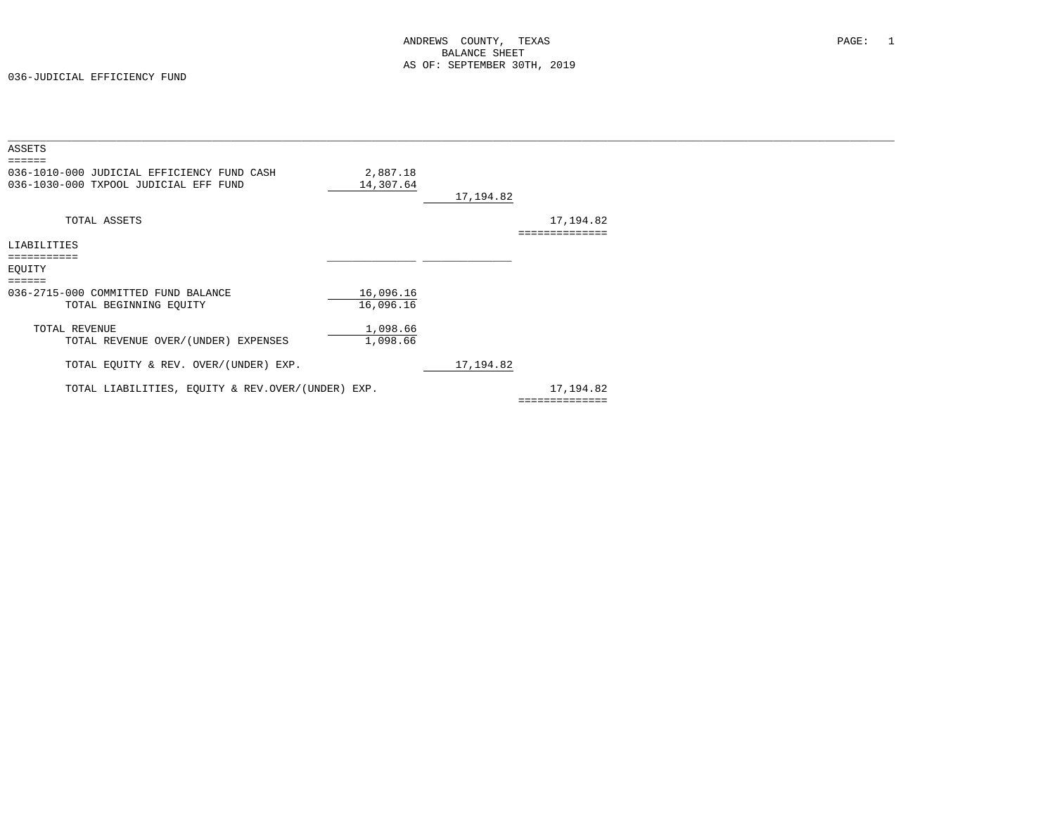ANDREWS COUNTY, TEXAS
BALANCE SHEET
AS OF: SEPTEMBER 30TH, 2019

036-JUDICIAL EFFICIENCY FUND

## ASSETS

| Account | | | |
|---|---|---|---|
| 036-1010-000 JUDICIAL EFFICIENCY FUND CASH | 2,887.18 | | |
| 036-1030-000 TXPOOL JUDICIAL EFF FUND | 14,307.64 | | |
| | | 17,194.82 | |
| TOTAL ASSETS | | | 17,194.82 |

## LIABILITIES

## EQUITY

| Account | | | |
|---|---|---|---|
| 036-2715-000 COMMITTED FUND BALANCE | 16,096.16 | | |
| TOTAL BEGINNING EQUITY | 16,096.16 | | |
| TOTAL REVENUE | 1,098.66 | | |
| TOTAL REVENUE OVER/(UNDER) EXPENSES | 1,098.66 | | |
| TOTAL EQUITY & REV. OVER/(UNDER) EXP. | | 17,194.82 | |
| TOTAL LIABILITIES, EQUITY & REV.OVER/(UNDER) EXP. | | | 17,194.82 |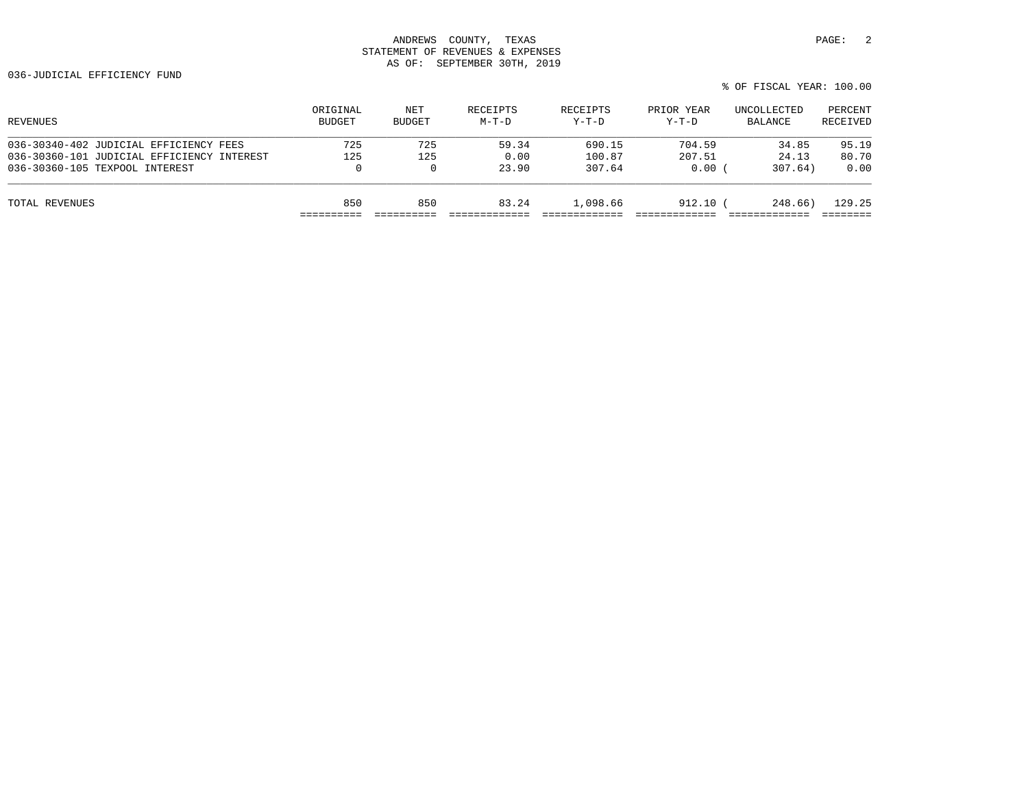ANDREWS COUNTY, TEXAS
STATEMENT OF REVENUES & EXPENSES
AS OF: SEPTEMBER 30TH, 2019

036-JUDICIAL EFFICIENCY FUND

% OF FISCAL YEAR: 100.00

| REVENUES | ORIGINAL BUDGET | NET BUDGET | RECEIPTS M-T-D | RECEIPTS Y-T-D | PRIOR YEAR Y-T-D | UNCOLLECTED BALANCE | PERCENT RECEIVED |
|---|---|---|---|---|---|---|---|
| 036-30340-402 JUDICIAL EFFICIENCY FEES | 725 | 725 | 59.34 | 690.15 | 704.59 | 34.85 | 95.19 |
| 036-30360-101 JUDICIAL EFFICIENCY INTEREST | 125 | 125 | 0.00 | 100.87 | 207.51 | 24.13 | 80.70 |
| 036-30360-105 TEXPOOL INTEREST | 0 | 0 | 23.90 | 307.64 | 0.00 | ( 307.64) | 0.00 |
| TOTAL REVENUES | 850 | 850 | 83.24 | 1,098.66 | 912.10 | ( 248.66) | 129.25 |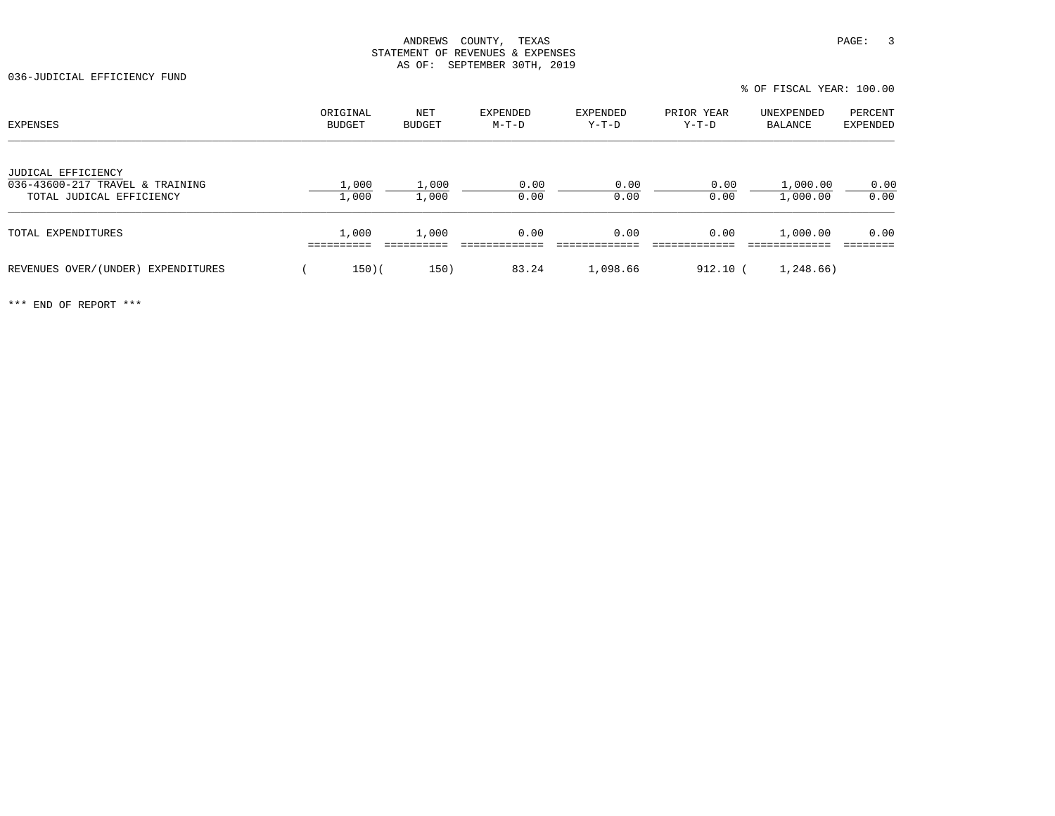ANDREWS COUNTY, TEXAS
STATEMENT OF REVENUES & EXPENSES
AS OF: SEPTEMBER 30TH, 2019

036-JUDICIAL EFFICIENCY FUND

% OF FISCAL YEAR: 100.00

| EXPENSES | ORIGINAL BUDGET | NET BUDGET | EXPENDED M-T-D | EXPENDED Y-T-D | PRIOR YEAR Y-T-D | UNEXPENDED BALANCE | PERCENT EXPENDED |
|---|---|---|---|---|---|---|---|
| JUDICAL EFFICIENCY | | | | | | | |
| 036-43600-217 TRAVEL & TRAINING | 1,000 | 1,000 | 0.00 | 0.00 | 0.00 | 1,000.00 | 0.00 |
| TOTAL JUDICAL EFFICIENCY | 1,000 | 1,000 | 0.00 | 0.00 | 0.00 | 1,000.00 | 0.00 |
| TOTAL EXPENDITURES | 1,000 | 1,000 | 0.00 | 0.00 | 0.00 | 1,000.00 | 0.00 |
| REVENUES OVER/(UNDER) EXPENDITURES | ( 150) | ( 150) | 83.24 | 1,098.66 | 912.10 | ( 1,248.66) | |

*** END OF REPORT ***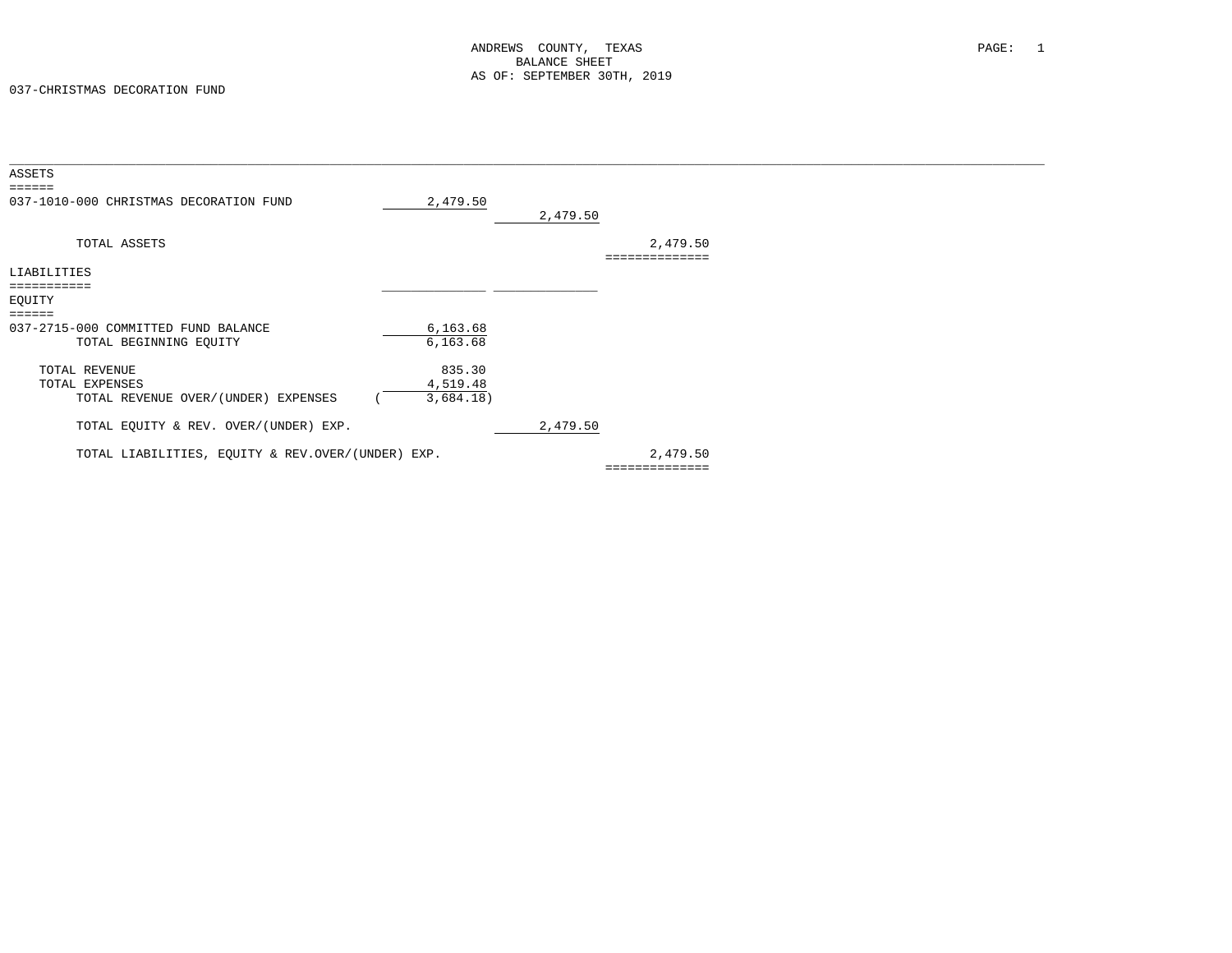# ANDREWS COUNTY, TEXAS
## BALANCE SHEET
### AS OF: SEPTEMBER 30TH, 2019

037-CHRISTMAS DECORATION FUND

| | | | |
|---|---|---|---|
| **ASSETS** | | | |
| 037-1010-000 CHRISTMAS DECORATION FUND | 2,479.50 | | |
| | | 2,479.50 | |
| TOTAL ASSETS | | | 2,479.50 |
| **LIABILITIES** | | | |
| **EQUITY** | | | |
| 037-2715-000 COMMITTED FUND BALANCE | 6,163.68 | | |
| TOTAL BEGINNING EQUITY | 6,163.68 | | |
| TOTAL REVENUE | 835.30 | | |
| TOTAL EXPENSES | 4,519.48 | | |
| TOTAL REVENUE OVER/(UNDER) EXPENSES | ( 3,684.18) | | |
| TOTAL EQUITY & REV. OVER/(UNDER) EXP. | | 2,479.50 | |
| TOTAL LIABILITIES, EQUITY & REV.OVER/(UNDER) EXP. | | | 2,479.50 |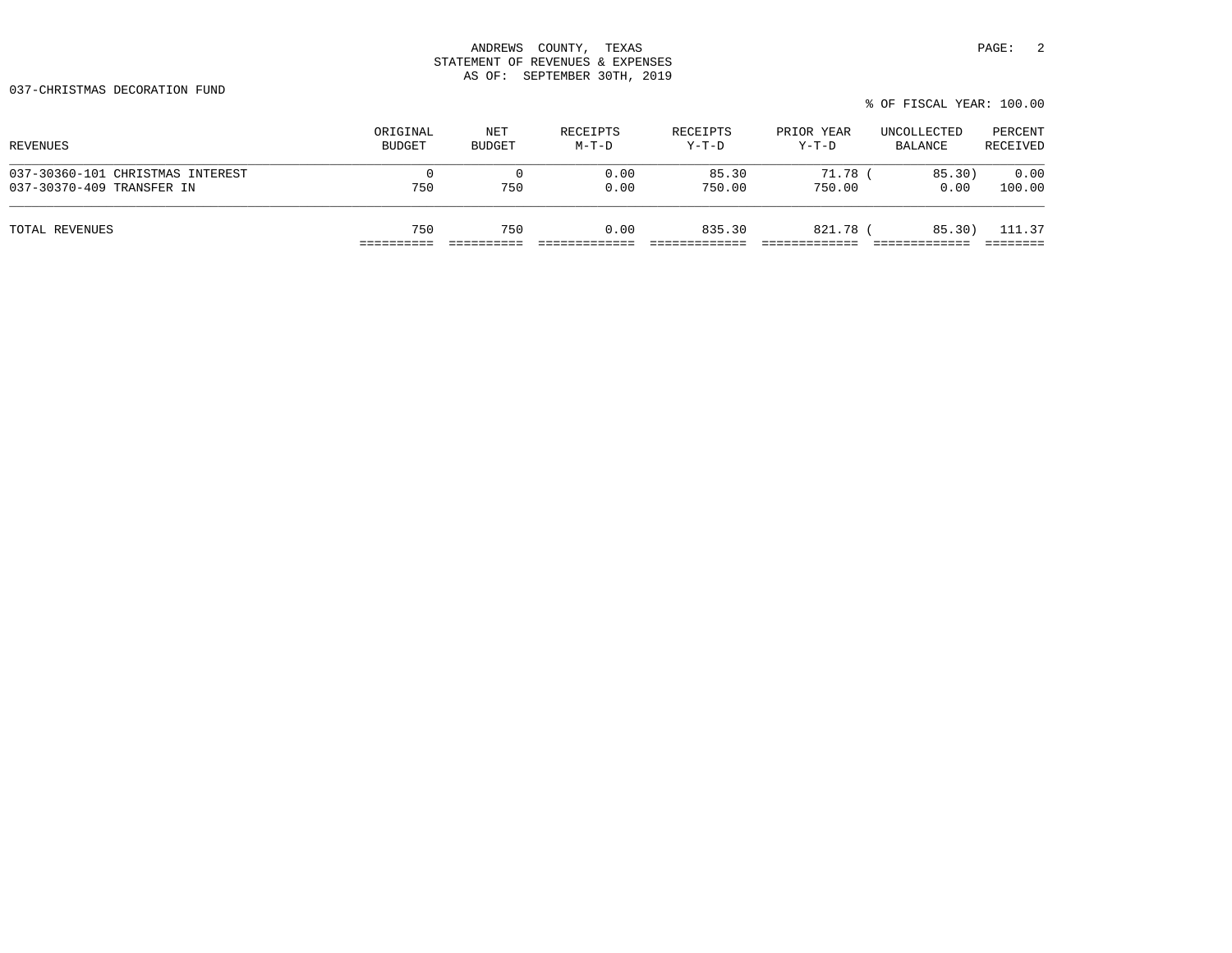ANDREWS COUNTY, TEXAS
STATEMENT OF REVENUES & EXPENSES
AS OF: SEPTEMBER 30TH, 2019

037-CHRISTMAS DECORATION FUND

% OF FISCAL YEAR: 100.00

| REVENUES | ORIGINAL BUDGET | NET BUDGET | RECEIPTS M-T-D | RECEIPTS Y-T-D | PRIOR YEAR Y-T-D | UNCOLLECTED BALANCE | PERCENT RECEIVED |
|---|---|---|---|---|---|---|---|
| 037-30360-101 CHRISTMAS INTEREST | 0 | 0 | 0.00 | 85.30 | 71.78 | ( 85.30) | 0.00 |
| 037-30370-409 TRANSFER IN | 750 | 750 | 0.00 | 750.00 | 750.00 | 0.00 | 100.00 |
| TOTAL REVENUES | 750 | 750 | 0.00 | 835.30 | 821.78 | ( 85.30) | 111.37 |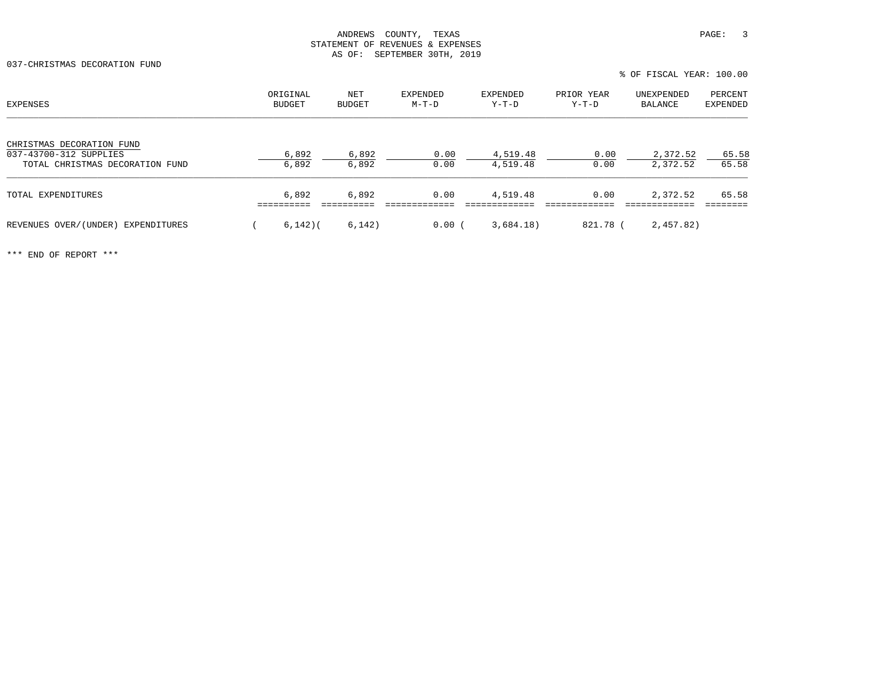ANDREWS COUNTY, TEXAS
STATEMENT OF REVENUES & EXPENSES
AS OF: SEPTEMBER 30TH, 2019

037-CHRISTMAS DECORATION FUND

% OF FISCAL YEAR: 100.00

| EXPENSES | ORIGINAL BUDGET | NET BUDGET | EXPENDED M-T-D | EXPENDED Y-T-D | PRIOR YEAR Y-T-D | UNEXPENDED BALANCE | PERCENT EXPENDED |
|---|---|---|---|---|---|---|---|
| CHRISTMAS DECORATION FUND | | | | | | | |
| 037-43700-312 SUPPLIES | 6,892 | 6,892 | 0.00 | 4,519.48 | 0.00 | 2,372.52 | 65.58 |
| TOTAL CHRISTMAS DECORATION FUND | 6,892 | 6,892 | 0.00 | 4,519.48 | 0.00 | 2,372.52 | 65.58 |
| TOTAL EXPENDITURES | 6,892 | 6,892 | 0.00 | 4,519.48 | 0.00 | 2,372.52 | 65.58 |
| REVENUES OVER/(UNDER) EXPENDITURES | ( 6,142) | ( 6,142) | 0.00 | ( 3,684.18) | 821.78 | ( 2,457.82) | |

*** END OF REPORT ***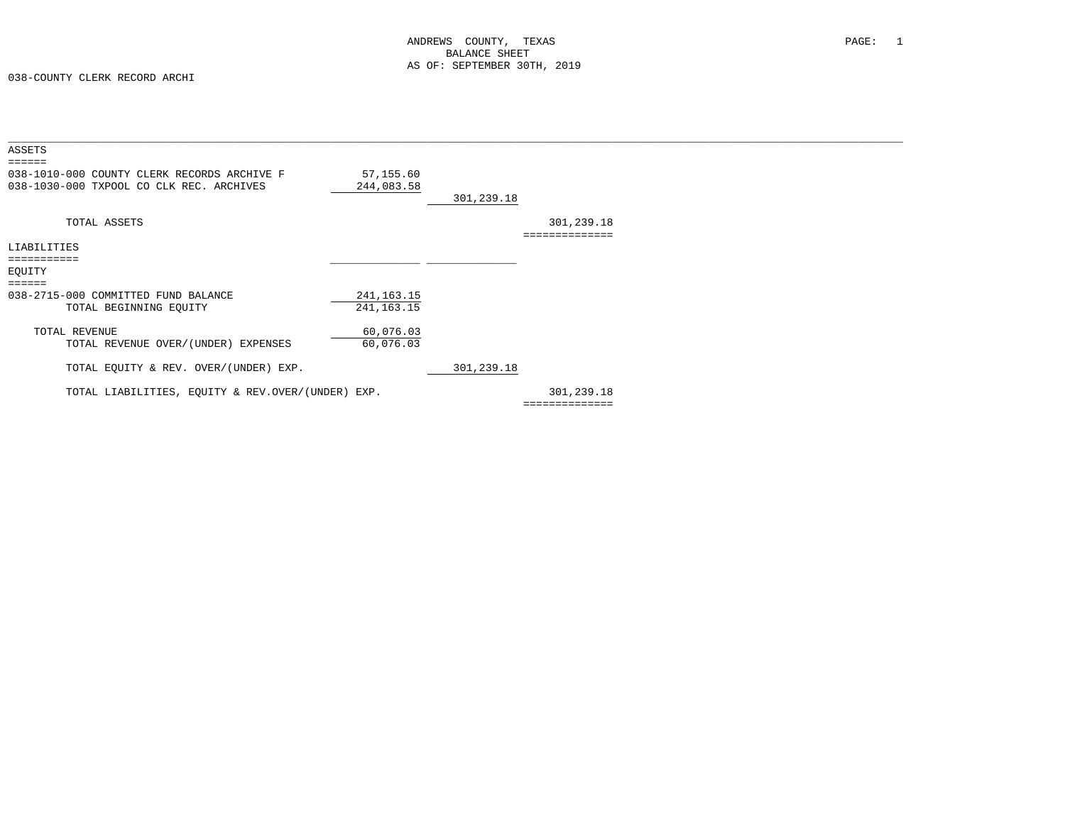ANDREWS COUNTY, TEXAS
BALANCE SHEET
AS OF: SEPTEMBER 30TH, 2019

038-COUNTY CLERK RECORD ARCHI

| | | | |
|---|---|---|---|
| **ASSETS** | | | |
| 038-1010-000 COUNTY CLERK RECORDS ARCHIVE F | 57,155.60 | | |
| 038-1030-000 TXPOOL CO CLK REC. ARCHIVES | 244,083.58 | | |
| | | 301,239.18 | |
| TOTAL ASSETS | | | 301,239.18 |
| **LIABILITIES** | | | |
| **EQUITY** | | | |
| 038-2715-000 COMMITTED FUND BALANCE | 241,163.15 | | |
| TOTAL BEGINNING EQUITY | 241,163.15 | | |
| TOTAL REVENUE | 60,076.03 | | |
| TOTAL REVENUE OVER/(UNDER) EXPENSES | 60,076.03 | | |
| TOTAL EQUITY & REV. OVER/(UNDER) EXP. | | 301,239.18 | |
| TOTAL LIABILITIES, EQUITY & REV.OVER/(UNDER) EXP. | | | 301,239.18 |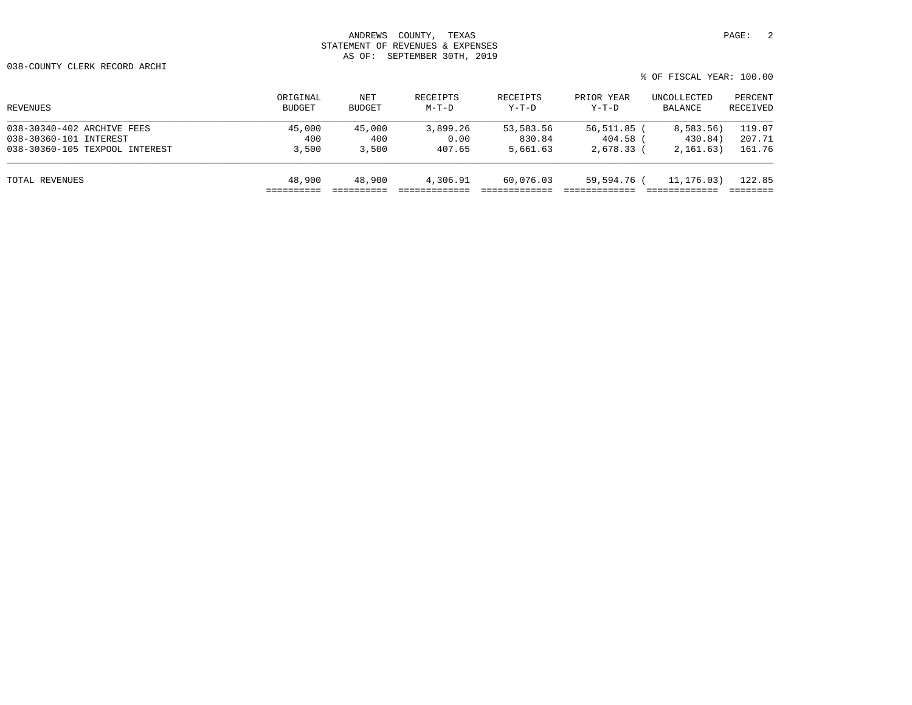ANDREWS COUNTY, TEXAS
STATEMENT OF REVENUES & EXPENSES
AS OF: SEPTEMBER 30TH, 2019

038-COUNTY CLERK RECORD ARCHI

% OF FISCAL YEAR: 100.00

| REVENUES | ORIGINAL BUDGET | NET BUDGET | RECEIPTS M-T-D | RECEIPTS Y-T-D | PRIOR YEAR Y-T-D | UNCOLLECTED BALANCE | PERCENT RECEIVED |
|---|---|---|---|---|---|---|---|
| 038-30340-402 ARCHIVE FEES | 45,000 | 45,000 | 3,899.26 | 53,583.56 | 56,511.85 | ( 8,583.56) | 119.07 |
| 038-30360-101 INTEREST | 400 | 400 | 0.00 | 830.84 | 404.58 | ( 430.84) | 207.71 |
| 038-30360-105 TEXPOOL INTEREST | 3,500 | 3,500 | 407.65 | 5,661.63 | 2,678.33 | ( 2,161.63) | 161.76 |
| TOTAL REVENUES | 48,900 | 48,900 | 4,306.91 | 60,076.03 | 59,594.76 | ( 11,176.03) | 122.85 |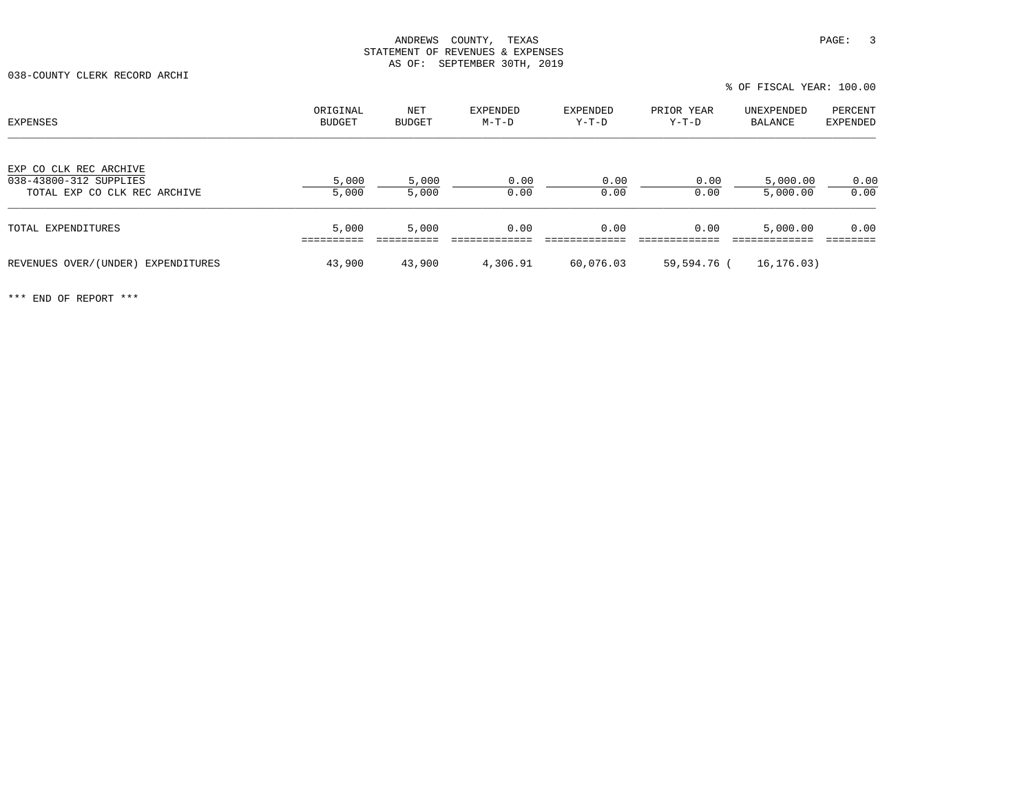ANDREWS COUNTY, TEXAS
STATEMENT OF REVENUES & EXPENSES
AS OF: SEPTEMBER 30TH, 2019

038-COUNTY CLERK RECORD ARCHI

% OF FISCAL YEAR: 100.00

| EXPENSES | ORIGINAL BUDGET | NET BUDGET | EXPENDED M-T-D | EXPENDED Y-T-D | PRIOR YEAR Y-T-D | UNEXPENDED BALANCE | PERCENT EXPENDED |
|---|---|---|---|---|---|---|---|
| EXP CO CLK REC ARCHIVE | | | | | | | |
| 038-43800-312 SUPPLIES | 5,000 | 5,000 | 0.00 | 0.00 | 0.00 | 5,000.00 | 0.00 |
| TOTAL EXP CO CLK REC ARCHIVE | 5,000 | 5,000 | 0.00 | 0.00 | 0.00 | 5,000.00 | 0.00 |
| TOTAL EXPENDITURES | 5,000 | 5,000 | 0.00 | 0.00 | 0.00 | 5,000.00 | 0.00 |
| REVENUES OVER/(UNDER) EXPENDITURES | 43,900 | 43,900 | 4,306.91 | 60,076.03 | 59,594.76 | ( 16,176.03) | |

*** END OF REPORT ***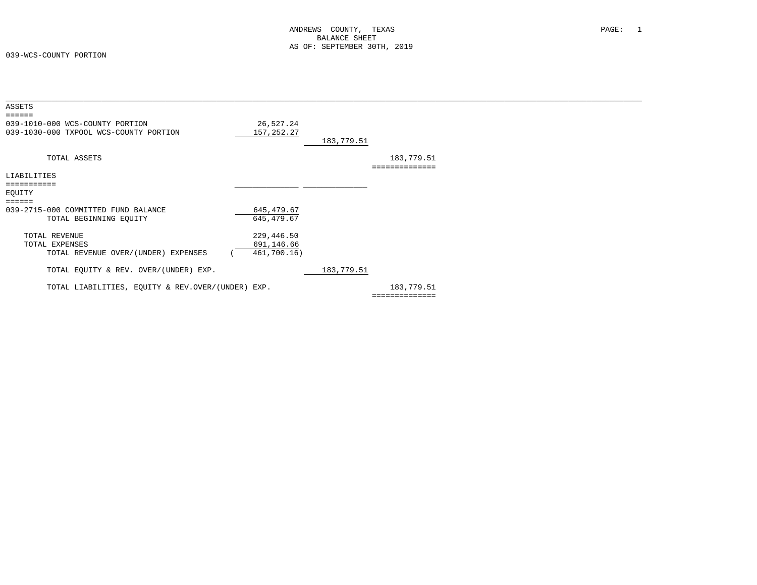# ANDREWS COUNTY, TEXAS
## BALANCE SHEET
### AS OF: SEPTEMBER 30TH, 2019

039-WCS-COUNTY PORTION

| | | | |
|---|---|---|---|
| **ASSETS** | | | |
| 039-1010-000 WCS-COUNTY PORTION | 26,527.24 | | |
| 039-1030-000 TXPOOL WCS-COUNTY PORTION | 157,252.27 | | |
| | | 183,779.51 | |
| TOTAL ASSETS | | | 183,779.51 |
| **LIABILITIES** | | | |
| **EQUITY** | | | |
| 039-2715-000 COMMITTED FUND BALANCE | 645,479.67 | | |
| TOTAL BEGINNING EQUITY | 645,479.67 | | |
| TOTAL REVENUE | 229,446.50 | | |
| TOTAL EXPENSES | 691,146.66 | | |
| TOTAL REVENUE OVER/(UNDER) EXPENSES | ( 461,700.16) | | |
| TOTAL EQUITY & REV. OVER/(UNDER) EXP. | | 183,779.51 | |
| TOTAL LIABILITIES, EQUITY & REV.OVER/(UNDER) EXP. | | | 183,779.51 |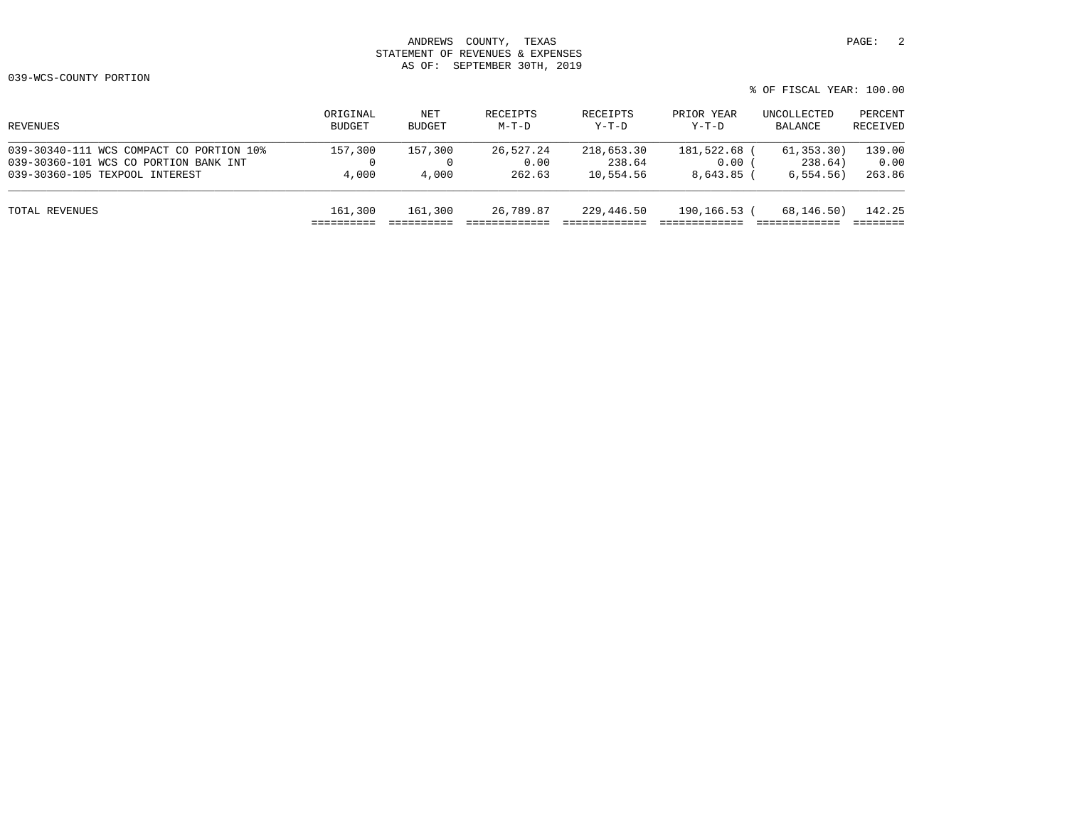ANDREWS COUNTY, TEXAS
STATEMENT OF REVENUES & EXPENSES
AS OF: SEPTEMBER 30TH, 2019

039-WCS-COUNTY PORTION

% OF FISCAL YEAR: 100.00

| REVENUES | ORIGINAL BUDGET | NET BUDGET | RECEIPTS M-T-D | RECEIPTS Y-T-D | PRIOR YEAR Y-T-D | UNCOLLECTED BALANCE | PERCENT RECEIVED |
|---|---|---|---|---|---|---|---|
| 039-30340-111 WCS COMPACT CO PORTION 10% | 157,300 | 157,300 | 26,527.24 | 218,653.30 | 181,522.68 | ( 61,353.30) | 139.00 |
| 039-30360-101 WCS CO PORTION BANK INT | 0 | 0 | 0.00 | 238.64 | 0.00 | ( 238.64) | 0.00 |
| 039-30360-105 TEXPOOL INTEREST | 4,000 | 4,000 | 262.63 | 10,554.56 | 8,643.85 | ( 6,554.56) | 263.86 |
| TOTAL REVENUES | 161,300 | 161,300 | 26,789.87 | 229,446.50 | 190,166.53 | ( 68,146.50) | 142.25 |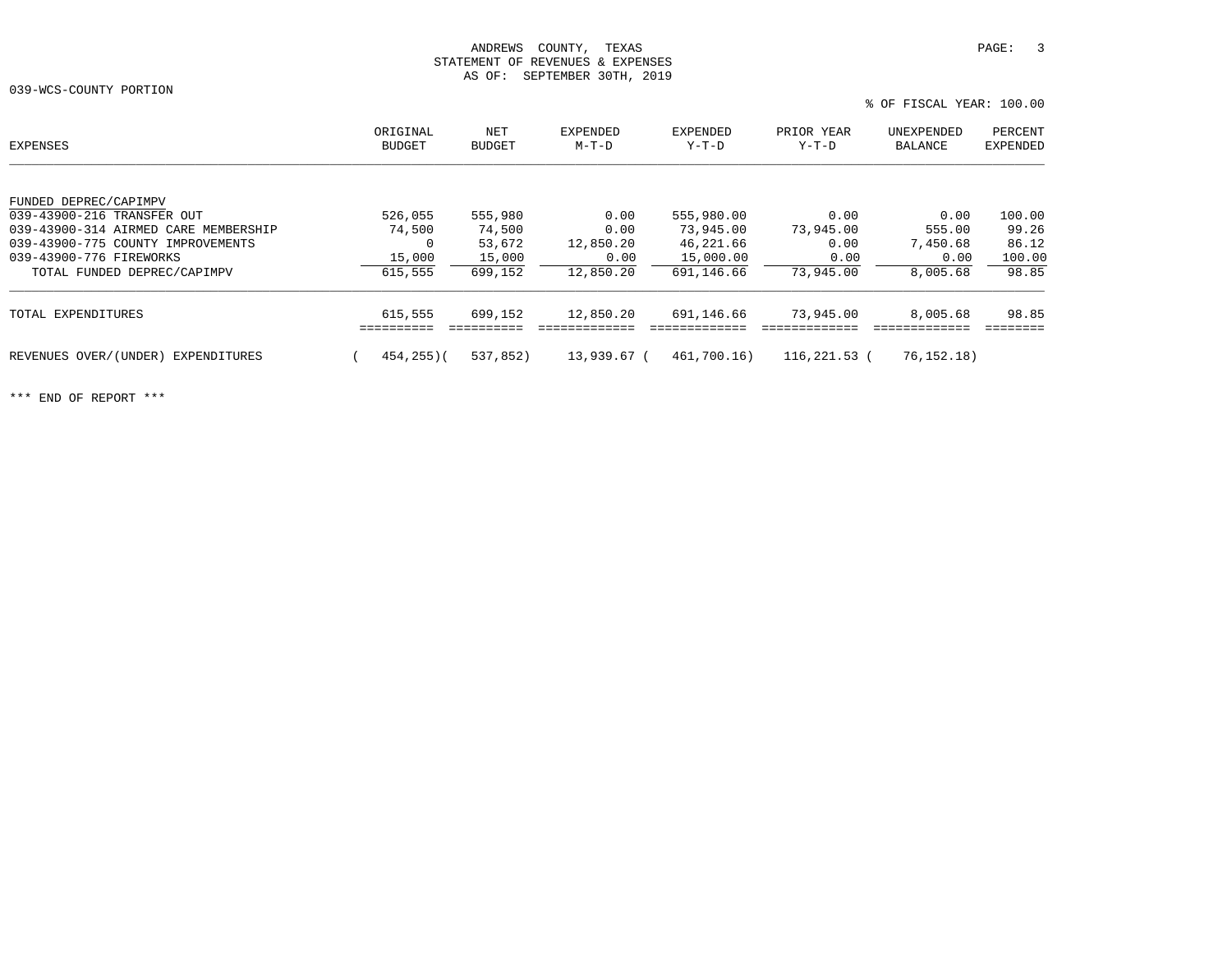ANDREWS COUNTY, TEXAS
STATEMENT OF REVENUES & EXPENSES
AS OF: SEPTEMBER 30TH, 2019

039-WCS-COUNTY PORTION

% OF FISCAL YEAR: 100.00

| EXPENSES | ORIGINAL BUDGET | NET BUDGET | EXPENDED M-T-D | EXPENDED Y-T-D | PRIOR YEAR Y-T-D | UNEXPENDED BALANCE | PERCENT EXPENDED |
|---|---|---|---|---|---|---|---|
| FUNDED DEPREC/CAPIMPV | | | | | | | |
| 039-43900-216 TRANSFER OUT | 526,055 | 555,980 | 0.00 | 555,980.00 | 0.00 | 0.00 | 100.00 |
| 039-43900-314 AIRMED CARE MEMBERSHIP | 74,500 | 74,500 | 0.00 | 73,945.00 | 73,945.00 | 555.00 | 99.26 |
| 039-43900-775 COUNTY IMPROVEMENTS | 0 | 53,672 | 12,850.20 | 46,221.66 | 0.00 | 7,450.68 | 86.12 |
| 039-43900-776 FIREWORKS | 15,000 | 15,000 | 0.00 | 15,000.00 | 0.00 | 0.00 | 100.00 |
| TOTAL FUNDED DEPREC/CAPIMPV | 615,555 | 699,152 | 12,850.20 | 691,146.66 | 73,945.00 | 8,005.68 | 98.85 |
| TOTAL EXPENDITURES | 615,555 | 699,152 | 12,850.20 | 691,146.66 | 73,945.00 | 8,005.68 | 98.85 |
| REVENUES OVER/(UNDER) EXPENDITURES | ( 454,255) | ( 537,852) | 13,939.67 | ( 461,700.16) | 116,221.53 | ( 76,152.18) | |

*** END OF REPORT ***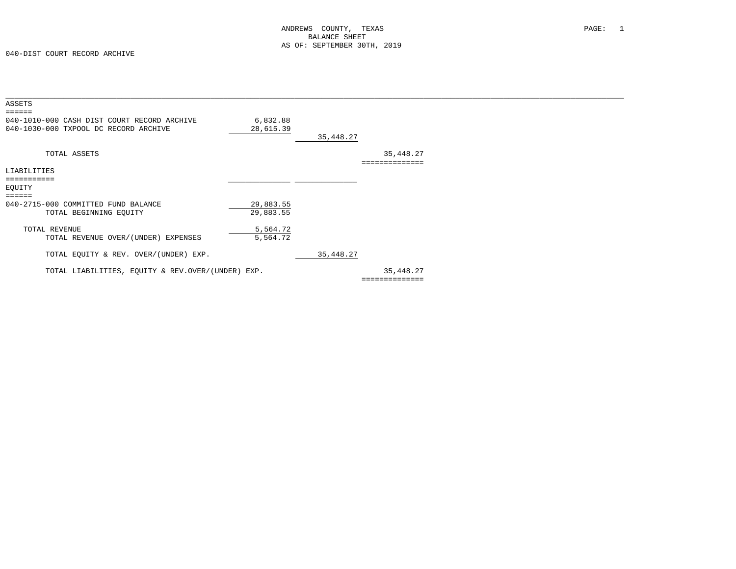# ANDREWS COUNTY, TEXAS

## BALANCE SHEET

### AS OF: SEPTEMBER 30TH, 2019

040-DIST COURT RECORD ARCHIVE

| | | | |
|---|---|---|---|
| **ASSETS** | | | |
| 040-1010-000 CASH DIST COURT RECORD ARCHIVE | 6,832.88 | | |
| 040-1030-000 TXPOOL DC RECORD ARCHIVE | 28,615.39 | | |
| | | 35,448.27 | |
| TOTAL ASSETS | | | 35,448.27 |
| **LIABILITIES** | | | |
| **EQUITY** | | | |
| 040-2715-000 COMMITTED FUND BALANCE | 29,883.55 | | |
| TOTAL BEGINNING EQUITY | 29,883.55 | | |
| TOTAL REVENUE | 5,564.72 | | |
| TOTAL REVENUE OVER/(UNDER) EXPENSES | 5,564.72 | | |
| TOTAL EQUITY & REV. OVER/(UNDER) EXP. | | 35,448.27 | |
| TOTAL LIABILITIES, EQUITY & REV.OVER/(UNDER) EXP. | | | 35,448.27 |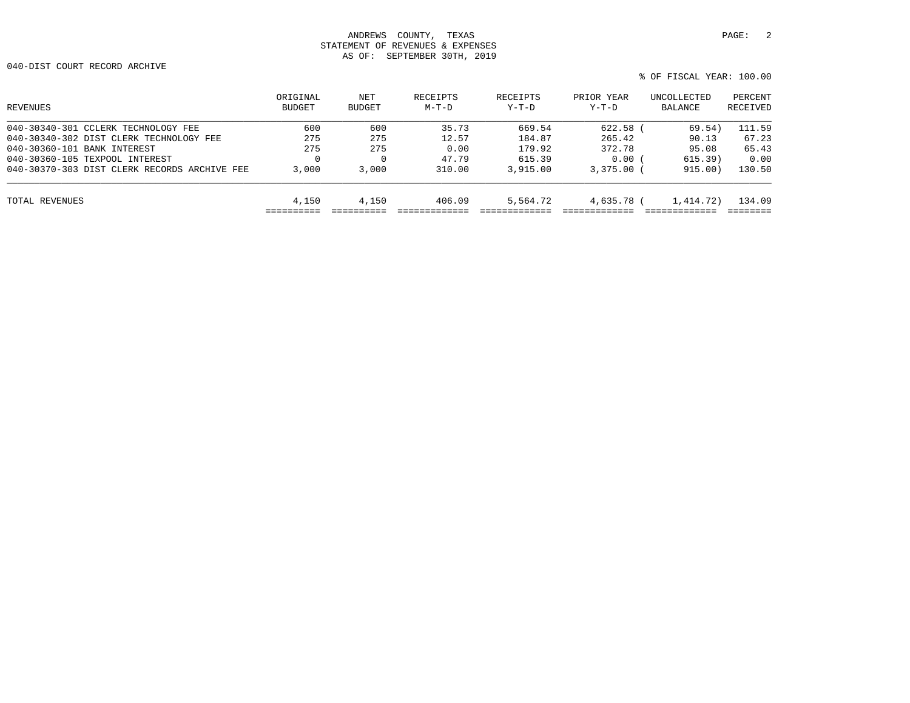ANDREWS COUNTY, TEXAS
STATEMENT OF REVENUES & EXPENSES
AS OF: SEPTEMBER 30TH, 2019

040-DIST COURT RECORD ARCHIVE

% OF FISCAL YEAR: 100.00

| REVENUES | ORIGINAL BUDGET | NET BUDGET | RECEIPTS M-T-D | RECEIPTS Y-T-D | PRIOR YEAR Y-T-D | UNCOLLECTED BALANCE | PERCENT RECEIVED |
|---|---|---|---|---|---|---|---|
| 040-30340-301 CCLERK TECHNOLOGY FEE | 600 | 600 | 35.73 | 669.54 | 622.58 | ( 69.54) | 111.59 |
| 040-30340-302 DIST CLERK TECHNOLOGY FEE | 275 | 275 | 12.57 | 184.87 | 265.42 | 90.13 | 67.23 |
| 040-30360-101 BANK INTEREST | 275 | 275 | 0.00 | 179.92 | 372.78 | 95.08 | 65.43 |
| 040-30360-105 TEXPOOL INTEREST | 0 | 0 | 47.79 | 615.39 | 0.00 | ( 615.39) | 0.00 |
| 040-30370-303 DIST CLERK RECORDS ARCHIVE FEE | 3,000 | 3,000 | 310.00 | 3,915.00 | 3,375.00 | ( 915.00) | 130.50 |
| TOTAL REVENUES | 4,150 | 4,150 | 406.09 | 5,564.72 | 4,635.78 | ( 1,414.72) | 134.09 |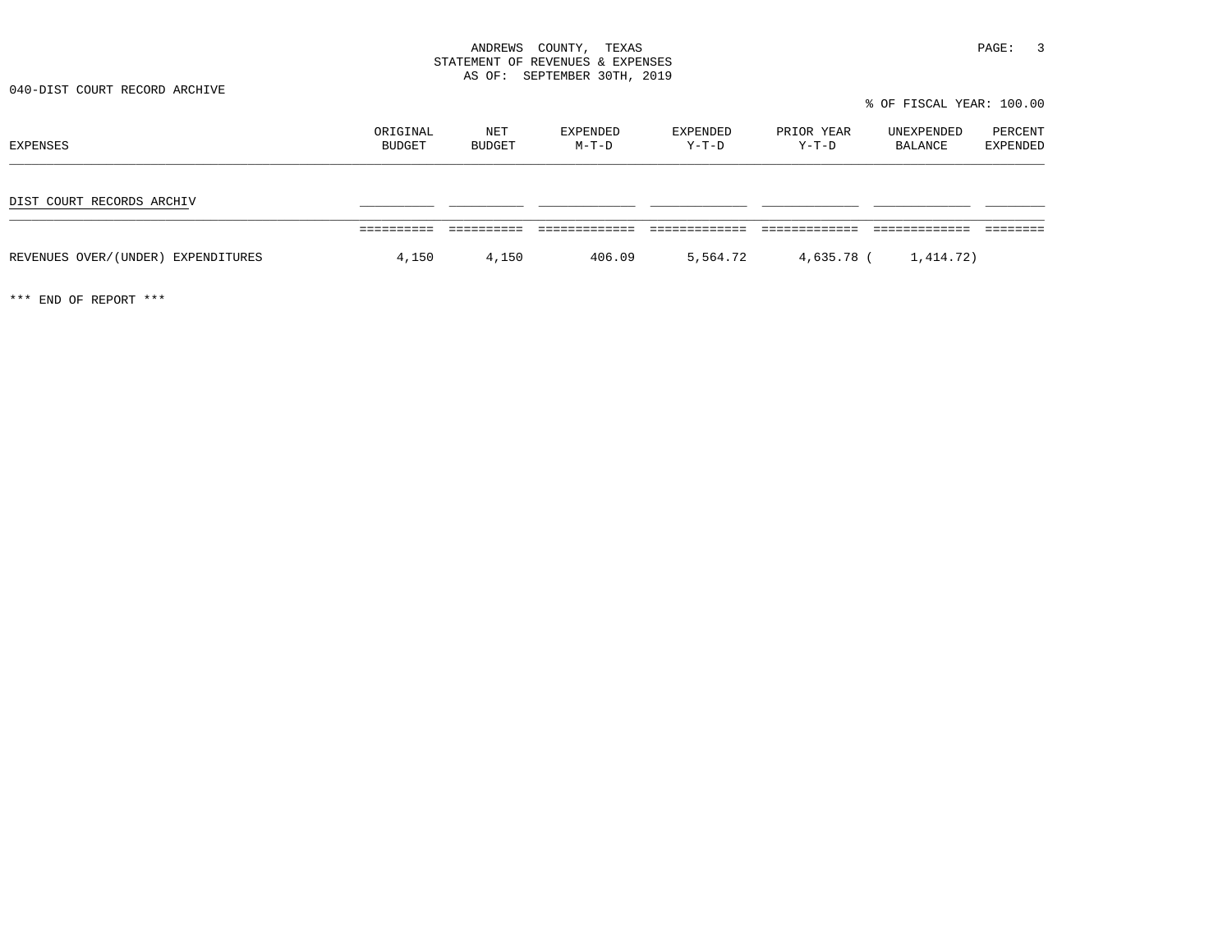ANDREWS COUNTY, TEXAS
STATEMENT OF REVENUES & EXPENSES
AS OF: SEPTEMBER 30TH, 2019

040-DIST COURT RECORD ARCHIVE

% OF FISCAL YEAR: 100.00

| EXPENSES | ORIGINAL BUDGET | NET BUDGET | EXPENDED M-T-D | EXPENDED Y-T-D | PRIOR YEAR Y-T-D | UNEXPENDED BALANCE | PERCENT EXPENDED |
|---|---|---|---|---|---|---|---|
| DIST COURT RECORDS ARCHIV | | | | | | | |
| REVENUES OVER/(UNDER) EXPENDITURES | 4,150 | 4,150 | 406.09 | 5,564.72 | 4,635.78 | ( 1,414.72) | |

*** END OF REPORT ***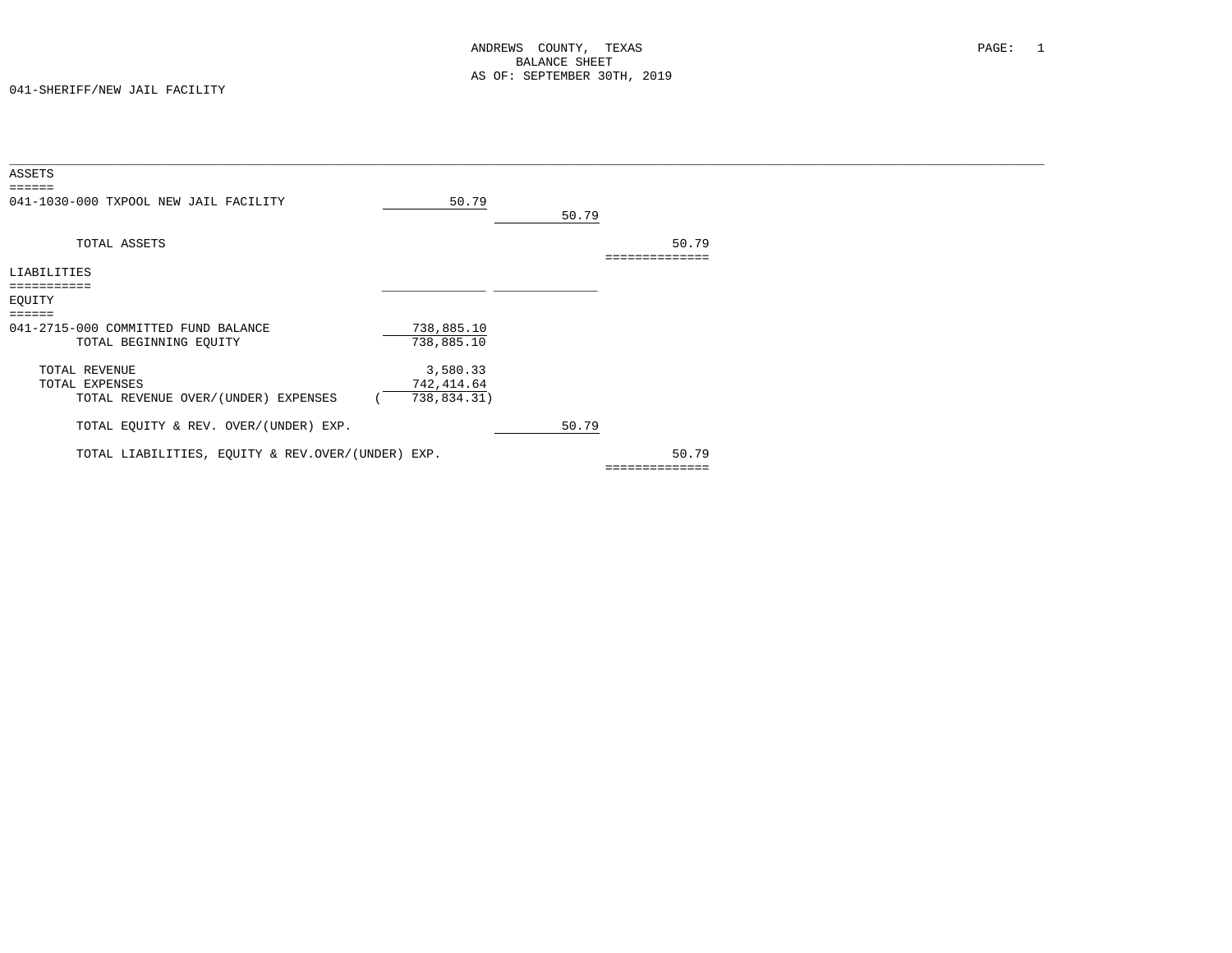ANDREWS COUNTY, TEXAS
BALANCE SHEET
AS OF: SEPTEMBER 30TH, 2019

041-SHERIFF/NEW JAIL FACILITY

| | | | |
|---|---|---|---|
| **ASSETS** | | | |
| 041-1030-000 TXPOOL NEW JAIL FACILITY | 50.79 | | |
| | | 50.79 | |
| TOTAL ASSETS | | | 50.79 |
| **LIABILITIES** | | | |
| **EQUITY** | | | |
| 041-2715-000 COMMITTED FUND BALANCE | 738,885.10 | | |
| TOTAL BEGINNING EQUITY | 738,885.10 | | |
| TOTAL REVENUE | 3,580.33 | | |
| TOTAL EXPENSES | 742,414.64 | | |
| TOTAL REVENUE OVER/(UNDER) EXPENSES | ( 738,834.31) | | |
| TOTAL EQUITY & REV. OVER/(UNDER) EXP. | | 50.79 | |
| TOTAL LIABILITIES, EQUITY & REV.OVER/(UNDER) EXP. | | | 50.79 |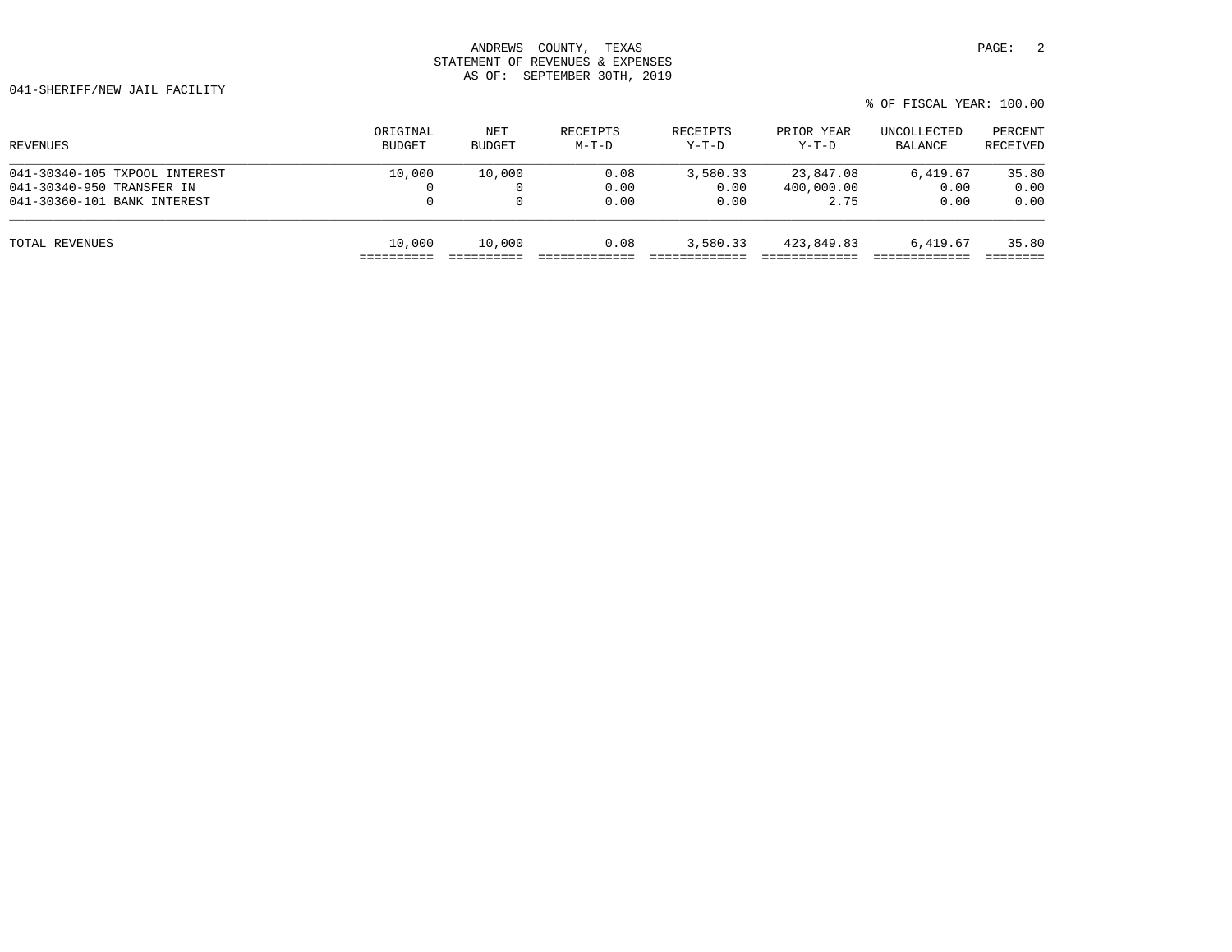ANDREWS COUNTY, TEXAS
STATEMENT OF REVENUES & EXPENSES
AS OF: SEPTEMBER 30TH, 2019

041-SHERIFF/NEW JAIL FACILITY

% OF FISCAL YEAR: 100.00

| REVENUES | ORIGINAL BUDGET | NET BUDGET | RECEIPTS M-T-D | RECEIPTS Y-T-D | PRIOR YEAR Y-T-D | UNCOLLECTED BALANCE | PERCENT RECEIVED |
|---|---|---|---|---|---|---|---|
| 041-30340-105 TXPOOL INTEREST | 10,000 | 10,000 | 0.08 | 3,580.33 | 23,847.08 | 6,419.67 | 35.80 |
| 041-30340-950 TRANSFER IN | 0 | 0 | 0.00 | 0.00 | 400,000.00 | 0.00 | 0.00 |
| 041-30360-101 BANK INTEREST | 0 | 0 | 0.00 | 0.00 | 2.75 | 0.00 | 0.00 |
| TOTAL REVENUES | 10,000 | 10,000 | 0.08 | 3,580.33 | 423,849.83 | 6,419.67 | 35.80 |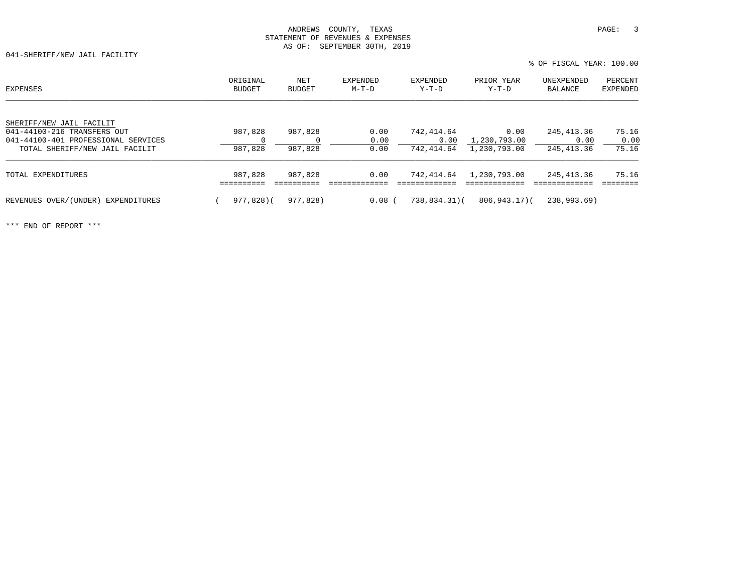ANDREWS COUNTY, TEXAS
STATEMENT OF REVENUES & EXPENSES
AS OF: SEPTEMBER 30TH, 2019

041-SHERIFF/NEW JAIL FACILITY

% OF FISCAL YEAR: 100.00

| EXPENSES | ORIGINAL BUDGET | NET BUDGET | EXPENDED M-T-D | EXPENDED Y-T-D | PRIOR YEAR Y-T-D | UNEXPENDED BALANCE | PERCENT EXPENDED |
|---|---|---|---|---|---|---|---|
| SHERIFF/NEW JAIL FACILIT | | | | | | | |
| 041-44100-216 TRANSFERS OUT | 987,828 | 987,828 | 0.00 | 742,414.64 | 0.00 | 245,413.36 | 75.16 |
| 041-44100-401 PROFESSIONAL SERVICES | 0 | 0 | 0.00 | 0.00 | 1,230,793.00 | 0.00 | 0.00 |
| TOTAL SHERIFF/NEW JAIL FACILIT | 987,828 | 987,828 | 0.00 | 742,414.64 | 1,230,793.00 | 245,413.36 | 75.16 |
| TOTAL EXPENDITURES | 987,828 | 987,828 | 0.00 | 742,414.64 | 1,230,793.00 | 245,413.36 | 75.16 |
| REVENUES OVER/(UNDER) EXPENDITURES | ( 977,828) | ( 977,828) | 0.08 | ( 738,834.31) | ( 806,943.17) | ( 238,993.69) | |

*** END OF REPORT ***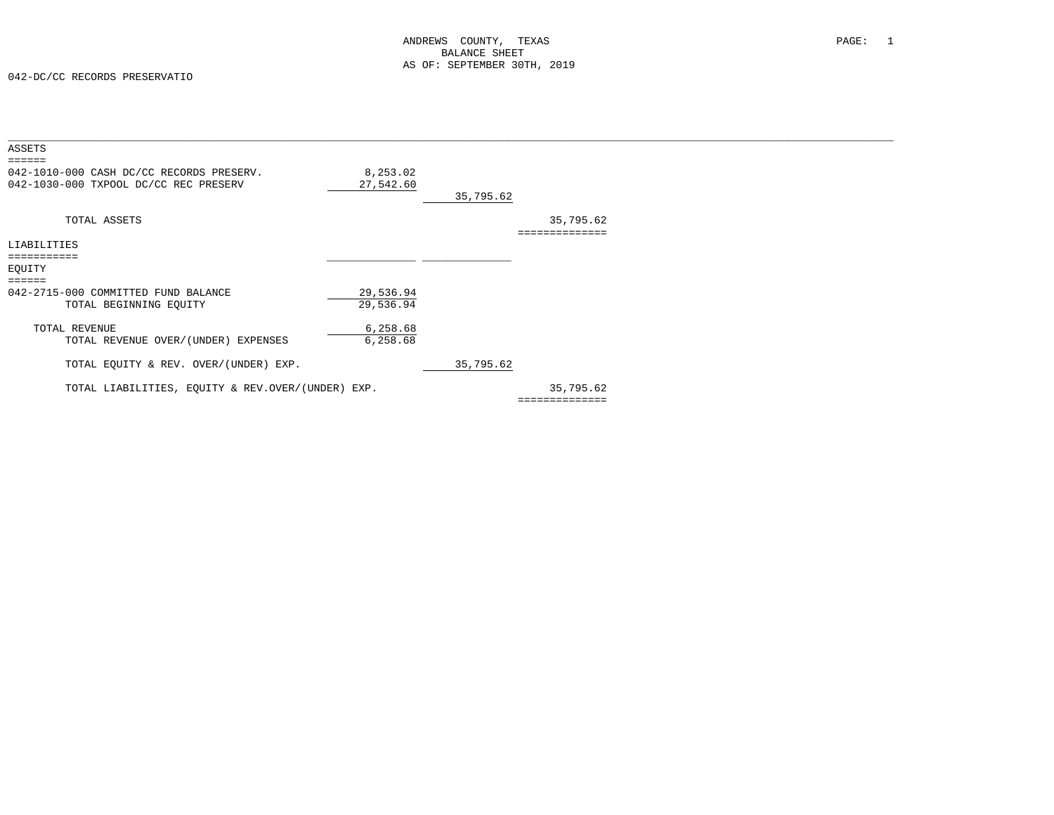ANDREWS COUNTY, TEXAS
BALANCE SHEET
AS OF: SEPTEMBER 30TH, 2019

042-DC/CC RECORDS PRESERVATIO

| | | | |
|---|---|---|---|
| **ASSETS** | | | |
| 042-1010-000 CASH DC/CC RECORDS PRESERV. | 8,253.02 | | |
| 042-1030-000 TXPOOL DC/CC REC PRESERV | 27,542.60 | | |
| | | 35,795.62 | |
| TOTAL ASSETS | | | 35,795.62 |
| **LIABILITIES** | | | |
| **EQUITY** | | | |
| 042-2715-000 COMMITTED FUND BALANCE | 29,536.94 | | |
| TOTAL BEGINNING EQUITY | 29,536.94 | | |
| TOTAL REVENUE | 6,258.68 | | |
| TOTAL REVENUE OVER/(UNDER) EXPENSES | 6,258.68 | | |
| TOTAL EQUITY & REV. OVER/(UNDER) EXP. | | 35,795.62 | |
| TOTAL LIABILITIES, EQUITY & REV.OVER/(UNDER) EXP. | | | 35,795.62 |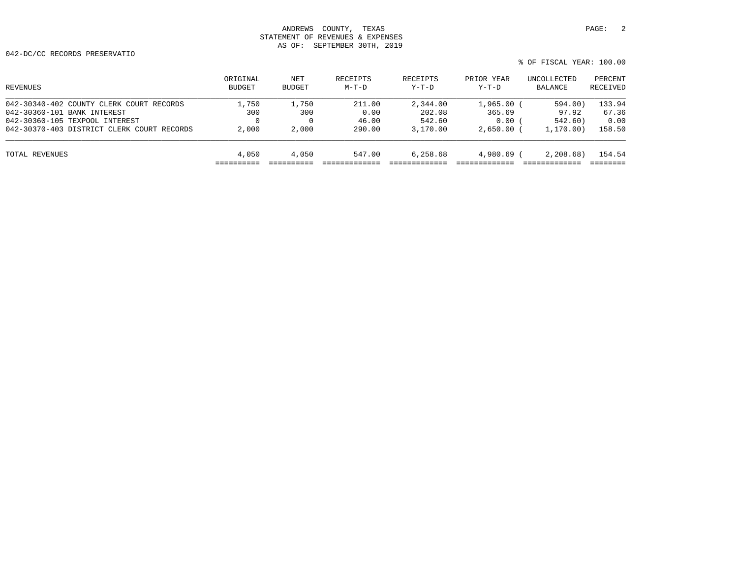ANDREWS COUNTY, TEXAS
STATEMENT OF REVENUES & EXPENSES
AS OF: SEPTEMBER 30TH, 2019

042-DC/CC RECORDS PRESERVATIO

% OF FISCAL YEAR: 100.00

| REVENUES | ORIGINAL BUDGET | NET BUDGET | RECEIPTS M-T-D | RECEIPTS Y-T-D | PRIOR YEAR Y-T-D | UNCOLLECTED BALANCE | PERCENT RECEIVED |
|---|---|---|---|---|---|---|---|
| 042-30340-402 COUNTY CLERK COURT RECORDS | 1,750 | 1,750 | 211.00 | 2,344.00 | 1,965.00 | ( 594.00) | 133.94 |
| 042-30360-101 BANK INTEREST | 300 | 300 | 0.00 | 202.08 | 365.69 | 97.92 | 67.36 |
| 042-30360-105 TEXPOOL INTEREST | 0 | 0 | 46.00 | 542.60 | 0.00 | ( 542.60) | 0.00 |
| 042-30370-403 DISTRICT CLERK COURT RECORDS | 2,000 | 2,000 | 290.00 | 3,170.00 | 2,650.00 | ( 1,170.00) | 158.50 |
| TOTAL REVENUES | 4,050 | 4,050 | 547.00 | 6,258.68 | 4,980.69 | ( 2,208.68) | 154.54 |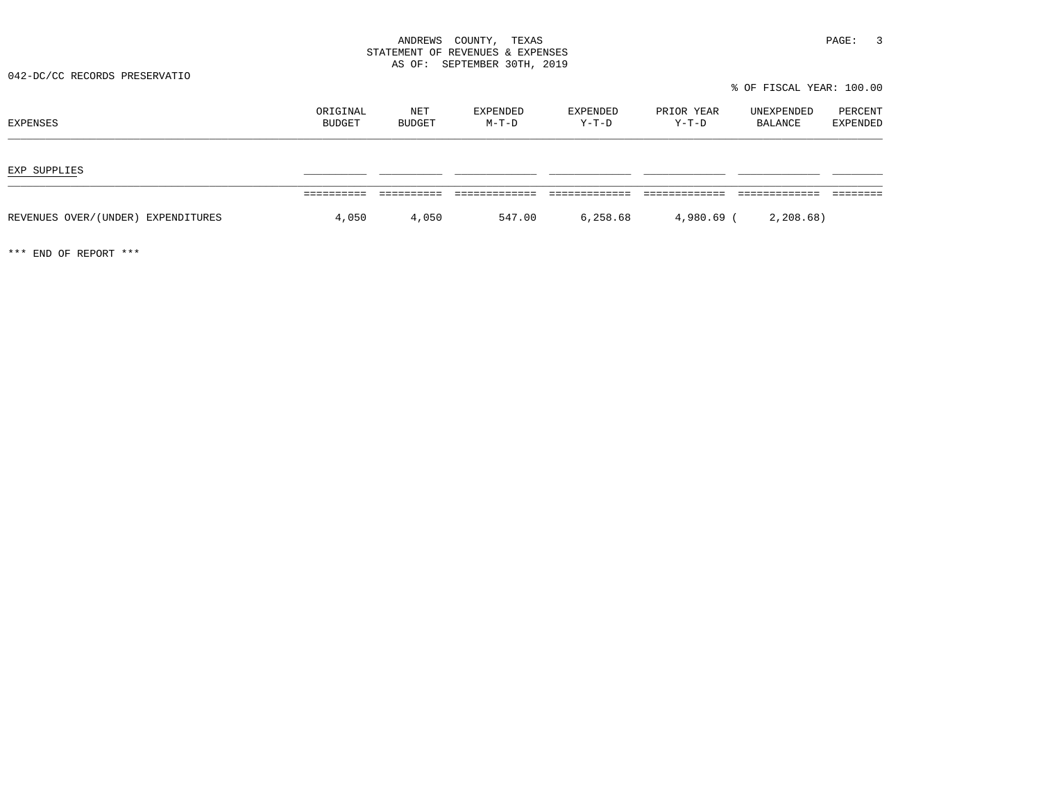ANDREWS COUNTY, TEXAS
STATEMENT OF REVENUES & EXPENSES
AS OF: SEPTEMBER 30TH, 2019

042-DC/CC RECORDS PRESERVATIO

% OF FISCAL YEAR: 100.00

| EXPENSES | ORIGINAL BUDGET | NET BUDGET | EXPENDED M-T-D | EXPENDED Y-T-D | PRIOR YEAR Y-T-D | UNEXPENDED BALANCE | PERCENT EXPENDED |
|---|---|---|---|---|---|---|---|
| EXP SUPPLIES | | | | | | | |
| REVENUES OVER/(UNDER) EXPENDITURES | 4,050 | 4,050 | 547.00 | 6,258.68 | 4,980.69 | ( 2,208.68) | |

*** END OF REPORT ***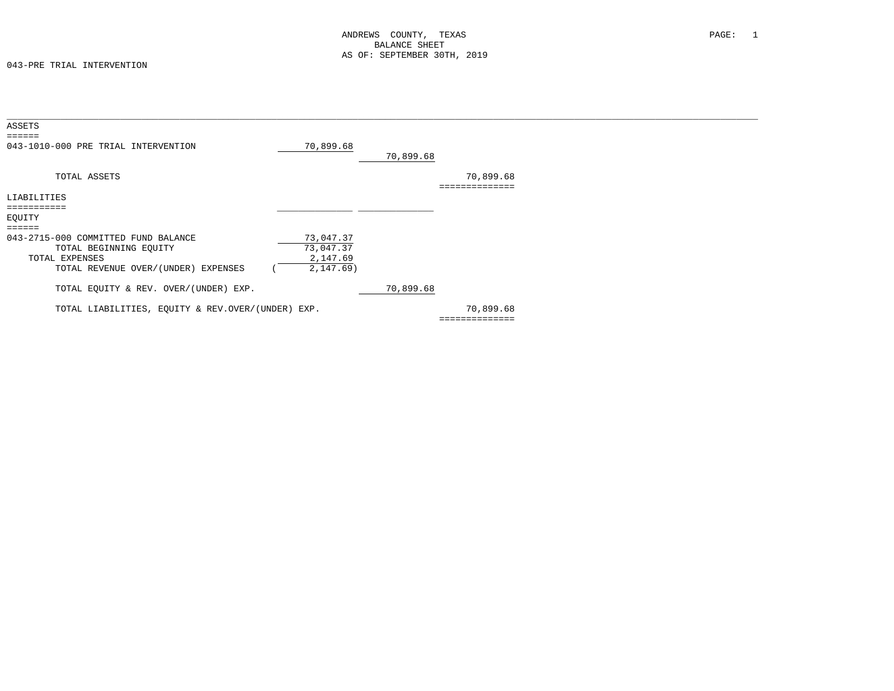ANDREWS COUNTY, TEXAS
BALANCE SHEET
AS OF: SEPTEMBER 30TH, 2019

043-PRE TRIAL INTERVENTION

| | | | |
|---|---|---|---|
| **ASSETS** | | | |
| 043-1010-000 PRE TRIAL INTERVENTION | 70,899.68 | | |
| | | 70,899.68 | |
| TOTAL ASSETS | | | 70,899.68 |
| **LIABILITIES** | | | |
| **EQUITY** | | | |
| 043-2715-000 COMMITTED FUND BALANCE | 73,047.37 | | |
| TOTAL BEGINNING EQUITY | 73,047.37 | | |
| TOTAL EXPENSES | 2,147.69 | | |
| TOTAL REVENUE OVER/(UNDER) EXPENSES | ( 2,147.69) | | |
| TOTAL EQUITY & REV. OVER/(UNDER) EXP. | | 70,899.68 | |
| TOTAL LIABILITIES, EQUITY & REV.OVER/(UNDER) EXP. | | | 70,899.68 |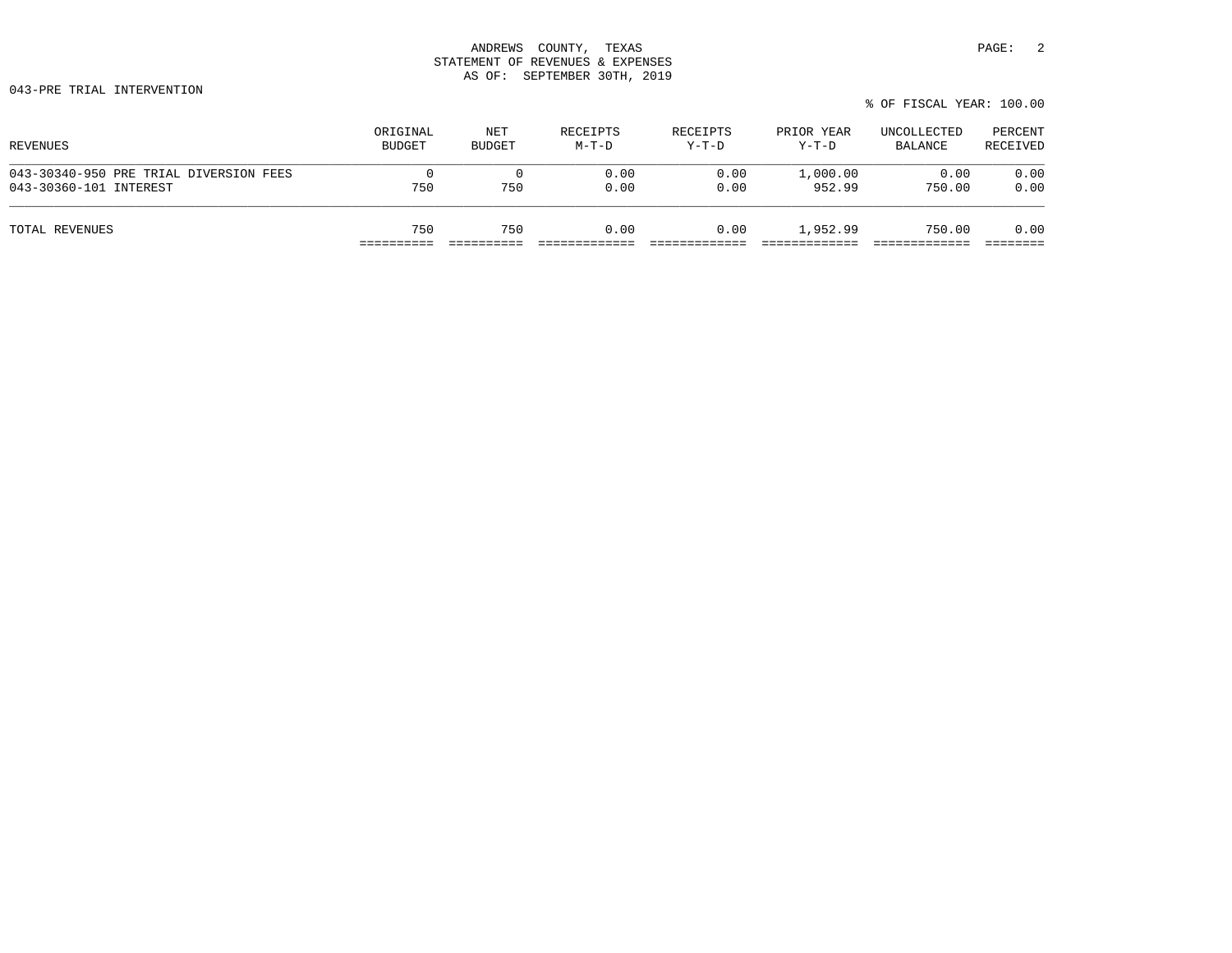ANDREWS COUNTY, TEXAS
STATEMENT OF REVENUES & EXPENSES
AS OF: SEPTEMBER 30TH, 2019

043-PRE TRIAL INTERVENTION

% OF FISCAL YEAR: 100.00

| REVENUES | ORIGINAL BUDGET | NET BUDGET | RECEIPTS M-T-D | RECEIPTS Y-T-D | PRIOR YEAR Y-T-D | UNCOLLECTED BALANCE | PERCENT RECEIVED |
|---|---|---|---|---|---|---|---|
| 043-30340-950 PRE TRIAL DIVERSION FEES | 0 | 0 | 0.00 | 0.00 | 1,000.00 | 0.00 | 0.00 |
| 043-30360-101 INTEREST | 750 | 750 | 0.00 | 0.00 | 952.99 | 750.00 | 0.00 |
| TOTAL REVENUES | 750 | 750 | 0.00 | 0.00 | 1,952.99 | 750.00 | 0.00 |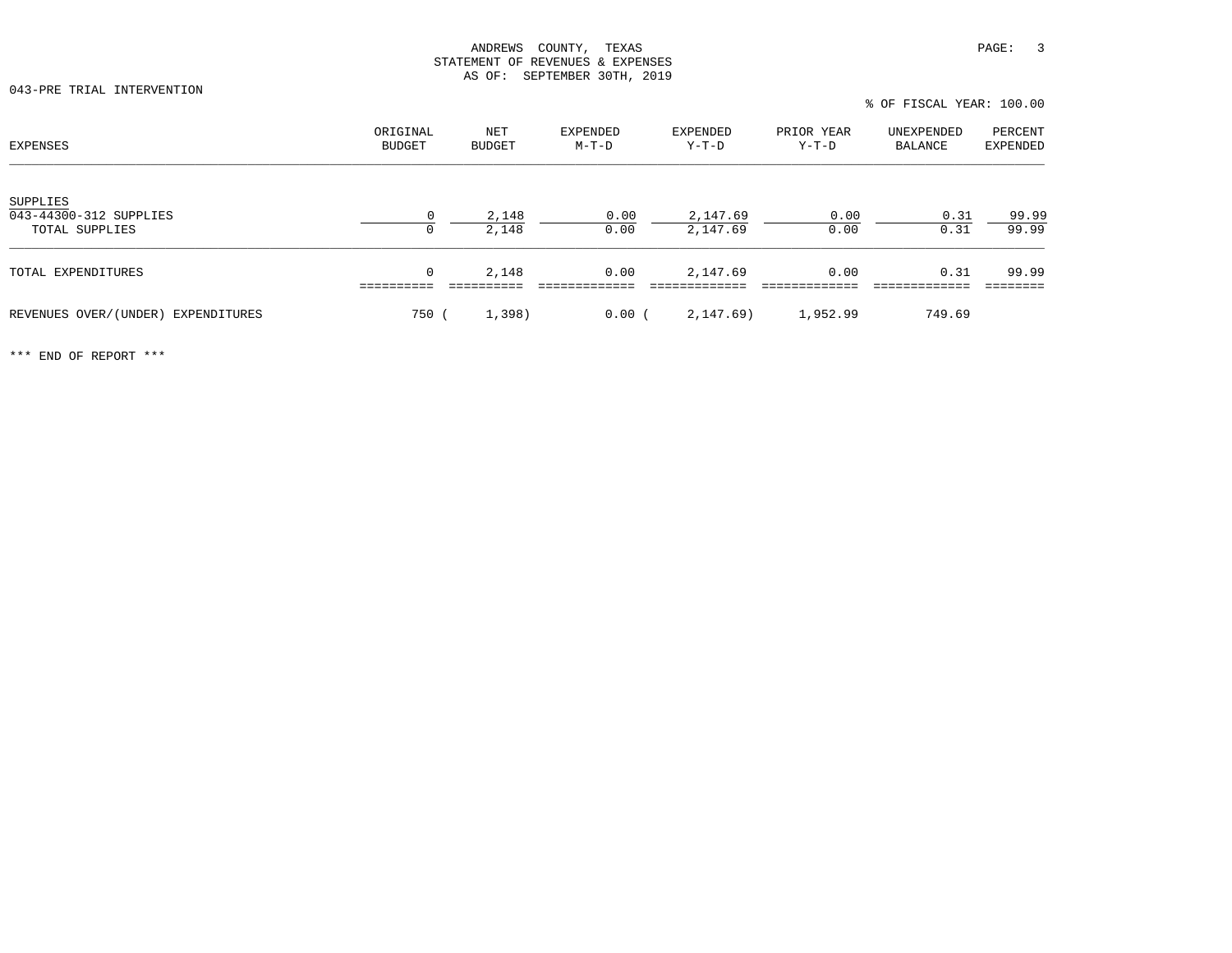ANDREWS COUNTY, TEXAS
STATEMENT OF REVENUES & EXPENSES
AS OF: SEPTEMBER 30TH, 2019

043-PRE TRIAL INTERVENTION

% OF FISCAL YEAR: 100.00

| EXPENSES | ORIGINAL BUDGET | NET BUDGET | EXPENDED M-T-D | EXPENDED Y-T-D | PRIOR YEAR Y-T-D | UNEXPENDED BALANCE | PERCENT EXPENDED |
|---|---|---|---|---|---|---|---|
| SUPPLIES | | | | | | | |
| 043-44300-312 SUPPLIES | 0 | 2,148 | 0.00 | 2,147.69 | 0.00 | 0.31 | 99.99 |
| TOTAL SUPPLIES | 0 | 2,148 | 0.00 | 2,147.69 | 0.00 | 0.31 | 99.99 |
| TOTAL EXPENDITURES | 0 | 2,148 | 0.00 | 2,147.69 | 0.00 | 0.31 | 99.99 |
| REVENUES OVER/(UNDER) EXPENDITURES | 750 | ( 1,398) | 0.00 | ( 2,147.69) | 1,952.99 | 749.69 | |

*** END OF REPORT ***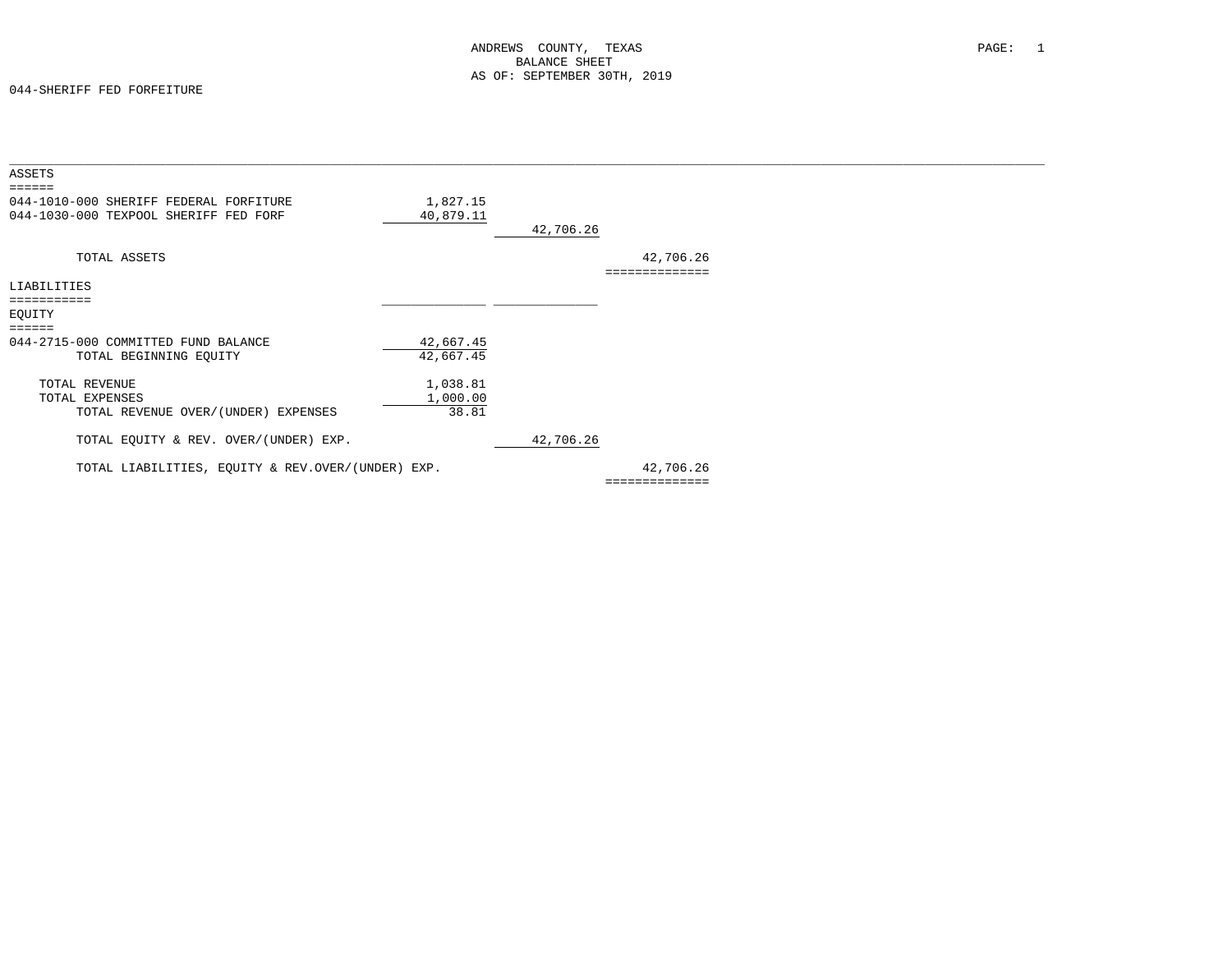ANDREWS COUNTY, TEXAS
BALANCE SHEET
AS OF: SEPTEMBER 30TH, 2019

044-SHERIFF FED FORFEITURE

| | | | |
|---|---|---|---|
| **ASSETS** | | | |
| 044-1010-000 SHERIFF FEDERAL FORFITURE | 1,827.15 | | |
| 044-1030-000 TEXPOOL SHERIFF FED FORF | 40,879.11 | | |
| | | 42,706.26 | |
| TOTAL ASSETS | | | 42,706.26 |
| **LIABILITIES** | | | |
| **EQUITY** | | | |
| 044-2715-000 COMMITTED FUND BALANCE | 42,667.45 | | |
| TOTAL BEGINNING EQUITY | 42,667.45 | | |
| TOTAL REVENUE | 1,038.81 | | |
| TOTAL EXPENSES | 1,000.00 | | |
| TOTAL REVENUE OVER/(UNDER) EXPENSES | 38.81 | | |
| TOTAL EQUITY & REV. OVER/(UNDER) EXP. | | 42,706.26 | |
| TOTAL LIABILITIES, EQUITY & REV.OVER/(UNDER) EXP. | | | 42,706.26 |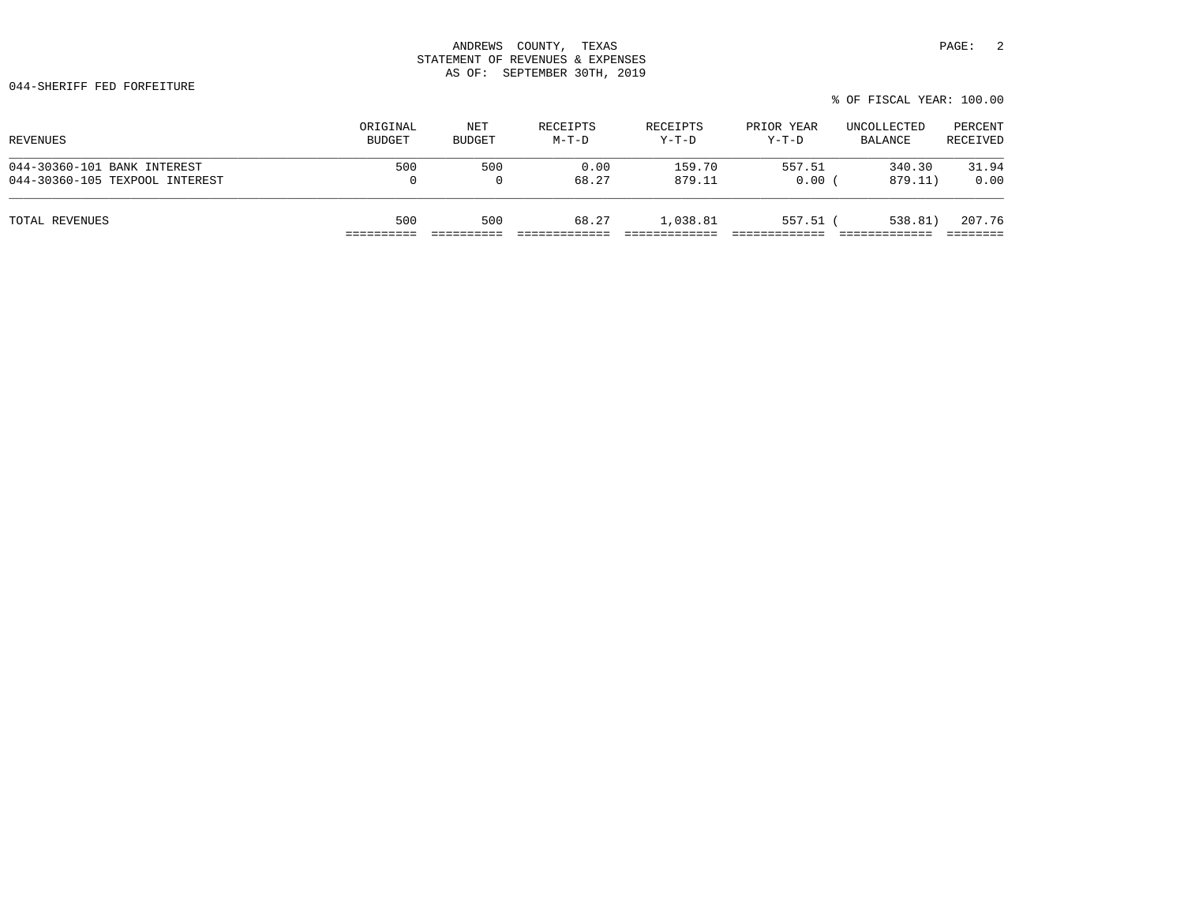ANDREWS COUNTY, TEXAS
STATEMENT OF REVENUES & EXPENSES
AS OF: SEPTEMBER 30TH, 2019

044-SHERIFF FED FORFEITURE

% OF FISCAL YEAR: 100.00

| REVENUES | ORIGINAL BUDGET | NET BUDGET | RECEIPTS M-T-D | RECEIPTS Y-T-D | PRIOR YEAR Y-T-D | UNCOLLECTED BALANCE | PERCENT RECEIVED |
|---|---|---|---|---|---|---|---|
| 044-30360-101 BANK INTEREST | 500 | 500 | 0.00 | 159.70 | 557.51 | 340.30 | 31.94 |
| 044-30360-105 TEXPOOL INTEREST | 0 | 0 | 68.27 | 879.11 | 0.00 | ( 879.11) | 0.00 |
| TOTAL REVENUES | 500 | 500 | 68.27 | 1,038.81 | 557.51 | ( 538.81) | 207.76 |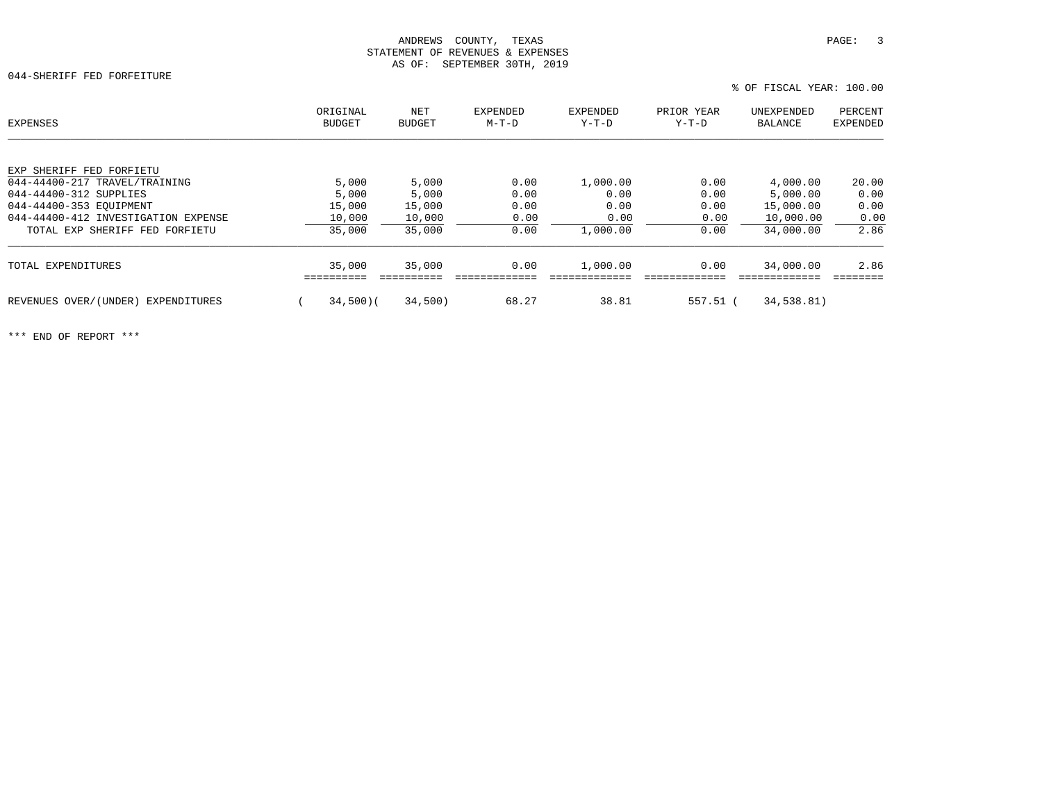ANDREWS COUNTY, TEXAS
STATEMENT OF REVENUES & EXPENSES
AS OF: SEPTEMBER 30TH, 2019

044-SHERIFF FED FORFEITURE

% OF FISCAL YEAR: 100.00

| EXPENSES | ORIGINAL BUDGET | NET BUDGET | EXPENDED M-T-D | EXPENDED Y-T-D | PRIOR YEAR Y-T-D | UNEXPENDED BALANCE | PERCENT EXPENDED |
|---|---|---|---|---|---|---|---|
| EXP SHERIFF FED FORFIETU | | | | | | | |
| 044-44400-217 TRAVEL/TRAINING | 5,000 | 5,000 | 0.00 | 1,000.00 | 0.00 | 4,000.00 | 20.00 |
| 044-44400-312 SUPPLIES | 5,000 | 5,000 | 0.00 | 0.00 | 0.00 | 5,000.00 | 0.00 |
| 044-44400-353 EQUIPMENT | 15,000 | 15,000 | 0.00 | 0.00 | 0.00 | 15,000.00 | 0.00 |
| 044-44400-412 INVESTIGATION EXPENSE | 10,000 | 10,000 | 0.00 | 0.00 | 0.00 | 10,000.00 | 0.00 |
| TOTAL EXP SHERIFF FED FORFIETU | 35,000 | 35,000 | 0.00 | 1,000.00 | 0.00 | 34,000.00 | 2.86 |
| TOTAL EXPENDITURES | 35,000 | 35,000 | 0.00 | 1,000.00 | 0.00 | 34,000.00 | 2.86 |
| REVENUES OVER/(UNDER) EXPENDITURES | ( 34,500) | ( 34,500) | 68.27 | 38.81 | 557.51 | ( 34,538.81) | |

*** END OF REPORT ***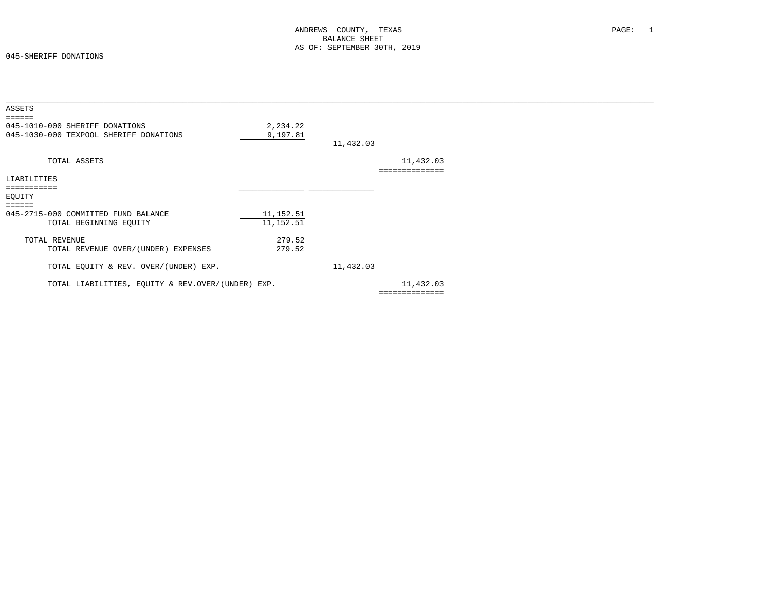ANDREWS COUNTY, TEXAS
BALANCE SHEET
AS OF: SEPTEMBER 30TH, 2019

045-SHERIFF DONATIONS

| | | | |
|---|---|---|---|
| **ASSETS** | | | |
| 045-1010-000 SHERIFF DONATIONS | 2,234.22 | | |
| 045-1030-000 TEXPOOL SHERIFF DONATIONS | 9,197.81 | | |
| | | 11,432.03 | |
| TOTAL ASSETS | | | 11,432.03 |
| **LIABILITIES** | | | |
| **EQUITY** | | | |
| 045-2715-000 COMMITTED FUND BALANCE | 11,152.51 | | |
| TOTAL BEGINNING EQUITY | 11,152.51 | | |
| TOTAL REVENUE | 279.52 | | |
| TOTAL REVENUE OVER/(UNDER) EXPENSES | 279.52 | | |
| TOTAL EQUITY & REV. OVER/(UNDER) EXP. | | 11,432.03 | |
| TOTAL LIABILITIES, EQUITY & REV.OVER/(UNDER) EXP. | | | 11,432.03 |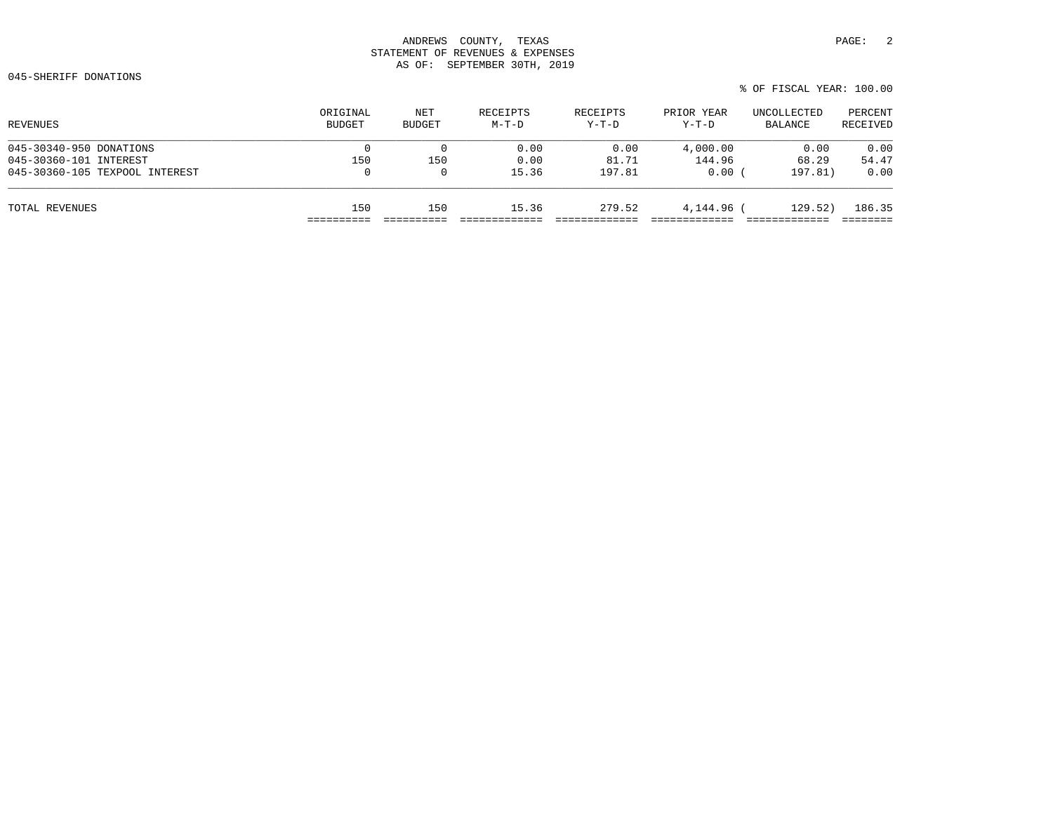ANDREWS COUNTY, TEXAS
STATEMENT OF REVENUES & EXPENSES
AS OF: SEPTEMBER 30TH, 2019

045-SHERIFF DONATIONS

% OF FISCAL YEAR: 100.00

| REVENUES | ORIGINAL BUDGET | NET BUDGET | RECEIPTS M-T-D | RECEIPTS Y-T-D | PRIOR YEAR Y-T-D | UNCOLLECTED BALANCE | PERCENT RECEIVED |
|---|---|---|---|---|---|---|---|
| 045-30340-950 DONATIONS | 0 | 0 | 0.00 | 0.00 | 4,000.00 | 0.00 | 0.00 |
| 045-30360-101 INTEREST | 150 | 150 | 0.00 | 81.71 | 144.96 | 68.29 | 54.47 |
| 045-30360-105 TEXPOOL INTEREST | 0 | 0 | 15.36 | 197.81 | 0.00 | ( 197.81) | 0.00 |
| TOTAL REVENUES | 150 | 150 | 15.36 | 279.52 | 4,144.96 | ( 129.52) | 186.35 |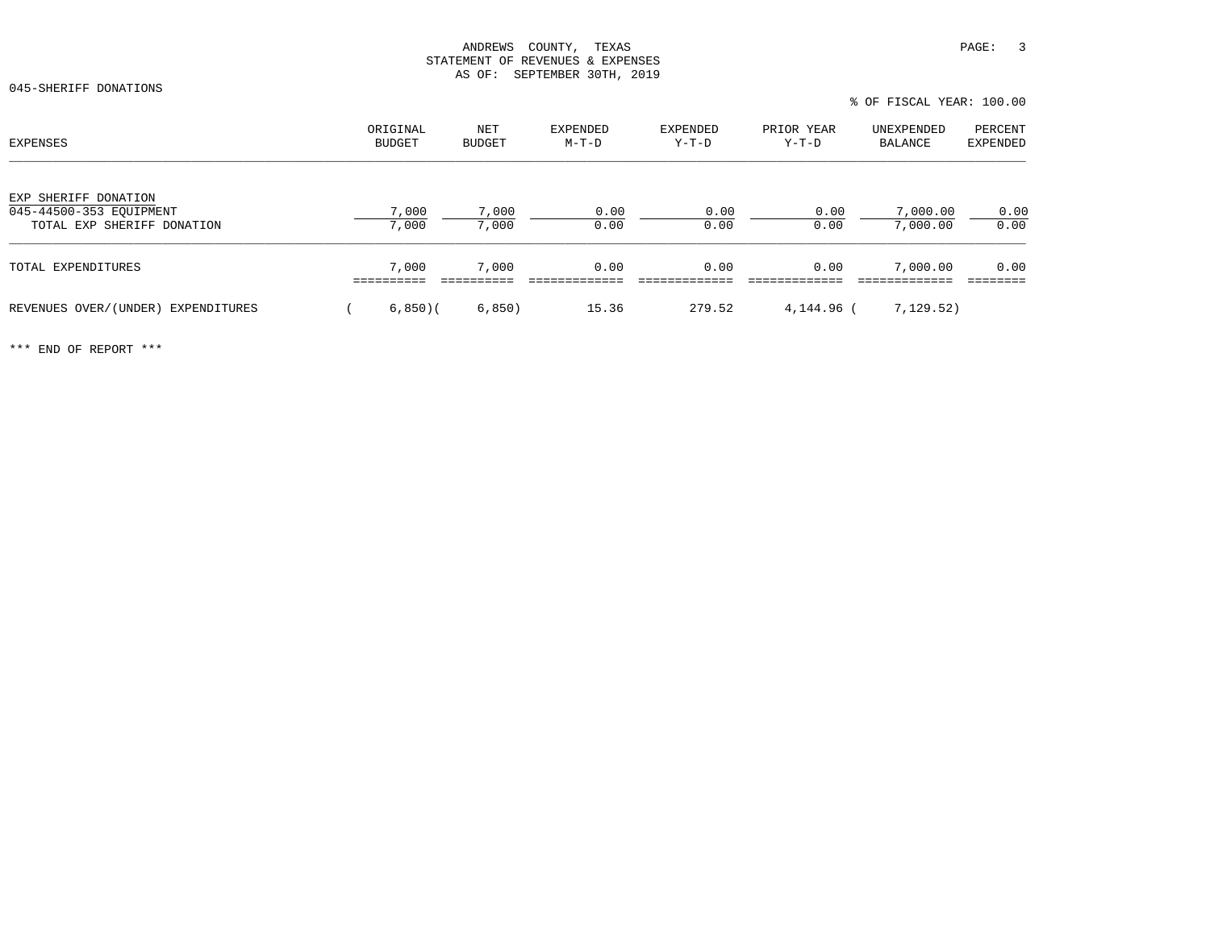ANDREWS COUNTY, TEXAS
STATEMENT OF REVENUES & EXPENSES
AS OF: SEPTEMBER 30TH, 2019

045-SHERIFF DONATIONS

% OF FISCAL YEAR: 100.00

| EXPENSES | ORIGINAL BUDGET | NET BUDGET | EXPENDED M-T-D | EXPENDED Y-T-D | PRIOR YEAR Y-T-D | UNEXPENDED BALANCE | PERCENT EXPENDED |
|---|---|---|---|---|---|---|---|
| EXP SHERIFF DONATION | | | | | | | |
| 045-44500-353 EQUIPMENT | 7,000 | 7,000 | 0.00 | 0.00 | 0.00 | 7,000.00 | 0.00 |
| TOTAL EXP SHERIFF DONATION | 7,000 | 7,000 | 0.00 | 0.00 | 0.00 | 7,000.00 | 0.00 |
| TOTAL EXPENDITURES | 7,000 | 7,000 | 0.00 | 0.00 | 0.00 | 7,000.00 | 0.00 |
| REVENUES OVER/(UNDER) EXPENDITURES | ( 6,850) | ( 6,850) | 15.36 | 279.52 | 4,144.96 | ( 7,129.52) | |

*** END OF REPORT ***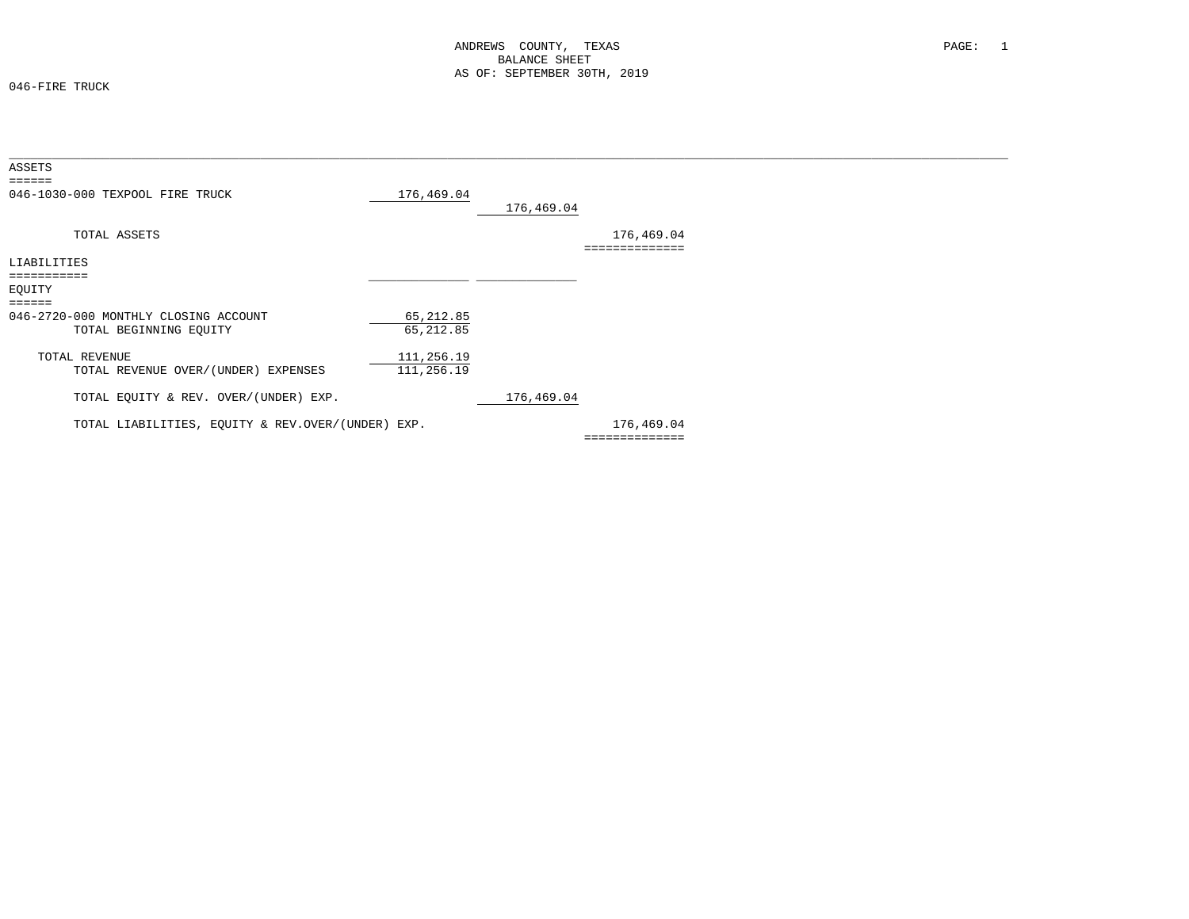ANDREWS COUNTY, TEXAS
BALANCE SHEET
AS OF: SEPTEMBER 30TH, 2019

046-FIRE TRUCK

## ASSETS

| | | | |
|---|---|---|---|
| 046-1030-000 TEXPOOL FIRE TRUCK | 176,469.04 | | |
| | | 176,469.04 | |
| TOTAL ASSETS | | | 176,469.04 |

## LIABILITIES

## EQUITY

| | | | |
|---|---|---|---|
| 046-2720-000 MONTHLY CLOSING ACCOUNT | 65,212.85 | | |
| TOTAL BEGINNING EQUITY | 65,212.85 | | |
| TOTAL REVENUE | 111,256.19 | | |
| TOTAL REVENUE OVER/(UNDER) EXPENSES | 111,256.19 | | |
| TOTAL EQUITY & REV. OVER/(UNDER) EXP. | | 176,469.04 | |
| TOTAL LIABILITIES, EQUITY & REV.OVER/(UNDER) EXP. | | | 176,469.04 |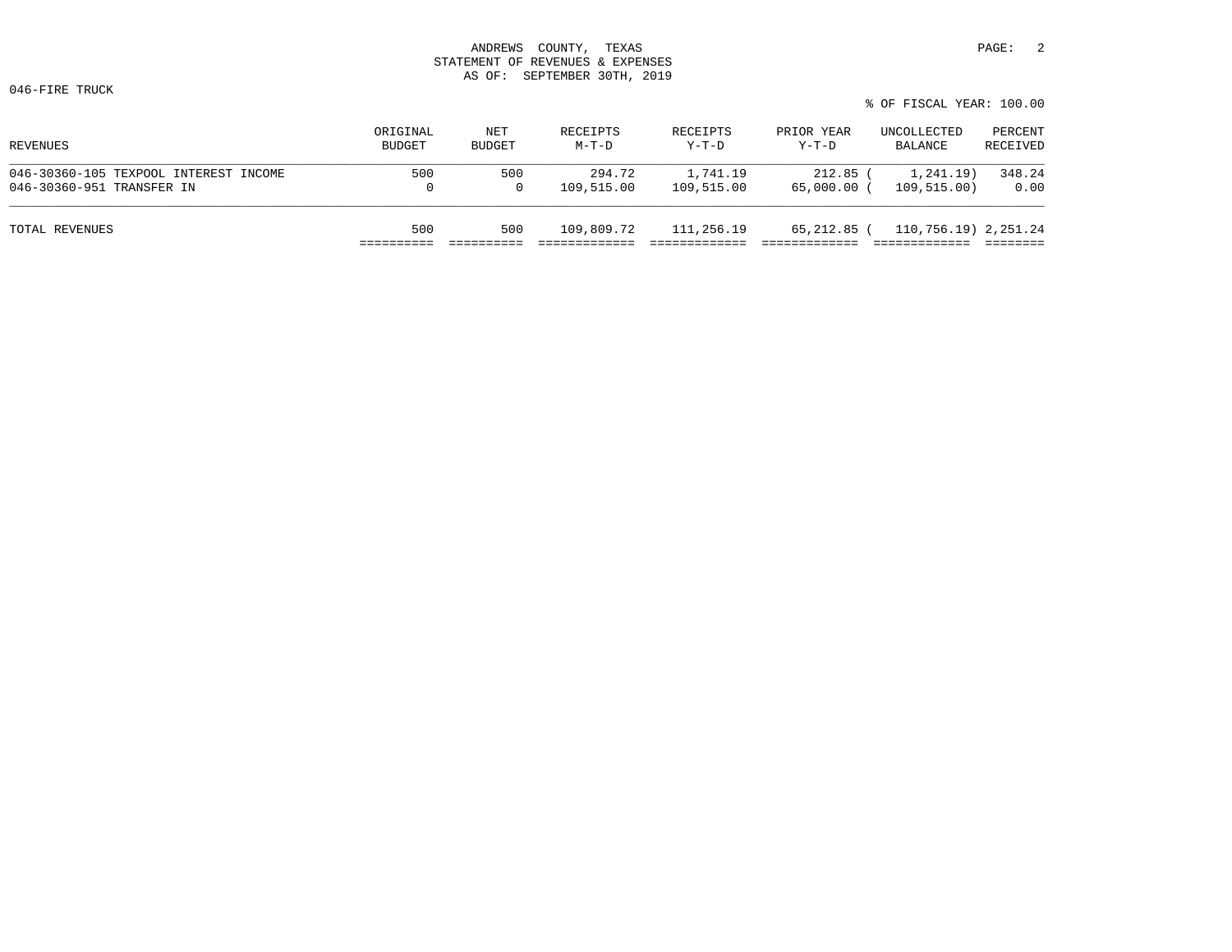ANDREWS COUNTY, TEXAS
STATEMENT OF REVENUES & EXPENSES
AS OF: SEPTEMBER 30TH, 2019

046-FIRE TRUCK

% OF FISCAL YEAR: 100.00

| REVENUES | ORIGINAL BUDGET | NET BUDGET | RECEIPTS M-T-D | RECEIPTS Y-T-D | PRIOR YEAR Y-T-D | UNCOLLECTED BALANCE | PERCENT RECEIVED |
|---|---|---|---|---|---|---|---|
| 046-30360-105 TEXPOOL INTEREST INCOME | 500 | 500 | 294.72 | 1,741.19 | 212.85 | ( 1,241.19) | 348.24 |
| 046-30360-951 TRANSFER IN | 0 | 0 | 109,515.00 | 109,515.00 | 65,000.00 | ( 109,515.00) | 0.00 |
| TOTAL REVENUES | 500 | 500 | 109,809.72 | 111,256.19 | 65,212.85 | ( 110,756.19) | 2,251.24 |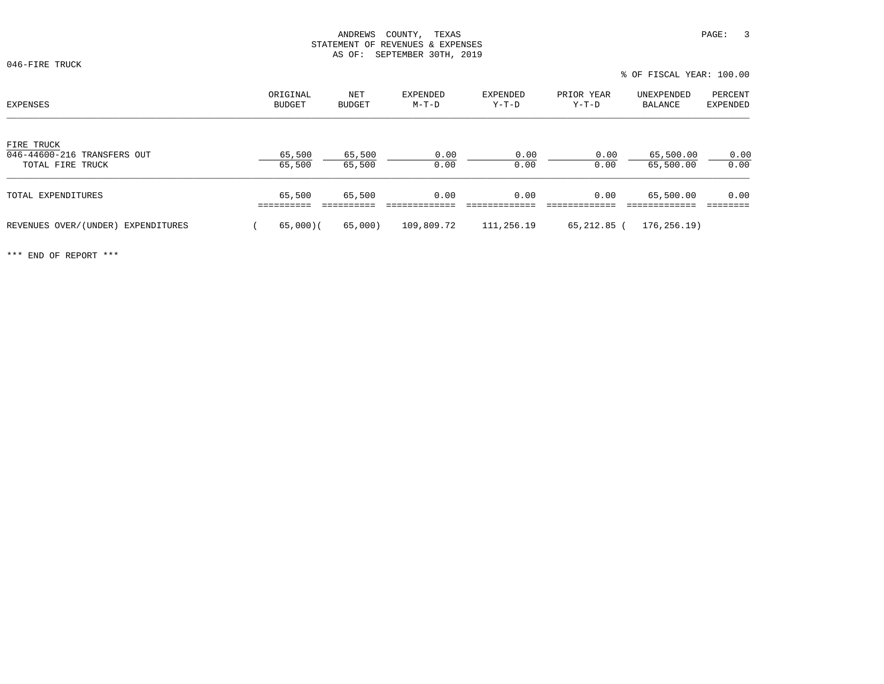ANDREWS COUNTY, TEXAS
STATEMENT OF REVENUES & EXPENSES
AS OF: SEPTEMBER 30TH, 2019

046-FIRE TRUCK

% OF FISCAL YEAR: 100.00

| EXPENSES | ORIGINAL BUDGET | NET BUDGET | EXPENDED M-T-D | EXPENDED Y-T-D | PRIOR YEAR Y-T-D | UNEXPENDED BALANCE | PERCENT EXPENDED |
|---|---|---|---|---|---|---|---|
| FIRE TRUCK | | | | | | | |
| 046-44600-216 TRANSFERS OUT | 65,500 | 65,500 | 0.00 | 0.00 | 0.00 | 65,500.00 | 0.00 |
| TOTAL FIRE TRUCK | 65,500 | 65,500 | 0.00 | 0.00 | 0.00 | 65,500.00 | 0.00 |
| TOTAL EXPENDITURES | 65,500 | 65,500 | 0.00 | 0.00 | 0.00 | 65,500.00 | 0.00 |
| REVENUES OVER/(UNDER) EXPENDITURES | ( 65,000) | ( 65,000) | 109,809.72 | 111,256.19 | 65,212.85 | ( 176,256.19) | |

*** END OF REPORT ***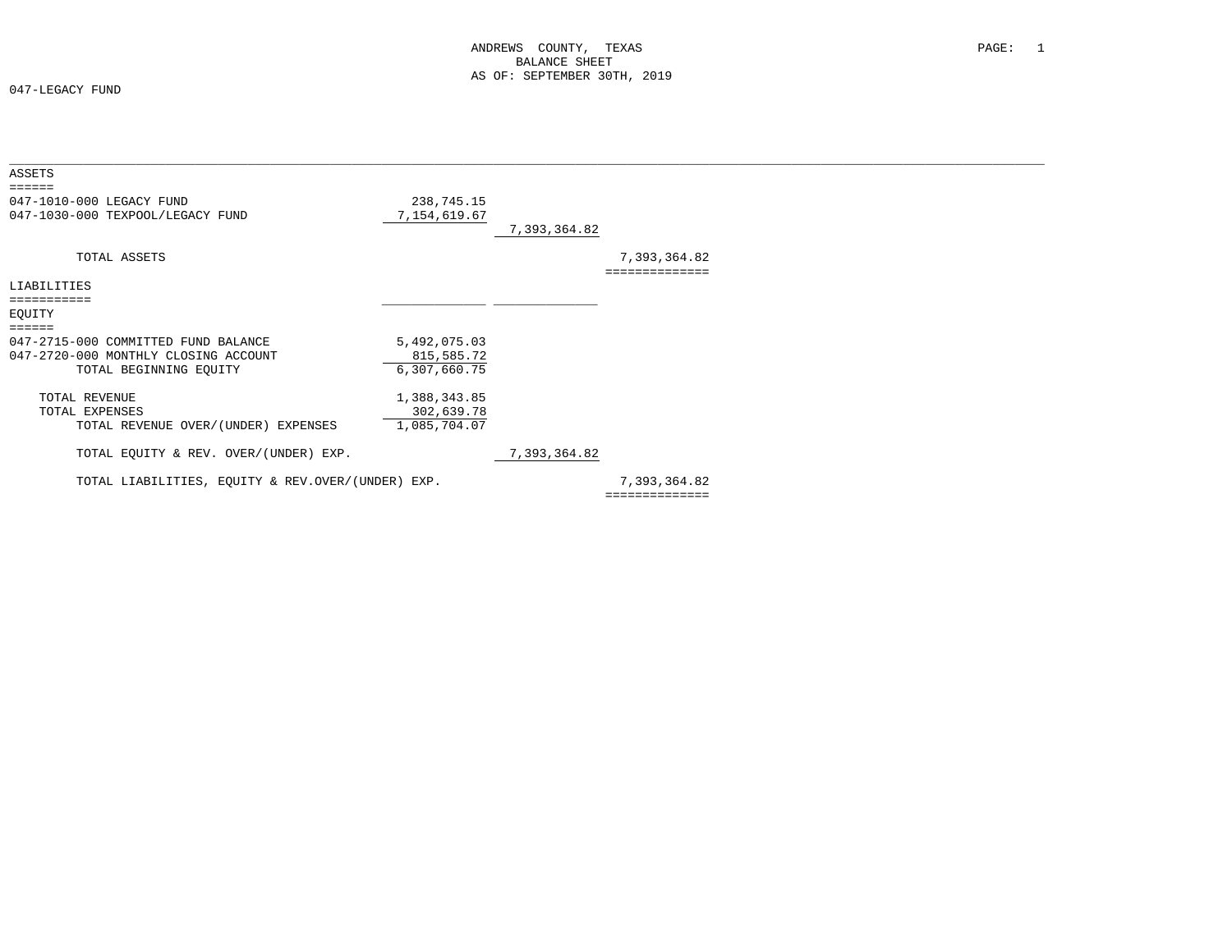ANDREWS COUNTY, TEXAS
BALANCE SHEET
AS OF: SEPTEMBER 30TH, 2019

047-LEGACY FUND

| | | | |
|---|---|---|---|
| **ASSETS** | | | |
| 047-1010-000 LEGACY FUND | 238,745.15 | | |
| 047-1030-000 TEXPOOL/LEGACY FUND | 7,154,619.67 | | |
| | | 7,393,364.82 | |
| TOTAL ASSETS | | | 7,393,364.82 |
| **LIABILITIES** | | | |
| **EQUITY** | | | |
| 047-2715-000 COMMITTED FUND BALANCE | 5,492,075.03 | | |
| 047-2720-000 MONTHLY CLOSING ACCOUNT | 815,585.72 | | |
| TOTAL BEGINNING EQUITY | 6,307,660.75 | | |
| TOTAL REVENUE | 1,388,343.85 | | |
| TOTAL EXPENSES | 302,639.78 | | |
| TOTAL REVENUE OVER/(UNDER) EXPENSES | 1,085,704.07 | | |
| TOTAL EQUITY & REV. OVER/(UNDER) EXP. | | 7,393,364.82 | |
| TOTAL LIABILITIES, EQUITY & REV.OVER/(UNDER) EXP. | | | 7,393,364.82 |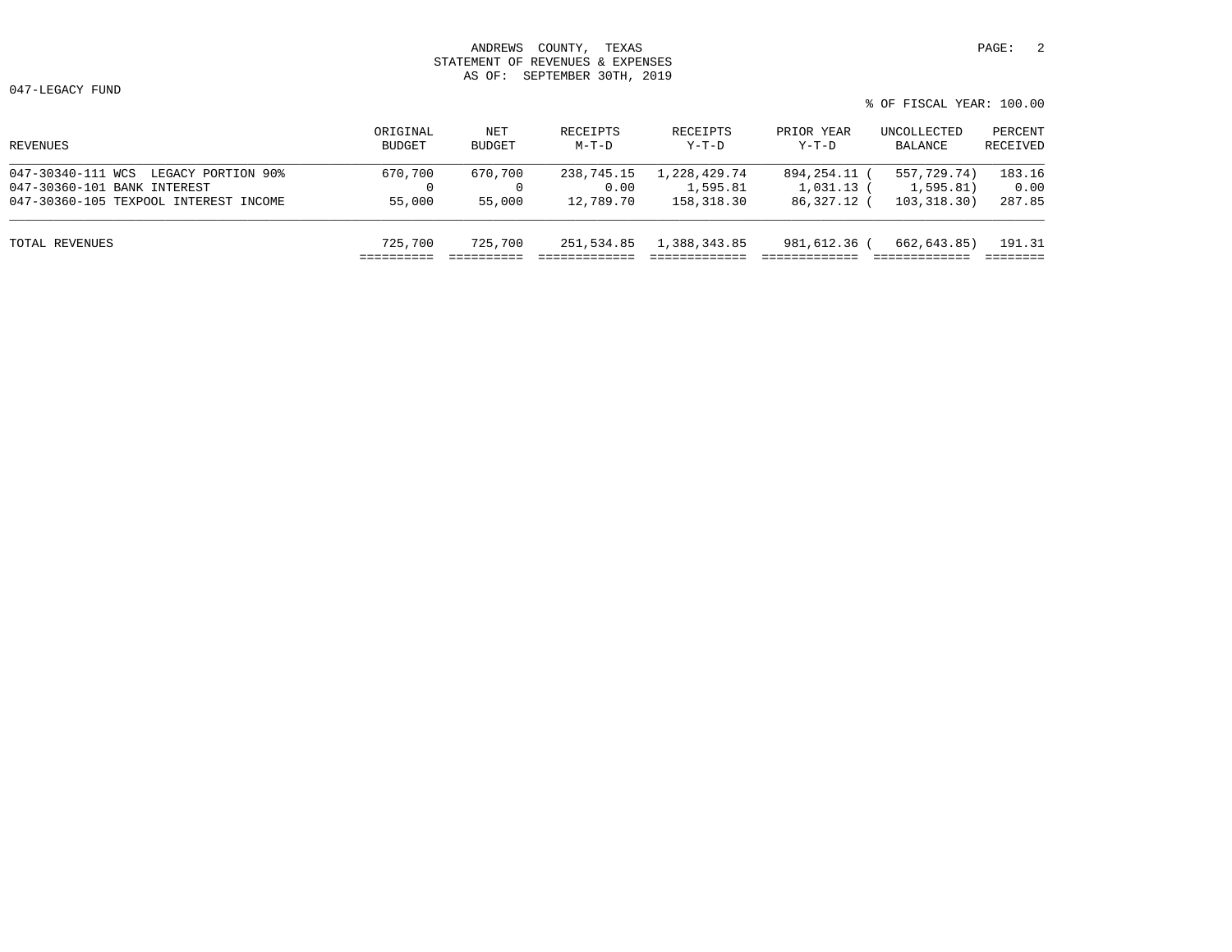ANDREWS COUNTY, TEXAS
STATEMENT OF REVENUES & EXPENSES
AS OF: SEPTEMBER 30TH, 2019

047-LEGACY FUND

% OF FISCAL YEAR: 100.00

| REVENUES | ORIGINAL BUDGET | NET BUDGET | RECEIPTS M-T-D | RECEIPTS Y-T-D | PRIOR YEAR Y-T-D | UNCOLLECTED BALANCE | PERCENT RECEIVED |
|---|---|---|---|---|---|---|---|
| 047-30340-111 WCS LEGACY PORTION 90% | 670,700 | 670,700 | 238,745.15 | 1,228,429.74 | 894,254.11 | ( 557,729.74) | 183.16 |
| 047-30360-101 BANK INTEREST | 0 | 0 | 0.00 | 1,595.81 | 1,031.13 | ( 1,595.81) | 0.00 |
| 047-30360-105 TEXPOOL INTEREST INCOME | 55,000 | 55,000 | 12,789.70 | 158,318.30 | 86,327.12 | ( 103,318.30) | 287.85 |
| TOTAL REVENUES | 725,700 | 725,700 | 251,534.85 | 1,388,343.85 | 981,612.36 | ( 662,643.85) | 191.31 |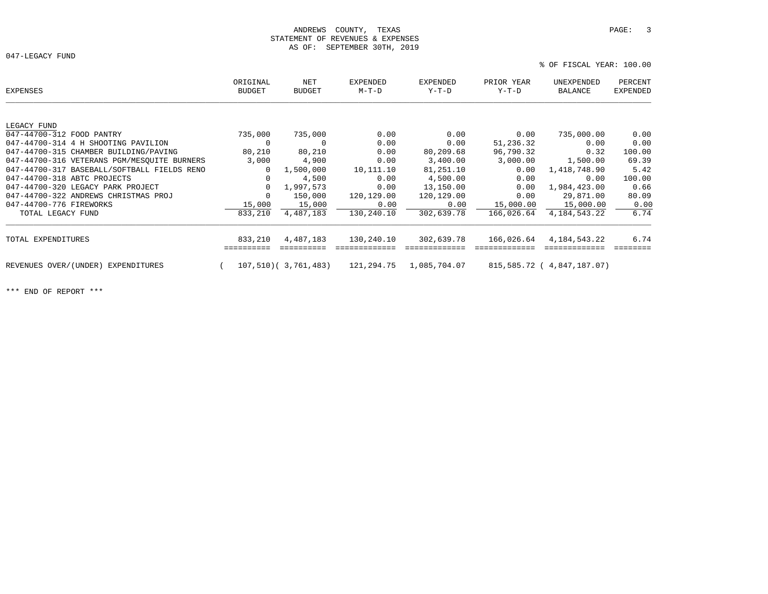ANDREWS COUNTY, TEXAS
STATEMENT OF REVENUES & EXPENSES
AS OF: SEPTEMBER 30TH, 2019

047-LEGACY FUND

% OF FISCAL YEAR: 100.00

| EXPENSES | ORIGINAL BUDGET | NET BUDGET | EXPENDED M-T-D | EXPENDED Y-T-D | PRIOR YEAR Y-T-D | UNEXPENDED BALANCE | PERCENT EXPENDED |
|---|---|---|---|---|---|---|---|
| LEGACY FUND | | | | | | | |
| 047-44700-312 FOOD PANTRY | 735,000 | 735,000 | 0.00 | 0.00 | 0.00 | 735,000.00 | 0.00 |
| 047-44700-314 4 H SHOOTING PAVILION | 0 | 0 | 0.00 | 0.00 | 51,236.32 | 0.00 | 0.00 |
| 047-44700-315 CHAMBER BUILDING/PAVING | 80,210 | 80,210 | 0.00 | 80,209.68 | 96,790.32 | 0.32 | 100.00 |
| 047-44700-316 VETERANS PGM/MESQUITE BURNERS | 3,000 | 4,900 | 0.00 | 3,400.00 | 3,000.00 | 1,500.00 | 69.39 |
| 047-44700-317 BASEBALL/SOFTBALL FIELDS RENO | 0 | 1,500,000 | 10,111.10 | 81,251.10 | 0.00 | 1,418,748.90 | 5.42 |
| 047-44700-318 ABTC PROJECTS | 0 | 4,500 | 0.00 | 4,500.00 | 0.00 | 0.00 | 100.00 |
| 047-44700-320 LEGACY PARK PROJECT | 0 | 1,997,573 | 0.00 | 13,150.00 | 0.00 | 1,984,423.00 | 0.66 |
| 047-44700-322 ANDREWS CHRISTMAS PROJ | 0 | 150,000 | 120,129.00 | 120,129.00 | 0.00 | 29,871.00 | 80.09 |
| 047-44700-776 FIREWORKS | 15,000 | 15,000 | 0.00 | 0.00 | 15,000.00 | 15,000.00 | 0.00 |
| TOTAL LEGACY FUND | 833,210 | 4,487,183 | 130,240.10 | 302,639.78 | 166,026.64 | 4,184,543.22 | 6.74 |
| TOTAL EXPENDITURES | 833,210 | 4,487,183 | 130,240.10 | 302,639.78 | 166,026.64 | 4,184,543.22 | 6.74 |
| REVENUES OVER/(UNDER) EXPENDITURES | ( 107,510) | ( 3,761,483) | 121,294.75 | 1,085,704.07 | 815,585.72 | ( 4,847,187.07) | |

*** END OF REPORT ***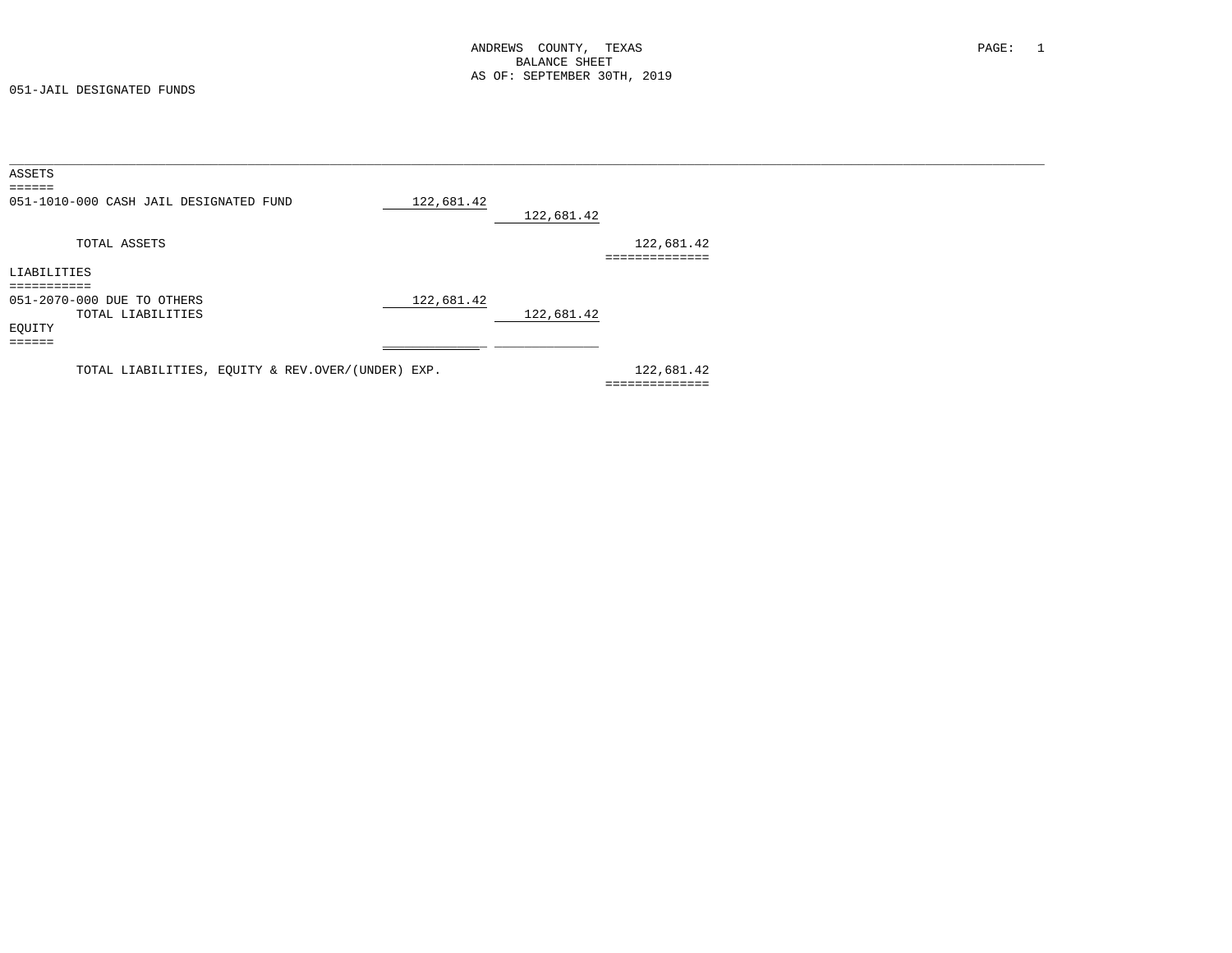ANDREWS COUNTY, TEXAS
BALANCE SHEET
AS OF: SEPTEMBER 30TH, 2019

051-JAIL DESIGNATED FUNDS

| | | | |
|---|---|---|---|
| **ASSETS** | | | |
| 051-1010-000 CASH JAIL DESIGNATED FUND | 122,681.42 | | |
| | | 122,681.42 | |
| TOTAL ASSETS | | | 122,681.42 |
| **LIABILITIES** | | | |
| 051-2070-000 DUE TO OTHERS | 122,681.42 | | |
| TOTAL LIABILITIES | | 122,681.42 | |
| **EQUITY** | | | |
| TOTAL LIABILITIES, EQUITY & REV.OVER/(UNDER) EXP. | | | 122,681.42 |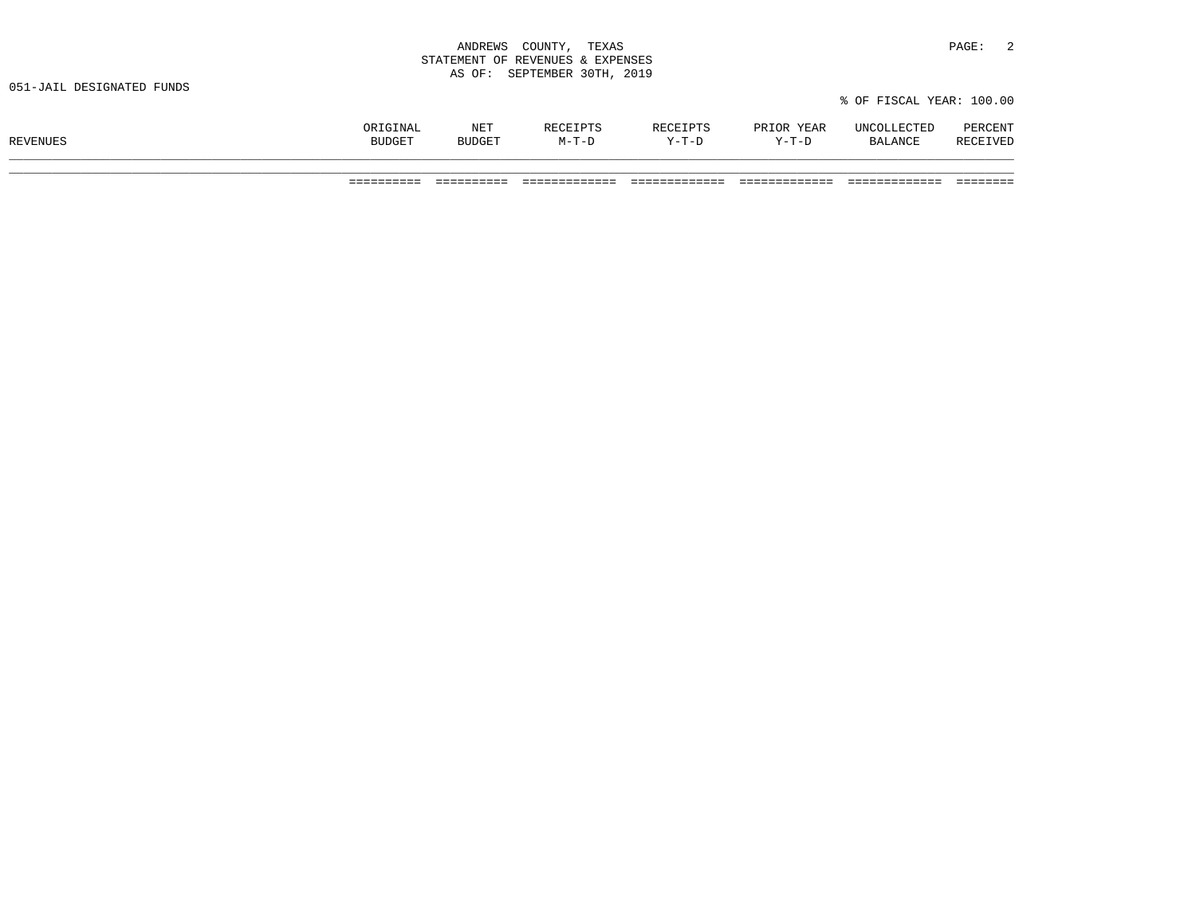ANDREWS COUNTY, TEXAS
STATEMENT OF REVENUES & EXPENSES
AS OF: SEPTEMBER 30TH, 2019

051-JAIL DESIGNATED FUNDS

% OF FISCAL YEAR: 100.00

| REVENUES | ORIGINAL BUDGET | NET BUDGET | RECEIPTS M-T-D | RECEIPTS Y-T-D | PRIOR YEAR Y-T-D | UNCOLLECTED BALANCE | PERCENT RECEIVED |
|---|---|---|---|---|---|---|---|
| | ========== | ========== | ============= | ============= | ============= | ============= | ======== |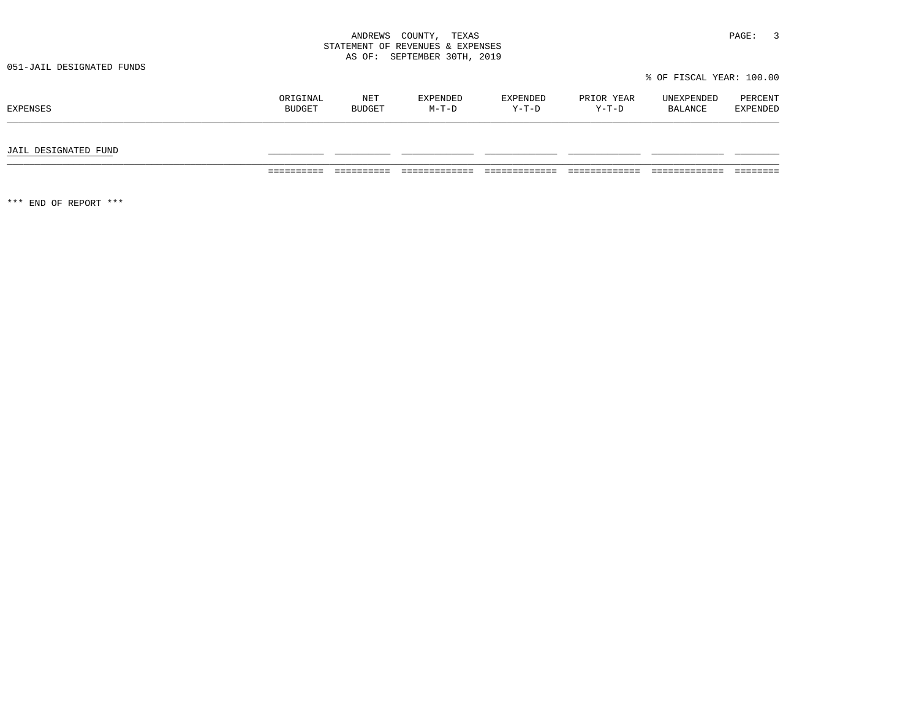ANDREWS COUNTY, TEXAS
STATEMENT OF REVENUES & EXPENSES
AS OF: SEPTEMBER 30TH, 2019

051-JAIL DESIGNATED FUNDS

% OF FISCAL YEAR: 100.00

| EXPENSES | ORIGINAL BUDGET | NET BUDGET | EXPENDED M-T-D | EXPENDED Y-T-D | PRIOR YEAR Y-T-D | UNEXPENDED BALANCE | PERCENT EXPENDED |
|---|---|---|---|---|---|---|---|
| JAIL DESIGNATED FUND | | | | | | | |

*** END OF REPORT ***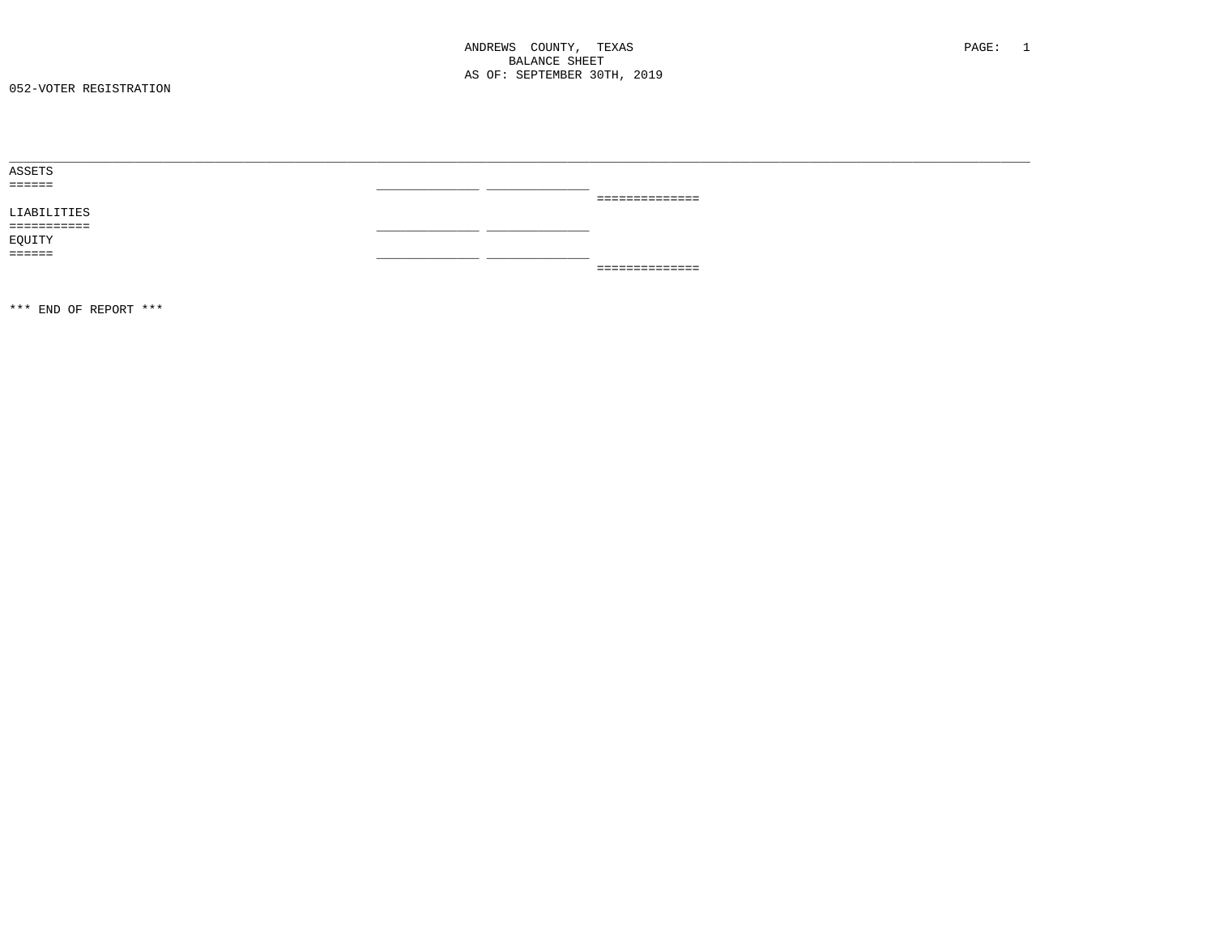ANDREWS COUNTY, TEXAS
BALANCE SHEET
AS OF: SEPTEMBER 30TH, 2019

052-VOTER REGISTRATION

ASSETS
======

LIABILITIES
===========

EQUITY
======

*** END OF REPORT ***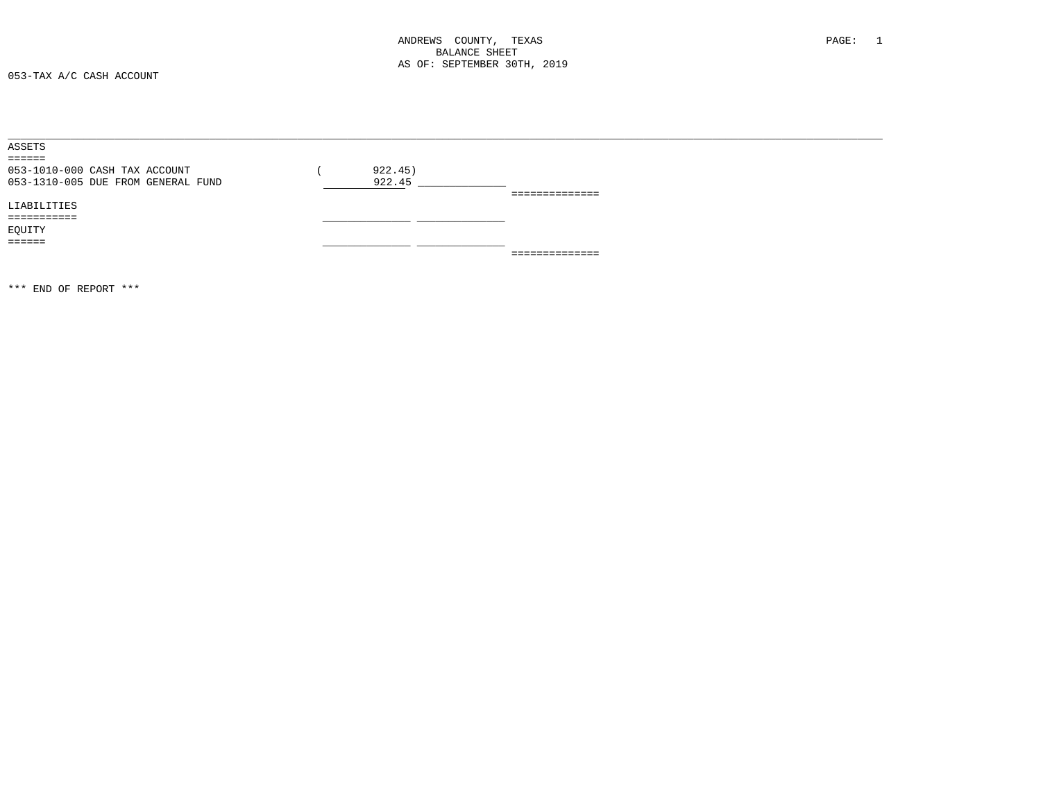ANDREWS COUNTY, TEXAS
BALANCE SHEET
AS OF: SEPTEMBER 30TH, 2019

053-TAX A/C CASH ACCOUNT

ASSETS
======

| Account | | | |
|---|---|---|---|
| 053-1010-000 CASH TAX ACCOUNT | ( 922.45) | | |
| 053-1310-005 DUE FROM GENERAL FUND | 922.45 | | |
| | | | ============== |

LIABILITIES
===========

EQUITY
======

==============

*** END OF REPORT ***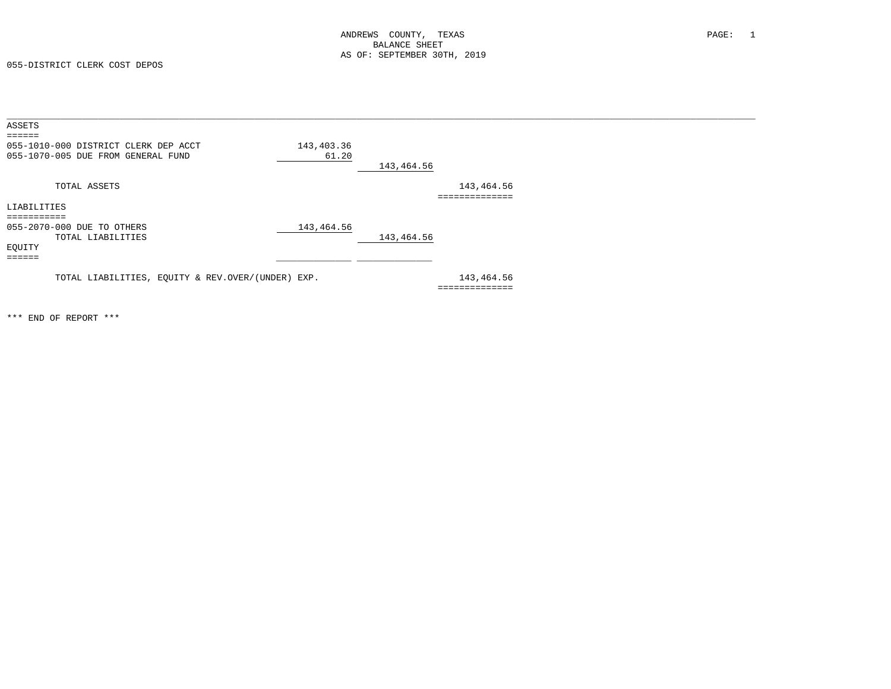ANDREWS COUNTY, TEXAS
BALANCE SHEET
AS OF: SEPTEMBER 30TH, 2019

055-DISTRICT CLERK COST DEPOS

| | | | |
|---|---|---|---|
| **ASSETS** | | | |
| 055-1010-000 DISTRICT CLERK DEP ACCT | 143,403.36 | | |
| 055-1070-005 DUE FROM GENERAL FUND | 61.20 | | |
| | | 143,464.56 | |
| TOTAL ASSETS | | | 143,464.56 |
| **LIABILITIES** | | | |
| 055-2070-000 DUE TO OTHERS | 143,464.56 | | |
| TOTAL LIABILITIES | | 143,464.56 | |
| **EQUITY** | | | |
| TOTAL LIABILITIES, EQUITY & REV.OVER/(UNDER) EXP. | | | 143,464.56 |

\*\*\* END OF REPORT \*\*\*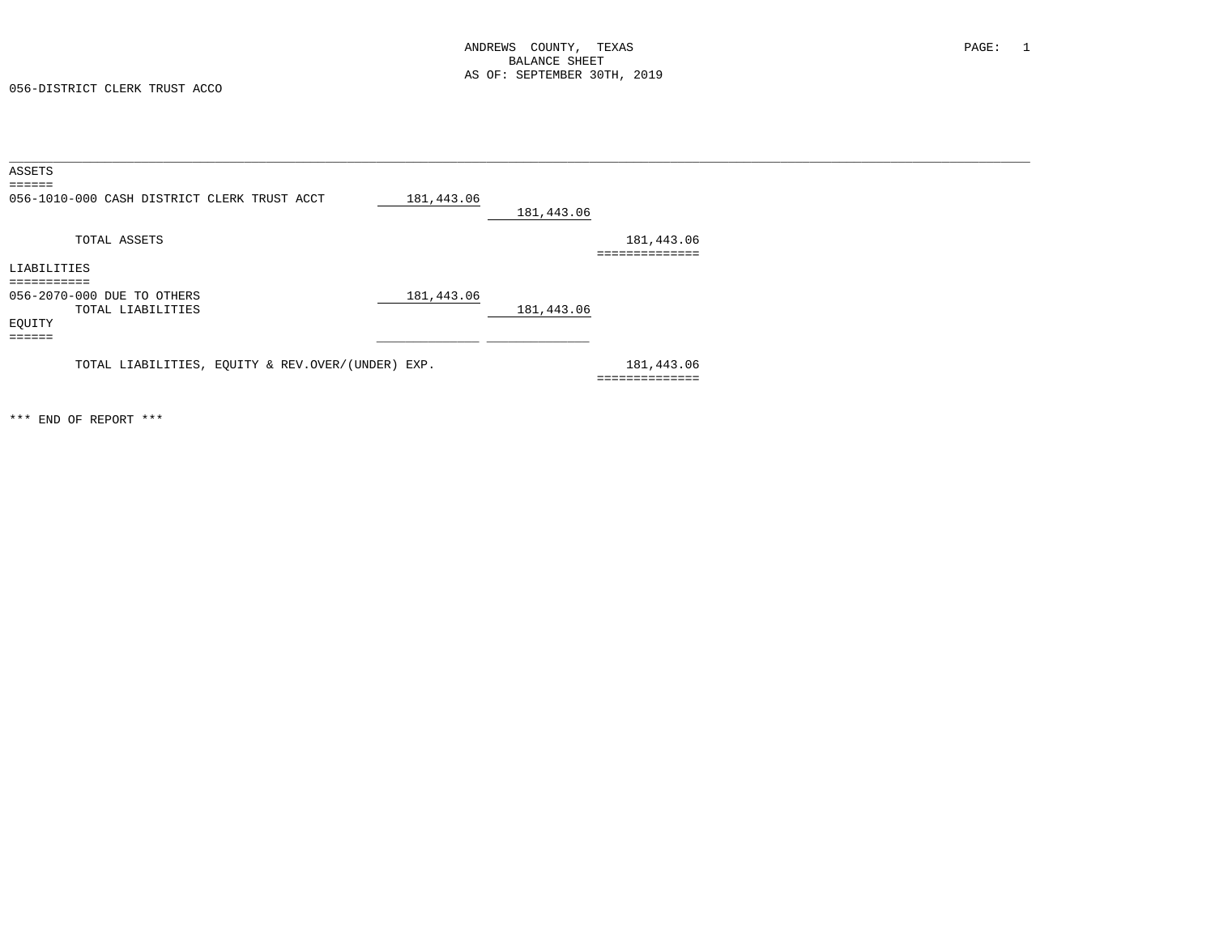ANDREWS COUNTY, TEXAS
BALANCE SHEET
AS OF: SEPTEMBER 30TH, 2019

056-DISTRICT CLERK TRUST ACCO

| | | | |
|---|---|---|---|
| **ASSETS** | | | |
| 056-1010-000 CASH DISTRICT CLERK TRUST ACCT | 181,443.06 | | |
| | | 181,443.06 | |
| TOTAL ASSETS | | | 181,443.06 |
| **LIABILITIES** | | | |
| 056-2070-000 DUE TO OTHERS | 181,443.06 | | |
| TOTAL LIABILITIES | | 181,443.06 | |
| **EQUITY** | | | |
| TOTAL LIABILITIES, EQUITY & REV.OVER/(UNDER) EXP. | | | 181,443.06 |

*** END OF REPORT ***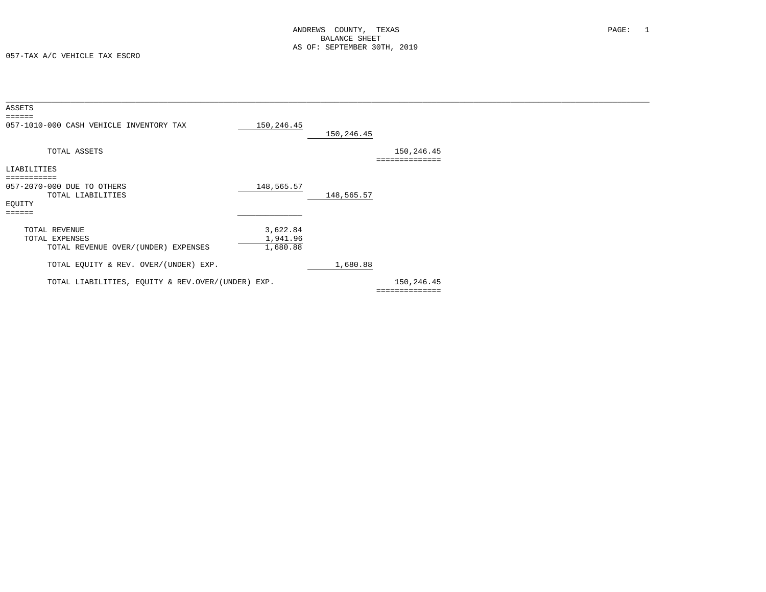ANDREWS COUNTY, TEXAS
BALANCE SHEET
AS OF: SEPTEMBER 30TH, 2019

057-TAX A/C VEHICLE TAX ESCRO

| | | | |
|---|---|---|---|
| **ASSETS** | | | |
| 057-1010-000 CASH VEHICLE INVENTORY TAX | 150,246.45 | | |
| | | 150,246.45 | |
| TOTAL ASSETS | | | 150,246.45 |
| **LIABILITIES** | | | |
| 057-2070-000 DUE TO OTHERS | 148,565.57 | | |
| TOTAL LIABILITIES | | 148,565.57 | |
| **EQUITY** | | | |
| TOTAL REVENUE | 3,622.84 | | |
| TOTAL EXPENSES | 1,941.96 | | |
| TOTAL REVENUE OVER/(UNDER) EXPENSES | 1,680.88 | | |
| TOTAL EQUITY & REV. OVER/(UNDER) EXP. | | 1,680.88 | |
| TOTAL LIABILITIES, EQUITY & REV.OVER/(UNDER) EXP. | | | 150,246.45 |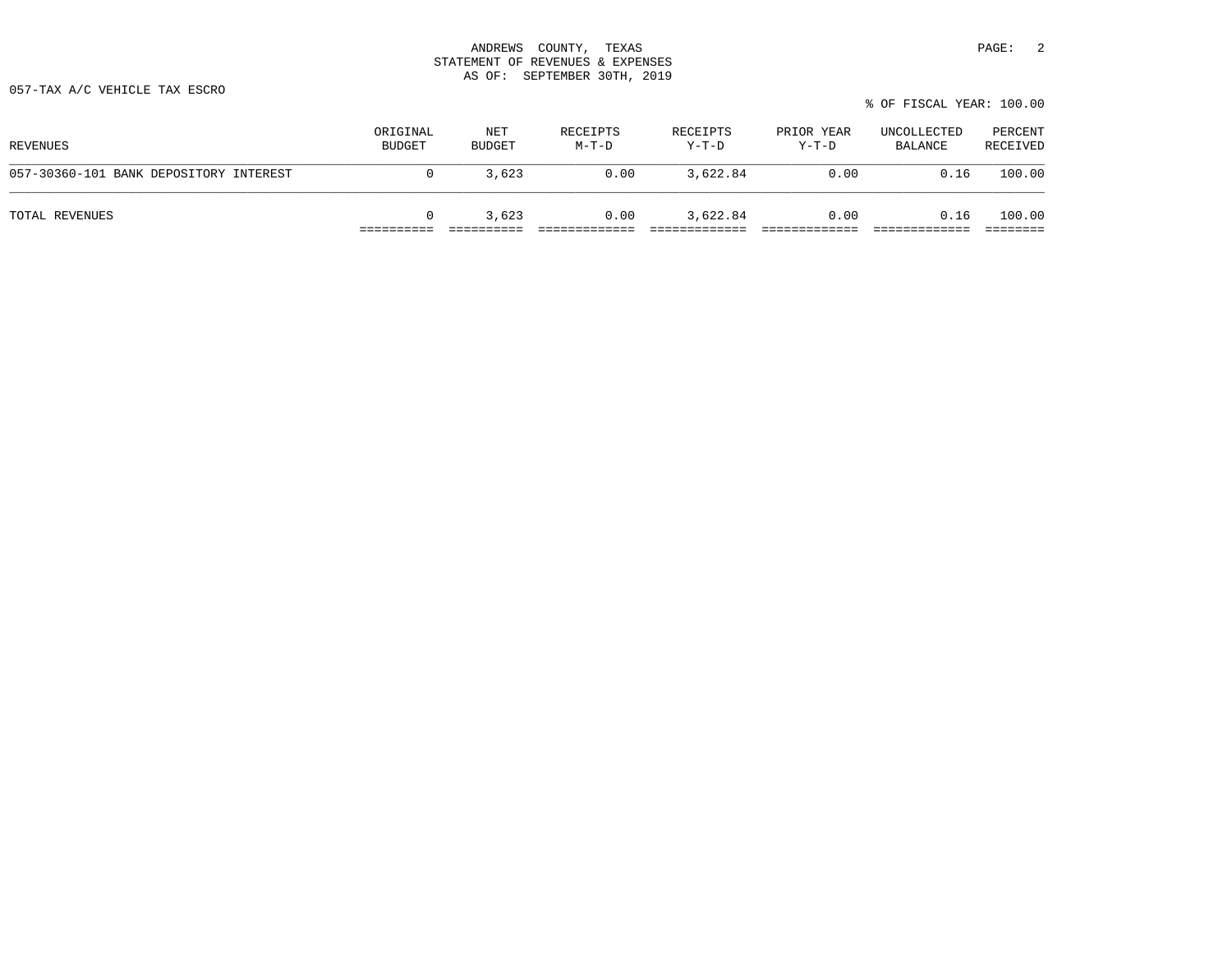ANDREWS COUNTY, TEXAS
STATEMENT OF REVENUES & EXPENSES
AS OF: SEPTEMBER 30TH, 2019

057-TAX A/C VEHICLE TAX ESCRO

% OF FISCAL YEAR: 100.00

| REVENUES | ORIGINAL BUDGET | NET BUDGET | RECEIPTS M-T-D | RECEIPTS Y-T-D | PRIOR YEAR Y-T-D | UNCOLLECTED BALANCE | PERCENT RECEIVED |
|---|---|---|---|---|---|---|---|
| 057-30360-101 BANK DEPOSITORY INTEREST | 0 | 3,623 | 0.00 | 3,622.84 | 0.00 | 0.16 | 100.00 |
| TOTAL REVENUES | 0 | 3,623 | 0.00 | 3,622.84 | 0.00 | 0.16 | 100.00 |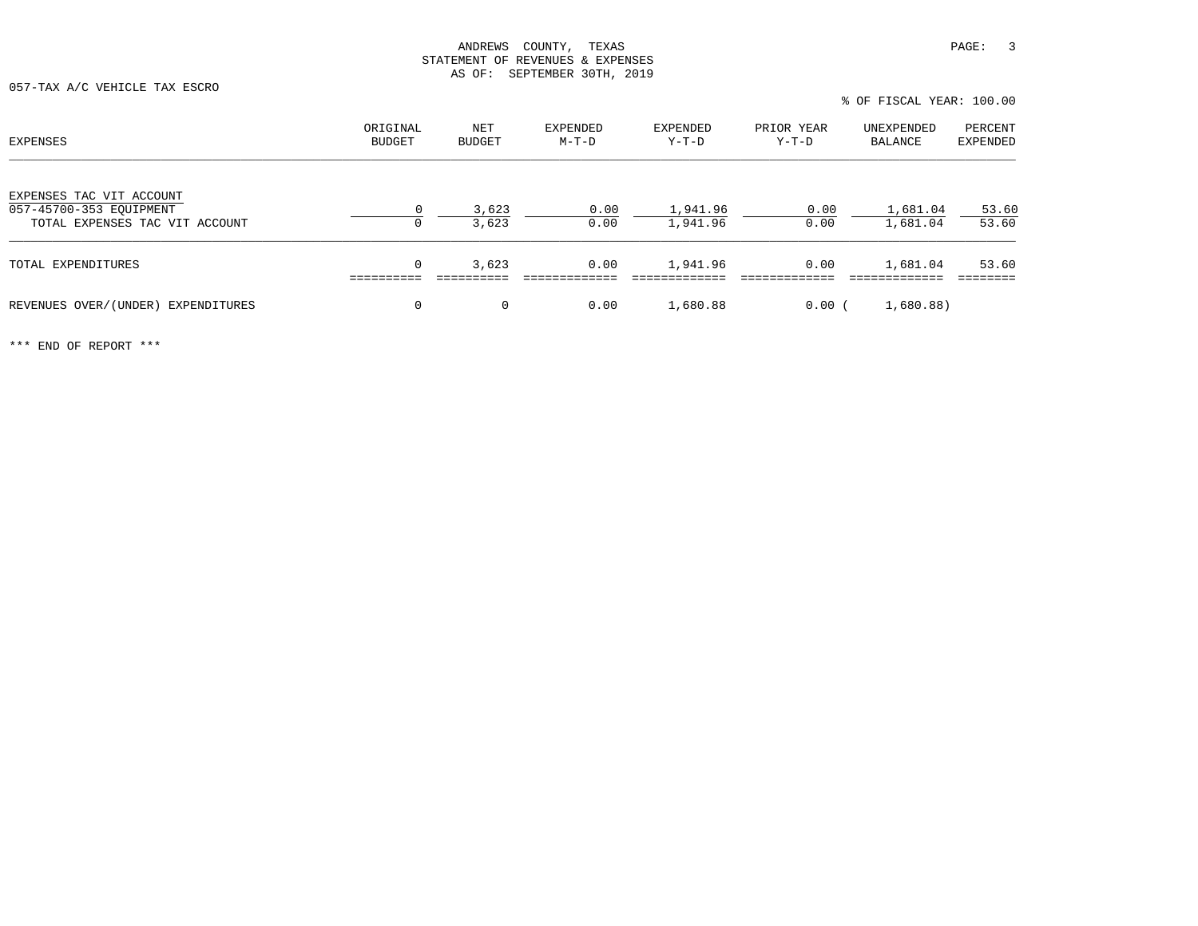ANDREWS COUNTY, TEXAS
STATEMENT OF REVENUES & EXPENSES
AS OF: SEPTEMBER 30TH, 2019

057-TAX A/C VEHICLE TAX ESCRO

% OF FISCAL YEAR: 100.00

| EXPENSES | ORIGINAL BUDGET | NET BUDGET | EXPENDED M-T-D | EXPENDED Y-T-D | PRIOR YEAR Y-T-D | UNEXPENDED BALANCE | PERCENT EXPENDED |
|---|---|---|---|---|---|---|---|
| EXPENSES TAC VIT ACCOUNT | | | | | | | |
| 057-45700-353 EQUIPMENT | 0 | 3,623 | 0.00 | 1,941.96 | 0.00 | 1,681.04 | 53.60 |
| TOTAL EXPENSES TAC VIT ACCOUNT | 0 | 3,623 | 0.00 | 1,941.96 | 0.00 | 1,681.04 | 53.60 |
| TOTAL EXPENDITURES | 0 | 3,623 | 0.00 | 1,941.96 | 0.00 | 1,681.04 | 53.60 |
| REVENUES OVER/(UNDER) EXPENDITURES | 0 | 0 | 0.00 | 1,680.88 | 0.00 | ( 1,680.88) | |

*** END OF REPORT ***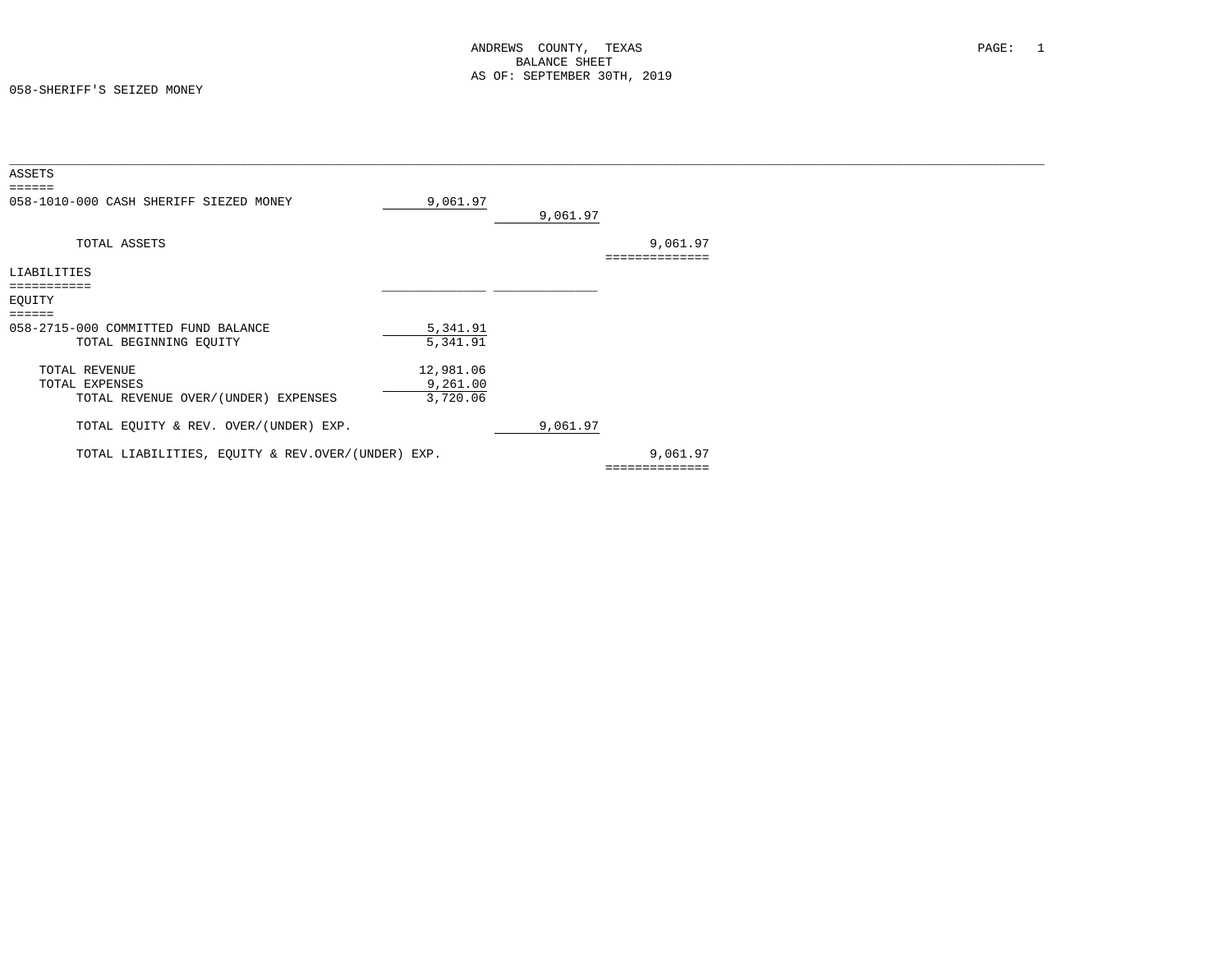# ANDREWS COUNTY, TEXAS
## BALANCE SHEET
### AS OF: SEPTEMBER 30TH, 2019

058-SHERIFF'S SEIZED MONEY

| | | | |
|---|---|---|---|
| **ASSETS** | | | |
| 058-1010-000 CASH SHERIFF SIEZED MONEY | 9,061.97 | | |
| | | 9,061.97 | |
| TOTAL ASSETS | | | 9,061.97 |
| **LIABILITIES** | | | |
| **EQUITY** | | | |
| 058-2715-000 COMMITTED FUND BALANCE | 5,341.91 | | |
| TOTAL BEGINNING EQUITY | 5,341.91 | | |
| TOTAL REVENUE | 12,981.06 | | |
| TOTAL EXPENSES | 9,261.00 | | |
| TOTAL REVENUE OVER/(UNDER) EXPENSES | 3,720.06 | | |
| TOTAL EQUITY & REV. OVER/(UNDER) EXP. | | 9,061.97 | |
| TOTAL LIABILITIES, EQUITY & REV.OVER/(UNDER) EXP. | | | 9,061.97 |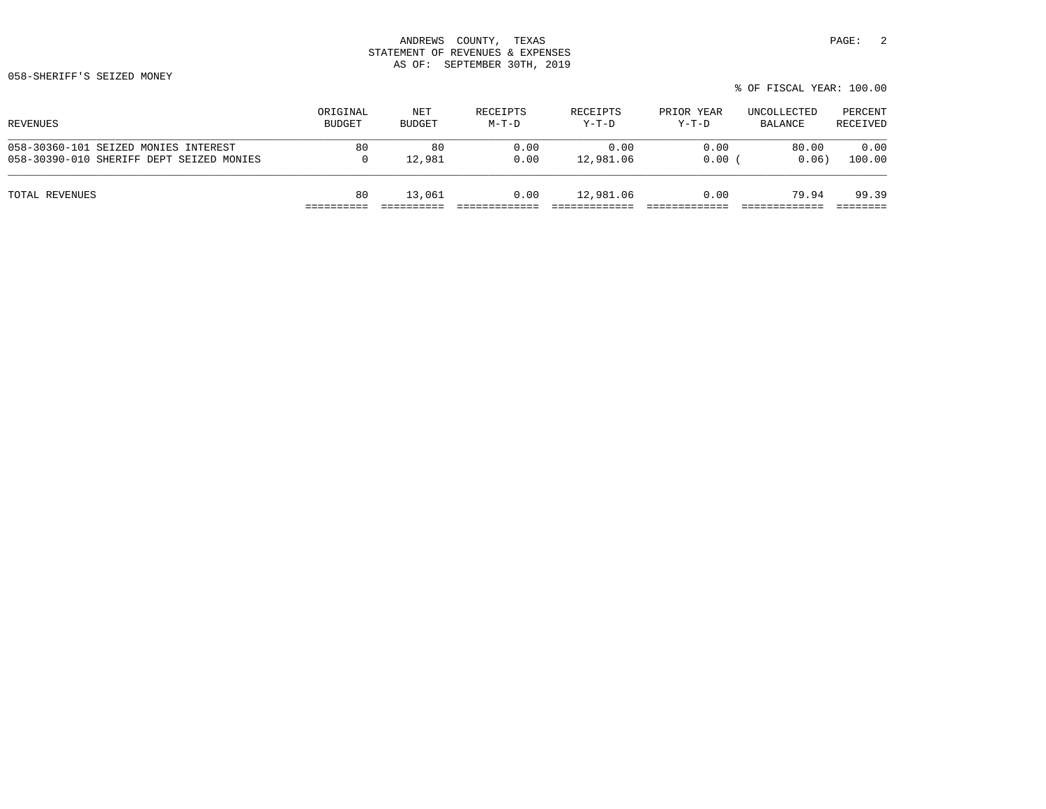ANDREWS COUNTY, TEXAS
STATEMENT OF REVENUES & EXPENSES
AS OF: SEPTEMBER 30TH, 2019

058-SHERIFF'S SEIZED MONEY

% OF FISCAL YEAR: 100.00

| REVENUES | ORIGINAL BUDGET | NET BUDGET | RECEIPTS M-T-D | RECEIPTS Y-T-D | PRIOR YEAR Y-T-D | UNCOLLECTED BALANCE | PERCENT RECEIVED |
|---|---|---|---|---|---|---|---|
| 058-30360-101 SEIZED MONIES INTEREST | 80 | 80 | 0.00 | 0.00 | 0.00 | 80.00 | 0.00 |
| 058-30390-010 SHERIFF DEPT SEIZED MONIES | 0 | 12,981 | 0.00 | 12,981.06 | 0.00 | ( 0.06) | 100.00 |
| TOTAL REVENUES | 80 | 13,061 | 0.00 | 12,981.06 | 0.00 | 79.94 | 99.39 |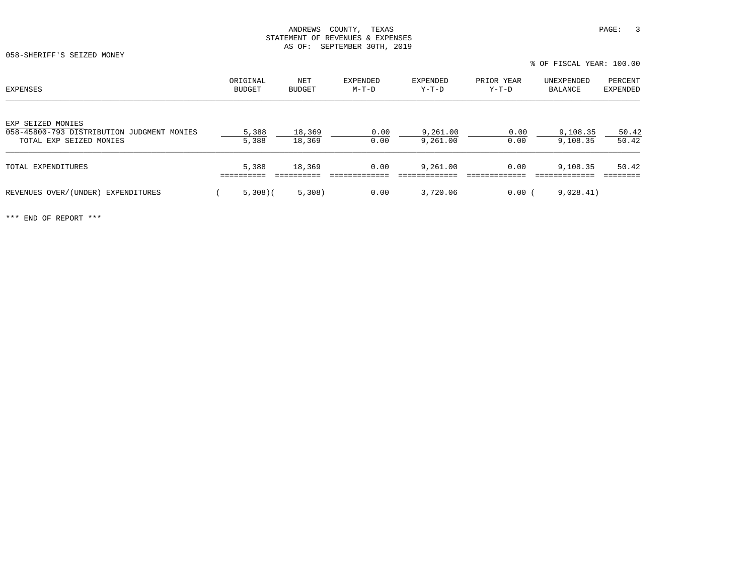ANDREWS COUNTY, TEXAS
STATEMENT OF REVENUES & EXPENSES
AS OF: SEPTEMBER 30TH, 2019

058-SHERIFF'S SEIZED MONEY

% OF FISCAL YEAR: 100.00

| EXPENSES | ORIGINAL BUDGET | NET BUDGET | EXPENDED M-T-D | EXPENDED Y-T-D | PRIOR YEAR Y-T-D | UNEXPENDED BALANCE | PERCENT EXPENDED |
|---|---|---|---|---|---|---|---|
| EXP SEIZED MONIES | | | | | | | |
| 058-45800-793 DISTRIBUTION JUDGMENT MONIES | 5,388 | 18,369 | 0.00 | 9,261.00 | 0.00 | 9,108.35 | 50.42 |
| TOTAL EXP SEIZED MONIES | 5,388 | 18,369 | 0.00 | 9,261.00 | 0.00 | 9,108.35 | 50.42 |
| TOTAL EXPENDITURES | 5,388 | 18,369 | 0.00 | 9,261.00 | 0.00 | 9,108.35 | 50.42 |
| REVENUES OVER/(UNDER) EXPENDITURES | ( 5,308) | ( 5,308) | 0.00 | 3,720.06 | 0.00 | ( 9,028.41) | |

*** END OF REPORT ***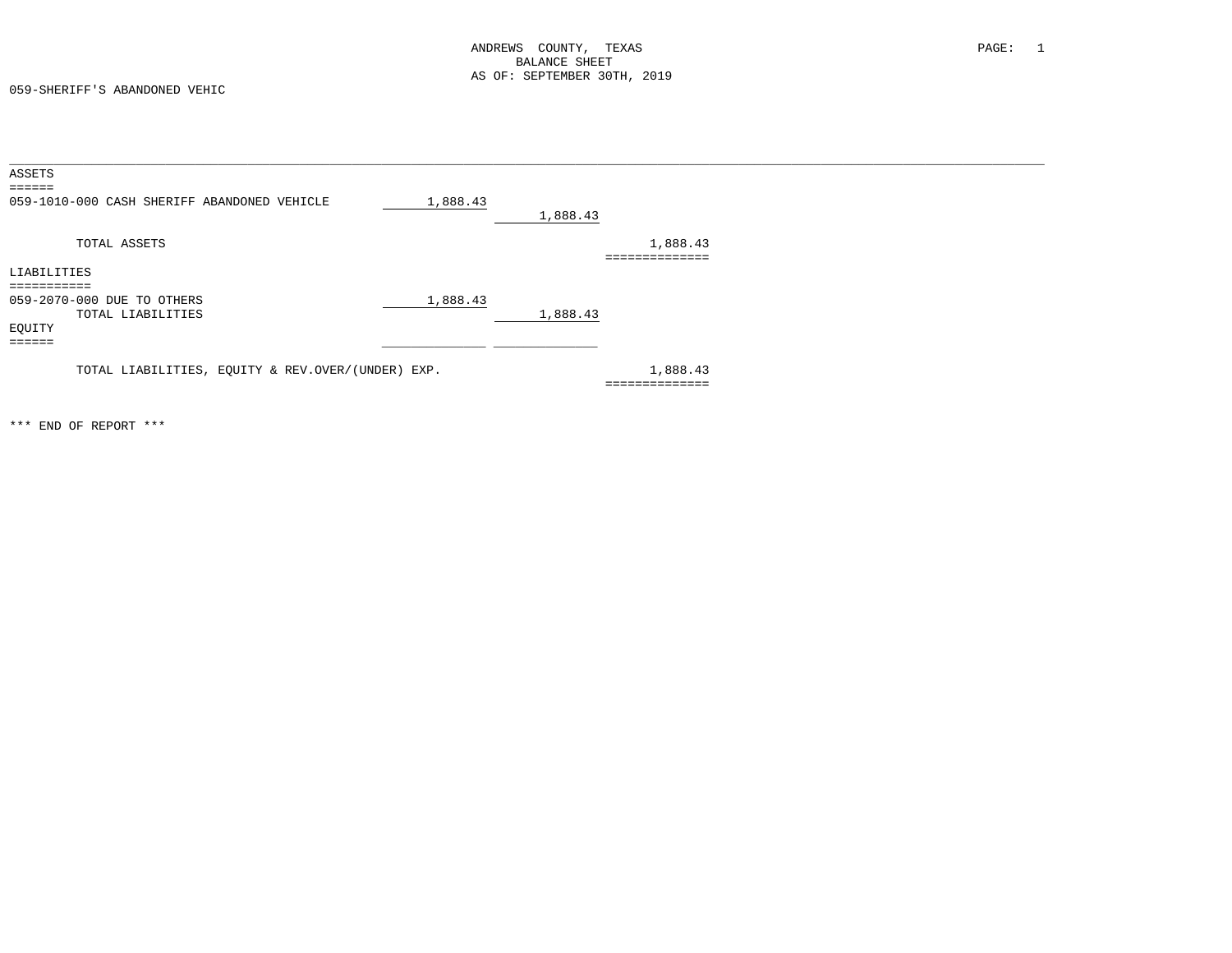ANDREWS COUNTY, TEXAS
BALANCE SHEET
AS OF: SEPTEMBER 30TH, 2019

059-SHERIFF'S ABANDONED VEHIC

| | | | |
|---|---|---|---|
| **ASSETS** | | | |
| 059-1010-000 CASH SHERIFF ABANDONED VEHICLE | 1,888.43 | | |
| | | 1,888.43 | |
| TOTAL ASSETS | | | 1,888.43 |
| **LIABILITIES** | | | |
| 059-2070-000 DUE TO OTHERS | 1,888.43 | | |
| TOTAL LIABILITIES | | 1,888.43 | |
| **EQUITY** | | | |
| TOTAL LIABILITIES, EQUITY & REV.OVER/(UNDER) EXP. | | | 1,888.43 |

*** END OF REPORT ***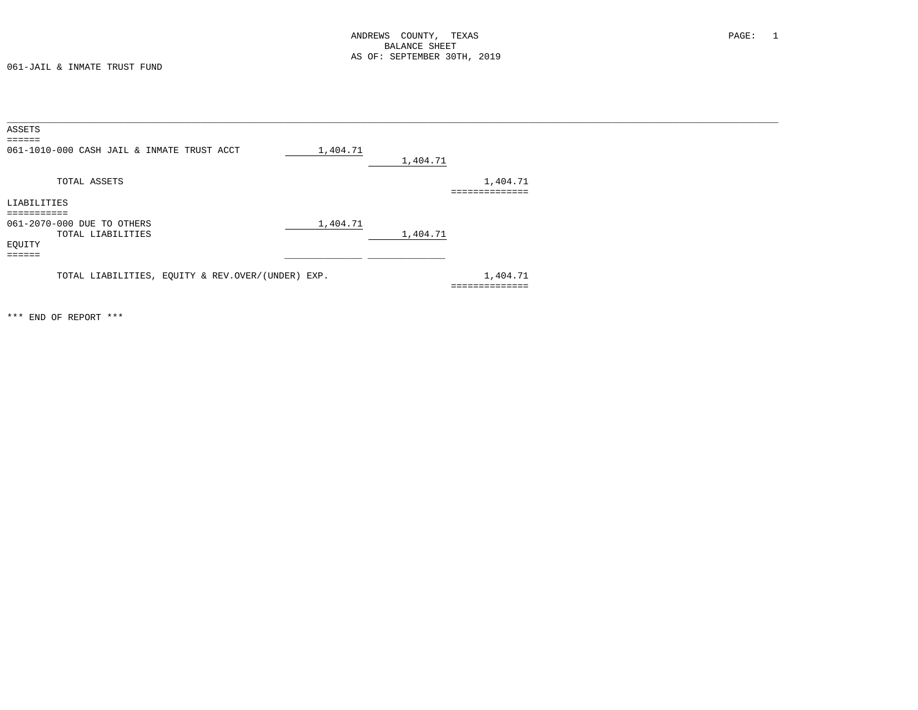ANDREWS COUNTY, TEXAS
BALANCE SHEET
AS OF: SEPTEMBER 30TH, 2019

061-JAIL & INMATE TRUST FUND

| | | | |
|---|---|---|---|
| **ASSETS** | | | |
| 061-1010-000 CASH JAIL & INMATE TRUST ACCT | 1,404.71 | | |
| | | 1,404.71 | |
| TOTAL ASSETS | | | 1,404.71 |
| **LIABILITIES** | | | |
| 061-2070-000 DUE TO OTHERS | 1,404.71 | | |
| TOTAL LIABILITIES | | 1,404.71 | |
| **EQUITY** | | | |
| TOTAL LIABILITIES, EQUITY & REV.OVER/(UNDER) EXP. | | | 1,404.71 |

*** END OF REPORT ***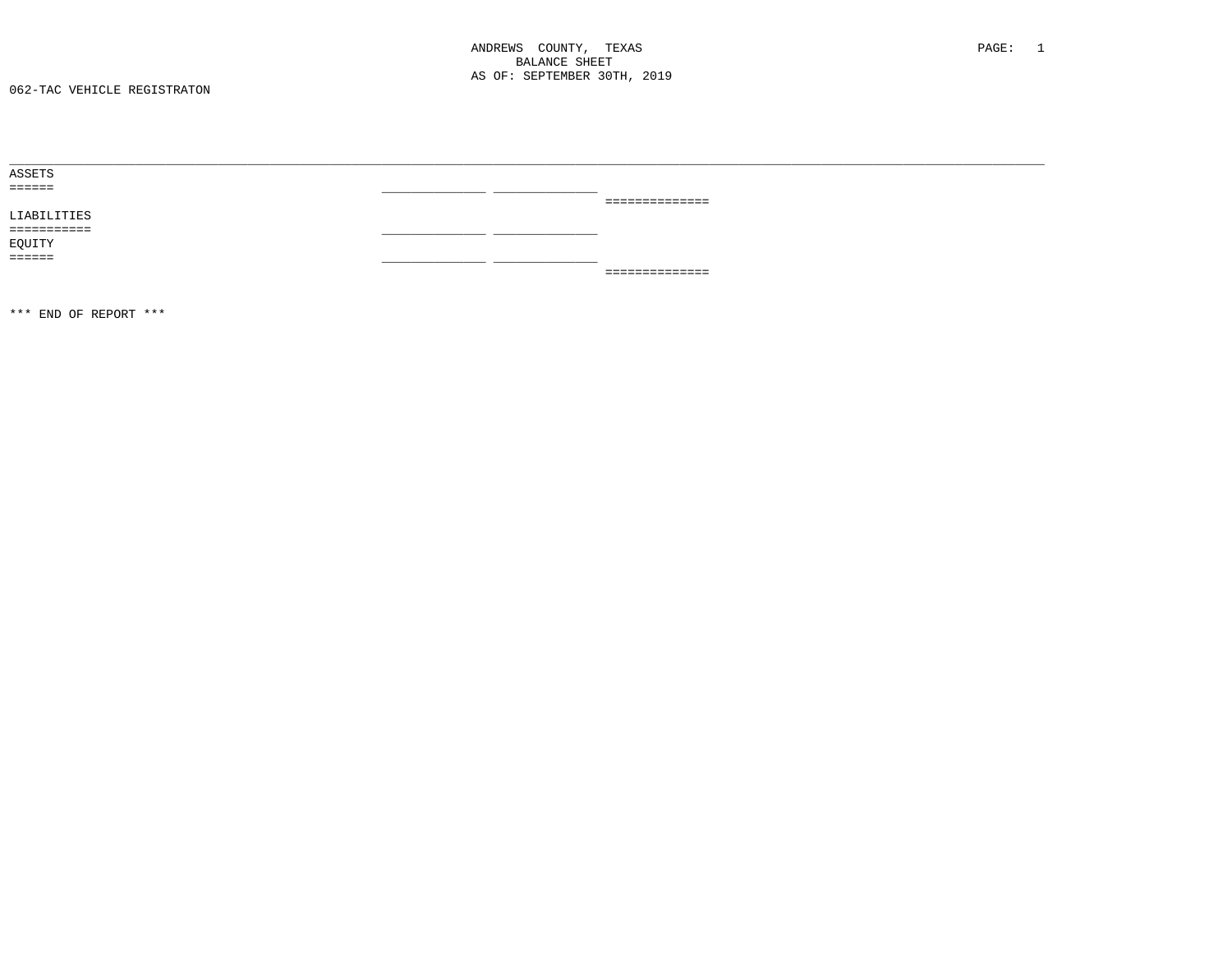ANDREWS COUNTY, TEXAS
BALANCE SHEET
AS OF: SEPTEMBER 30TH, 2019

062-TAC VEHICLE REGISTRATON

ASSETS
======

LIABILITIES
===========

EQUITY
======

*** END OF REPORT ***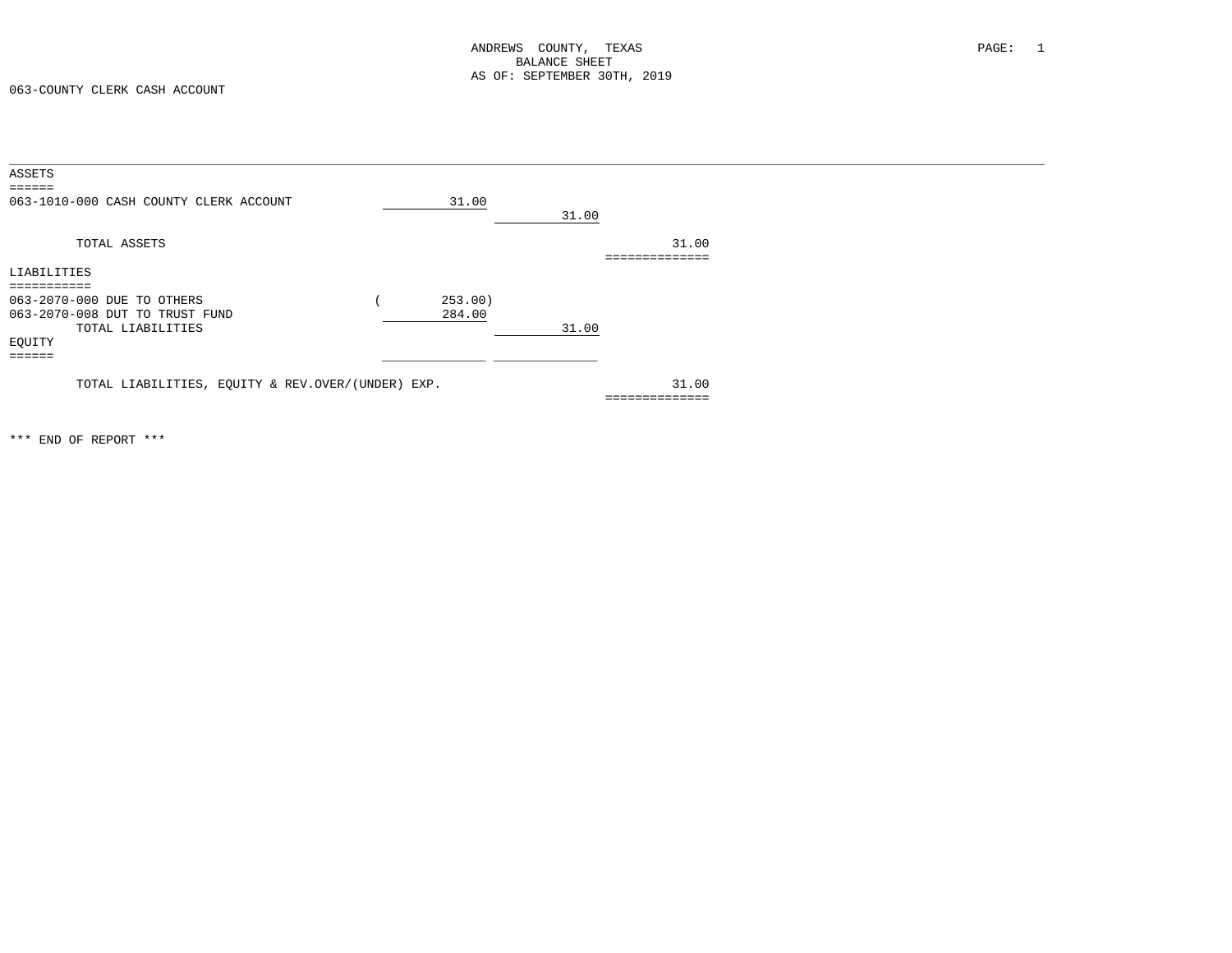ANDREWS COUNTY, TEXAS
BALANCE SHEET
AS OF: SEPTEMBER 30TH, 2019

063-COUNTY CLERK CASH ACCOUNT

| Account | | | |
|---|---|---|---|
| **ASSETS** | | | |
| 063-1010-000 CASH COUNTY CLERK ACCOUNT | 31.00 | | |
| | | 31.00 | |
| TOTAL ASSETS | | | 31.00 |
| **LIABILITIES** | | | |
| 063-2070-000 DUE TO OTHERS | (253.00) | | |
| 063-2070-008 DUT TO TRUST FUND | 284.00 | | |
| TOTAL LIABILITIES | | 31.00 | |
| **EQUITY** | | | |
| TOTAL LIABILITIES, EQUITY & REV.OVER/(UNDER) EXP. | | | 31.00 |

*** END OF REPORT ***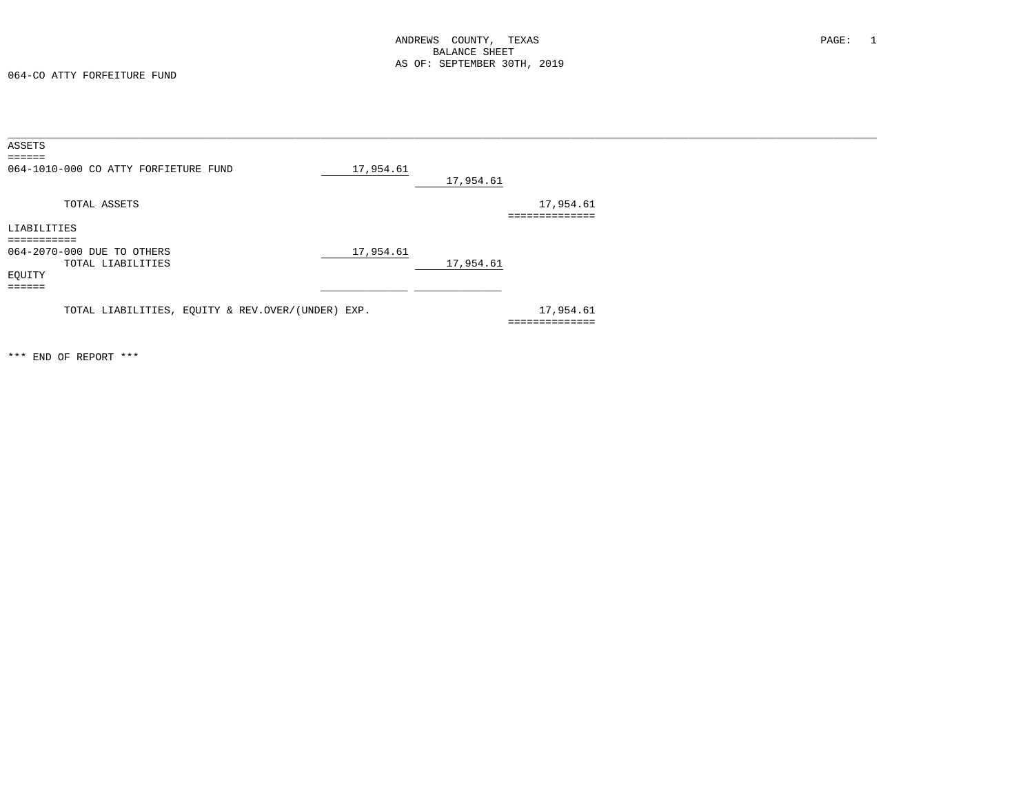ANDREWS COUNTY, TEXAS
BALANCE SHEET
AS OF: SEPTEMBER 30TH, 2019

064-CO ATTY FORFEITURE FUND

| | | | |
|---|---|---|---|
| **ASSETS** | | | |
| 064-1010-000 CO ATTY FORFIETURE FUND | 17,954.61 | | |
| | | 17,954.61 | |
| TOTAL ASSETS | | | 17,954.61 |
| **LIABILITIES** | | | |
| 064-2070-000 DUE TO OTHERS | 17,954.61 | | |
| TOTAL LIABILITIES | | 17,954.61 | |
| **EQUITY** | | | |
| TOTAL LIABILITIES, EQUITY & REV.OVER/(UNDER) EXP. | | | 17,954.61 |

*** END OF REPORT ***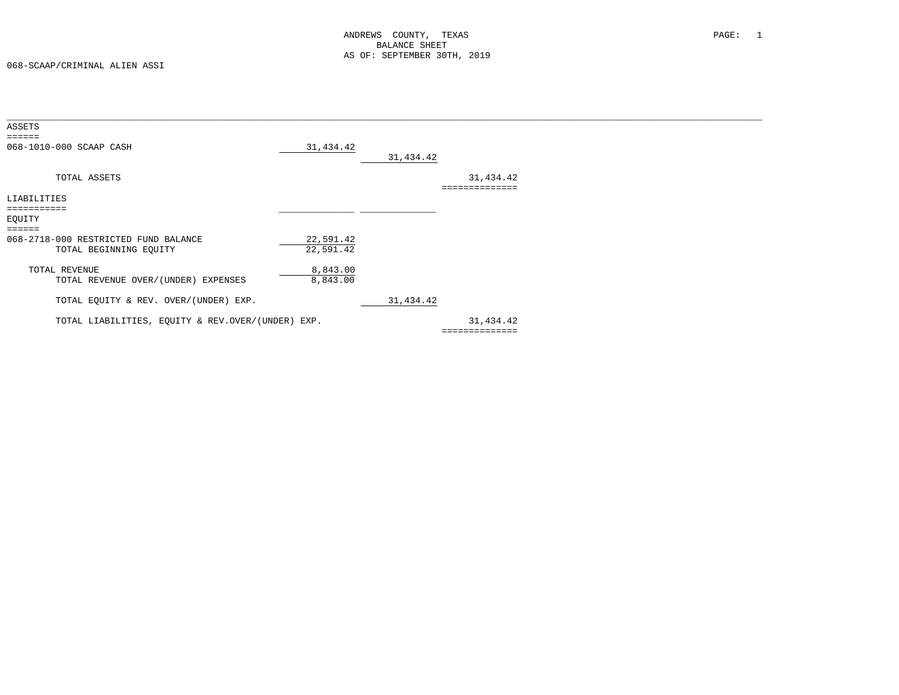ANDREWS COUNTY, TEXAS
BALANCE SHEET
AS OF: SEPTEMBER 30TH, 2019

068-SCAAP/CRIMINAL ALIEN ASSI

| | | | |
|---|---|---|---|
| **ASSETS** | | | |
| 068-1010-000 SCAAP CASH | 31,434.42 | | |
| | | 31,434.42 | |
| TOTAL ASSETS | | | 31,434.42 |
| **LIABILITIES** | | | |
| **EQUITY** | | | |
| 068-2718-000 RESTRICTED FUND BALANCE | 22,591.42 | | |
| TOTAL BEGINNING EQUITY | 22,591.42 | | |
| TOTAL REVENUE | 8,843.00 | | |
| TOTAL REVENUE OVER/(UNDER) EXPENSES | 8,843.00 | | |
| TOTAL EQUITY & REV. OVER/(UNDER) EXP. | | 31,434.42 | |
| TOTAL LIABILITIES, EQUITY & REV.OVER/(UNDER) EXP. | | | 31,434.42 |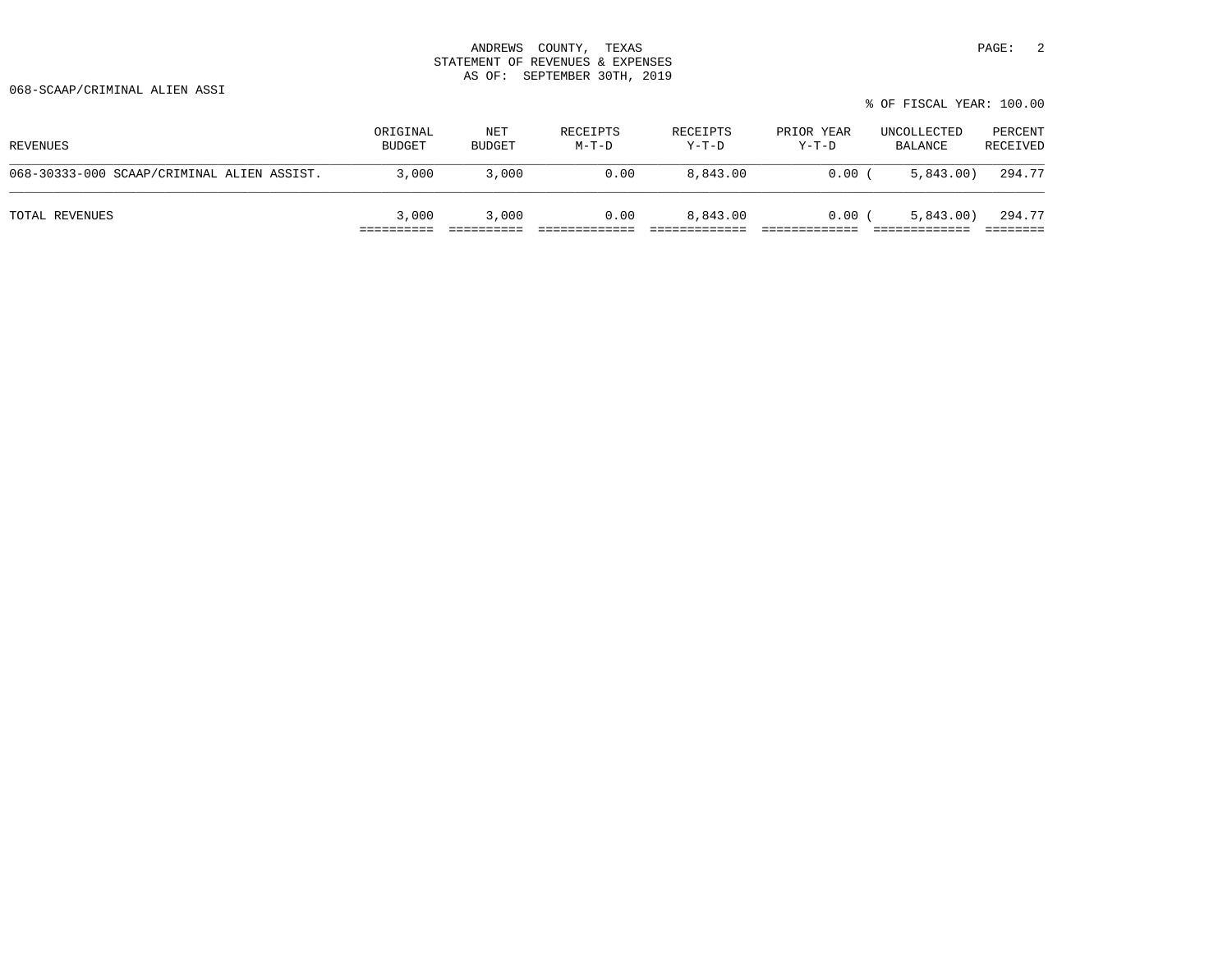ANDREWS COUNTY, TEXAS
STATEMENT OF REVENUES & EXPENSES
AS OF: SEPTEMBER 30TH, 2019

068-SCAAP/CRIMINAL ALIEN ASSI

% OF FISCAL YEAR: 100.00

| REVENUES | ORIGINAL BUDGET | NET BUDGET | RECEIPTS M-T-D | RECEIPTS Y-T-D | PRIOR YEAR Y-T-D | UNCOLLECTED BALANCE | PERCENT RECEIVED |
|---|---|---|---|---|---|---|---|
| 068-30333-000 SCAAP/CRIMINAL ALIEN ASSIST. | 3,000 | 3,000 | 0.00 | 8,843.00 | 0.00 | ( 5,843.00) | 294.77 |
| TOTAL REVENUES | 3,000 | 3,000 | 0.00 | 8,843.00 | 0.00 | ( 5,843.00) | 294.77 |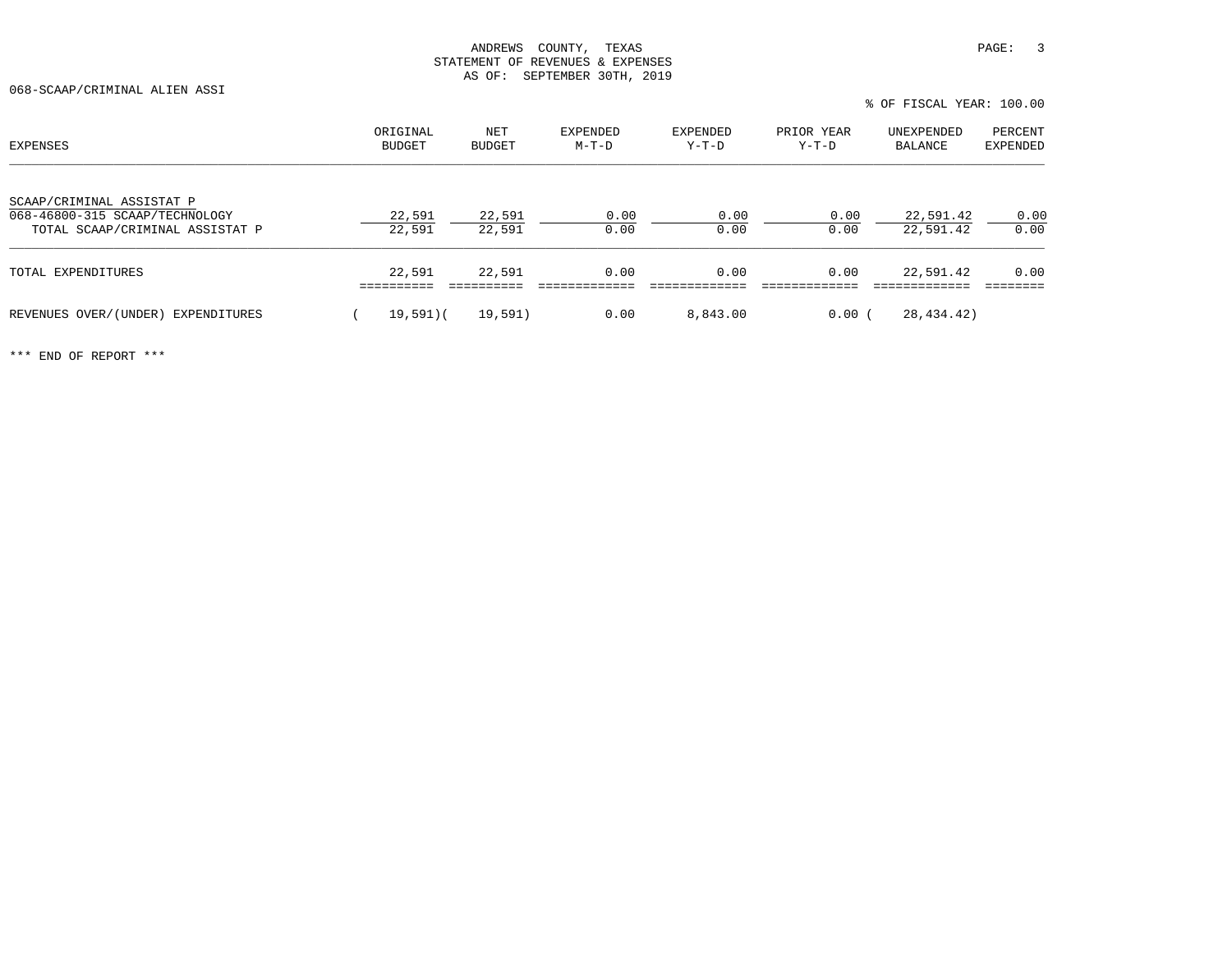ANDREWS COUNTY, TEXAS
STATEMENT OF REVENUES & EXPENSES
AS OF: SEPTEMBER 30TH, 2019

068-SCAAP/CRIMINAL ALIEN ASSI

% OF FISCAL YEAR: 100.00

| EXPENSES | ORIGINAL BUDGET | NET BUDGET | EXPENDED M-T-D | EXPENDED Y-T-D | PRIOR YEAR Y-T-D | UNEXPENDED BALANCE | PERCENT EXPENDED |
|---|---|---|---|---|---|---|---|
| SCAAP/CRIMINAL ASSISTAT P | | | | | | | |
| 068-46800-315 SCAAP/TECHNOLOGY | 22,591 | 22,591 | 0.00 | 0.00 | 0.00 | 22,591.42 | 0.00 |
| TOTAL SCAAP/CRIMINAL ASSISTAT P | 22,591 | 22,591 | 0.00 | 0.00 | 0.00 | 22,591.42 | 0.00 |
| TOTAL EXPENDITURES | 22,591 | 22,591 | 0.00 | 0.00 | 0.00 | 22,591.42 | 0.00 |
| REVENUES OVER/(UNDER) EXPENDITURES | ( 19,591) | ( 19,591) | 0.00 | 8,843.00 | 0.00 | ( 28,434.42) | |

*** END OF REPORT ***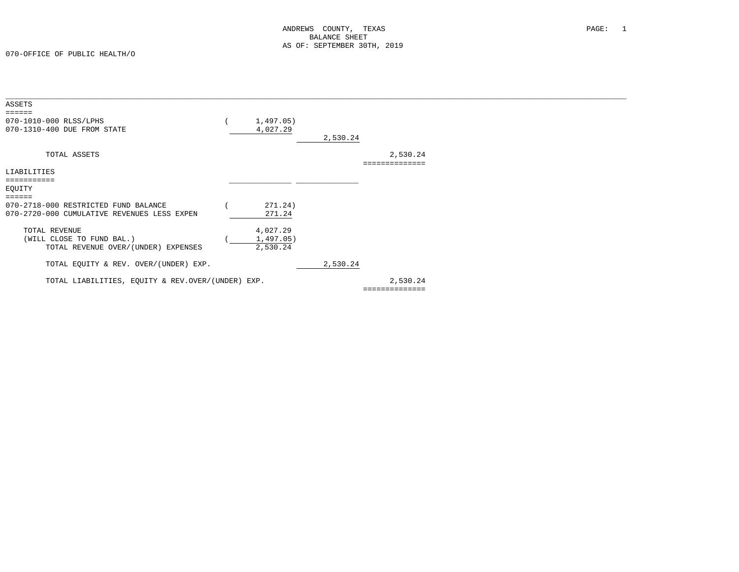ANDREWS COUNTY, TEXAS
BALANCE SHEET
AS OF: SEPTEMBER 30TH, 2019

070-OFFICE OF PUBLIC HEALTH/O

| | | | |
|---|---|---|---|
| **ASSETS** | | | |
| 070-1010-000 RLSS/LPHS | (1,497.05) | | |
| 070-1310-400 DUE FROM STATE | 4,027.29 | | |
| | | 2,530.24 | |
| TOTAL ASSETS | | | 2,530.24 |
| **LIABILITIES** | | | |
| **EQUITY** | | | |
| 070-2718-000 RESTRICTED FUND BALANCE | (271.24) | | |
| 070-2720-000 CUMULATIVE REVENUES LESS EXPEN | 271.24 | | |
| TOTAL REVENUE | 4,027.29 | | |
| (WILL CLOSE TO FUND BAL.) | (1,497.05) | | |
| TOTAL REVENUE OVER/(UNDER) EXPENSES | 2,530.24 | | |
| TOTAL EQUITY & REV. OVER/(UNDER) EXP. | | 2,530.24 | |
| TOTAL LIABILITIES, EQUITY & REV.OVER/(UNDER) EXP. | | | 2,530.24 |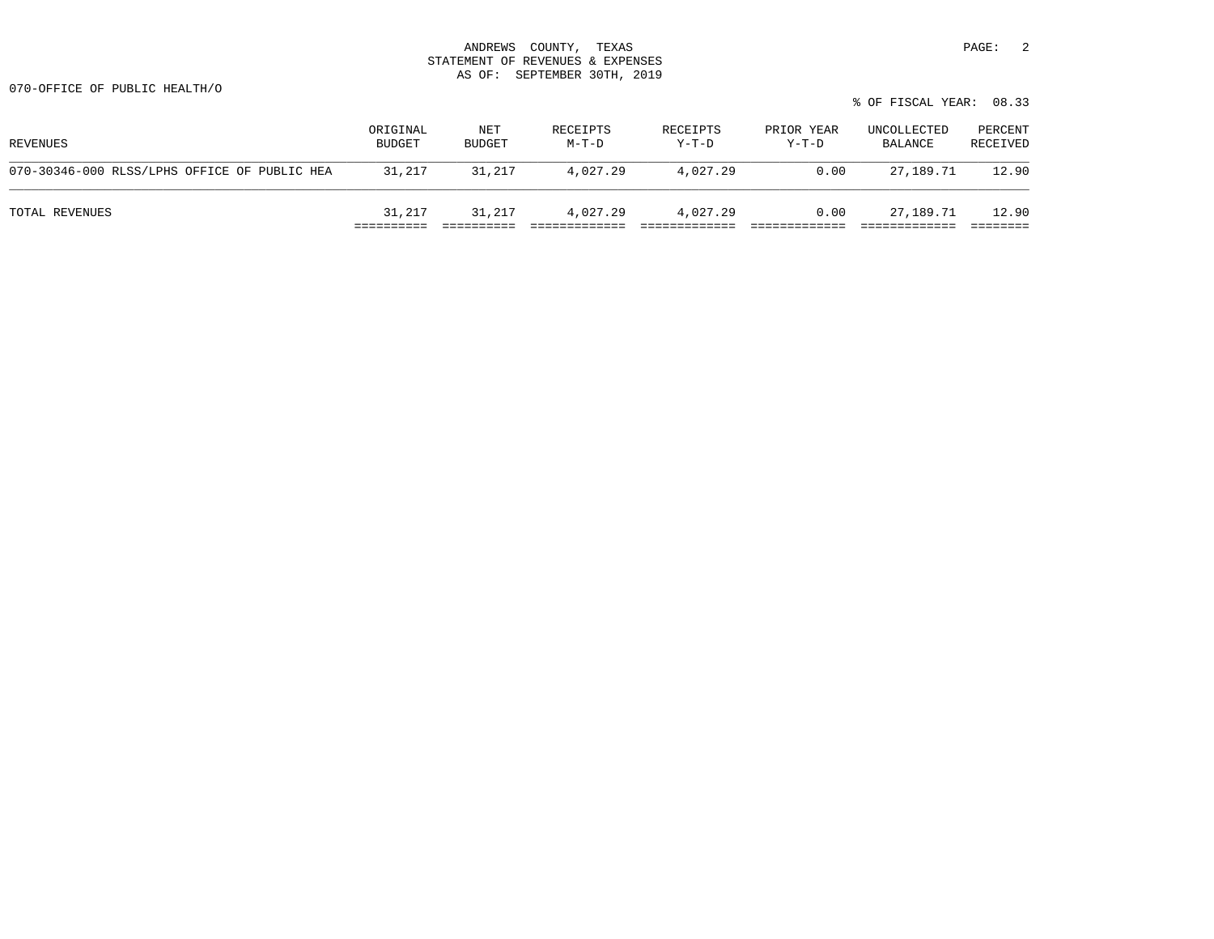ANDREWS COUNTY, TEXAS
STATEMENT OF REVENUES & EXPENSES
AS OF: SEPTEMBER 30TH, 2019

070-OFFICE OF PUBLIC HEALTH/O

% OF FISCAL YEAR: 08.33

| REVENUES | ORIGINAL BUDGET | NET BUDGET | RECEIPTS M-T-D | RECEIPTS Y-T-D | PRIOR YEAR Y-T-D | UNCOLLECTED BALANCE | PERCENT RECEIVED |
|---|---|---|---|---|---|---|---|
| 070-30346-000 RLSS/LPHS OFFICE OF PUBLIC HEA | 31,217 | 31,217 | 4,027.29 | 4,027.29 | 0.00 | 27,189.71 | 12.90 |
| TOTAL REVENUES | 31,217 | 31,217 | 4,027.29 | 4,027.29 | 0.00 | 27,189.71 | 12.90 |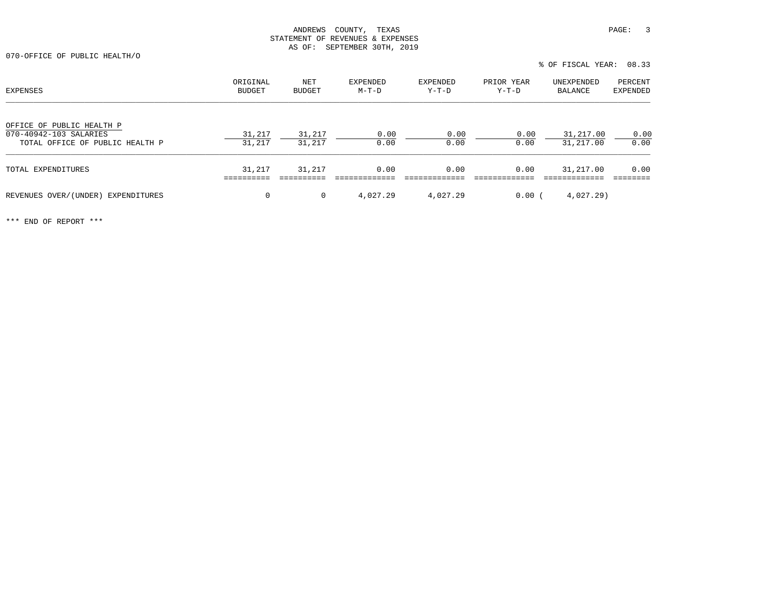ANDREWS COUNTY, TEXAS
STATEMENT OF REVENUES & EXPENSES
AS OF: SEPTEMBER 30TH, 2019

070-OFFICE OF PUBLIC HEALTH/O

% OF FISCAL YEAR: 08.33

| EXPENSES | ORIGINAL BUDGET | NET BUDGET | EXPENDED M-T-D | EXPENDED Y-T-D | PRIOR YEAR Y-T-D | UNEXPENDED BALANCE | PERCENT EXPENDED |
|---|---|---|---|---|---|---|---|
| OFFICE OF PUBLIC HEALTH P | | | | | | | |
| 070-40942-103 SALARIES | 31,217 | 31,217 | 0.00 | 0.00 | 0.00 | 31,217.00 | 0.00 |
| TOTAL OFFICE OF PUBLIC HEALTH P | 31,217 | 31,217 | 0.00 | 0.00 | 0.00 | 31,217.00 | 0.00 |
| TOTAL EXPENDITURES | 31,217 | 31,217 | 0.00 | 0.00 | 0.00 | 31,217.00 | 0.00 |
| REVENUES OVER/(UNDER) EXPENDITURES | 0 | 0 | 4,027.29 | 4,027.29 | 0.00 | ( 4,027.29) | |

*** END OF REPORT ***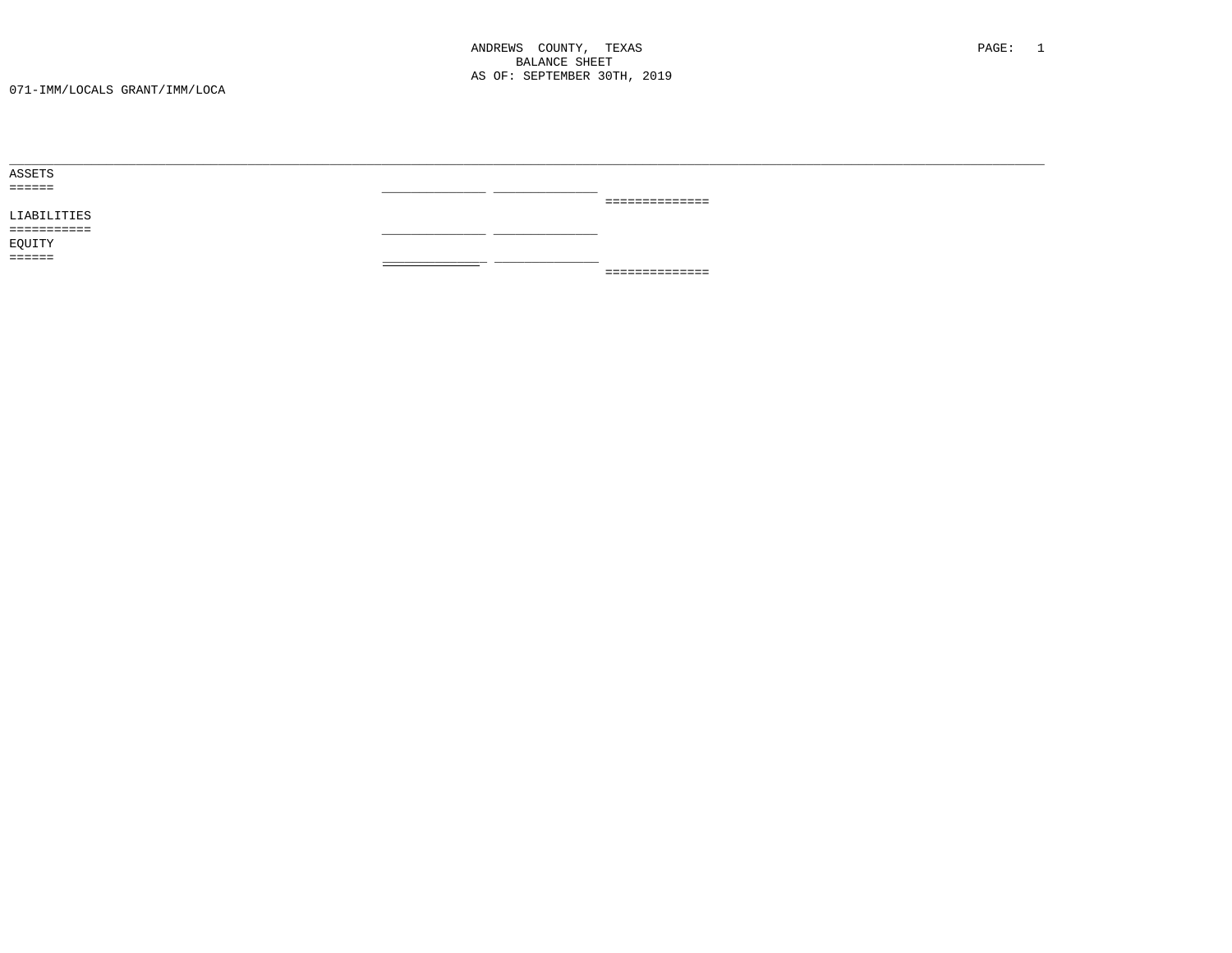ANDREWS COUNTY, TEXAS
BALANCE SHEET
AS OF: SEPTEMBER 30TH, 2019

071-IMM/LOCALS GRANT/IMM/LOCA

ASSETS
======

LIABILITIES
===========

EQUITY
======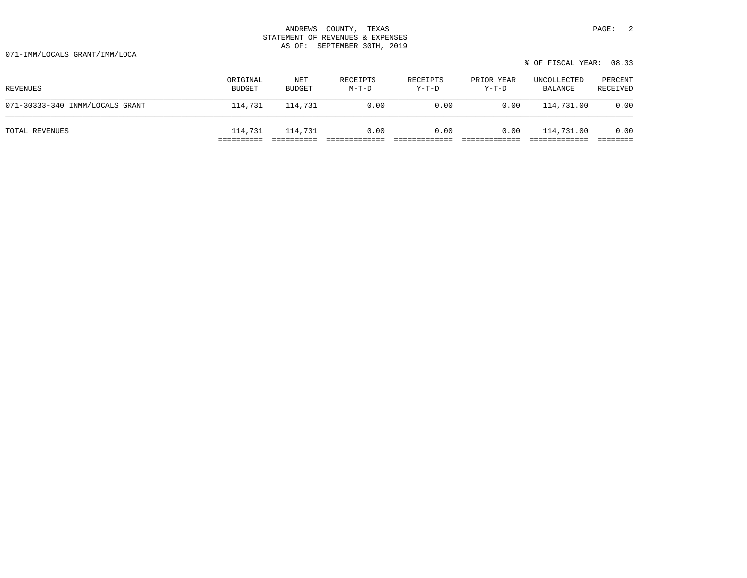ANDREWS COUNTY, TEXAS
STATEMENT OF REVENUES & EXPENSES
AS OF: SEPTEMBER 30TH, 2019

071-IMM/LOCALS GRANT/IMM/LOCA

% OF FISCAL YEAR: 08.33

| REVENUES | ORIGINAL BUDGET | NET BUDGET | RECEIPTS M-T-D | RECEIPTS Y-T-D | PRIOR YEAR Y-T-D | UNCOLLECTED BALANCE | PERCENT RECEIVED |
|---|---|---|---|---|---|---|---|
| 071-30333-340 INMM/LOCALS GRANT | 114,731 | 114,731 | 0.00 | 0.00 | 0.00 | 114,731.00 | 0.00 |
| TOTAL REVENUES | 114,731 | 114,731 | 0.00 | 0.00 | 0.00 | 114,731.00 | 0.00 |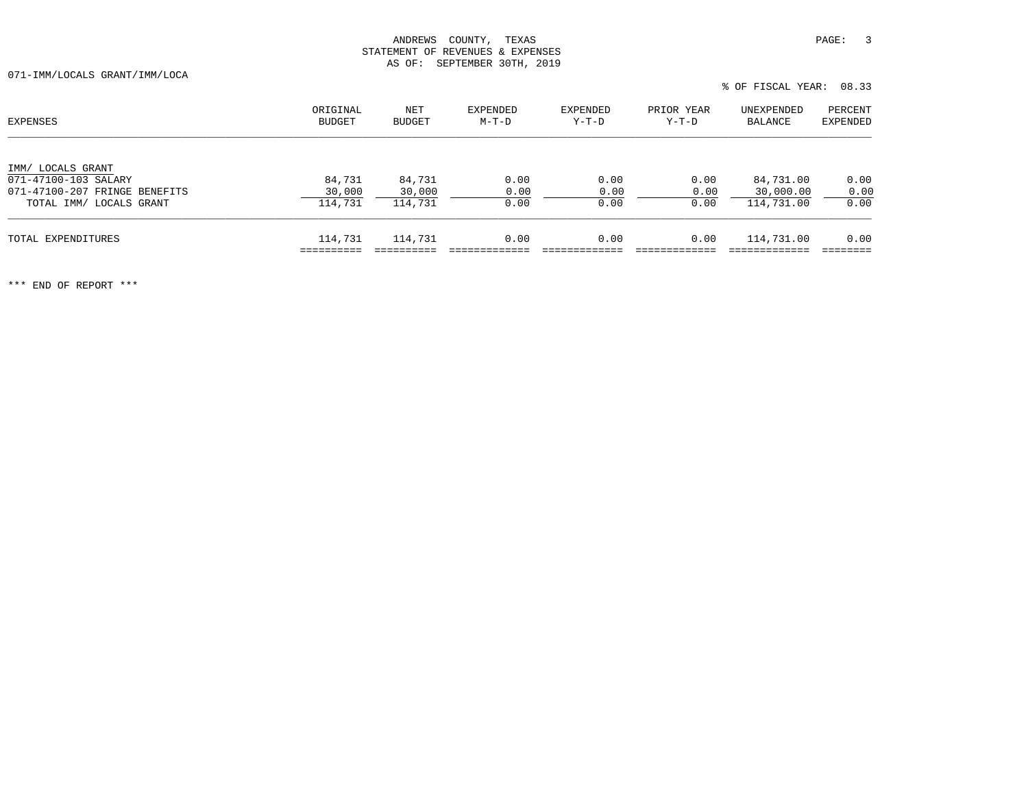ANDREWS COUNTY, TEXAS
STATEMENT OF REVENUES & EXPENSES
AS OF: SEPTEMBER 30TH, 2019

071-IMM/LOCALS GRANT/IMM/LOCA

% OF FISCAL YEAR: 08.33

| EXPENSES | ORIGINAL BUDGET | NET BUDGET | EXPENDED M-T-D | EXPENDED Y-T-D | PRIOR YEAR Y-T-D | UNEXPENDED BALANCE | PERCENT EXPENDED |
|---|---|---|---|---|---|---|---|
| IMM/ LOCALS GRANT | | | | | | | |
| 071-47100-103 SALARY | 84,731 | 84,731 | 0.00 | 0.00 | 0.00 | 84,731.00 | 0.00 |
| 071-47100-207 FRINGE BENEFITS | 30,000 | 30,000 | 0.00 | 0.00 | 0.00 | 30,000.00 | 0.00 |
| TOTAL IMM/ LOCALS GRANT | 114,731 | 114,731 | 0.00 | 0.00 | 0.00 | 114,731.00 | 0.00 |
| TOTAL EXPENDITURES | 114,731 | 114,731 | 0.00 | 0.00 | 0.00 | 114,731.00 | 0.00 |

*** END OF REPORT ***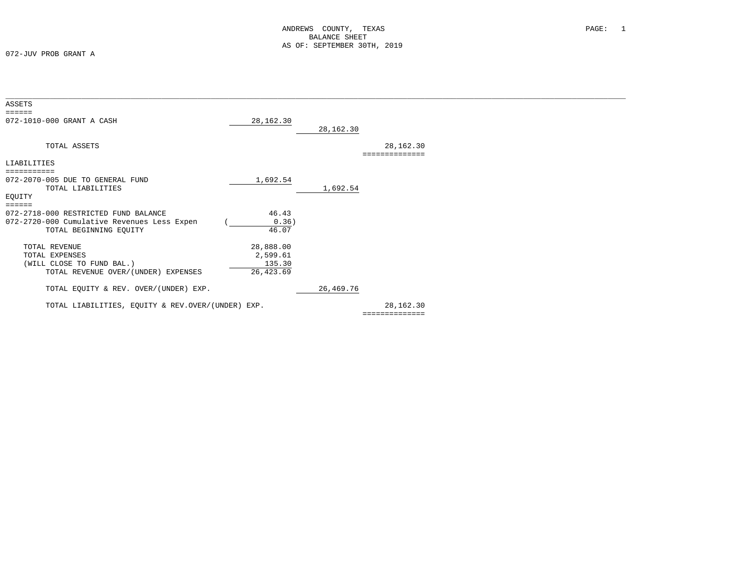ANDREWS COUNTY, TEXAS
BALANCE SHEET
AS OF: SEPTEMBER 30TH, 2019

072-JUV PROB GRANT A

| | | | |
|---|---|---|---|
| **ASSETS** | | | |
| 072-1010-000 GRANT A CASH | 28,162.30 | | |
| | | 28,162.30 | |
| TOTAL ASSETS | | | 28,162.30 |
| **LIABILITIES** | | | |
| 072-2070-005 DUE TO GENERAL FUND | 1,692.54 | | |
| TOTAL LIABILITIES | | 1,692.54 | |
| **EQUITY** | | | |
| 072-2718-000 RESTRICTED FUND BALANCE | 46.43 | | |
| 072-2720-000 Cumulative Revenues Less Expen | ( 0.36) | | |
| TOTAL BEGINNING EQUITY | 46.07 | | |
| TOTAL REVENUE | 28,888.00 | | |
| TOTAL EXPENSES | 2,599.61 | | |
| (WILL CLOSE TO FUND BAL.) | 135.30 | | |
| TOTAL REVENUE OVER/(UNDER) EXPENSES | 26,423.69 | | |
| TOTAL EQUITY & REV. OVER/(UNDER) EXP. | | 26,469.76 | |
| TOTAL LIABILITIES, EQUITY & REV.OVER/(UNDER) EXP. | | | 28,162.30 |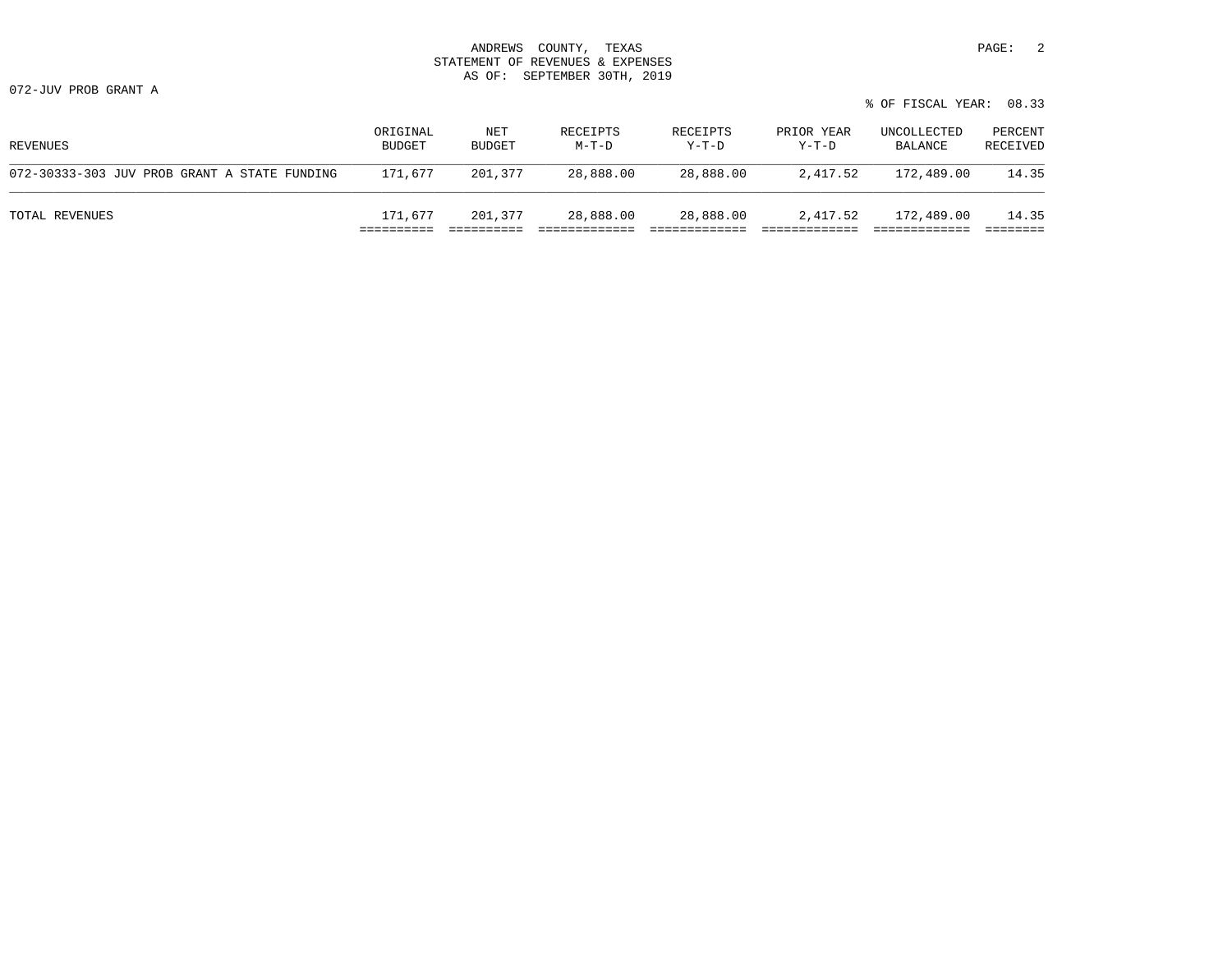ANDREWS COUNTY, TEXAS
STATEMENT OF REVENUES & EXPENSES
AS OF: SEPTEMBER 30TH, 2019

072-JUV PROB GRANT A

% OF FISCAL YEAR: 08.33

| REVENUES | ORIGINAL BUDGET | NET BUDGET | RECEIPTS M-T-D | RECEIPTS Y-T-D | PRIOR YEAR Y-T-D | UNCOLLECTED BALANCE | PERCENT RECEIVED |
|---|---|---|---|---|---|---|---|
| 072-30333-303 JUV PROB GRANT A STATE FUNDING | 171,677 | 201,377 | 28,888.00 | 28,888.00 | 2,417.52 | 172,489.00 | 14.35 |
| TOTAL REVENUES | 171,677 | 201,377 | 28,888.00 | 28,888.00 | 2,417.52 | 172,489.00 | 14.35 |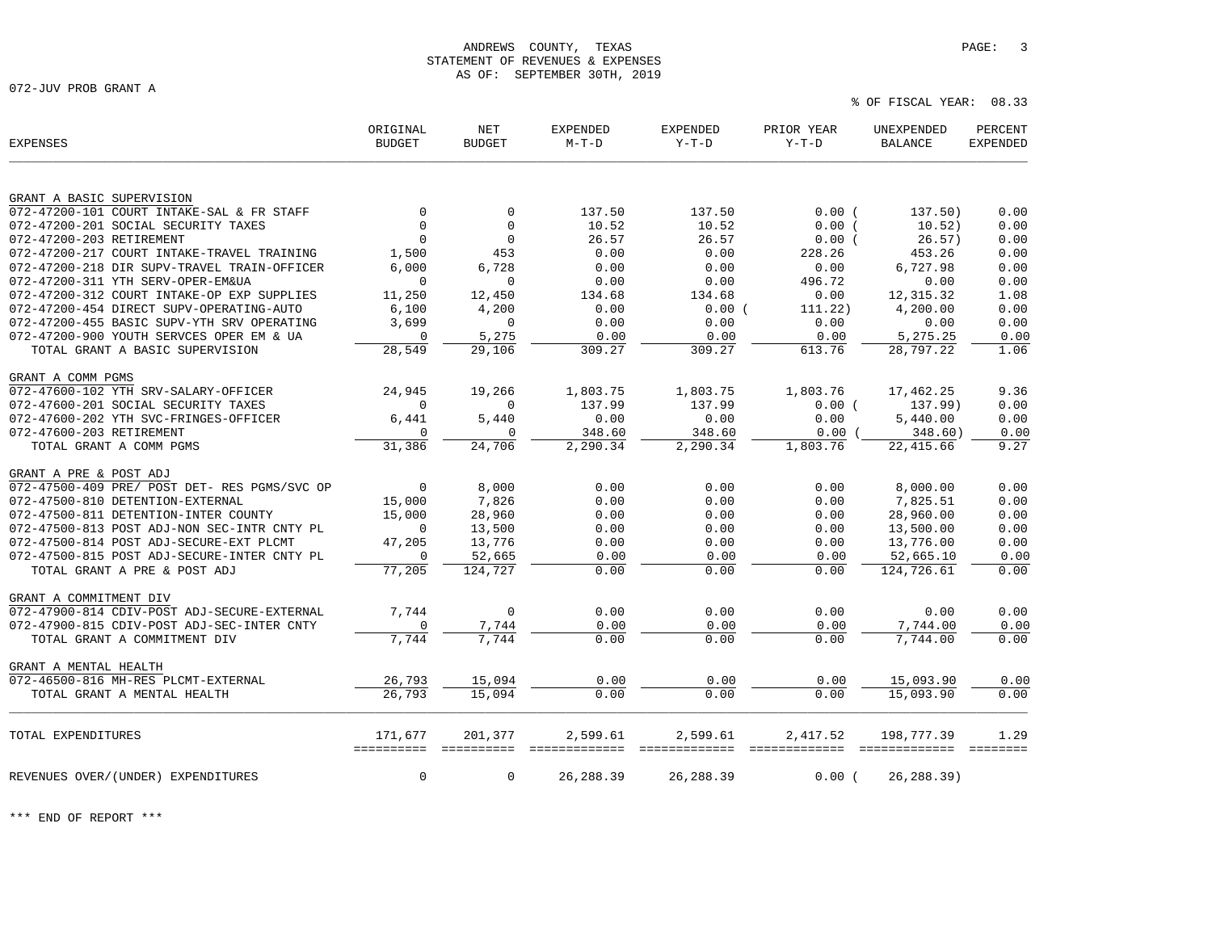# ANDREWS COUNTY, TEXAS
## STATEMENT OF REVENUES & EXPENSES
### AS OF: SEPTEMBER 30TH, 2019

072-JUV PROB GRANT A

% OF FISCAL YEAR: 08.33

| EXPENSES | ORIGINAL BUDGET | NET BUDGET | EXPENDED M-T-D | EXPENDED Y-T-D | PRIOR YEAR Y-T-D | UNEXPENDED BALANCE | PERCENT EXPENDED |
|---|---|---|---|---|---|---|---|
| **GRANT A BASIC SUPERVISION** | | | | | | | |
| 072-47200-101 COURT INTAKE-SAL & FR STAFF | 0 | 0 | 137.50 | 137.50 | 0.00 | ( 137.50) | 0.00 |
| 072-47200-201 SOCIAL SECURITY TAXES | 0 | 0 | 10.52 | 10.52 | 0.00 | ( 10.52) | 0.00 |
| 072-47200-203 RETIREMENT | 0 | 0 | 26.57 | 26.57 | 0.00 | ( 26.57) | 0.00 |
| 072-47200-217 COURT INTAKE-TRAVEL TRAINING | 1,500 | 453 | 0.00 | 0.00 | 228.26 | 453.26 | 0.00 |
| 072-47200-218 DIR SUPV-TRAVEL TRAIN-OFFICER | 6,000 | 6,728 | 0.00 | 0.00 | 0.00 | 6,727.98 | 0.00 |
| 072-47200-311 YTH SERV-OPER-EM&UA | 0 | 0 | 0.00 | 0.00 | 496.72 | 0.00 | 0.00 |
| 072-47200-312 COURT INTAKE-OP EXP SUPPLIES | 11,250 | 12,450 | 134.68 | 134.68 | 0.00 | 12,315.32 | 1.08 |
| 072-47200-454 DIRECT SUPV-OPERATING-AUTO | 6,100 | 4,200 | 0.00 | 0.00 | ( 111.22) | 4,200.00 | 0.00 |
| 072-47200-455 BASIC SUPV-YTH SRV OPERATING | 3,699 | 0 | 0.00 | 0.00 | 0.00 | 0.00 | 0.00 |
| 072-47200-900 YOUTH SERVCES OPER EM & UA | 0 | 5,275 | 0.00 | 0.00 | 0.00 | 5,275.25 | 0.00 |
| TOTAL GRANT A BASIC SUPERVISION | 28,549 | 29,106 | 309.27 | 309.27 | 613.76 | 28,797.22 | 1.06 |
| **GRANT A COMM PGMS** | | | | | | | |
| 072-47600-102 YTH SRV-SALARY-OFFICER | 24,945 | 19,266 | 1,803.75 | 1,803.75 | 1,803.76 | 17,462.25 | 9.36 |
| 072-47600-201 SOCIAL SECURITY TAXES | 0 | 0 | 137.99 | 137.99 | 0.00 | ( 137.99) | 0.00 |
| 072-47600-202 YTH SVC-FRINGES-OFFICER | 6,441 | 5,440 | 0.00 | 0.00 | 0.00 | 5,440.00 | 0.00 |
| 072-47600-203 RETIREMENT | 0 | 0 | 348.60 | 348.60 | 0.00 | ( 348.60) | 0.00 |
| TOTAL GRANT A COMM PGMS | 31,386 | 24,706 | 2,290.34 | 2,290.34 | 1,803.76 | 22,415.66 | 9.27 |
| **GRANT A PRE & POST ADJ** | | | | | | | |
| 072-47500-409 PRE/ POST DET- RES PGMS/SVC OP | 0 | 8,000 | 0.00 | 0.00 | 0.00 | 8,000.00 | 0.00 |
| 072-47500-810 DETENTION-EXTERNAL | 15,000 | 7,826 | 0.00 | 0.00 | 0.00 | 7,825.51 | 0.00 |
| 072-47500-811 DETENTION-INTER COUNTY | 15,000 | 28,960 | 0.00 | 0.00 | 0.00 | 28,960.00 | 0.00 |
| 072-47500-813 POST ADJ-NON SEC-INTR CNTY PL | 0 | 13,500 | 0.00 | 0.00 | 0.00 | 13,500.00 | 0.00 |
| 072-47500-814 POST ADJ-SECURE-EXT PLCMT | 47,205 | 13,776 | 0.00 | 0.00 | 0.00 | 13,776.00 | 0.00 |
| 072-47500-815 POST ADJ-SECURE-INTER CNTY PL | 0 | 52,665 | 0.00 | 0.00 | 0.00 | 52,665.10 | 0.00 |
| TOTAL GRANT A PRE & POST ADJ | 77,205 | 124,727 | 0.00 | 0.00 | 0.00 | 124,726.61 | 0.00 |
| **GRANT A COMMITMENT DIV** | | | | | | | |
| 072-47900-814 CDIV-POST ADJ-SECURE-EXTERNAL | 7,744 | 0 | 0.00 | 0.00 | 0.00 | 0.00 | 0.00 |
| 072-47900-815 CDIV-POST ADJ-SEC-INTER CNTY | 0 | 7,744 | 0.00 | 0.00 | 0.00 | 7,744.00 | 0.00 |
| TOTAL GRANT A COMMITMENT DIV | 7,744 | 7,744 | 0.00 | 0.00 | 0.00 | 7,744.00 | 0.00 |
| **GRANT A MENTAL HEALTH** | | | | | | | |
| 072-46500-816 MH-RES PLCMT-EXTERNAL | 26,793 | 15,094 | 0.00 | 0.00 | 0.00 | 15,093.90 | 0.00 |
| TOTAL GRANT A MENTAL HEALTH | 26,793 | 15,094 | 0.00 | 0.00 | 0.00 | 15,093.90 | 0.00 |
| TOTAL EXPENDITURES | 171,677 | 201,377 | 2,599.61 | 2,599.61 | 2,417.52 | 198,777.39 | 1.29 |
| REVENUES OVER/(UNDER) EXPENDITURES | 0 | 0 | 26,288.39 | 26,288.39 | 0.00 | ( 26,288.39) | |

*** END OF REPORT ***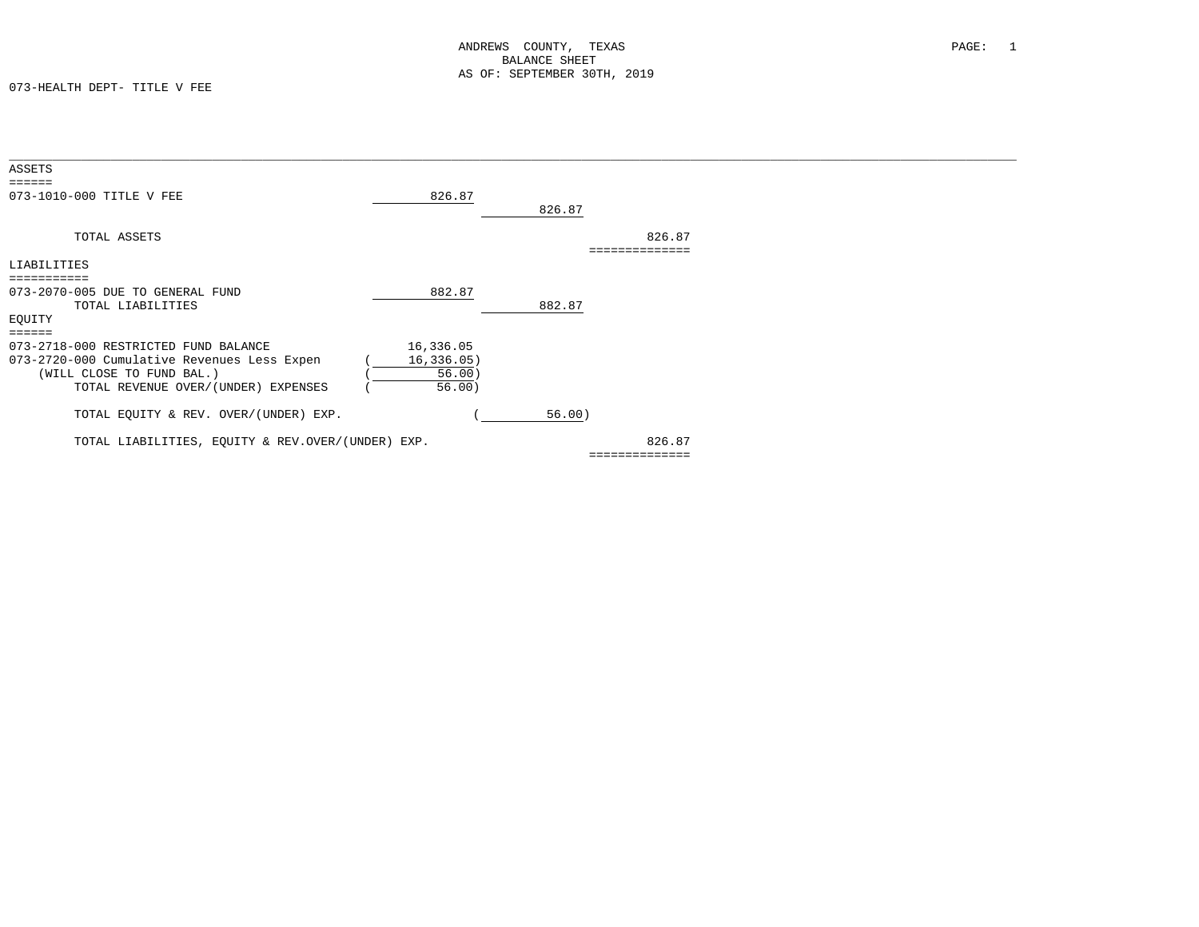# ANDREWS COUNTY, TEXAS
## BALANCE SHEET
### AS OF: SEPTEMBER 30TH, 2019

073-HEALTH DEPT- TITLE V FEE

**ASSETS**

| Account | | | |
|---|---|---|---|
| 073-1010-000 TITLE V FEE | 826.87 | | |
| | | 826.87 | |
| TOTAL ASSETS | | | 826.87 |

**LIABILITIES**

| Account | | | |
|---|---|---|---|
| 073-2070-005 DUE TO GENERAL FUND | 882.87 | | |
| TOTAL LIABILITIES | | 882.87 | |

**EQUITY**

| Account | | | |
|---|---|---|---|
| 073-2718-000 RESTRICTED FUND BALANCE | 16,336.05 | | |
| 073-2720-000 Cumulative Revenues Less Expen | (16,336.05) | | |
| (WILL CLOSE TO FUND BAL.) | (56.00) | | |
| TOTAL REVENUE OVER/(UNDER) EXPENSES | (56.00) | | |
| TOTAL EQUITY & REV. OVER/(UNDER) EXP. | | (56.00) | |
| TOTAL LIABILITIES, EQUITY & REV.OVER/(UNDER) EXP. | | | 826.87 |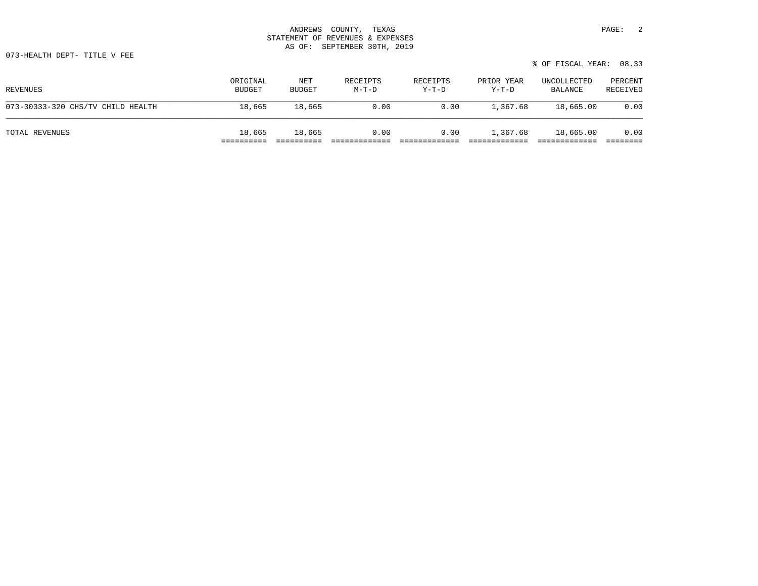ANDREWS COUNTY, TEXAS
STATEMENT OF REVENUES & EXPENSES
AS OF: SEPTEMBER 30TH, 2019

073-HEALTH DEPT- TITLE V FEE

% OF FISCAL YEAR: 08.33

| REVENUES | ORIGINAL BUDGET | NET BUDGET | RECEIPTS M-T-D | RECEIPTS Y-T-D | PRIOR YEAR Y-T-D | UNCOLLECTED BALANCE | PERCENT RECEIVED |
|---|---|---|---|---|---|---|---|
| 073-30333-320 CHS/TV CHILD HEALTH | 18,665 | 18,665 | 0.00 | 0.00 | 1,367.68 | 18,665.00 | 0.00 |
| TOTAL REVENUES | 18,665 | 18,665 | 0.00 | 0.00 | 1,367.68 | 18,665.00 | 0.00 |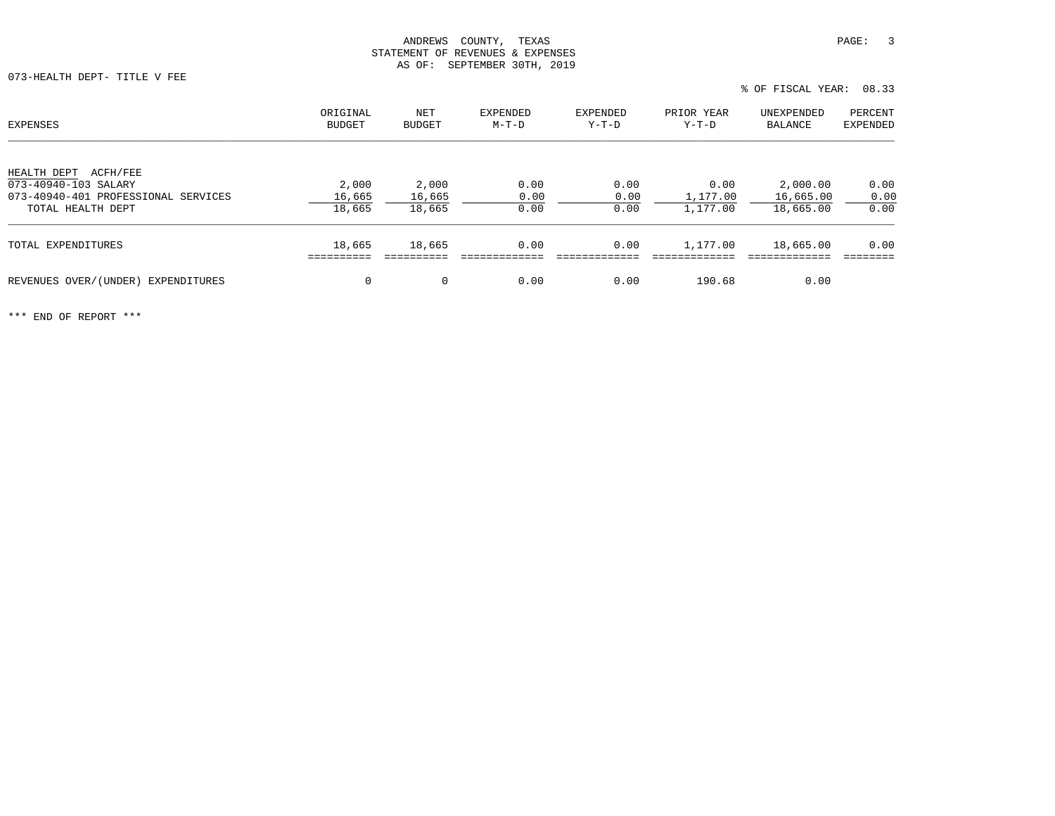ANDREWS COUNTY, TEXAS
STATEMENT OF REVENUES & EXPENSES
AS OF: SEPTEMBER 30TH, 2019

073-HEALTH DEPT- TITLE V FEE

% OF FISCAL YEAR: 08.33

| EXPENSES | ORIGINAL BUDGET | NET BUDGET | EXPENDED M-T-D | EXPENDED Y-T-D | PRIOR YEAR Y-T-D | UNEXPENDED BALANCE | PERCENT EXPENDED |
|---|---|---|---|---|---|---|---|
| HEALTH DEPT ACFH/FEE | | | | | | | |
| 073-40940-103 SALARY | 2,000 | 2,000 | 0.00 | 0.00 | 0.00 | 2,000.00 | 0.00 |
| 073-40940-401 PROFESSIONAL SERVICES | 16,665 | 16,665 | 0.00 | 0.00 | 1,177.00 | 16,665.00 | 0.00 |
| TOTAL HEALTH DEPT | 18,665 | 18,665 | 0.00 | 0.00 | 1,177.00 | 18,665.00 | 0.00 |
| TOTAL EXPENDITURES | 18,665 | 18,665 | 0.00 | 0.00 | 1,177.00 | 18,665.00 | 0.00 |
| REVENUES OVER/(UNDER) EXPENDITURES | 0 | 0 | 0.00 | 0.00 | 190.68 | 0.00 | |

*** END OF REPORT ***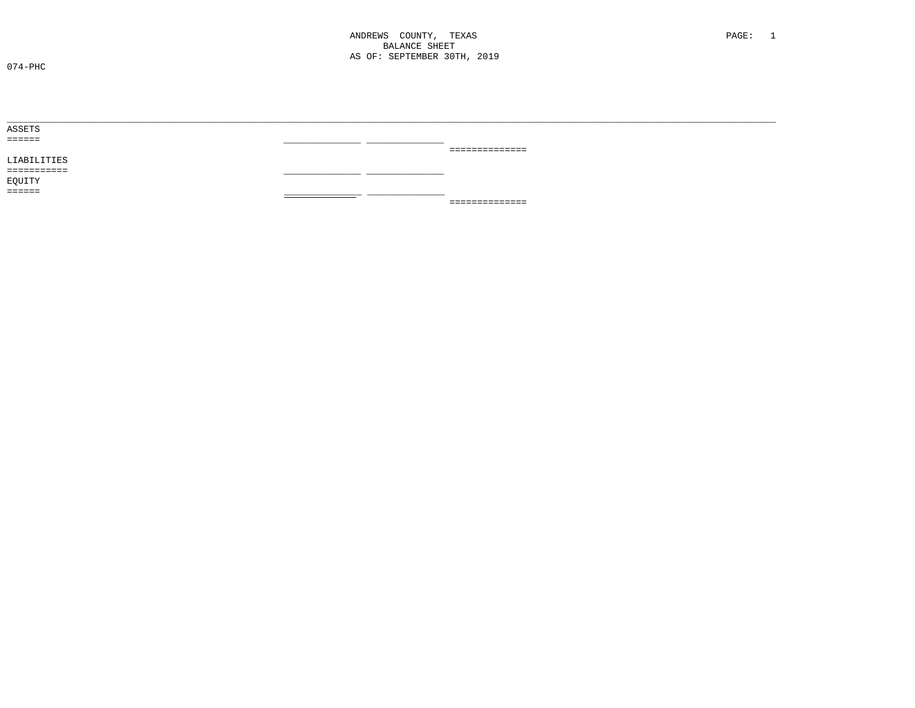ANDREWS COUNTY, TEXAS
BALANCE SHEET
AS OF: SEPTEMBER 30TH, 2019

074-PHC

ASSETS
======

LIABILITIES
===========

EQUITY
======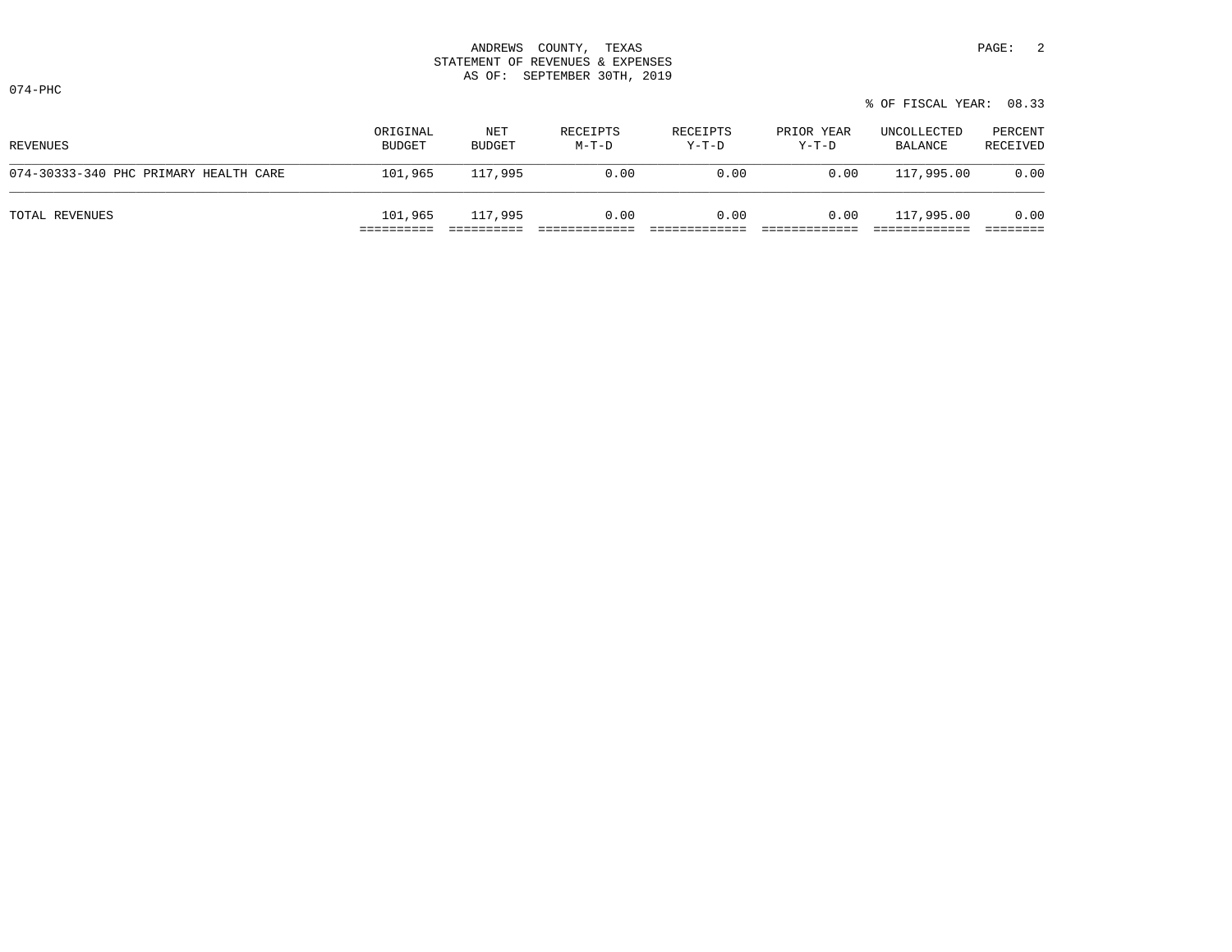ANDREWS COUNTY, TEXAS
STATEMENT OF REVENUES & EXPENSES
AS OF: SEPTEMBER 30TH, 2019

074-PHC

% OF FISCAL YEAR: 08.33

| REVENUES | ORIGINAL BUDGET | NET BUDGET | RECEIPTS M-T-D | RECEIPTS Y-T-D | PRIOR YEAR Y-T-D | UNCOLLECTED BALANCE | PERCENT RECEIVED |
|---|---|---|---|---|---|---|---|
| 074-30333-340 PHC PRIMARY HEALTH CARE | 101,965 | 117,995 | 0.00 | 0.00 | 0.00 | 117,995.00 | 0.00 |
| TOTAL REVENUES | 101,965 | 117,995 | 0.00 | 0.00 | 0.00 | 117,995.00 | 0.00 |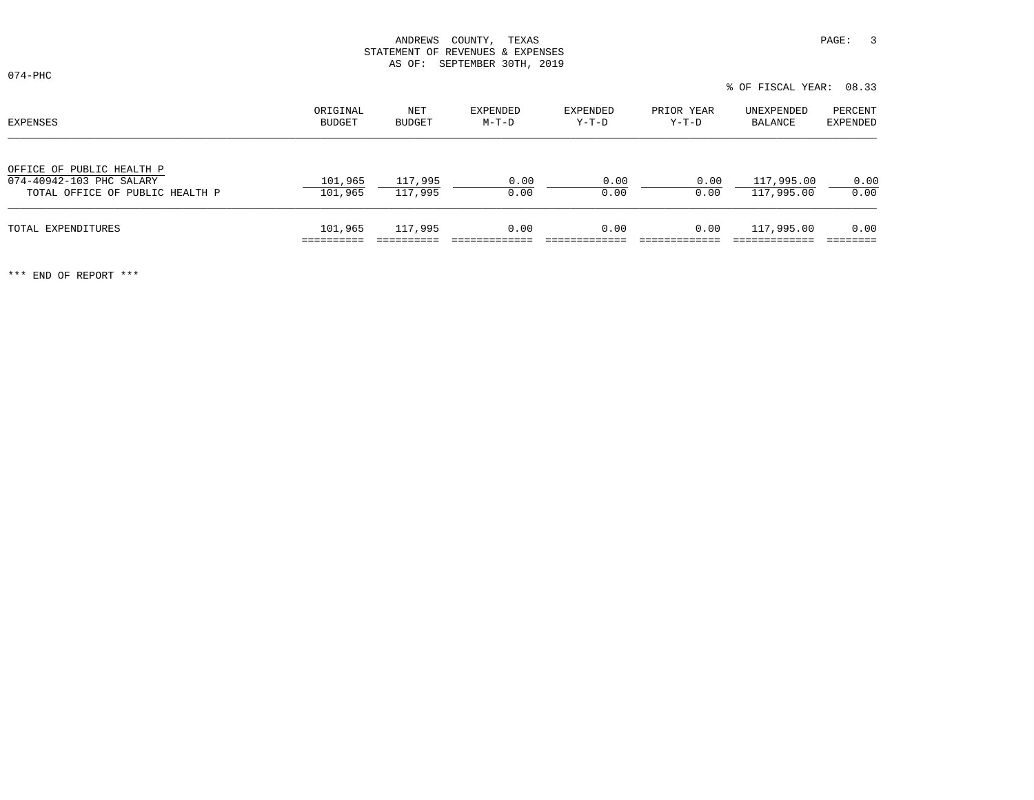ANDREWS COUNTY, TEXAS
STATEMENT OF REVENUES & EXPENSES
AS OF: SEPTEMBER 30TH, 2019

074-PHC

% OF FISCAL YEAR: 08.33

| EXPENSES | ORIGINAL BUDGET | NET BUDGET | EXPENDED M-T-D | EXPENDED Y-T-D | PRIOR YEAR Y-T-D | UNEXPENDED BALANCE | PERCENT EXPENDED |
|---|---|---|---|---|---|---|---|
| OFFICE OF PUBLIC HEALTH P | | | | | | | |
| 074-40942-103 PHC SALARY | 101,965 | 117,995 | 0.00 | 0.00 | 0.00 | 117,995.00 | 0.00 |
| TOTAL OFFICE OF PUBLIC HEALTH P | 101,965 | 117,995 | 0.00 | 0.00 | 0.00 | 117,995.00 | 0.00 |
| TOTAL EXPENDITURES | 101,965 | 117,995 | 0.00 | 0.00 | 0.00 | 117,995.00 | 0.00 |

*** END OF REPORT ***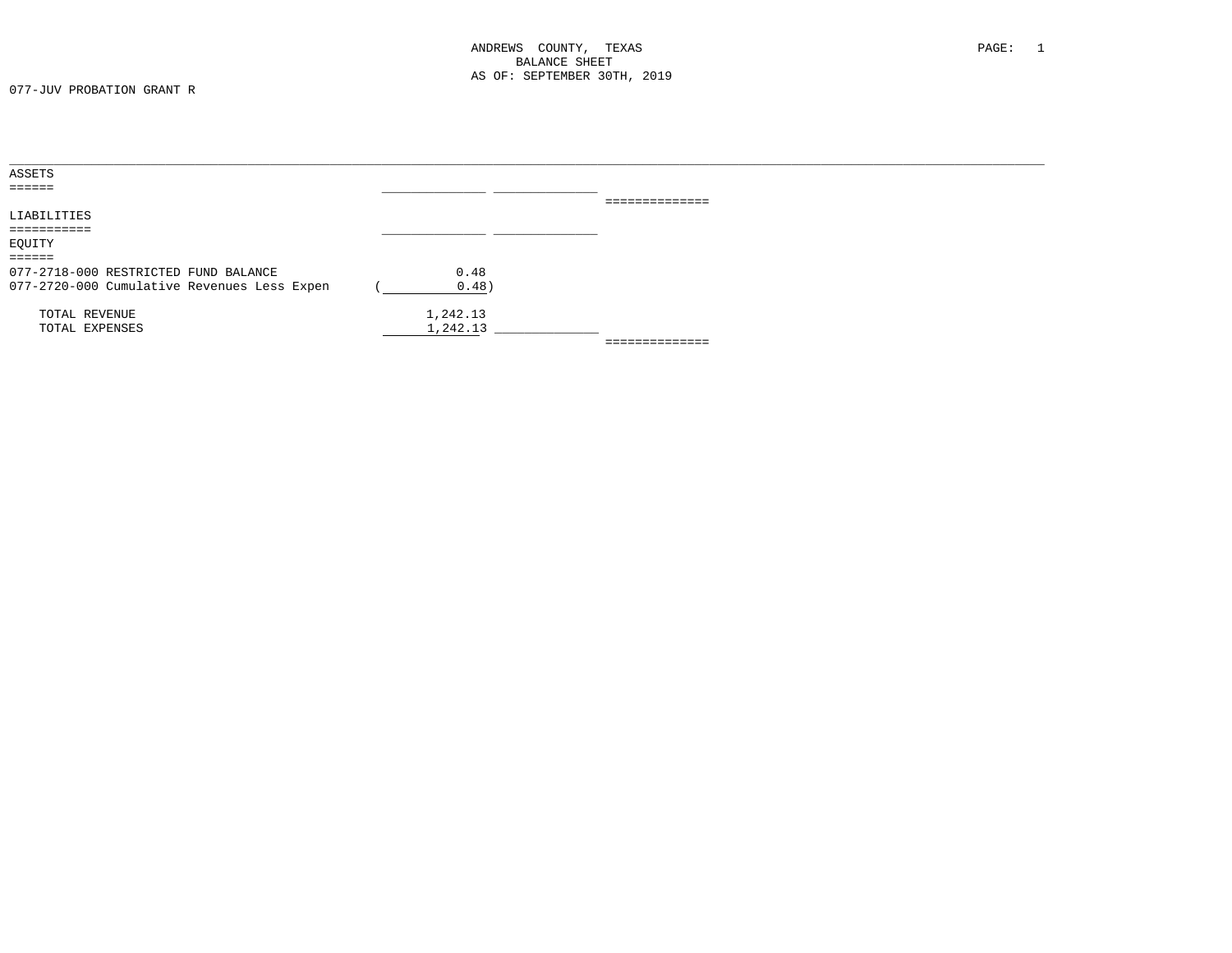ANDREWS COUNTY, TEXAS
BALANCE SHEET
AS OF: SEPTEMBER 30TH, 2019

077-JUV PROBATION GRANT R

## ASSETS

| | | | |
|---|---|---|---|
| | | | |

## LIABILITIES

| | | | |
|---|---|---|---|
| | | | |

## EQUITY

| Account | | | |
|---|---|---|---|
| 077-2718-000 RESTRICTED FUND BALANCE | 0.48 | | |
| 077-2720-000 Cumulative Revenues Less Expen | ( 0.48) | | |
| TOTAL REVENUE | 1,242.13 | | |
| TOTAL EXPENSES | 1,242.13 | | |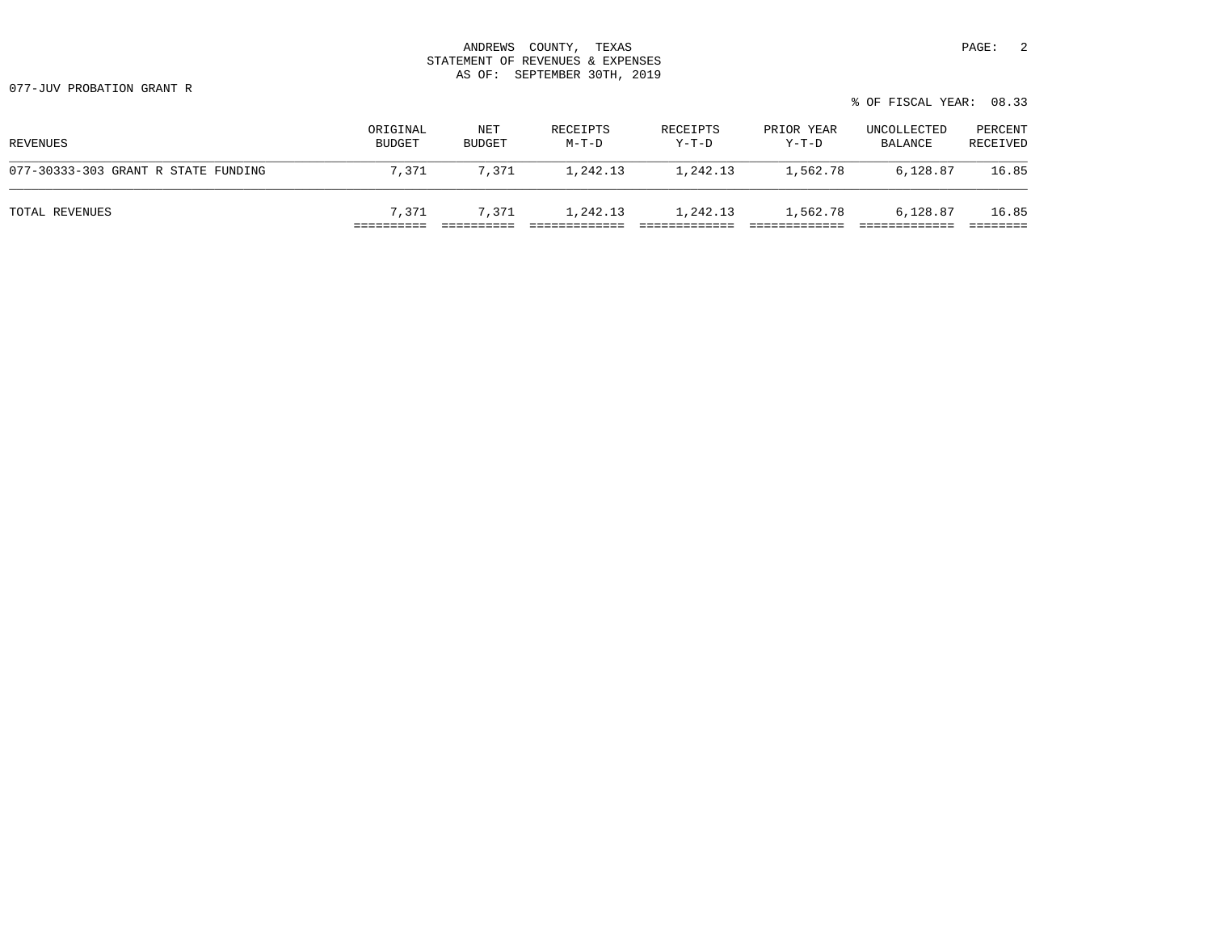ANDREWS COUNTY, TEXAS
STATEMENT OF REVENUES & EXPENSES
AS OF: SEPTEMBER 30TH, 2019

077-JUV PROBATION GRANT R

% OF FISCAL YEAR: 08.33

| REVENUES | ORIGINAL BUDGET | NET BUDGET | RECEIPTS M-T-D | RECEIPTS Y-T-D | PRIOR YEAR Y-T-D | UNCOLLECTED BALANCE | PERCENT RECEIVED |
|---|---|---|---|---|---|---|---|
| 077-30333-303 GRANT R STATE FUNDING | 7,371 | 7,371 | 1,242.13 | 1,242.13 | 1,562.78 | 6,128.87 | 16.85 |
| TOTAL REVENUES | 7,371 | 7,371 | 1,242.13 | 1,242.13 | 1,562.78 | 6,128.87 | 16.85 |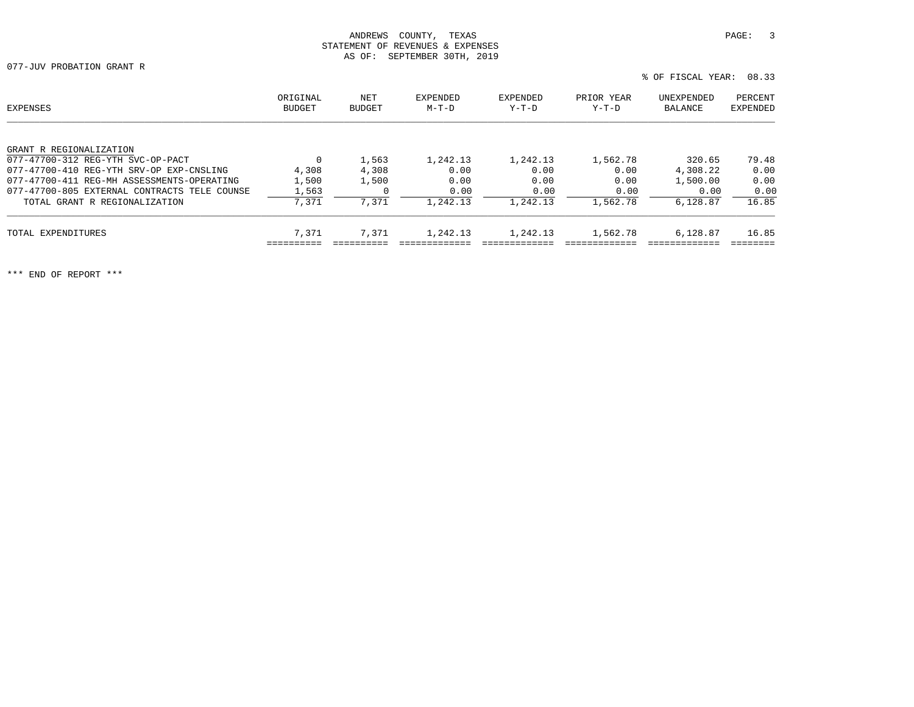ANDREWS COUNTY, TEXAS
STATEMENT OF REVENUES & EXPENSES
AS OF: SEPTEMBER 30TH, 2019

077-JUV PROBATION GRANT R

% OF FISCAL YEAR: 08.33

| EXPENSES | ORIGINAL BUDGET | NET BUDGET | EXPENDED M-T-D | EXPENDED Y-T-D | PRIOR YEAR Y-T-D | UNEXPENDED BALANCE | PERCENT EXPENDED |
|---|---|---|---|---|---|---|---|
| GRANT R REGIONALIZATION | | | | | | | |
| 077-47700-312 REG-YTH SVC-OP-PACT | 0 | 1,563 | 1,242.13 | 1,242.13 | 1,562.78 | 320.65 | 79.48 |
| 077-47700-410 REG-YTH SRV-OP EXP-CNSLING | 4,308 | 4,308 | 0.00 | 0.00 | 0.00 | 4,308.22 | 0.00 |
| 077-47700-411 REG-MH ASSESSMENTS-OPERATING | 1,500 | 1,500 | 0.00 | 0.00 | 0.00 | 1,500.00 | 0.00 |
| 077-47700-805 EXTERNAL CONTRACTS TELE COUNSE | 1,563 | 0 | 0.00 | 0.00 | 0.00 | 0.00 | 0.00 |
| TOTAL GRANT R REGIONALIZATION | 7,371 | 7,371 | 1,242.13 | 1,242.13 | 1,562.78 | 6,128.87 | 16.85 |
| TOTAL EXPENDITURES | 7,371 | 7,371 | 1,242.13 | 1,242.13 | 1,562.78 | 6,128.87 | 16.85 |

*** END OF REPORT ***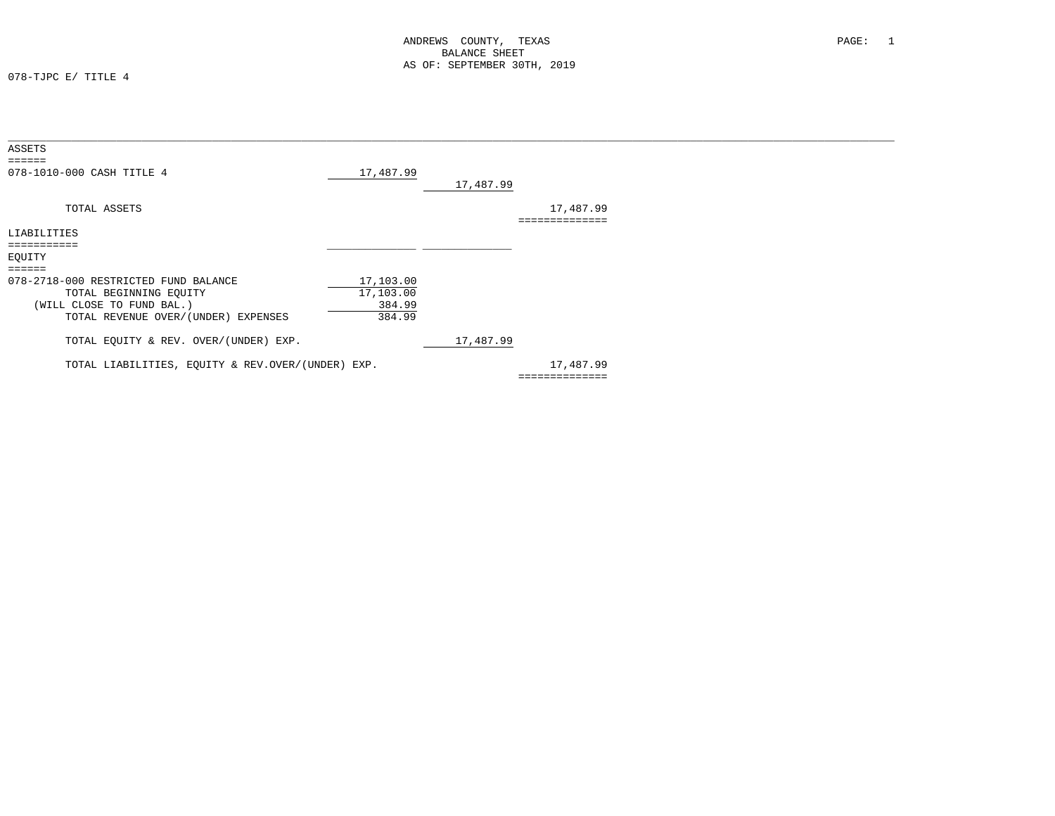ANDREWS COUNTY, TEXAS
BALANCE SHEET
AS OF: SEPTEMBER 30TH, 2019

078-TJPC E/ TITLE 4

| | | | |
|---|---|---|---|
| **ASSETS** | | | |
| 078-1010-000 CASH TITLE 4 | 17,487.99 | | |
| | | 17,487.99 | |
| TOTAL ASSETS | | | 17,487.99 |
| **LIABILITIES** | | | |
| **EQUITY** | | | |
| 078-2718-000 RESTRICTED FUND BALANCE | 17,103.00 | | |
| TOTAL BEGINNING EQUITY | 17,103.00 | | |
| (WILL CLOSE TO FUND BAL.) | 384.99 | | |
| TOTAL REVENUE OVER/(UNDER) EXPENSES | 384.99 | | |
| TOTAL EQUITY & REV. OVER/(UNDER) EXP. | | 17,487.99 | |
| TOTAL LIABILITIES, EQUITY & REV.OVER/(UNDER) EXP. | | | 17,487.99 |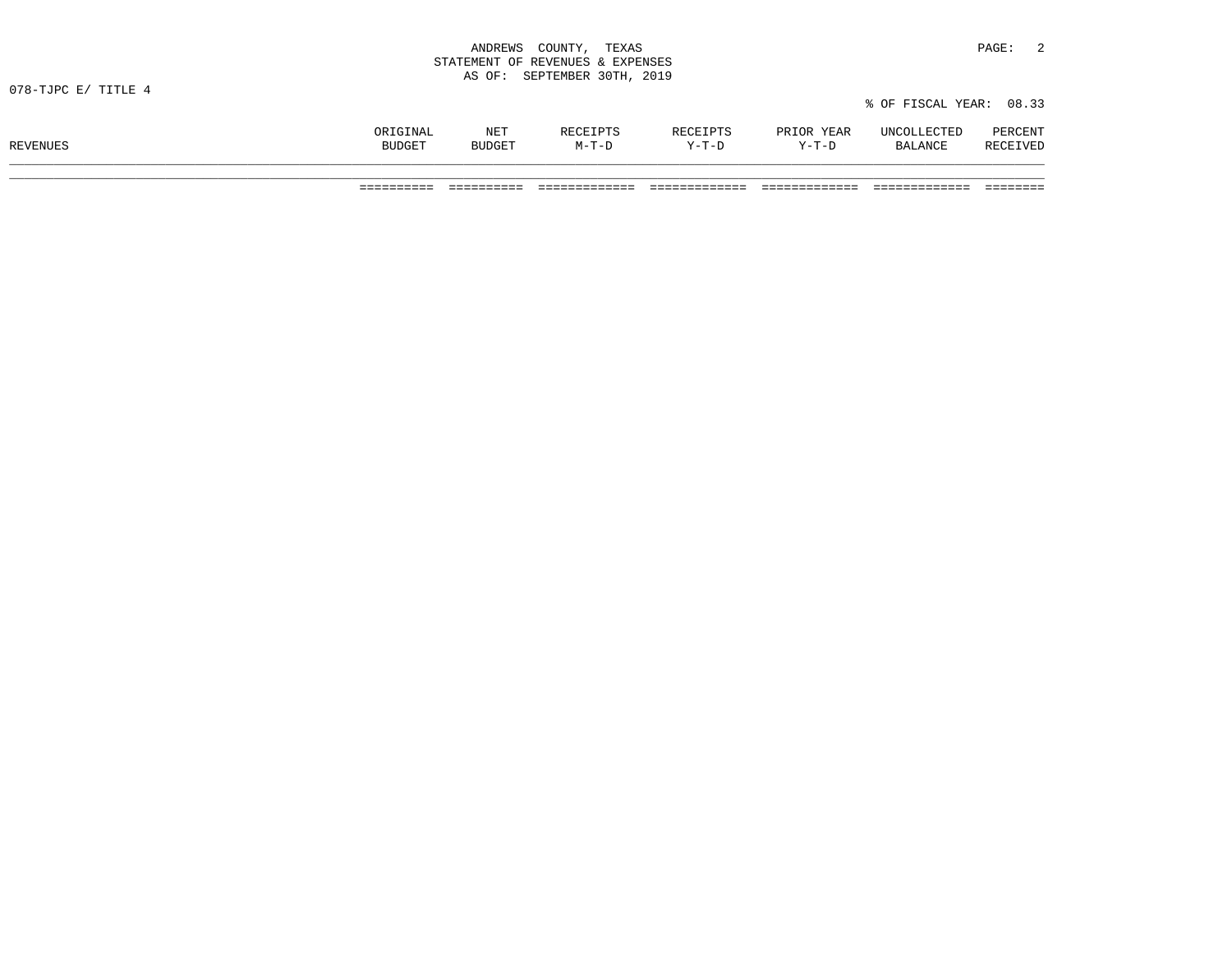ANDREWS COUNTY, TEXAS
STATEMENT OF REVENUES & EXPENSES
AS OF: SEPTEMBER 30TH, 2019

078-TJPC E/ TITLE 4

% OF FISCAL YEAR: 08.33

| REVENUES | ORIGINAL BUDGET | NET BUDGET | RECEIPTS M-T-D | RECEIPTS Y-T-D | PRIOR YEAR Y-T-D | UNCOLLECTED BALANCE | PERCENT RECEIVED |
|---|---|---|---|---|---|---|---|
| | ========== | ========== | ============= | ============= | ============= | ============= | ======== |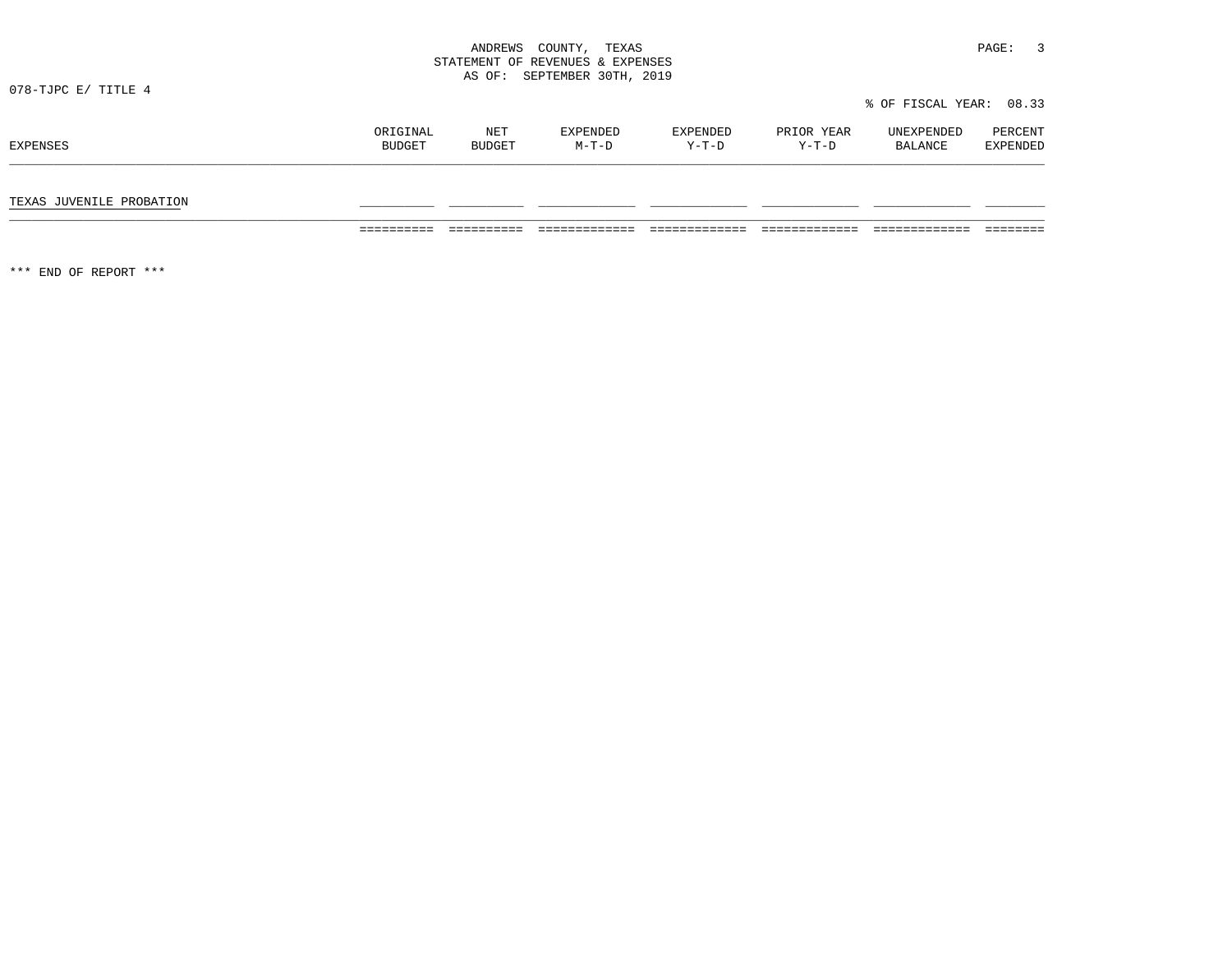ANDREWS COUNTY, TEXAS
STATEMENT OF REVENUES & EXPENSES
AS OF: SEPTEMBER 30TH, 2019

078-TJPC E/ TITLE 4

% OF FISCAL YEAR: 08.33

| EXPENSES | ORIGINAL BUDGET | NET BUDGET | EXPENDED M-T-D | EXPENDED Y-T-D | PRIOR YEAR Y-T-D | UNEXPENDED BALANCE | PERCENT EXPENDED |
|---|---|---|---|---|---|---|---|
| TEXAS JUVENILE PROBATION | | | | | | | |
| | | | | | | | |

\*\*\* END OF REPORT \*\*\*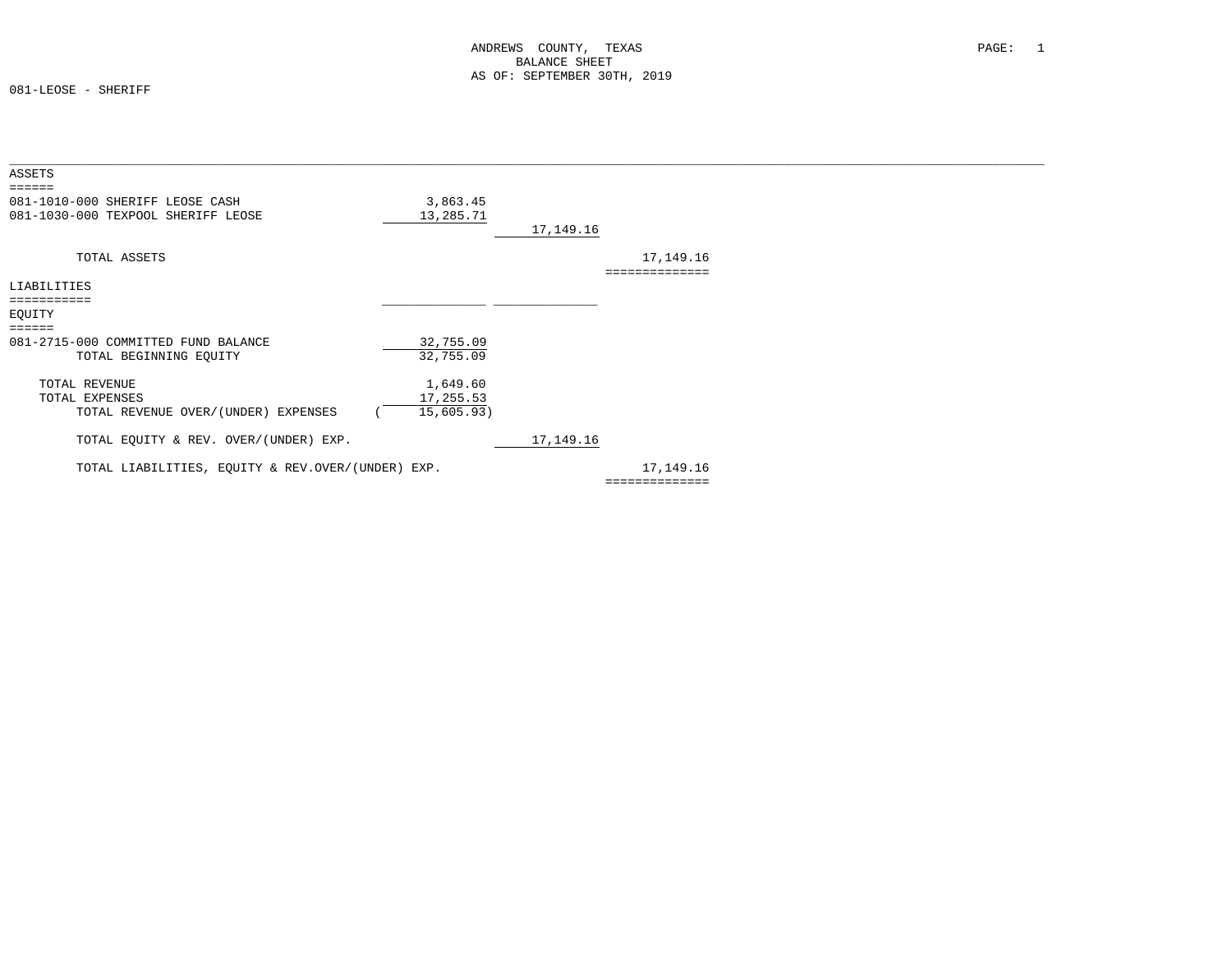ANDREWS COUNTY, TEXAS
BALANCE SHEET
AS OF: SEPTEMBER 30TH, 2019

081-LEOSE - SHERIFF

## ASSETS

| | | | |
|---|---|---|---|
| 081-1010-000 SHERIFF LEOSE CASH | 3,863.45 | | |
| 081-1030-000 TEXPOOL SHERIFF LEOSE | 13,285.71 | | |
| | | 17,149.16 | |
| TOTAL ASSETS | | | 17,149.16 |

## LIABILITIES

## EQUITY

| | | | |
|---|---|---|---|
| 081-2715-000 COMMITTED FUND BALANCE | 32,755.09 | | |
| TOTAL BEGINNING EQUITY | 32,755.09 | | |
| TOTAL REVENUE | 1,649.60 | | |
| TOTAL EXPENSES | 17,255.53 | | |
| TOTAL REVENUE OVER/(UNDER) EXPENSES | ( 15,605.93) | | |
| TOTAL EQUITY & REV. OVER/(UNDER) EXP. | | 17,149.16 | |
| TOTAL LIABILITIES, EQUITY & REV.OVER/(UNDER) EXP. | | | 17,149.16 |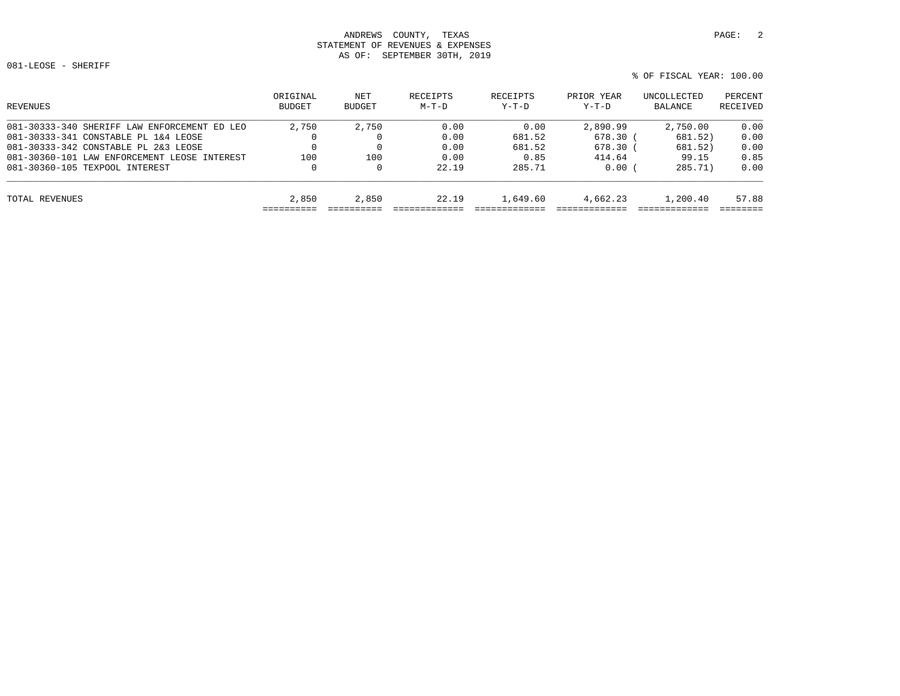ANDREWS COUNTY, TEXAS
STATEMENT OF REVENUES & EXPENSES
AS OF: SEPTEMBER 30TH, 2019

081-LEOSE - SHERIFF

% OF FISCAL YEAR: 100.00

| REVENUES | ORIGINAL BUDGET | NET BUDGET | RECEIPTS M-T-D | RECEIPTS Y-T-D | PRIOR YEAR Y-T-D | UNCOLLECTED BALANCE | PERCENT RECEIVED |
|---|---|---|---|---|---|---|---|
| 081-30333-340 SHERIFF LAW ENFORCEMENT ED LEO | 2,750 | 2,750 | 0.00 | 0.00 | 2,890.99 | 2,750.00 | 0.00 |
| 081-30333-341 CONSTABLE PL 1&4 LEOSE | 0 | 0 | 0.00 | 681.52 | 678.30 | ( 681.52) | 0.00 |
| 081-30333-342 CONSTABLE PL 2&3 LEOSE | 0 | 0 | 0.00 | 681.52 | 678.30 | ( 681.52) | 0.00 |
| 081-30360-101 LAW ENFORCEMENT LEOSE INTEREST | 100 | 100 | 0.00 | 0.85 | 414.64 | 99.15 | 0.85 |
| 081-30360-105 TEXPOOL INTEREST | 0 | 0 | 22.19 | 285.71 | 0.00 | ( 285.71) | 0.00 |
| TOTAL REVENUES | 2,850 | 2,850 | 22.19 | 1,649.60 | 4,662.23 | 1,200.40 | 57.88 |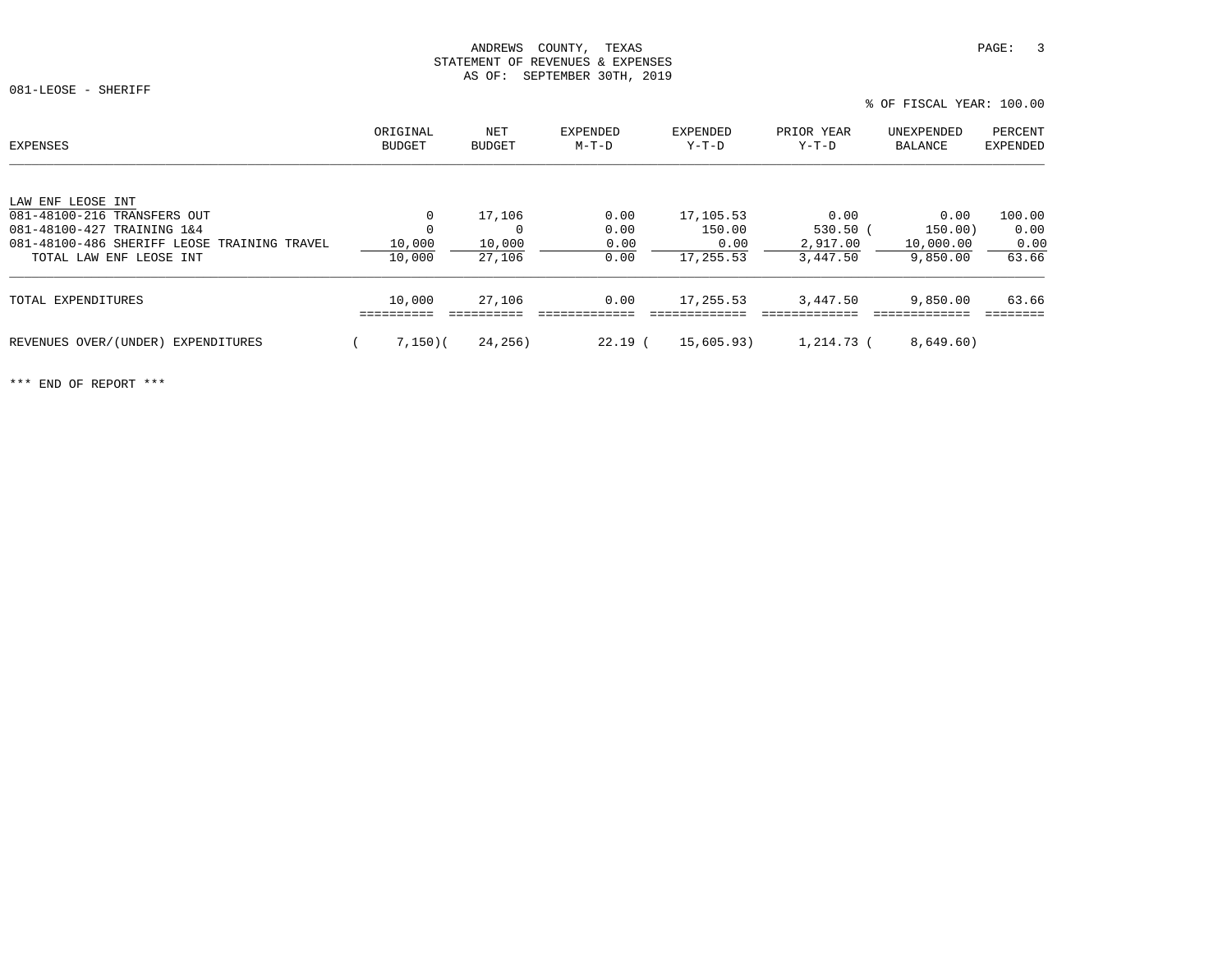ANDREWS COUNTY, TEXAS
STATEMENT OF REVENUES & EXPENSES
AS OF: SEPTEMBER 30TH, 2019

081-LEOSE - SHERIFF

% OF FISCAL YEAR: 100.00

| EXPENSES | ORIGINAL BUDGET | NET BUDGET | EXPENDED M-T-D | EXPENDED Y-T-D | PRIOR YEAR Y-T-D | UNEXPENDED BALANCE | PERCENT EXPENDED |
|---|---|---|---|---|---|---|---|
| LAW ENF LEOSE INT | | | | | | | |
| 081-48100-216 TRANSFERS OUT | 0 | 17,106 | 0.00 | 17,105.53 | 0.00 | 0.00 | 100.00 |
| 081-48100-427 TRAINING 1&4 | 0 | 0 | 0.00 | 150.00 | 530.50 | (150.00) | 0.00 |
| 081-48100-486 SHERIFF LEOSE TRAINING TRAVEL | 10,000 | 10,000 | 0.00 | 0.00 | 2,917.00 | 10,000.00 | 0.00 |
| TOTAL LAW ENF LEOSE INT | 10,000 | 27,106 | 0.00 | 17,255.53 | 3,447.50 | 9,850.00 | 63.66 |
| TOTAL EXPENDITURES | 10,000 | 27,106 | 0.00 | 17,255.53 | 3,447.50 | 9,850.00 | 63.66 |
| REVENUES OVER/(UNDER) EXPENDITURES | (7,150) | (24,256) | 22.19 | (15,605.93) | 1,214.73 | (8,649.60) | |

*** END OF REPORT ***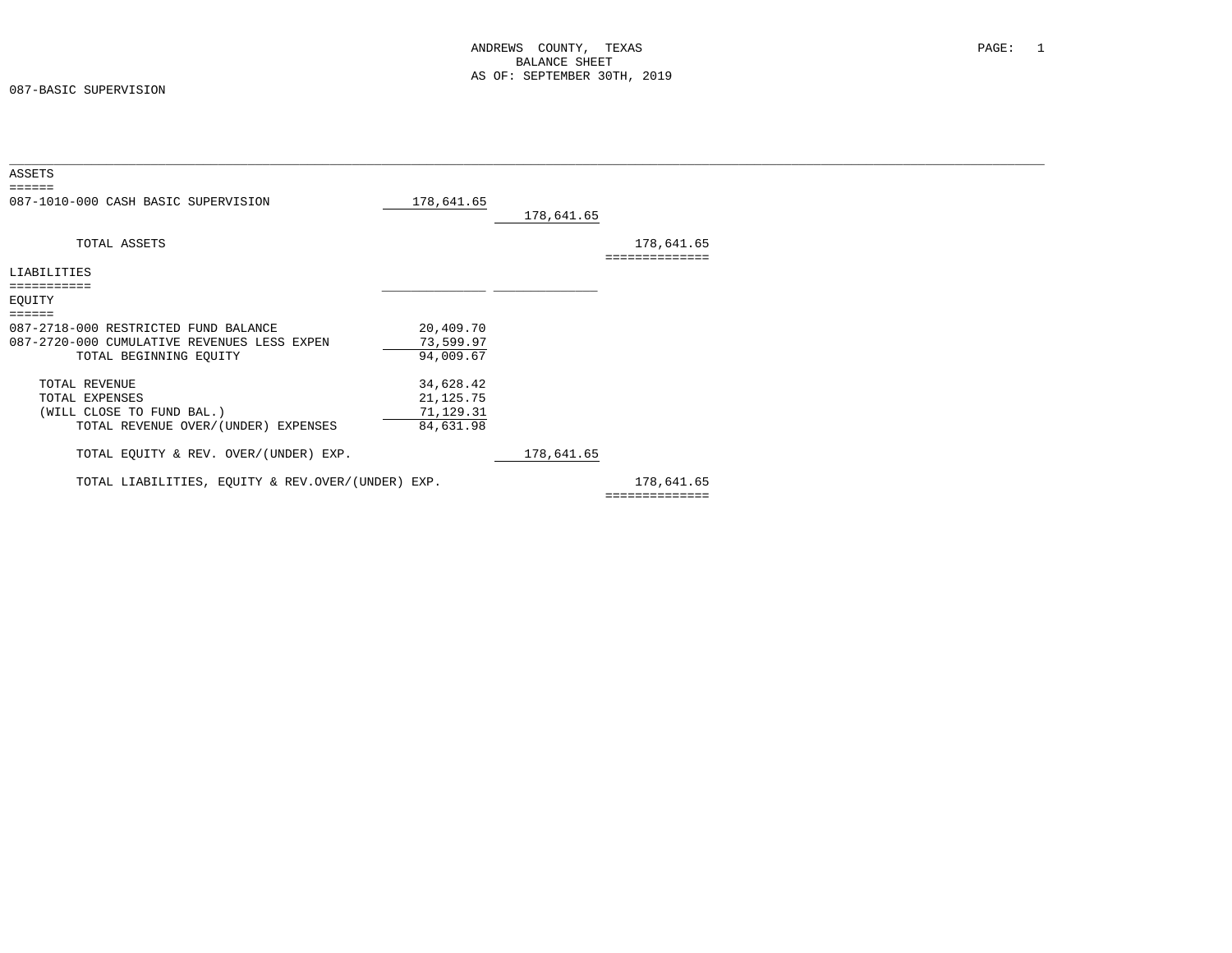ANDREWS COUNTY, TEXAS
BALANCE SHEET
AS OF: SEPTEMBER 30TH, 2019

087-BASIC SUPERVISION

| | | | |
|---|---|---|---|
| **ASSETS** | | | |
| 087-1010-000 CASH BASIC SUPERVISION | 178,641.65 | | |
| | | 178,641.65 | |
| TOTAL ASSETS | | | 178,641.65 |
| **LIABILITIES** | | | |
| **EQUITY** | | | |
| 087-2718-000 RESTRICTED FUND BALANCE | 20,409.70 | | |
| 087-2720-000 CUMULATIVE REVENUES LESS EXPEN | 73,599.97 | | |
| TOTAL BEGINNING EQUITY | 94,009.67 | | |
| TOTAL REVENUE | 34,628.42 | | |
| TOTAL EXPENSES | 21,125.75 | | |
| (WILL CLOSE TO FUND BAL.) | 71,129.31 | | |
| TOTAL REVENUE OVER/(UNDER) EXPENSES | 84,631.98 | | |
| TOTAL EQUITY & REV. OVER/(UNDER) EXP. | | 178,641.65 | |
| TOTAL LIABILITIES, EQUITY & REV.OVER/(UNDER) EXP. | | | 178,641.65 |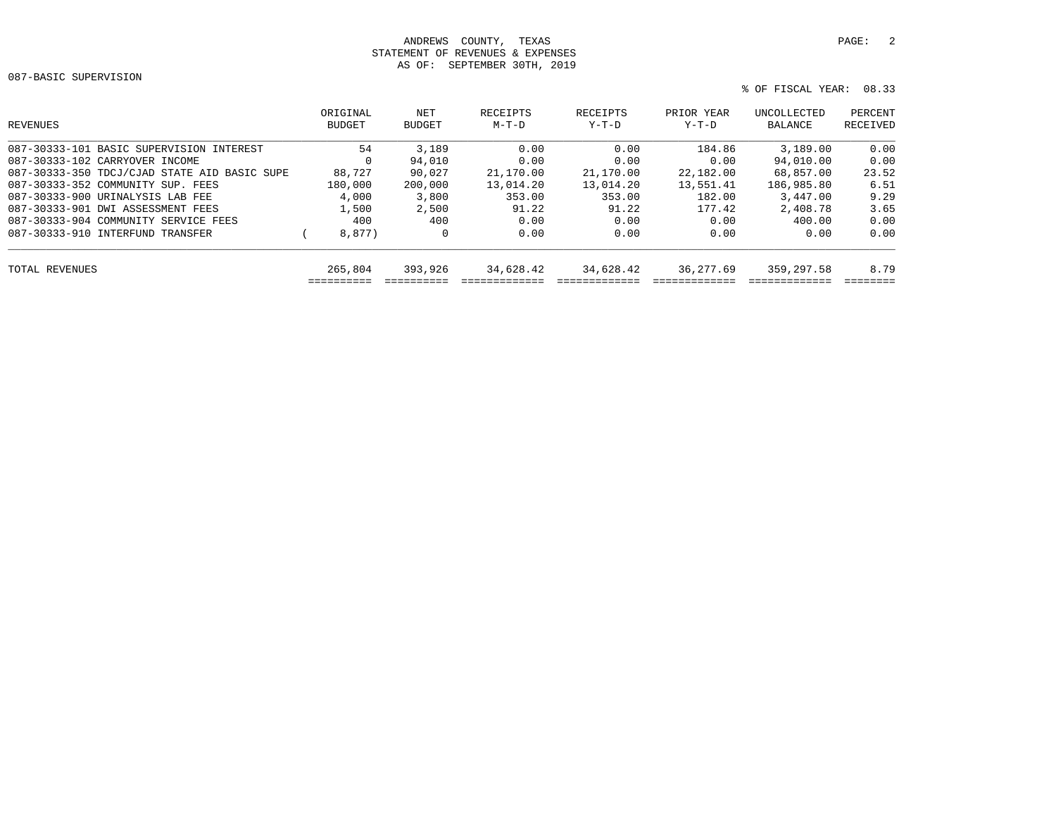ANDREWS COUNTY, TEXAS
STATEMENT OF REVENUES & EXPENSES
AS OF: SEPTEMBER 30TH, 2019

087-BASIC SUPERVISION

% OF FISCAL YEAR: 08.33

| REVENUES | ORIGINAL BUDGET | NET BUDGET | RECEIPTS M-T-D | RECEIPTS Y-T-D | PRIOR YEAR Y-T-D | UNCOLLECTED BALANCE | PERCENT RECEIVED |
|---|---|---|---|---|---|---|---|
| 087-30333-101 BASIC SUPERVISION INTEREST | 54 | 3,189 | 0.00 | 0.00 | 184.86 | 3,189.00 | 0.00 |
| 087-30333-102 CARRYOVER INCOME | 0 | 94,010 | 0.00 | 0.00 | 0.00 | 94,010.00 | 0.00 |
| 087-30333-350 TDCJ/CJAD STATE AID BASIC SUPE | 88,727 | 90,027 | 21,170.00 | 21,170.00 | 22,182.00 | 68,857.00 | 23.52 |
| 087-30333-352 COMMUNITY SUP. FEES | 180,000 | 200,000 | 13,014.20 | 13,014.20 | 13,551.41 | 186,985.80 | 6.51 |
| 087-30333-900 URINALYSIS LAB FEE | 4,000 | 3,800 | 353.00 | 353.00 | 182.00 | 3,447.00 | 9.29 |
| 087-30333-901 DWI ASSESSMENT FEES | 1,500 | 2,500 | 91.22 | 91.22 | 177.42 | 2,408.78 | 3.65 |
| 087-30333-904 COMMUNITY SERVICE FEES | 400 | 400 | 0.00 | 0.00 | 0.00 | 400.00 | 0.00 |
| 087-30333-910 INTERFUND TRANSFER | ( 8,877) | 0 | 0.00 | 0.00 | 0.00 | 0.00 | 0.00 |
| TOTAL REVENUES | 265,804 | 393,926 | 34,628.42 | 34,628.42 | 36,277.69 | 359,297.58 | 8.79 |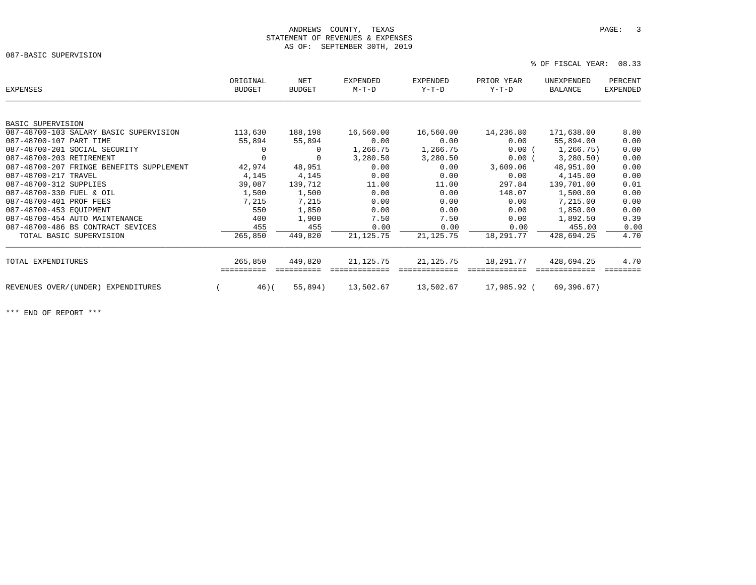ANDREWS COUNTY, TEXAS
STATEMENT OF REVENUES & EXPENSES
AS OF: SEPTEMBER 30TH, 2019

087-BASIC SUPERVISION

% OF FISCAL YEAR: 08.33

| EXPENSES | ORIGINAL BUDGET | NET BUDGET | EXPENDED M-T-D | EXPENDED Y-T-D | PRIOR YEAR Y-T-D | UNEXPENDED BALANCE | PERCENT EXPENDED |
|---|---|---|---|---|---|---|---|
| BASIC SUPERVISION | | | | | | | |
| 087-48700-103 SALARY BASIC SUPERVISION | 113,630 | 188,198 | 16,560.00 | 16,560.00 | 14,236.80 | 171,638.00 | 8.80 |
| 087-48700-107 PART TIME | 55,894 | 55,894 | 0.00 | 0.00 | 0.00 | 55,894.00 | 0.00 |
| 087-48700-201 SOCIAL SECURITY | 0 | 0 | 1,266.75 | 1,266.75 | 0.00 | ( 1,266.75) | 0.00 |
| 087-48700-203 RETIREMENT | 0 | 0 | 3,280.50 | 3,280.50 | 0.00 | ( 3,280.50) | 0.00 |
| 087-48700-207 FRINGE BENEFITS SUPPLEMENT | 42,974 | 48,951 | 0.00 | 0.00 | 3,609.06 | 48,951.00 | 0.00 |
| 087-48700-217 TRAVEL | 4,145 | 4,145 | 0.00 | 0.00 | 0.00 | 4,145.00 | 0.00 |
| 087-48700-312 SUPPLIES | 39,087 | 139,712 | 11.00 | 11.00 | 297.84 | 139,701.00 | 0.01 |
| 087-48700-330 FUEL & OIL | 1,500 | 1,500 | 0.00 | 0.00 | 148.07 | 1,500.00 | 0.00 |
| 087-48700-401 PROF FEES | 7,215 | 7,215 | 0.00 | 0.00 | 0.00 | 7,215.00 | 0.00 |
| 087-48700-453 EQUIPMENT | 550 | 1,850 | 0.00 | 0.00 | 0.00 | 1,850.00 | 0.00 |
| 087-48700-454 AUTO MAINTENANCE | 400 | 1,900 | 7.50 | 7.50 | 0.00 | 1,892.50 | 0.39 |
| 087-48700-486 BS CONTRACT SEVICES | 455 | 455 | 0.00 | 0.00 | 0.00 | 455.00 | 0.00 |
| TOTAL BASIC SUPERVISION | 265,850 | 449,820 | 21,125.75 | 21,125.75 | 18,291.77 | 428,694.25 | 4.70 |
| TOTAL EXPENDITURES | 265,850 | 449,820 | 21,125.75 | 21,125.75 | 18,291.77 | 428,694.25 | 4.70 |
| REVENUES OVER/(UNDER) EXPENDITURES | ( 46) | ( 55,894) | 13,502.67 | 13,502.67 | 17,985.92 | ( 69,396.67) | |

*** END OF REPORT ***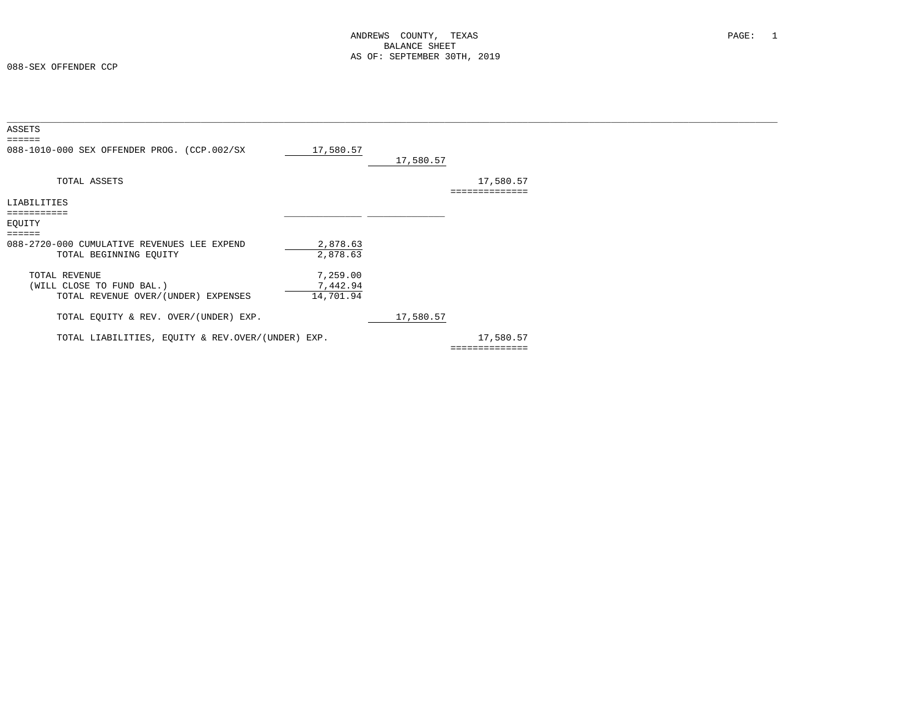ANDREWS COUNTY, TEXAS
BALANCE SHEET
AS OF: SEPTEMBER 30TH, 2019

088-SEX OFFENDER CCP

| | | | |
|---|---|---|---|
| **ASSETS** | | | |
| 088-1010-000 SEX OFFENDER PROG. (CCP.002/SX | 17,580.57 | | |
| | | 17,580.57 | |
| TOTAL ASSETS | | | 17,580.57 |
| **LIABILITIES** | | | |
| **EQUITY** | | | |
| 088-2720-000 CUMULATIVE REVENUES LEE EXPEND | 2,878.63 | | |
| TOTAL BEGINNING EQUITY | 2,878.63 | | |
| TOTAL REVENUE | 7,259.00 | | |
| (WILL CLOSE TO FUND BAL.) | 7,442.94 | | |
| TOTAL REVENUE OVER/(UNDER) EXPENSES | 14,701.94 | | |
| TOTAL EQUITY & REV. OVER/(UNDER) EXP. | | 17,580.57 | |
| TOTAL LIABILITIES, EQUITY & REV.OVER/(UNDER) EXP. | | | 17,580.57 |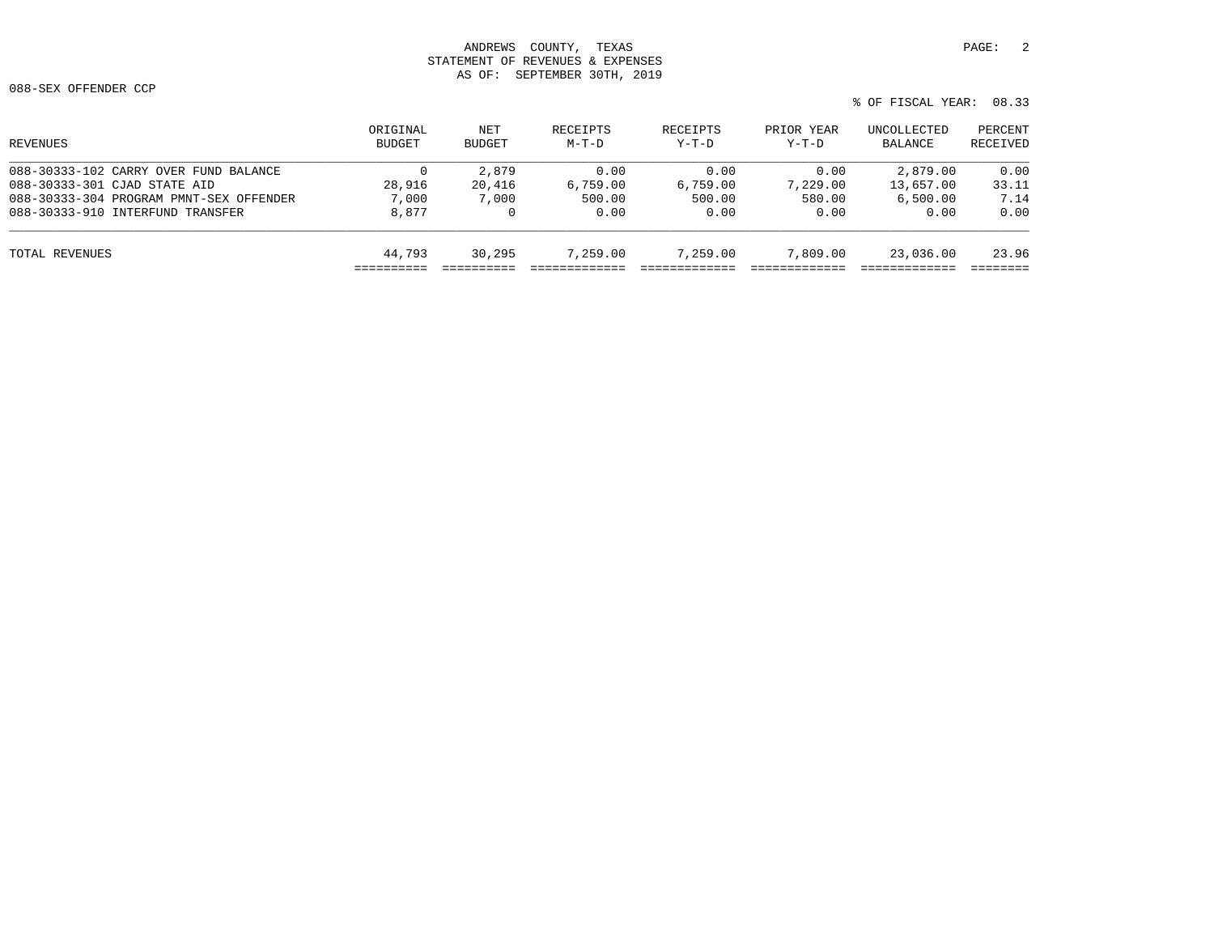ANDREWS COUNTY, TEXAS
STATEMENT OF REVENUES & EXPENSES
AS OF: SEPTEMBER 30TH, 2019

088-SEX OFFENDER CCP

% OF FISCAL YEAR: 08.33

| REVENUES | ORIGINAL BUDGET | NET BUDGET | RECEIPTS M-T-D | RECEIPTS Y-T-D | PRIOR YEAR Y-T-D | UNCOLLECTED BALANCE | PERCENT RECEIVED |
|---|---|---|---|---|---|---|---|
| 088-30333-102 CARRY OVER FUND BALANCE | 0 | 2,879 | 0.00 | 0.00 | 0.00 | 2,879.00 | 0.00 |
| 088-30333-301 CJAD STATE AID | 28,916 | 20,416 | 6,759.00 | 6,759.00 | 7,229.00 | 13,657.00 | 33.11 |
| 088-30333-304 PROGRAM PMNT-SEX OFFENDER | 7,000 | 7,000 | 500.00 | 500.00 | 580.00 | 6,500.00 | 7.14 |
| 088-30333-910 INTERFUND TRANSFER | 8,877 | 0 | 0.00 | 0.00 | 0.00 | 0.00 | 0.00 |
| TOTAL REVENUES | 44,793 | 30,295 | 7,259.00 | 7,259.00 | 7,809.00 | 23,036.00 | 23.96 |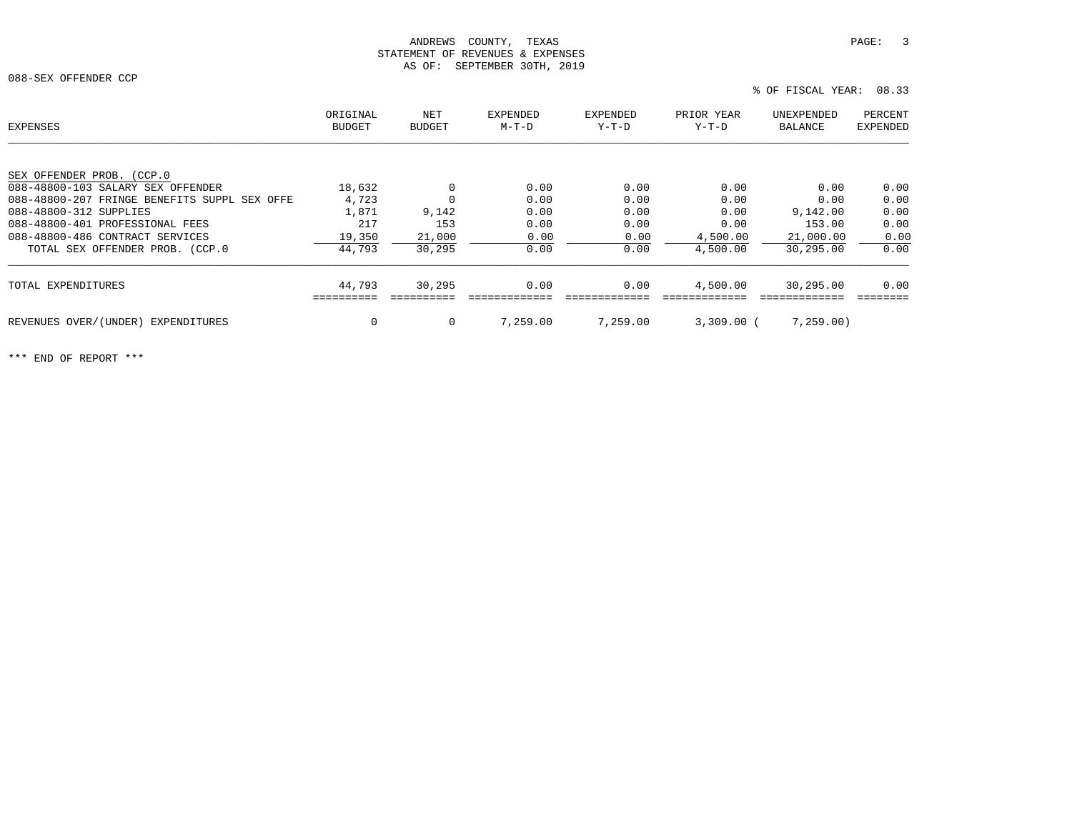ANDREWS COUNTY, TEXAS
STATEMENT OF REVENUES & EXPENSES
AS OF: SEPTEMBER 30TH, 2019

088-SEX OFFENDER CCP

% OF FISCAL YEAR: 08.33

| EXPENSES | ORIGINAL BUDGET | NET BUDGET | EXPENDED M-T-D | EXPENDED Y-T-D | PRIOR YEAR Y-T-D | UNEXPENDED BALANCE | PERCENT EXPENDED |
|---|---|---|---|---|---|---|---|
| SEX OFFENDER PROB. (CCP.0 | | | | | | | |
| 088-48800-103 SALARY SEX OFFENDER | 18,632 | 0 | 0.00 | 0.00 | 0.00 | 0.00 | 0.00 |
| 088-48800-207 FRINGE BENEFITS SUPPL SEX OFFE | 4,723 | 0 | 0.00 | 0.00 | 0.00 | 0.00 | 0.00 |
| 088-48800-312 SUPPLIES | 1,871 | 9,142 | 0.00 | 0.00 | 0.00 | 9,142.00 | 0.00 |
| 088-48800-401 PROFESSIONAL FEES | 217 | 153 | 0.00 | 0.00 | 0.00 | 153.00 | 0.00 |
| 088-48800-486 CONTRACT SERVICES | 19,350 | 21,000 | 0.00 | 0.00 | 4,500.00 | 21,000.00 | 0.00 |
| TOTAL SEX OFFENDER PROB. (CCP.0 | 44,793 | 30,295 | 0.00 | 0.00 | 4,500.00 | 30,295.00 | 0.00 |
| TOTAL EXPENDITURES | 44,793 | 30,295 | 0.00 | 0.00 | 4,500.00 | 30,295.00 | 0.00 |
| REVENUES OVER/(UNDER) EXPENDITURES | 0 | 0 | 7,259.00 | 7,259.00 | 3,309.00 | ( 7,259.00) | |

*** END OF REPORT ***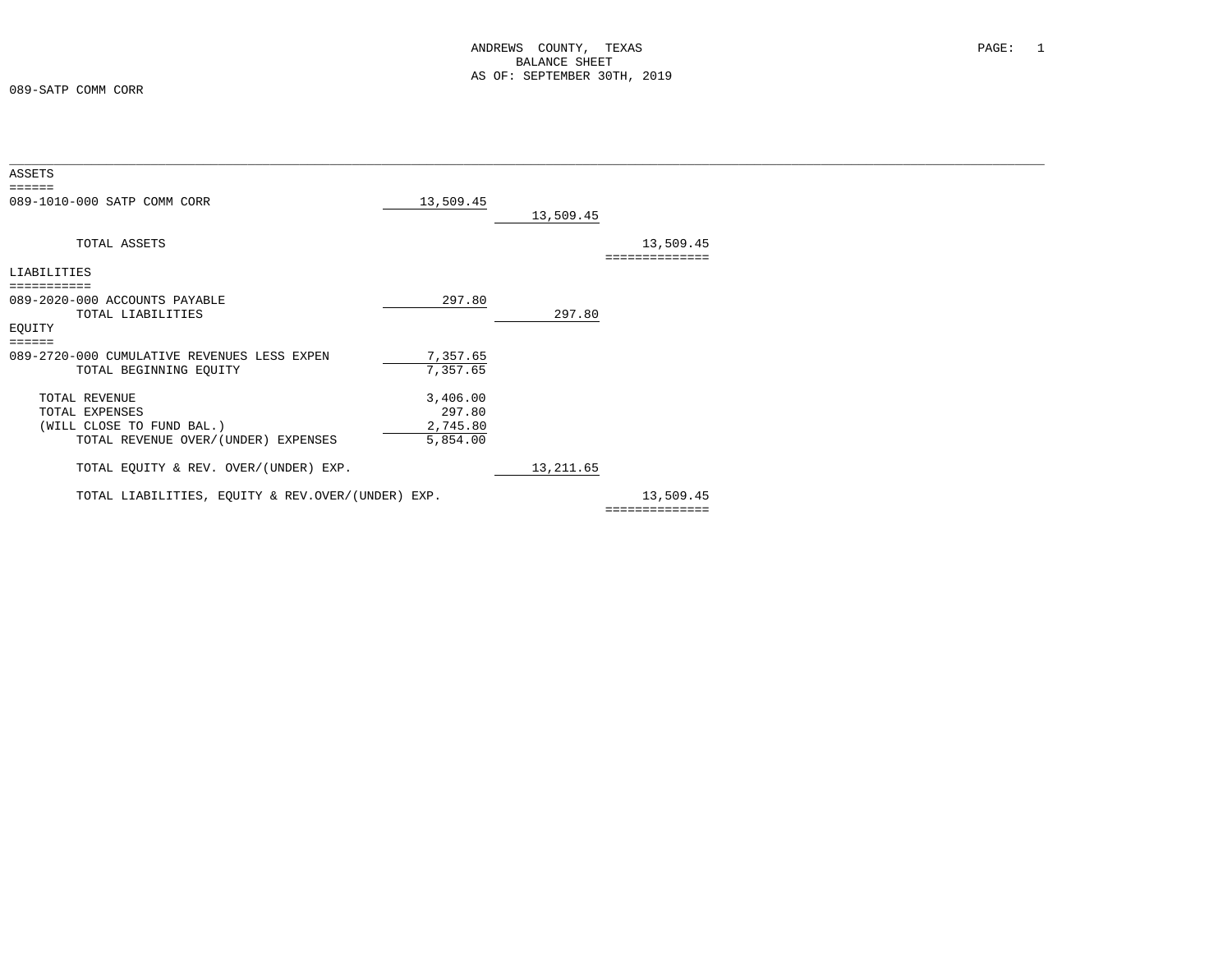ANDREWS COUNTY, TEXAS
BALANCE SHEET
AS OF: SEPTEMBER 30TH, 2019

089-SATP COMM CORR

| | | | |
|---|---|---|---|
| **ASSETS** | | | |
| 089-1010-000 SATP COMM CORR | 13,509.45 | | |
| | | 13,509.45 | |
| TOTAL ASSETS | | | 13,509.45 |
| **LIABILITIES** | | | |
| 089-2020-000 ACCOUNTS PAYABLE | 297.80 | | |
| TOTAL LIABILITIES | | 297.80 | |
| **EQUITY** | | | |
| 089-2720-000 CUMULATIVE REVENUES LESS EXPEN | 7,357.65 | | |
| TOTAL BEGINNING EQUITY | 7,357.65 | | |
| TOTAL REVENUE | 3,406.00 | | |
| TOTAL EXPENSES | 297.80 | | |
| (WILL CLOSE TO FUND BAL.) | 2,745.80 | | |
| TOTAL REVENUE OVER/(UNDER) EXPENSES | 5,854.00 | | |
| TOTAL EQUITY & REV. OVER/(UNDER) EXP. | | 13,211.65 | |
| TOTAL LIABILITIES, EQUITY & REV.OVER/(UNDER) EXP. | | | 13,509.45 |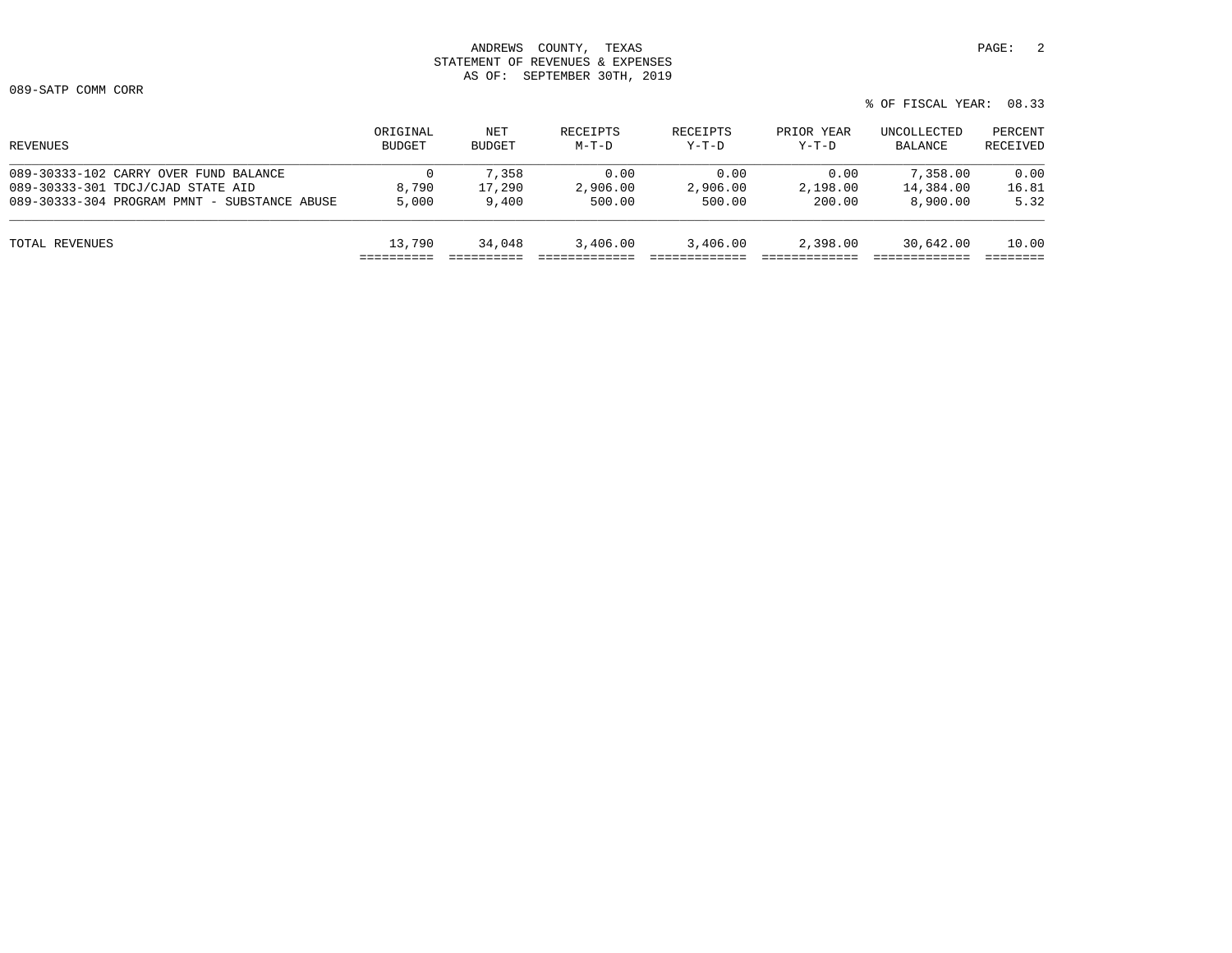ANDREWS COUNTY, TEXAS
STATEMENT OF REVENUES & EXPENSES
AS OF: SEPTEMBER 30TH, 2019

089-SATP COMM CORR

% OF FISCAL YEAR: 08.33

| REVENUES | ORIGINAL BUDGET | NET BUDGET | RECEIPTS M-T-D | RECEIPTS Y-T-D | PRIOR YEAR Y-T-D | UNCOLLECTED BALANCE | PERCENT RECEIVED |
|---|---|---|---|---|---|---|---|
| 089-30333-102 CARRY OVER FUND BALANCE | 0 | 7,358 | 0.00 | 0.00 | 0.00 | 7,358.00 | 0.00 |
| 089-30333-301 TDCJ/CJAD STATE AID | 8,790 | 17,290 | 2,906.00 | 2,906.00 | 2,198.00 | 14,384.00 | 16.81 |
| 089-30333-304 PROGRAM PMNT - SUBSTANCE ABUSE | 5,000 | 9,400 | 500.00 | 500.00 | 200.00 | 8,900.00 | 5.32 |
| TOTAL REVENUES | 13,790 | 34,048 | 3,406.00 | 3,406.00 | 2,398.00 | 30,642.00 | 10.00 |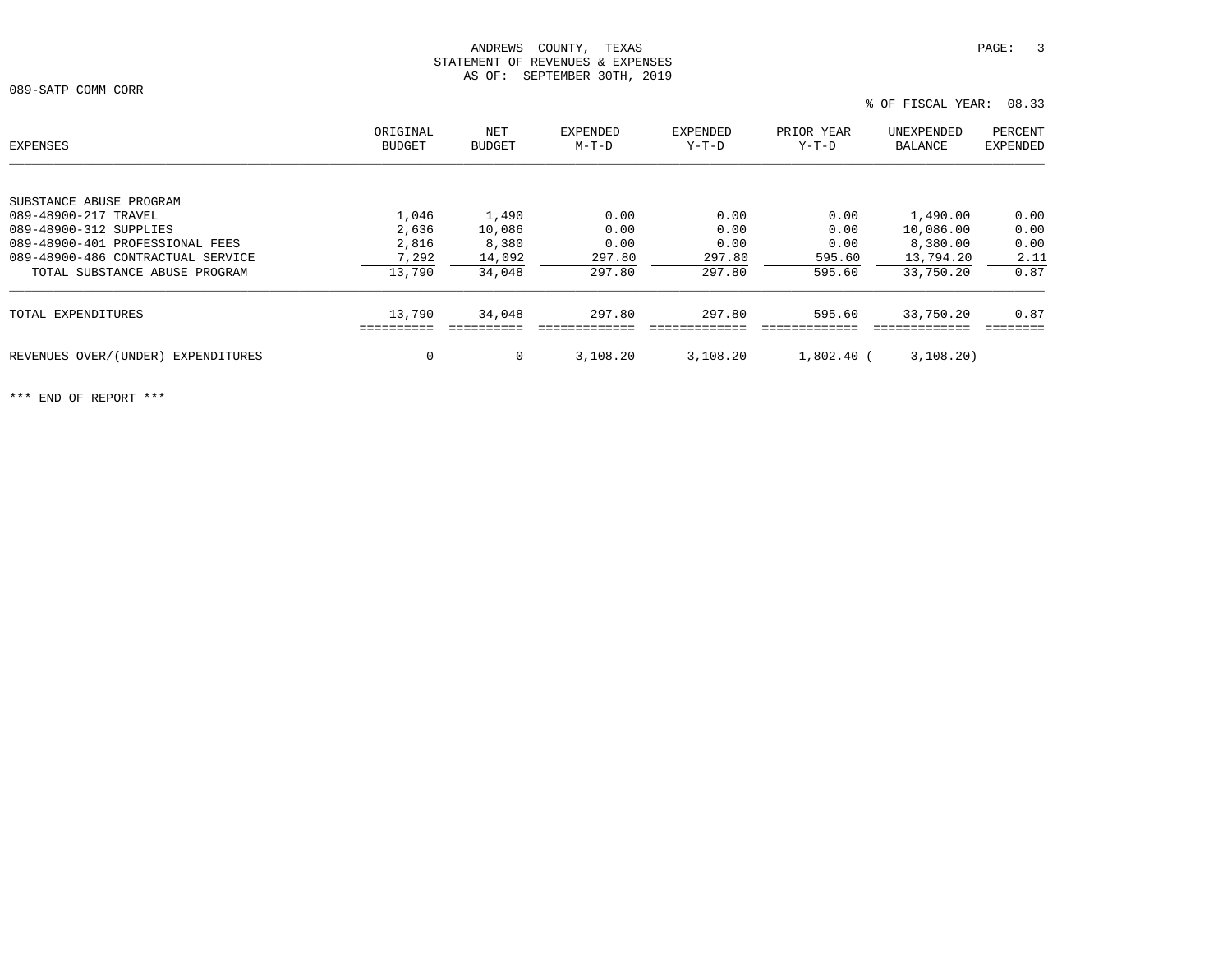ANDREWS COUNTY, TEXAS
STATEMENT OF REVENUES & EXPENSES
AS OF: SEPTEMBER 30TH, 2019

089-SATP COMM CORR

% OF FISCAL YEAR: 08.33

| EXPENSES | ORIGINAL BUDGET | NET BUDGET | EXPENDED M-T-D | EXPENDED Y-T-D | PRIOR YEAR Y-T-D | UNEXPENDED BALANCE | PERCENT EXPENDED |
|---|---|---|---|---|---|---|---|
| SUBSTANCE ABUSE PROGRAM | | | | | | | |
| 089-48900-217 TRAVEL | 1,046 | 1,490 | 0.00 | 0.00 | 0.00 | 1,490.00 | 0.00 |
| 089-48900-312 SUPPLIES | 2,636 | 10,086 | 0.00 | 0.00 | 0.00 | 10,086.00 | 0.00 |
| 089-48900-401 PROFESSIONAL FEES | 2,816 | 8,380 | 0.00 | 0.00 | 0.00 | 8,380.00 | 0.00 |
| 089-48900-486 CONTRACTUAL SERVICE | 7,292 | 14,092 | 297.80 | 297.80 | 595.60 | 13,794.20 | 2.11 |
| TOTAL SUBSTANCE ABUSE PROGRAM | 13,790 | 34,048 | 297.80 | 297.80 | 595.60 | 33,750.20 | 0.87 |
| TOTAL EXPENDITURES | 13,790 | 34,048 | 297.80 | 297.80 | 595.60 | 33,750.20 | 0.87 |
| REVENUES OVER/(UNDER) EXPENDITURES | 0 | 0 | 3,108.20 | 3,108.20 | 1,802.40 | ( 3,108.20) | |

*** END OF REPORT ***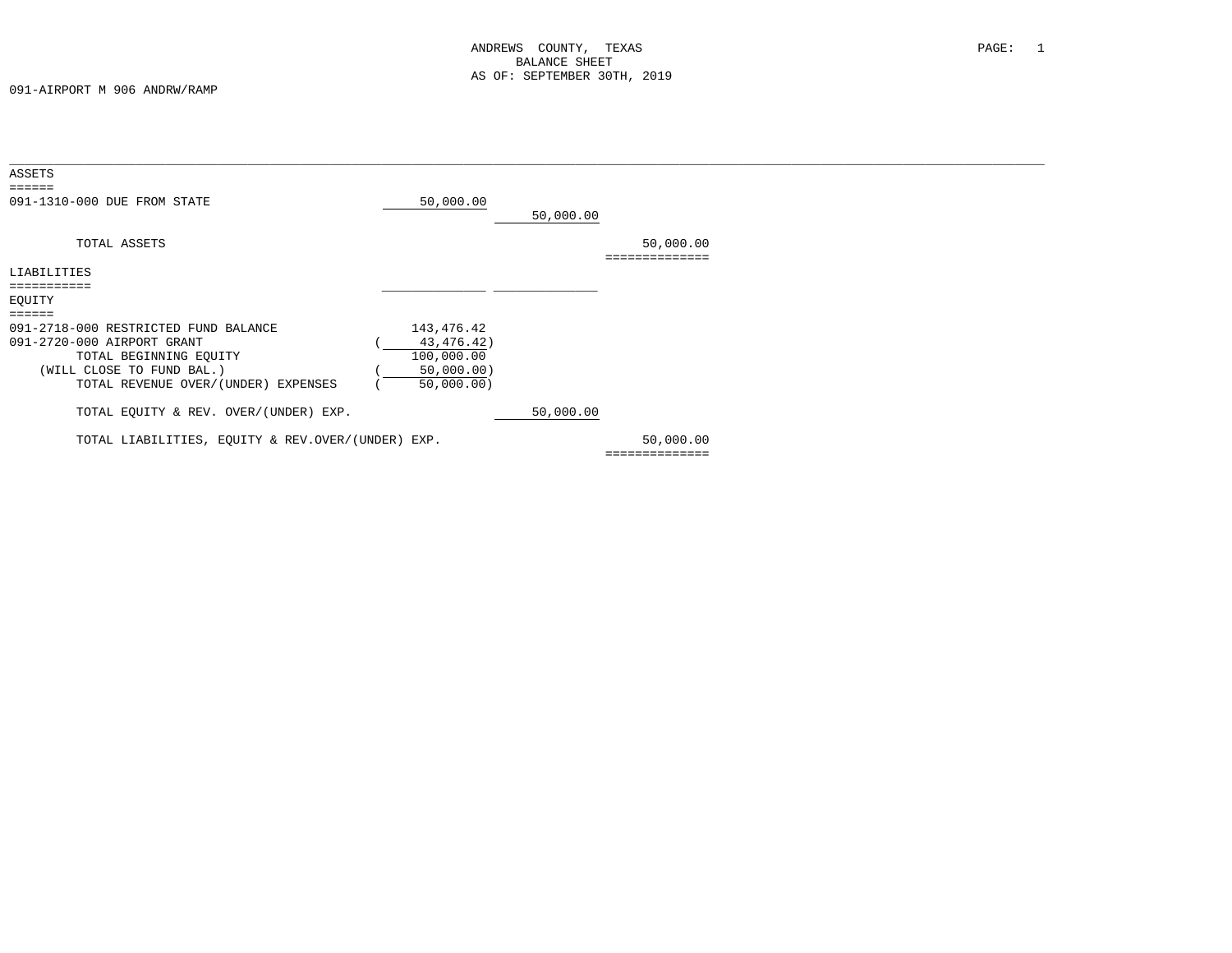ANDREWS COUNTY, TEXAS
BALANCE SHEET
AS OF: SEPTEMBER 30TH, 2019

091-AIRPORT M 906 ANDRW/RAMP

## ASSETS

| | | | |
|---|---|---|---|
| 091-1310-000 DUE FROM STATE | 50,000.00 | | |
| | | 50,000.00 | |
| TOTAL ASSETS | | | 50,000.00 |

## LIABILITIES

## EQUITY

| | | | |
|---|---|---|---|
| 091-2718-000 RESTRICTED FUND BALANCE | 143,476.42 | | |
| 091-2720-000 AIRPORT GRANT | ( 43,476.42) | | |
| TOTAL BEGINNING EQUITY | 100,000.00 | | |
| (WILL CLOSE TO FUND BAL.) | ( 50,000.00) | | |
| TOTAL REVENUE OVER/(UNDER) EXPENSES | ( 50,000.00) | | |
| TOTAL EQUITY & REV. OVER/(UNDER) EXP. | | 50,000.00 | |
| TOTAL LIABILITIES, EQUITY & REV.OVER/(UNDER) EXP. | | | 50,000.00 |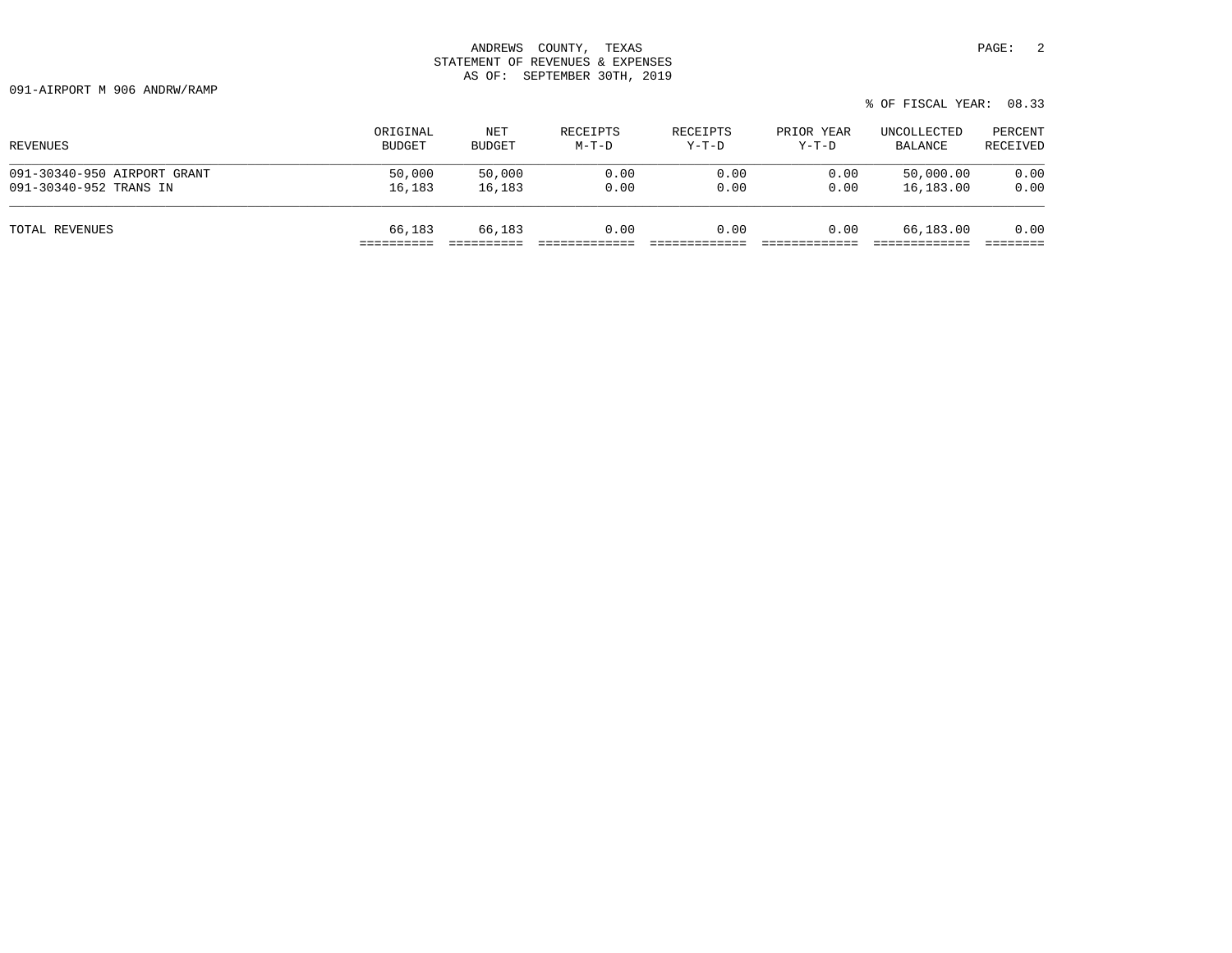ANDREWS COUNTY, TEXAS
STATEMENT OF REVENUES & EXPENSES
AS OF: SEPTEMBER 30TH, 2019

091-AIRPORT M 906 ANDRW/RAMP

% OF FISCAL YEAR: 08.33

| REVENUES | ORIGINAL BUDGET | NET BUDGET | RECEIPTS M-T-D | RECEIPTS Y-T-D | PRIOR YEAR Y-T-D | UNCOLLECTED BALANCE | PERCENT RECEIVED |
|---|---|---|---|---|---|---|---|
| 091-30340-950 AIRPORT GRANT | 50,000 | 50,000 | 0.00 | 0.00 | 0.00 | 50,000.00 | 0.00 |
| 091-30340-952 TRANS IN | 16,183 | 16,183 | 0.00 | 0.00 | 0.00 | 16,183.00 | 0.00 |
| TOTAL REVENUES | 66,183 | 66,183 | 0.00 | 0.00 | 0.00 | 66,183.00 | 0.00 |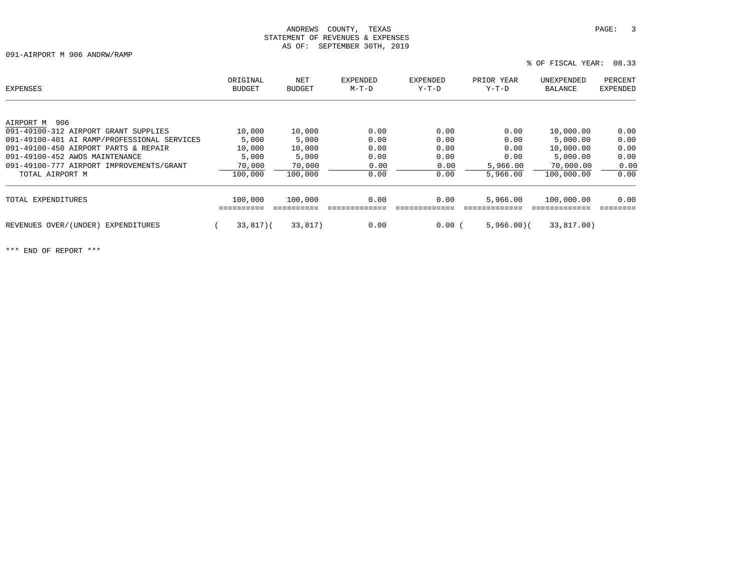ANDREWS COUNTY, TEXAS
STATEMENT OF REVENUES & EXPENSES
AS OF: SEPTEMBER 30TH, 2019

091-AIRPORT M 906 ANDRW/RAMP

% OF FISCAL YEAR: 08.33

| EXPENSES | ORIGINAL BUDGET | NET BUDGET | EXPENDED M-T-D | EXPENDED Y-T-D | PRIOR YEAR Y-T-D | UNEXPENDED BALANCE | PERCENT EXPENDED |
|---|---|---|---|---|---|---|---|
| AIRPORT M 906 | | | | | | | |
| 091-49100-312 AIRPORT GRANT SUPPLIES | 10,000 | 10,000 | 0.00 | 0.00 | 0.00 | 10,000.00 | 0.00 |
| 091-49100-401 AI RAMP/PROFESSIONAL SERVICES | 5,000 | 5,000 | 0.00 | 0.00 | 0.00 | 5,000.00 | 0.00 |
| 091-49100-450 AIRPORT PARTS & REPAIR | 10,000 | 10,000 | 0.00 | 0.00 | 0.00 | 10,000.00 | 0.00 |
| 091-49100-452 AWOS MAINTENANCE | 5,000 | 5,000 | 0.00 | 0.00 | 0.00 | 5,000.00 | 0.00 |
| 091-49100-777 AIRPORT IMPROVEMENTS/GRANT | 70,000 | 70,000 | 0.00 | 0.00 | 5,966.00 | 70,000.00 | 0.00 |
| TOTAL AIRPORT M | 100,000 | 100,000 | 0.00 | 0.00 | 5,966.00 | 100,000.00 | 0.00 |
| TOTAL EXPENDITURES | 100,000 | 100,000 | 0.00 | 0.00 | 5,966.00 | 100,000.00 | 0.00 |
| REVENUES OVER/(UNDER) EXPENDITURES | (33,817) | (33,817) | 0.00 | 0.00 | (5,966.00) | (33,817.00) | |

*** END OF REPORT ***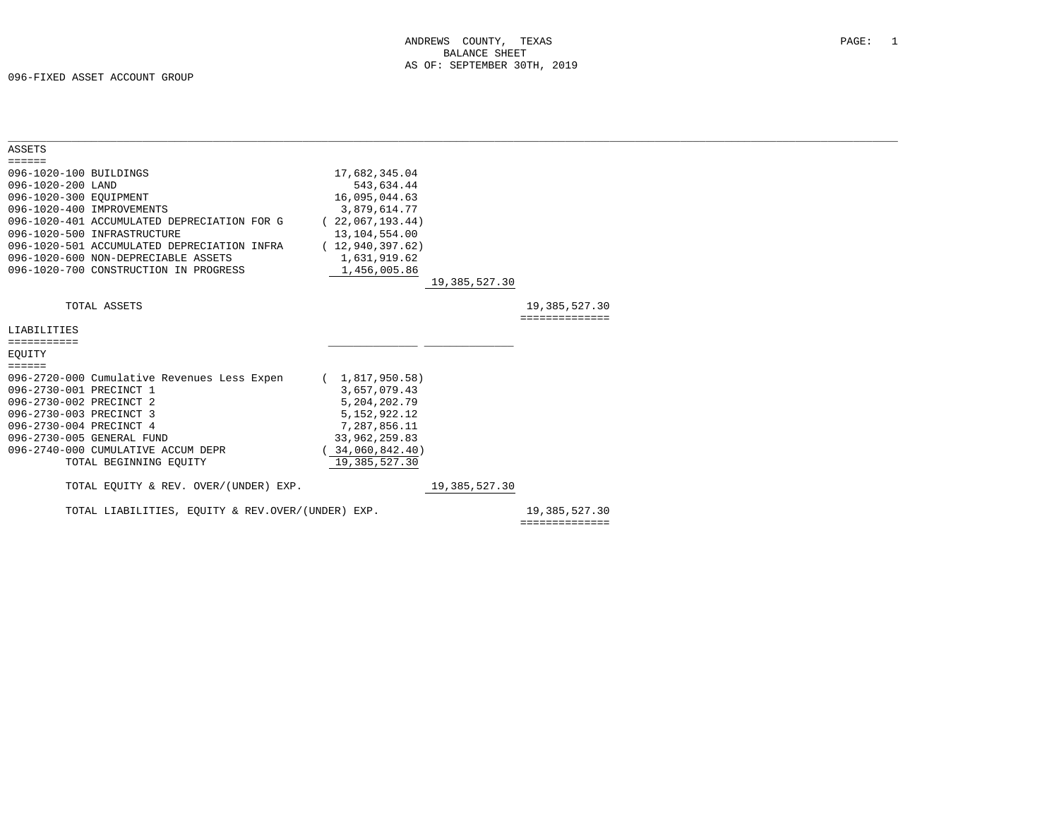ANDREWS COUNTY, TEXAS
BALANCE SHEET
AS OF: SEPTEMBER 30TH, 2019

096-FIXED ASSET ACCOUNT GROUP

## ASSETS

| Account | | | |
|---|---|---|---|
| 096-1020-100 BUILDINGS | 17,682,345.04 | | |
| 096-1020-200 LAND | 543,634.44 | | |
| 096-1020-300 EQUIPMENT | 16,095,044.63 | | |
| 096-1020-400 IMPROVEMENTS | 3,879,614.77 | | |
| 096-1020-401 ACCUMULATED DEPRECIATION FOR G | ( 22,067,193.44) | | |
| 096-1020-500 INFRASTRUCTURE | 13,104,554.00 | | |
| 096-1020-501 ACCUMULATED DEPRECIATION INFRA | ( 12,940,397.62) | | |
| 096-1020-600 NON-DEPRECIABLE ASSETS | 1,631,919.62 | | |
| 096-1020-700 CONSTRUCTION IN PROGRESS | 1,456,005.86 | | |
| | | 19,385,527.30 | |
| TOTAL ASSETS | | | 19,385,527.30 |

## LIABILITIES

## EQUITY

| Account | | | |
|---|---|---|---|
| 096-2720-000 Cumulative Revenues Less Expen | ( 1,817,950.58) | | |
| 096-2730-001 PRECINCT 1 | 3,657,079.43 | | |
| 096-2730-002 PRECINCT 2 | 5,204,202.79 | | |
| 096-2730-003 PRECINCT 3 | 5,152,922.12 | | |
| 096-2730-004 PRECINCT 4 | 7,287,856.11 | | |
| 096-2730-005 GENERAL FUND | 33,962,259.83 | | |
| 096-2740-000 CUMULATIVE ACCUM DEPR | ( 34,060,842.40) | | |
| TOTAL BEGINNING EQUITY | 19,385,527.30 | | |
| TOTAL EQUITY & REV. OVER/(UNDER) EXP. | | 19,385,527.30 | |
| TOTAL LIABILITIES, EQUITY & REV.OVER/(UNDER) EXP. | | | 19,385,527.30 |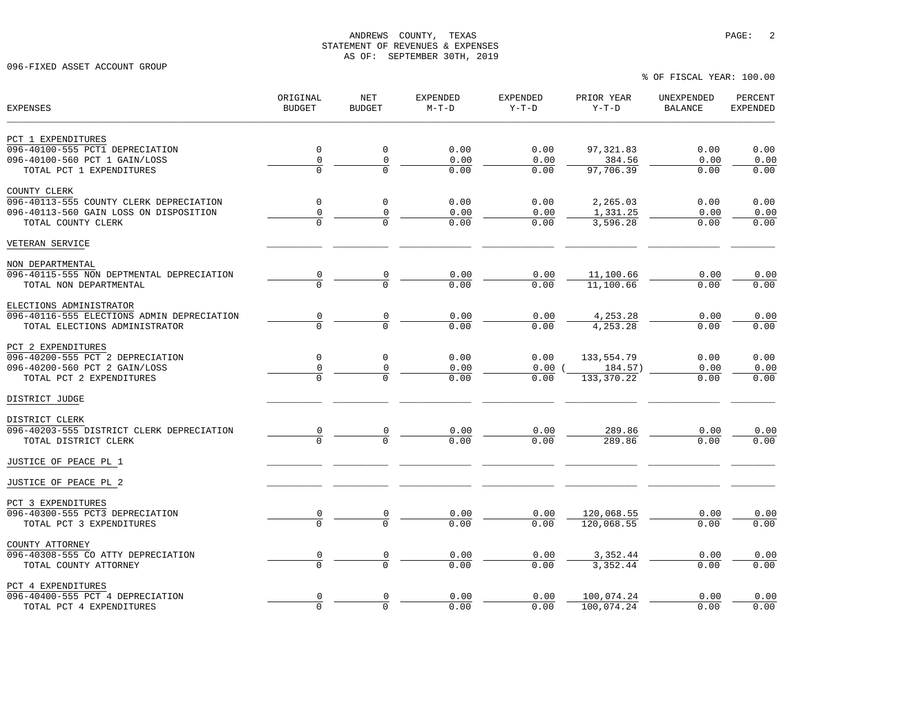ANDREWS COUNTY, TEXAS
STATEMENT OF REVENUES & EXPENSES
AS OF: SEPTEMBER 30TH, 2019

096-FIXED ASSET ACCOUNT GROUP

% OF FISCAL YEAR: 100.00

| EXPENSES | ORIGINAL BUDGET | NET BUDGET | EXPENDED M-T-D | EXPENDED Y-T-D | PRIOR YEAR Y-T-D | UNEXPENDED BALANCE | PERCENT EXPENDED |
|---|---|---|---|---|---|---|---|
| PCT 1 EXPENDITURES | | | | | | | |
| 096-40100-555 PCT1 DEPRECIATION | 0 | 0 | 0.00 | 0.00 | 97,321.83 | 0.00 | 0.00 |
| 096-40100-560 PCT 1 GAIN/LOSS | 0 | 0 | 0.00 | 0.00 | 384.56 | 0.00 | 0.00 |
| TOTAL PCT 1 EXPENDITURES | 0 | 0 | 0.00 | 0.00 | 97,706.39 | 0.00 | 0.00 |
| COUNTY CLERK | | | | | | | |
| 096-40113-555 COUNTY CLERK DEPRECIATION | 0 | 0 | 0.00 | 0.00 | 2,265.03 | 0.00 | 0.00 |
| 096-40113-560 GAIN LOSS ON DISPOSITION | 0 | 0 | 0.00 | 0.00 | 1,331.25 | 0.00 | 0.00 |
| TOTAL COUNTY CLERK | 0 | 0 | 0.00 | 0.00 | 3,596.28 | 0.00 | 0.00 |
| VETERAN SERVICE | | | | | | | |
| NON DEPARTMENTAL | | | | | | | |
| 096-40115-555 NON DEPTMENTAL DEPRECIATION | 0 | 0 | 0.00 | 0.00 | 11,100.66 | 0.00 | 0.00 |
| TOTAL NON DEPARTMENTAL | 0 | 0 | 0.00 | 0.00 | 11,100.66 | 0.00 | 0.00 |
| ELECTIONS ADMINISTRATOR | | | | | | | |
| 096-40116-555 ELECTIONS ADMIN DEPRECIATION | 0 | 0 | 0.00 | 0.00 | 4,253.28 | 0.00 | 0.00 |
| TOTAL ELECTIONS ADMINISTRATOR | 0 | 0 | 0.00 | 0.00 | 4,253.28 | 0.00 | 0.00 |
| PCT 2 EXPENDITURES | | | | | | | |
| 096-40200-555 PCT 2 DEPRECIATION | 0 | 0 | 0.00 | 0.00 | 133,554.79 | 0.00 | 0.00 |
| 096-40200-560 PCT 2 GAIN/LOSS | 0 | 0 | 0.00 | 0.00 | ( 184.57) | 0.00 | 0.00 |
| TOTAL PCT 2 EXPENDITURES | 0 | 0 | 0.00 | 0.00 | 133,370.22 | 0.00 | 0.00 |
| DISTRICT JUDGE | | | | | | | |
| DISTRICT CLERK | | | | | | | |
| 096-40203-555 DISTRICT CLERK DEPRECIATION | 0 | 0 | 0.00 | 0.00 | 289.86 | 0.00 | 0.00 |
| TOTAL DISTRICT CLERK | 0 | 0 | 0.00 | 0.00 | 289.86 | 0.00 | 0.00 |
| JUSTICE OF PEACE PL 1 | | | | | | | |
| JUSTICE OF PEACE PL 2 | | | | | | | |
| PCT 3 EXPENDITURES | | | | | | | |
| 096-40300-555 PCT3 DEPRECIATION | 0 | 0 | 0.00 | 0.00 | 120,068.55 | 0.00 | 0.00 |
| TOTAL PCT 3 EXPENDITURES | 0 | 0 | 0.00 | 0.00 | 120,068.55 | 0.00 | 0.00 |
| COUNTY ATTORNEY | | | | | | | |
| 096-40308-555 CO ATTY DEPRECIATION | 0 | 0 | 0.00 | 0.00 | 3,352.44 | 0.00 | 0.00 |
| TOTAL COUNTY ATTORNEY | 0 | 0 | 0.00 | 0.00 | 3,352.44 | 0.00 | 0.00 |
| PCT 4 EXPENDITURES | | | | | | | |
| 096-40400-555 PCT 4 DEPRECIATION | 0 | 0 | 0.00 | 0.00 | 100,074.24 | 0.00 | 0.00 |
| TOTAL PCT 4 EXPENDITURES | 0 | 0 | 0.00 | 0.00 | 100,074.24 | 0.00 | 0.00 |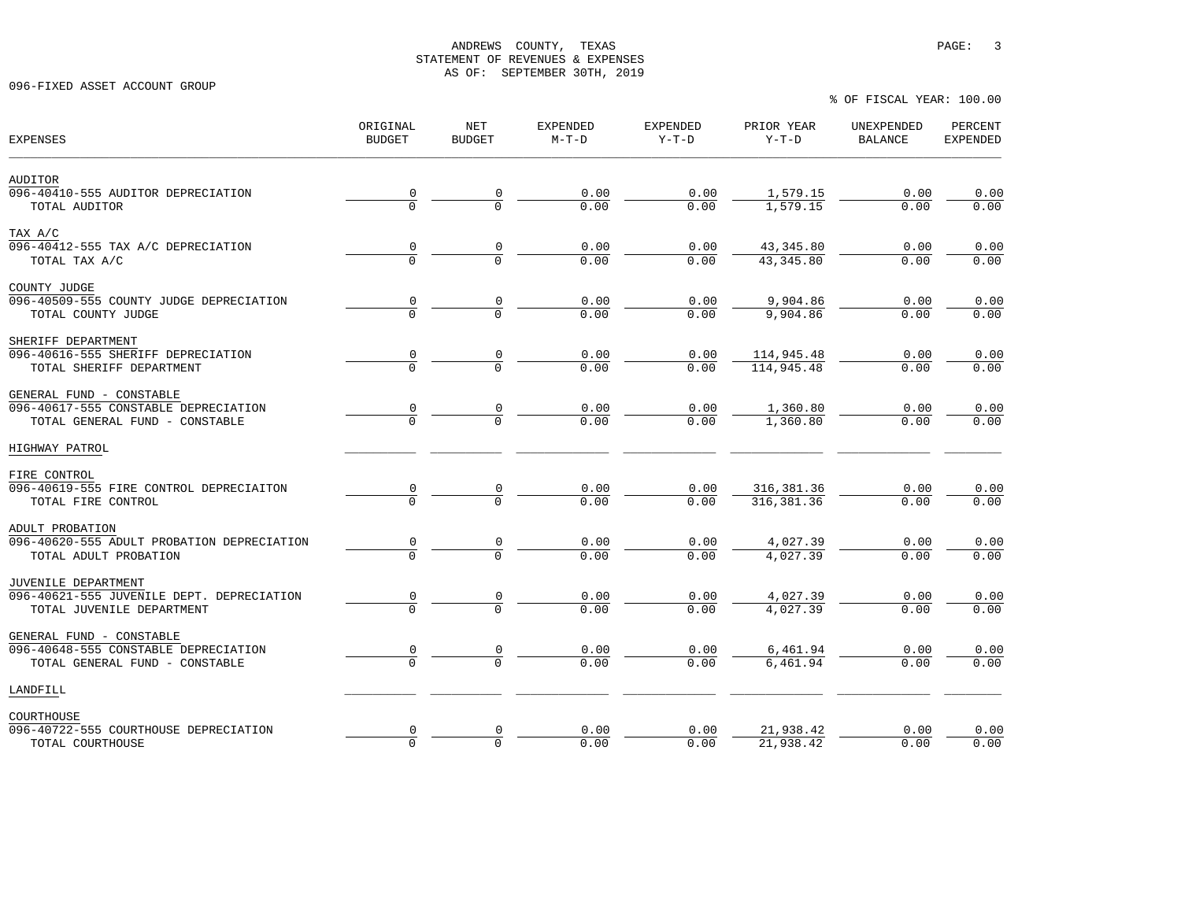ANDREWS COUNTY, TEXAS
STATEMENT OF REVENUES & EXPENSES
AS OF: SEPTEMBER 30TH, 2019

096-FIXED ASSET ACCOUNT GROUP

% OF FISCAL YEAR: 100.00

| EXPENSES | ORIGINAL BUDGET | NET BUDGET | EXPENDED M-T-D | EXPENDED Y-T-D | PRIOR YEAR Y-T-D | UNEXPENDED BALANCE | PERCENT EXPENDED |
|---|---|---|---|---|---|---|---|
| AUDITOR | | | | | | | |
| 096-40410-555 AUDITOR DEPRECIATION | 0 | 0 | 0.00 | 0.00 | 1,579.15 | 0.00 | 0.00 |
| TOTAL AUDITOR | 0 | 0 | 0.00 | 0.00 | 1,579.15 | 0.00 | 0.00 |
| TAX A/C | | | | | | | |
| 096-40412-555 TAX A/C DEPRECIATION | 0 | 0 | 0.00 | 0.00 | 43,345.80 | 0.00 | 0.00 |
| TOTAL TAX A/C | 0 | 0 | 0.00 | 0.00 | 43,345.80 | 0.00 | 0.00 |
| COUNTY JUDGE | | | | | | | |
| 096-40509-555 COUNTY JUDGE DEPRECIATION | 0 | 0 | 0.00 | 0.00 | 9,904.86 | 0.00 | 0.00 |
| TOTAL COUNTY JUDGE | 0 | 0 | 0.00 | 0.00 | 9,904.86 | 0.00 | 0.00 |
| SHERIFF DEPARTMENT | | | | | | | |
| 096-40616-555 SHERIFF DEPRECIATION | 0 | 0 | 0.00 | 0.00 | 114,945.48 | 0.00 | 0.00 |
| TOTAL SHERIFF DEPARTMENT | 0 | 0 | 0.00 | 0.00 | 114,945.48 | 0.00 | 0.00 |
| GENERAL FUND - CONSTABLE | | | | | | | |
| 096-40617-555 CONSTABLE DEPRECIATION | 0 | 0 | 0.00 | 0.00 | 1,360.80 | 0.00 | 0.00 |
| TOTAL GENERAL FUND - CONSTABLE | 0 | 0 | 0.00 | 0.00 | 1,360.80 | 0.00 | 0.00 |
| HIGHWAY PATROL | | | | | | | |
| FIRE CONTROL | | | | | | | |
| 096-40619-555 FIRE CONTROL DEPRECIAITON | 0 | 0 | 0.00 | 0.00 | 316,381.36 | 0.00 | 0.00 |
| TOTAL FIRE CONTROL | 0 | 0 | 0.00 | 0.00 | 316,381.36 | 0.00 | 0.00 |
| ADULT PROBATION | | | | | | | |
| 096-40620-555 ADULT PROBATION DEPRECIATION | 0 | 0 | 0.00 | 0.00 | 4,027.39 | 0.00 | 0.00 |
| TOTAL ADULT PROBATION | 0 | 0 | 0.00 | 0.00 | 4,027.39 | 0.00 | 0.00 |
| JUVENILE DEPARTMENT | | | | | | | |
| 096-40621-555 JUVENILE DEPT. DEPRECIATION | 0 | 0 | 0.00 | 0.00 | 4,027.39 | 0.00 | 0.00 |
| TOTAL JUVENILE DEPARTMENT | 0 | 0 | 0.00 | 0.00 | 4,027.39 | 0.00 | 0.00 |
| GENERAL FUND - CONSTABLE | | | | | | | |
| 096-40648-555 CONSTABLE DEPRECIATION | 0 | 0 | 0.00 | 0.00 | 6,461.94 | 0.00 | 0.00 |
| TOTAL GENERAL FUND - CONSTABLE | 0 | 0 | 0.00 | 0.00 | 6,461.94 | 0.00 | 0.00 |
| LANDFILL | | | | | | | |
| COURTHOUSE | | | | | | | |
| 096-40722-555 COURTHOUSE DEPRECIATION | 0 | 0 | 0.00 | 0.00 | 21,938.42 | 0.00 | 0.00 |
| TOTAL COURTHOUSE | 0 | 0 | 0.00 | 0.00 | 21,938.42 | 0.00 | 0.00 |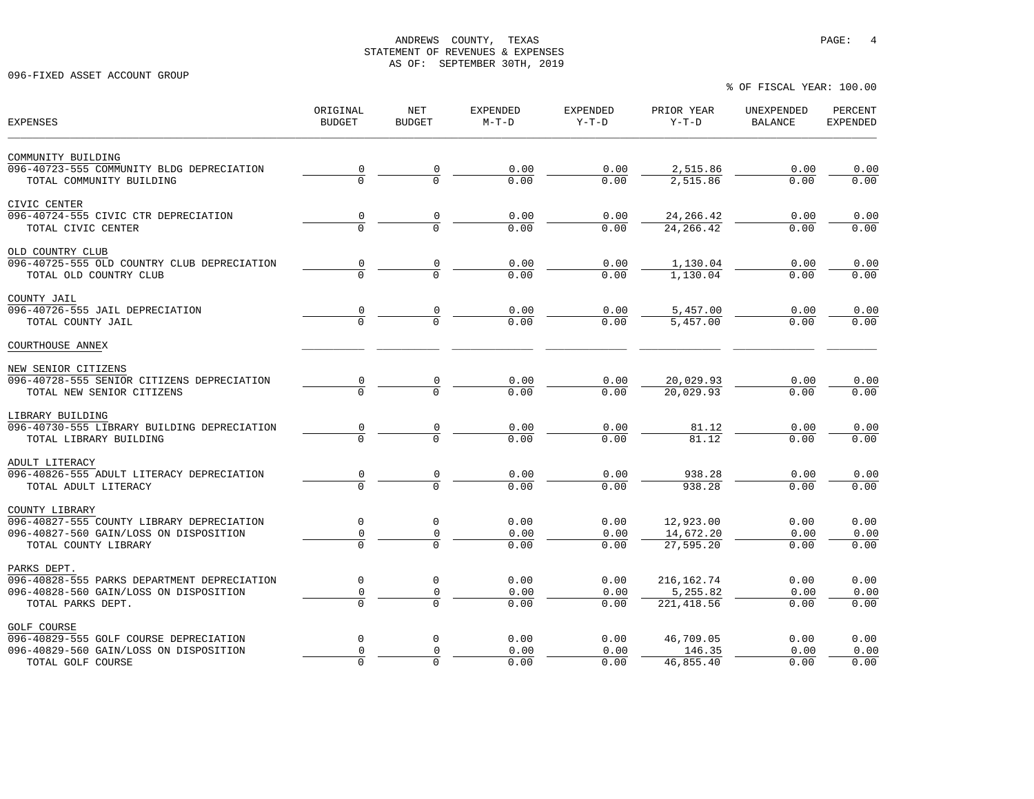ANDREWS COUNTY, TEXAS
STATEMENT OF REVENUES & EXPENSES
AS OF: SEPTEMBER 30TH, 2019

096-FIXED ASSET ACCOUNT GROUP

% OF FISCAL YEAR: 100.00

| EXPENSES | ORIGINAL BUDGET | NET BUDGET | EXPENDED M-T-D | EXPENDED Y-T-D | PRIOR YEAR Y-T-D | UNEXPENDED BALANCE | PERCENT EXPENDED |
|---|---|---|---|---|---|---|---|
| COMMUNITY BUILDING | | | | | | | |
| 096-40723-555 COMMUNITY BLDG DEPRECIATION | 0 | 0 | 0.00 | 0.00 | 2,515.86 | 0.00 | 0.00 |
| TOTAL COMMUNITY BUILDING | 0 | 0 | 0.00 | 0.00 | 2,515.86 | 0.00 | 0.00 |
| CIVIC CENTER | | | | | | | |
| 096-40724-555 CIVIC CTR DEPRECIATION | 0 | 0 | 0.00 | 0.00 | 24,266.42 | 0.00 | 0.00 |
| TOTAL CIVIC CENTER | 0 | 0 | 0.00 | 0.00 | 24,266.42 | 0.00 | 0.00 |
| OLD COUNTRY CLUB | | | | | | | |
| 096-40725-555 OLD COUNTRY CLUB DEPRECIATION | 0 | 0 | 0.00 | 0.00 | 1,130.04 | 0.00 | 0.00 |
| TOTAL OLD COUNTRY CLUB | 0 | 0 | 0.00 | 0.00 | 1,130.04 | 0.00 | 0.00 |
| COUNTY JAIL | | | | | | | |
| 096-40726-555 JAIL DEPRECIATION | 0 | 0 | 0.00 | 0.00 | 5,457.00 | 0.00 | 0.00 |
| TOTAL COUNTY JAIL | 0 | 0 | 0.00 | 0.00 | 5,457.00 | 0.00 | 0.00 |
| COURTHOUSE ANNEX | | | | | | | |
| NEW SENIOR CITIZENS | | | | | | | |
| 096-40728-555 SENIOR CITIZENS DEPRECIATION | 0 | 0 | 0.00 | 0.00 | 20,029.93 | 0.00 | 0.00 |
| TOTAL NEW SENIOR CITIZENS | 0 | 0 | 0.00 | 0.00 | 20,029.93 | 0.00 | 0.00 |
| LIBRARY BUILDING | | | | | | | |
| 096-40730-555 LIBRARY BUILDING DEPRECIATION | 0 | 0 | 0.00 | 0.00 | 81.12 | 0.00 | 0.00 |
| TOTAL LIBRARY BUILDING | 0 | 0 | 0.00 | 0.00 | 81.12 | 0.00 | 0.00 |
| ADULT LITERACY | | | | | | | |
| 096-40826-555 ADULT LITERACY DEPRECIATION | 0 | 0 | 0.00 | 0.00 | 938.28 | 0.00 | 0.00 |
| TOTAL ADULT LITERACY | 0 | 0 | 0.00 | 0.00 | 938.28 | 0.00 | 0.00 |
| COUNTY LIBRARY | | | | | | | |
| 096-40827-555 COUNTY LIBRARY DEPRECIATION | 0 | 0 | 0.00 | 0.00 | 12,923.00 | 0.00 | 0.00 |
| 096-40827-560 GAIN/LOSS ON DISPOSITION | 0 | 0 | 0.00 | 0.00 | 14,672.20 | 0.00 | 0.00 |
| TOTAL COUNTY LIBRARY | 0 | 0 | 0.00 | 0.00 | 27,595.20 | 0.00 | 0.00 |
| PARKS DEPT. | | | | | | | |
| 096-40828-555 PARKS DEPARTMENT DEPRECIATION | 0 | 0 | 0.00 | 0.00 | 216,162.74 | 0.00 | 0.00 |
| 096-40828-560 GAIN/LOSS ON DISPOSITION | 0 | 0 | 0.00 | 0.00 | 5,255.82 | 0.00 | 0.00 |
| TOTAL PARKS DEPT. | 0 | 0 | 0.00 | 0.00 | 221,418.56 | 0.00 | 0.00 |
| GOLF COURSE | | | | | | | |
| 096-40829-555 GOLF COURSE DEPRECIATION | 0 | 0 | 0.00 | 0.00 | 46,709.05 | 0.00 | 0.00 |
| 096-40829-560 GAIN/LOSS ON DISPOSITION | 0 | 0 | 0.00 | 0.00 | 146.35 | 0.00 | 0.00 |
| TOTAL GOLF COURSE | 0 | 0 | 0.00 | 0.00 | 46,855.40 | 0.00 | 0.00 |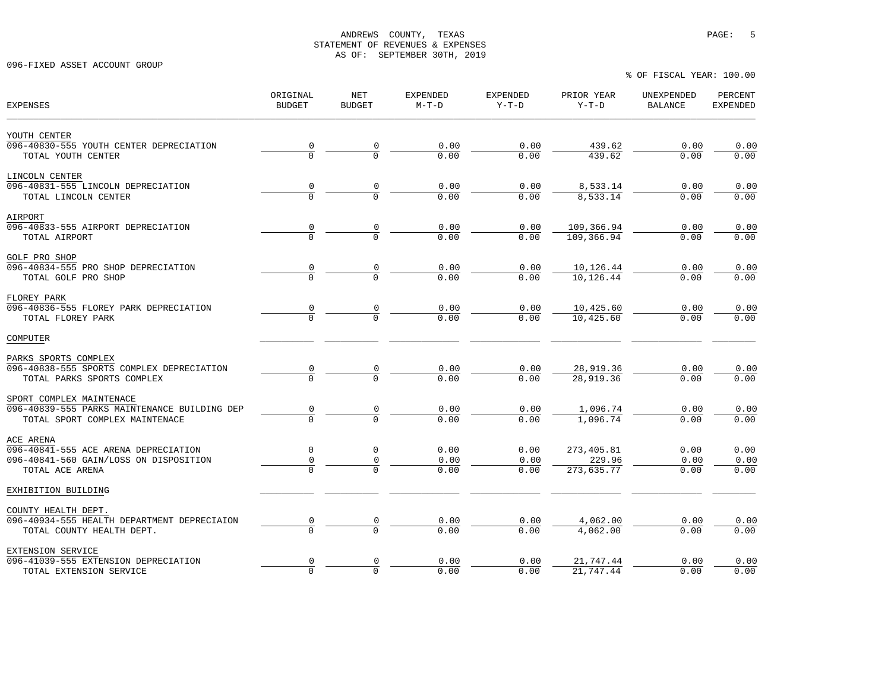ANDREWS COUNTY, TEXAS
STATEMENT OF REVENUES & EXPENSES
AS OF: SEPTEMBER 30TH, 2019

096-FIXED ASSET ACCOUNT GROUP

% OF FISCAL YEAR: 100.00

| EXPENSES | ORIGINAL BUDGET | NET BUDGET | EXPENDED M-T-D | EXPENDED Y-T-D | PRIOR YEAR Y-T-D | UNEXPENDED BALANCE | PERCENT EXPENDED |
|---|---|---|---|---|---|---|---|
| YOUTH CENTER | | | | | | | |
| 096-40830-555 YOUTH CENTER DEPRECIATION | 0 | 0 | 0.00 | 0.00 | 439.62 | 0.00 | 0.00 |
| TOTAL YOUTH CENTER | 0 | 0 | 0.00 | 0.00 | 439.62 | 0.00 | 0.00 |
| LINCOLN CENTER | | | | | | | |
| 096-40831-555 LINCOLN DEPRECIATION | 0 | 0 | 0.00 | 0.00 | 8,533.14 | 0.00 | 0.00 |
| TOTAL LINCOLN CENTER | 0 | 0 | 0.00 | 0.00 | 8,533.14 | 0.00 | 0.00 |
| AIRPORT | | | | | | | |
| 096-40833-555 AIRPORT DEPRECIATION | 0 | 0 | 0.00 | 0.00 | 109,366.94 | 0.00 | 0.00 |
| TOTAL AIRPORT | 0 | 0 | 0.00 | 0.00 | 109,366.94 | 0.00 | 0.00 |
| GOLF PRO SHOP | | | | | | | |
| 096-40834-555 PRO SHOP DEPRECIATION | 0 | 0 | 0.00 | 0.00 | 10,126.44 | 0.00 | 0.00 |
| TOTAL GOLF PRO SHOP | 0 | 0 | 0.00 | 0.00 | 10,126.44 | 0.00 | 0.00 |
| FLOREY PARK | | | | | | | |
| 096-40836-555 FLOREY PARK DEPRECIATION | 0 | 0 | 0.00 | 0.00 | 10,425.60 | 0.00 | 0.00 |
| TOTAL FLOREY PARK | 0 | 0 | 0.00 | 0.00 | 10,425.60 | 0.00 | 0.00 |
| COMPUTER | | | | | | | |
| PARKS SPORTS COMPLEX | | | | | | | |
| 096-40838-555 SPORTS COMPLEX DEPRECIATION | 0 | 0 | 0.00 | 0.00 | 28,919.36 | 0.00 | 0.00 |
| TOTAL PARKS SPORTS COMPLEX | 0 | 0 | 0.00 | 0.00 | 28,919.36 | 0.00 | 0.00 |
| SPORT COMPLEX MAINTENACE | | | | | | | |
| 096-40839-555 PARKS MAINTENANCE BUILDING DEP | 0 | 0 | 0.00 | 0.00 | 1,096.74 | 0.00 | 0.00 |
| TOTAL SPORT COMPLEX MAINTENACE | 0 | 0 | 0.00 | 0.00 | 1,096.74 | 0.00 | 0.00 |
| ACE ARENA | | | | | | | |
| 096-40841-555 ACE ARENA DEPRECIATION | 0 | 0 | 0.00 | 0.00 | 273,405.81 | 0.00 | 0.00 |
| 096-40841-560 GAIN/LOSS ON DISPOSITION | 0 | 0 | 0.00 | 0.00 | 229.96 | 0.00 | 0.00 |
| TOTAL ACE ARENA | 0 | 0 | 0.00 | 0.00 | 273,635.77 | 0.00 | 0.00 |
| EXHIBITION BUILDING | | | | | | | |
| COUNTY HEALTH DEPT. | | | | | | | |
| 096-40934-555 HEALTH DEPARTMENT DEPRECIAION | 0 | 0 | 0.00 | 0.00 | 4,062.00 | 0.00 | 0.00 |
| TOTAL COUNTY HEALTH DEPT. | 0 | 0 | 0.00 | 0.00 | 4,062.00 | 0.00 | 0.00 |
| EXTENSION SERVICE | | | | | | | |
| 096-41039-555 EXTENSION DEPRECIATION | 0 | 0 | 0.00 | 0.00 | 21,747.44 | 0.00 | 0.00 |
| TOTAL EXTENSION SERVICE | 0 | 0 | 0.00 | 0.00 | 21,747.44 | 0.00 | 0.00 |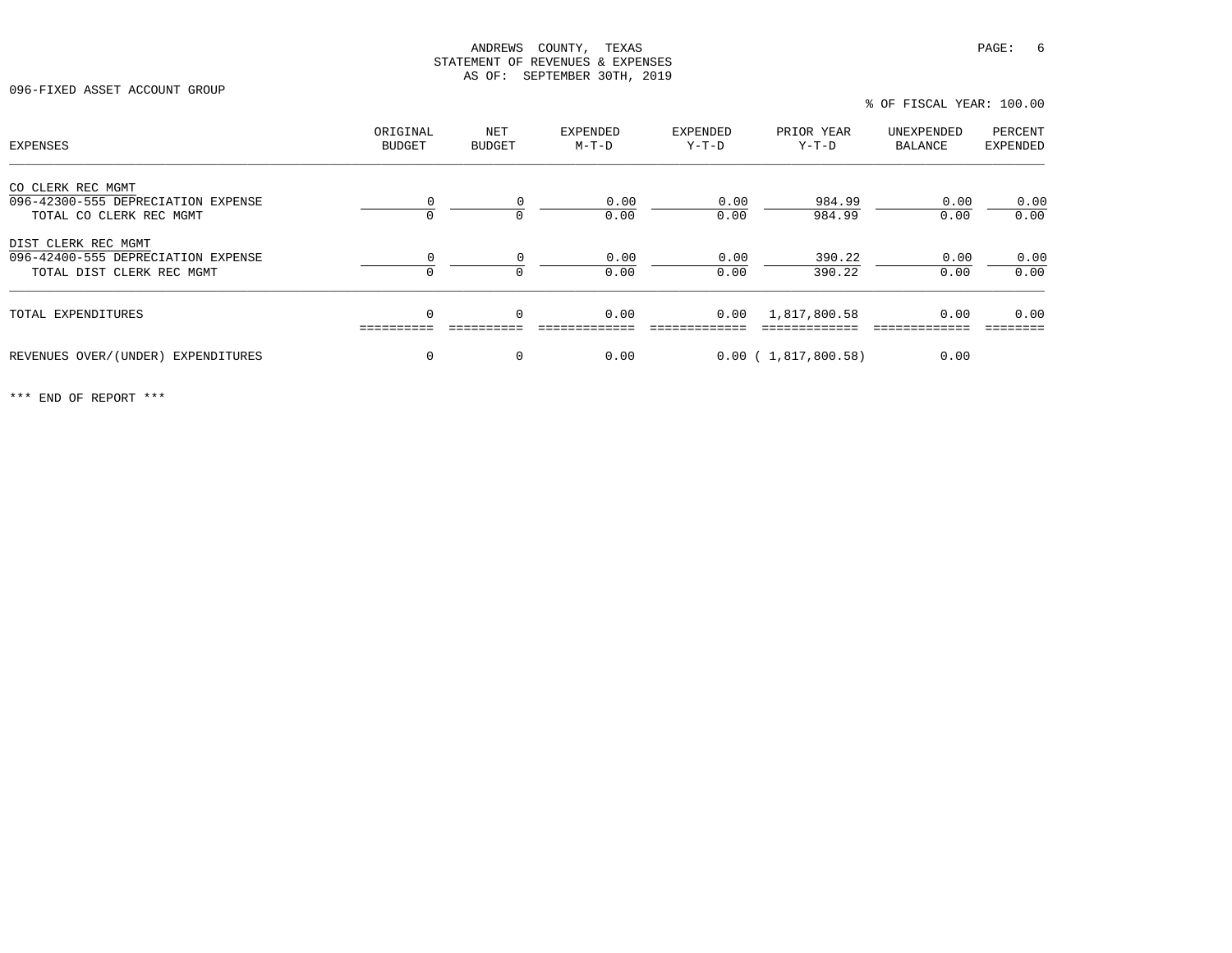ANDREWS COUNTY, TEXAS
STATEMENT OF REVENUES & EXPENSES
AS OF: SEPTEMBER 30TH, 2019

096-FIXED ASSET ACCOUNT GROUP

% OF FISCAL YEAR: 100.00

| EXPENSES | ORIGINAL BUDGET | NET BUDGET | EXPENDED M-T-D | EXPENDED Y-T-D | PRIOR YEAR Y-T-D | UNEXPENDED BALANCE | PERCENT EXPENDED |
|---|---|---|---|---|---|---|---|
| CO CLERK REC MGMT | | | | | | | |
| 096-42300-555 DEPRECIATION EXPENSE | 0 | 0 | 0.00 | 0.00 | 984.99 | 0.00 | 0.00 |
| TOTAL CO CLERK REC MGMT | 0 | 0 | 0.00 | 0.00 | 984.99 | 0.00 | 0.00 |
| DIST CLERK REC MGMT | | | | | | | |
| 096-42400-555 DEPRECIATION EXPENSE | 0 | 0 | 0.00 | 0.00 | 390.22 | 0.00 | 0.00 |
| TOTAL DIST CLERK REC MGMT | 0 | 0 | 0.00 | 0.00 | 390.22 | 0.00 | 0.00 |
| TOTAL EXPENDITURES | 0 | 0 | 0.00 | 0.00 | 1,817,800.58 | 0.00 | 0.00 |
| REVENUES OVER/(UNDER) EXPENDITURES | 0 | 0 | 0.00 | 0.00 | ( 1,817,800.58) | 0.00 | |

*** END OF REPORT ***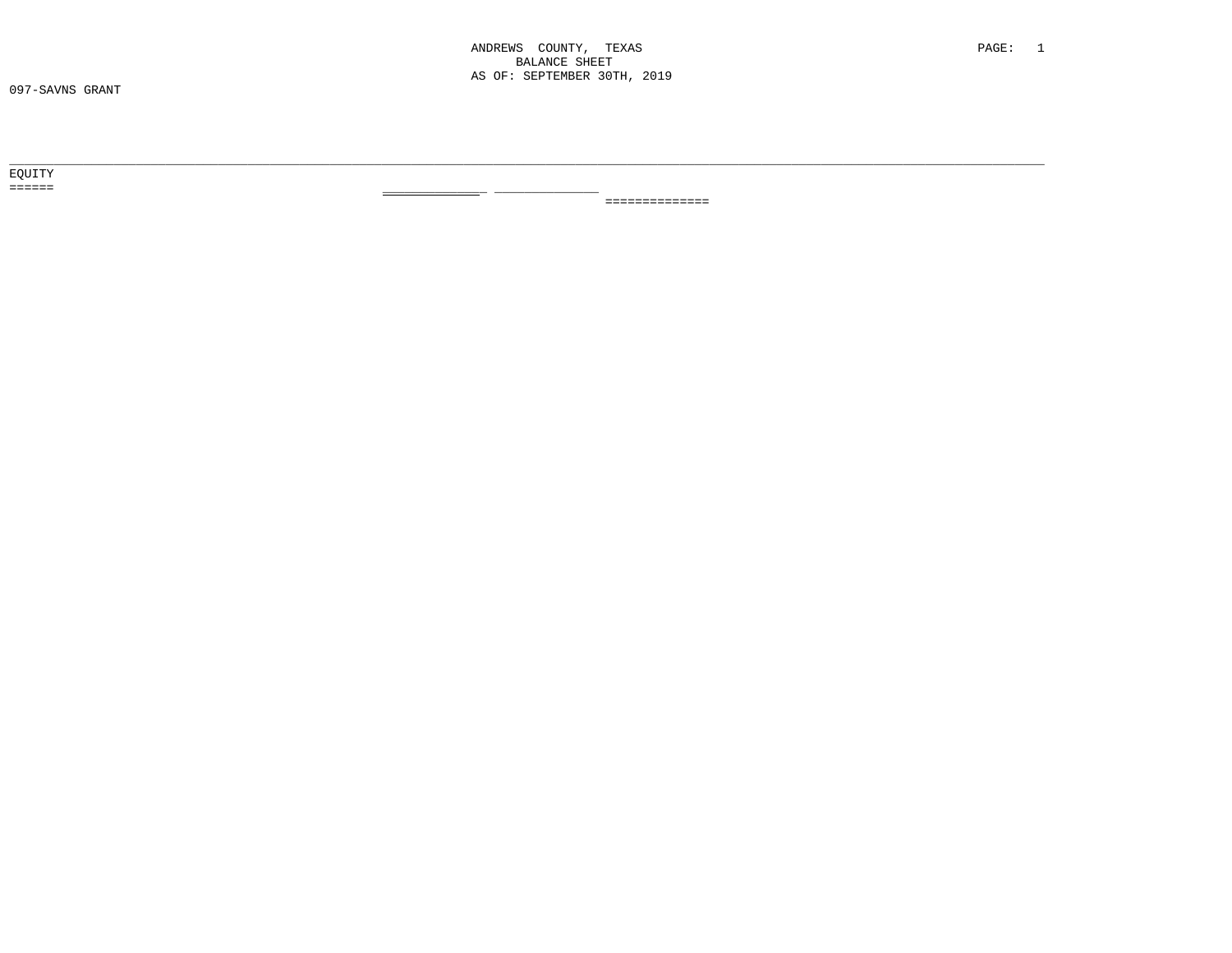# ANDREWS COUNTY, TEXAS
## BALANCE SHEET
### AS OF: SEPTEMBER 30TH, 2019

097-SAVNS GRANT

EQUITY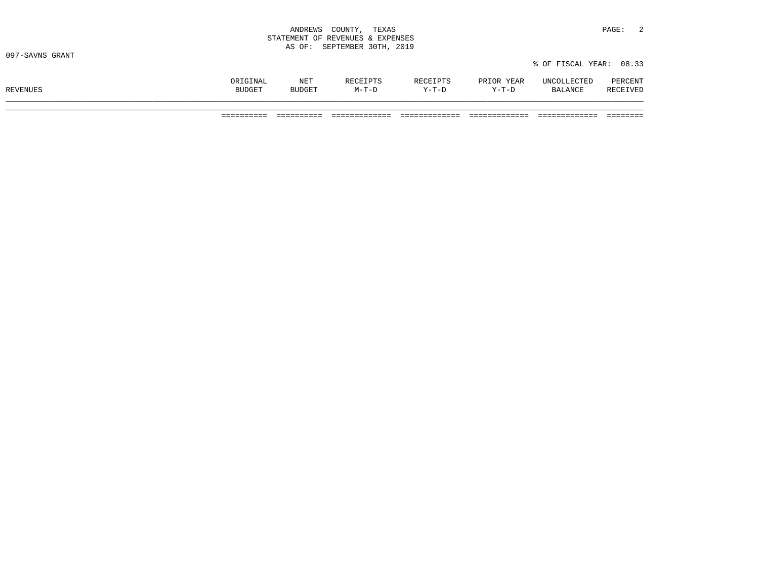# ANDREWS COUNTY, TEXAS
## STATEMENT OF REVENUES & EXPENSES
### AS OF: SEPTEMBER 30TH, 2019

097-SAVNS GRANT

% OF FISCAL YEAR: 08.33

| REVENUES | ORIGINAL BUDGET | NET BUDGET | RECEIPTS M-T-D | RECEIPTS Y-T-D | PRIOR YEAR Y-T-D | UNCOLLECTED BALANCE | PERCENT RECEIVED |
|---|---|---|---|---|---|---|---|
| | ========== | ========== | ============= | ============= | ============= | ============= | ======== |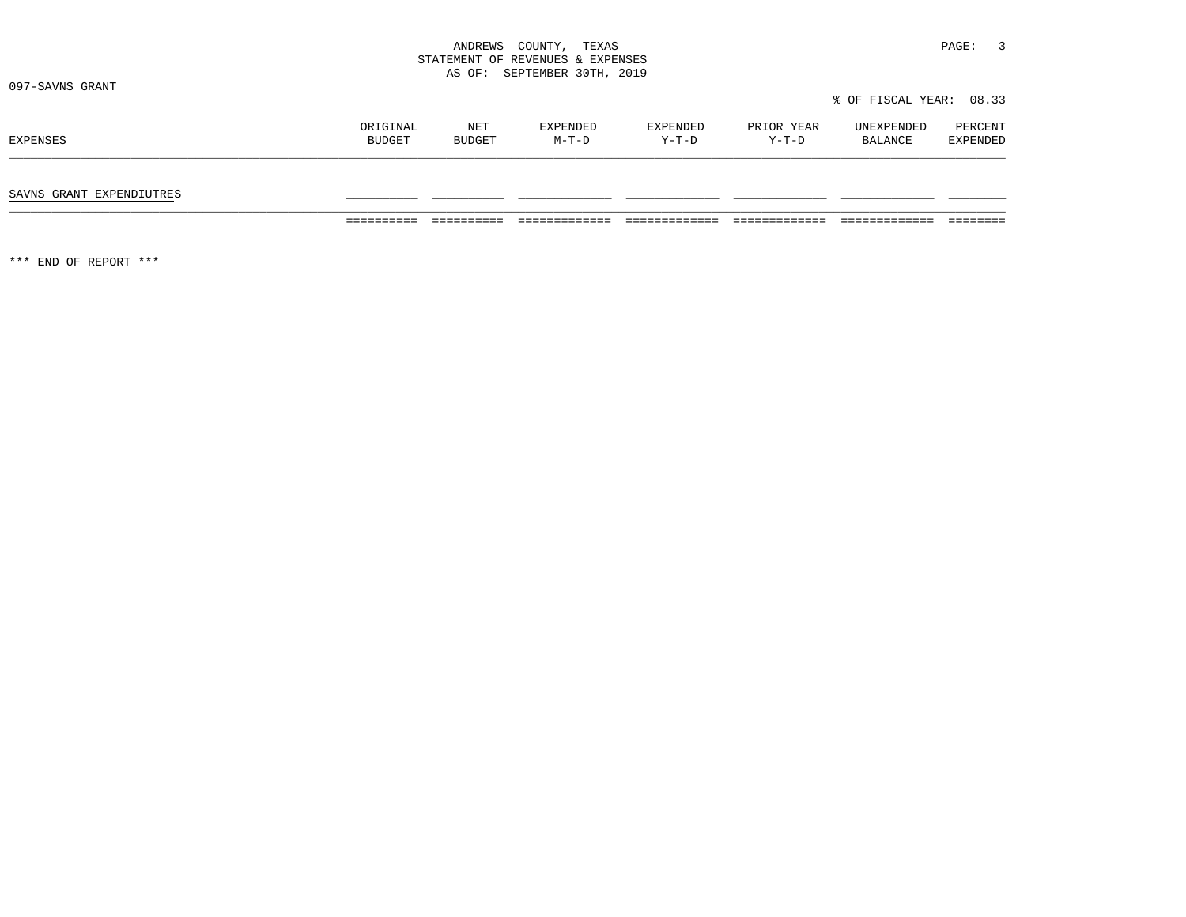ANDREWS COUNTY, TEXAS
STATEMENT OF REVENUES & EXPENSES
AS OF: SEPTEMBER 30TH, 2019

097-SAVNS GRANT

% OF FISCAL YEAR: 08.33

| EXPENSES | ORIGINAL BUDGET | NET BUDGET | EXPENDED M-T-D | EXPENDED Y-T-D | PRIOR YEAR Y-T-D | UNEXPENDED BALANCE | PERCENT EXPENDED |
|---|---|---|---|---|---|---|---|
| SAVNS GRANT EXPENDIUTRES | | | | | | | |

*** END OF REPORT ***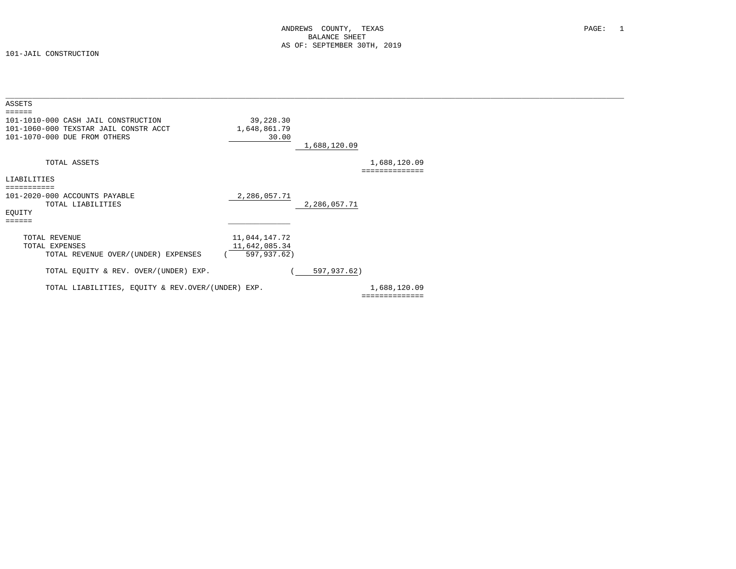ANDREWS COUNTY, TEXAS
BALANCE SHEET
AS OF: SEPTEMBER 30TH, 2019

101-JAIL CONSTRUCTION

| | | | |
|---|---|---|---|
| **ASSETS** | | | |
| 101-1010-000 CASH JAIL CONSTRUCTION | 39,228.30 | | |
| 101-1060-000 TEXSTAR JAIL CONSTR ACCT | 1,648,861.79 | | |
| 101-1070-000 DUE FROM OTHERS | 30.00 | | |
| | | 1,688,120.09 | |
| TOTAL ASSETS | | | 1,688,120.09 |
| **LIABILITIES** | | | |
| 101-2020-000 ACCOUNTS PAYABLE | 2,286,057.71 | | |
| TOTAL LIABILITIES | | 2,286,057.71 | |
| **EQUITY** | | | |
| TOTAL REVENUE | 11,044,147.72 | | |
| TOTAL EXPENSES | 11,642,085.34 | | |
| TOTAL REVENUE OVER/(UNDER) EXPENSES | ( 597,937.62) | | |
| TOTAL EQUITY & REV. OVER/(UNDER) EXP. | | ( 597,937.62) | |
| TOTAL LIABILITIES, EQUITY & REV.OVER/(UNDER) EXP. | | | 1,688,120.09 |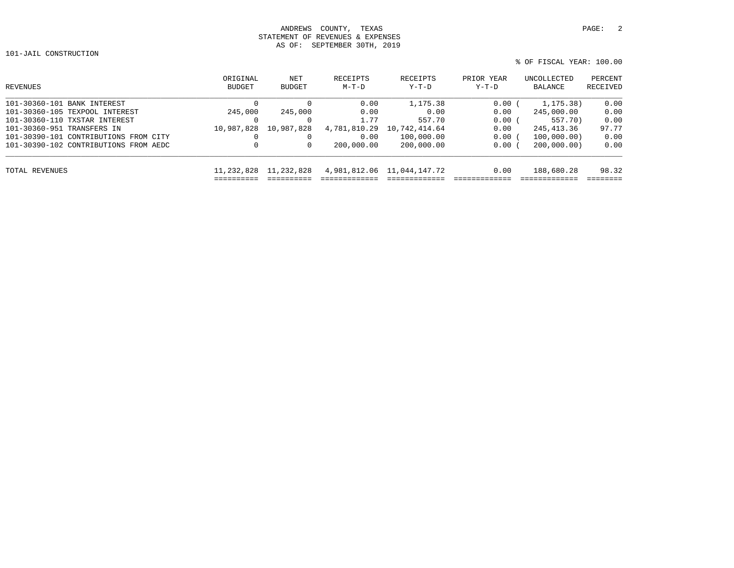ANDREWS COUNTY, TEXAS
STATEMENT OF REVENUES & EXPENSES
AS OF: SEPTEMBER 30TH, 2019

101-JAIL CONSTRUCTION

% OF FISCAL YEAR: 100.00

| REVENUES | ORIGINAL BUDGET | NET BUDGET | RECEIPTS M-T-D | RECEIPTS Y-T-D | PRIOR YEAR Y-T-D | UNCOLLECTED BALANCE | PERCENT RECEIVED |
|---|---|---|---|---|---|---|---|
| 101-30360-101 BANK INTEREST | 0 | 0 | 0.00 | 1,175.38 | 0.00 | ( 1,175.38) | 0.00 |
| 101-30360-105 TEXPOOL INTEREST | 245,000 | 245,000 | 0.00 | 0.00 | 0.00 | 245,000.00 | 0.00 |
| 101-30360-110 TXSTAR INTEREST | 0 | 0 | 1.77 | 557.70 | 0.00 | ( 557.70) | 0.00 |
| 101-30360-951 TRANSFERS IN | 10,987,828 | 10,987,828 | 4,781,810.29 | 10,742,414.64 | 0.00 | 245,413.36 | 97.77 |
| 101-30390-101 CONTRIBUTIONS FROM CITY | 0 | 0 | 0.00 | 100,000.00 | 0.00 | ( 100,000.00) | 0.00 |
| 101-30390-102 CONTRIBUTIONS FROM AEDC | 0 | 0 | 200,000.00 | 200,000.00 | 0.00 | ( 200,000.00) | 0.00 |
| TOTAL REVENUES | 11,232,828 | 11,232,828 | 4,981,812.06 | 11,044,147.72 | 0.00 | 188,680.28 | 98.32 |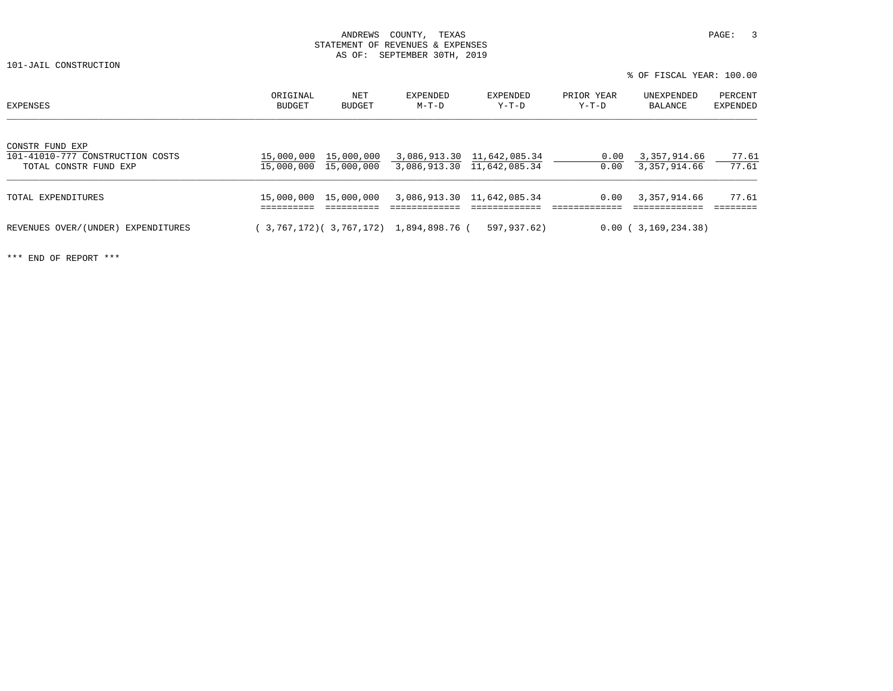ANDREWS COUNTY, TEXAS
STATEMENT OF REVENUES & EXPENSES
AS OF: SEPTEMBER 30TH, 2019

101-JAIL CONSTRUCTION

% OF FISCAL YEAR: 100.00

| EXPENSES | ORIGINAL BUDGET | NET BUDGET | EXPENDED M-T-D | EXPENDED Y-T-D | PRIOR YEAR Y-T-D | UNEXPENDED BALANCE | PERCENT EXPENDED |
|---|---|---|---|---|---|---|---|
| CONSTR FUND EXP | | | | | | | |
| 101-41010-777 CONSTRUCTION COSTS | 15,000,000 | 15,000,000 | 3,086,913.30 | 11,642,085.34 | 0.00 | 3,357,914.66 | 77.61 |
| TOTAL CONSTR FUND EXP | 15,000,000 | 15,000,000 | 3,086,913.30 | 11,642,085.34 | 0.00 | 3,357,914.66 | 77.61 |
| TOTAL EXPENDITURES | 15,000,000 | 15,000,000 | 3,086,913.30 | 11,642,085.34 | 0.00 | 3,357,914.66 | 77.61 |
| REVENUES OVER/(UNDER) EXPENDITURES | ( 3,767,172) | ( 3,767,172) | 1,894,898.76 | ( 597,937.62) | 0.00 | ( 3,169,234.38) | |

*** END OF REPORT ***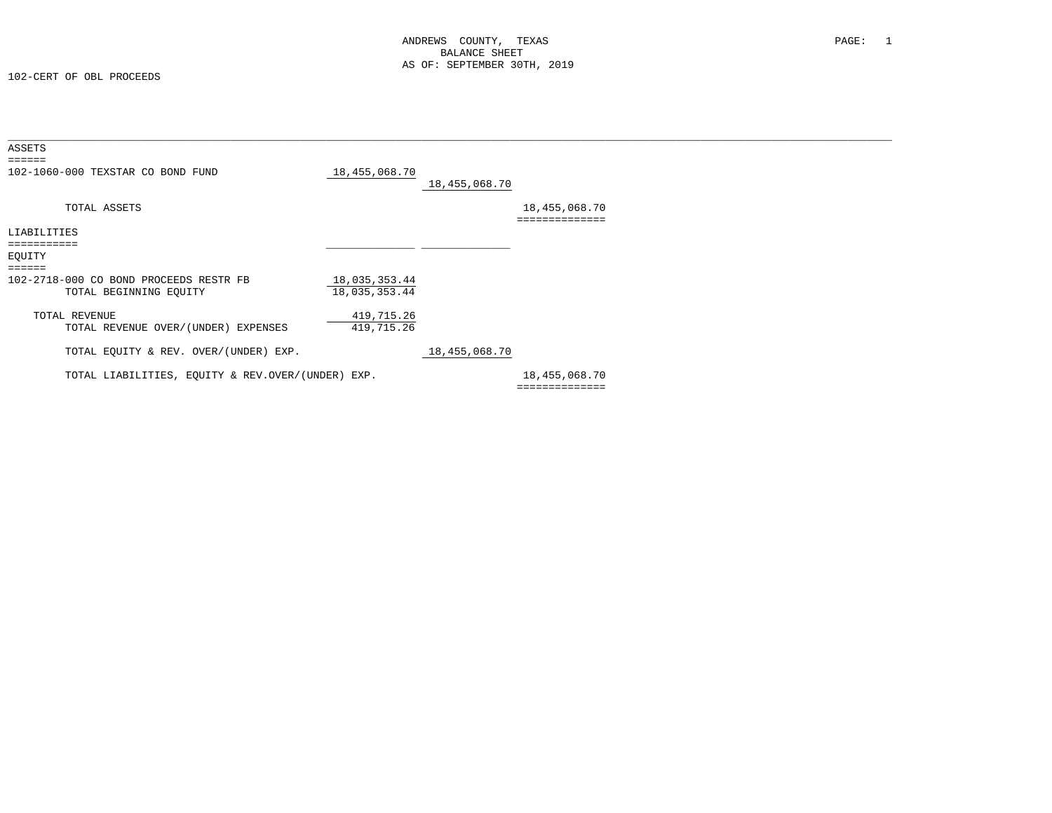ANDREWS COUNTY, TEXAS
BALANCE SHEET
AS OF: SEPTEMBER 30TH, 2019

102-CERT OF OBL PROCEEDS

| | | | |
|---|---|---|---|
| **ASSETS** | | | |
| 102-1060-000 TEXSTAR CO BOND FUND | 18,455,068.70 | | |
| | | 18,455,068.70 | |
| TOTAL ASSETS | | | 18,455,068.70 |
| **LIABILITIES** | | | |
| **EQUITY** | | | |
| 102-2718-000 CO BOND PROCEEDS RESTR FB | 18,035,353.44 | | |
| TOTAL BEGINNING EQUITY | 18,035,353.44 | | |
| TOTAL REVENUE | 419,715.26 | | |
| TOTAL REVENUE OVER/(UNDER) EXPENSES | 419,715.26 | | |
| TOTAL EQUITY & REV. OVER/(UNDER) EXP. | | 18,455,068.70 | |
| TOTAL LIABILITIES, EQUITY & REV.OVER/(UNDER) EXP. | | | 18,455,068.70 |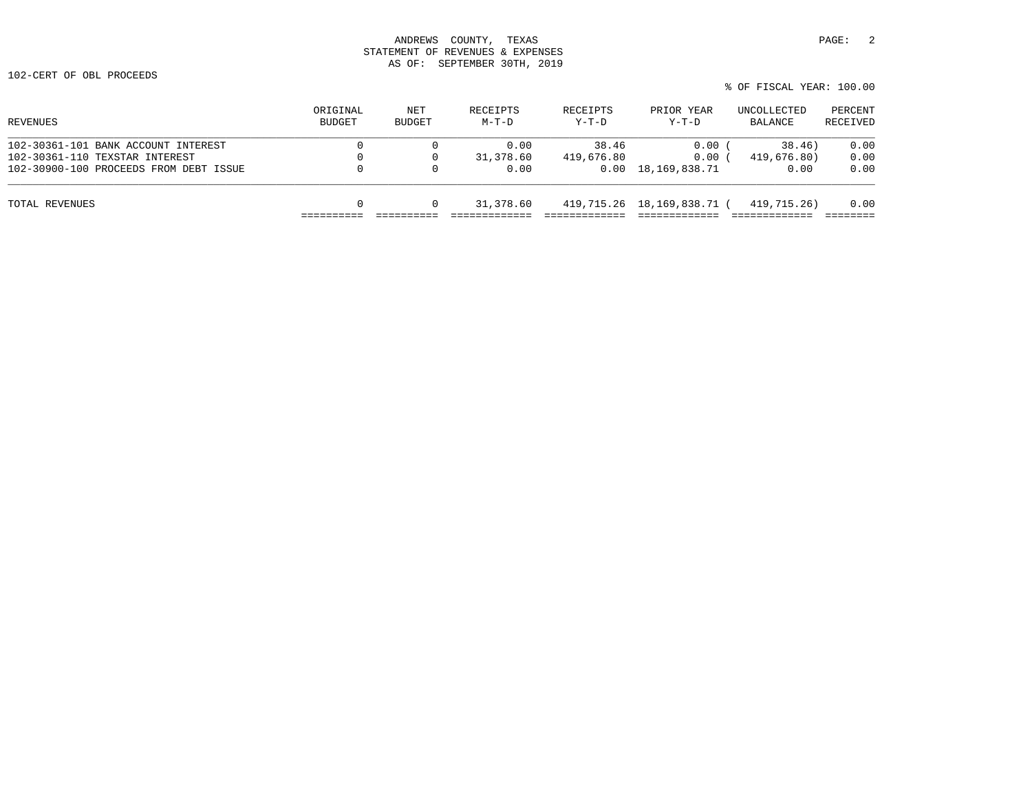ANDREWS COUNTY, TEXAS
STATEMENT OF REVENUES & EXPENSES
AS OF: SEPTEMBER 30TH, 2019

102-CERT OF OBL PROCEEDS

% OF FISCAL YEAR: 100.00

| REVENUES | ORIGINAL BUDGET | NET BUDGET | RECEIPTS M-T-D | RECEIPTS Y-T-D | PRIOR YEAR Y-T-D | UNCOLLECTED BALANCE | PERCENT RECEIVED |
|---|---|---|---|---|---|---|---|
| 102-30361-101 BANK ACCOUNT INTEREST | 0 | 0 | 0.00 | 38.46 | 0.00 | ( 38.46) | 0.00 |
| 102-30361-110 TEXSTAR INTEREST | 0 | 0 | 31,378.60 | 419,676.80 | 0.00 | ( 419,676.80) | 0.00 |
| 102-30900-100 PROCEEDS FROM DEBT ISSUE | 0 | 0 | 0.00 | 0.00 | 18,169,838.71 | 0.00 | 0.00 |
| TOTAL REVENUES | 0 | 0 | 31,378.60 | 419,715.26 | 18,169,838.71 | ( 419,715.26) | 0.00 |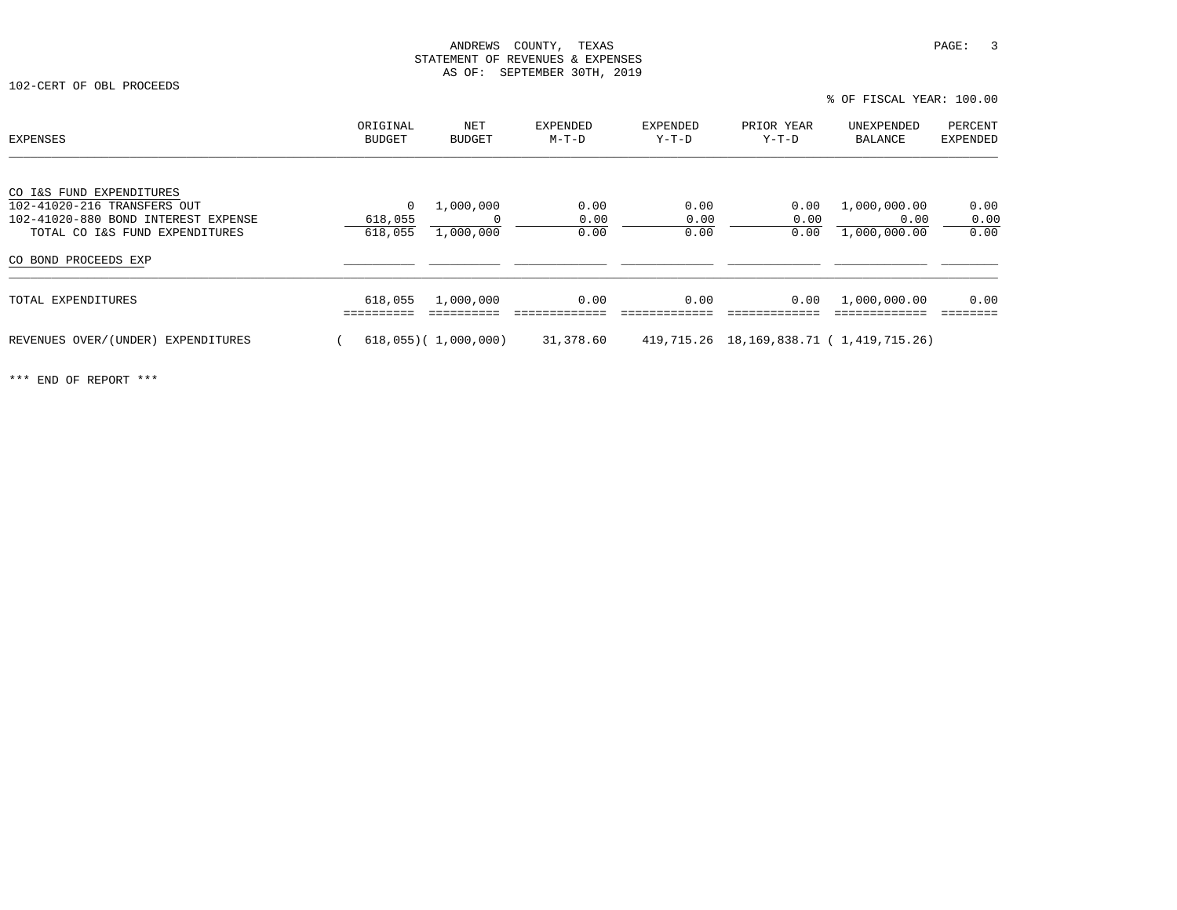ANDREWS COUNTY, TEXAS
STATEMENT OF REVENUES & EXPENSES
AS OF: SEPTEMBER 30TH, 2019

102-CERT OF OBL PROCEEDS

% OF FISCAL YEAR: 100.00

| EXPENSES | ORIGINAL BUDGET | NET BUDGET | EXPENDED M-T-D | EXPENDED Y-T-D | PRIOR YEAR Y-T-D | UNEXPENDED BALANCE | PERCENT EXPENDED |
|---|---|---|---|---|---|---|---|
| CO I&S FUND EXPENDITURES | | | | | | | |
| 102-41020-216 TRANSFERS OUT | 0 | 1,000,000 | 0.00 | 0.00 | 0.00 | 1,000,000.00 | 0.00 |
| 102-41020-880 BOND INTEREST EXPENSE | 618,055 | 0 | 0.00 | 0.00 | 0.00 | 0.00 | 0.00 |
| TOTAL CO I&S FUND EXPENDITURES | 618,055 | 1,000,000 | 0.00 | 0.00 | 0.00 | 1,000,000.00 | 0.00 |
| CO BOND PROCEEDS EXP | | | | | | | |
| TOTAL EXPENDITURES | 618,055 | 1,000,000 | 0.00 | 0.00 | 0.00 | 1,000,000.00 | 0.00 |
| REVENUES OVER/(UNDER) EXPENDITURES | ( 618,055) | ( 1,000,000) | 31,378.60 | 419,715.26 | 18,169,838.71 | ( 1,419,715.26) | |

\*\*\* END OF REPORT \*\*\*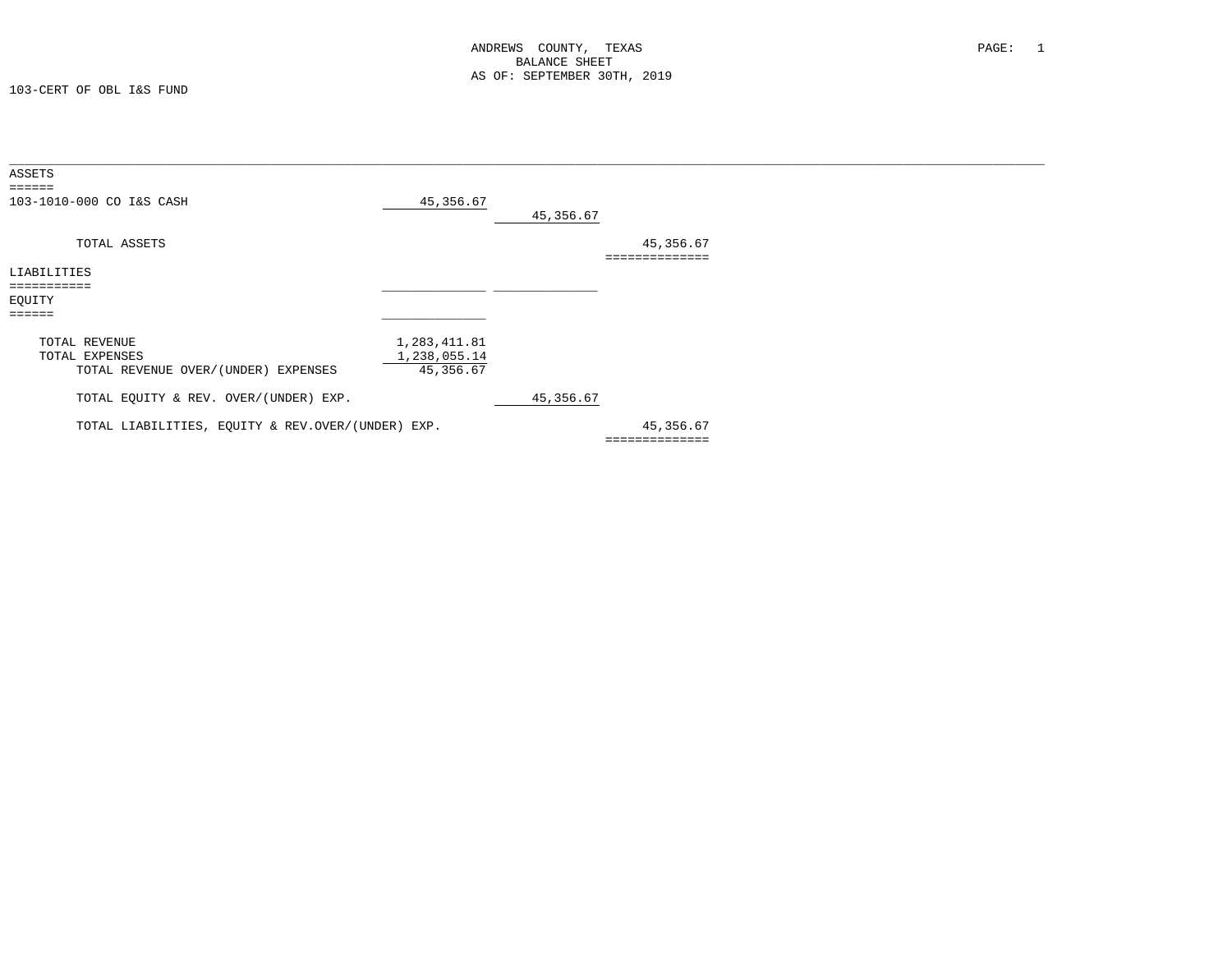ANDREWS COUNTY, TEXAS
BALANCE SHEET
AS OF: SEPTEMBER 30TH, 2019

103-CERT OF OBL I&S FUND

| | | | |
|---|---|---|---|
| **ASSETS** | | | |
| 103-1010-000 CO I&S CASH | 45,356.67 | | |
| | | 45,356.67 | |
| TOTAL ASSETS | | | 45,356.67 |
| **LIABILITIES** | | | |
| **EQUITY** | | | |
| TOTAL REVENUE | 1,283,411.81 | | |
| TOTAL EXPENSES | 1,238,055.14 | | |
| TOTAL REVENUE OVER/(UNDER) EXPENSES | 45,356.67 | | |
| TOTAL EQUITY & REV. OVER/(UNDER) EXP. | | 45,356.67 | |
| TOTAL LIABILITIES, EQUITY & REV.OVER/(UNDER) EXP. | | | 45,356.67 |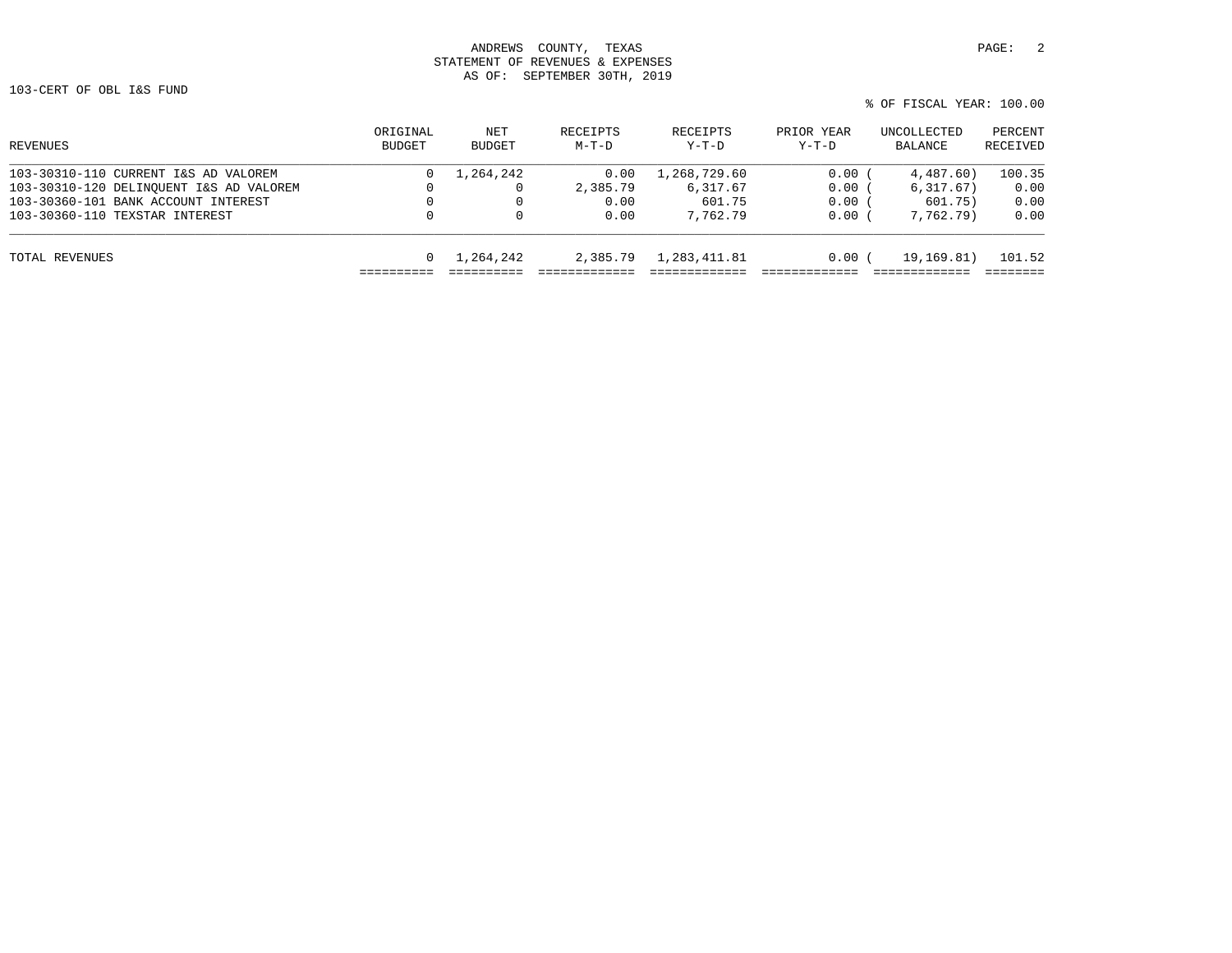ANDREWS COUNTY, TEXAS
STATEMENT OF REVENUES & EXPENSES
AS OF: SEPTEMBER 30TH, 2019

103-CERT OF OBL I&S FUND

% OF FISCAL YEAR: 100.00

| REVENUES | ORIGINAL BUDGET | NET BUDGET | RECEIPTS M-T-D | RECEIPTS Y-T-D | PRIOR YEAR Y-T-D | UNCOLLECTED BALANCE | PERCENT RECEIVED |
|---|---|---|---|---|---|---|---|
| 103-30310-110 CURRENT I&S AD VALOREM | 0 | 1,264,242 | 0.00 | 1,268,729.60 | 0.00 | ( 4,487.60) | 100.35 |
| 103-30310-120 DELINQUENT I&S AD VALOREM | 0 | 0 | 2,385.79 | 6,317.67 | 0.00 | ( 6,317.67) | 0.00 |
| 103-30360-101 BANK ACCOUNT INTEREST | 0 | 0 | 0.00 | 601.75 | 0.00 | ( 601.75) | 0.00 |
| 103-30360-110 TEXSTAR INTEREST | 0 | 0 | 0.00 | 7,762.79 | 0.00 | ( 7,762.79) | 0.00 |
| TOTAL REVENUES | 0 | 1,264,242 | 2,385.79 | 1,283,411.81 | 0.00 | ( 19,169.81) | 101.52 |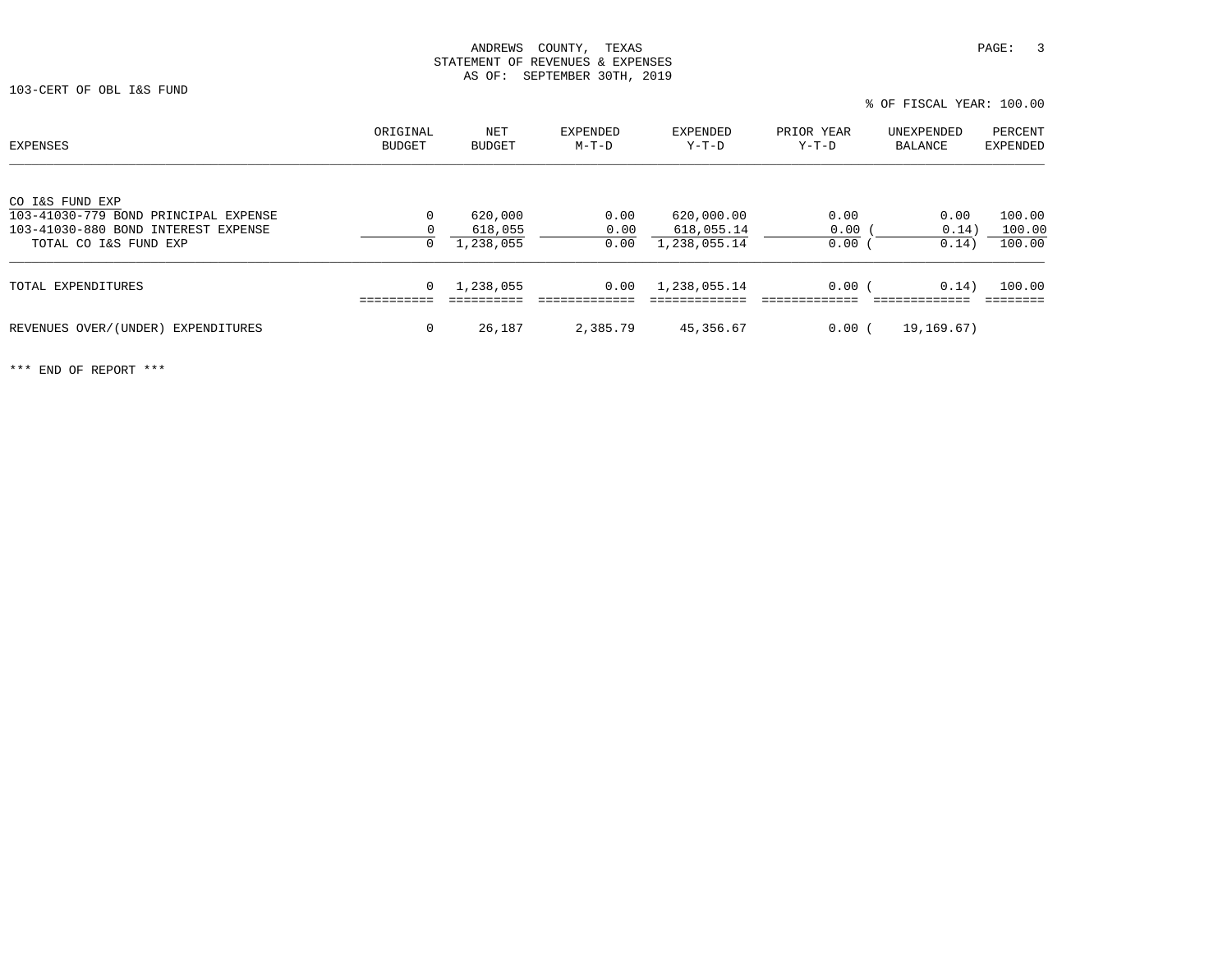ANDREWS COUNTY, TEXAS
STATEMENT OF REVENUES & EXPENSES
AS OF: SEPTEMBER 30TH, 2019

103-CERT OF OBL I&S FUND

% OF FISCAL YEAR: 100.00

| EXPENSES | ORIGINAL BUDGET | NET BUDGET | EXPENDED M-T-D | EXPENDED Y-T-D | PRIOR YEAR Y-T-D | UNEXPENDED BALANCE | PERCENT EXPENDED |
|---|---|---|---|---|---|---|---|
| CO I&S FUND EXP | | | | | | | |
| 103-41030-779 BOND PRINCIPAL EXPENSE | 0 | 620,000 | 0.00 | 620,000.00 | 0.00 | 0.00 | 100.00 |
| 103-41030-880 BOND INTEREST EXPENSE | 0 | 618,055 | 0.00 | 618,055.14 | 0.00 | ( 0.14) | 100.00 |
| TOTAL CO I&S FUND EXP | 0 | 1,238,055 | 0.00 | 1,238,055.14 | 0.00 | ( 0.14) | 100.00 |
| TOTAL EXPENDITURES | 0 | 1,238,055 | 0.00 | 1,238,055.14 | 0.00 | ( 0.14) | 100.00 |
| REVENUES OVER/(UNDER) EXPENDITURES | 0 | 26,187 | 2,385.79 | 45,356.67 | 0.00 | ( 19,169.67) | |

*** END OF REPORT ***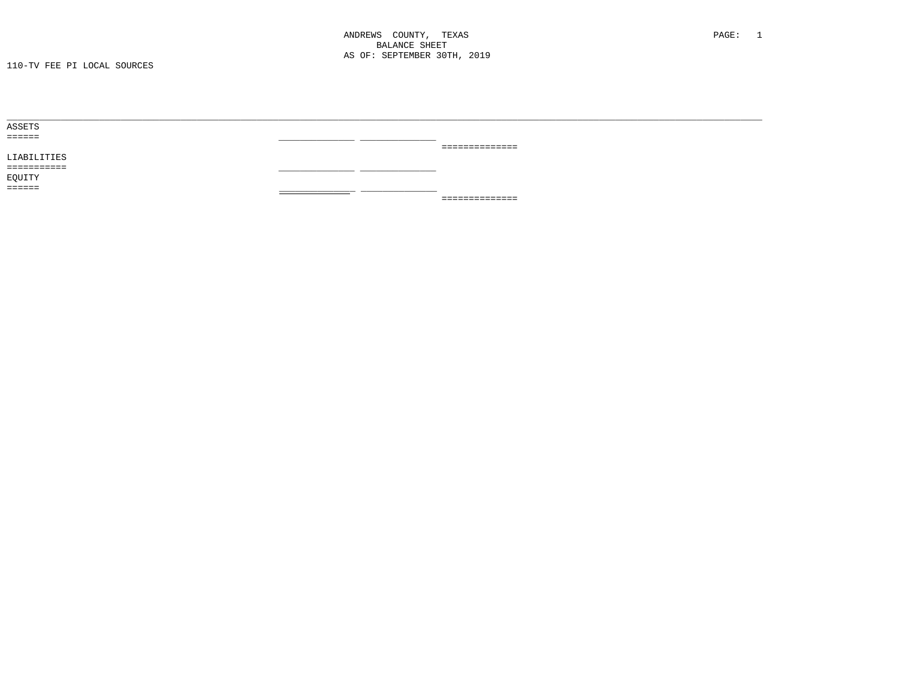ANDREWS COUNTY, TEXAS
BALANCE SHEET
AS OF: SEPTEMBER 30TH, 2019

110-TV FEE PI LOCAL SOURCES

ASSETS

LIABILITIES

EQUITY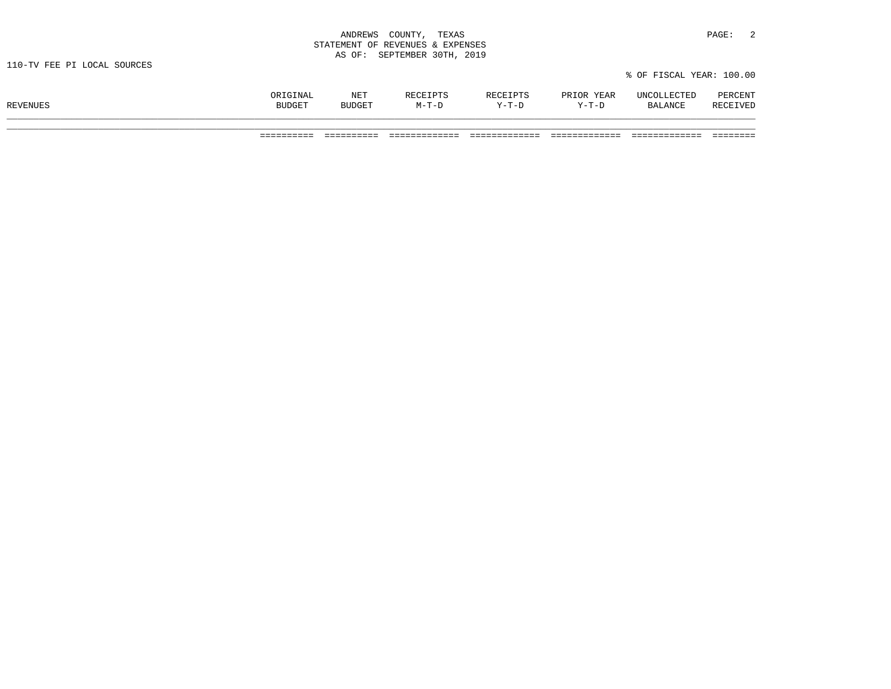ANDREWS COUNTY, TEXAS
STATEMENT OF REVENUES & EXPENSES
AS OF: SEPTEMBER 30TH, 2019

110-TV FEE PI LOCAL SOURCES

% OF FISCAL YEAR: 100.00

| REVENUES | ORIGINAL BUDGET | NET BUDGET | RECEIPTS M-T-D | RECEIPTS Y-T-D | PRIOR YEAR Y-T-D | UNCOLLECTED BALANCE | PERCENT RECEIVED |
|---|---|---|---|---|---|---|---|
| | ========== | ========== | ============= | ============= | ============= | ============= | ======== |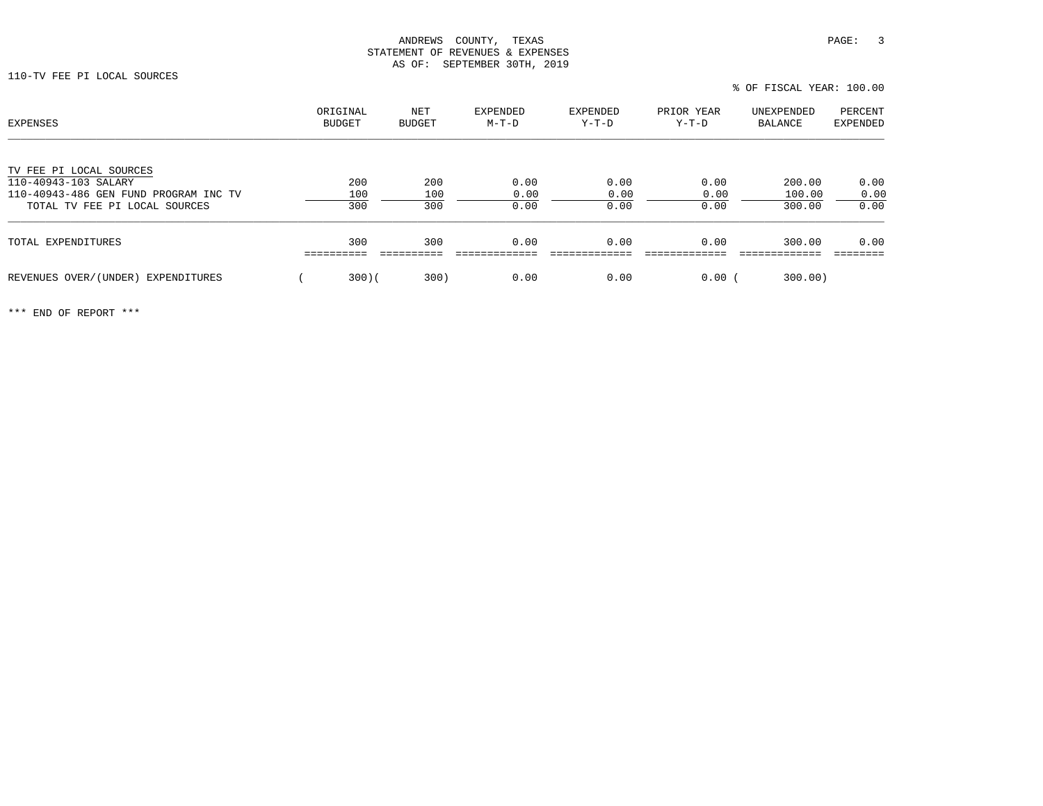ANDREWS COUNTY, TEXAS
STATEMENT OF REVENUES & EXPENSES
AS OF: SEPTEMBER 30TH, 2019

110-TV FEE PI LOCAL SOURCES

% OF FISCAL YEAR: 100.00

| EXPENSES | ORIGINAL BUDGET | NET BUDGET | EXPENDED M-T-D | EXPENDED Y-T-D | PRIOR YEAR Y-T-D | UNEXPENDED BALANCE | PERCENT EXPENDED |
|---|---|---|---|---|---|---|---|
| TV FEE PI LOCAL SOURCES | | | | | | | |
| 110-40943-103 SALARY | 200 | 200 | 0.00 | 0.00 | 0.00 | 200.00 | 0.00 |
| 110-40943-486 GEN FUND PROGRAM INC TV | 100 | 100 | 0.00 | 0.00 | 0.00 | 100.00 | 0.00 |
| TOTAL TV FEE PI LOCAL SOURCES | 300 | 300 | 0.00 | 0.00 | 0.00 | 300.00 | 0.00 |
| TOTAL EXPENDITURES | 300 | 300 | 0.00 | 0.00 | 0.00 | 300.00 | 0.00 |
| REVENUES OVER/(UNDER) EXPENDITURES | ( 300) | ( 300) | 0.00 | 0.00 | 0.00 | ( 300.00) | |

*** END OF REPORT ***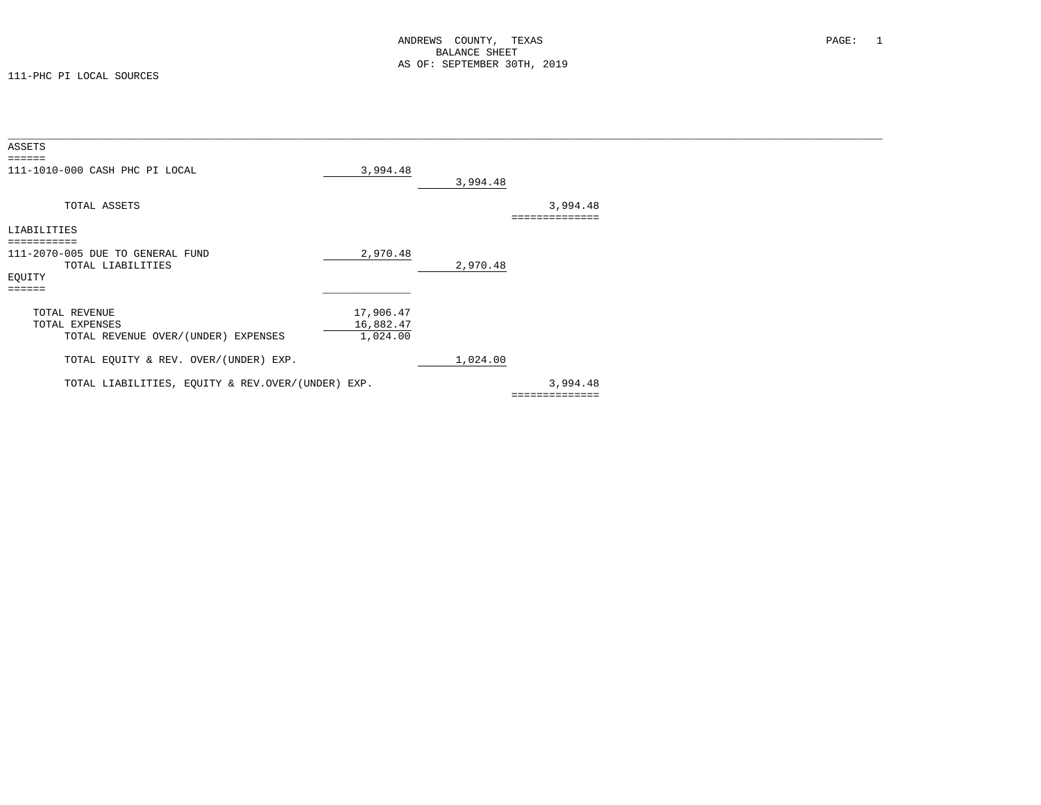ANDREWS COUNTY, TEXAS
BALANCE SHEET
AS OF: SEPTEMBER 30TH, 2019

111-PHC PI LOCAL SOURCES

| | | | |
|---|---|---|---|
| **ASSETS** | | | |
| 111-1010-000 CASH PHC PI LOCAL | 3,994.48 | | |
| | | 3,994.48 | |
| TOTAL ASSETS | | | 3,994.48 |
| **LIABILITIES** | | | |
| 111-2070-005 DUE TO GENERAL FUND | 2,970.48 | | |
| TOTAL LIABILITIES | | 2,970.48 | |
| **EQUITY** | | | |
| TOTAL REVENUE | 17,906.47 | | |
| TOTAL EXPENSES | 16,882.47 | | |
| TOTAL REVENUE OVER/(UNDER) EXPENSES | 1,024.00 | | |
| TOTAL EQUITY & REV. OVER/(UNDER) EXP. | | 1,024.00 | |
| TOTAL LIABILITIES, EQUITY & REV.OVER/(UNDER) EXP. | | | 3,994.48 |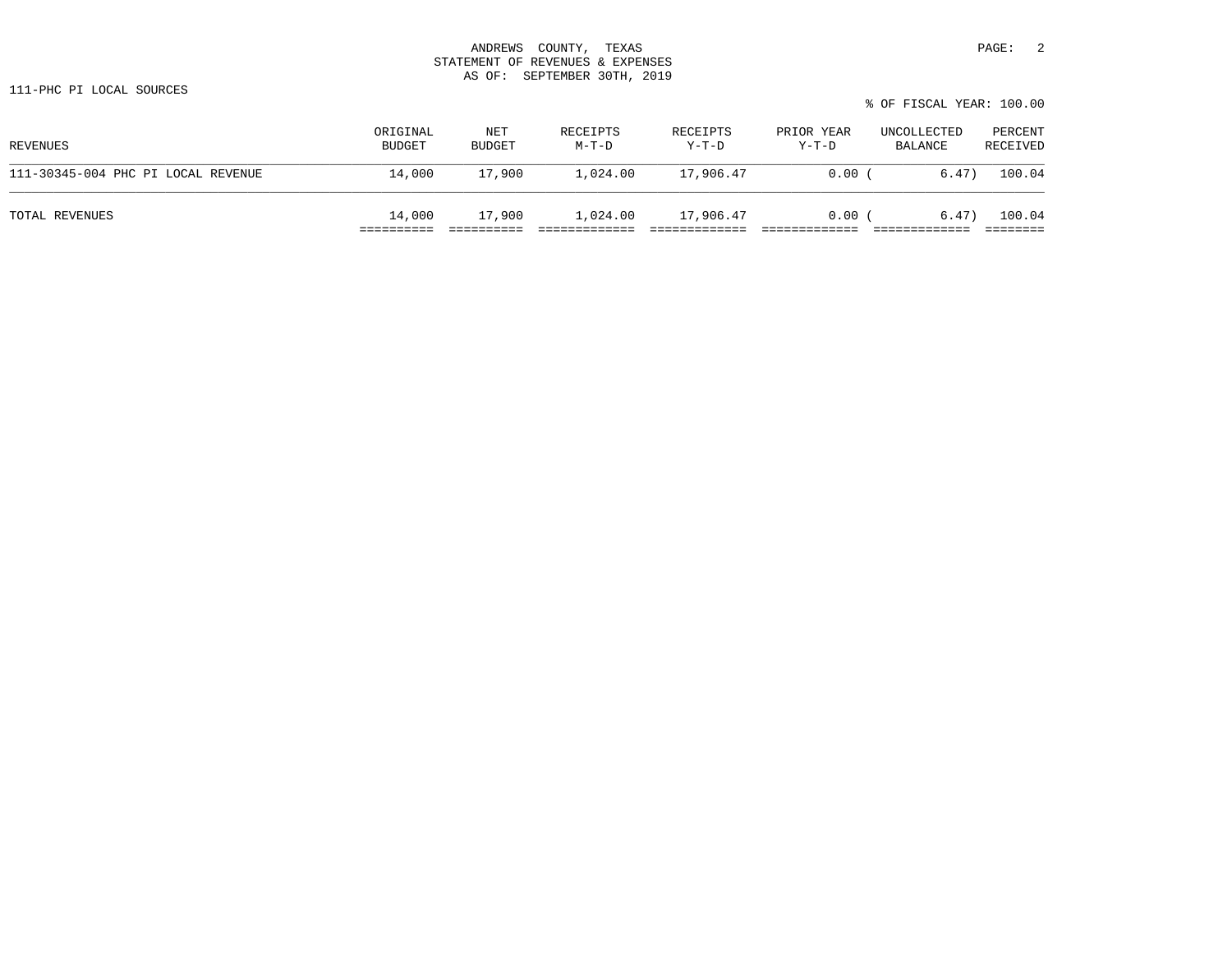ANDREWS COUNTY, TEXAS
STATEMENT OF REVENUES & EXPENSES
AS OF: SEPTEMBER 30TH, 2019

111-PHC PI LOCAL SOURCES

% OF FISCAL YEAR: 100.00

| REVENUES | ORIGINAL BUDGET | NET BUDGET | RECEIPTS M-T-D | RECEIPTS Y-T-D | PRIOR YEAR Y-T-D | UNCOLLECTED BALANCE | PERCENT RECEIVED |
|---|---|---|---|---|---|---|---|
| 111-30345-004 PHC PI LOCAL REVENUE | 14,000 | 17,900 | 1,024.00 | 17,906.47 | 0.00 | (6.47) | 100.04 |
| TOTAL REVENUES | 14,000 | 17,900 | 1,024.00 | 17,906.47 | 0.00 | (6.47) | 100.04 |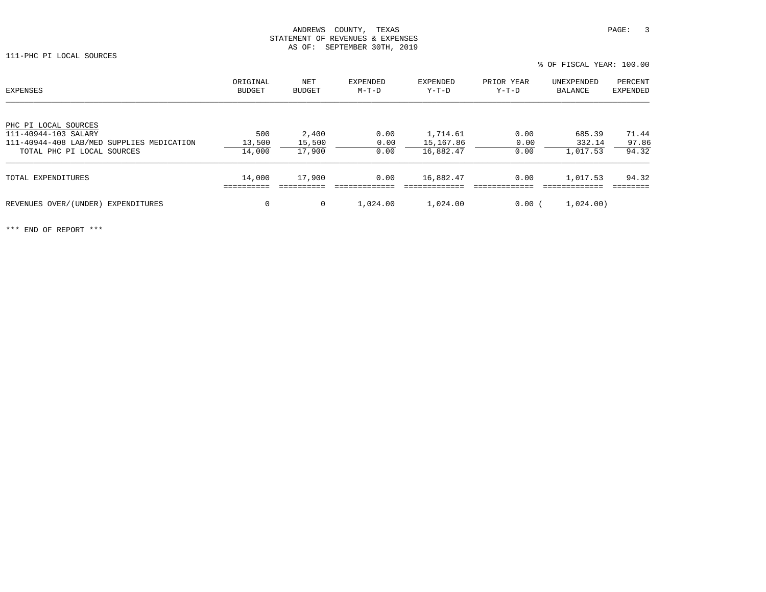ANDREWS COUNTY, TEXAS
STATEMENT OF REVENUES & EXPENSES
AS OF: SEPTEMBER 30TH, 2019

111-PHC PI LOCAL SOURCES

% OF FISCAL YEAR: 100.00

| EXPENSES | ORIGINAL BUDGET | NET BUDGET | EXPENDED M-T-D | EXPENDED Y-T-D | PRIOR YEAR Y-T-D | UNEXPENDED BALANCE | PERCENT EXPENDED |
|---|---|---|---|---|---|---|---|
| PHC PI LOCAL SOURCES | | | | | | | |
| 111-40944-103 SALARY | 500 | 2,400 | 0.00 | 1,714.61 | 0.00 | 685.39 | 71.44 |
| 111-40944-408 LAB/MED SUPPLIES MEDICATION | 13,500 | 15,500 | 0.00 | 15,167.86 | 0.00 | 332.14 | 97.86 |
| TOTAL PHC PI LOCAL SOURCES | 14,000 | 17,900 | 0.00 | 16,882.47 | 0.00 | 1,017.53 | 94.32 |
| TOTAL EXPENDITURES | 14,000 | 17,900 | 0.00 | 16,882.47 | 0.00 | 1,017.53 | 94.32 |
| REVENUES OVER/(UNDER) EXPENDITURES | 0 | 0 | 1,024.00 | 1,024.00 | 0.00 | (1,024.00) | |

*** END OF REPORT ***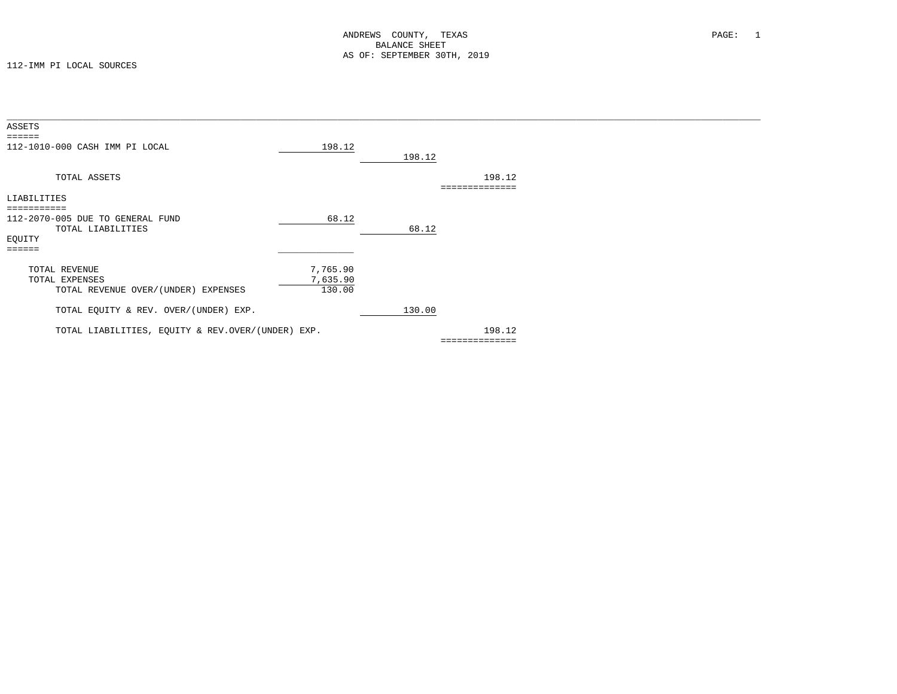ANDREWS COUNTY, TEXAS
BALANCE SHEET
AS OF: SEPTEMBER 30TH, 2019

112-IMM PI LOCAL SOURCES

| | | | |
|---|---|---|---|
| **ASSETS** | | | |
| 112-1010-000 CASH IMM PI LOCAL | 198.12 | | |
| | | 198.12 | |
| TOTAL ASSETS | | | 198.12 |
| **LIABILITIES** | | | |
| 112-2070-005 DUE TO GENERAL FUND | 68.12 | | |
| TOTAL LIABILITIES | | 68.12 | |
| **EQUITY** | | | |
| TOTAL REVENUE | 7,765.90 | | |
| TOTAL EXPENSES | 7,635.90 | | |
| TOTAL REVENUE OVER/(UNDER) EXPENSES | 130.00 | | |
| TOTAL EQUITY & REV. OVER/(UNDER) EXP. | | 130.00 | |
| TOTAL LIABILITIES, EQUITY & REV.OVER/(UNDER) EXP. | | | 198.12 |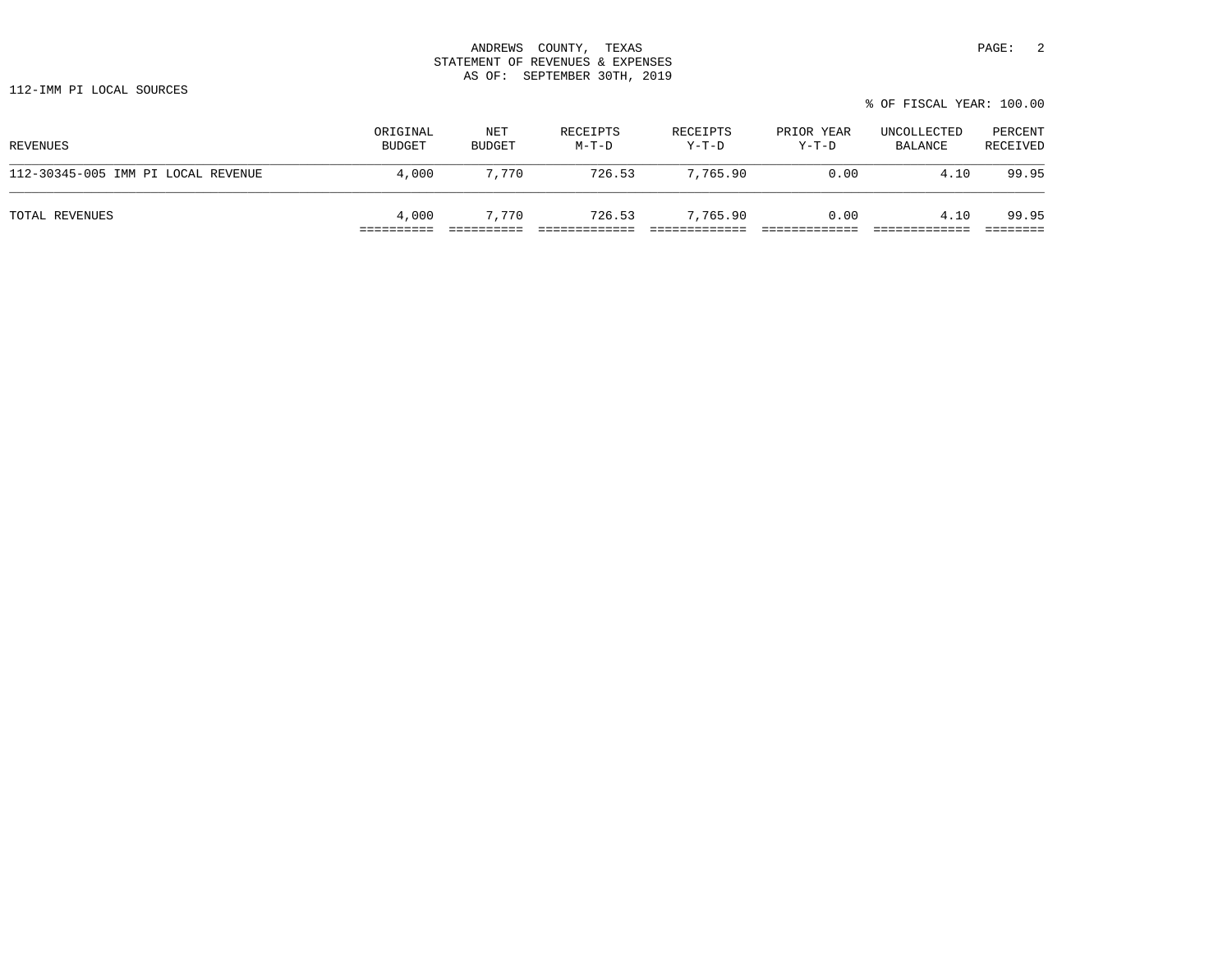ANDREWS COUNTY, TEXAS
STATEMENT OF REVENUES & EXPENSES
AS OF: SEPTEMBER 30TH, 2019

112-IMM PI LOCAL SOURCES

% OF FISCAL YEAR: 100.00

| REVENUES | ORIGINAL BUDGET | NET BUDGET | RECEIPTS M-T-D | RECEIPTS Y-T-D | PRIOR YEAR Y-T-D | UNCOLLECTED BALANCE | PERCENT RECEIVED |
|---|---|---|---|---|---|---|---|
| 112-30345-005 IMM PI LOCAL REVENUE | 4,000 | 7,770 | 726.53 | 7,765.90 | 0.00 | 4.10 | 99.95 |
| TOTAL REVENUES | 4,000 | 7,770 | 726.53 | 7,765.90 | 0.00 | 4.10 | 99.95 |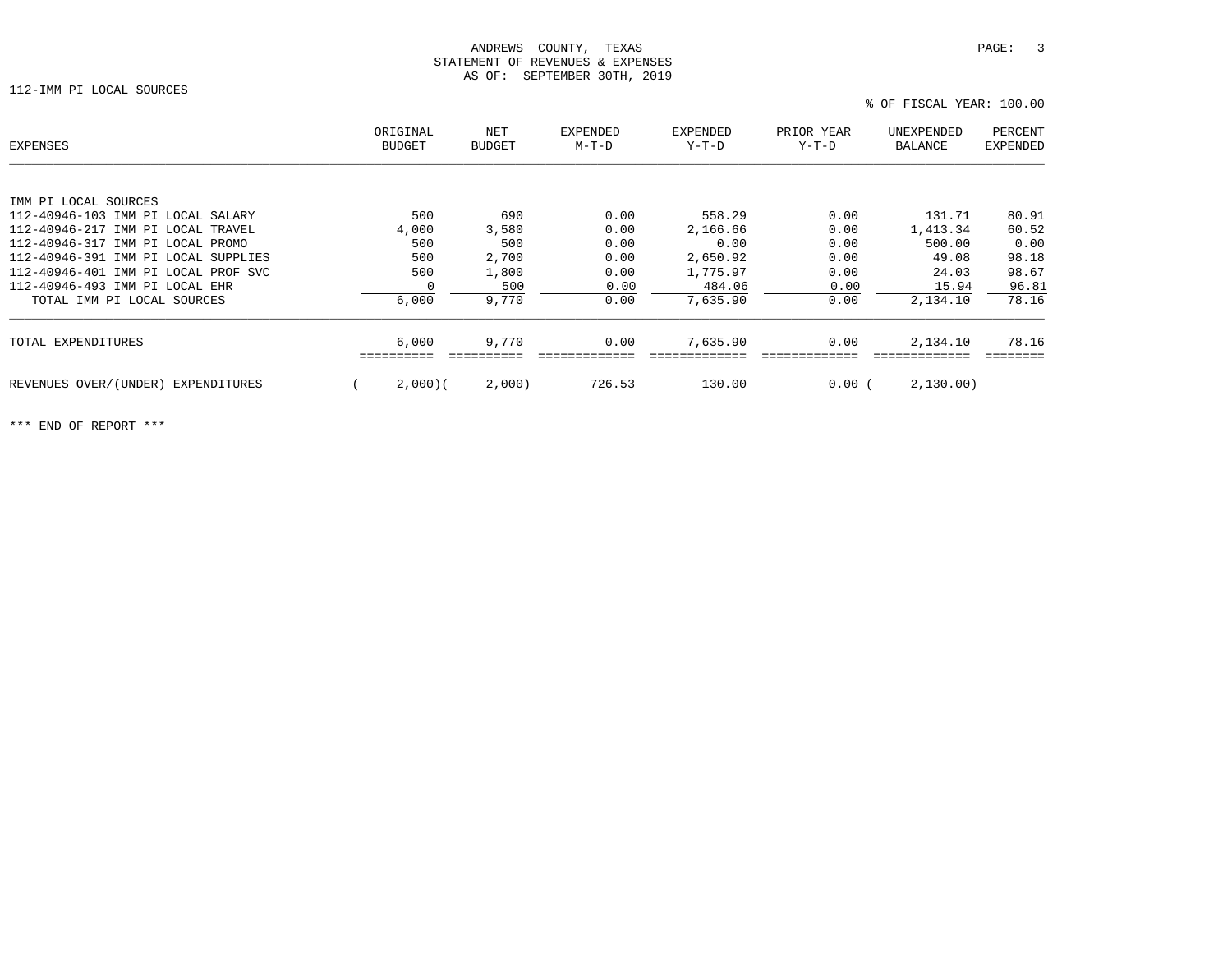ANDREWS COUNTY, TEXAS
STATEMENT OF REVENUES & EXPENSES
AS OF: SEPTEMBER 30TH, 2019

112-IMM PI LOCAL SOURCES

% OF FISCAL YEAR: 100.00

| EXPENSES | ORIGINAL BUDGET | NET BUDGET | EXPENDED M-T-D | EXPENDED Y-T-D | PRIOR YEAR Y-T-D | UNEXPENDED BALANCE | PERCENT EXPENDED |
|---|---|---|---|---|---|---|---|
| IMM PI LOCAL SOURCES | | | | | | | |
| 112-40946-103 IMM PI LOCAL SALARY | 500 | 690 | 0.00 | 558.29 | 0.00 | 131.71 | 80.91 |
| 112-40946-217 IMM PI LOCAL TRAVEL | 4,000 | 3,580 | 0.00 | 2,166.66 | 0.00 | 1,413.34 | 60.52 |
| 112-40946-317 IMM PI LOCAL PROMO | 500 | 500 | 0.00 | 0.00 | 0.00 | 500.00 | 0.00 |
| 112-40946-391 IMM PI LOCAL SUPPLIES | 500 | 2,700 | 0.00 | 2,650.92 | 0.00 | 49.08 | 98.18 |
| 112-40946-401 IMM PI LOCAL PROF SVC | 500 | 1,800 | 0.00 | 1,775.97 | 0.00 | 24.03 | 98.67 |
| 112-40946-493 IMM PI LOCAL EHR | 0 | 500 | 0.00 | 484.06 | 0.00 | 15.94 | 96.81 |
| TOTAL IMM PI LOCAL SOURCES | 6,000 | 9,770 | 0.00 | 7,635.90 | 0.00 | 2,134.10 | 78.16 |
| TOTAL EXPENDITURES | 6,000 | 9,770 | 0.00 | 7,635.90 | 0.00 | 2,134.10 | 78.16 |
| REVENUES OVER/(UNDER) EXPENDITURES | ( 2,000) | ( 2,000) | 726.53 | 130.00 | 0.00 | ( 2,130.00) | |

*** END OF REPORT ***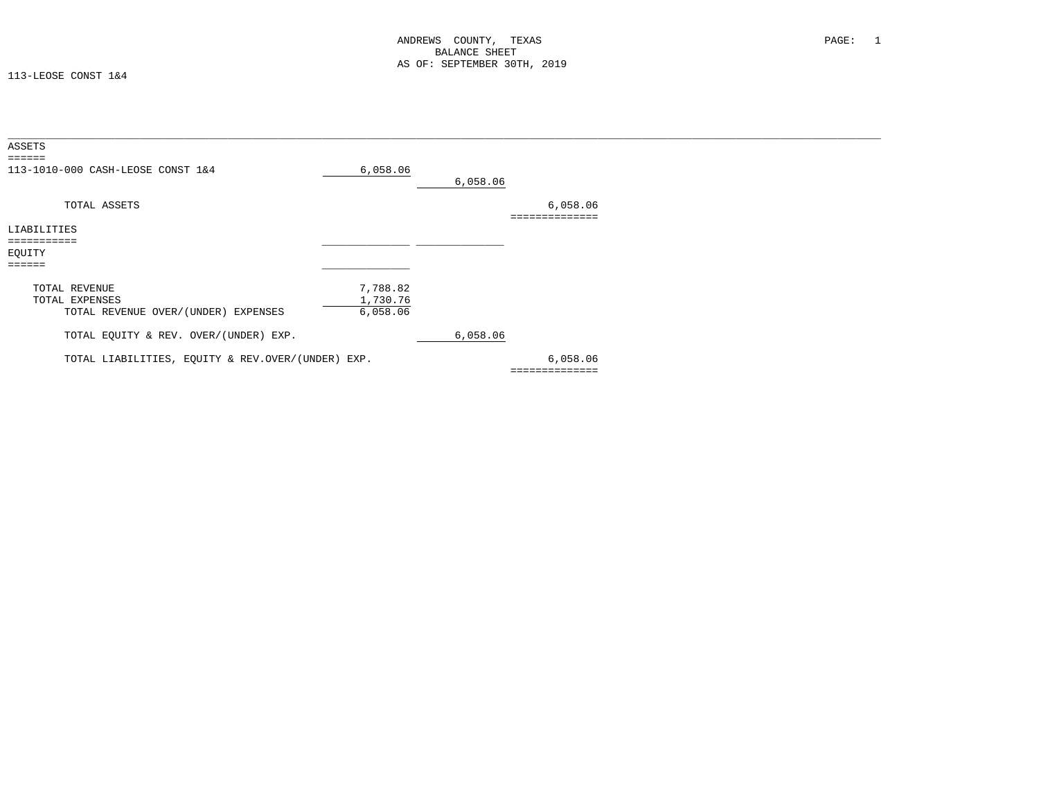ANDREWS COUNTY, TEXAS
BALANCE SHEET
AS OF: SEPTEMBER 30TH, 2019

113-LEOSE CONST 1&4

| | | | |
|---|---|---|---|
| **ASSETS** | | | |
| 113-1010-000 CASH-LEOSE CONST 1&4 | 6,058.06 | | |
| | | 6,058.06 | |
| TOTAL ASSETS | | | 6,058.06 |
| **LIABILITIES** | | | |
| **EQUITY** | | | |
| TOTAL REVENUE | 7,788.82 | | |
| TOTAL EXPENSES | 1,730.76 | | |
| TOTAL REVENUE OVER/(UNDER) EXPENSES | 6,058.06 | | |
| TOTAL EQUITY & REV. OVER/(UNDER) EXP. | | 6,058.06 | |
| TOTAL LIABILITIES, EQUITY & REV.OVER/(UNDER) EXP. | | | 6,058.06 |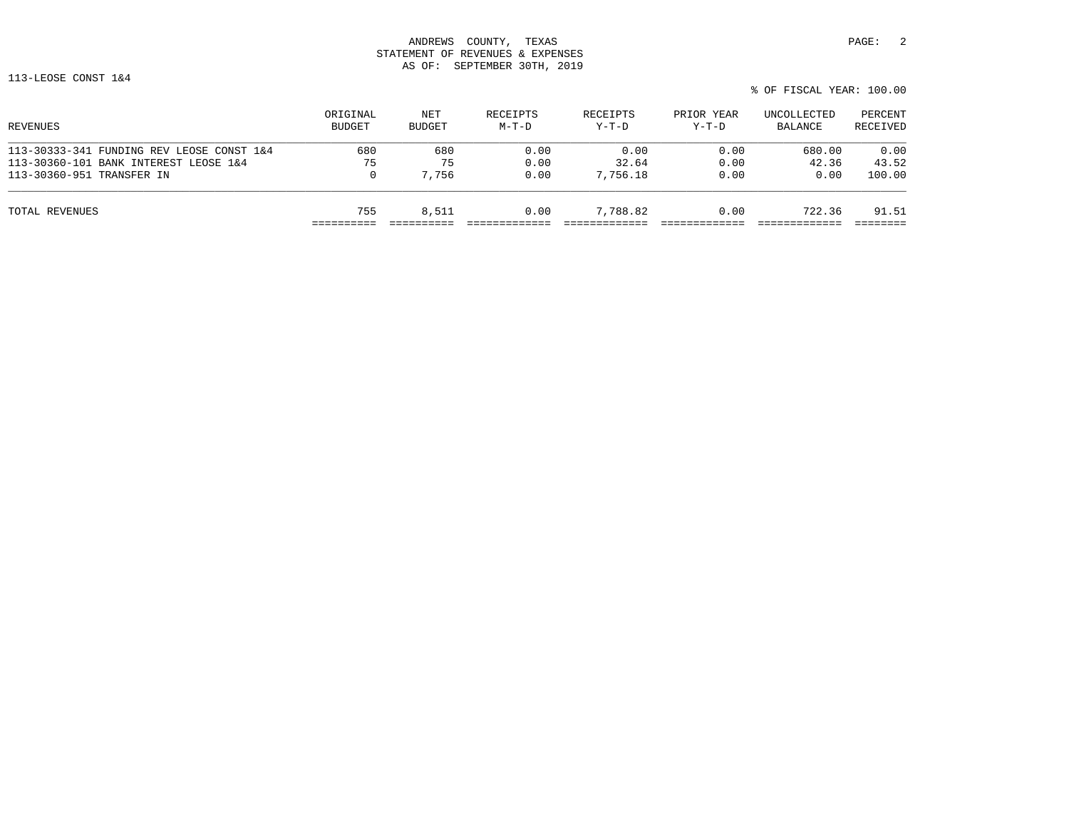ANDREWS COUNTY, TEXAS
STATEMENT OF REVENUES & EXPENSES
AS OF: SEPTEMBER 30TH, 2019

113-LEOSE CONST 1&4

% OF FISCAL YEAR: 100.00

| REVENUES | ORIGINAL BUDGET | NET BUDGET | RECEIPTS M-T-D | RECEIPTS Y-T-D | PRIOR YEAR Y-T-D | UNCOLLECTED BALANCE | PERCENT RECEIVED |
|---|---|---|---|---|---|---|---|
| 113-30333-341 FUNDING REV LEOSE CONST 1&4 | 680 | 680 | 0.00 | 0.00 | 0.00 | 680.00 | 0.00 |
| 113-30360-101 BANK INTEREST LEOSE 1&4 | 75 | 75 | 0.00 | 32.64 | 0.00 | 42.36 | 43.52 |
| 113-30360-951 TRANSFER IN | 0 | 7,756 | 0.00 | 7,756.18 | 0.00 | 0.00 | 100.00 |
| TOTAL REVENUES | 755 | 8,511 | 0.00 | 7,788.82 | 0.00 | 722.36 | 91.51 |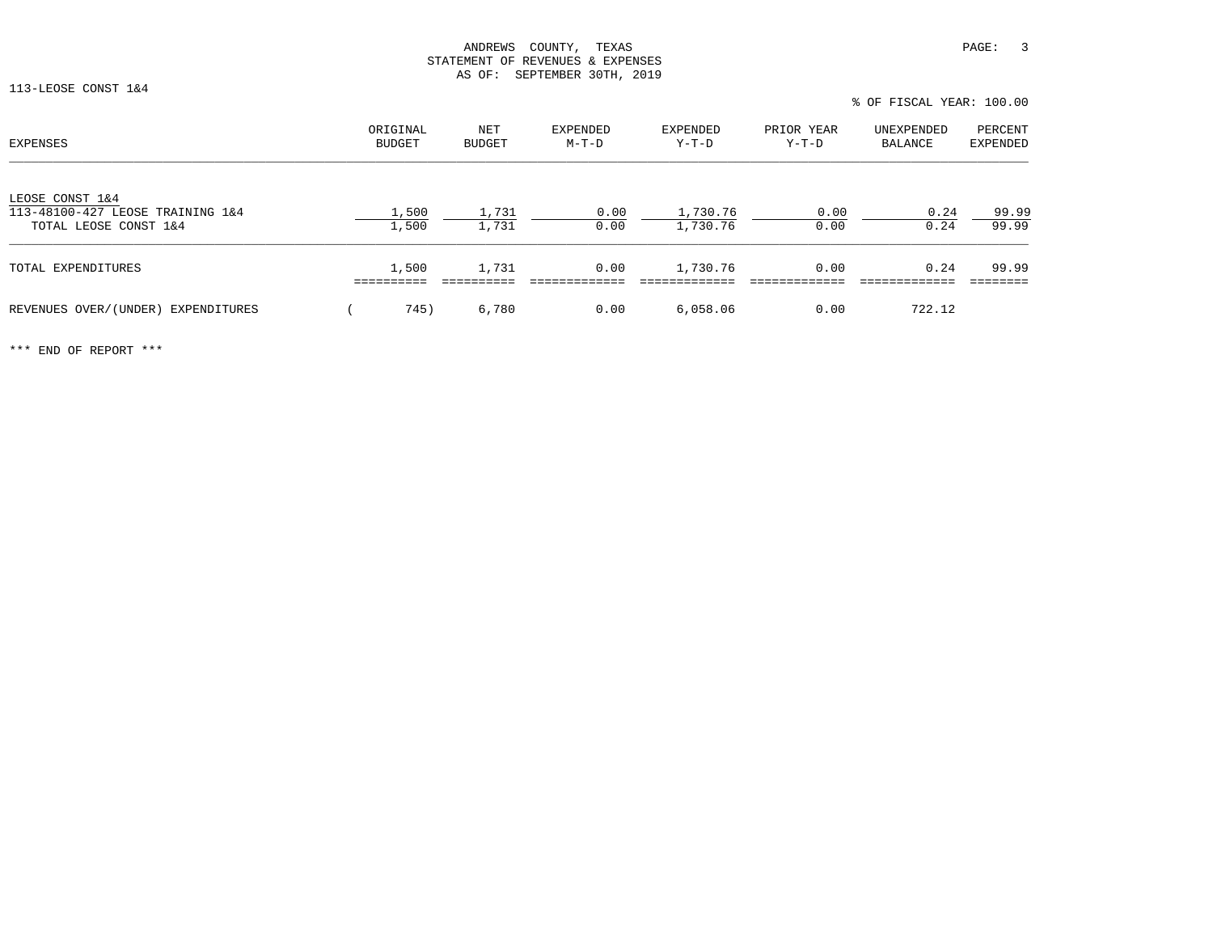ANDREWS COUNTY, TEXAS
STATEMENT OF REVENUES & EXPENSES
AS OF: SEPTEMBER 30TH, 2019

113-LEOSE CONST 1&4

% OF FISCAL YEAR: 100.00

| EXPENSES | ORIGINAL BUDGET | NET BUDGET | EXPENDED M-T-D | EXPENDED Y-T-D | PRIOR YEAR Y-T-D | UNEXPENDED BALANCE | PERCENT EXPENDED |
|---|---|---|---|---|---|---|---|
| LEOSE CONST 1&4 | | | | | | | |
| 113-48100-427 LEOSE TRAINING 1&4 | 1,500 | 1,731 | 0.00 | 1,730.76 | 0.00 | 0.24 | 99.99 |
| TOTAL LEOSE CONST 1&4 | 1,500 | 1,731 | 0.00 | 1,730.76 | 0.00 | 0.24 | 99.99 |
| TOTAL EXPENDITURES | 1,500 | 1,731 | 0.00 | 1,730.76 | 0.00 | 0.24 | 99.99 |
| REVENUES OVER/(UNDER) EXPENDITURES | ( 745) | 6,780 | 0.00 | 6,058.06 | 0.00 | 722.12 | |

*** END OF REPORT ***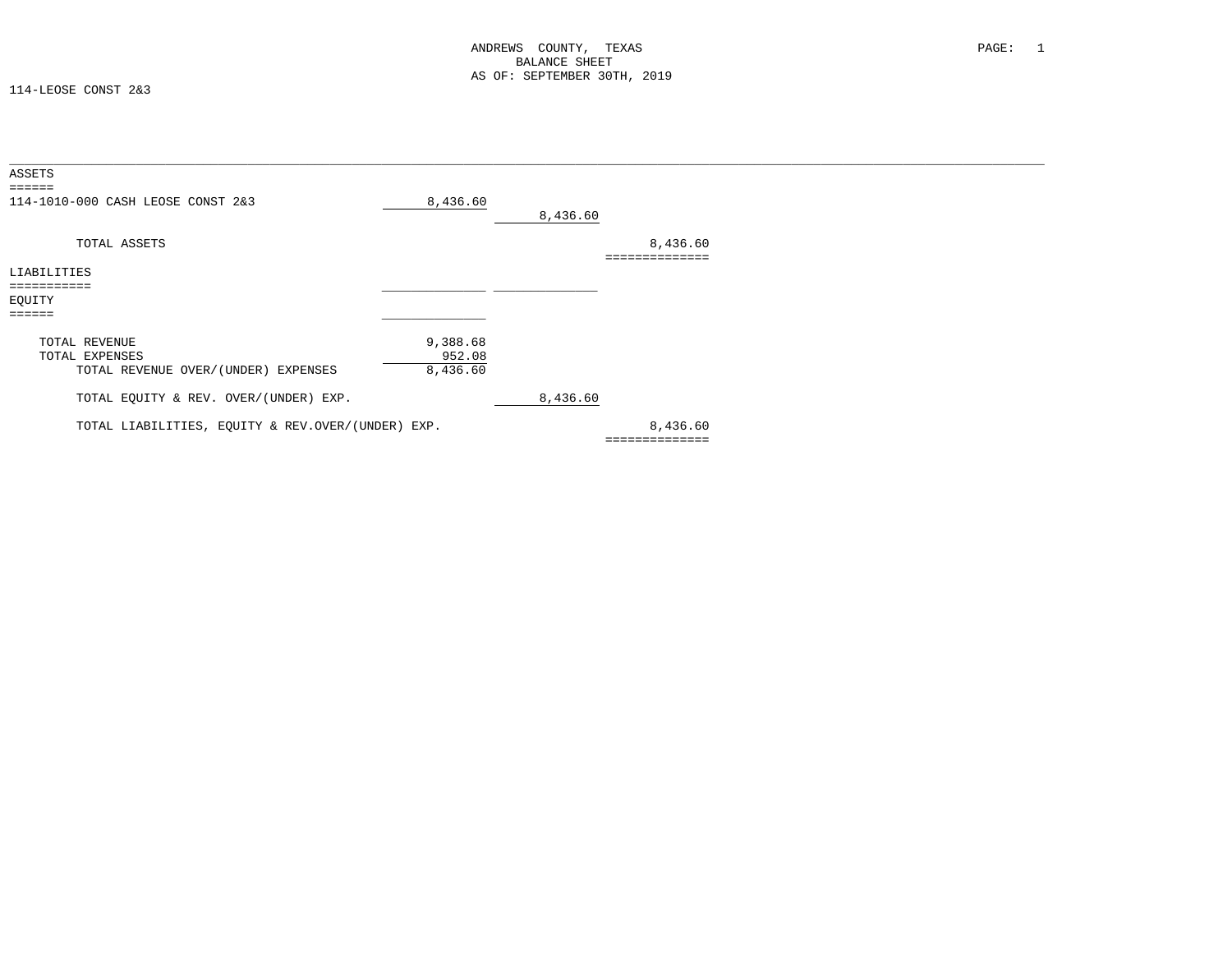ANDREWS COUNTY, TEXAS
BALANCE SHEET
AS OF: SEPTEMBER 30TH, 2019

114-LEOSE CONST 2&3

| | | | |
|---|---|---|---|
| **ASSETS** | | | |
| 114-1010-000 CASH LEOSE CONST 2&3 | 8,436.60 | | |
| | | 8,436.60 | |
| TOTAL ASSETS | | | 8,436.60 |
| **LIABILITIES** | | | |
| **EQUITY** | | | |
| TOTAL REVENUE | 9,388.68 | | |
| TOTAL EXPENSES | 952.08 | | |
| TOTAL REVENUE OVER/(UNDER) EXPENSES | 8,436.60 | | |
| TOTAL EQUITY & REV. OVER/(UNDER) EXP. | | 8,436.60 | |
| TOTAL LIABILITIES, EQUITY & REV.OVER/(UNDER) EXP. | | | 8,436.60 |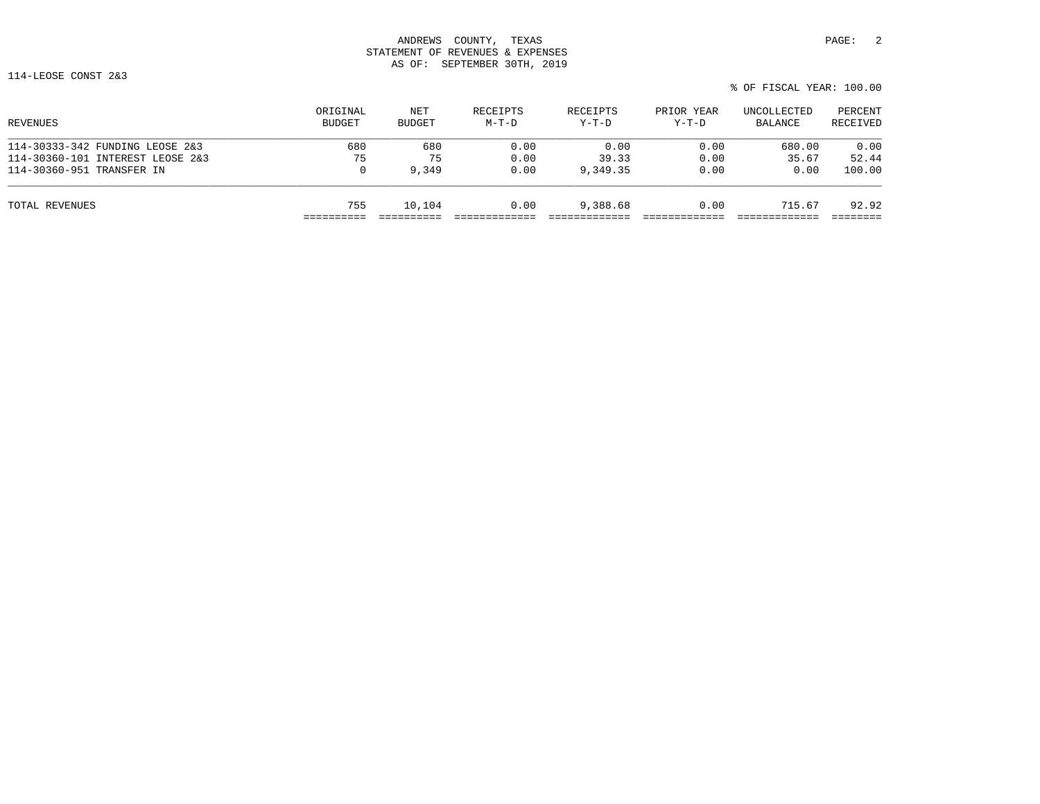ANDREWS COUNTY, TEXAS
STATEMENT OF REVENUES & EXPENSES
AS OF: SEPTEMBER 30TH, 2019

114-LEOSE CONST 2&3

% OF FISCAL YEAR: 100.00

| REVENUES | ORIGINAL BUDGET | NET BUDGET | RECEIPTS M-T-D | RECEIPTS Y-T-D | PRIOR YEAR Y-T-D | UNCOLLECTED BALANCE | PERCENT RECEIVED |
|---|---|---|---|---|---|---|---|
| 114-30333-342 FUNDING LEOSE 2&3 | 680 | 680 | 0.00 | 0.00 | 0.00 | 680.00 | 0.00 |
| 114-30360-101 INTEREST LEOSE 2&3 | 75 | 75 | 0.00 | 39.33 | 0.00 | 35.67 | 52.44 |
| 114-30360-951 TRANSFER IN | 0 | 9,349 | 0.00 | 9,349.35 | 0.00 | 0.00 | 100.00 |
| TOTAL REVENUES | 755 | 10,104 | 0.00 | 9,388.68 | 0.00 | 715.67 | 92.92 |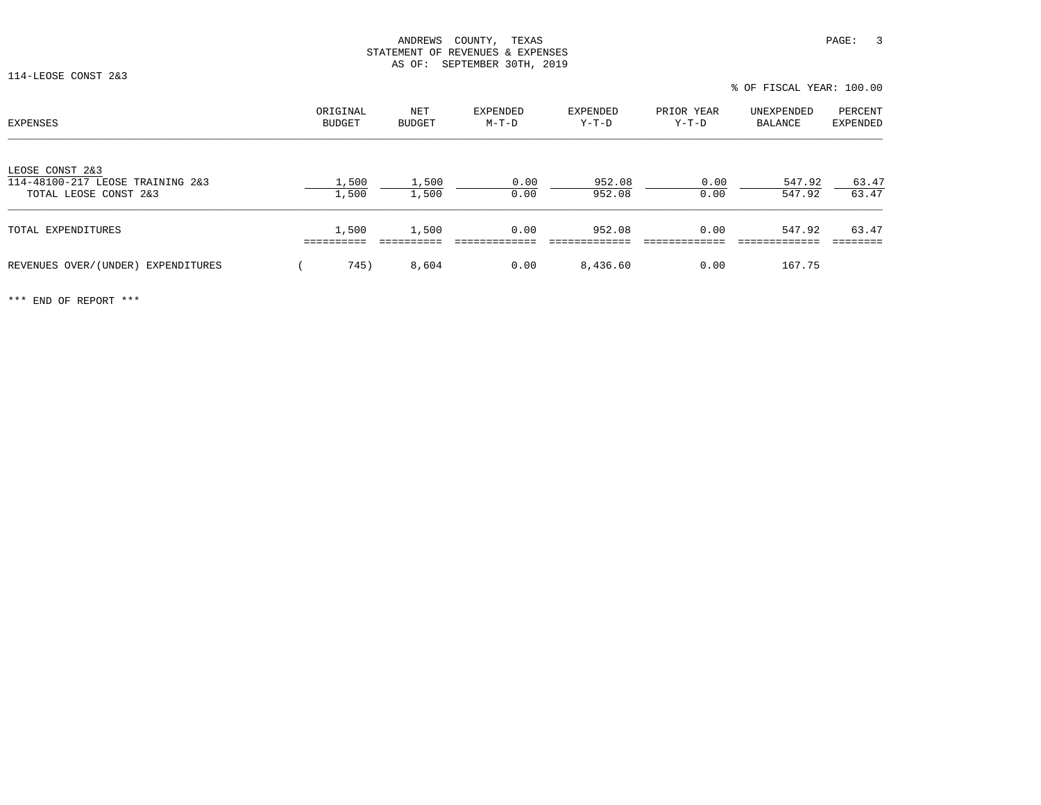ANDREWS COUNTY, TEXAS
STATEMENT OF REVENUES & EXPENSES
AS OF: SEPTEMBER 30TH, 2019

114-LEOSE CONST 2&3

% OF FISCAL YEAR: 100.00

| EXPENSES | ORIGINAL BUDGET | NET BUDGET | EXPENDED M-T-D | EXPENDED Y-T-D | PRIOR YEAR Y-T-D | UNEXPENDED BALANCE | PERCENT EXPENDED |
|---|---|---|---|---|---|---|---|
| LEOSE CONST 2&3 | | | | | | | |
| 114-48100-217 LEOSE TRAINING 2&3 | 1,500 | 1,500 | 0.00 | 952.08 | 0.00 | 547.92 | 63.47 |
| TOTAL LEOSE CONST 2&3 | 1,500 | 1,500 | 0.00 | 952.08 | 0.00 | 547.92 | 63.47 |
| TOTAL EXPENDITURES | 1,500 | 1,500 | 0.00 | 952.08 | 0.00 | 547.92 | 63.47 |
| REVENUES OVER/(UNDER) EXPENDITURES | ( 745) | 8,604 | 0.00 | 8,436.60 | 0.00 | 167.75 | |

*** END OF REPORT ***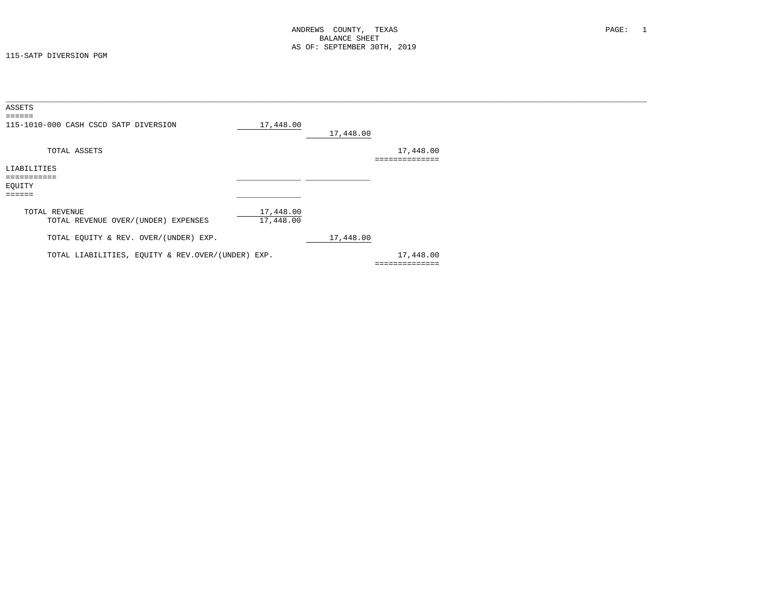ANDREWS COUNTY, TEXAS
BALANCE SHEET
AS OF: SEPTEMBER 30TH, 2019

115-SATP DIVERSION PGM

| | | | |
|---|---|---|---|
| **ASSETS** | | | |
| 115-1010-000 CASH CSCD SATP DIVERSION | 17,448.00 | | |
| | | 17,448.00 | |
| TOTAL ASSETS | | | 17,448.00 |
| **LIABILITIES** | | | |
| **EQUITY** | | | |
| TOTAL REVENUE | 17,448.00 | | |
| TOTAL REVENUE OVER/(UNDER) EXPENSES | 17,448.00 | | |
| TOTAL EQUITY & REV. OVER/(UNDER) EXP. | | 17,448.00 | |
| TOTAL LIABILITIES, EQUITY & REV.OVER/(UNDER) EXP. | | | 17,448.00 |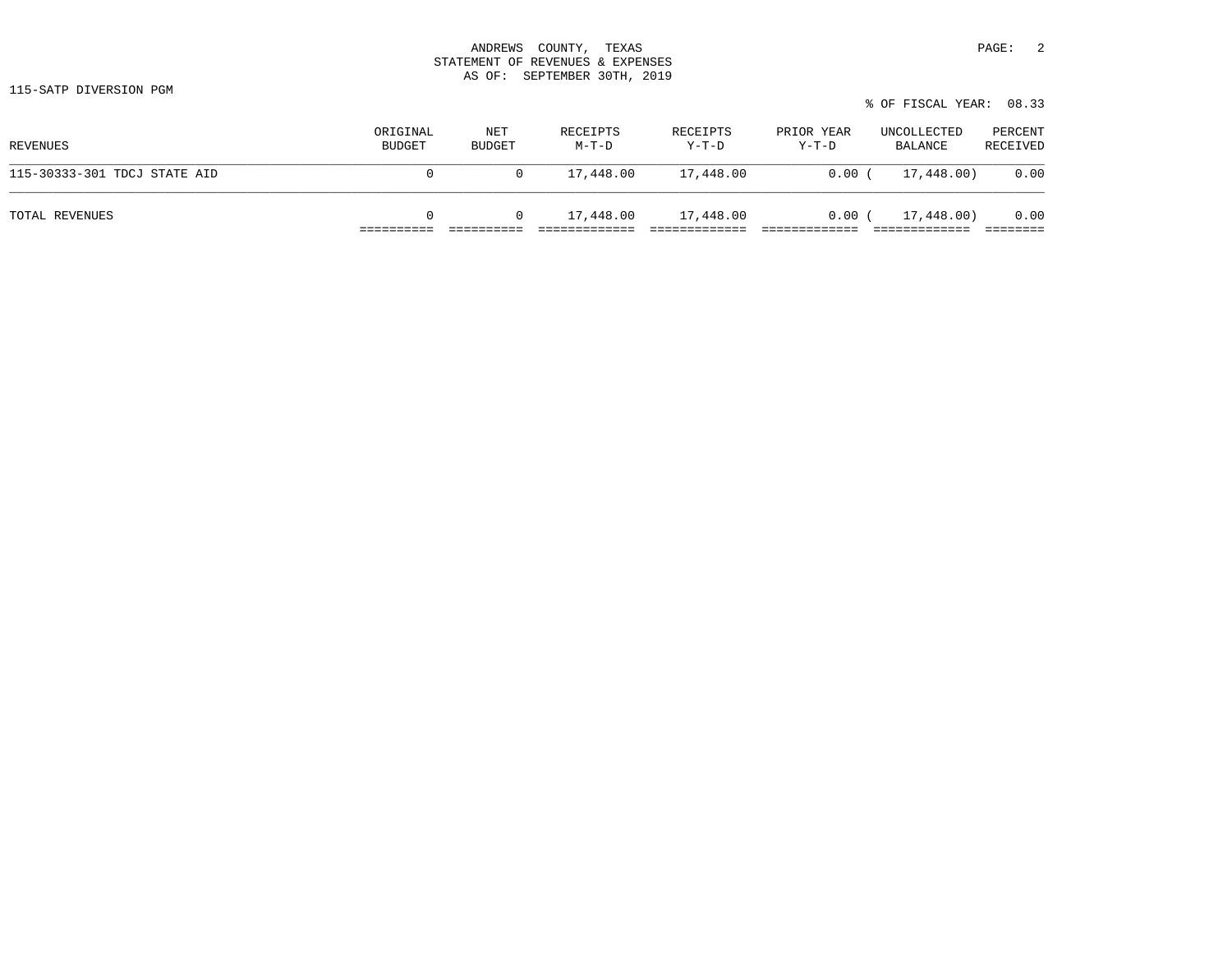ANDREWS COUNTY, TEXAS
STATEMENT OF REVENUES & EXPENSES
AS OF: SEPTEMBER 30TH, 2019

115-SATP DIVERSION PGM

% OF FISCAL YEAR: 08.33

| REVENUES | ORIGINAL BUDGET | NET BUDGET | RECEIPTS M-T-D | RECEIPTS Y-T-D | PRIOR YEAR Y-T-D | UNCOLLECTED BALANCE | PERCENT RECEIVED |
|---|---|---|---|---|---|---|---|
| 115-30333-301 TDCJ STATE AID | 0 | 0 | 17,448.00 | 17,448.00 | 0.00 | ( 17,448.00) | 0.00 |
| TOTAL REVENUES | 0 | 0 | 17,448.00 | 17,448.00 | 0.00 | ( 17,448.00) | 0.00 |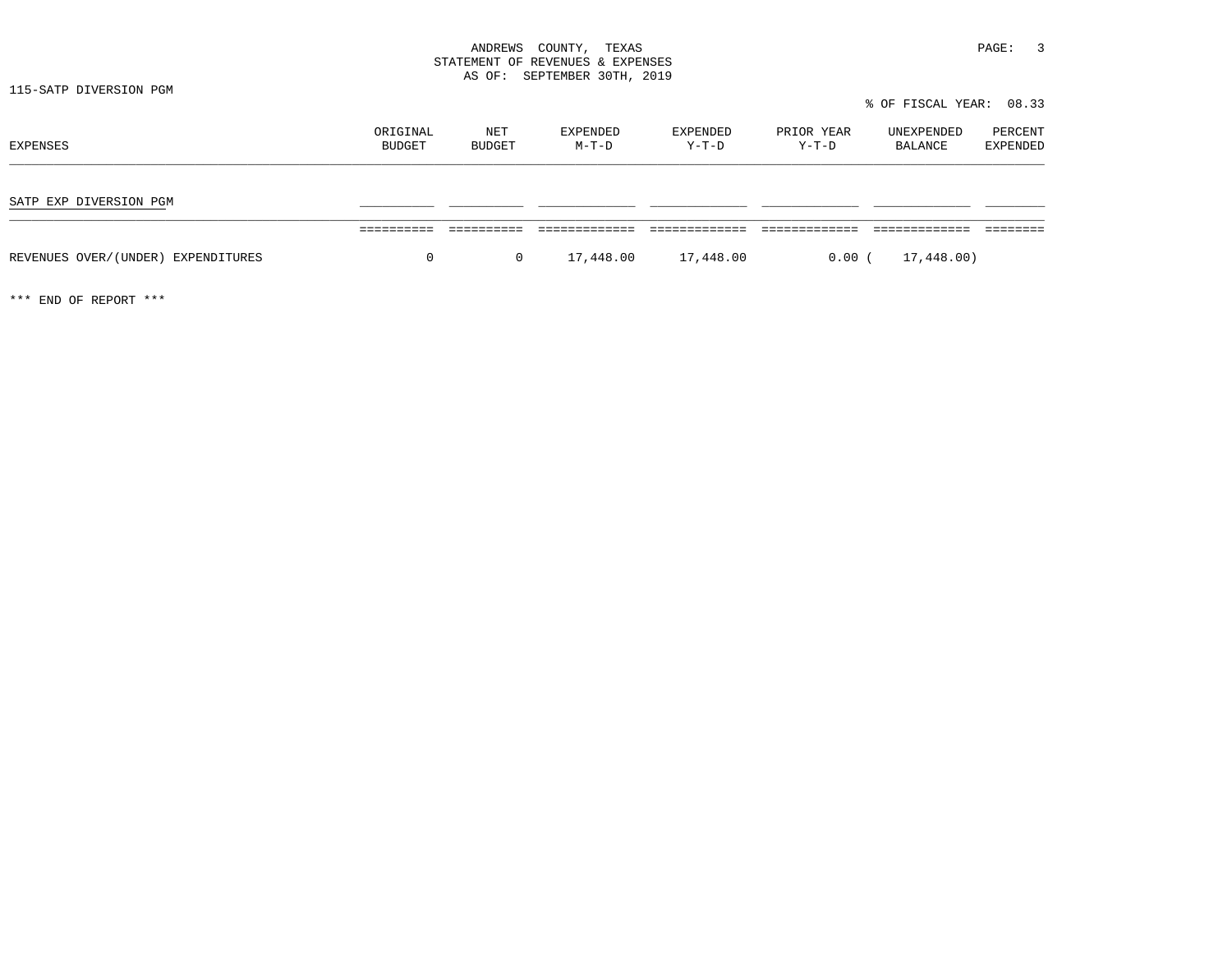ANDREWS COUNTY, TEXAS
STATEMENT OF REVENUES & EXPENSES
AS OF: SEPTEMBER 30TH, 2019

115-SATP DIVERSION PGM

% OF FISCAL YEAR: 08.33

| EXPENSES | ORIGINAL BUDGET | NET BUDGET | EXPENDED M-T-D | EXPENDED Y-T-D | PRIOR YEAR Y-T-D | UNEXPENDED BALANCE | PERCENT EXPENDED |
|---|---|---|---|---|---|---|---|
| SATP EXP DIVERSION PGM | | | | | | | |
| REVENUES OVER/(UNDER) EXPENDITURES | 0 | 0 | 17,448.00 | 17,448.00 | 0.00 | ( 17,448.00) | |

*** END OF REPORT ***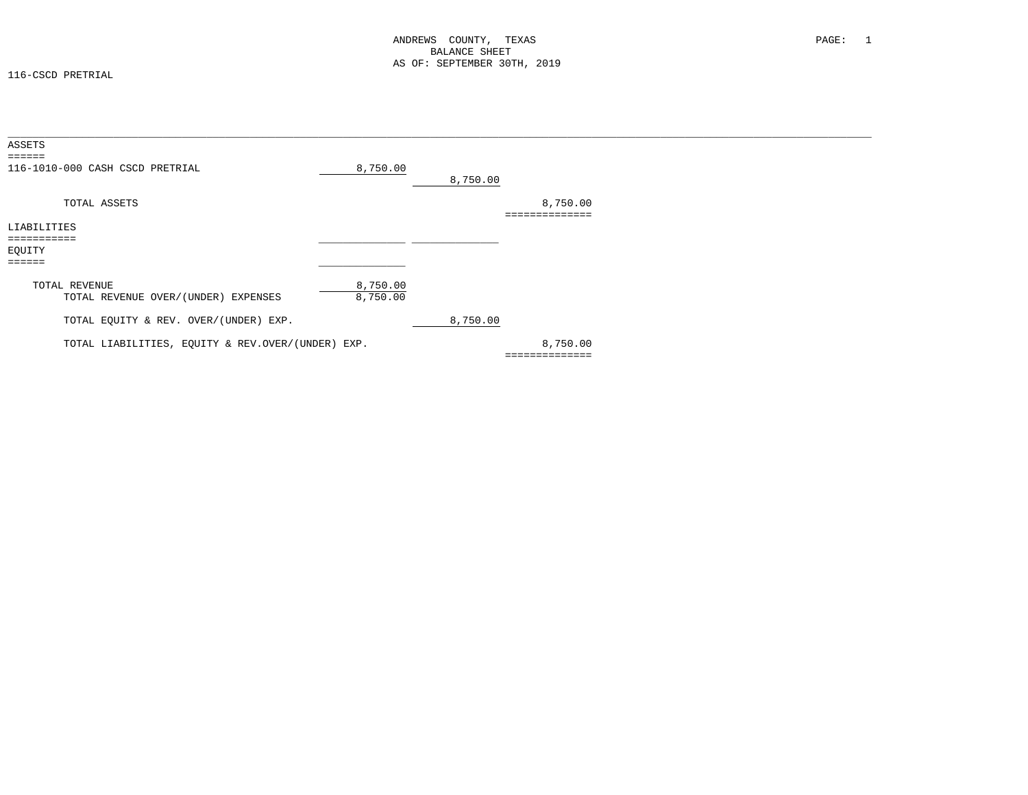ANDREWS COUNTY, TEXAS
BALANCE SHEET
AS OF: SEPTEMBER 30TH, 2019

116-CSCD PRETRIAL

| | | | |
|---|---|---|---|
| **ASSETS** | | | |
| 116-1010-000 CASH CSCD PRETRIAL | 8,750.00 | | |
| | | 8,750.00 | |
| TOTAL ASSETS | | | 8,750.00 |
| **LIABILITIES** | | | |
| **EQUITY** | | | |
| TOTAL REVENUE | 8,750.00 | | |
| TOTAL REVENUE OVER/(UNDER) EXPENSES | 8,750.00 | | |
| TOTAL EQUITY & REV. OVER/(UNDER) EXP. | | 8,750.00 | |
| TOTAL LIABILITIES, EQUITY & REV.OVER/(UNDER) EXP. | | | 8,750.00 |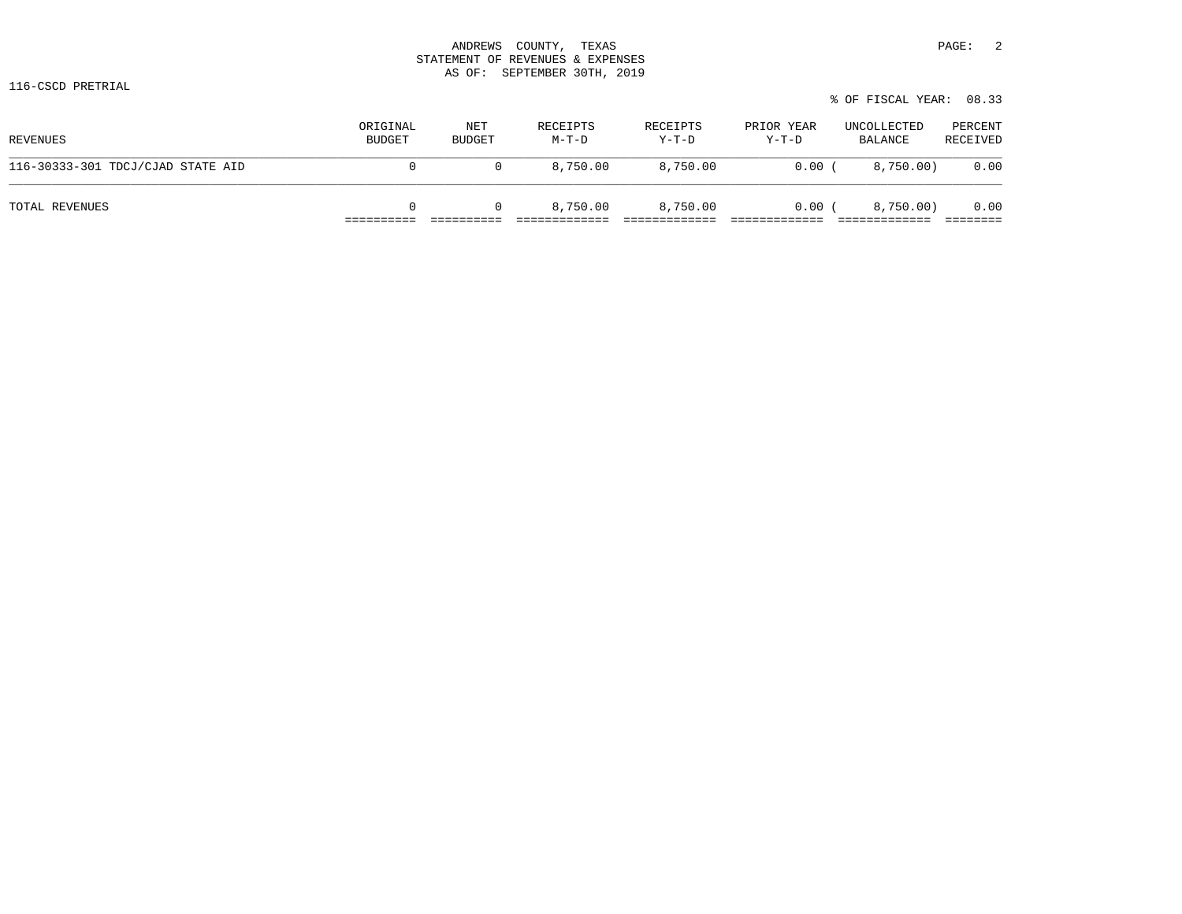ANDREWS COUNTY, TEXAS
STATEMENT OF REVENUES & EXPENSES
AS OF: SEPTEMBER 30TH, 2019

116-CSCD PRETRIAL

% OF FISCAL YEAR: 08.33

| REVENUES | ORIGINAL BUDGET | NET BUDGET | RECEIPTS M-T-D | RECEIPTS Y-T-D | PRIOR YEAR Y-T-D | UNCOLLECTED BALANCE | PERCENT RECEIVED |
|---|---|---|---|---|---|---|---|
| 116-30333-301 TDCJ/CJAD STATE AID | 0 | 0 | 8,750.00 | 8,750.00 | 0.00 | ( 8,750.00) | 0.00 |
| TOTAL REVENUES | 0 | 0 | 8,750.00 | 8,750.00 | 0.00 | ( 8,750.00) | 0.00 |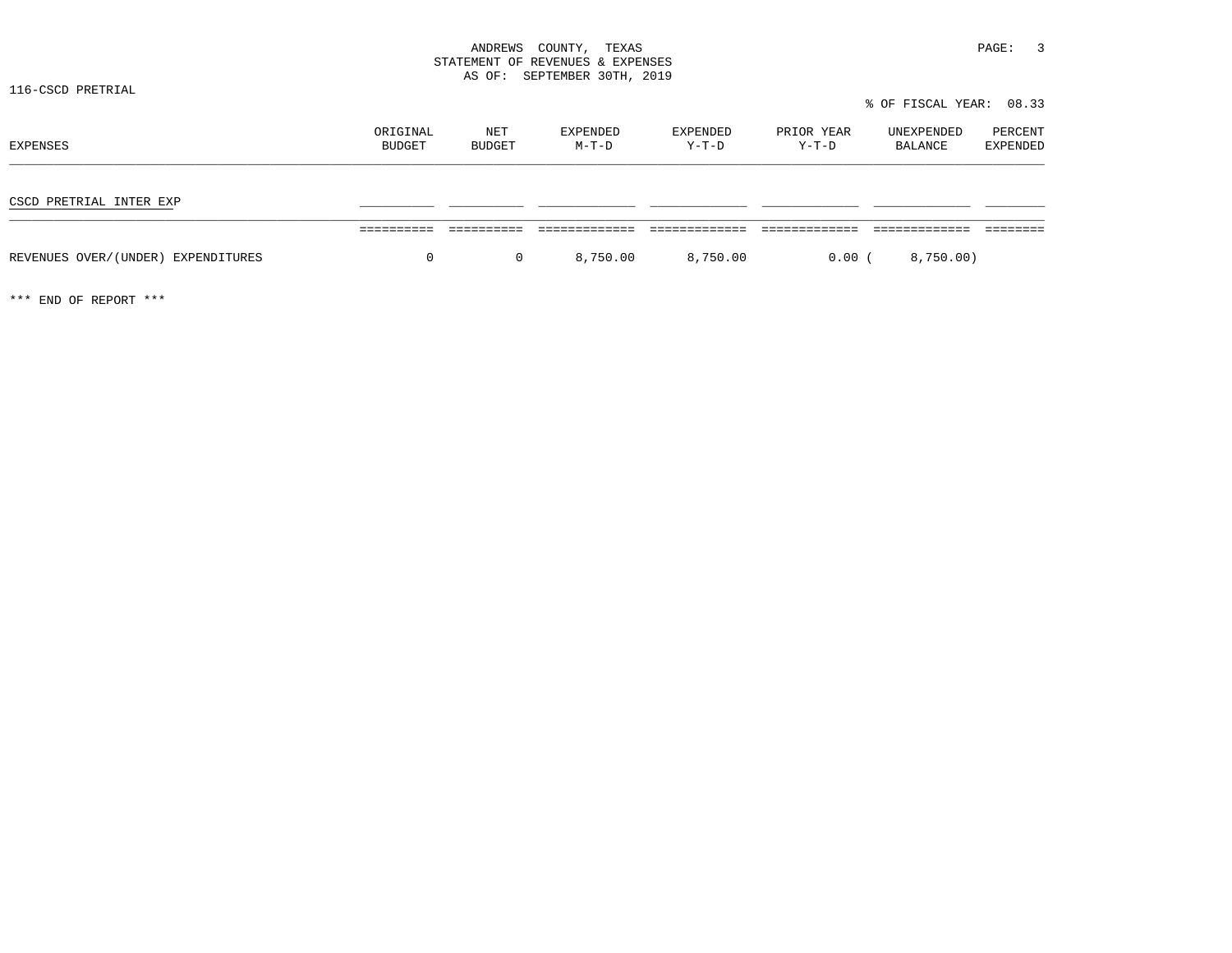ANDREWS COUNTY, TEXAS
STATEMENT OF REVENUES & EXPENSES
AS OF: SEPTEMBER 30TH, 2019

116-CSCD PRETRIAL

% OF FISCAL YEAR: 08.33

| EXPENSES | ORIGINAL BUDGET | NET BUDGET | EXPENDED M-T-D | EXPENDED Y-T-D | PRIOR YEAR Y-T-D | UNEXPENDED BALANCE | PERCENT EXPENDED |
|---|---|---|---|---|---|---|---|
| CSCD PRETRIAL INTER EXP | | | | | | | |
| REVENUES OVER/(UNDER) EXPENDITURES | 0 | 0 | 8,750.00 | 8,750.00 | 0.00 | ( 8,750.00) | |

*** END OF REPORT ***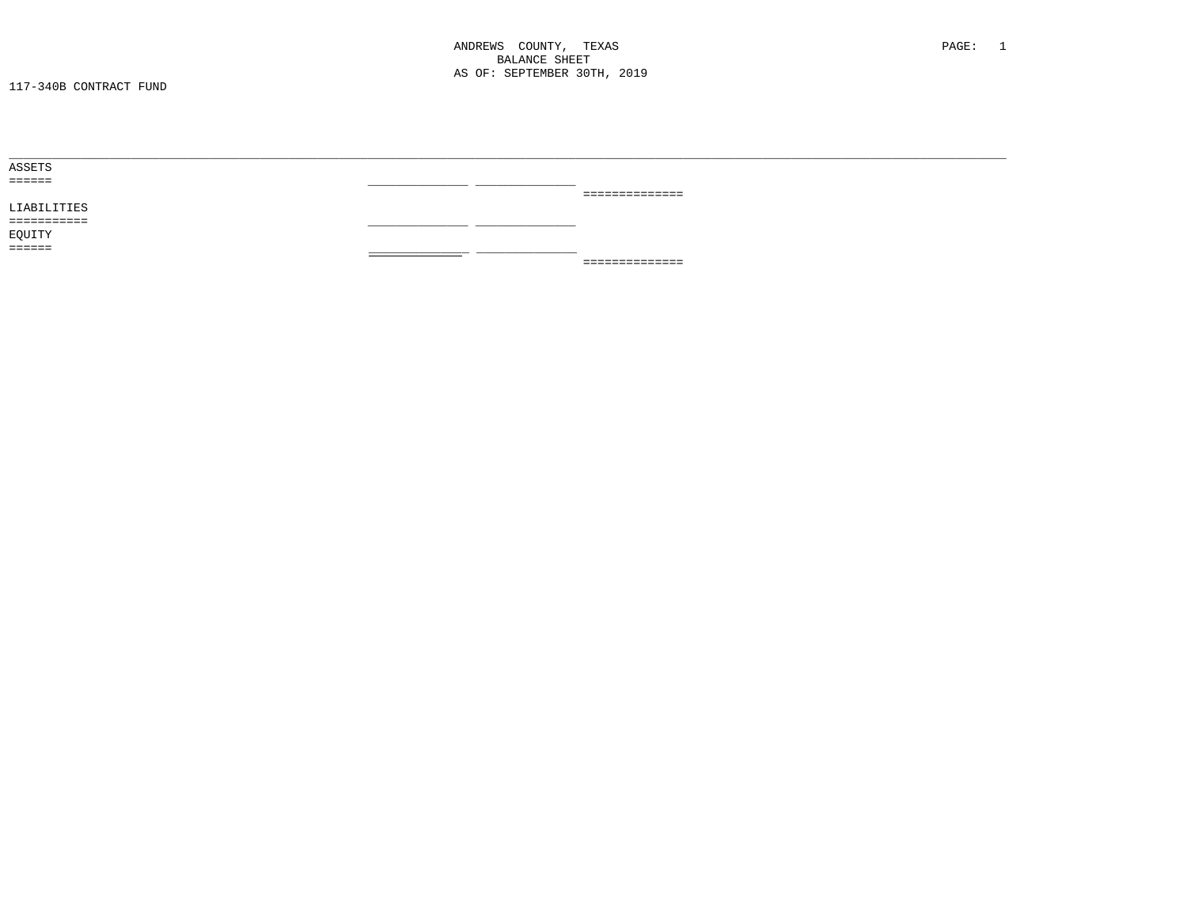ANDREWS COUNTY, TEXAS
BALANCE SHEET
AS OF: SEPTEMBER 30TH, 2019

117-340B CONTRACT FUND

ASSETS

LIABILITIES

EQUITY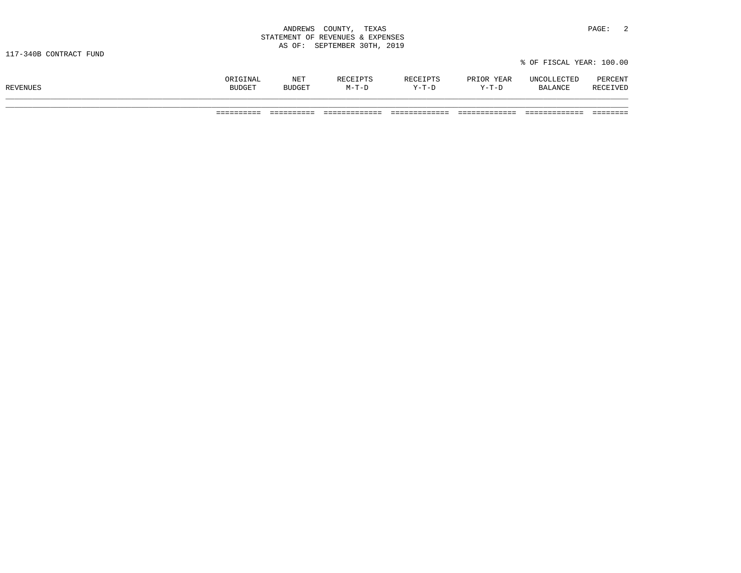ANDREWS COUNTY, TEXAS
STATEMENT OF REVENUES & EXPENSES
AS OF: SEPTEMBER 30TH, 2019

117-340B CONTRACT FUND

% OF FISCAL YEAR: 100.00

| REVENUES | ORIGINAL BUDGET | NET BUDGET | RECEIPTS M-T-D | RECEIPTS Y-T-D | PRIOR YEAR Y-T-D | UNCOLLECTED BALANCE | PERCENT RECEIVED |
|---|---|---|---|---|---|---|---|
| | ========== | ========== | ============= | ============= | ============= | ============= | ======== |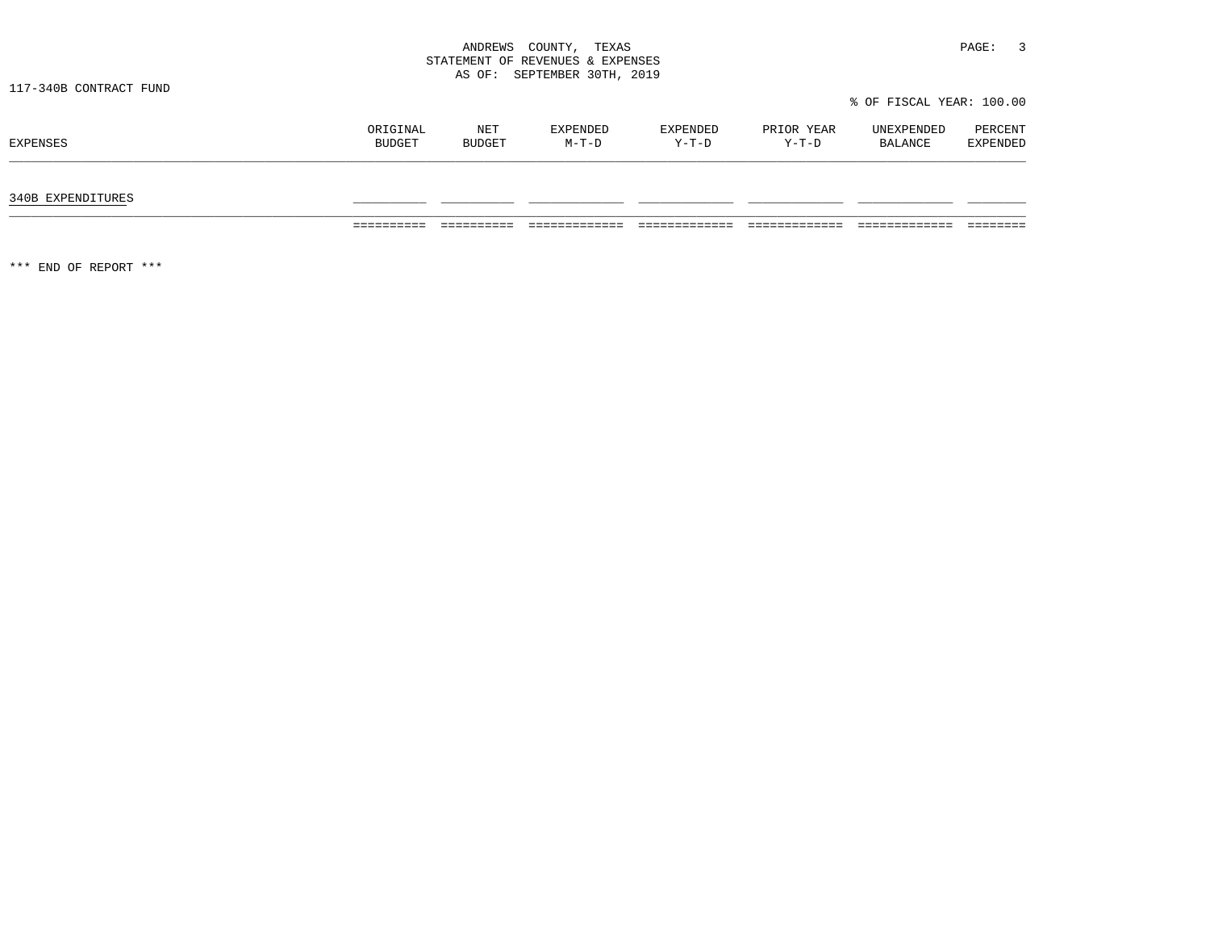ANDREWS COUNTY, TEXAS
STATEMENT OF REVENUES & EXPENSES
AS OF: SEPTEMBER 30TH, 2019

117-340B CONTRACT FUND

% OF FISCAL YEAR: 100.00

| EXPENSES | ORIGINAL BUDGET | NET BUDGET | EXPENDED M-T-D | EXPENDED Y-T-D | PRIOR YEAR Y-T-D | UNEXPENDED BALANCE | PERCENT EXPENDED |
|---|---|---|---|---|---|---|---|
| 340B EXPENDITURES | | | | | | | |

*** END OF REPORT ***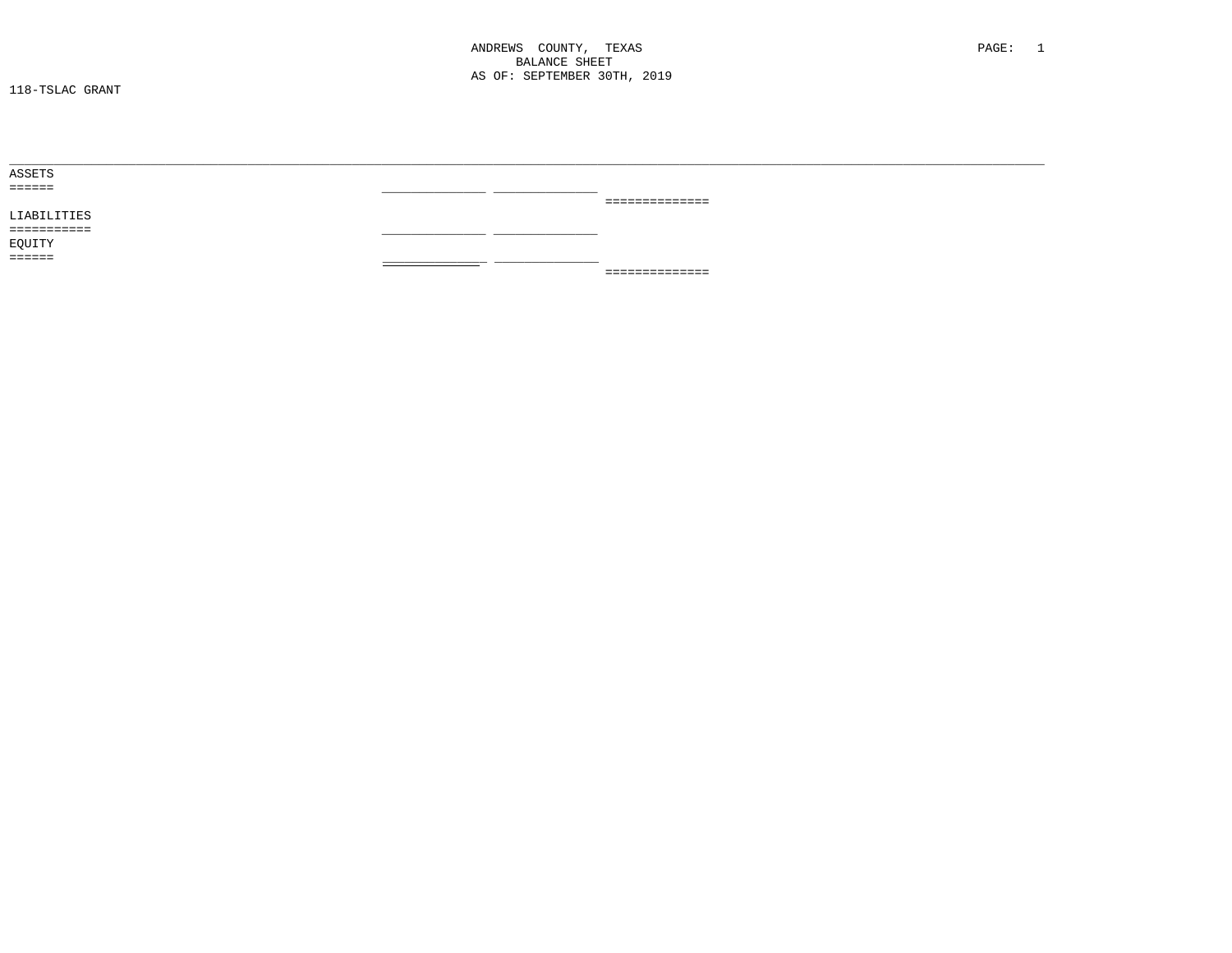ANDREWS COUNTY, TEXAS
BALANCE SHEET
AS OF: SEPTEMBER 30TH, 2019

118-TSLAC GRANT

ASSETS

LIABILITIES

EQUITY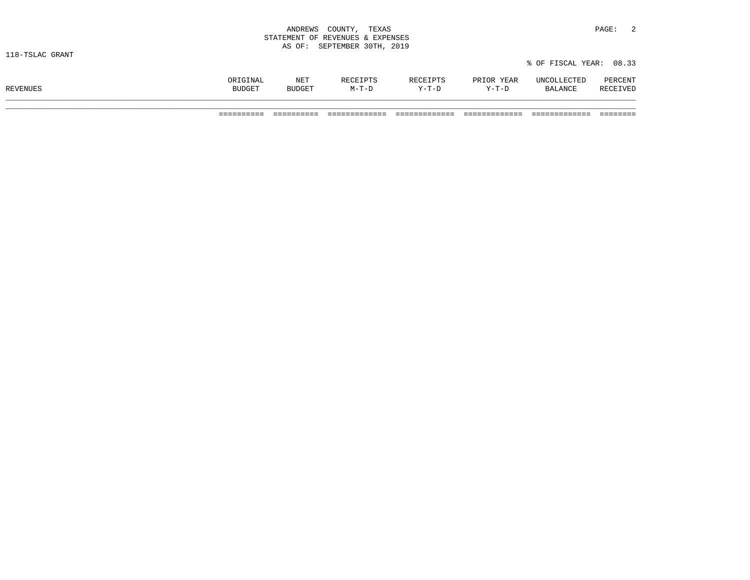ANDREWS COUNTY, TEXAS
STATEMENT OF REVENUES & EXPENSES
AS OF: SEPTEMBER 30TH, 2019

118-TSLAC GRANT

% OF FISCAL YEAR: 08.33

| REVENUES | ORIGINAL BUDGET | NET BUDGET | RECEIPTS M-T-D | RECEIPTS Y-T-D | PRIOR YEAR Y-T-D | UNCOLLECTED BALANCE | PERCENT RECEIVED |
|---|---|---|---|---|---|---|---|
| | ========== | ========== | ============= | ============= | ============= | ============= | ======== |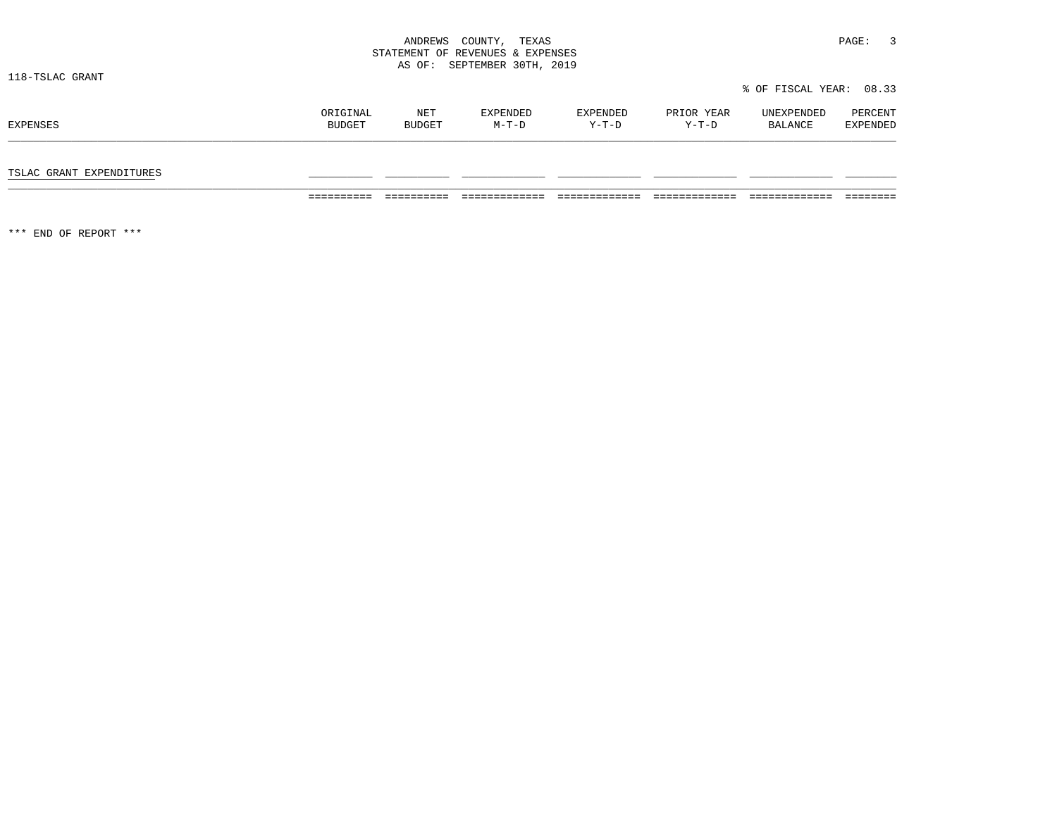ANDREWS COUNTY, TEXAS
STATEMENT OF REVENUES & EXPENSES
AS OF: SEPTEMBER 30TH, 2019

118-TSLAC GRANT

% OF FISCAL YEAR: 08.33

| EXPENSES | ORIGINAL BUDGET | NET BUDGET | EXPENDED M-T-D | EXPENDED Y-T-D | PRIOR YEAR Y-T-D | UNEXPENDED BALANCE | PERCENT EXPENDED |
|---|---|---|---|---|---|---|---|
| TSLAC GRANT EXPENDITURES | | | | | | | |
| | | | | | | | |

*** END OF REPORT ***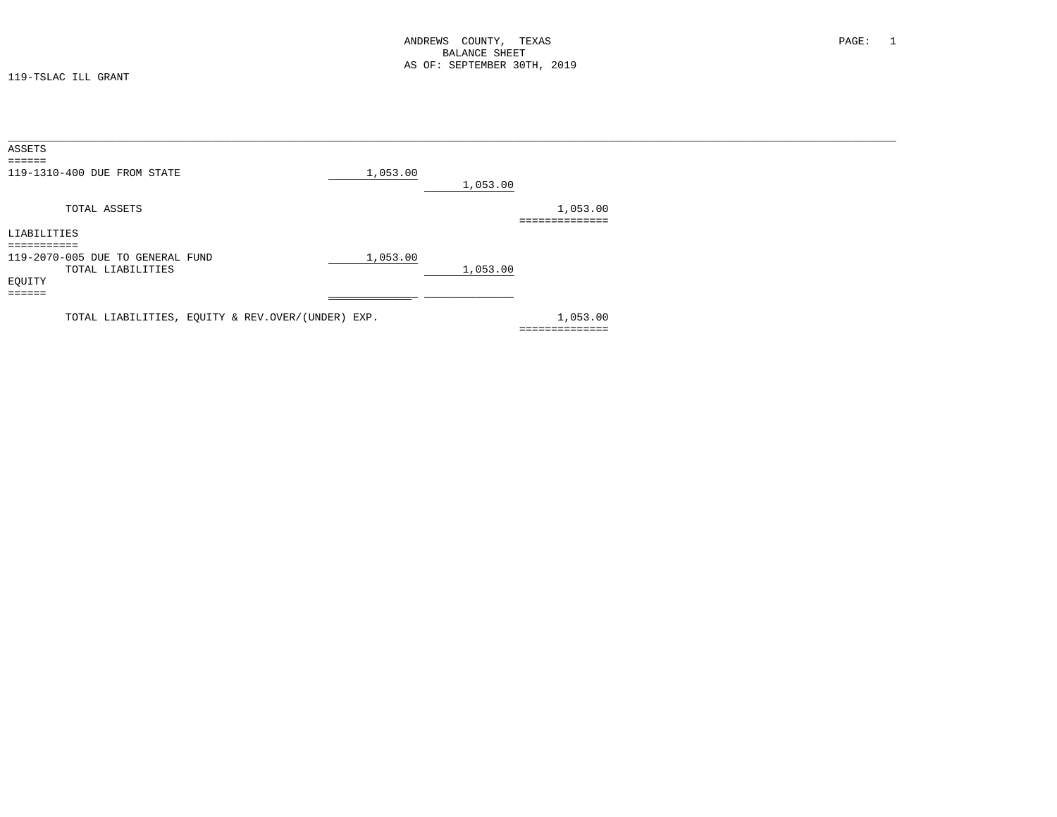ANDREWS COUNTY, TEXAS
BALANCE SHEET
AS OF: SEPTEMBER 30TH, 2019

119-TSLAC ILL GRANT

| | | | |
|---|---|---|---|
| **ASSETS** | | | |
| 119-1310-400 DUE FROM STATE | 1,053.00 | | |
| | | 1,053.00 | |
| TOTAL ASSETS | | | 1,053.00 |
| **LIABILITIES** | | | |
| 119-2070-005 DUE TO GENERAL FUND | 1,053.00 | | |
| TOTAL LIABILITIES | | 1,053.00 | |
| **EQUITY** | | | |
| TOTAL LIABILITIES, EQUITY & REV.OVER/(UNDER) EXP. | | | 1,053.00 |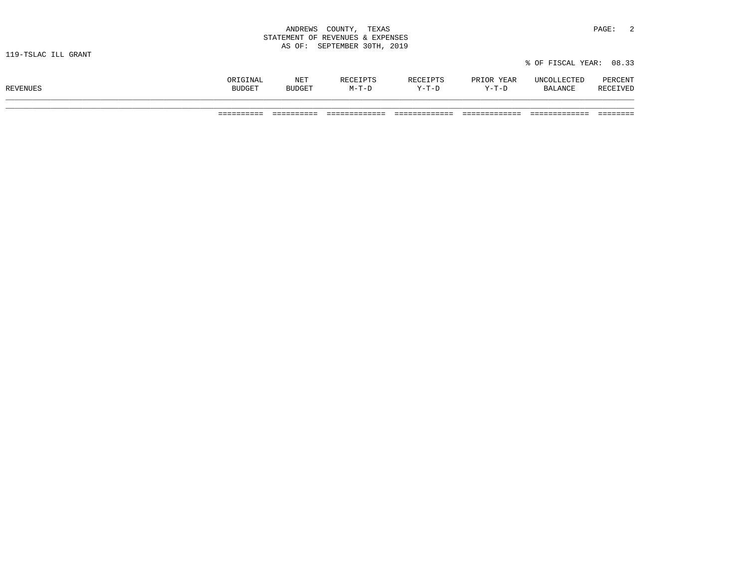ANDREWS COUNTY, TEXAS
STATEMENT OF REVENUES & EXPENSES
AS OF: SEPTEMBER 30TH, 2019

119-TSLAC ILL GRANT

% OF FISCAL YEAR: 08.33

| REVENUES | ORIGINAL BUDGET | NET BUDGET | RECEIPTS M-T-D | RECEIPTS Y-T-D | PRIOR YEAR Y-T-D | UNCOLLECTED BALANCE | PERCENT RECEIVED |
|---|---|---|---|---|---|---|---|
| | ========== | ========== | ============= | ============= | ============= | ============= | ======== |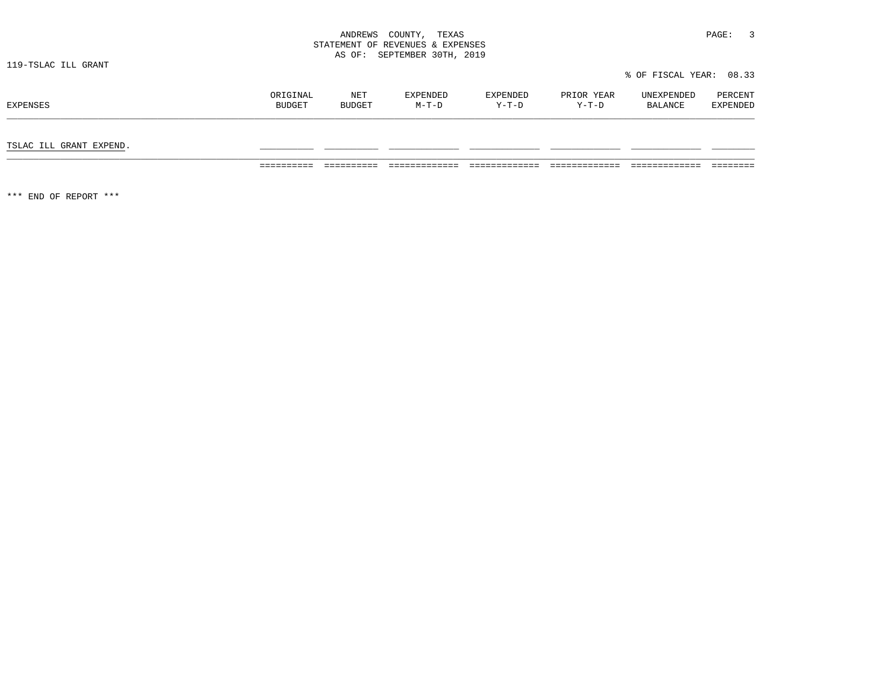ANDREWS COUNTY, TEXAS
STATEMENT OF REVENUES & EXPENSES
AS OF: SEPTEMBER 30TH, 2019

119-TSLAC ILL GRANT

% OF FISCAL YEAR: 08.33

| EXPENSES | ORIGINAL BUDGET | NET BUDGET | EXPENDED M-T-D | EXPENDED Y-T-D | PRIOR YEAR Y-T-D | UNEXPENDED BALANCE | PERCENT EXPENDED |
|---|---|---|---|---|---|---|---|
| TSLAC ILL GRANT EXPEND. | | | | | | | |

*** END OF REPORT ***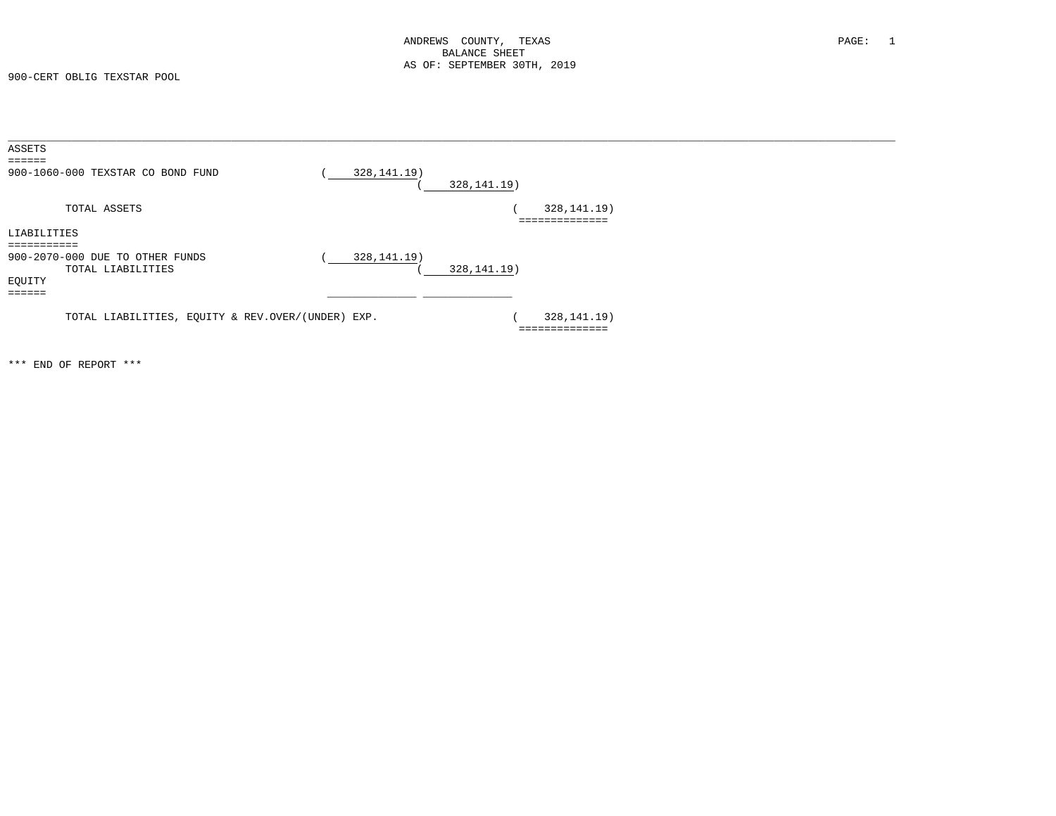ANDREWS COUNTY, TEXAS
BALANCE SHEET
AS OF: SEPTEMBER 30TH, 2019

900-CERT OBLIG TEXSTAR POOL

| ASSETS | | | |
|---|---|---|---|
| 900-1060-000 TEXSTAR CO BOND FUND | ( 328,141.19) | | |
| | | ( 328,141.19) | |
| TOTAL ASSETS | | | ( 328,141.19) |
| **LIABILITIES** | | | |
| 900-2070-000 DUE TO OTHER FUNDS | ( 328,141.19) | | |
| TOTAL LIABILITIES | | ( 328,141.19) | |
| **EQUITY** | | | |
| TOTAL LIABILITIES, EQUITY & REV.OVER/(UNDER) EXP. | | | ( 328,141.19) |

*** END OF REPORT ***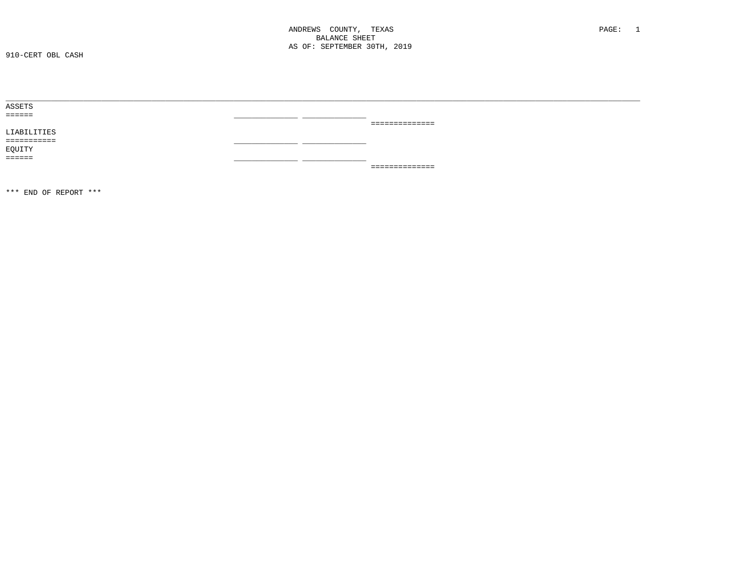ANDREWS COUNTY, TEXAS
BALANCE SHEET
AS OF: SEPTEMBER 30TH, 2019

910-CERT OBL CASH

ASSETS

LIABILITIES

EQUITY

*** END OF REPORT ***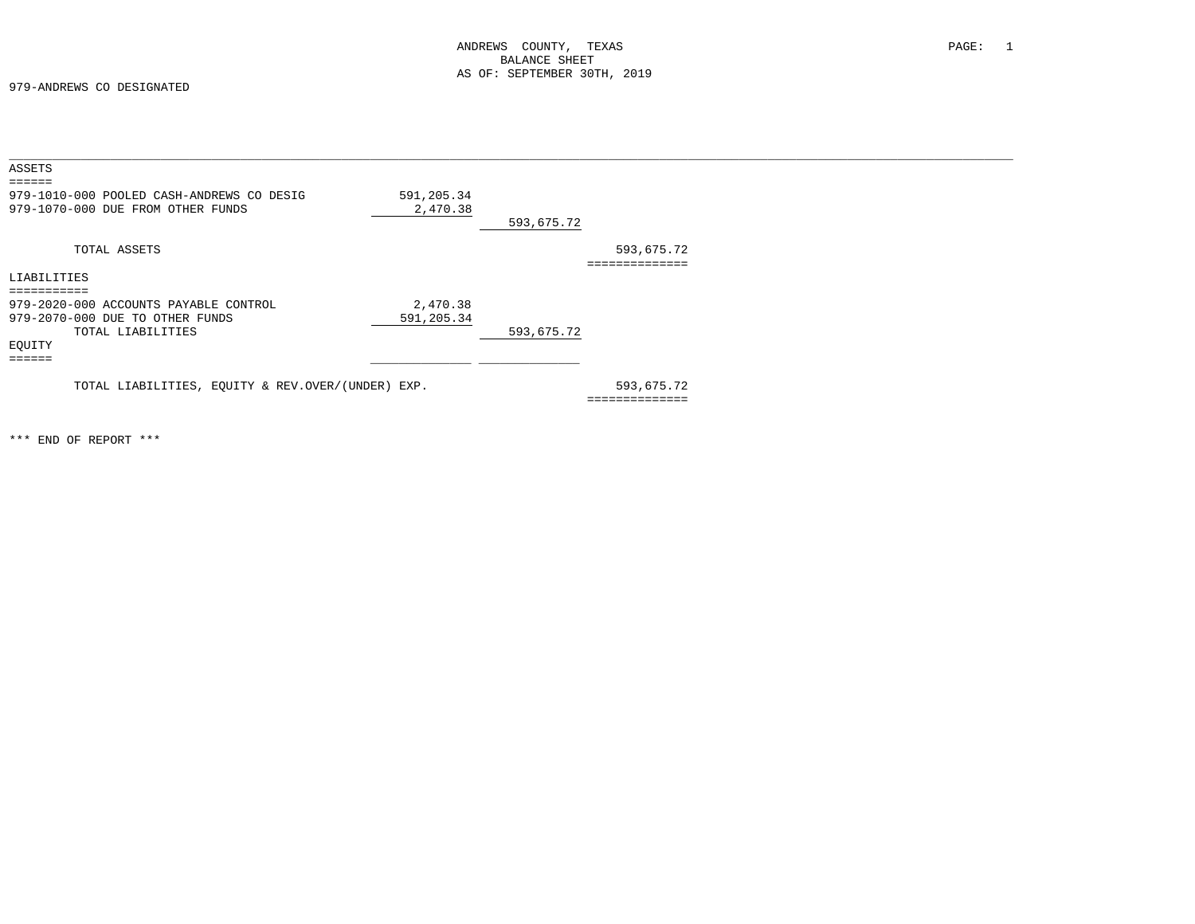ANDREWS COUNTY, TEXAS
BALANCE SHEET
AS OF: SEPTEMBER 30TH, 2019

979-ANDREWS CO DESIGNATED

| | | | |
|---|---|---|---|
| **ASSETS** | | | |
| 979-1010-000 POOLED CASH-ANDREWS CO DESIG | 591,205.34 | | |
| 979-1070-000 DUE FROM OTHER FUNDS | 2,470.38 | | |
| | | 593,675.72 | |
| TOTAL ASSETS | | | 593,675.72 |
| **LIABILITIES** | | | |
| 979-2020-000 ACCOUNTS PAYABLE CONTROL | 2,470.38 | | |
| 979-2070-000 DUE TO OTHER FUNDS | 591,205.34 | | |
| TOTAL LIABILITIES | | 593,675.72 | |
| **EQUITY** | | | |
| TOTAL LIABILITIES, EQUITY & REV.OVER/(UNDER) EXP. | | | 593,675.72 |

*** END OF REPORT ***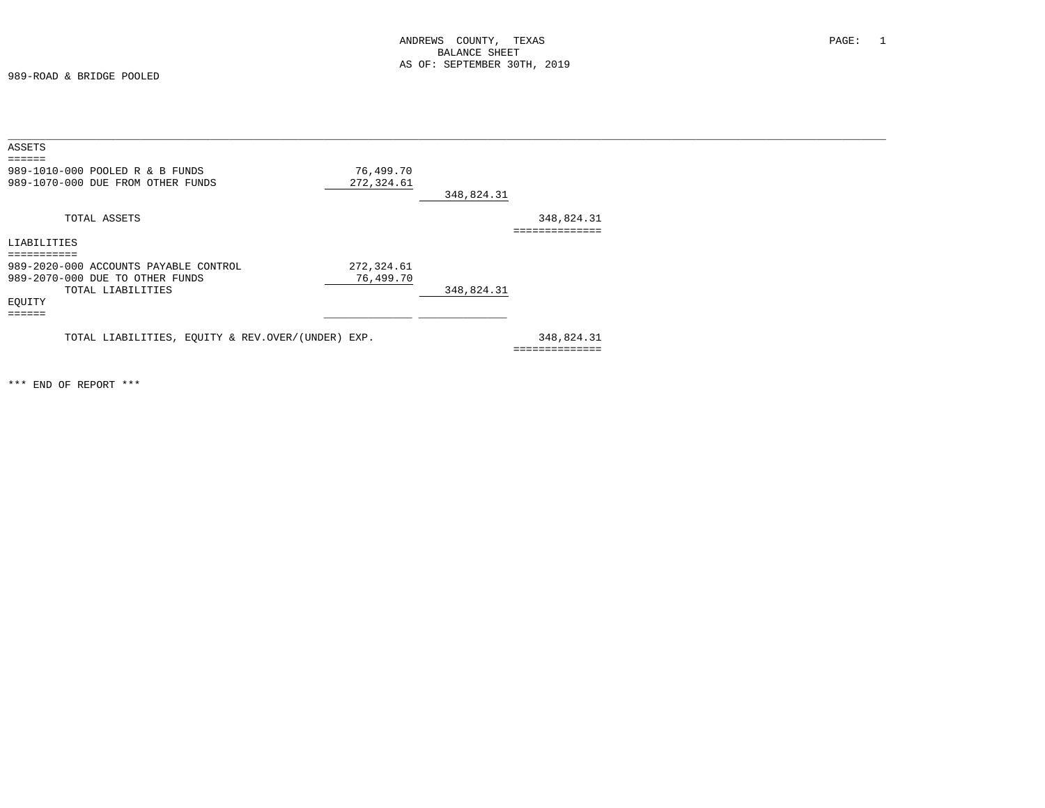ANDREWS COUNTY, TEXAS
BALANCE SHEET
AS OF: SEPTEMBER 30TH, 2019

989-ROAD & BRIDGE POOLED

| | | | |
|---|---|---|---|
| **ASSETS** | | | |
| 989-1010-000 POOLED R & B FUNDS | 76,499.70 | | |
| 989-1070-000 DUE FROM OTHER FUNDS | 272,324.61 | | |
| | | 348,824.31 | |
| TOTAL ASSETS | | | 348,824.31 |
| **LIABILITIES** | | | |
| 989-2020-000 ACCOUNTS PAYABLE CONTROL | 272,324.61 | | |
| 989-2070-000 DUE TO OTHER FUNDS | 76,499.70 | | |
| TOTAL LIABILITIES | | 348,824.31 | |
| **EQUITY** | | | |
| TOTAL LIABILITIES, EQUITY & REV.OVER/(UNDER) EXP. | | | 348,824.31 |

*** END OF REPORT ***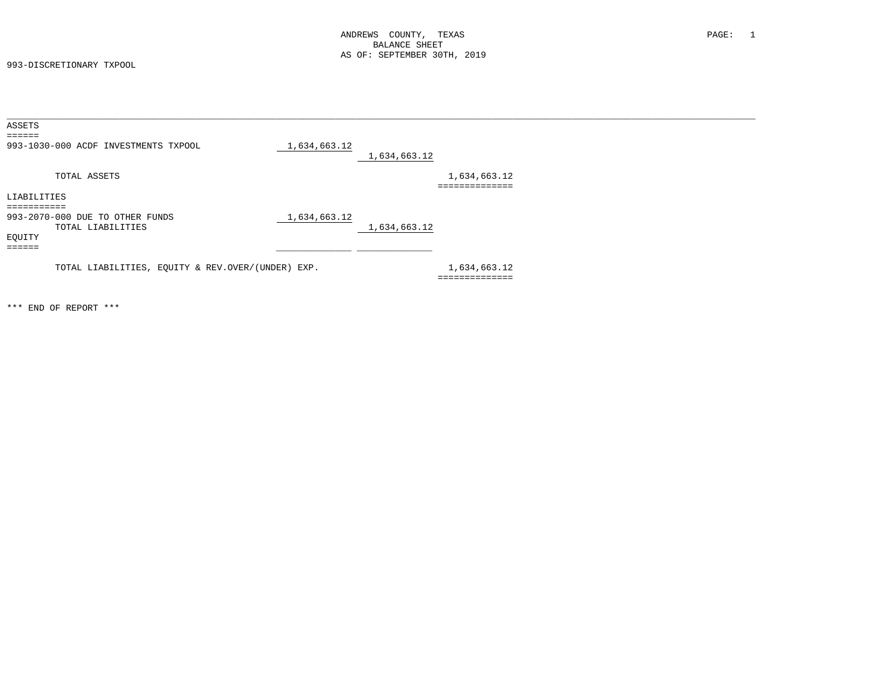# ANDREWS COUNTY, TEXAS
## BALANCE SHEET
### AS OF: SEPTEMBER 30TH, 2019

993-DISCRETIONARY TXPOOL

| | | | |
|---|---|---|---|
| **ASSETS** | | | |
| 993-1030-000 ACDF INVESTMENTS TXPOOL | 1,634,663.12 | | |
| | | 1,634,663.12 | |
| TOTAL ASSETS | | | 1,634,663.12 |
| **LIABILITIES** | | | |
| 993-2070-000 DUE TO OTHER FUNDS | 1,634,663.12 | | |
| TOTAL LIABILITIES | | 1,634,663.12 | |
| **EQUITY** | | | |
| TOTAL LIABILITIES, EQUITY & REV.OVER/(UNDER) EXP. | | | 1,634,663.12 |

*** END OF REPORT ***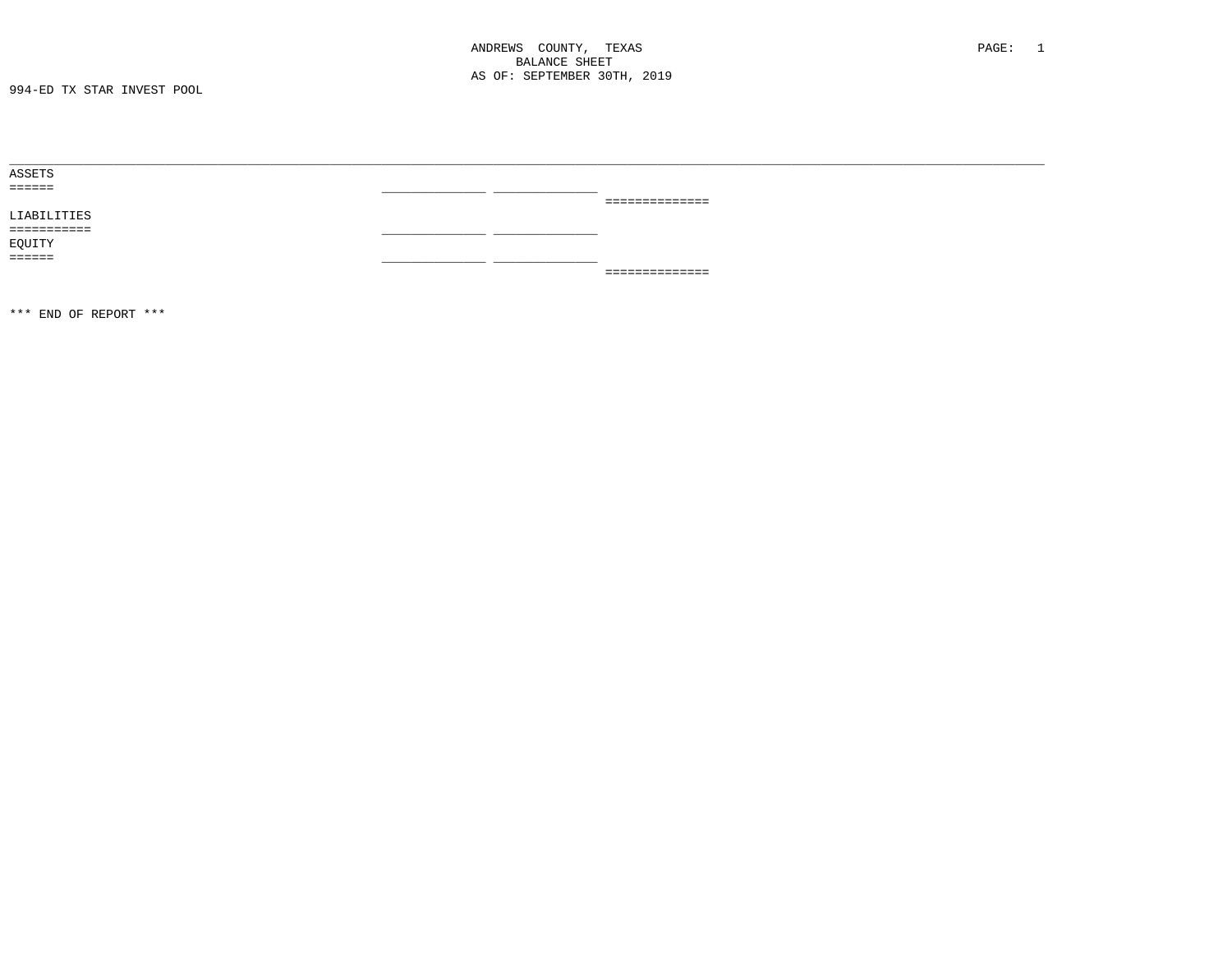ANDREWS COUNTY, TEXAS
BALANCE SHEET
AS OF: SEPTEMBER 30TH, 2019

994-ED TX STAR INVEST POOL

ASSETS
======

LIABILITIES
===========

EQUITY
======

*** END OF REPORT ***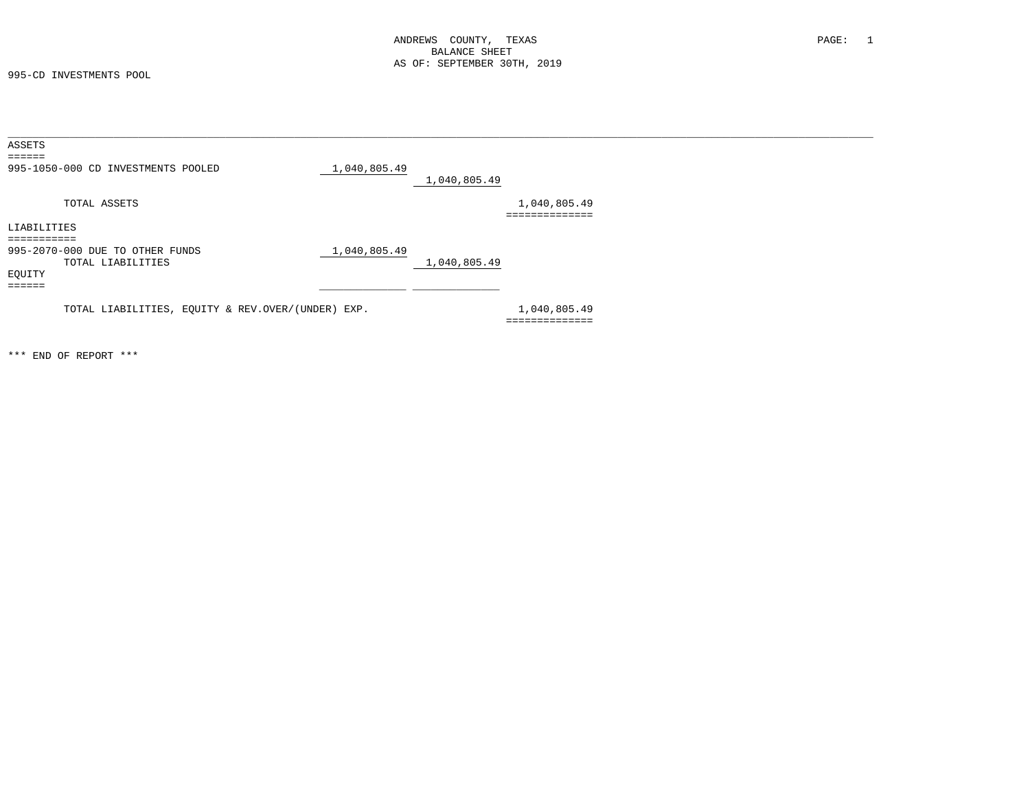ANDREWS COUNTY, TEXAS
BALANCE SHEET
AS OF: SEPTEMBER 30TH, 2019

995-CD INVESTMENTS POOL

| | | | |
|---|---|---|---|
| **ASSETS** | | | |
| 995-1050-000 CD INVESTMENTS POOLED | 1,040,805.49 | | |
| | | 1,040,805.49 | |
| TOTAL ASSETS | | | 1,040,805.49 |
| **LIABILITIES** | | | |
| 995-2070-000 DUE TO OTHER FUNDS | 1,040,805.49 | | |
| TOTAL LIABILITIES | | 1,040,805.49 | |
| **EQUITY** | | | |
| TOTAL LIABILITIES, EQUITY & REV.OVER/(UNDER) EXP. | | | 1,040,805.49 |

*** END OF REPORT ***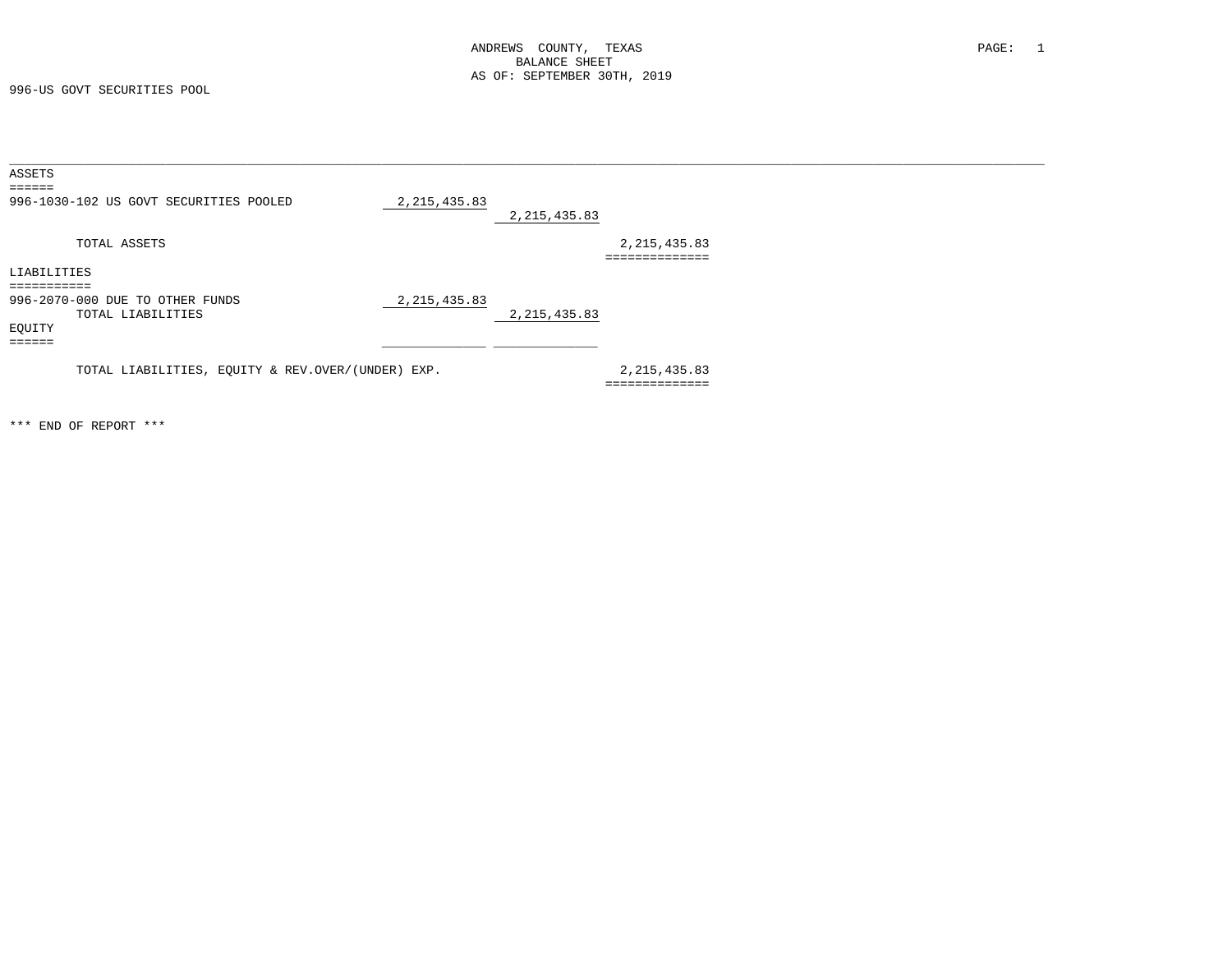ANDREWS COUNTY, TEXAS
BALANCE SHEET
AS OF: SEPTEMBER 30TH, 2019

996-US GOVT SECURITIES POOL

| | | | |
|---|---|---|---|
| **ASSETS** | | | |
| 996-1030-102 US GOVT SECURITIES POOLED | 2,215,435.83 | | |
| | | 2,215,435.83 | |
| TOTAL ASSETS | | | 2,215,435.83 |
| **LIABILITIES** | | | |
| 996-2070-000 DUE TO OTHER FUNDS | 2,215,435.83 | | |
| TOTAL LIABILITIES | | 2,215,435.83 | |
| **EQUITY** | | | |
| TOTAL LIABILITIES, EQUITY & REV.OVER/(UNDER) EXP. | | | 2,215,435.83 |

*** END OF REPORT ***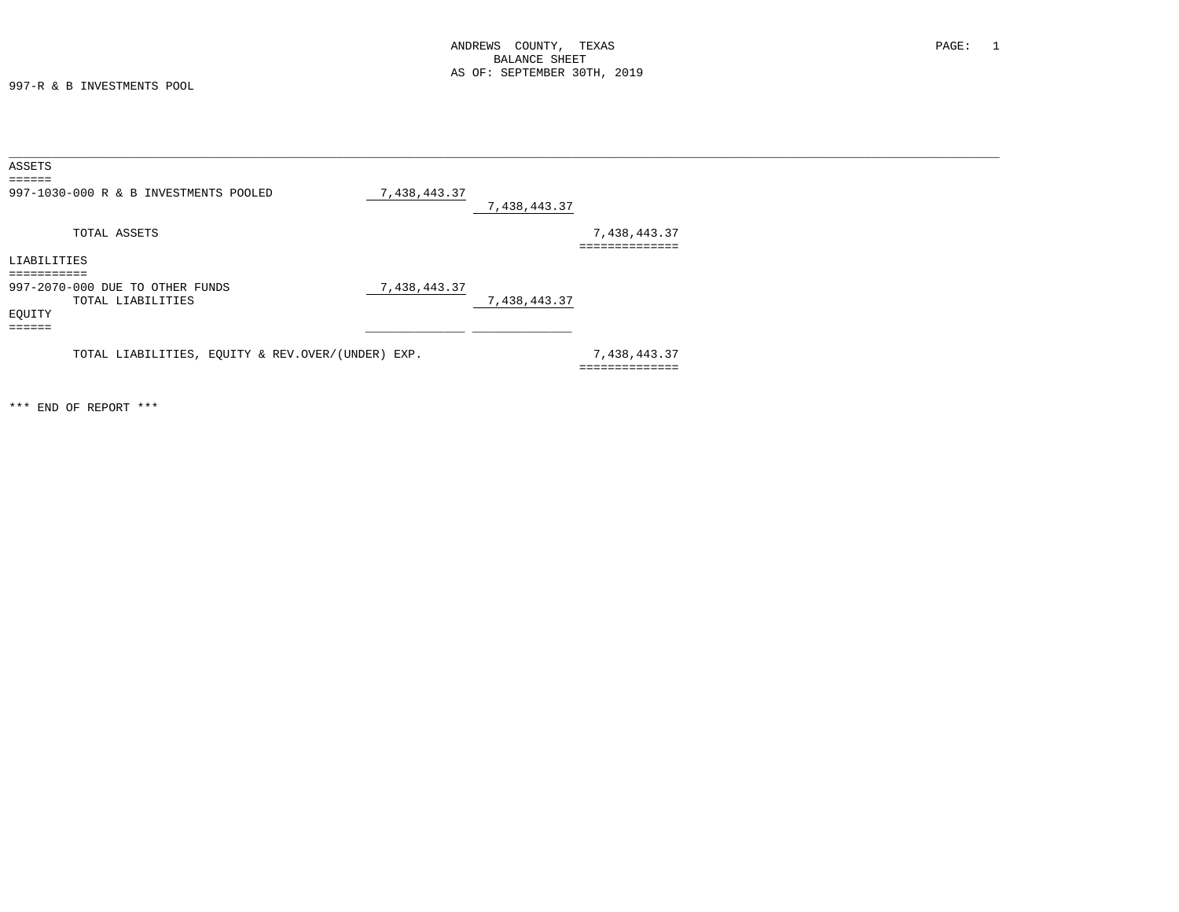ANDREWS COUNTY, TEXAS
BALANCE SHEET
AS OF: SEPTEMBER 30TH, 2019

997-R & B INVESTMENTS POOL

| | | | |
|---|---|---|---|
| **ASSETS** | | | |
| 997-1030-000 R & B INVESTMENTS POOLED | 7,438,443.37 | | |
| | | 7,438,443.37 | |
| TOTAL ASSETS | | | 7,438,443.37 |
| **LIABILITIES** | | | |
| 997-2070-000 DUE TO OTHER FUNDS | 7,438,443.37 | | |
| TOTAL LIABILITIES | | 7,438,443.37 | |
| **EQUITY** | | | |
| TOTAL LIABILITIES, EQUITY & REV.OVER/(UNDER) EXP. | | | 7,438,443.37 |

*** END OF REPORT ***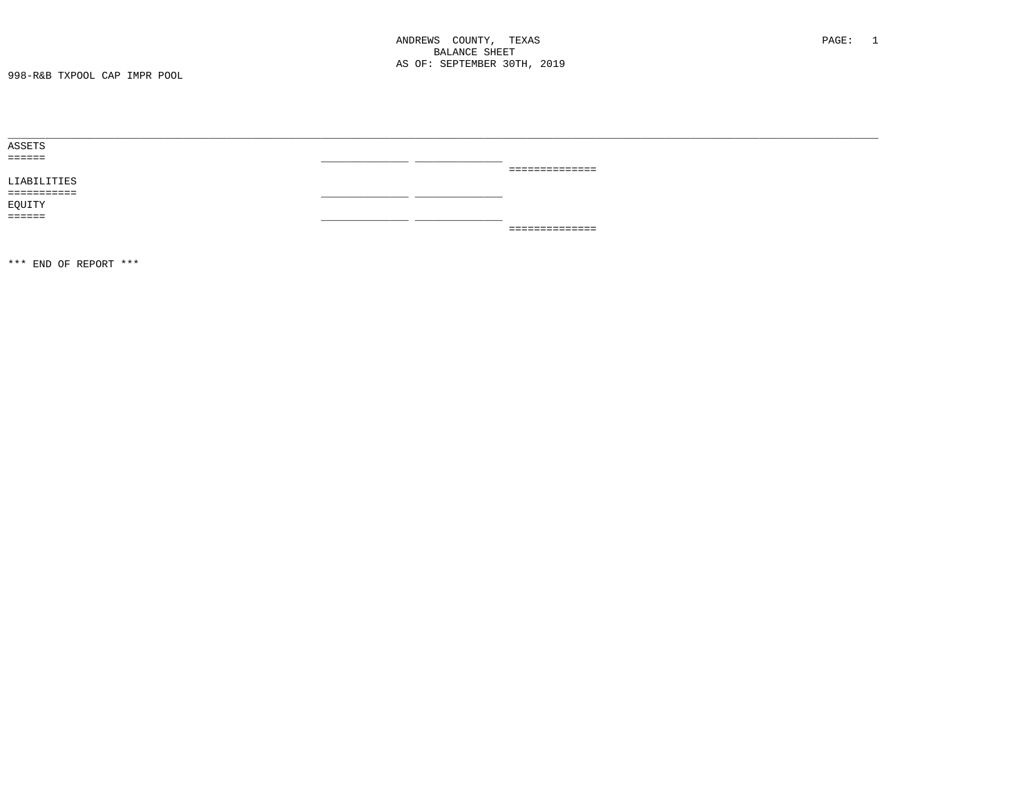ANDREWS COUNTY, TEXAS
BALANCE SHEET
AS OF: SEPTEMBER 30TH, 2019

998-R&B TXPOOL CAP IMPR POOL

ASSETS
======

LIABILITIES
===========

EQUITY
======

*** END OF REPORT ***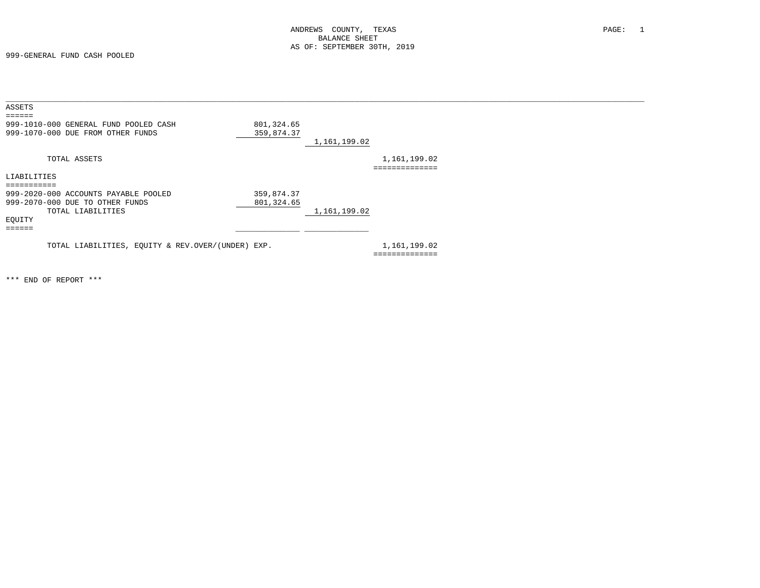ANDREWS COUNTY, TEXAS
BALANCE SHEET
AS OF: SEPTEMBER 30TH, 2019

999-GENERAL FUND CASH POOLED

| | | | |
|---|---|---|---|
| **ASSETS** | | | |
| 999-1010-000 GENERAL FUND POOLED CASH | 801,324.65 | | |
| 999-1070-000 DUE FROM OTHER FUNDS | 359,874.37 | | |
| | | 1,161,199.02 | |
| TOTAL ASSETS | | | 1,161,199.02 |
| **LIABILITIES** | | | |
| 999-2020-000 ACCOUNTS PAYABLE POOLED | 359,874.37 | | |
| 999-2070-000 DUE TO OTHER FUNDS | 801,324.65 | | |
| TOTAL LIABILITIES | | 1,161,199.02 | |
| **EQUITY** | | | |
| TOTAL LIABILITIES, EQUITY & REV.OVER/(UNDER) EXP. | | | 1,161,199.02 |

*** END OF REPORT ***